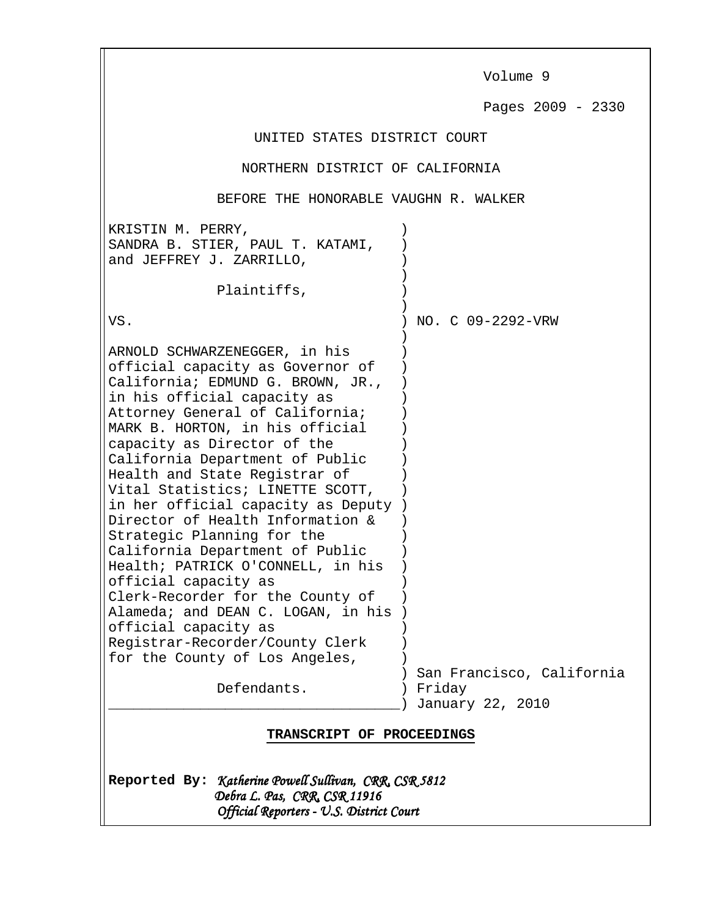Volume 9

Pages 2009 - 2330

UNITED STATES DISTRICT COURT

NORTHERN DISTRICT OF CALIFORNIA

BEFORE THE HONORABLE VAUGHN R. WALKER

```
KRISTIN M. PERRY,                  )
SANDRA B. STIER, PAUL T. KATAMI,   )
and JEFFREY J. ZARRILLO,           )
                                   )
            Plaintiffs,            )
                                   )
VS.                                ) NO. C 09-2292-VRW
                                   )
ARNOLD SCHWARZENEGGER, in his      )
official capacity as Governor of   )
California; EDMUND G. BROWN, JR.,  )
in his official capacity as        )
Attorney General of California;    )
MARK B. HORTON, in his official    )
capacity as Director of the        )
California Department of Public    )
Health and State Registrar of      )
Vital Statistics; LINETTE SCOTT,   )
in her official capacity as Deputy )
Director of Health Information &   )
Strategic Planning for the         )
California Department of Public    )
Health; PATRICK O'CONNELL, in his  )
official capacity as               )
Clerk-Recorder for the County of   )
Alameda; and DEAN C. LOGAN, in his )
official capacity as               )
Registrar-Recorder/County Clerk    )
for the County of Los Angeles,     )
                                   ) San Francisco, California
            Defendants.            ) Friday
___________________________________) January 22, 2010
```

**TRANSCRIPT OF PROCEEDINGS**

**Reported By:** *Katherine Powell Sullivan, CRR, CSR 5812*
*Debra L. Pas, CRR, CSR 11916*
*Official Reporters - U.S. District Court*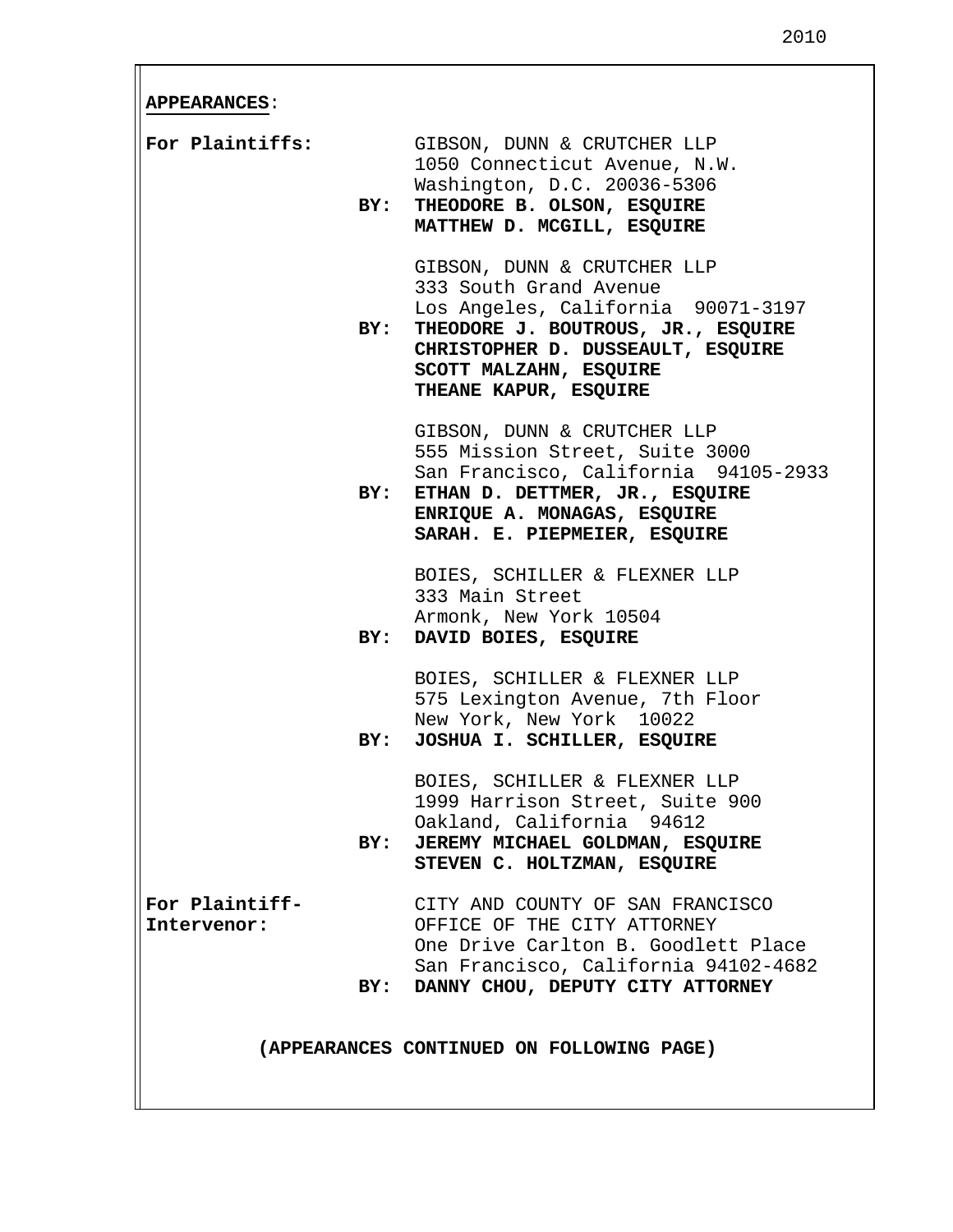**APPEARANCES**:

**For Plaintiffs:**

GIBSON, DUNN & CRUTCHER LLP
1050 Connecticut Avenue, N.W.
Washington, D.C. 20036-5306
**BY: THEODORE B. OLSON, ESQUIRE**
**MATTHEW D. MCGILL, ESQUIRE**

GIBSON, DUNN & CRUTCHER LLP
333 South Grand Avenue
Los Angeles, California 90071-3197
**BY: THEODORE J. BOUTROUS, JR., ESQUIRE**
**CHRISTOPHER D. DUSSEAULT, ESQUIRE**
**SCOTT MALZAHN, ESQUIRE**
**THEANE KAPUR, ESQUIRE**

GIBSON, DUNN & CRUTCHER LLP
555 Mission Street, Suite 3000
San Francisco, California 94105-2933
**BY: ETHAN D. DETTMER, JR., ESQUIRE**
**ENRIQUE A. MONAGAS, ESQUIRE**
**SARAH. E. PIEPMEIER, ESQUIRE**

BOIES, SCHILLER & FLEXNER LLP
333 Main Street
Armonk, New York 10504
**BY: DAVID BOIES, ESQUIRE**

BOIES, SCHILLER & FLEXNER LLP
575 Lexington Avenue, 7th Floor
New York, New York 10022
**BY: JOSHUA I. SCHILLER, ESQUIRE**

BOIES, SCHILLER & FLEXNER LLP
1999 Harrison Street, Suite 900
Oakland, California 94612
**BY: JEREMY MICHAEL GOLDMAN, ESQUIRE**
**STEVEN C. HOLTZMAN, ESQUIRE**

**For Plaintiff-Intervenor:**

CITY AND COUNTY OF SAN FRANCISCO
OFFICE OF THE CITY ATTORNEY
One Drive Carlton B. Goodlett Place
San Francisco, California 94102-4682
**BY: DANNY CHOU, DEPUTY CITY ATTORNEY**

**(APPEARANCES CONTINUED ON FOLLOWING PAGE)**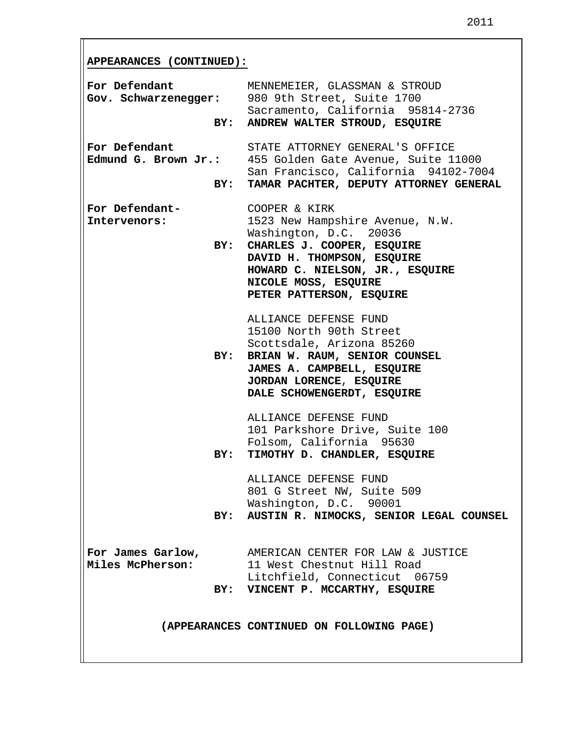**APPEARANCES (CONTINUED):**

**For Defendant Gov. Schwarzenegger:**

MENNEMEIER, GLASSMAN & STROUD
980 9th Street, Suite 1700
Sacramento, California 95814-2736
**BY: ANDREW WALTER STROUD, ESQUIRE**

**For Defendant Edmund G. Brown Jr.:**

STATE ATTORNEY GENERAL'S OFFICE
455 Golden Gate Avenue, Suite 11000
San Francisco, California 94102-7004
**BY: TAMAR PACHTER, DEPUTY ATTORNEY GENERAL**

**For Defendant-Intervenors:**

COOPER & KIRK
1523 New Hampshire Avenue, N.W.
Washington, D.C. 20036
**BY: CHARLES J. COOPER, ESQUIRE**
**DAVID H. THOMPSON, ESQUIRE**
**HOWARD C. NIELSON, JR., ESQUIRE**
**NICOLE MOSS, ESQUIRE**
**PETER PATTERSON, ESQUIRE**

ALLIANCE DEFENSE FUND
15100 North 90th Street
Scottsdale, Arizona 85260
**BY: BRIAN W. RAUM, SENIOR COUNSEL**
**JAMES A. CAMPBELL, ESQUIRE**
**JORDAN LORENCE, ESQUIRE**
**DALE SCHOWENGERDT, ESQUIRE**

ALLIANCE DEFENSE FUND
101 Parkshore Drive, Suite 100
Folsom, California 95630
**BY: TIMOTHY D. CHANDLER, ESQUIRE**

ALLIANCE DEFENSE FUND
801 G Street NW, Suite 509
Washington, D.C. 90001
**BY: AUSTIN R. NIMOCKS, SENIOR LEGAL COUNSEL**

**For James Garlow, Miles McPherson:**

AMERICAN CENTER FOR LAW & JUSTICE
11 West Chestnut Hill Road
Litchfield, Connecticut 06759
**BY: VINCENT P. MCCARTHY, ESQUIRE**

**(APPEARANCES CONTINUED ON FOLLOWING PAGE)**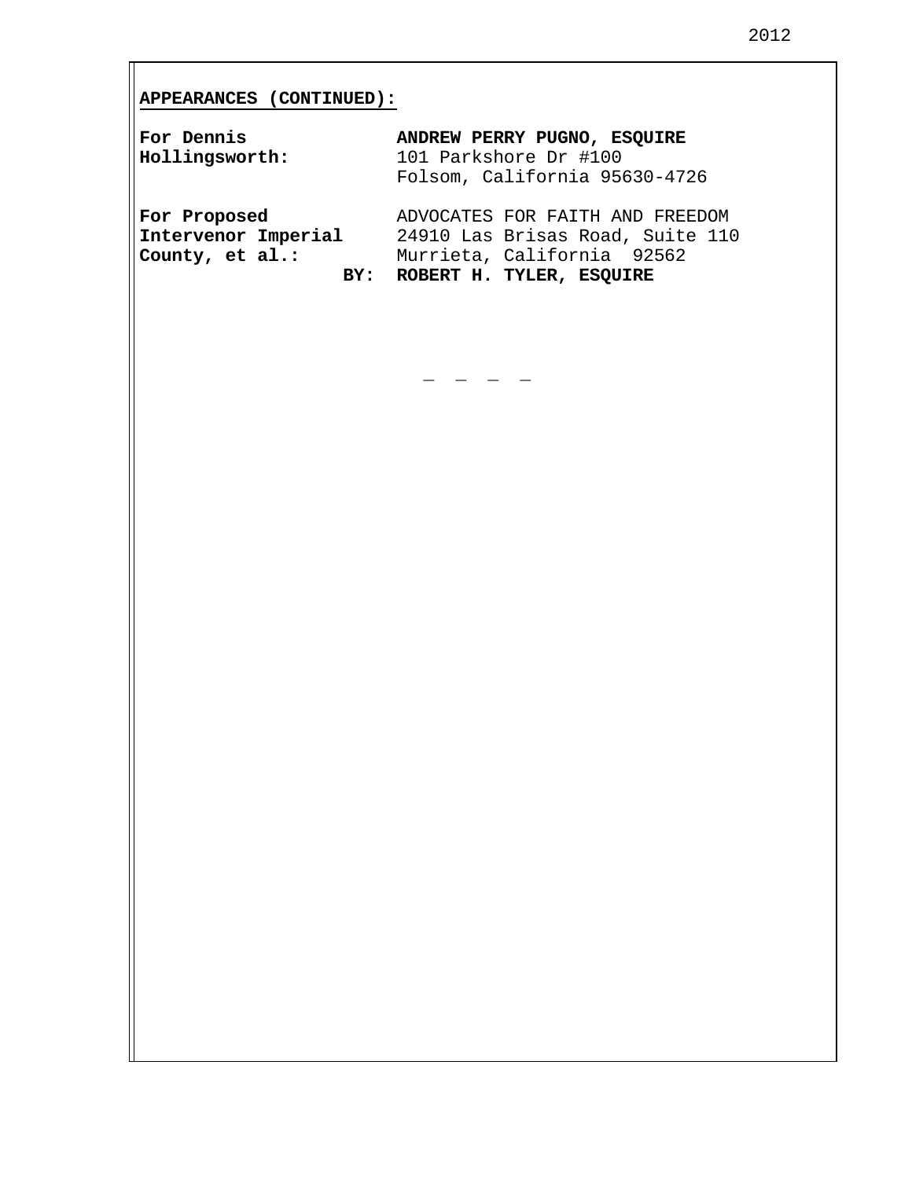**APPEARANCES (CONTINUED):**

| | |
|---|---|
| **For Dennis Hollingsworth:** | **ANDREW PERRY PUGNO, ESQUIRE**<br>101 Parkshore Dr #100<br>Folsom, California 95630-4726 |
| **For Proposed Intervenor Imperial County, et al.:** | ADVOCATES FOR FAITH AND FREEDOM<br>24910 Las Brisas Road, Suite 110<br>Murrieta, California 92562 |
| **BY:** | **ROBERT H. TYLER, ESQUIRE** |

\_ \_ \_ \_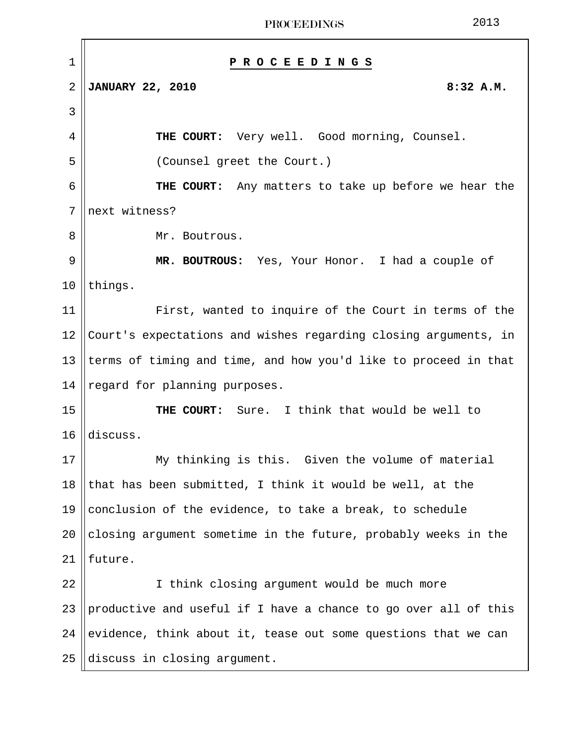# P R O C E E D I N G S

**JANUARY 22, 2010** **8:32 A.M.**

**THE COURT:** Very well. Good morning, Counsel.

(Counsel greet the Court.)

**THE COURT:** Any matters to take up before we hear the next witness?

Mr. Boutrous.

**MR. BOUTROUS:** Yes, Your Honor. I had a couple of things.

First, wanted to inquire of the Court in terms of the Court's expectations and wishes regarding closing arguments, in terms of timing and time, and how you'd like to proceed in that regard for planning purposes.

**THE COURT:** Sure. I think that would be well to discuss.

My thinking is this. Given the volume of material that has been submitted, I think it would be well, at the conclusion of the evidence, to take a break, to schedule closing argument sometime in the future, probably weeks in the future.

I think closing argument would be much more productive and useful if I have a chance to go over all of this evidence, think about it, tease out some questions that we can discuss in closing argument.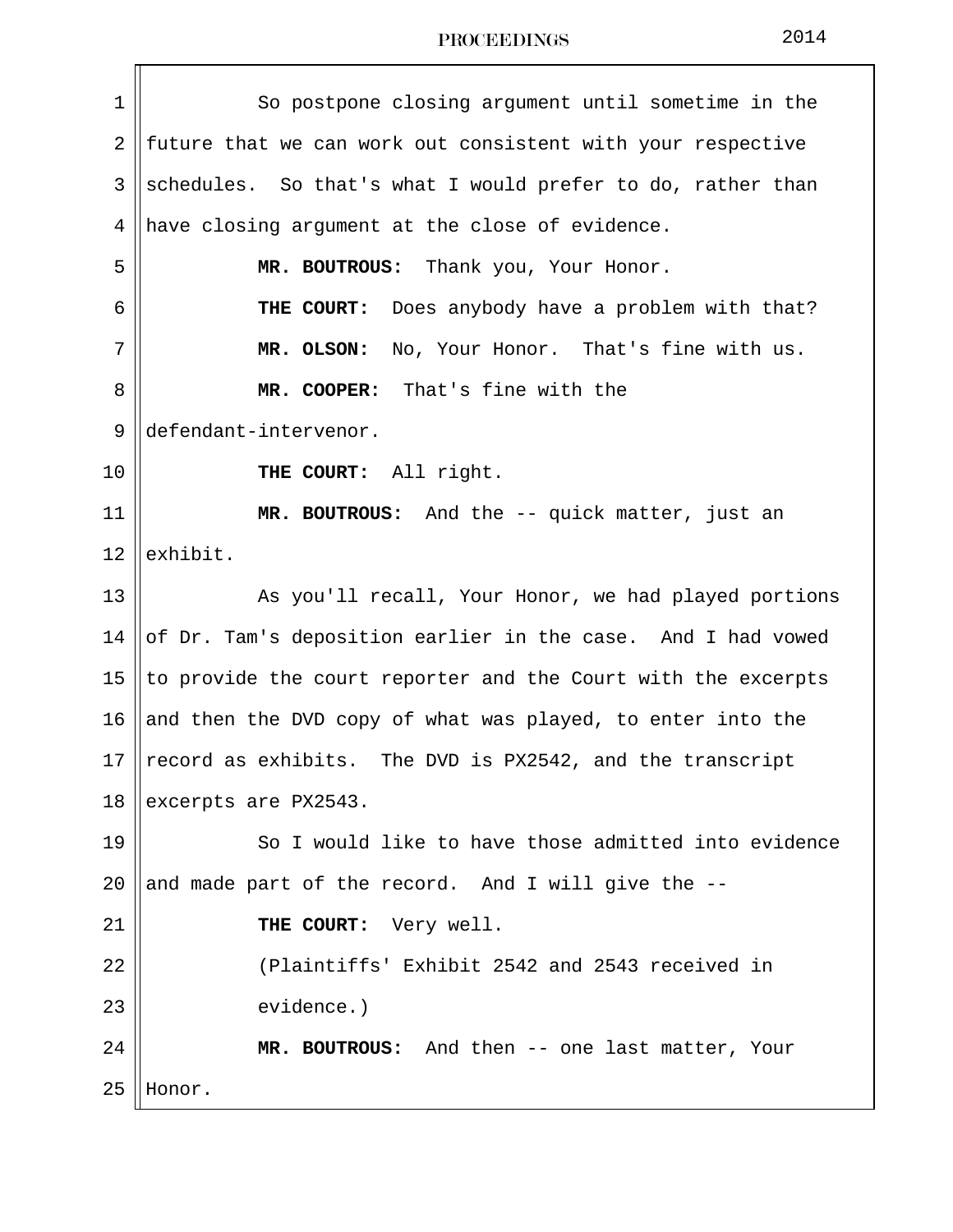So postpone closing argument until sometime in the future that we can work out consistent with your respective schedules. So that's what I would prefer to do, rather than have closing argument at the close of evidence.

**MR. BOUTROUS:** Thank you, Your Honor.

**THE COURT:** Does anybody have a problem with that?

**MR. OLSON:** No, Your Honor. That's fine with us.

**MR. COOPER:** That's fine with the defendant-intervenor.

**THE COURT:** All right.

**MR. BOUTROUS:** And the -- quick matter, just an exhibit.

As you'll recall, Your Honor, we had played portions of Dr. Tam's deposition earlier in the case. And I had vowed to provide the court reporter and the Court with the excerpts and then the DVD copy of what was played, to enter into the record as exhibits. The DVD is PX2542, and the transcript excerpts are PX2543.

So I would like to have those admitted into evidence and made part of the record. And I will give the --

**THE COURT:** Very well.

(Plaintiffs' Exhibit 2542 and 2543 received in evidence.)

**MR. BOUTROUS:** And then -- one last matter, Your Honor.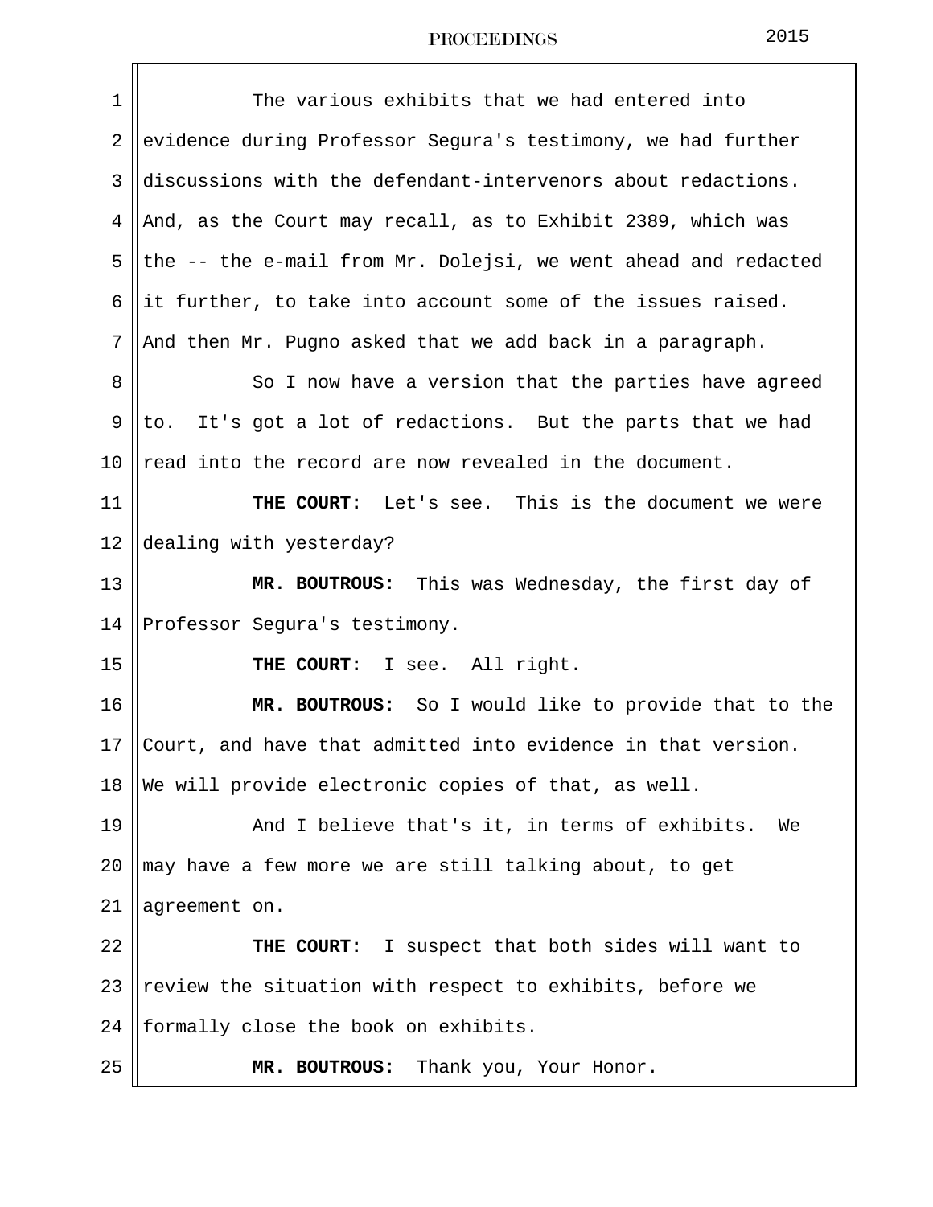The various exhibits that we had entered into evidence during Professor Segura's testimony, we had further discussions with the defendant-intervenors about redactions. And, as the Court may recall, as to Exhibit 2389, which was the -- the e-mail from Mr. Dolejsi, we went ahead and redacted it further, to take into account some of the issues raised. And then Mr. Pugno asked that we add back in a paragraph.

So I now have a version that the parties have agreed to. It's got a lot of redactions. But the parts that we had read into the record are now revealed in the document.

**THE COURT:** Let's see. This is the document we were dealing with yesterday?

**MR. BOUTROUS:** This was Wednesday, the first day of Professor Segura's testimony.

**THE COURT:** I see. All right.

**MR. BOUTROUS:** So I would like to provide that to the Court, and have that admitted into evidence in that version. We will provide electronic copies of that, as well.

And I believe that's it, in terms of exhibits. We may have a few more we are still talking about, to get agreement on.

**THE COURT:** I suspect that both sides will want to review the situation with respect to exhibits, before we formally close the book on exhibits.

**MR. BOUTROUS:** Thank you, Your Honor.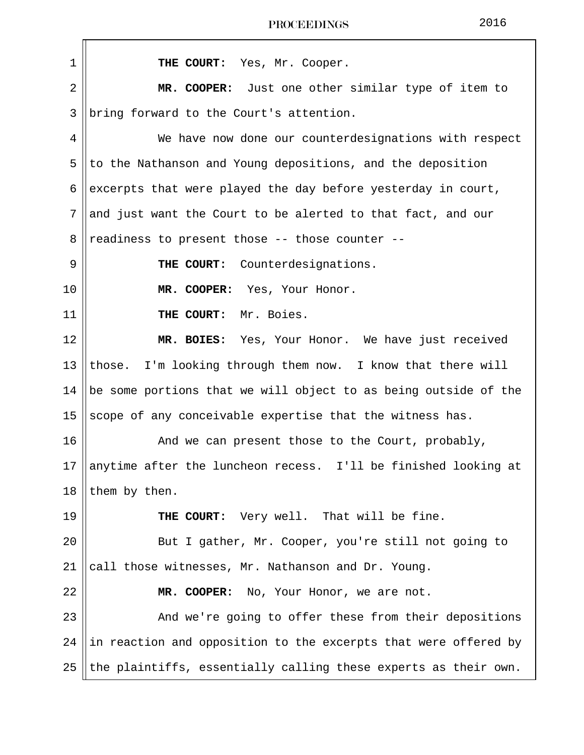**THE COURT:** Yes, Mr. Cooper.

**MR. COOPER:** Just one other similar type of item to bring forward to the Court's attention.

We have now done our counterdesignations with respect to the Nathanson and Young depositions, and the deposition excerpts that were played the day before yesterday in court, and just want the Court to be alerted to that fact, and our readiness to present those -- those counter --

**THE COURT:** Counterdesignations.

**MR. COOPER:** Yes, Your Honor.

**THE COURT:** Mr. Boies.

**MR. BOIES:** Yes, Your Honor. We have just received those. I'm looking through them now. I know that there will be some portions that we will object to as being outside of the scope of any conceivable expertise that the witness has.

And we can present those to the Court, probably, anytime after the luncheon recess. I'll be finished looking at them by then.

**THE COURT:** Very well. That will be fine.

But I gather, Mr. Cooper, you're still not going to call those witnesses, Mr. Nathanson and Dr. Young.

**MR. COOPER:** No, Your Honor, we are not.

And we're going to offer these from their depositions in reaction and opposition to the excerpts that were offered by the plaintiffs, essentially calling these experts as their own.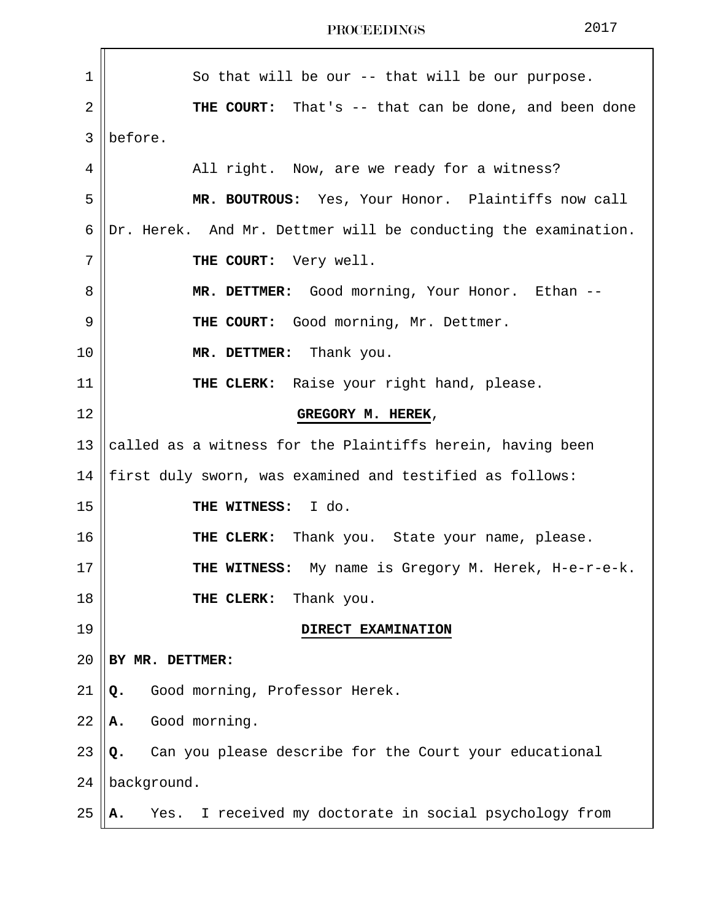So that will be our -- that will be our purpose.

**THE COURT:** That's -- that can be done, and been done before.

All right. Now, are we ready for a witness?

**MR. BOUTROUS:** Yes, Your Honor. Plaintiffs now call Dr. Herek. And Mr. Dettmer will be conducting the examination.

**THE COURT:** Very well.

**MR. DETTMER:** Good morning, Your Honor. Ethan --

**THE COURT:** Good morning, Mr. Dettmer.

**MR. DETTMER:** Thank you.

**THE CLERK:** Raise your right hand, please.

**GREGORY M. HEREK**,

called as a witness for the Plaintiffs herein, having been first duly sworn, was examined and testified as follows:

**THE WITNESS:** I do.

**THE CLERK:** Thank you. State your name, please.

**THE WITNESS:** My name is Gregory M. Herek, H-e-r-e-k.

**THE CLERK:** Thank you.

**DIRECT EXAMINATION**

**BY MR. DETTMER:**

**Q.** Good morning, Professor Herek.

**A.** Good morning.

**Q.** Can you please describe for the Court your educational background.

**A.** Yes. I received my doctorate in social psychology from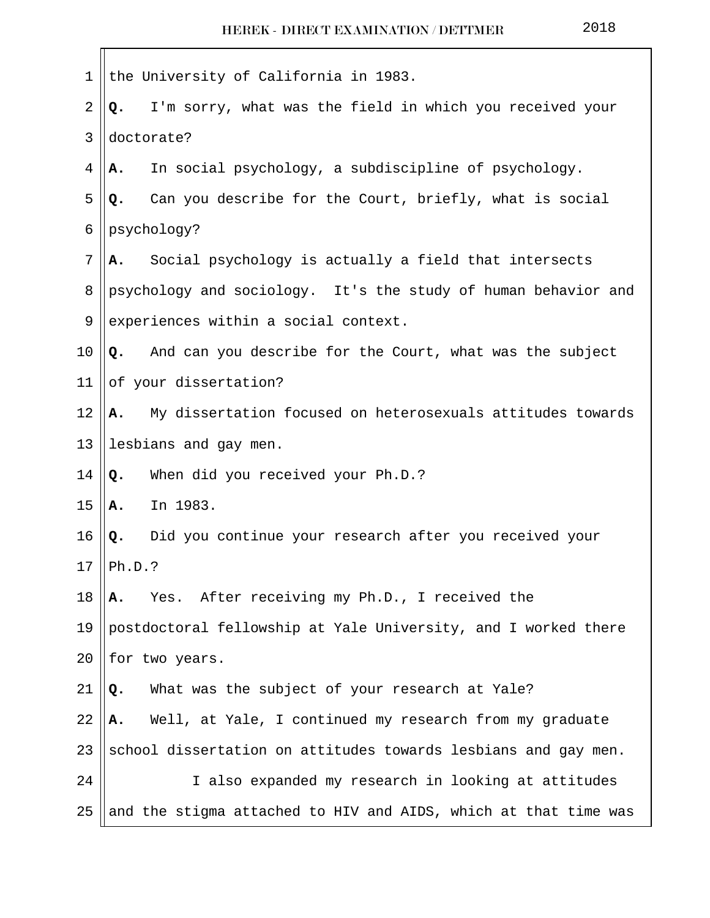the University of California in 1983.

**Q.** I'm sorry, what was the field in which you received your doctorate?

**A.** In social psychology, a subdiscipline of psychology.

**Q.** Can you describe for the Court, briefly, what is social psychology?

**A.** Social psychology is actually a field that intersects psychology and sociology. It's the study of human behavior and experiences within a social context.

**Q.** And can you describe for the Court, what was the subject of your dissertation?

**A.** My dissertation focused on heterosexuals attitudes towards lesbians and gay men.

**Q.** When did you received your Ph.D.?

**A.** In 1983.

**Q.** Did you continue your research after you received your Ph.D.?

**A.** Yes. After receiving my Ph.D., I received the postdoctoral fellowship at Yale University, and I worked there for two years.

**Q.** What was the subject of your research at Yale?

**A.** Well, at Yale, I continued my research from my graduate school dissertation on attitudes towards lesbians and gay men.

I also expanded my research in looking at attitudes and the stigma attached to HIV and AIDS, which at that time was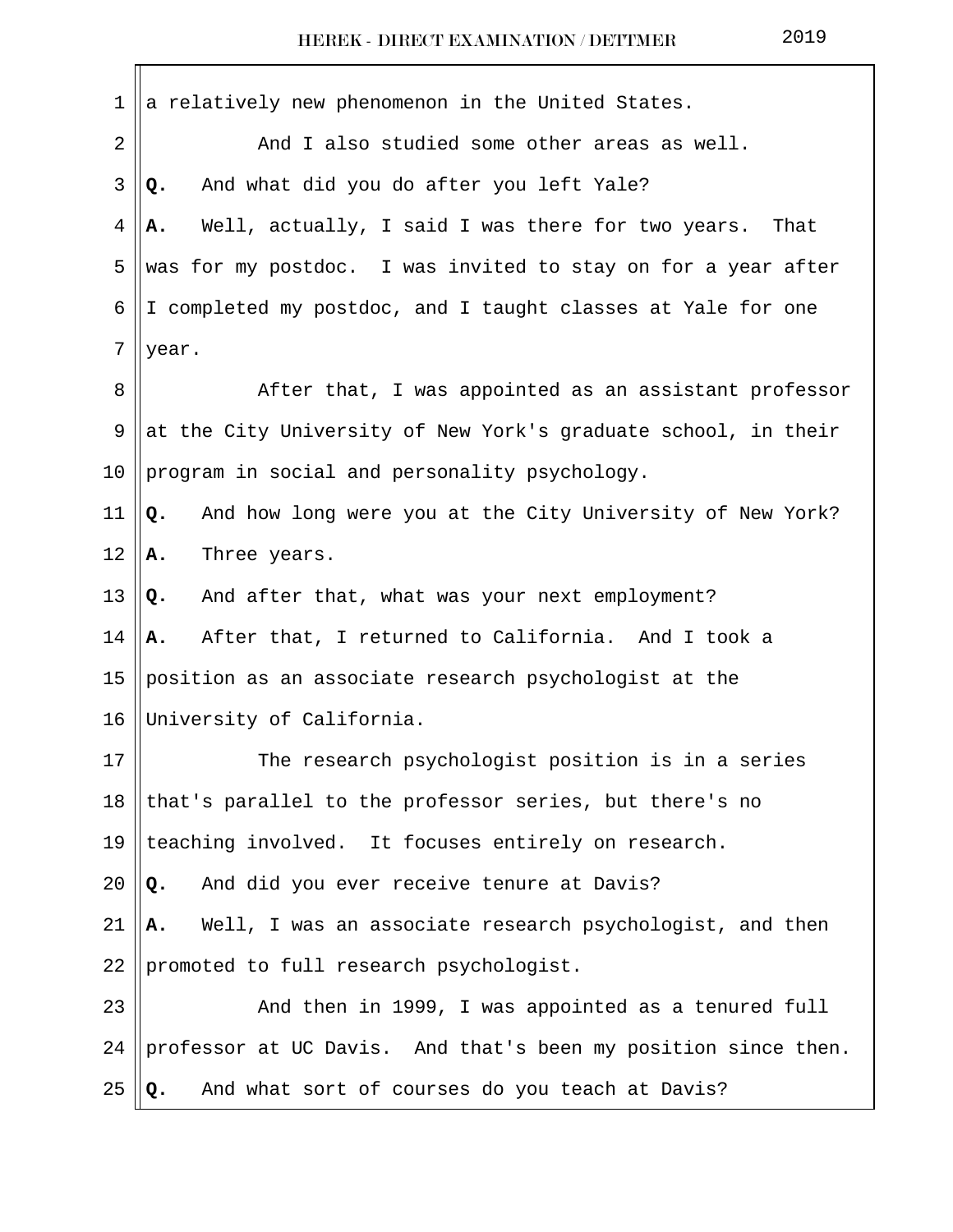a relatively new phenomenon in the United States.

And I also studied some other areas as well.

**Q.** And what did you do after you left Yale?

**A.** Well, actually, I said I was there for two years. That was for my postdoc. I was invited to stay on for a year after I completed my postdoc, and I taught classes at Yale for one year.

After that, I was appointed as an assistant professor at the City University of New York's graduate school, in their program in social and personality psychology.

**Q.** And how long were you at the City University of New York?

**A.** Three years.

**Q.** And after that, what was your next employment?

**A.** After that, I returned to California. And I took a position as an associate research psychologist at the University of California.

The research psychologist position is in a series that's parallel to the professor series, but there's no teaching involved. It focuses entirely on research.

**Q.** And did you ever receive tenure at Davis?

**A.** Well, I was an associate research psychologist, and then promoted to full research psychologist.

And then in 1999, I was appointed as a tenured full professor at UC Davis. And that's been my position since then.

**Q.** And what sort of courses do you teach at Davis?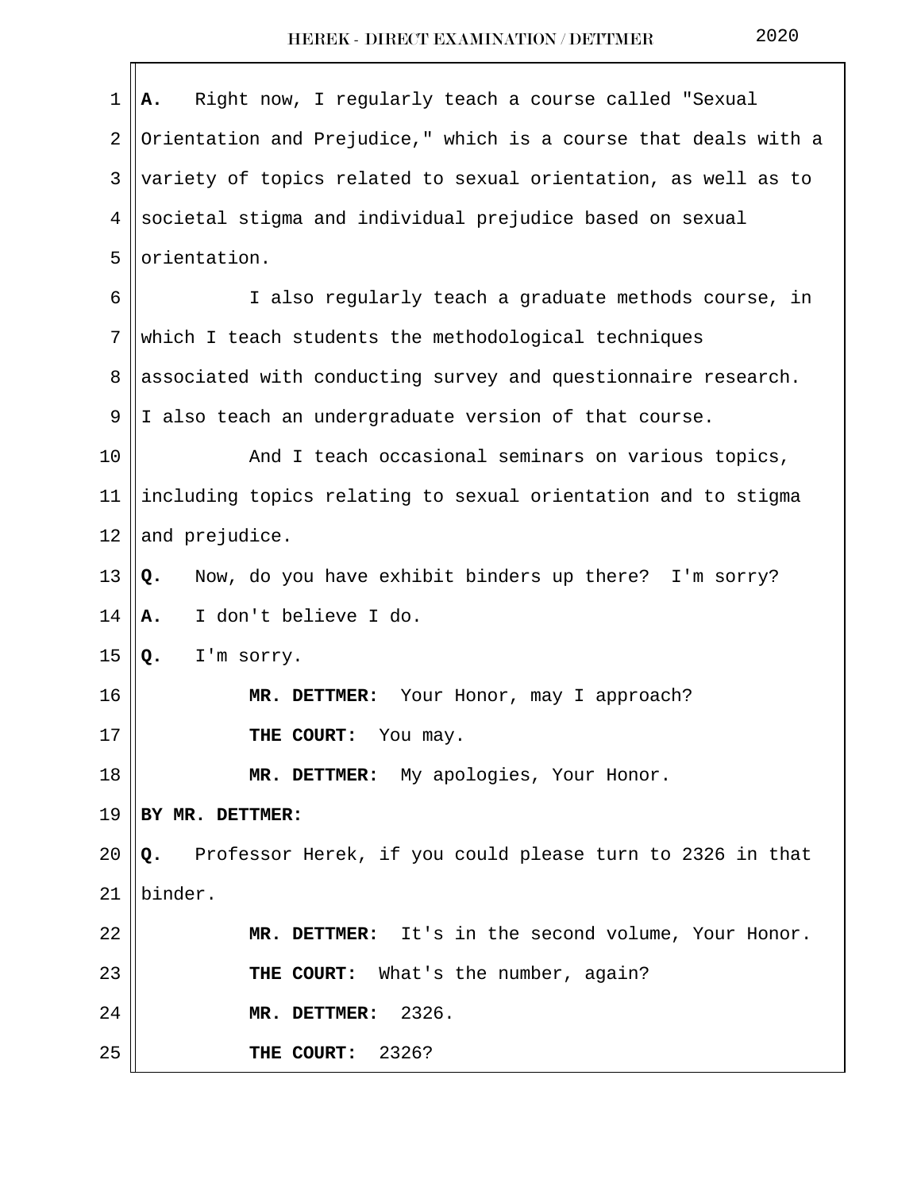**A.** Right now, I regularly teach a course called "Sexual Orientation and Prejudice," which is a course that deals with a variety of topics related to sexual orientation, as well as to societal stigma and individual prejudice based on sexual orientation.

I also regularly teach a graduate methods course, in which I teach students the methodological techniques associated with conducting survey and questionnaire research. I also teach an undergraduate version of that course.

And I teach occasional seminars on various topics, including topics relating to sexual orientation and to stigma and prejudice.

**Q.** Now, do you have exhibit binders up there? I'm sorry?

**A.** I don't believe I do.

**Q.** I'm sorry.

**MR. DETTMER:** Your Honor, may I approach?

**THE COURT:** You may.

**MR. DETTMER:** My apologies, Your Honor.

**BY MR. DETTMER:**

**Q.** Professor Herek, if you could please turn to 2326 in that binder.

**MR. DETTMER:** It's in the second volume, Your Honor.

**THE COURT:** What's the number, again?

**MR. DETTMER:** 2326.

**THE COURT:** 2326?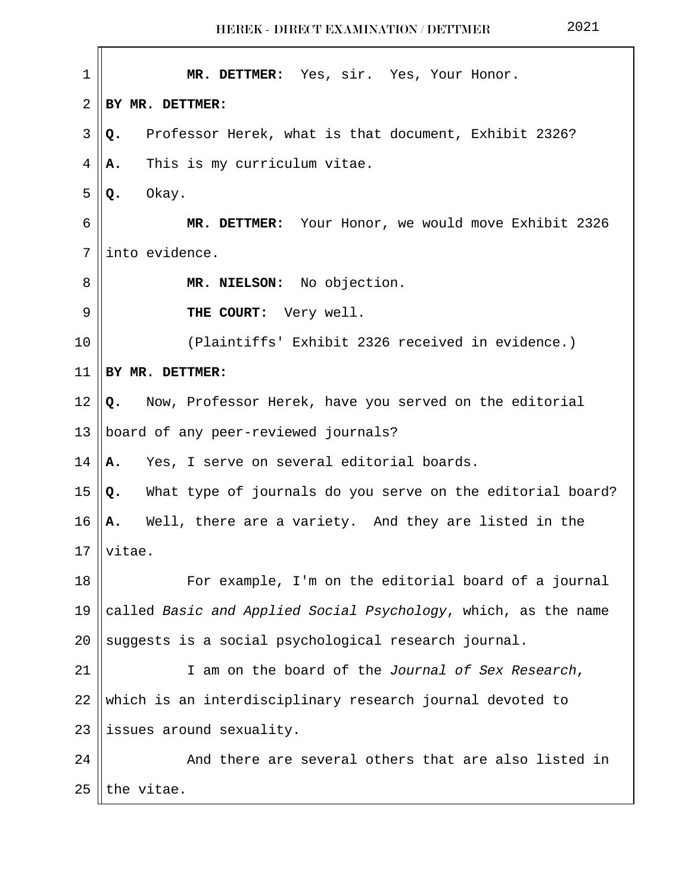**MR. DETTMER:** Yes, sir. Yes, Your Honor.

**BY MR. DETTMER:**

**Q.** Professor Herek, what is that document, Exhibit 2326?

**A.** This is my curriculum vitae.

**Q.** Okay.

**MR. DETTMER:** Your Honor, we would move Exhibit 2326 into evidence.

**MR. NIELSON:** No objection.

**THE COURT:** Very well.

(Plaintiffs' Exhibit 2326 received in evidence.)

**BY MR. DETTMER:**

**Q.** Now, Professor Herek, have you served on the editorial board of any peer-reviewed journals?

**A.** Yes, I serve on several editorial boards.

**Q.** What type of journals do you serve on the editorial board?

**A.** Well, there are a variety. And they are listed in the vitae.

For example, I'm on the editorial board of a journal called *Basic and Applied Social Psychology*, which, as the name suggests is a social psychological research journal.

I am on the board of the *Journal of Sex Research*, which is an interdisciplinary research journal devoted to issues around sexuality.

And there are several others that are also listed in the vitae.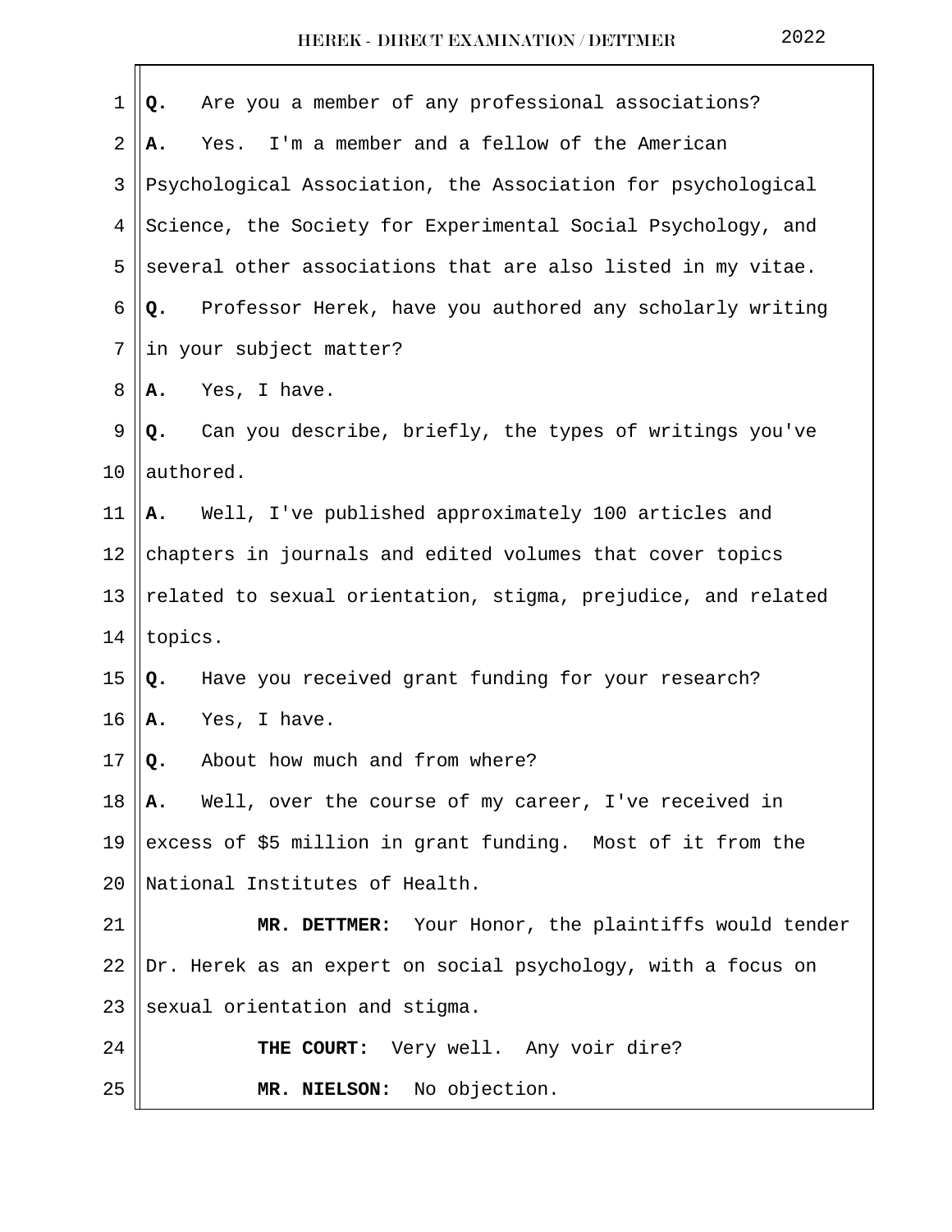**Q.** Are you a member of any professional associations?

**A.** Yes. I'm a member and a fellow of the American Psychological Association, the Association for psychological Science, the Society for Experimental Social Psychology, and several other associations that are also listed in my vitae.

**Q.** Professor Herek, have you authored any scholarly writing in your subject matter?

**A.** Yes, I have.

**Q.** Can you describe, briefly, the types of writings you've authored.

**A.** Well, I've published approximately 100 articles and chapters in journals and edited volumes that cover topics related to sexual orientation, stigma, prejudice, and related topics.

**Q.** Have you received grant funding for your research?

**A.** Yes, I have.

**Q.** About how much and from where?

**A.** Well, over the course of my career, I've received in excess of $5 million in grant funding. Most of it from the National Institutes of Health.

**MR. DETTMER:** Your Honor, the plaintiffs would tender Dr. Herek as an expert on social psychology, with a focus on sexual orientation and stigma.

**THE COURT:** Very well. Any voir dire?

**MR. NIELSON:** No objection.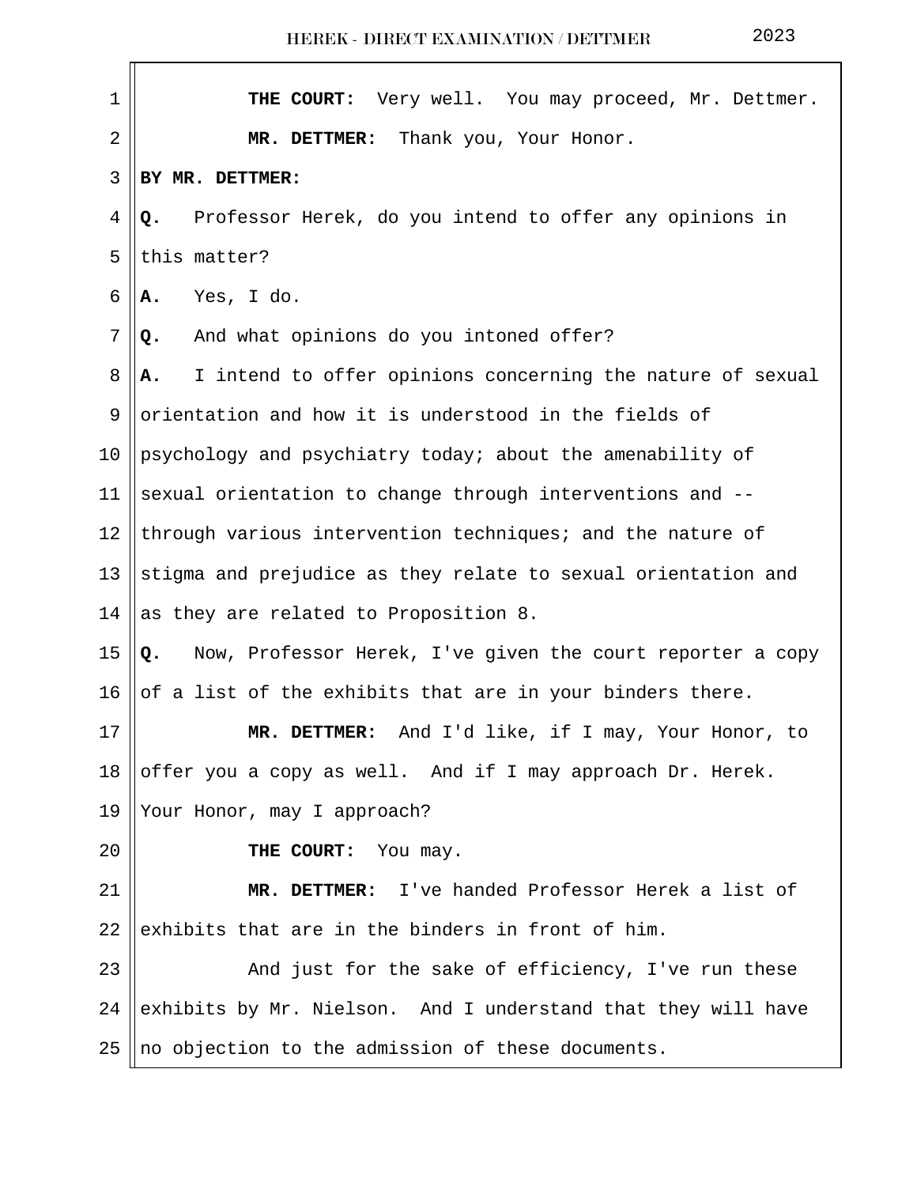**THE COURT:** Very well. You may proceed, Mr. Dettmer.

**MR. DETTMER:** Thank you, Your Honor.

**BY MR. DETTMER:**

**Q.** Professor Herek, do you intend to offer any opinions in this matter?

**A.** Yes, I do.

**Q.** And what opinions do you intoned offer?

**A.** I intend to offer opinions concerning the nature of sexual orientation and how it is understood in the fields of psychology and psychiatry today; about the amenability of sexual orientation to change through interventions and -- through various intervention techniques; and the nature of stigma and prejudice as they relate to sexual orientation and as they are related to Proposition 8.

**Q.** Now, Professor Herek, I've given the court reporter a copy of a list of the exhibits that are in your binders there.

**MR. DETTMER:** And I'd like, if I may, Your Honor, to offer you a copy as well. And if I may approach Dr. Herek. Your Honor, may I approach?

**THE COURT:** You may.

**MR. DETTMER:** I've handed Professor Herek a list of exhibits that are in the binders in front of him.

And just for the sake of efficiency, I've run these exhibits by Mr. Nielson. And I understand that they will have no objection to the admission of these documents.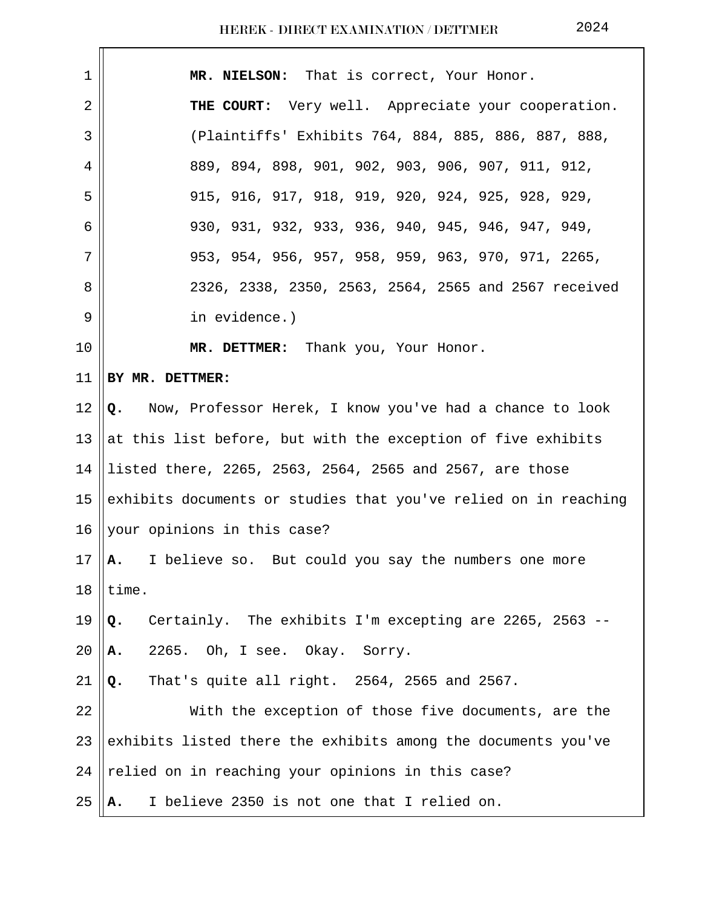**MR. NIELSON:** That is correct, Your Honor.

**THE COURT:** Very well. Appreciate your cooperation.

(Plaintiffs' Exhibits 764, 884, 885, 886, 887, 888, 889, 894, 898, 901, 902, 903, 906, 907, 911, 912, 915, 916, 917, 918, 919, 920, 924, 925, 928, 929, 930, 931, 932, 933, 936, 940, 945, 946, 947, 949, 953, 954, 956, 957, 958, 959, 963, 970, 971, 2265, 2326, 2338, 2350, 2563, 2564, 2565 and 2567 received in evidence.)

**MR. DETTMER:** Thank you, Your Honor.

**BY MR. DETTMER:**

**Q.** Now, Professor Herek, I know you've had a chance to look at this list before, but with the exception of five exhibits listed there, 2265, 2563, 2564, 2565 and 2567, are those exhibits documents or studies that you've relied on in reaching your opinions in this case?

**A.** I believe so. But could you say the numbers one more time.

**Q.** Certainly. The exhibits I'm excepting are 2265, 2563 --

**A.** 2265. Oh, I see. Okay. Sorry.

**Q.** That's quite all right. 2564, 2565 and 2567.

With the exception of those five documents, are the exhibits listed there the exhibits among the documents you've relied on in reaching your opinions in this case?

**A.** I believe 2350 is not one that I relied on.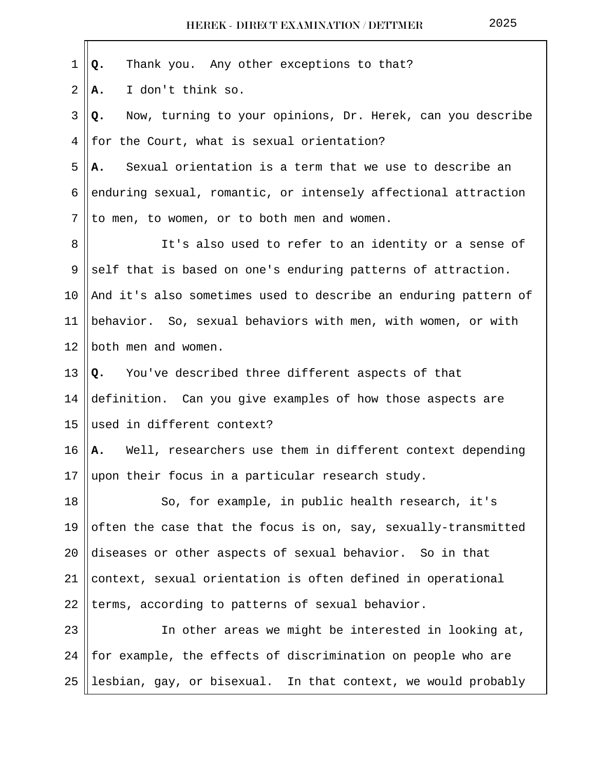**Q.** Thank you. Any other exceptions to that?

**A.** I don't think so.

**Q.** Now, turning to your opinions, Dr. Herek, can you describe for the Court, what is sexual orientation?

**A.** Sexual orientation is a term that we use to describe an enduring sexual, romantic, or intensely affectional attraction to men, to women, or to both men and women.

It's also used to refer to an identity or a sense of self that is based on one's enduring patterns of attraction. And it's also sometimes used to describe an enduring pattern of behavior. So, sexual behaviors with men, with women, or with both men and women.

**Q.** You've described three different aspects of that definition. Can you give examples of how those aspects are used in different context?

**A.** Well, researchers use them in different context depending upon their focus in a particular research study.

So, for example, in public health research, it's often the case that the focus is on, say, sexually-transmitted diseases or other aspects of sexual behavior. So in that context, sexual orientation is often defined in operational terms, according to patterns of sexual behavior.

In other areas we might be interested in looking at, for example, the effects of discrimination on people who are lesbian, gay, or bisexual. In that context, we would probably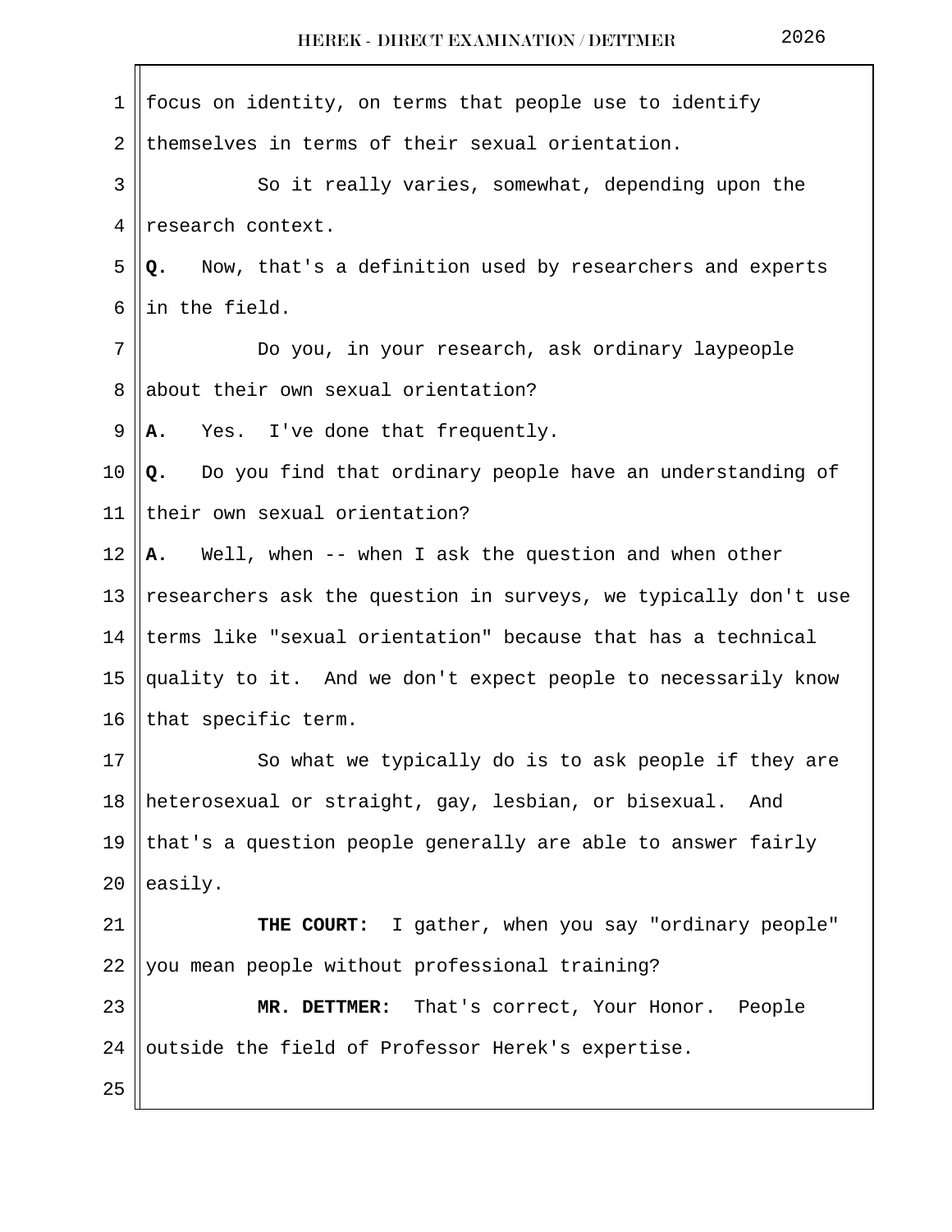focus on identity, on terms that people use to identify themselves in terms of their sexual orientation.

So it really varies, somewhat, depending upon the research context.

**Q.** Now, that's a definition used by researchers and experts in the field.

Do you, in your research, ask ordinary laypeople about their own sexual orientation?

**A.** Yes. I've done that frequently.

**Q.** Do you find that ordinary people have an understanding of their own sexual orientation?

**A.** Well, when -- when I ask the question and when other researchers ask the question in surveys, we typically don't use terms like "sexual orientation" because that has a technical quality to it. And we don't expect people to necessarily know that specific term.

So what we typically do is to ask people if they are heterosexual or straight, gay, lesbian, or bisexual. And that's a question people generally are able to answer fairly easily.

**THE COURT:** I gather, when you say "ordinary people" you mean people without professional training?

**MR. DETTMER:** That's correct, Your Honor. People outside the field of Professor Herek's expertise.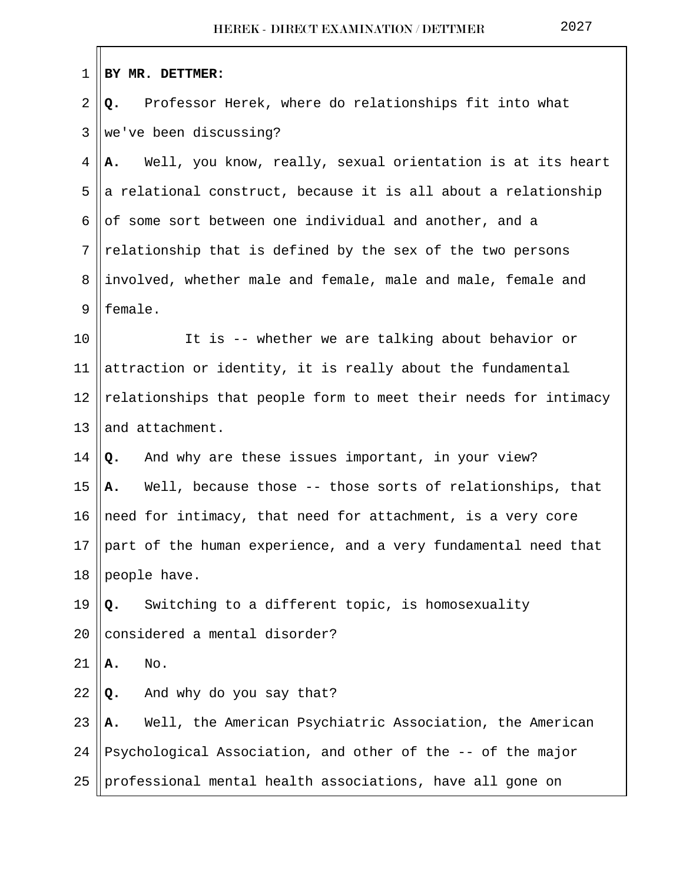**BY MR. DETTMER:**

**Q.** Professor Herek, where do relationships fit into what we've been discussing?

**A.** Well, you know, really, sexual orientation is at its heart a relational construct, because it is all about a relationship of some sort between one individual and another, and a relationship that is defined by the sex of the two persons involved, whether male and female, male and male, female and female.

It is -- whether we are talking about behavior or attraction or identity, it is really about the fundamental relationships that people form to meet their needs for intimacy and attachment.

**Q.** And why are these issues important, in your view?

**A.** Well, because those -- those sorts of relationships, that need for intimacy, that need for attachment, is a very core part of the human experience, and a very fundamental need that people have.

**Q.** Switching to a different topic, is homosexuality considered a mental disorder?

**A.** No.

**Q.** And why do you say that?

**A.** Well, the American Psychiatric Association, the American Psychological Association, and other of the -- of the major professional mental health associations, have all gone on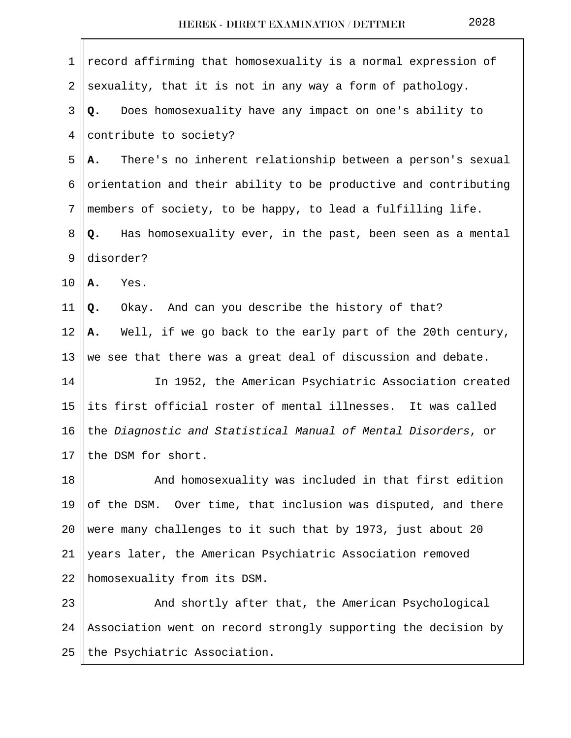record affirming that homosexuality is a normal expression of sexuality, that it is not in any way a form of pathology.

**Q.** Does homosexuality have any impact on one's ability to contribute to society?

**A.** There's no inherent relationship between a person's sexual orientation and their ability to be productive and contributing members of society, to be happy, to lead a fulfilling life.

**Q.** Has homosexuality ever, in the past, been seen as a mental disorder?

**A.** Yes.

**Q.** Okay. And can you describe the history of that?

**A.** Well, if we go back to the early part of the 20th century, we see that there was a great deal of discussion and debate.

In 1952, the American Psychiatric Association created its first official roster of mental illnesses. It was called the *Diagnostic and Statistical Manual of Mental Disorders*, or the DSM for short.

And homosexuality was included in that first edition of the DSM. Over time, that inclusion was disputed, and there were many challenges to it such that by 1973, just about 20 years later, the American Psychiatric Association removed homosexuality from its DSM.

And shortly after that, the American Psychological Association went on record strongly supporting the decision by the Psychiatric Association.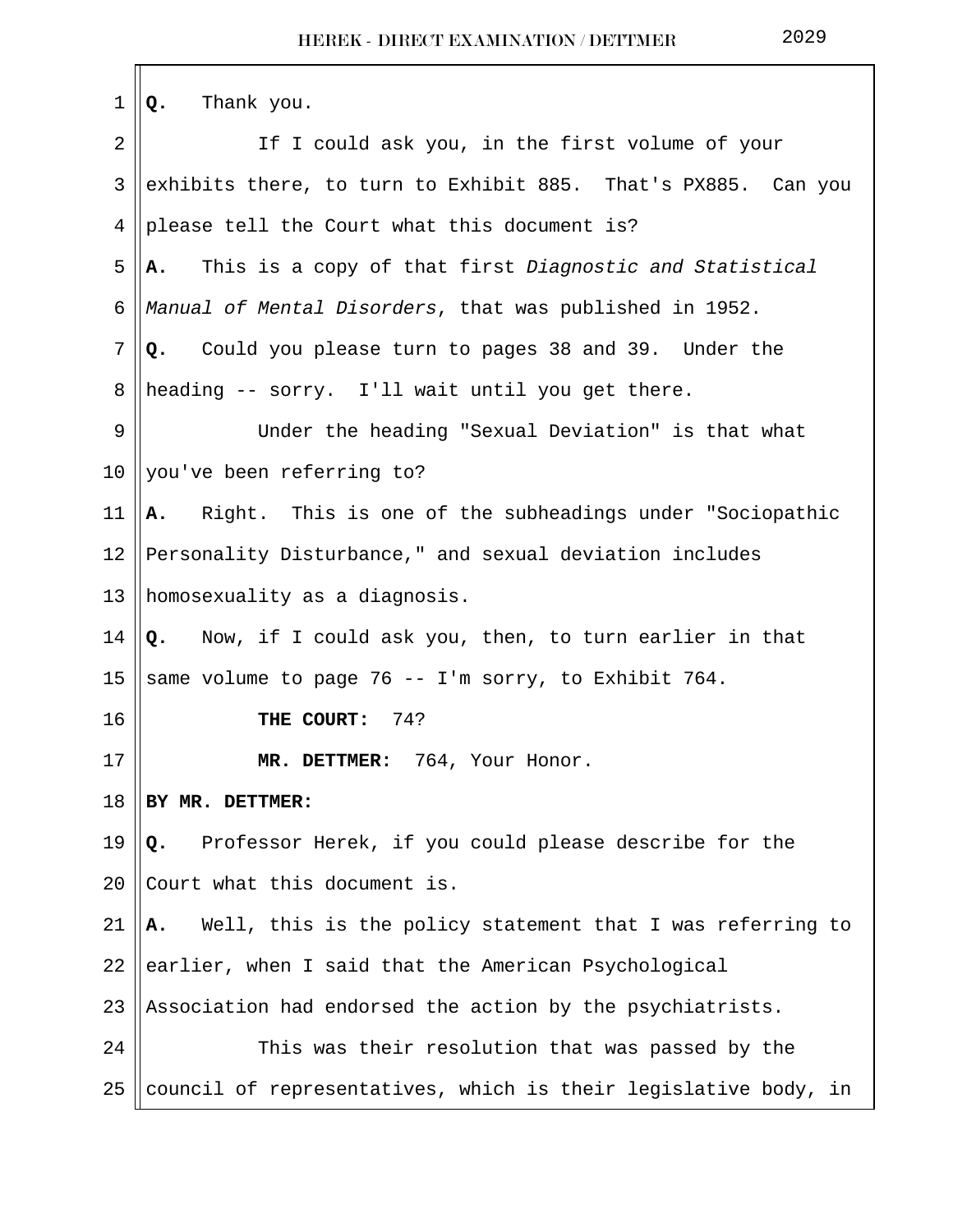**Q.** Thank you.

If I could ask you, in the first volume of your exhibits there, to turn to Exhibit 885. That's PX885. Can you please tell the Court what this document is?

**A.** This is a copy of that first *Diagnostic and Statistical Manual of Mental Disorders*, that was published in 1952.

**Q.** Could you please turn to pages 38 and 39. Under the heading -- sorry. I'll wait until you get there.

Under the heading "Sexual Deviation" is that what you've been referring to?

**A.** Right. This is one of the subheadings under "Sociopathic Personality Disturbance," and sexual deviation includes homosexuality as a diagnosis.

**Q.** Now, if I could ask you, then, to turn earlier in that same volume to page 76 -- I'm sorry, to Exhibit 764.

**THE COURT:** 74?

**MR. DETTMER:** 764, Your Honor.

**BY MR. DETTMER:**

**Q.** Professor Herek, if you could please describe for the Court what this document is.

**A.** Well, this is the policy statement that I was referring to earlier, when I said that the American Psychological Association had endorsed the action by the psychiatrists.

This was their resolution that was passed by the council of representatives, which is their legislative body, in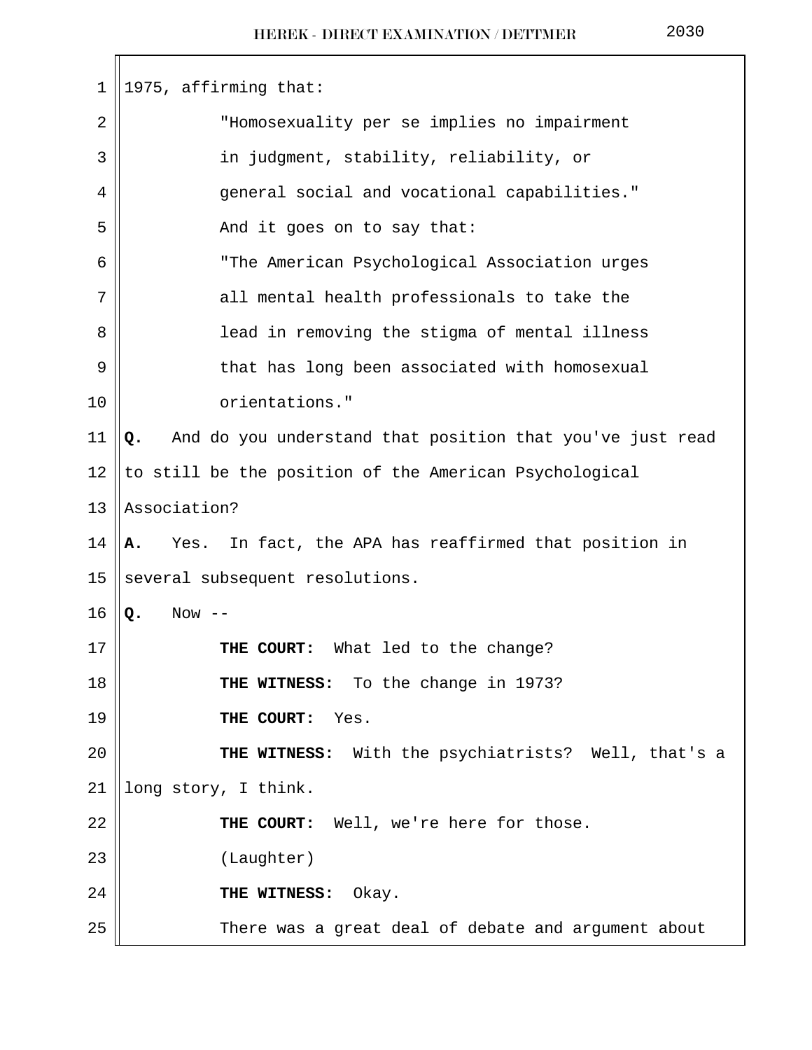1975, affirming that:

"Homosexuality per se implies no impairment in judgment, stability, reliability, or general social and vocational capabilities."

And it goes on to say that:

"The American Psychological Association urges all mental health professionals to take the lead in removing the stigma of mental illness that has long been associated with homosexual orientations."

**Q.** And do you understand that position that you've just read to still be the position of the American Psychological Association?

**A.** Yes. In fact, the APA has reaffirmed that position in several subsequent resolutions.

**Q.** Now --

**THE COURT:** What led to the change?

**THE WITNESS:** To the change in 1973?

**THE COURT:** Yes.

**THE WITNESS:** With the psychiatrists? Well, that's a long story, I think.

**THE COURT:** Well, we're here for those.

(Laughter)

**THE WITNESS:** Okay.

There was a great deal of debate and argument about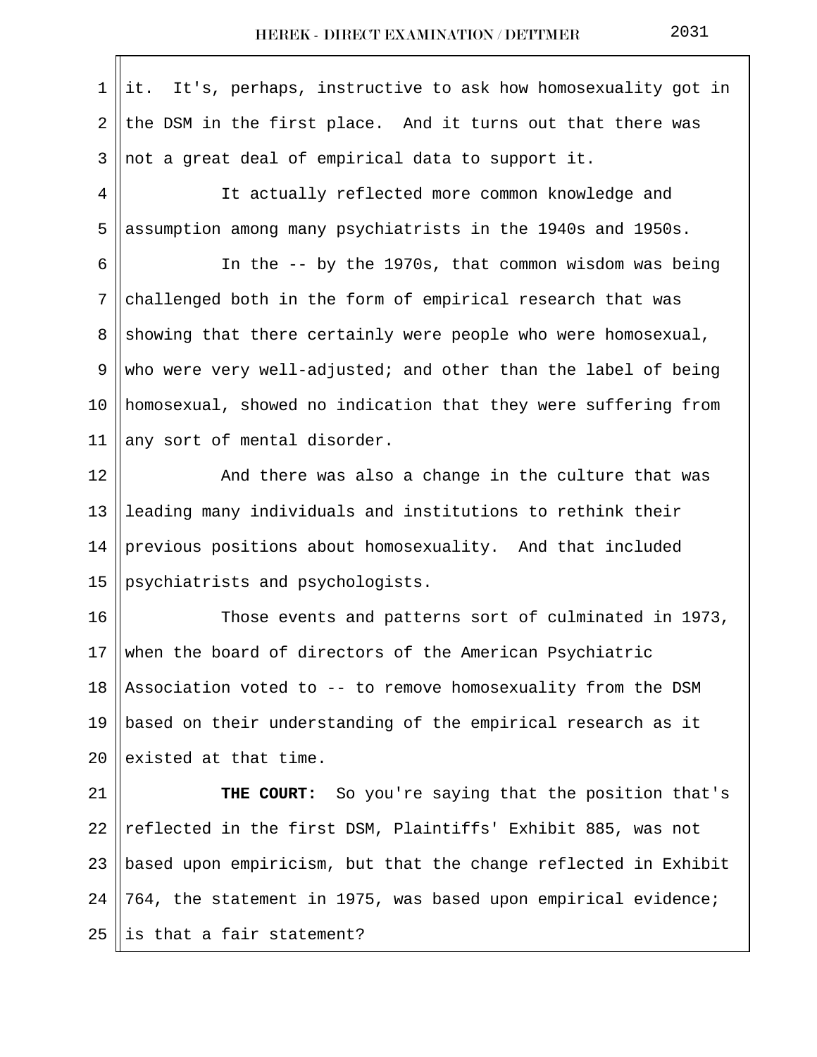it. It's, perhaps, instructive to ask how homosexuality got in the DSM in the first place. And it turns out that there was not a great deal of empirical data to support it.

It actually reflected more common knowledge and assumption among many psychiatrists in the 1940s and 1950s.

In the -- by the 1970s, that common wisdom was being challenged both in the form of empirical research that was showing that there certainly were people who were homosexual, who were very well-adjusted; and other than the label of being homosexual, showed no indication that they were suffering from any sort of mental disorder.

And there was also a change in the culture that was leading many individuals and institutions to rethink their previous positions about homosexuality. And that included psychiatrists and psychologists.

Those events and patterns sort of culminated in 1973, when the board of directors of the American Psychiatric Association voted to -- to remove homosexuality from the DSM based on their understanding of the empirical research as it existed at that time.

**THE COURT:** So you're saying that the position that's reflected in the first DSM, Plaintiffs' Exhibit 885, was not based upon empiricism, but that the change reflected in Exhibit 764, the statement in 1975, was based upon empirical evidence; is that a fair statement?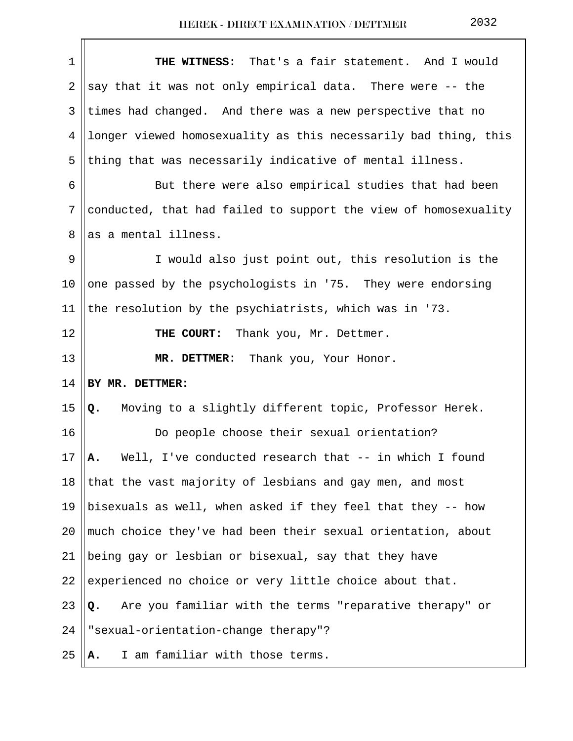**THE WITNESS:** That's a fair statement. And I would say that it was not only empirical data. There were -- the times had changed. And there was a new perspective that no longer viewed homosexuality as this necessarily bad thing, this thing that was necessarily indicative of mental illness.

But there were also empirical studies that had been conducted, that had failed to support the view of homosexuality as a mental illness.

I would also just point out, this resolution is the one passed by the psychologists in '75. They were endorsing the resolution by the psychiatrists, which was in '73.

**THE COURT:** Thank you, Mr. Dettmer.

**MR. DETTMER:** Thank you, Your Honor.

**BY MR. DETTMER:**

**Q.** Moving to a slightly different topic, Professor Herek.

Do people choose their sexual orientation?

**A.** Well, I've conducted research that -- in which I found that the vast majority of lesbians and gay men, and most bisexuals as well, when asked if they feel that they -- how much choice they've had been their sexual orientation, about being gay or lesbian or bisexual, say that they have experienced no choice or very little choice about that.

**Q.** Are you familiar with the terms "reparative therapy" or "sexual-orientation-change therapy"?

**A.** I am familiar with those terms.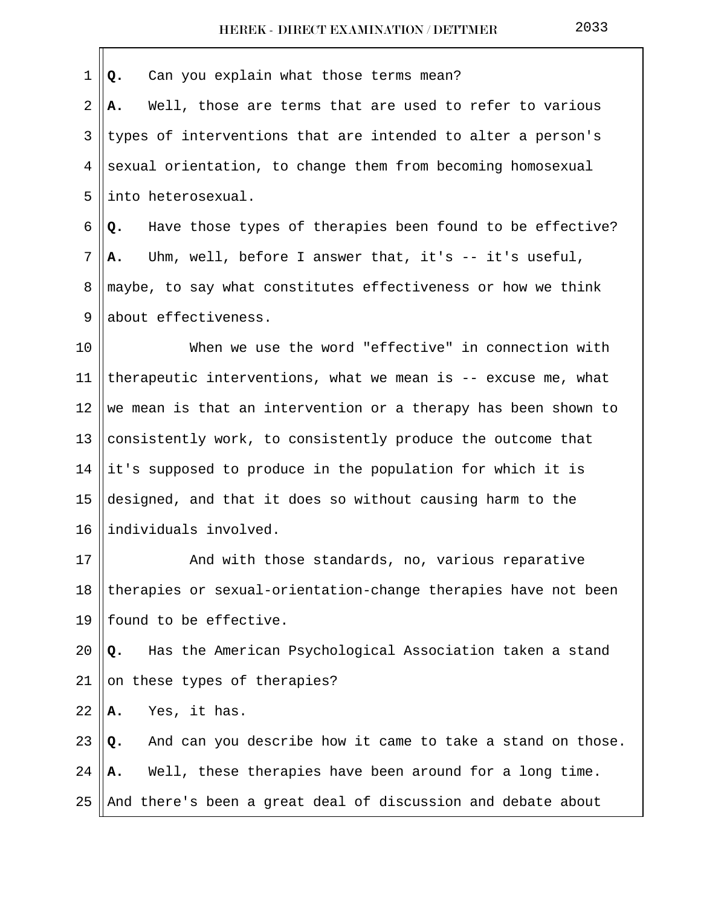**Q.** Can you explain what those terms mean?

**A.** Well, those are terms that are used to refer to various types of interventions that are intended to alter a person's sexual orientation, to change them from becoming homosexual into heterosexual.

**Q.** Have those types of therapies been found to be effective?

**A.** Uhm, well, before I answer that, it's -- it's useful, maybe, to say what constitutes effectiveness or how we think about effectiveness.

When we use the word "effective" in connection with therapeutic interventions, what we mean is -- excuse me, what we mean is that an intervention or a therapy has been shown to consistently work, to consistently produce the outcome that it's supposed to produce in the population for which it is designed, and that it does so without causing harm to the individuals involved.

And with those standards, no, various reparative therapies or sexual-orientation-change therapies have not been found to be effective.

**Q.** Has the American Psychological Association taken a stand on these types of therapies?

**A.** Yes, it has.

**Q.** And can you describe how it came to take a stand on those.

**A.** Well, these therapies have been around for a long time. And there's been a great deal of discussion and debate about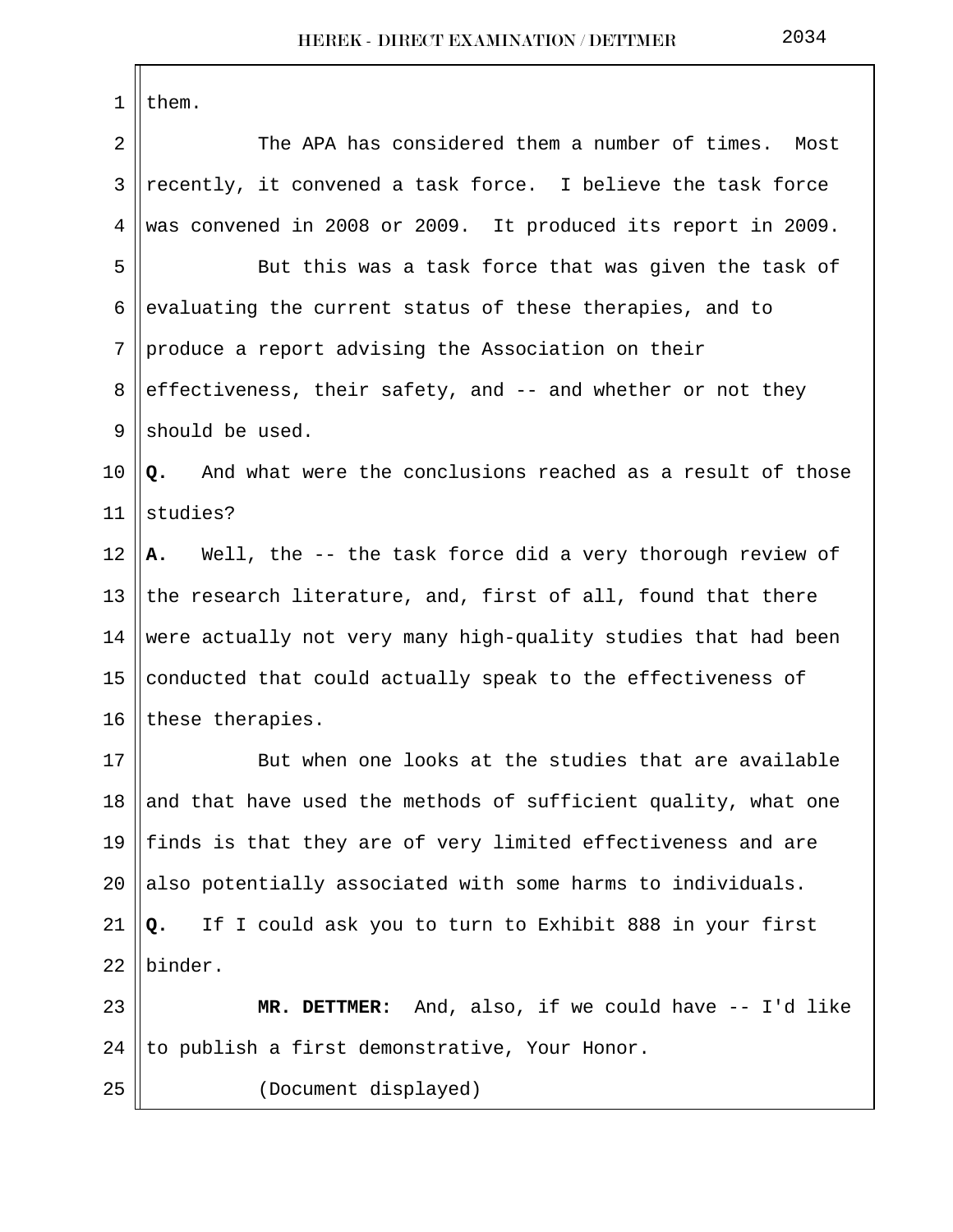them.

The APA has considered them a number of times. Most recently, it convened a task force. I believe the task force was convened in 2008 or 2009. It produced its report in 2009.

But this was a task force that was given the task of evaluating the current status of these therapies, and to produce a report advising the Association on their effectiveness, their safety, and -- and whether or not they should be used.

**Q.** And what were the conclusions reached as a result of those studies?

**A.** Well, the -- the task force did a very thorough review of the research literature, and, first of all, found that there were actually not very many high-quality studies that had been conducted that could actually speak to the effectiveness of these therapies.

But when one looks at the studies that are available and that have used the methods of sufficient quality, what one finds is that they are of very limited effectiveness and are also potentially associated with some harms to individuals.

**Q.** If I could ask you to turn to Exhibit 888 in your first binder.

**MR. DETTMER:** And, also, if we could have -- I'd like to publish a first demonstrative, Your Honor.

(Document displayed)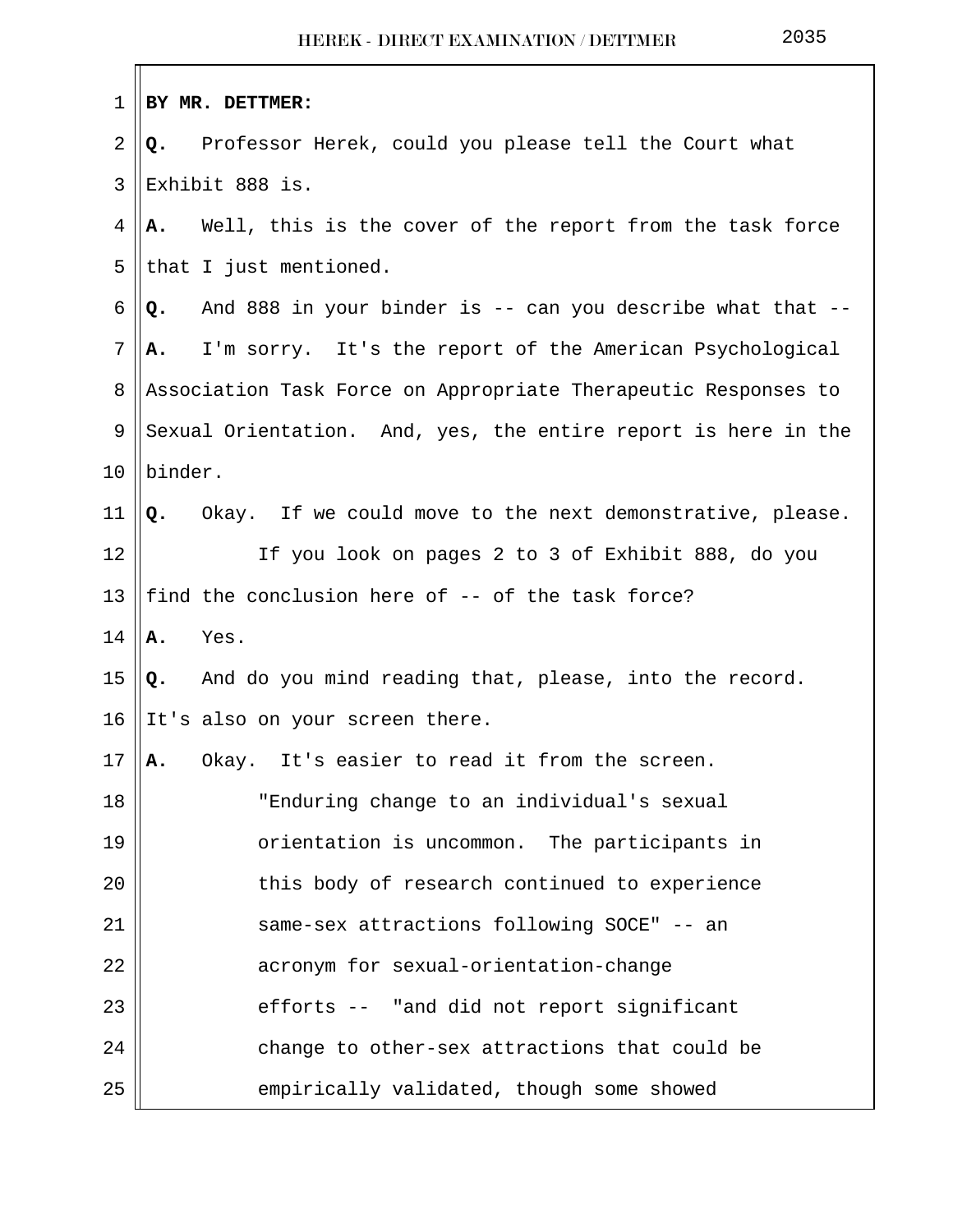**BY MR. DETTMER:**

**Q.** Professor Herek, could you please tell the Court what Exhibit 888 is.

**A.** Well, this is the cover of the report from the task force that I just mentioned.

**Q.** And 888 in your binder is -- can you describe what that --

**A.** I'm sorry. It's the report of the American Psychological Association Task Force on Appropriate Therapeutic Responses to Sexual Orientation. And, yes, the entire report is here in the binder.

**Q.** Okay. If we could move to the next demonstrative, please.

If you look on pages 2 to 3 of Exhibit 888, do you find the conclusion here of -- of the task force?

**A.** Yes.

**Q.** And do you mind reading that, please, into the record. It's also on your screen there.

**A.** Okay. It's easier to read it from the screen.

> "Enduring change to an individual's sexual orientation is uncommon. The participants in this body of research continued to experience same-sex attractions following SOCE" -- an acronym for sexual-orientation-change efforts -- "and did not report significant change to other-sex attractions that could be empirically validated, though some showed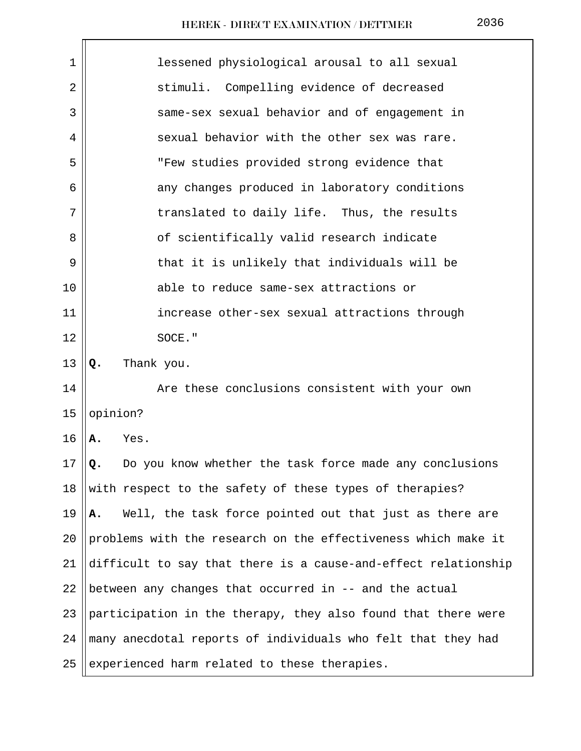lessened physiological arousal to all sexual stimuli. Compelling evidence of decreased same-sex sexual behavior and of engagement in sexual behavior with the other sex was rare. "Few studies provided strong evidence that any changes produced in laboratory conditions translated to daily life. Thus, the results of scientifically valid research indicate that it is unlikely that individuals will be able to reduce same-sex attractions or increase other-sex sexual attractions through SOCE."

**Q.** Thank you.

Are these conclusions consistent with your own opinion?

**A.** Yes.

**Q.** Do you know whether the task force made any conclusions with respect to the safety of these types of therapies?

**A.** Well, the task force pointed out that just as there are problems with the research on the effectiveness which make it difficult to say that there is a cause-and-effect relationship between any changes that occurred in -- and the actual participation in the therapy, they also found that there were many anecdotal reports of individuals who felt that they had experienced harm related to these therapies.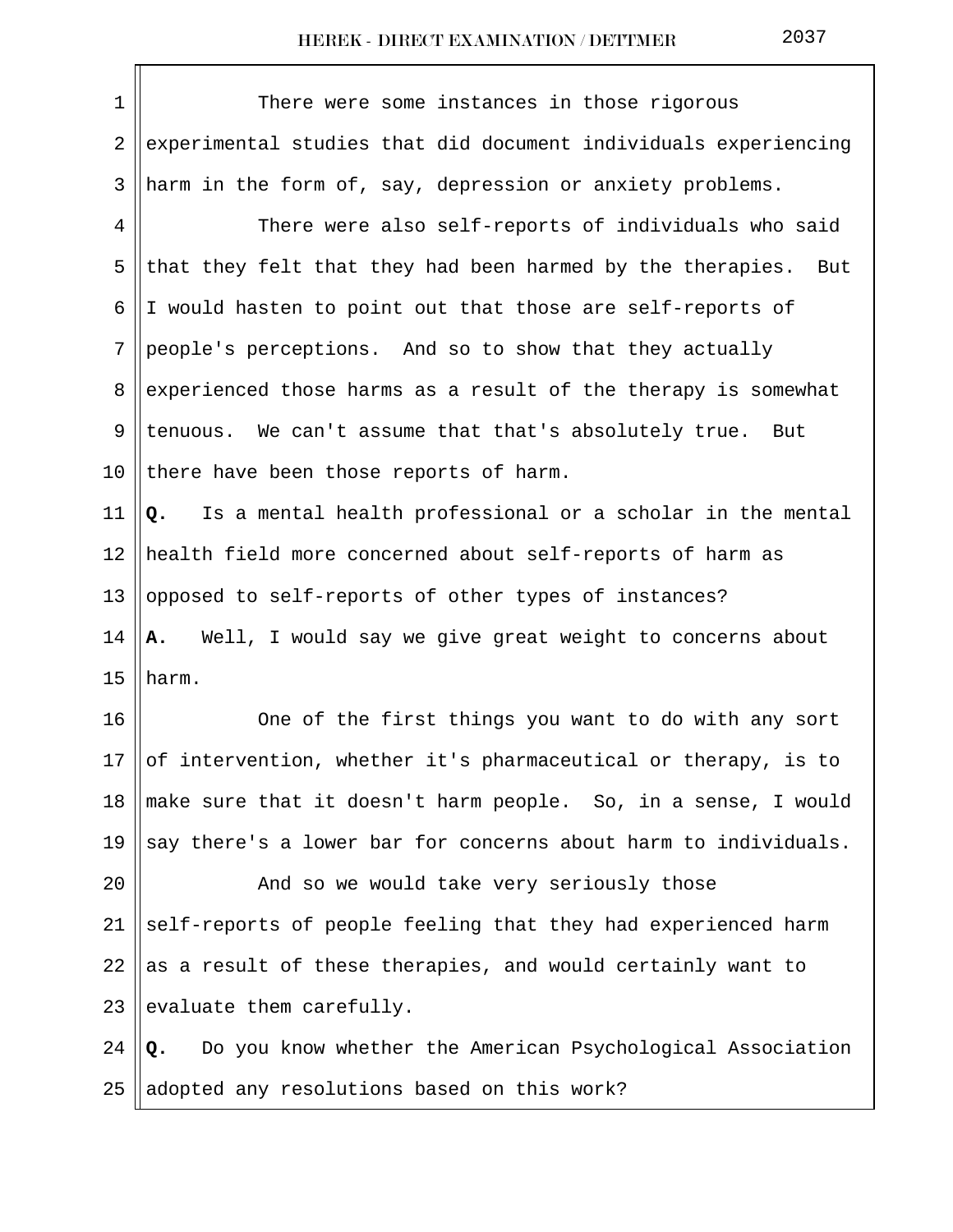There were some instances in those rigorous experimental studies that did document individuals experiencing harm in the form of, say, depression or anxiety problems.

There were also self-reports of individuals who said that they felt that they had been harmed by the therapies. But I would hasten to point out that those are self-reports of people's perceptions. And so to show that they actually experienced those harms as a result of the therapy is somewhat tenuous. We can't assume that that's absolutely true. But there have been those reports of harm.

**Q.** Is a mental health professional or a scholar in the mental health field more concerned about self-reports of harm as opposed to self-reports of other types of instances?

**A.** Well, I would say we give great weight to concerns about harm.

One of the first things you want to do with any sort of intervention, whether it's pharmaceutical or therapy, is to make sure that it doesn't harm people. So, in a sense, I would say there's a lower bar for concerns about harm to individuals.

And so we would take very seriously those self-reports of people feeling that they had experienced harm as a result of these therapies, and would certainly want to evaluate them carefully.

**Q.** Do you know whether the American Psychological Association adopted any resolutions based on this work?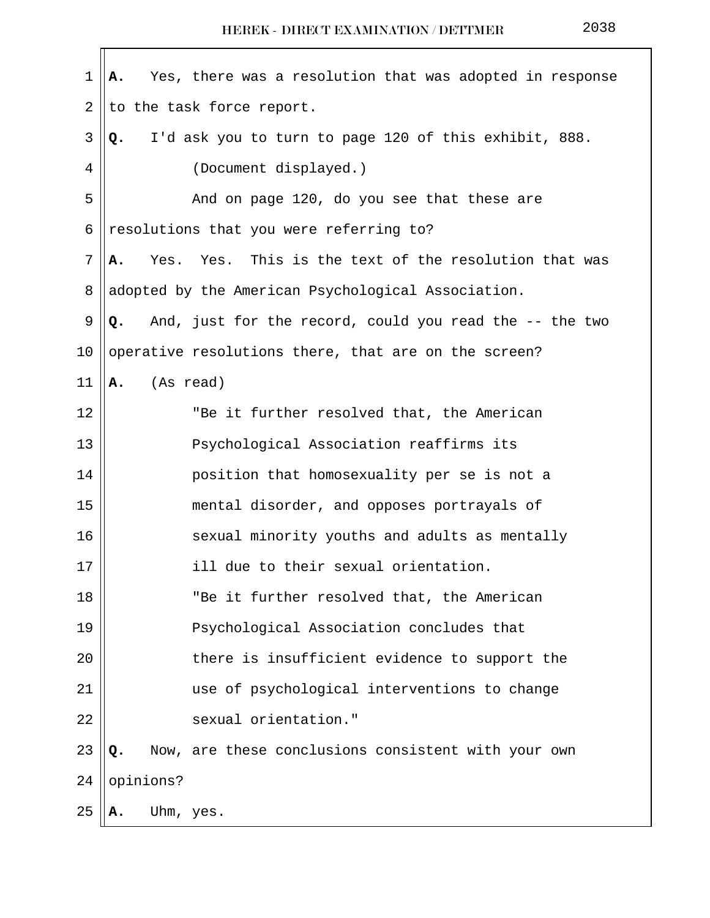**A.** Yes, there was a resolution that was adopted in response to the task force report.

**Q.** I'd ask you to turn to page 120 of this exhibit, 888.

(Document displayed.)

And on page 120, do you see that these are resolutions that you were referring to?

**A.** Yes. Yes. This is the text of the resolution that was adopted by the American Psychological Association.

**Q.** And, just for the record, could you read the -- the two operative resolutions there, that are on the screen?

**A.** (As read)

> "Be it further resolved that, the American Psychological Association reaffirms its position that homosexuality per se is not a mental disorder, and opposes portrayals of sexual minority youths and adults as mentally ill due to their sexual orientation.
>
> "Be it further resolved that, the American Psychological Association concludes that there is insufficient evidence to support the use of psychological interventions to change sexual orientation."

**Q.** Now, are these conclusions consistent with your own opinions?

**A.** Uhm, yes.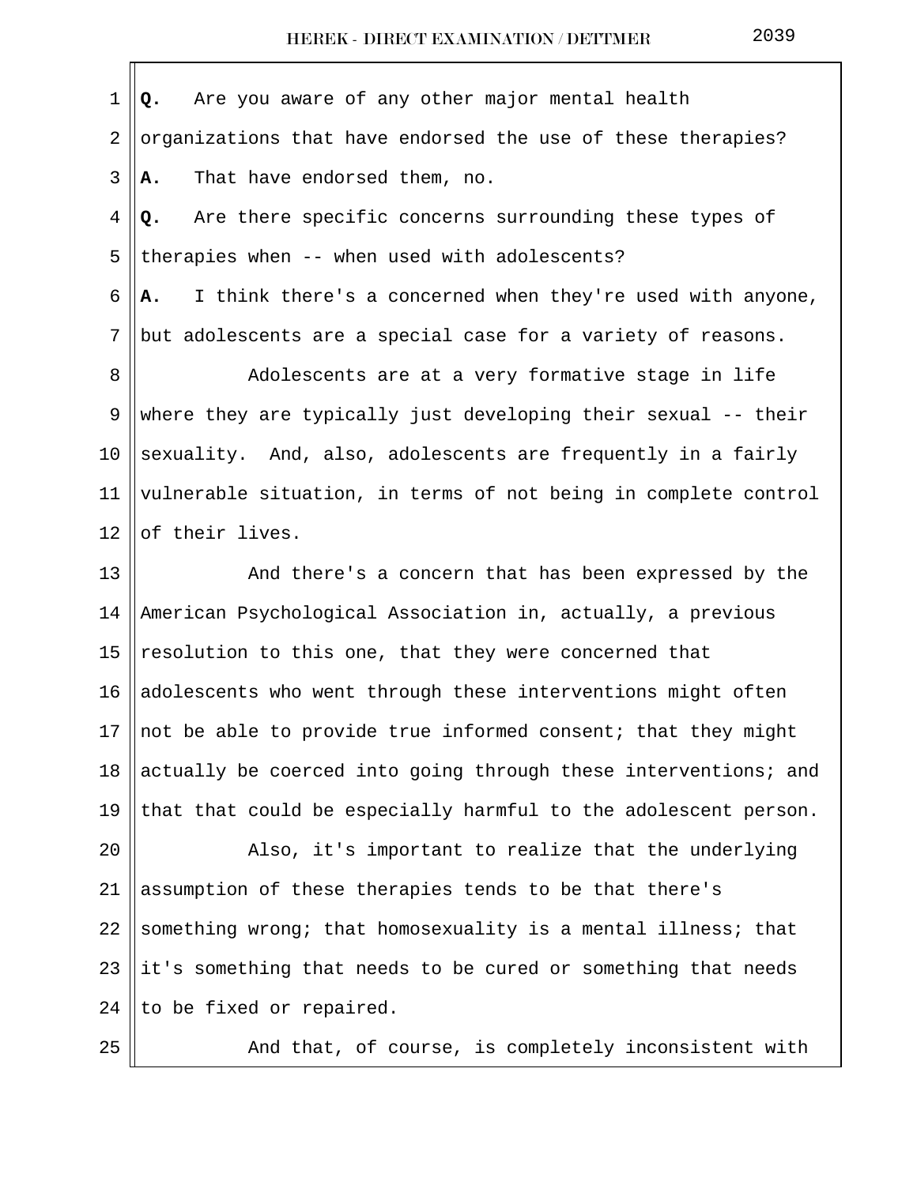**Q.** Are you aware of any other major mental health organizations that have endorsed the use of these therapies?

**A.** That have endorsed them, no.

**Q.** Are there specific concerns surrounding these types of therapies when -- when used with adolescents?

**A.** I think there's a concerned when they're used with anyone, but adolescents are a special case for a variety of reasons.

Adolescents are at a very formative stage in life where they are typically just developing their sexual -- their sexuality. And, also, adolescents are frequently in a fairly vulnerable situation, in terms of not being in complete control of their lives.

And there's a concern that has been expressed by the American Psychological Association in, actually, a previous resolution to this one, that they were concerned that adolescents who went through these interventions might often not be able to provide true informed consent; that they might actually be coerced into going through these interventions; and that that could be especially harmful to the adolescent person.

Also, it's important to realize that the underlying assumption of these therapies tends to be that there's something wrong; that homosexuality is a mental illness; that it's something that needs to be cured or something that needs to be fixed or repaired.

And that, of course, is completely inconsistent with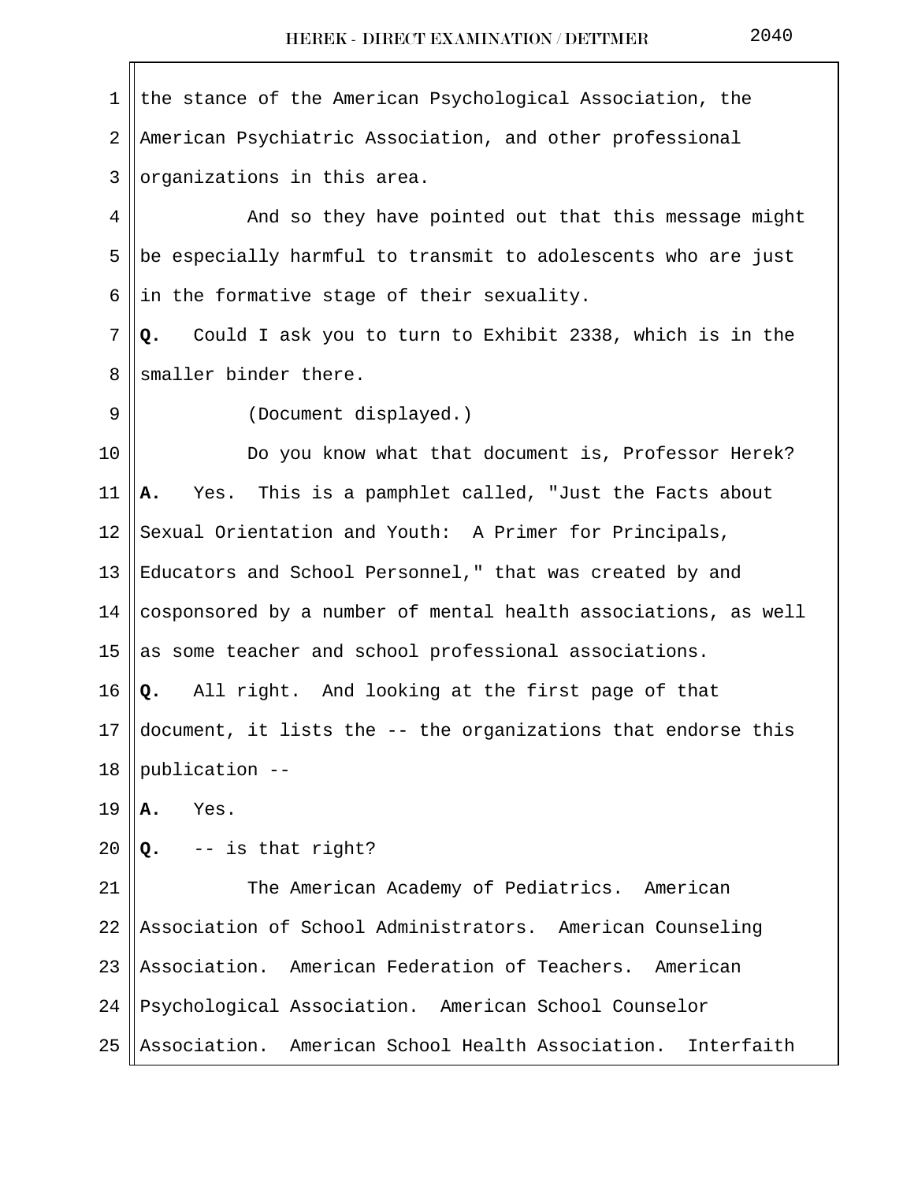the stance of the American Psychological Association, the American Psychiatric Association, and other professional organizations in this area.

And so they have pointed out that this message might be especially harmful to transmit to adolescents who are just in the formative stage of their sexuality.

**Q.** Could I ask you to turn to Exhibit 2338, which is in the smaller binder there.

(Document displayed.)

Do you know what that document is, Professor Herek?

**A.** Yes. This is a pamphlet called, "Just the Facts about Sexual Orientation and Youth: A Primer for Principals, Educators and School Personnel," that was created by and cosponsored by a number of mental health associations, as well as some teacher and school professional associations.

**Q.** All right. And looking at the first page of that document, it lists the -- the organizations that endorse this publication --

**A.** Yes.

**Q.** -- is that right?

The American Academy of Pediatrics. American Association of School Administrators. American Counseling Association. American Federation of Teachers. American Psychological Association. American School Counselor Association. American School Health Association. Interfaith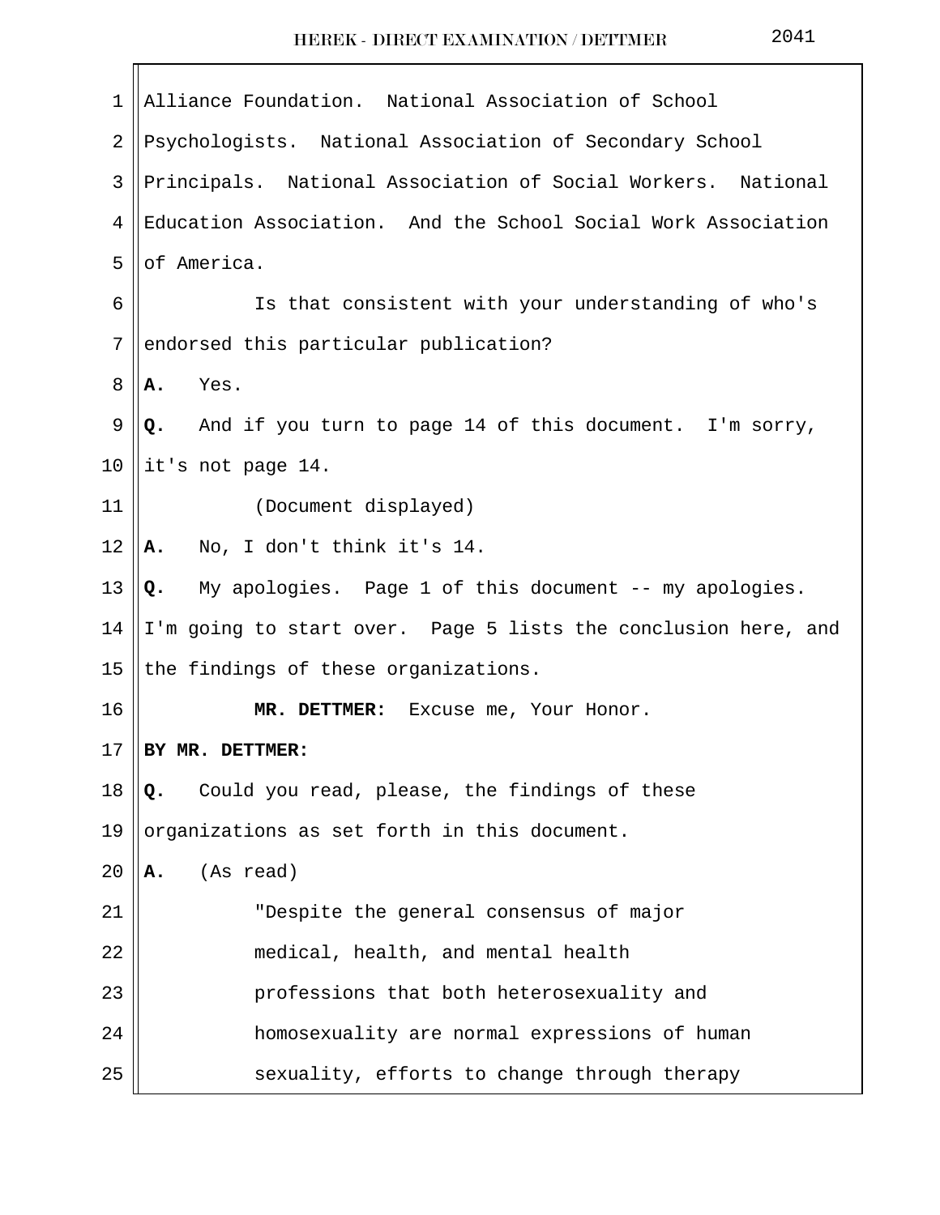Alliance Foundation. National Association of School Psychologists. National Association of Secondary School Principals. National Association of Social Workers. National Education Association. And the School Social Work Association of America.

Is that consistent with your understanding of who's endorsed this particular publication?

**A.** Yes.

**Q.** And if you turn to page 14 of this document. I'm sorry, it's not page 14.

(Document displayed)

**A.** No, I don't think it's 14.

**Q.** My apologies. Page 1 of this document -- my apologies. I'm going to start over. Page 5 lists the conclusion here, and the findings of these organizations.

**MR. DETTMER:** Excuse me, Your Honor.

**BY MR. DETTMER:**

**Q.** Could you read, please, the findings of these organizations as set forth in this document.

**A.** (As read)

"Despite the general consensus of major medical, health, and mental health professions that both heterosexuality and homosexuality are normal expressions of human sexuality, efforts to change through therapy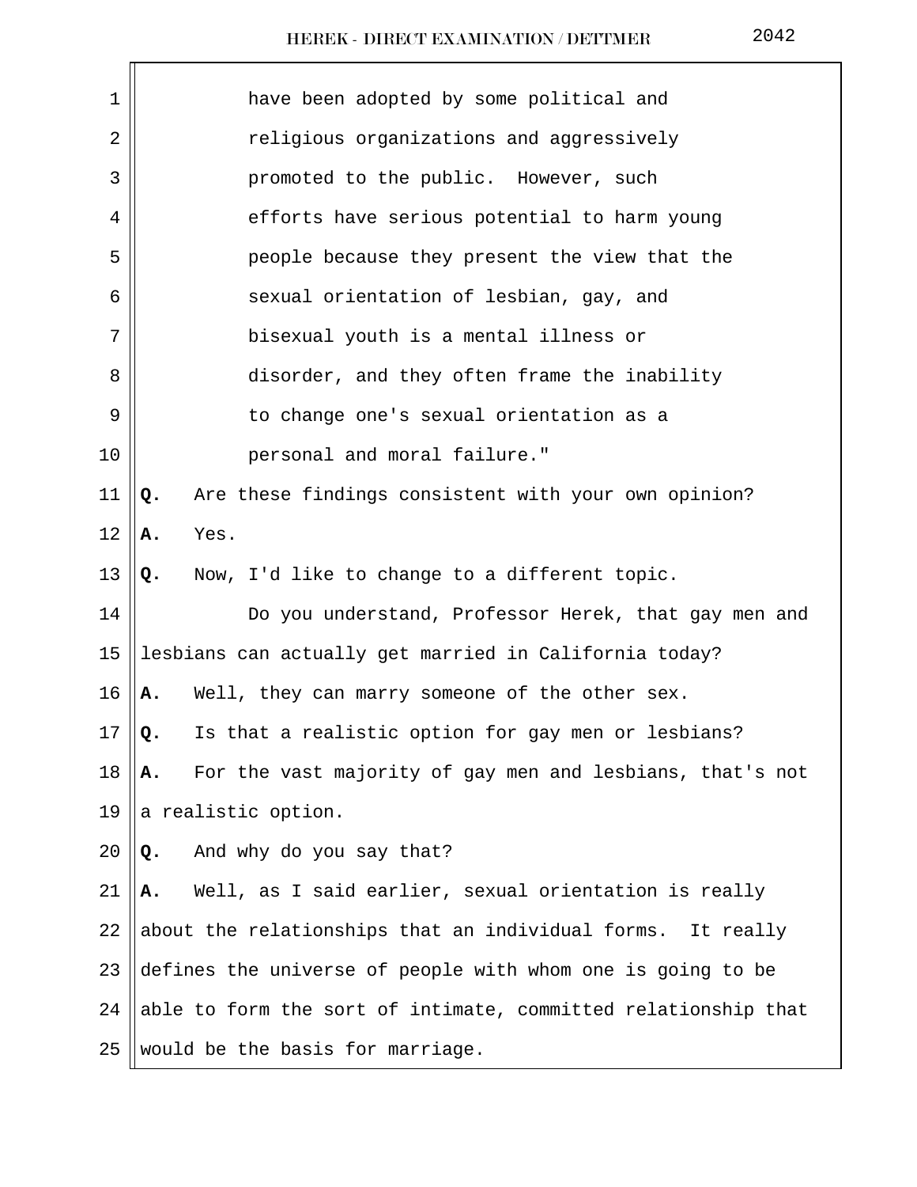have been adopted by some political and religious organizations and aggressively promoted to the public. However, such efforts have serious potential to harm young people because they present the view that the sexual orientation of lesbian, gay, and bisexual youth is a mental illness or disorder, and they often frame the inability to change one's sexual orientation as a personal and moral failure."

**Q.** Are these findings consistent with your own opinion?

**A.** Yes.

**Q.** Now, I'd like to change to a different topic.

Do you understand, Professor Herek, that gay men and lesbians can actually get married in California today?

**A.** Well, they can marry someone of the other sex.

**Q.** Is that a realistic option for gay men or lesbians?

**A.** For the vast majority of gay men and lesbians, that's not a realistic option.

**Q.** And why do you say that?

**A.** Well, as I said earlier, sexual orientation is really about the relationships that an individual forms. It really defines the universe of people with whom one is going to be able to form the sort of intimate, committed relationship that would be the basis for marriage.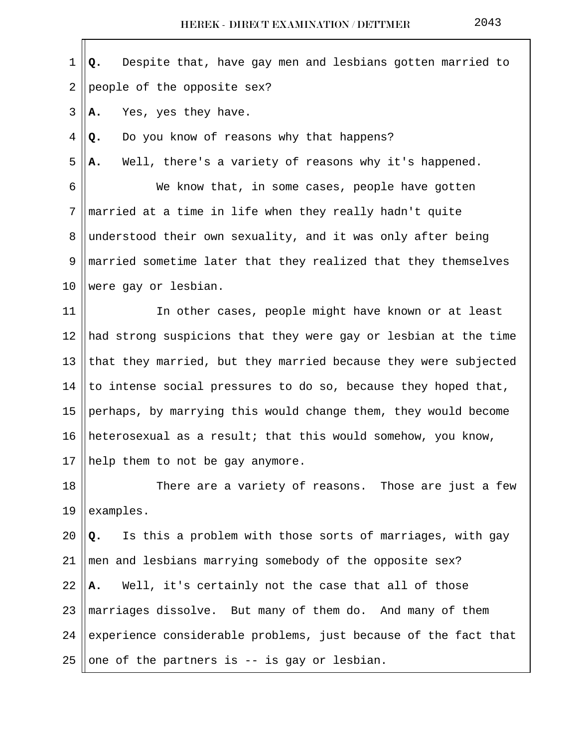**Q.** Despite that, have gay men and lesbians gotten married to people of the opposite sex?

**A.** Yes, yes they have.

**Q.** Do you know of reasons why that happens?

**A.** Well, there's a variety of reasons why it's happened.

We know that, in some cases, people have gotten married at a time in life when they really hadn't quite understood their own sexuality, and it was only after being married sometime later that they realized that they themselves were gay or lesbian.

In other cases, people might have known or at least had strong suspicions that they were gay or lesbian at the time that they married, but they married because they were subjected to intense social pressures to do so, because they hoped that, perhaps, by marrying this would change them, they would become heterosexual as a result; that this would somehow, you know, help them to not be gay anymore.

There are a variety of reasons. Those are just a few examples.

**Q.** Is this a problem with those sorts of marriages, with gay men and lesbians marrying somebody of the opposite sex?

**A.** Well, it's certainly not the case that all of those marriages dissolve. But many of them do. And many of them experience considerable problems, just because of the fact that one of the partners is -- is gay or lesbian.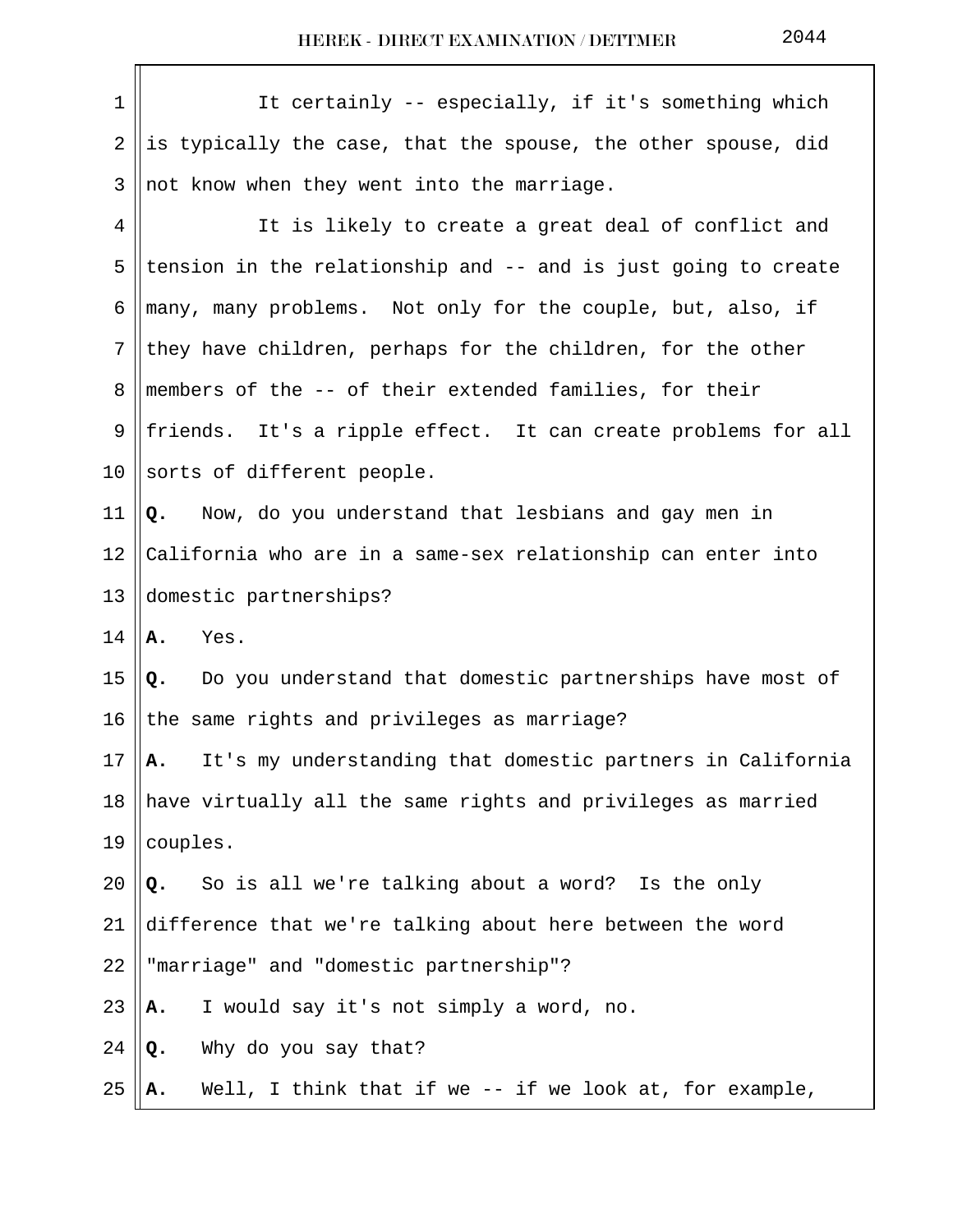It certainly -- especially, if it's something which is typically the case, that the spouse, the other spouse, did not know when they went into the marriage.

It is likely to create a great deal of conflict and tension in the relationship and -- and is just going to create many, many problems. Not only for the couple, but, also, if they have children, perhaps for the children, for the other members of the -- of their extended families, for their friends. It's a ripple effect. It can create problems for all sorts of different people.

**Q.** Now, do you understand that lesbians and gay men in California who are in a same-sex relationship can enter into domestic partnerships?

**A.** Yes.

**Q.** Do you understand that domestic partnerships have most of the same rights and privileges as marriage?

**A.** It's my understanding that domestic partners in California have virtually all the same rights and privileges as married couples.

**Q.** So is all we're talking about a word? Is the only difference that we're talking about here between the word "marriage" and "domestic partnership"?

**A.** I would say it's not simply a word, no.

**Q.** Why do you say that?

**A.** Well, I think that if we -- if we look at, for example,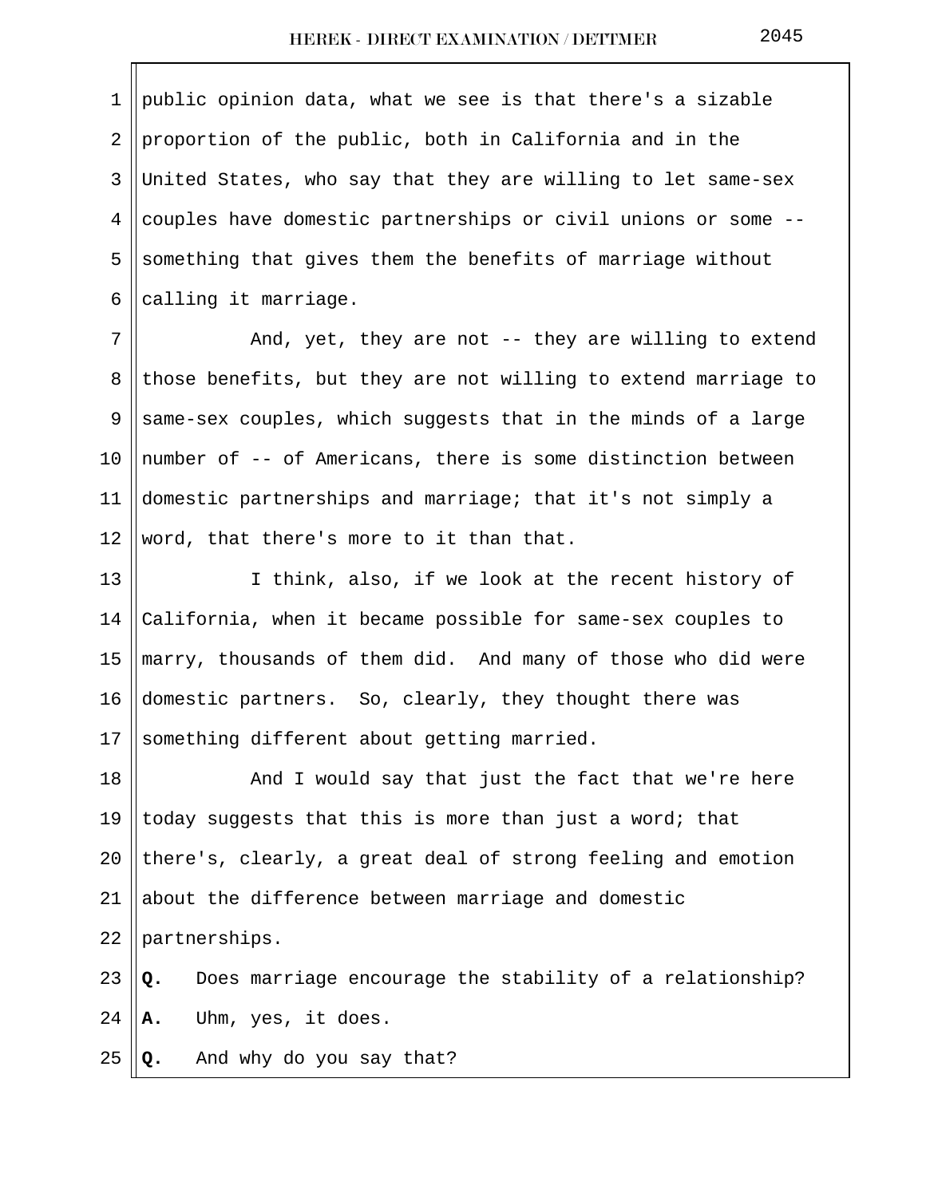public opinion data, what we see is that there's a sizable proportion of the public, both in California and in the United States, who say that they are willing to let same-sex couples have domestic partnerships or civil unions or some -- something that gives them the benefits of marriage without calling it marriage.

And, yet, they are not -- they are willing to extend those benefits, but they are not willing to extend marriage to same-sex couples, which suggests that in the minds of a large number of -- of Americans, there is some distinction between domestic partnerships and marriage; that it's not simply a word, that there's more to it than that.

I think, also, if we look at the recent history of California, when it became possible for same-sex couples to marry, thousands of them did. And many of those who did were domestic partners. So, clearly, they thought there was something different about getting married.

And I would say that just the fact that we're here today suggests that this is more than just a word; that there's, clearly, a great deal of strong feeling and emotion about the difference between marriage and domestic partnerships.

**Q.** Does marriage encourage the stability of a relationship?

**A.** Uhm, yes, it does.

**Q.** And why do you say that?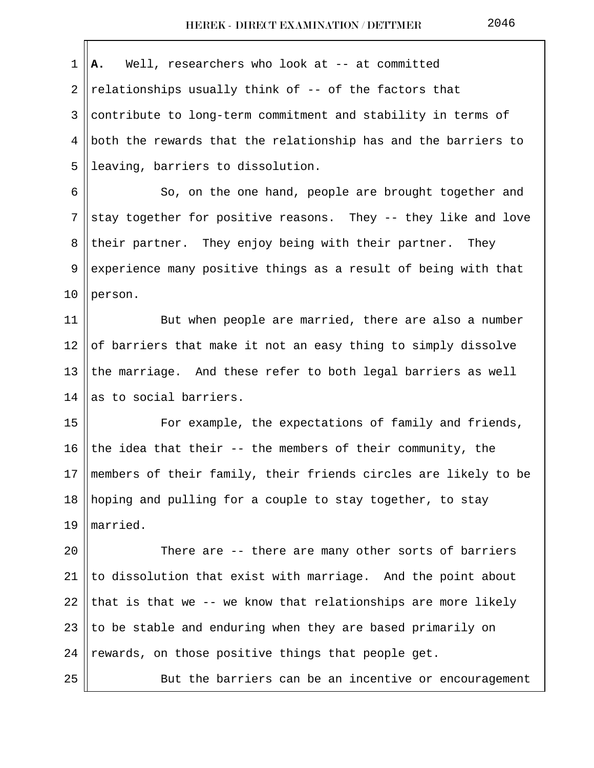**A.** Well, researchers who look at -- at committed relationships usually think of -- of the factors that contribute to long-term commitment and stability in terms of both the rewards that the relationship has and the barriers to leaving, barriers to dissolution.

So, on the one hand, people are brought together and stay together for positive reasons. They -- they like and love their partner. They enjoy being with their partner. They experience many positive things as a result of being with that person.

But when people are married, there are also a number of barriers that make it not an easy thing to simply dissolve the marriage. And these refer to both legal barriers as well as to social barriers.

For example, the expectations of family and friends, the idea that their -- the members of their community, the members of their family, their friends circles are likely to be hoping and pulling for a couple to stay together, to stay married.

There are -- there are many other sorts of barriers to dissolution that exist with marriage. And the point about that is that we -- we know that relationships are more likely to be stable and enduring when they are based primarily on rewards, on those positive things that people get.

But the barriers can be an incentive or encouragement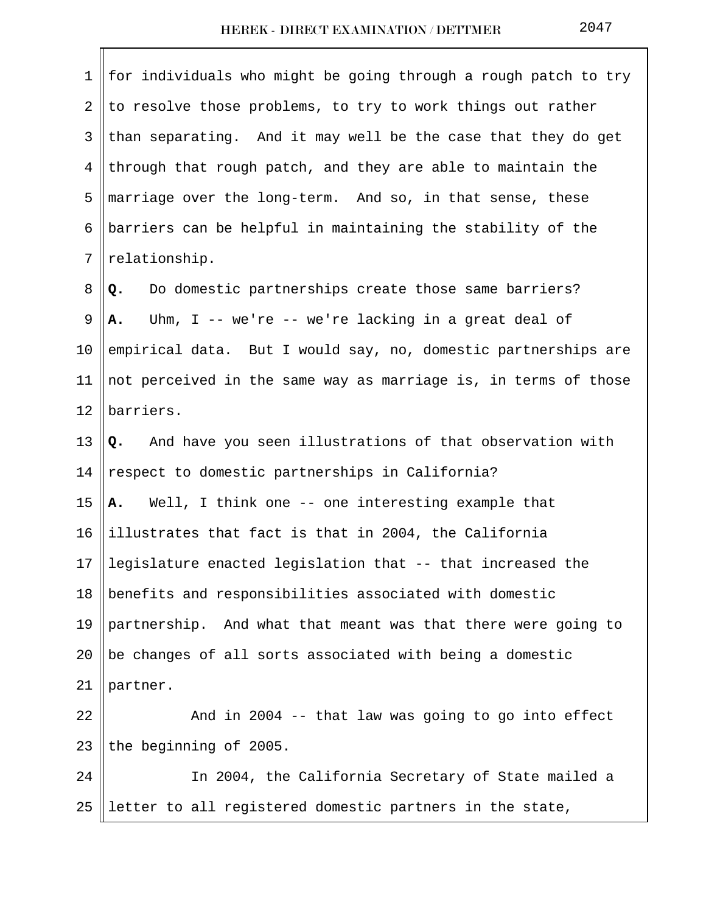for individuals who might be going through a rough patch to try to resolve those problems, to try to work things out rather than separating. And it may well be the case that they do get through that rough patch, and they are able to maintain the marriage over the long-term. And so, in that sense, these barriers can be helpful in maintaining the stability of the relationship.

**Q.** Do domestic partnerships create those same barriers?

**A.** Uhm, I -- we're -- we're lacking in a great deal of empirical data. But I would say, no, domestic partnerships are not perceived in the same way as marriage is, in terms of those barriers.

**Q.** And have you seen illustrations of that observation with respect to domestic partnerships in California?

**A.** Well, I think one -- one interesting example that illustrates that fact is that in 2004, the California legislature enacted legislation that -- that increased the benefits and responsibilities associated with domestic partnership. And what that meant was that there were going to be changes of all sorts associated with being a domestic partner.

And in 2004 -- that law was going to go into effect the beginning of 2005.

In 2004, the California Secretary of State mailed a letter to all registered domestic partners in the state,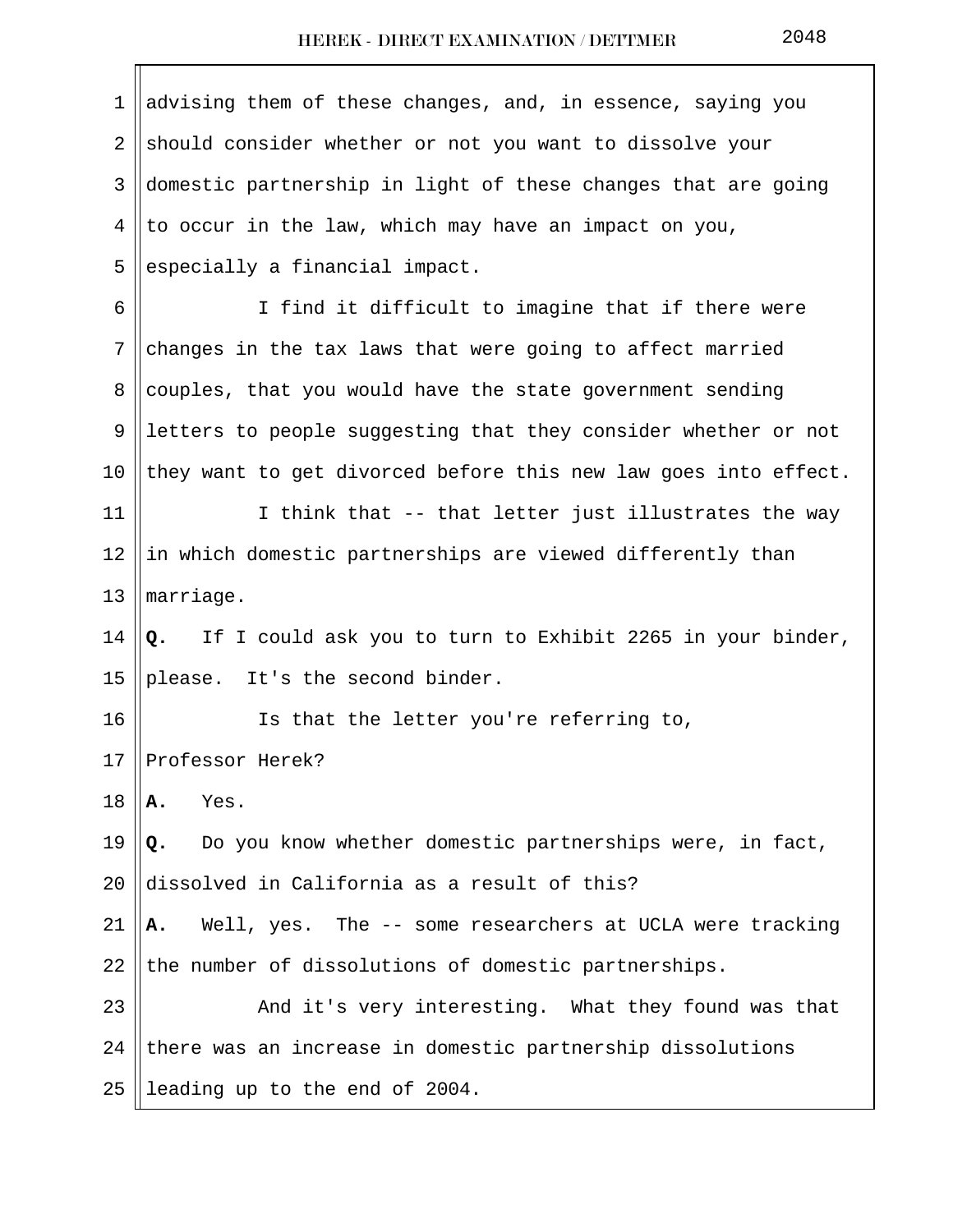advising them of these changes, and, in essence, saying you should consider whether or not you want to dissolve your domestic partnership in light of these changes that are going to occur in the law, which may have an impact on you, especially a financial impact.

I find it difficult to imagine that if there were changes in the tax laws that were going to affect married couples, that you would have the state government sending letters to people suggesting that they consider whether or not they want to get divorced before this new law goes into effect.

I think that -- that letter just illustrates the way in which domestic partnerships are viewed differently than marriage.

**Q.** If I could ask you to turn to Exhibit 2265 in your binder, please. It's the second binder.

Is that the letter you're referring to, Professor Herek?

**A.** Yes.

**Q.** Do you know whether domestic partnerships were, in fact, dissolved in California as a result of this?

**A.** Well, yes. The -- some researchers at UCLA were tracking the number of dissolutions of domestic partnerships.

And it's very interesting. What they found was that there was an increase in domestic partnership dissolutions leading up to the end of 2004.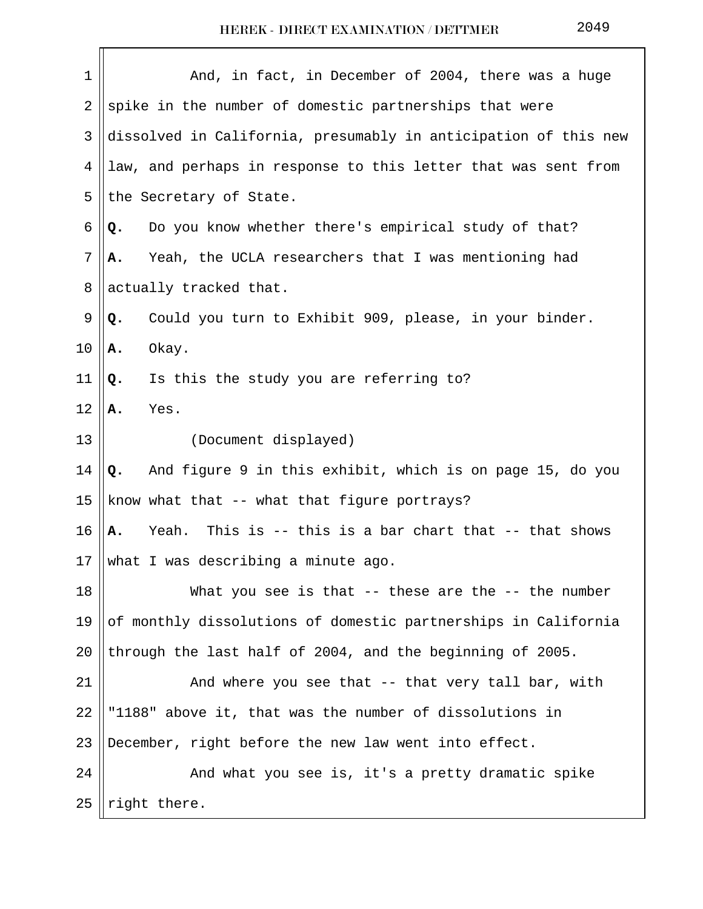And, in fact, in December of 2004, there was a huge spike in the number of domestic partnerships that were dissolved in California, presumably in anticipation of this new law, and perhaps in response to this letter that was sent from the Secretary of State.

**Q.** Do you know whether there's empirical study of that?

**A.** Yeah, the UCLA researchers that I was mentioning had actually tracked that.

**Q.** Could you turn to Exhibit 909, please, in your binder.

**A.** Okay.

**Q.** Is this the study you are referring to?

**A.** Yes.

(Document displayed)

**Q.** And figure 9 in this exhibit, which is on page 15, do you know what that -- what that figure portrays?

**A.** Yeah. This is -- this is a bar chart that -- that shows what I was describing a minute ago.

What you see is that -- these are the -- the number of monthly dissolutions of domestic partnerships in California through the last half of 2004, and the beginning of 2005.

And where you see that -- that very tall bar, with "1188" above it, that was the number of dissolutions in December, right before the new law went into effect.

And what you see is, it's a pretty dramatic spike right there.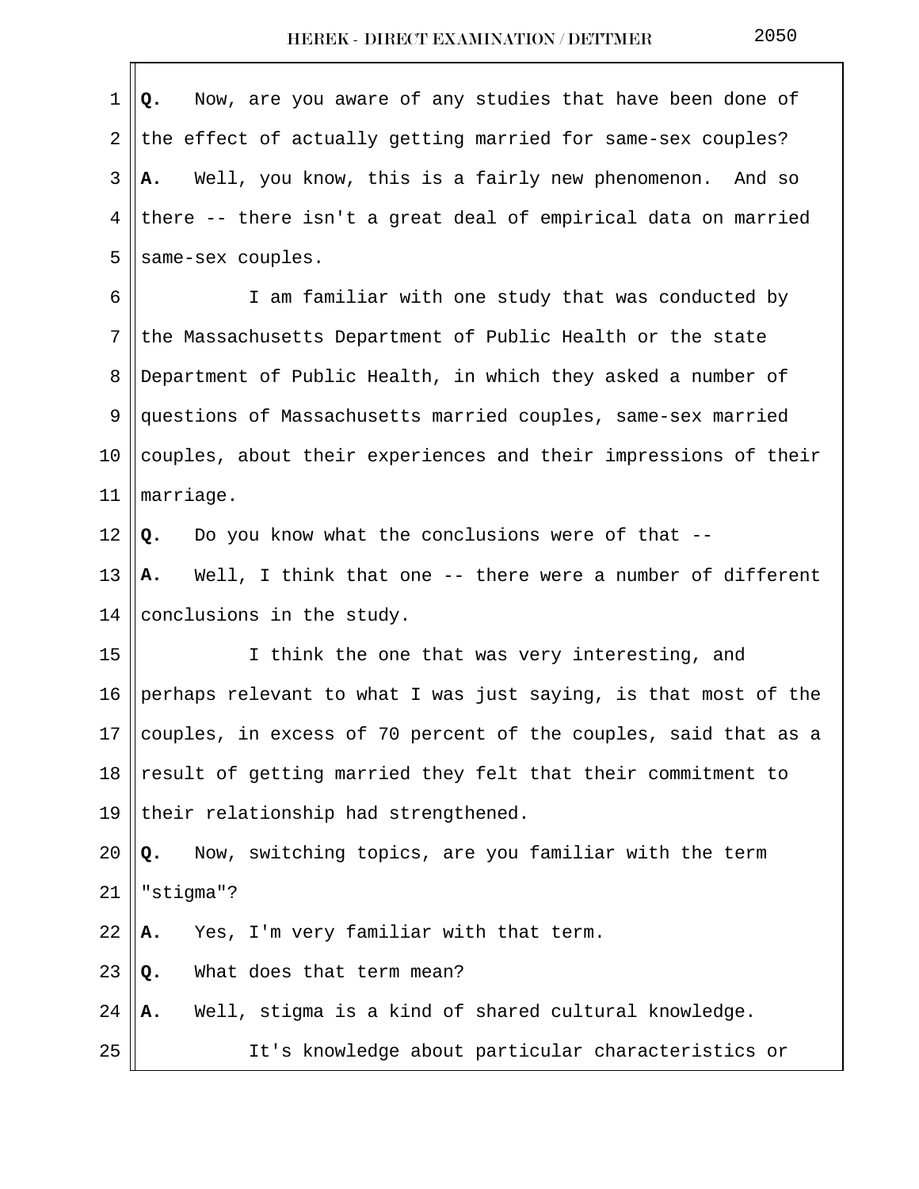**Q.** Now, are you aware of any studies that have been done of the effect of actually getting married for same-sex couples?

**A.** Well, you know, this is a fairly new phenomenon. And so there -- there isn't a great deal of empirical data on married same-sex couples.

I am familiar with one study that was conducted by the Massachusetts Department of Public Health or the state Department of Public Health, in which they asked a number of questions of Massachusetts married couples, same-sex married couples, about their experiences and their impressions of their marriage.

**Q.** Do you know what the conclusions were of that --

**A.** Well, I think that one -- there were a number of different conclusions in the study.

I think the one that was very interesting, and perhaps relevant to what I was just saying, is that most of the couples, in excess of 70 percent of the couples, said that as a result of getting married they felt that their commitment to their relationship had strengthened.

**Q.** Now, switching topics, are you familiar with the term "stigma"?

**A.** Yes, I'm very familiar with that term.

**Q.** What does that term mean?

**A.** Well, stigma is a kind of shared cultural knowledge.

It's knowledge about particular characteristics or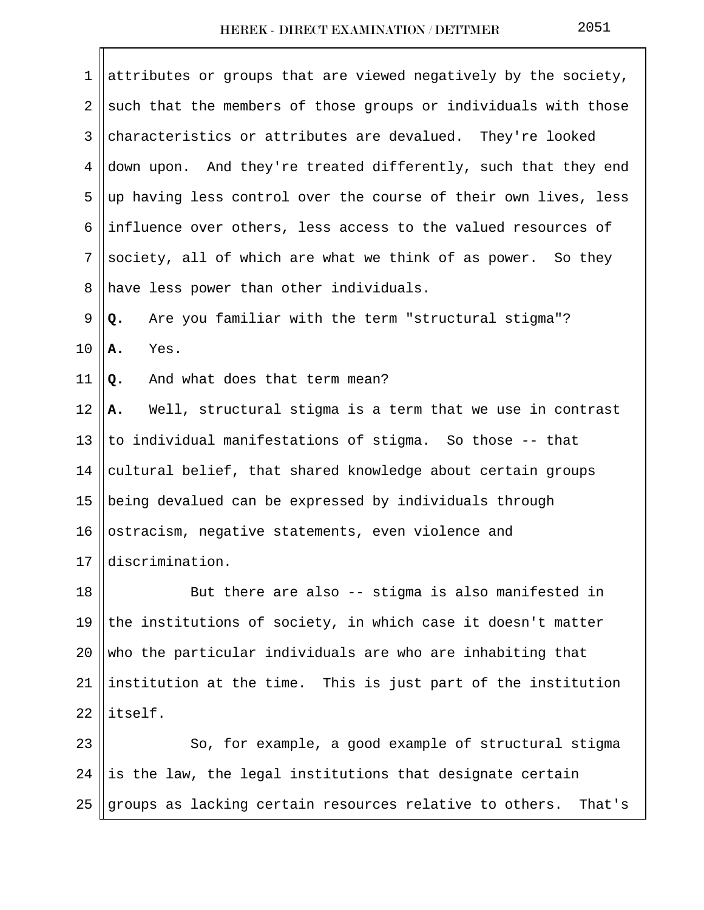attributes or groups that are viewed negatively by the society, such that the members of those groups or individuals with those characteristics or attributes are devalued. They're looked down upon. And they're treated differently, such that they end up having less control over the course of their own lives, less influence over others, less access to the valued resources of society, all of which are what we think of as power. So they have less power than other individuals.

**Q.** Are you familiar with the term "structural stigma"?

**A.** Yes.

**Q.** And what does that term mean?

**A.** Well, structural stigma is a term that we use in contrast to individual manifestations of stigma. So those -- that cultural belief, that shared knowledge about certain groups being devalued can be expressed by individuals through ostracism, negative statements, even violence and discrimination.

But there are also -- stigma is also manifested in the institutions of society, in which case it doesn't matter who the particular individuals are who are inhabiting that institution at the time. This is just part of the institution itself.

So, for example, a good example of structural stigma is the law, the legal institutions that designate certain groups as lacking certain resources relative to others. That's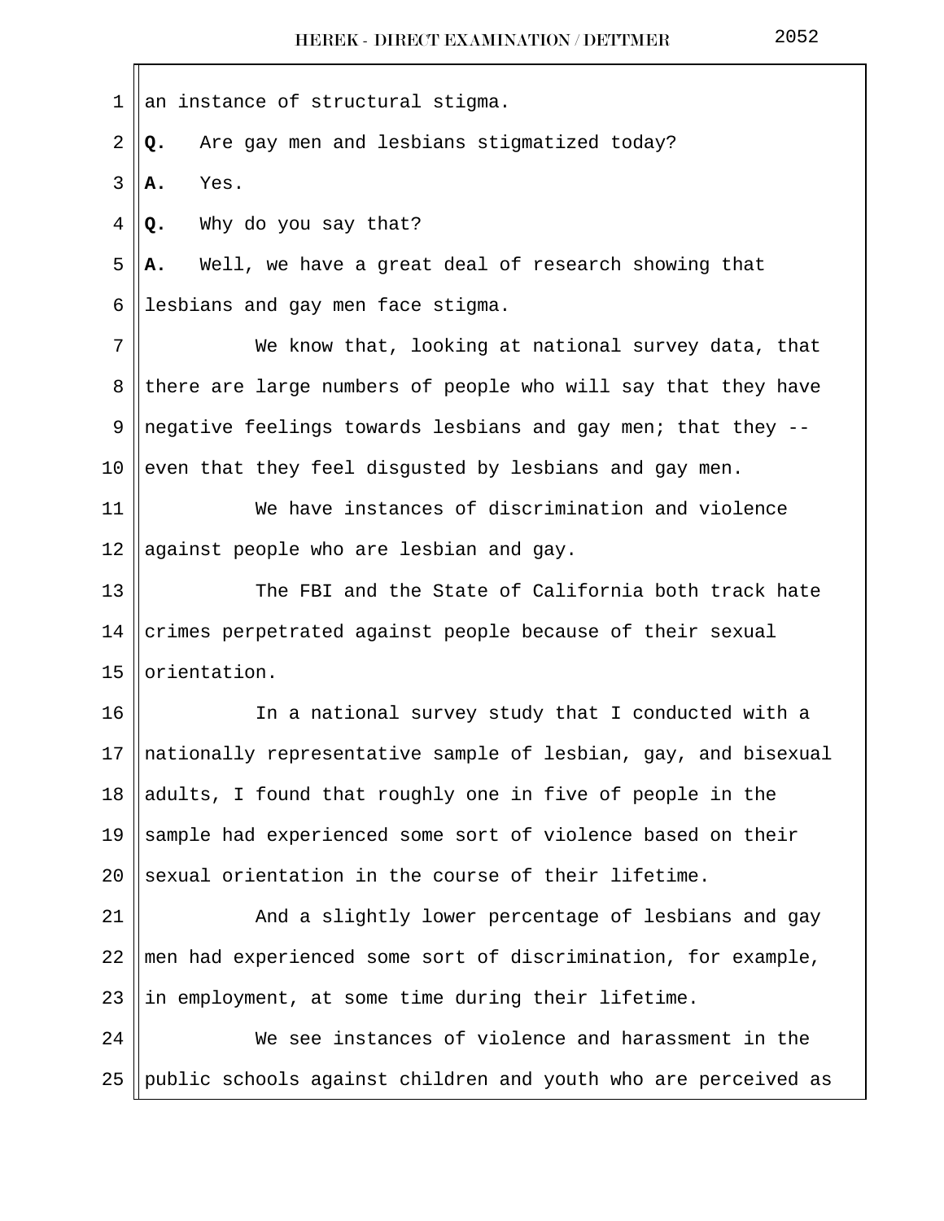an instance of structural stigma.

**Q.** Are gay men and lesbians stigmatized today?

**A.** Yes.

**Q.** Why do you say that?

**A.** Well, we have a great deal of research showing that lesbians and gay men face stigma.

We know that, looking at national survey data, that there are large numbers of people who will say that they have negative feelings towards lesbians and gay men; that they -- even that they feel disgusted by lesbians and gay men.

We have instances of discrimination and violence against people who are lesbian and gay.

The FBI and the State of California both track hate crimes perpetrated against people because of their sexual orientation.

In a national survey study that I conducted with a nationally representative sample of lesbian, gay, and bisexual adults, I found that roughly one in five of people in the sample had experienced some sort of violence based on their sexual orientation in the course of their lifetime.

And a slightly lower percentage of lesbians and gay men had experienced some sort of discrimination, for example, in employment, at some time during their lifetime.

We see instances of violence and harassment in the public schools against children and youth who are perceived as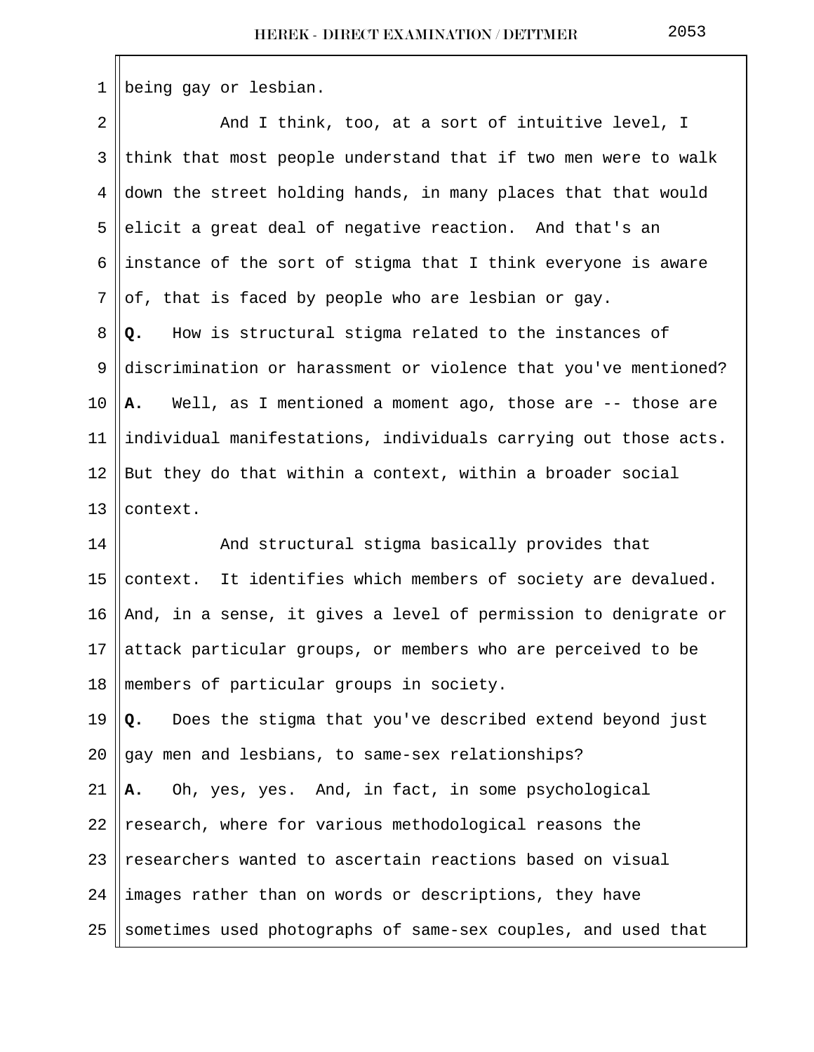being gay or lesbian.

And I think, too, at a sort of intuitive level, I think that most people understand that if two men were to walk down the street holding hands, in many places that that would elicit a great deal of negative reaction. And that's an instance of the sort of stigma that I think everyone is aware of, that is faced by people who are lesbian or gay.

**Q.** How is structural stigma related to the instances of discrimination or harassment or violence that you've mentioned?

**A.** Well, as I mentioned a moment ago, those are -- those are individual manifestations, individuals carrying out those acts. But they do that within a context, within a broader social context.

And structural stigma basically provides that context. It identifies which members of society are devalued. And, in a sense, it gives a level of permission to denigrate or attack particular groups, or members who are perceived to be members of particular groups in society.

**Q.** Does the stigma that you've described extend beyond just gay men and lesbians, to same-sex relationships?

**A.** Oh, yes, yes. And, in fact, in some psychological research, where for various methodological reasons the researchers wanted to ascertain reactions based on visual images rather than on words or descriptions, they have sometimes used photographs of same-sex couples, and used that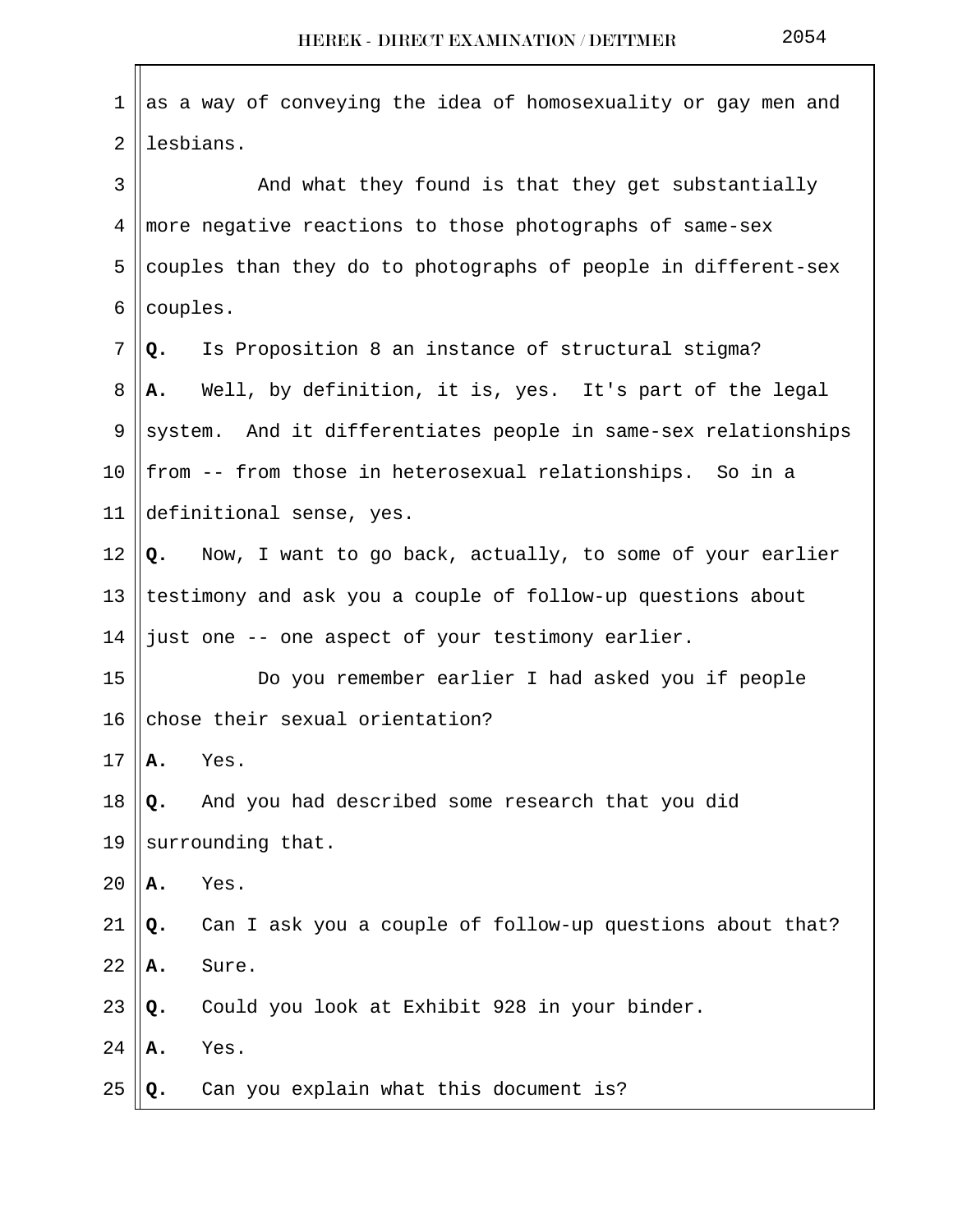as a way of conveying the idea of homosexuality or gay men and lesbians.

And what they found is that they get substantially more negative reactions to those photographs of same-sex couples than they do to photographs of people in different-sex couples.

**Q.** Is Proposition 8 an instance of structural stigma?

**A.** Well, by definition, it is, yes. It's part of the legal system. And it differentiates people in same-sex relationships from -- from those in heterosexual relationships. So in a definitional sense, yes.

**Q.** Now, I want to go back, actually, to some of your earlier testimony and ask you a couple of follow-up questions about just one -- one aspect of your testimony earlier.

Do you remember earlier I had asked you if people chose their sexual orientation?

**A.** Yes.

**Q.** And you had described some research that you did surrounding that.

**A.** Yes.

**Q.** Can I ask you a couple of follow-up questions about that?

**A.** Sure.

**Q.** Could you look at Exhibit 928 in your binder.

**A.** Yes.

**Q.** Can you explain what this document is?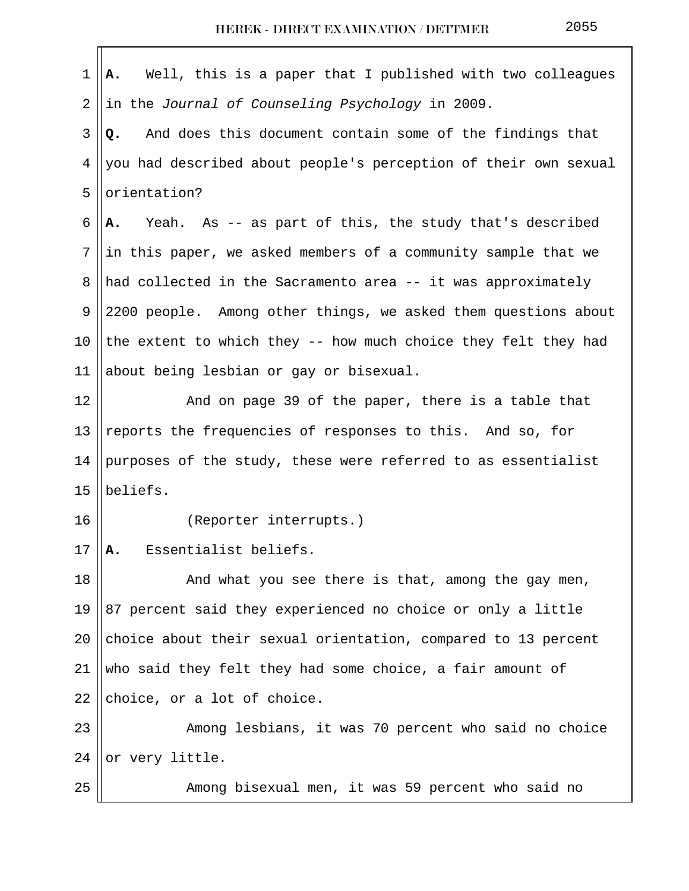**A.** Well, this is a paper that I published with two colleagues in the *Journal of Counseling Psychology* in 2009.

**Q.** And does this document contain some of the findings that you had described about people's perception of their own sexual orientation?

**A.** Yeah. As -- as part of this, the study that's described in this paper, we asked members of a community sample that we had collected in the Sacramento area -- it was approximately 2200 people. Among other things, we asked them questions about the extent to which they -- how much choice they felt they had about being lesbian or gay or bisexual.

And on page 39 of the paper, there is a table that reports the frequencies of responses to this. And so, for purposes of the study, these were referred to as essentialist beliefs.

(Reporter interrupts.)

**A.** Essentialist beliefs.

And what you see there is that, among the gay men, 87 percent said they experienced no choice or only a little choice about their sexual orientation, compared to 13 percent who said they felt they had some choice, a fair amount of choice, or a lot of choice.

Among lesbians, it was 70 percent who said no choice or very little.

Among bisexual men, it was 59 percent who said no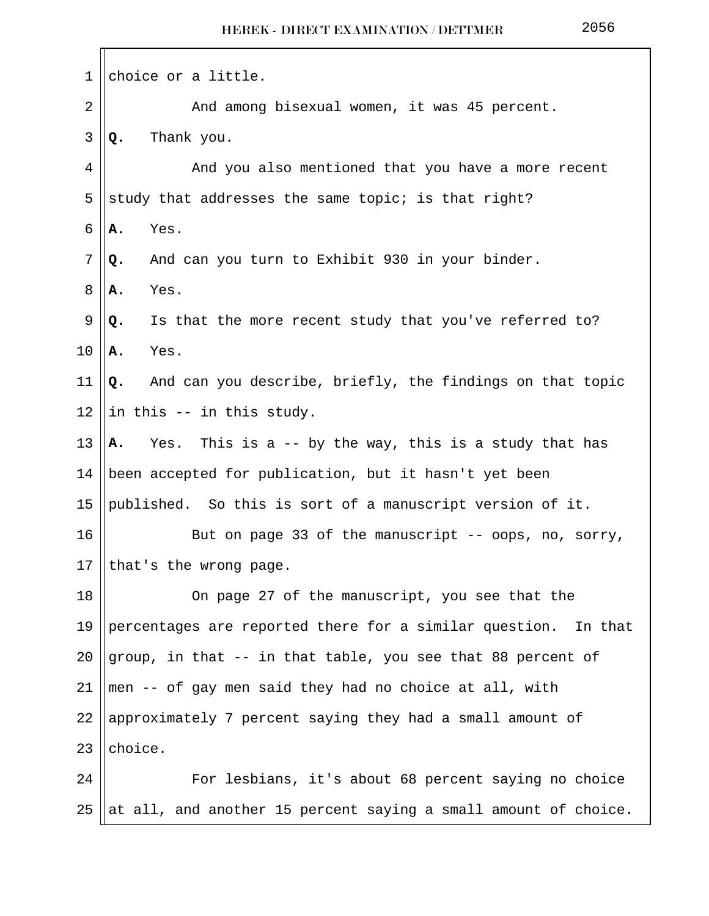choice or a little.

And among bisexual women, it was 45 percent.

**Q.** Thank you.

And you also mentioned that you have a more recent study that addresses the same topic; is that right?

**A.** Yes.

**Q.** And can you turn to Exhibit 930 in your binder.

**A.** Yes.

**Q.** Is that the more recent study that you've referred to?

**A.** Yes.

**Q.** And can you describe, briefly, the findings on that topic in this -- in this study.

**A.** Yes. This is a -- by the way, this is a study that has been accepted for publication, but it hasn't yet been published. So this is sort of a manuscript version of it.

But on page 33 of the manuscript -- oops, no, sorry, that's the wrong page.

On page 27 of the manuscript, you see that the percentages are reported there for a similar question. In that group, in that -- in that table, you see that 88 percent of men -- of gay men said they had no choice at all, with approximately 7 percent saying they had a small amount of choice.

For lesbians, it's about 68 percent saying no choice at all, and another 15 percent saying a small amount of choice.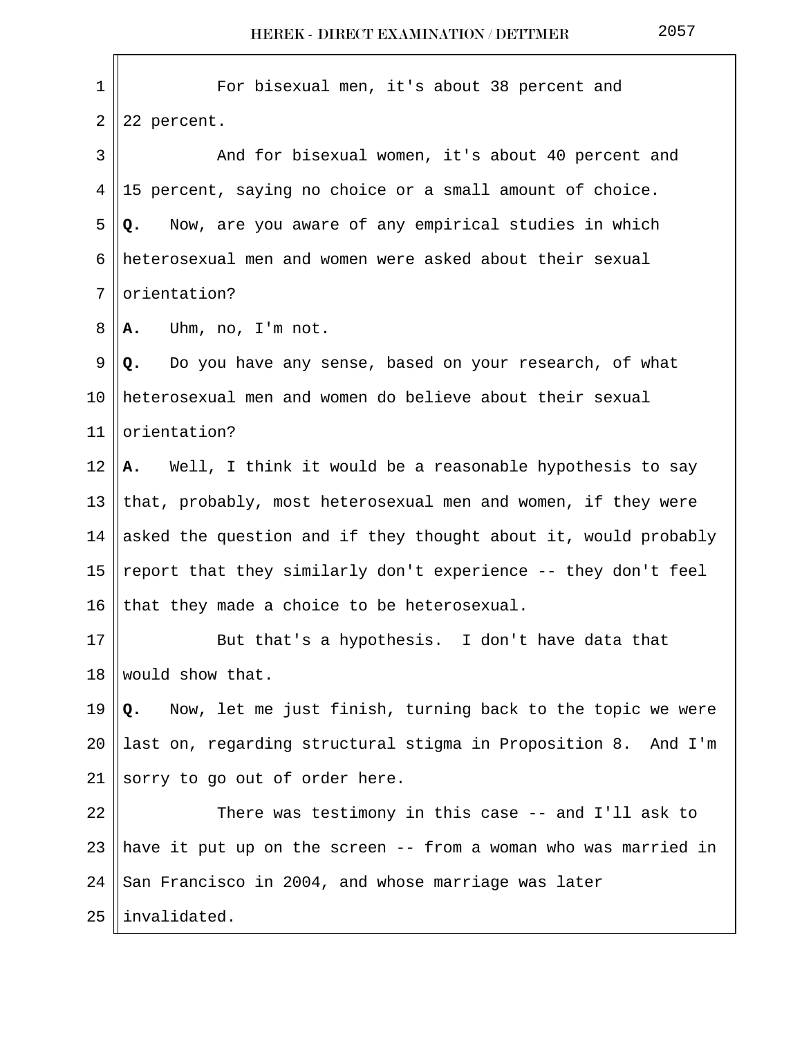For bisexual men, it's about 38 percent and 22 percent.

And for bisexual women, it's about 40 percent and 15 percent, saying no choice or a small amount of choice.

**Q.** Now, are you aware of any empirical studies in which heterosexual men and women were asked about their sexual orientation?

**A.** Uhm, no, I'm not.

**Q.** Do you have any sense, based on your research, of what heterosexual men and women do believe about their sexual orientation?

**A.** Well, I think it would be a reasonable hypothesis to say that, probably, most heterosexual men and women, if they were asked the question and if they thought about it, would probably report that they similarly don't experience -- they don't feel that they made a choice to be heterosexual.

But that's a hypothesis. I don't have data that would show that.

**Q.** Now, let me just finish, turning back to the topic we were last on, regarding structural stigma in Proposition 8. And I'm sorry to go out of order here.

There was testimony in this case -- and I'll ask to have it put up on the screen -- from a woman who was married in San Francisco in 2004, and whose marriage was later invalidated.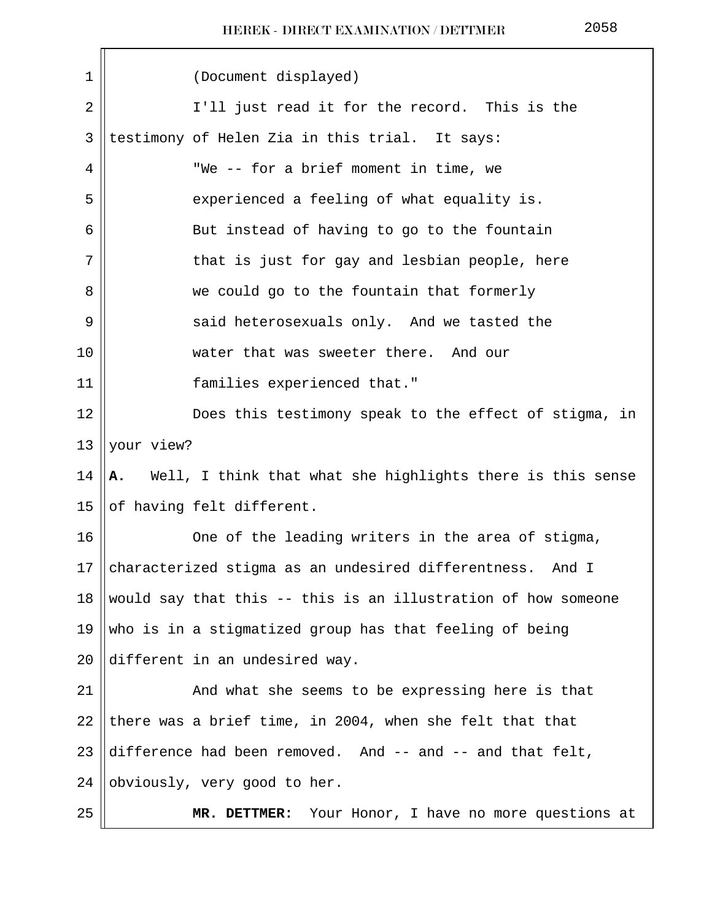(Document displayed)

I'll just read it for the record. This is the testimony of Helen Zia in this trial. It says:

> "We -- for a brief moment in time, we experienced a feeling of what equality is. But instead of having to go to the fountain that is just for gay and lesbian people, here we could go to the fountain that formerly said heterosexuals only. And we tasted the water that was sweeter there. And our families experienced that."

Does this testimony speak to the effect of stigma, in your view?

**A.** Well, I think that what she highlights there is this sense of having felt different.

One of the leading writers in the area of stigma, characterized stigma as an undesired differentness. And I would say that this -- this is an illustration of how someone who is in a stigmatized group has that feeling of being different in an undesired way.

And what she seems to be expressing here is that there was a brief time, in 2004, when she felt that that difference had been removed. And -- and -- and that felt, obviously, very good to her.

**MR. DETTMER:** Your Honor, I have no more questions at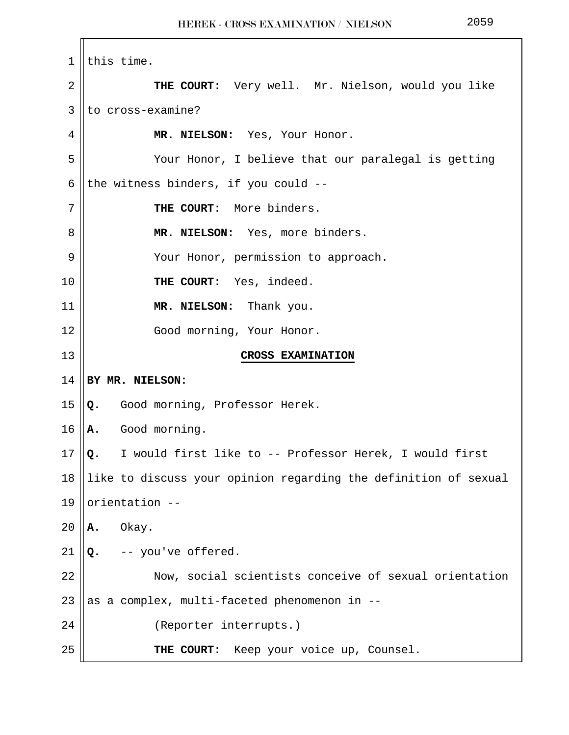this time.

**THE COURT:** Very well. Mr. Nielson, would you like to cross-examine?

**MR. NIELSON:** Yes, Your Honor.

Your Honor, I believe that our paralegal is getting the witness binders, if you could --

**THE COURT:** More binders.

**MR. NIELSON:** Yes, more binders.

Your Honor, permission to approach.

**THE COURT:** Yes, indeed.

**MR. NIELSON:** Thank you.

Good morning, Your Honor.

**CROSS EXAMINATION**

**BY MR. NIELSON:**

**Q.** Good morning, Professor Herek.

**A.** Good morning.

**Q.** I would first like to -- Professor Herek, I would first like to discuss your opinion regarding the definition of sexual orientation --

**A.** Okay.

**Q.** -- you've offered.

Now, social scientists conceive of sexual orientation as a complex, multi-faceted phenomenon in --

(Reporter interrupts.)

**THE COURT:** Keep your voice up, Counsel.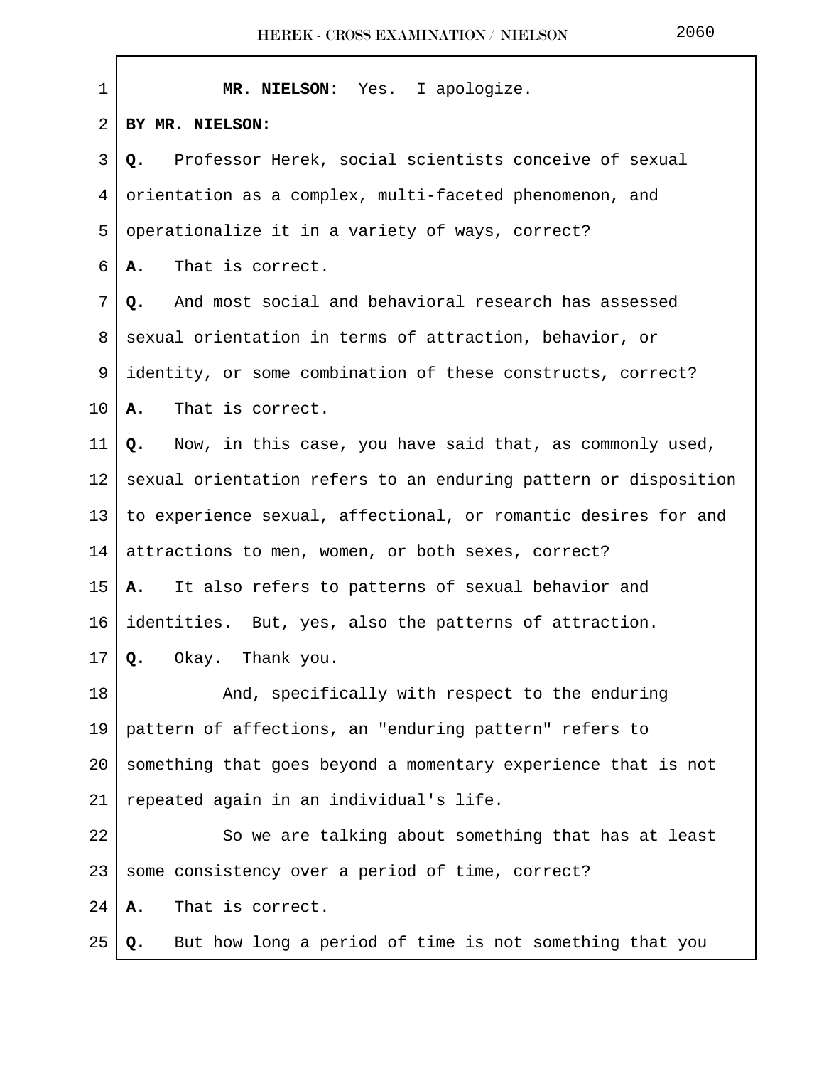**MR. NIELSON:** Yes. I apologize.

**BY MR. NIELSON:**

**Q.** Professor Herek, social scientists conceive of sexual orientation as a complex, multi-faceted phenomenon, and operationalize it in a variety of ways, correct?

**A.** That is correct.

**Q.** And most social and behavioral research has assessed sexual orientation in terms of attraction, behavior, or identity, or some combination of these constructs, correct?

**A.** That is correct.

**Q.** Now, in this case, you have said that, as commonly used, sexual orientation refers to an enduring pattern or disposition to experience sexual, affectional, or romantic desires for and attractions to men, women, or both sexes, correct?

**A.** It also refers to patterns of sexual behavior and identities. But, yes, also the patterns of attraction.

**Q.** Okay. Thank you.

And, specifically with respect to the enduring pattern of affections, an "enduring pattern" refers to something that goes beyond a momentary experience that is not repeated again in an individual's life.

So we are talking about something that has at least some consistency over a period of time, correct?

**A.** That is correct.

**Q.** But how long a period of time is not something that you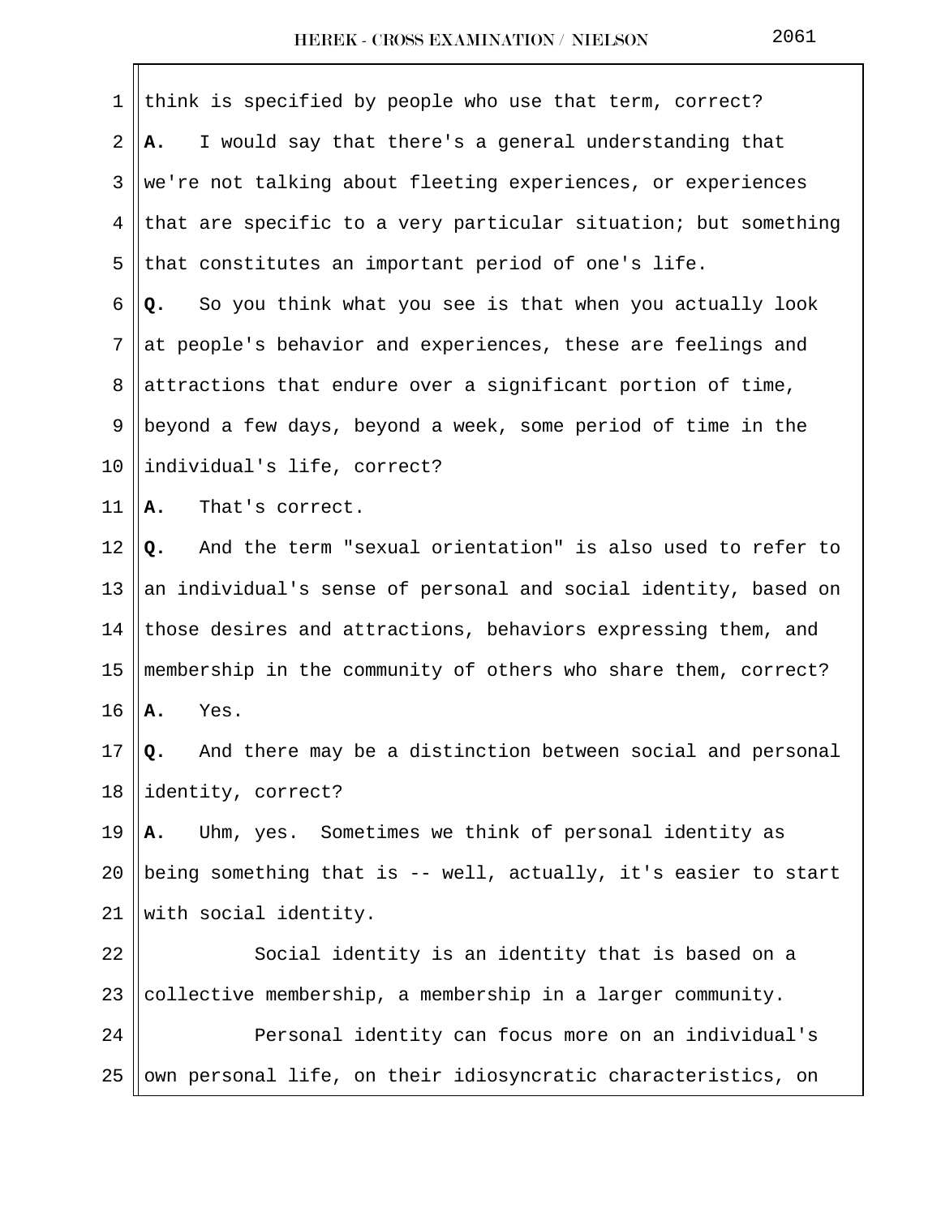think is specified by people who use that term, correct?

**A.** I would say that there's a general understanding that we're not talking about fleeting experiences, or experiences that are specific to a very particular situation; but something that constitutes an important period of one's life.

**Q.** So you think what you see is that when you actually look at people's behavior and experiences, these are feelings and attractions that endure over a significant portion of time, beyond a few days, beyond a week, some period of time in the individual's life, correct?

**A.** That's correct.

**Q.** And the term "sexual orientation" is also used to refer to an individual's sense of personal and social identity, based on those desires and attractions, behaviors expressing them, and membership in the community of others who share them, correct?

**A.** Yes.

**Q.** And there may be a distinction between social and personal identity, correct?

**A.** Uhm, yes. Sometimes we think of personal identity as being something that is -- well, actually, it's easier to start with social identity.

Social identity is an identity that is based on a collective membership, a membership in a larger community.

Personal identity can focus more on an individual's own personal life, on their idiosyncratic characteristics, on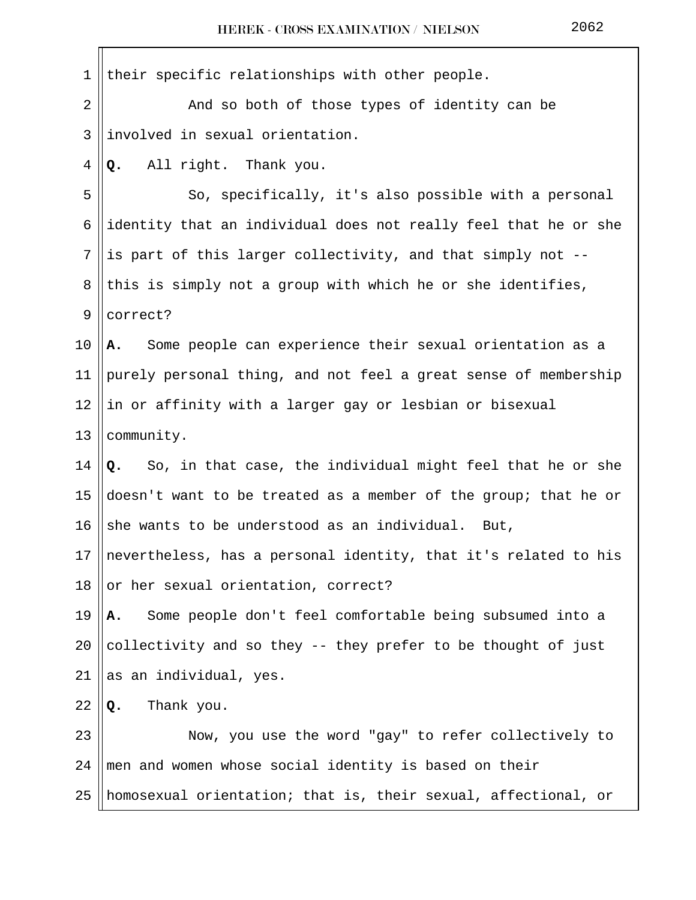their specific relationships with other people.

And so both of those types of identity can be involved in sexual orientation.

**Q.** All right. Thank you.

So, specifically, it's also possible with a personal identity that an individual does not really feel that he or she is part of this larger collectivity, and that simply not -- this is simply not a group with which he or she identifies, correct?

**A.** Some people can experience their sexual orientation as a purely personal thing, and not feel a great sense of membership in or affinity with a larger gay or lesbian or bisexual community.

**Q.** So, in that case, the individual might feel that he or she doesn't want to be treated as a member of the group; that he or she wants to be understood as an individual. But, nevertheless, has a personal identity, that it's related to his or her sexual orientation, correct?

**A.** Some people don't feel comfortable being subsumed into a collectivity and so they -- they prefer to be thought of just as an individual, yes.

**Q.** Thank you.

Now, you use the word "gay" to refer collectively to men and women whose social identity is based on their homosexual orientation; that is, their sexual, affectional, or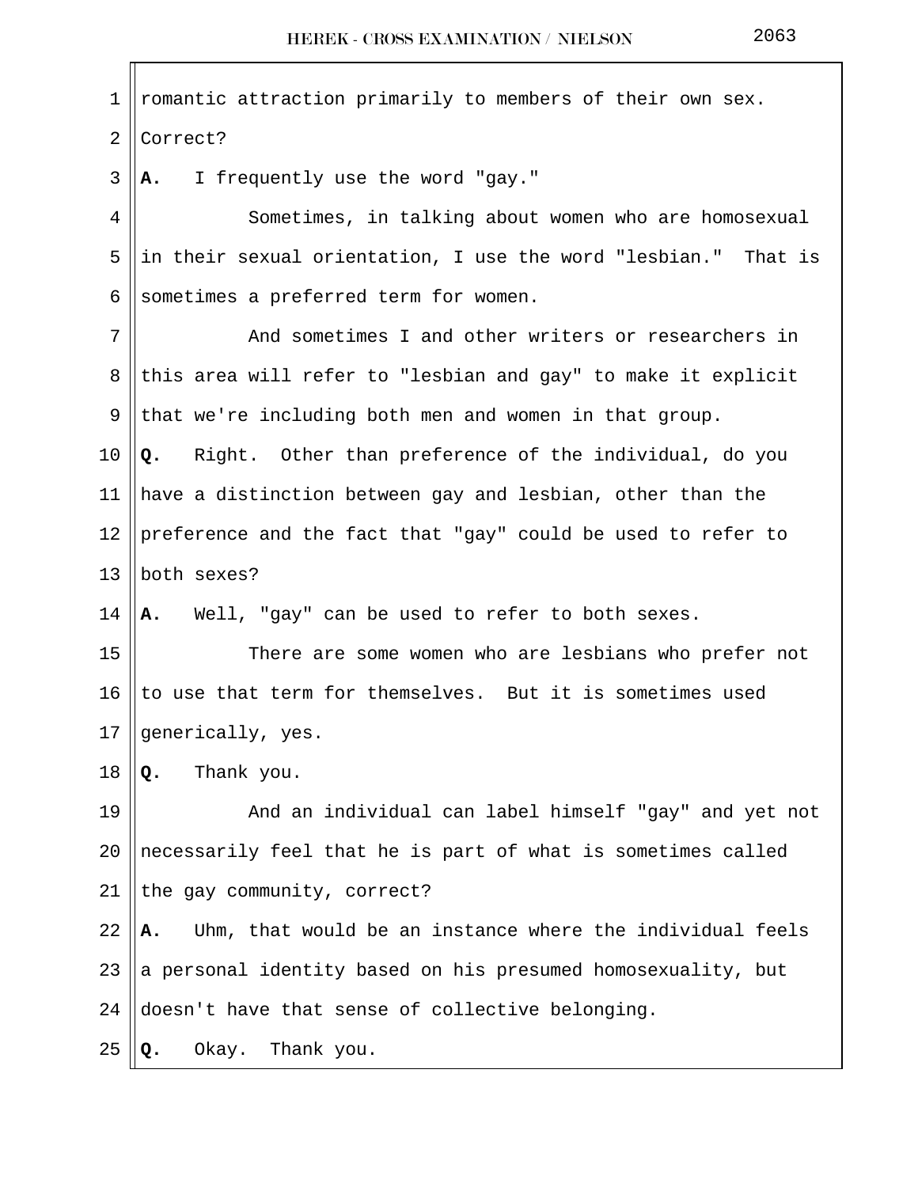romantic attraction primarily to members of their own sex. Correct?

**A.** I frequently use the word "gay."

Sometimes, in talking about women who are homosexual in their sexual orientation, I use the word "lesbian." That is sometimes a preferred term for women.

And sometimes I and other writers or researchers in this area will refer to "lesbian and gay" to make it explicit that we're including both men and women in that group.

**Q.** Right. Other than preference of the individual, do you have a distinction between gay and lesbian, other than the preference and the fact that "gay" could be used to refer to both sexes?

**A.** Well, "gay" can be used to refer to both sexes.

There are some women who are lesbians who prefer not to use that term for themselves. But it is sometimes used generically, yes.

**Q.** Thank you.

And an individual can label himself "gay" and yet not necessarily feel that he is part of what is sometimes called the gay community, correct?

**A.** Uhm, that would be an instance where the individual feels a personal identity based on his presumed homosexuality, but doesn't have that sense of collective belonging.

**Q.** Okay. Thank you.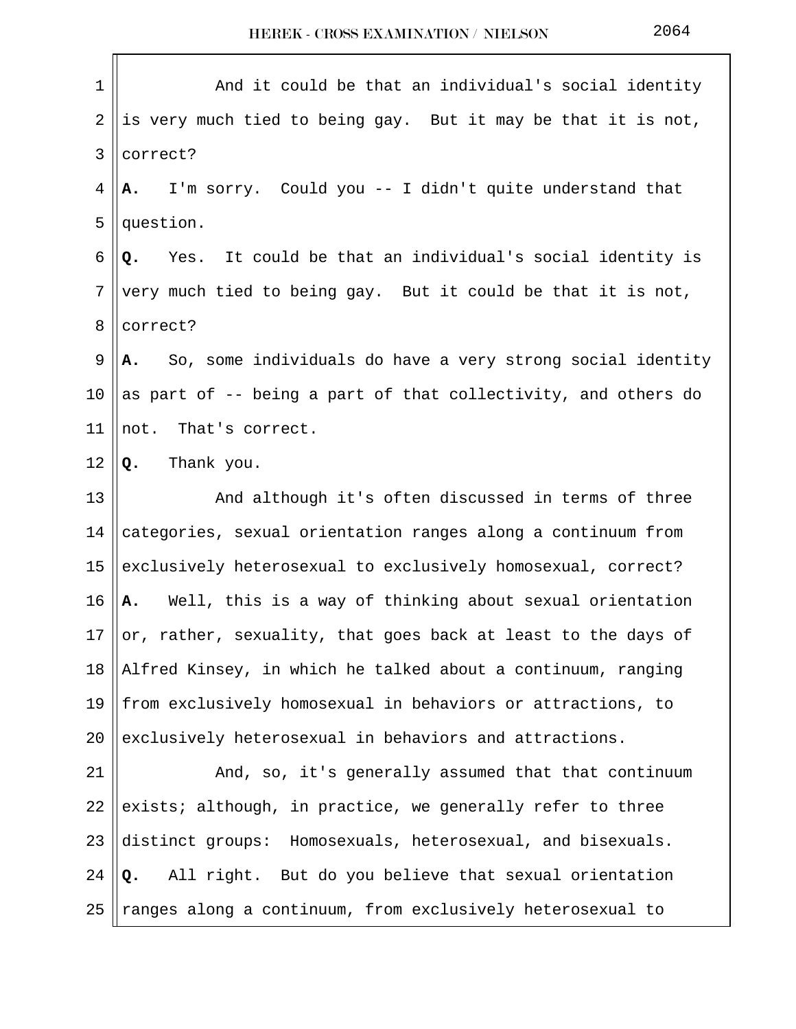And it could be that an individual's social identity is very much tied to being gay. But it may be that it is not, correct?

**A.** I'm sorry. Could you -- I didn't quite understand that question.

**Q.** Yes. It could be that an individual's social identity is very much tied to being gay. But it could be that it is not, correct?

**A.** So, some individuals do have a very strong social identity as part of -- being a part of that collectivity, and others do not. That's correct.

**Q.** Thank you.

And although it's often discussed in terms of three categories, sexual orientation ranges along a continuum from exclusively heterosexual to exclusively homosexual, correct?

**A.** Well, this is a way of thinking about sexual orientation or, rather, sexuality, that goes back at least to the days of Alfred Kinsey, in which he talked about a continuum, ranging from exclusively homosexual in behaviors or attractions, to exclusively heterosexual in behaviors and attractions.

And, so, it's generally assumed that that continuum exists; although, in practice, we generally refer to three distinct groups: Homosexuals, heterosexual, and bisexuals.

**Q.** All right. But do you believe that sexual orientation ranges along a continuum, from exclusively heterosexual to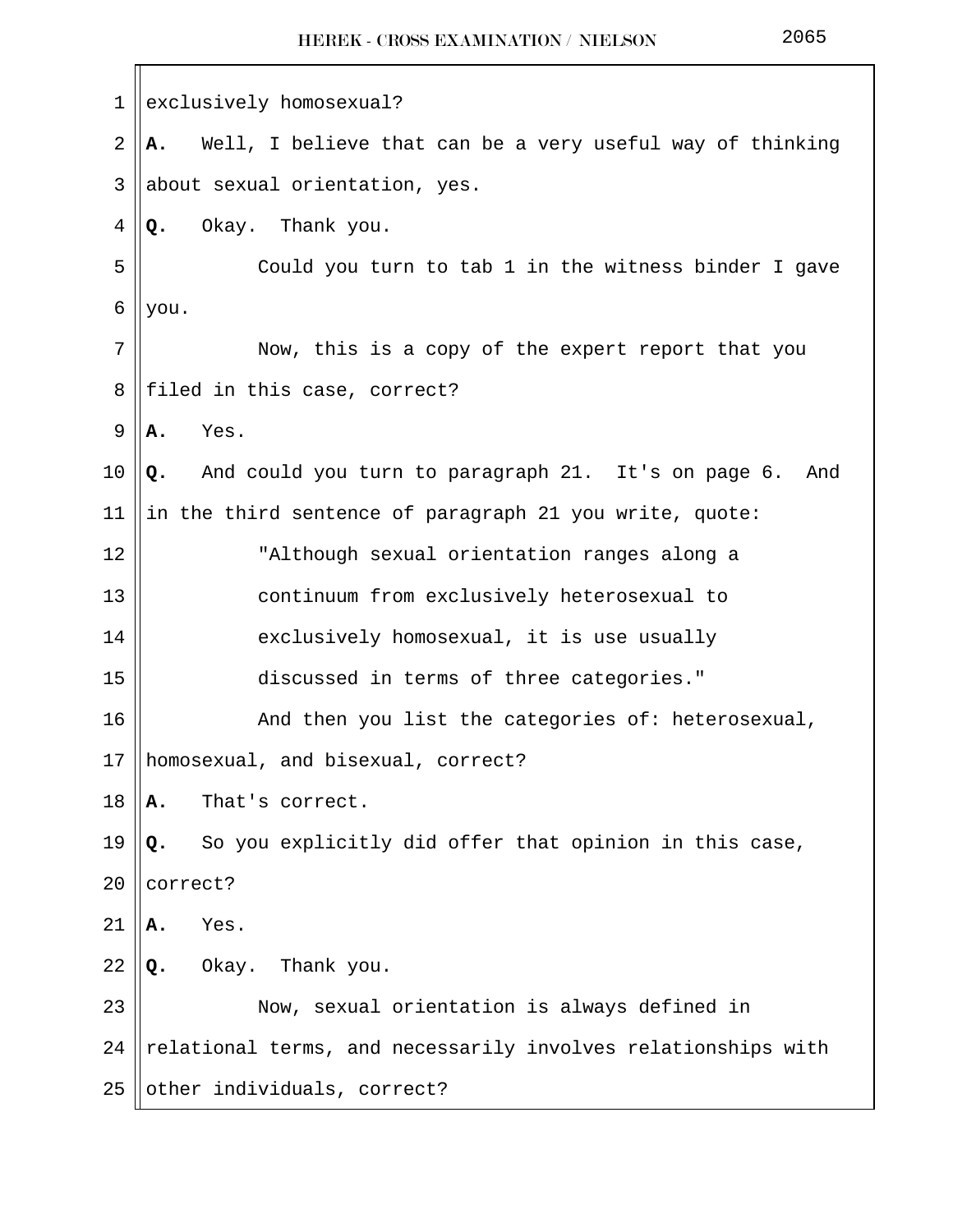exclusively homosexual?

**A.** Well, I believe that can be a very useful way of thinking about sexual orientation, yes.

**Q.** Okay. Thank you.

Could you turn to tab 1 in the witness binder I gave you.

Now, this is a copy of the expert report that you filed in this case, correct?

**A.** Yes.

**Q.** And could you turn to paragraph 21. It's on page 6. And in the third sentence of paragraph 21 you write, quote:

> "Although sexual orientation ranges along a continuum from exclusively heterosexual to exclusively homosexual, it is use usually discussed in terms of three categories."

And then you list the categories of: heterosexual, homosexual, and bisexual, correct?

**A.** That's correct.

**Q.** So you explicitly did offer that opinion in this case, correct?

**A.** Yes.

**Q.** Okay. Thank you.

Now, sexual orientation is always defined in relational terms, and necessarily involves relationships with other individuals, correct?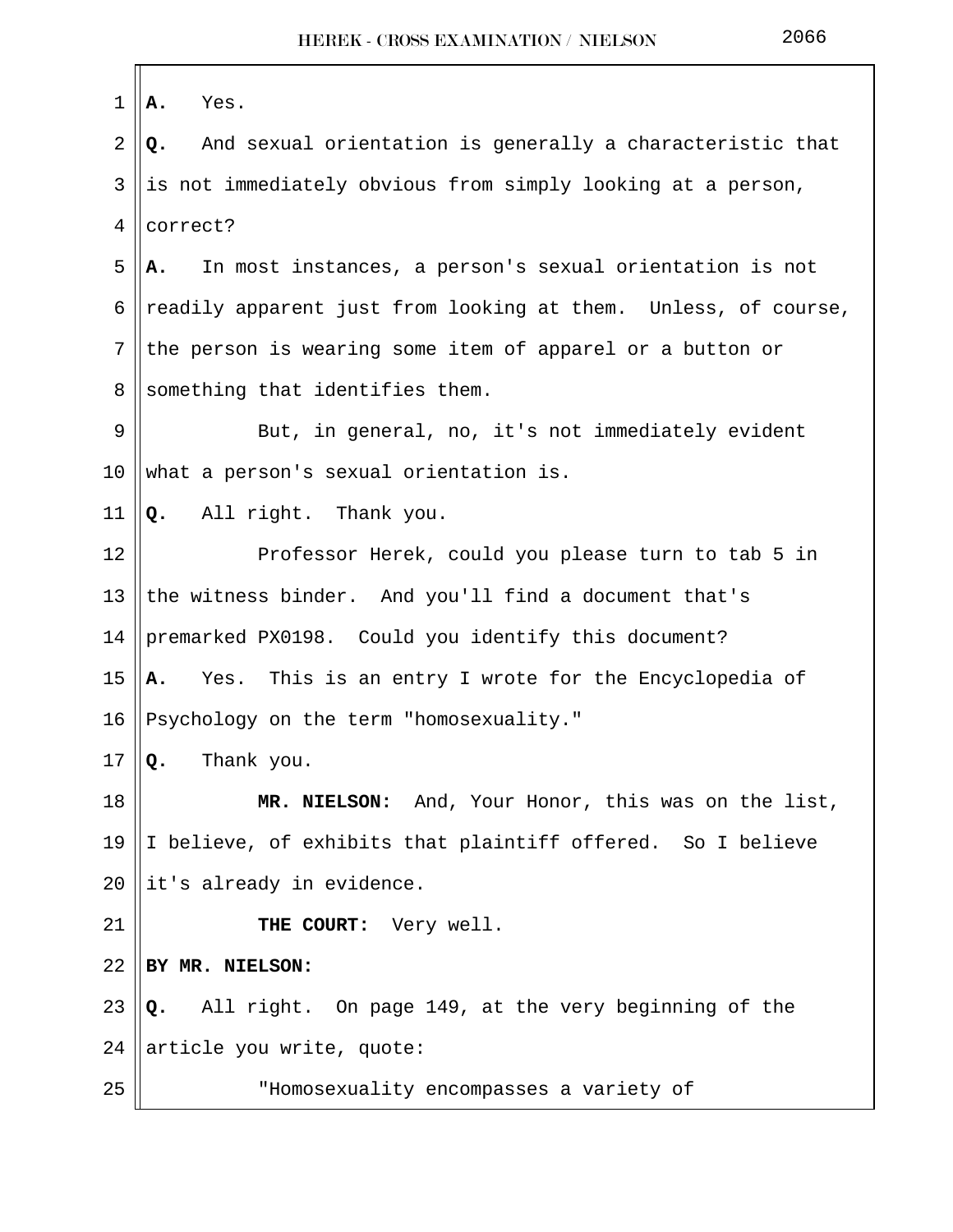**A.** Yes.

**Q.** And sexual orientation is generally a characteristic that is not immediately obvious from simply looking at a person, correct?

**A.** In most instances, a person's sexual orientation is not readily apparent just from looking at them. Unless, of course, the person is wearing some item of apparel or a button or something that identifies them.

But, in general, no, it's not immediately evident what a person's sexual orientation is.

**Q.** All right. Thank you.

Professor Herek, could you please turn to tab 5 in the witness binder. And you'll find a document that's premarked PX0198. Could you identify this document?

**A.** Yes. This is an entry I wrote for the Encyclopedia of Psychology on the term "homosexuality."

**Q.** Thank you.

**MR. NIELSON:** And, Your Honor, this was on the list, I believe, of exhibits that plaintiff offered. So I believe it's already in evidence.

**THE COURT:** Very well.

**BY MR. NIELSON:**

**Q.** All right. On page 149, at the very beginning of the article you write, quote:

"Homosexuality encompasses a variety of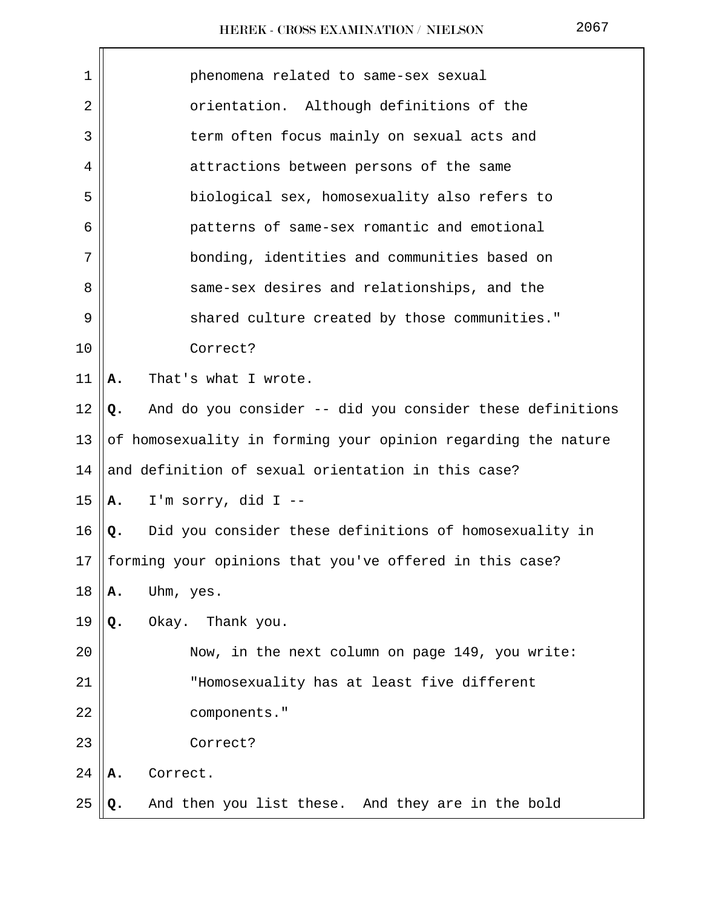phenomena related to same-sex sexual orientation. Although definitions of the term often focus mainly on sexual acts and attractions between persons of the same biological sex, homosexuality also refers to patterns of same-sex romantic and emotional bonding, identities and communities based on same-sex desires and relationships, and the shared culture created by those communities."

Correct?

**A.** That's what I wrote.

**Q.** And do you consider -- did you consider these definitions of homosexuality in forming your opinion regarding the nature and definition of sexual orientation in this case?

**A.** I'm sorry, did I --

**Q.** Did you consider these definitions of homosexuality in forming your opinions that you've offered in this case?

**A.** Uhm, yes.

**Q.** Okay. Thank you.

Now, in the next column on page 149, you write:

"Homosexuality has at least five different components."

Correct?

**A.** Correct.

**Q.** And then you list these. And they are in the bold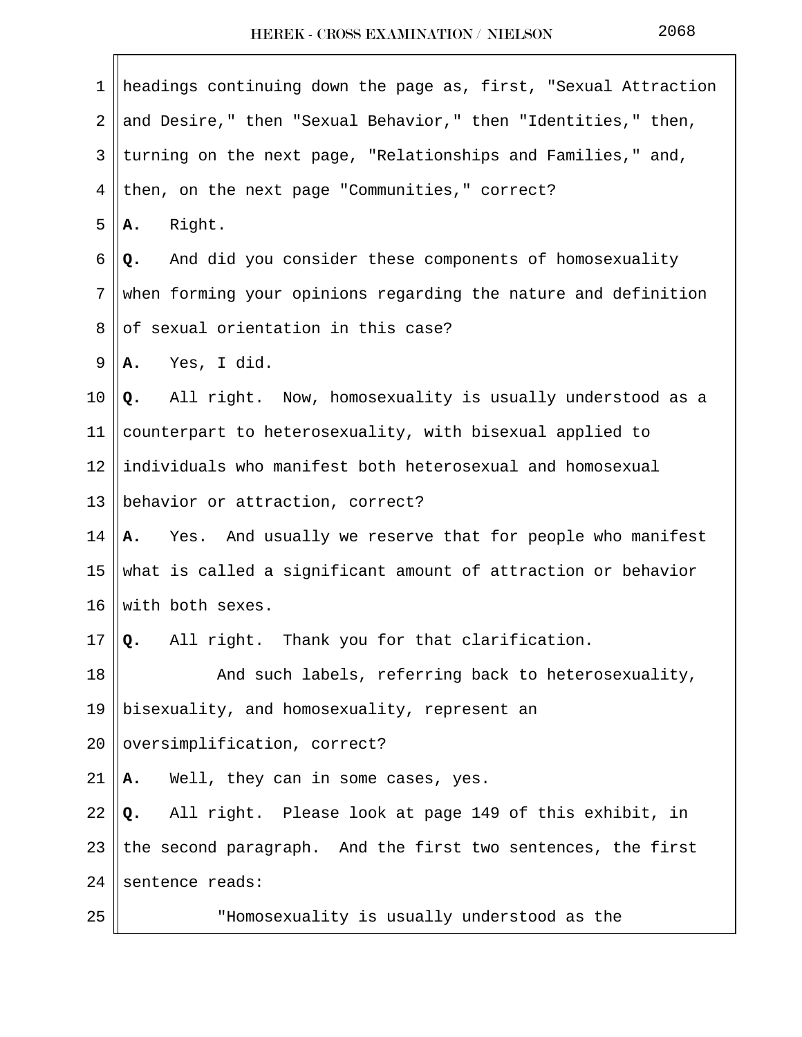headings continuing down the page as, first, "Sexual Attraction and Desire," then "Sexual Behavior," then "Identities," then, turning on the next page, "Relationships and Families," and, then, on the next page "Communities," correct?

**A.** Right.

**Q.** And did you consider these components of homosexuality when forming your opinions regarding the nature and definition of sexual orientation in this case?

**A.** Yes, I did.

**Q.** All right. Now, homosexuality is usually understood as a counterpart to heterosexuality, with bisexual applied to individuals who manifest both heterosexual and homosexual behavior or attraction, correct?

**A.** Yes. And usually we reserve that for people who manifest what is called a significant amount of attraction or behavior with both sexes.

**Q.** All right. Thank you for that clarification.

And such labels, referring back to heterosexuality, bisexuality, and homosexuality, represent an oversimplification, correct?

**A.** Well, they can in some cases, yes.

**Q.** All right. Please look at page 149 of this exhibit, in the second paragraph. And the first two sentences, the first sentence reads:

"Homosexuality is usually understood as the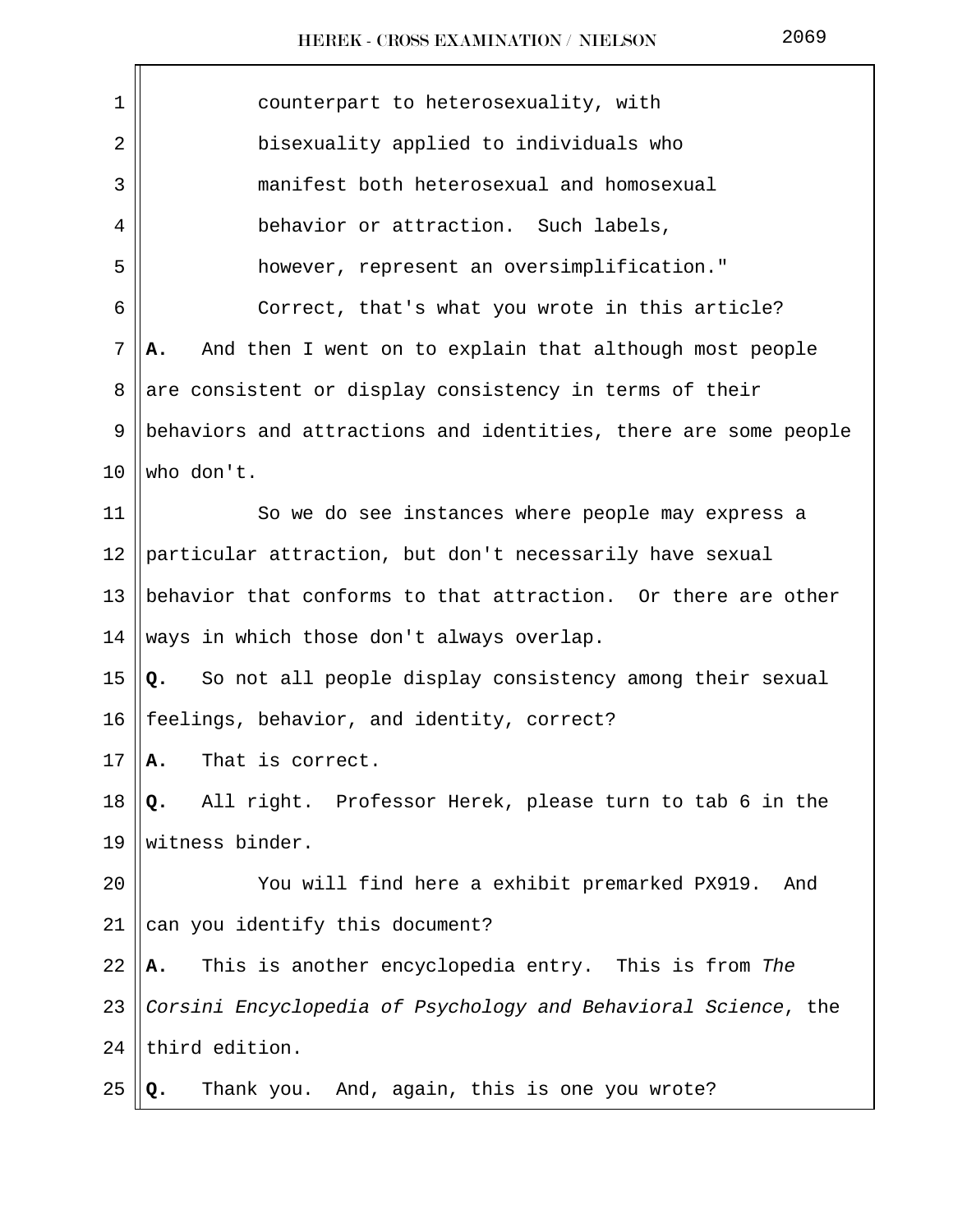counterpart to heterosexuality, with bisexuality applied to individuals who manifest both heterosexual and homosexual behavior or attraction. Such labels, however, represent an oversimplification."

Correct, that's what you wrote in this article?

**A.** And then I went on to explain that although most people are consistent or display consistency in terms of their behaviors and attractions and identities, there are some people who don't.

So we do see instances where people may express a particular attraction, but don't necessarily have sexual behavior that conforms to that attraction. Or there are other ways in which those don't always overlap.

**Q.** So not all people display consistency among their sexual feelings, behavior, and identity, correct?

**A.** That is correct.

**Q.** All right. Professor Herek, please turn to tab 6 in the witness binder.

You will find here a exhibit premarked PX919. And can you identify this document?

**A.** This is another encyclopedia entry. This is from *The Corsini Encyclopedia of Psychology and Behavioral Science*, the third edition.

**Q.** Thank you. And, again, this is one you wrote?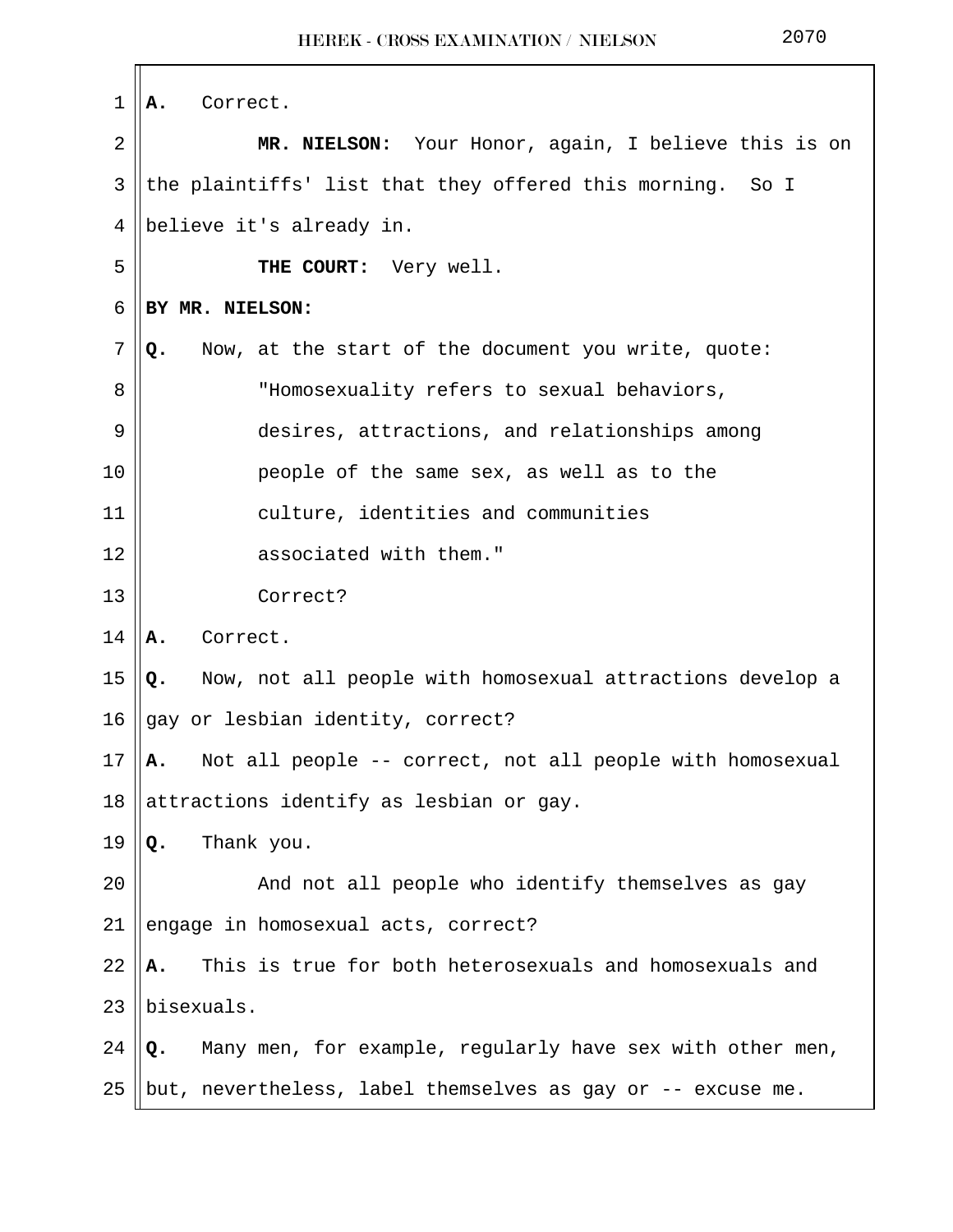**A.** Correct.

**MR. NIELSON:** Your Honor, again, I believe this is on the plaintiffs' list that they offered this morning. So I believe it's already in.

**THE COURT:** Very well.

**BY MR. NIELSON:**

**Q.** Now, at the start of the document you write, quote:

"Homosexuality refers to sexual behaviors, desires, attractions, and relationships among people of the same sex, as well as to the culture, identities and communities associated with them."

Correct?

**A.** Correct.

**Q.** Now, not all people with homosexual attractions develop a gay or lesbian identity, correct?

**A.** Not all people -- correct, not all people with homosexual attractions identify as lesbian or gay.

**Q.** Thank you.

And not all people who identify themselves as gay engage in homosexual acts, correct?

**A.** This is true for both heterosexuals and homosexuals and bisexuals.

**Q.** Many men, for example, regularly have sex with other men, but, nevertheless, label themselves as gay or -- excuse me.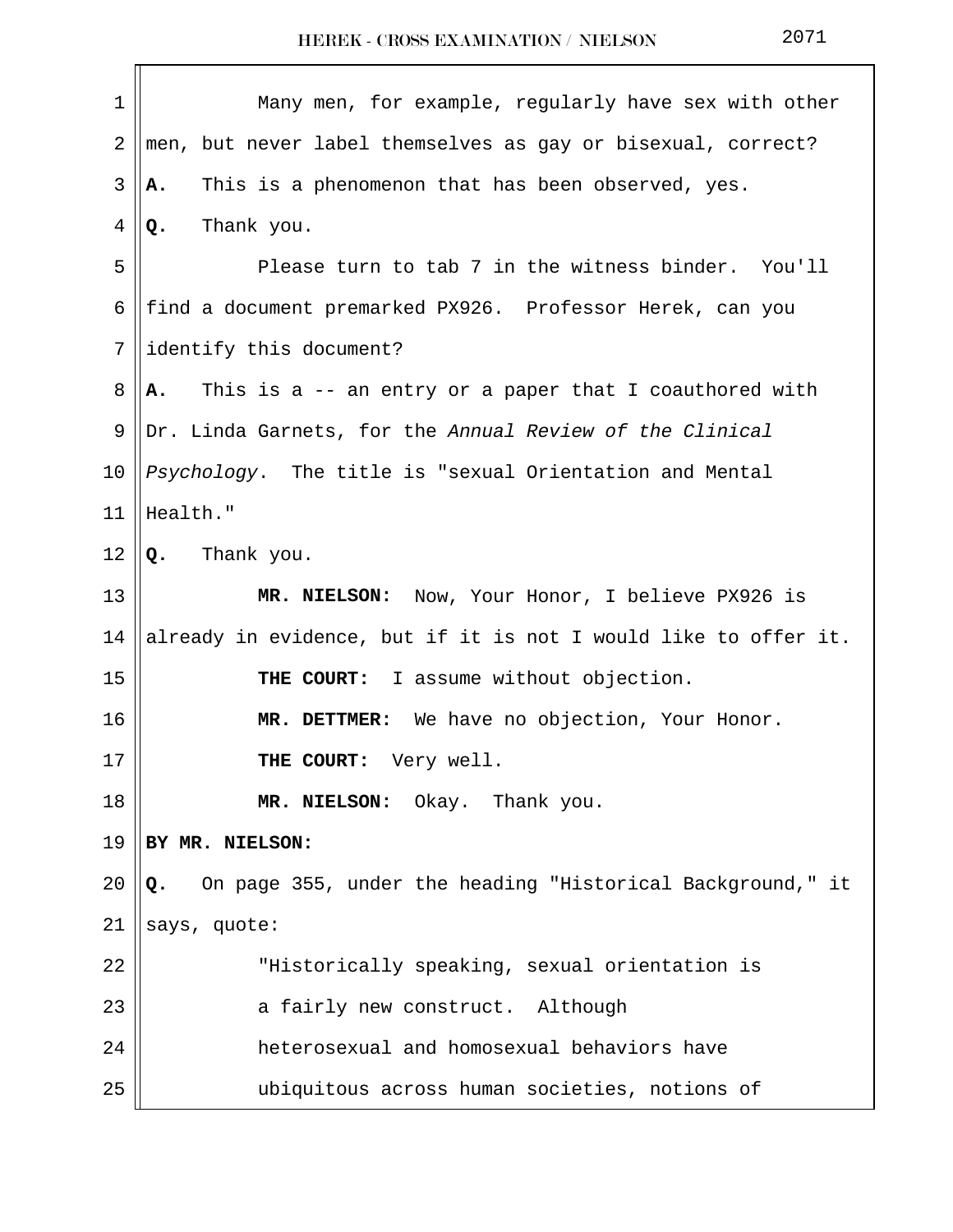Many men, for example, regularly have sex with other men, but never label themselves as gay or bisexual, correct?

**A.** This is a phenomenon that has been observed, yes.

**Q.** Thank you.

Please turn to tab 7 in the witness binder. You'll find a document premarked PX926. Professor Herek, can you identify this document?

**A.** This is a -- an entry or a paper that I coauthored with Dr. Linda Garnets, for the *Annual Review of the Clinical Psychology*. The title is "sexual Orientation and Mental Health."

**Q.** Thank you.

**MR. NIELSON:** Now, Your Honor, I believe PX926 is already in evidence, but if it is not I would like to offer it.

**THE COURT:** I assume without objection.

**MR. DETTMER:** We have no objection, Your Honor.

**THE COURT:** Very well.

**MR. NIELSON:** Okay. Thank you.

**BY MR. NIELSON:**

**Q.** On page 355, under the heading "Historical Background," it says, quote:

> "Historically speaking, sexual orientation is a fairly new construct. Although heterosexual and homosexual behaviors have ubiquitous across human societies, notions of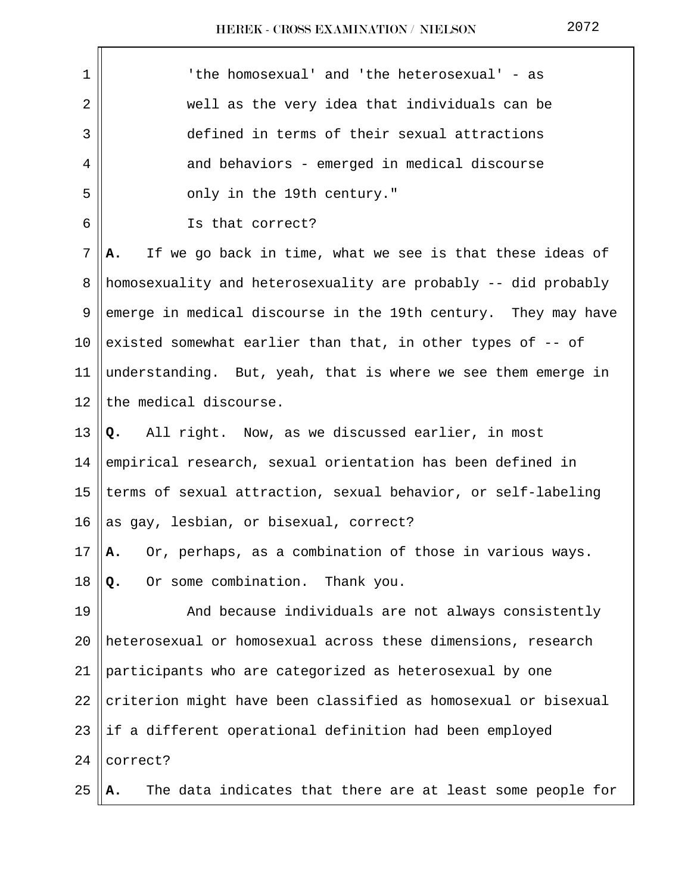'the homosexual' and 'the heterosexual' - as well as the very idea that individuals can be defined in terms of their sexual attractions and behaviors - emerged in medical discourse only in the 19th century."

Is that correct?

**A.** If we go back in time, what we see is that these ideas of homosexuality and heterosexuality are probably -- did probably emerge in medical discourse in the 19th century. They may have existed somewhat earlier than that, in other types of -- of understanding. But, yeah, that is where we see them emerge in the medical discourse.

**Q.** All right. Now, as we discussed earlier, in most empirical research, sexual orientation has been defined in terms of sexual attraction, sexual behavior, or self-labeling as gay, lesbian, or bisexual, correct?

**A.** Or, perhaps, as a combination of those in various ways.

**Q.** Or some combination. Thank you.

And because individuals are not always consistently heterosexual or homosexual across these dimensions, research participants who are categorized as heterosexual by one criterion might have been classified as homosexual or bisexual if a different operational definition had been employed correct?

**A.** The data indicates that there are at least some people for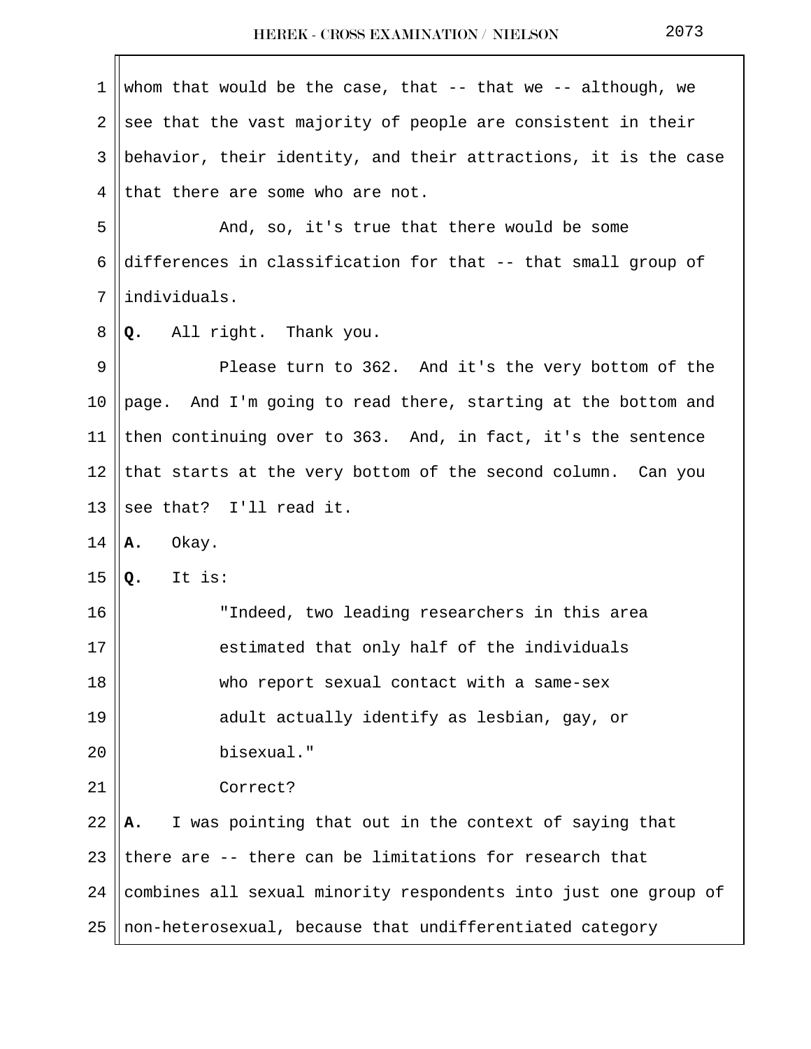whom that would be the case, that -- that we -- although, we see that the vast majority of people are consistent in their behavior, their identity, and their attractions, it is the case that there are some who are not.

And, so, it's true that there would be some differences in classification for that -- that small group of individuals.

**Q.** All right. Thank you.

Please turn to 362. And it's the very bottom of the page. And I'm going to read there, starting at the bottom and then continuing over to 363. And, in fact, it's the sentence that starts at the very bottom of the second column. Can you see that? I'll read it.

**A.** Okay.

**Q.** It is:

> "Indeed, two leading researchers in this area estimated that only half of the individuals who report sexual contact with a same-sex adult actually identify as lesbian, gay, or bisexual."

Correct?

**A.** I was pointing that out in the context of saying that there are -- there can be limitations for research that combines all sexual minority respondents into just one group of non-heterosexual, because that undifferentiated category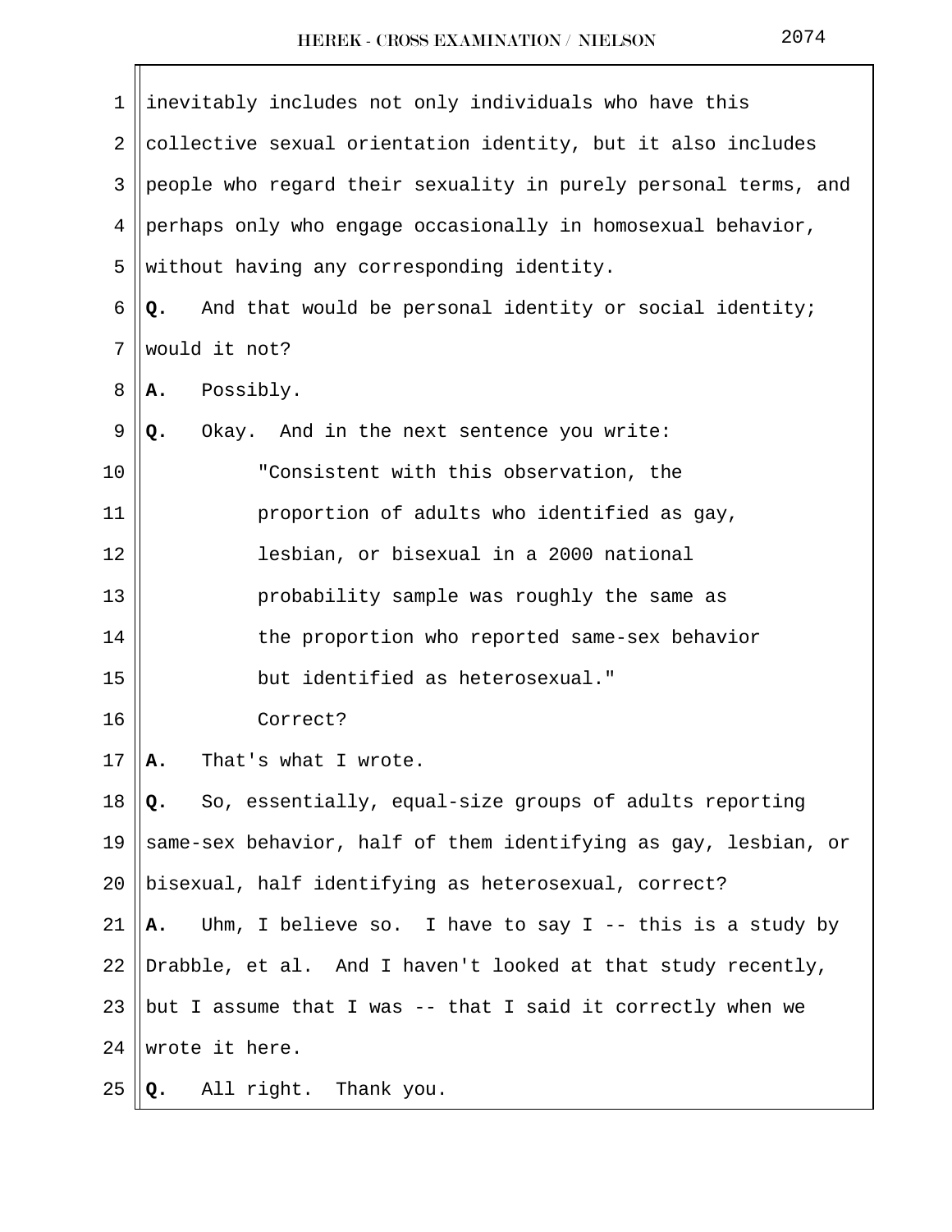inevitably includes not only individuals who have this collective sexual orientation identity, but it also includes people who regard their sexuality in purely personal terms, and perhaps only who engage occasionally in homosexual behavior, without having any corresponding identity.

**Q.** And that would be personal identity or social identity; would it not?

**A.** Possibly.

**Q.** Okay. And in the next sentence you write:

> "Consistent with this observation, the proportion of adults who identified as gay, lesbian, or bisexual in a 2000 national probability sample was roughly the same as the proportion who reported same-sex behavior but identified as heterosexual."
>
> Correct?

**A.** That's what I wrote.

**Q.** So, essentially, equal-size groups of adults reporting same-sex behavior, half of them identifying as gay, lesbian, or bisexual, half identifying as heterosexual, correct?

**A.** Uhm, I believe so. I have to say I -- this is a study by Drabble, et al. And I haven't looked at that study recently, but I assume that I was -- that I said it correctly when we wrote it here.

**Q.** All right. Thank you.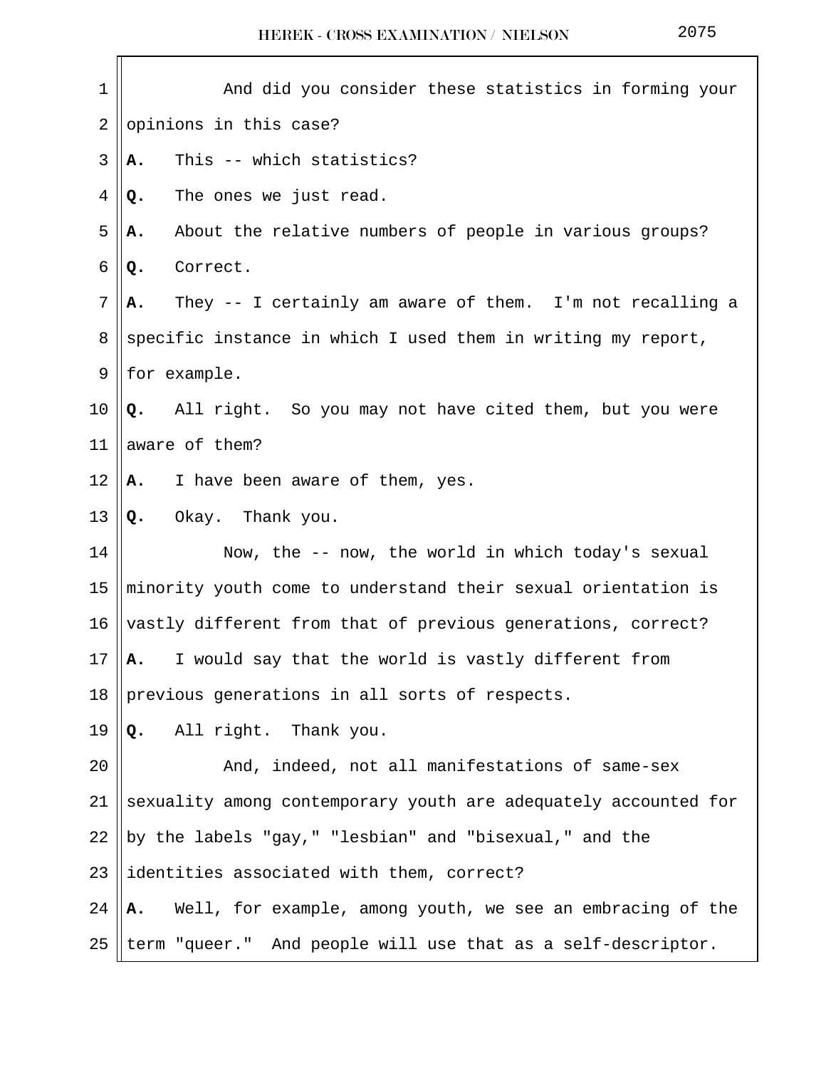And did you consider these statistics in forming your opinions in this case?

**A.** This -- which statistics?

**Q.** The ones we just read.

**A.** About the relative numbers of people in various groups?

**Q.** Correct.

**A.** They -- I certainly am aware of them. I'm not recalling a specific instance in which I used them in writing my report, for example.

**Q.** All right. So you may not have cited them, but you were aware of them?

**A.** I have been aware of them, yes.

**Q.** Okay. Thank you.

Now, the -- now, the world in which today's sexual minority youth come to understand their sexual orientation is vastly different from that of previous generations, correct?

**A.** I would say that the world is vastly different from previous generations in all sorts of respects.

**Q.** All right. Thank you.

And, indeed, not all manifestations of same-sex sexuality among contemporary youth are adequately accounted for by the labels "gay," "lesbian" and "bisexual," and the identities associated with them, correct?

**A.** Well, for example, among youth, we see an embracing of the term "queer." And people will use that as a self-descriptor.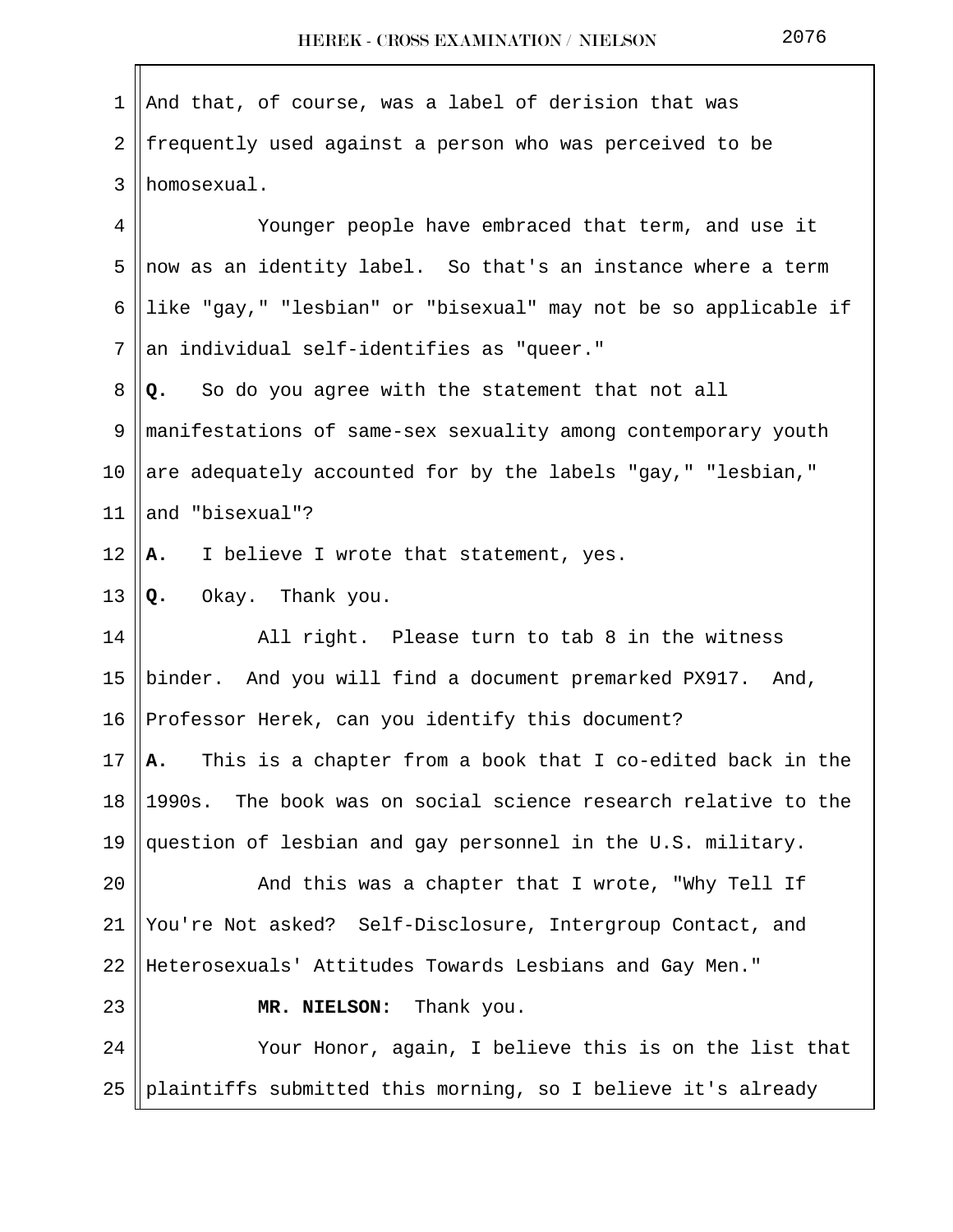And that, of course, was a label of derision that was frequently used against a person who was perceived to be homosexual.

Younger people have embraced that term, and use it now as an identity label. So that's an instance where a term like "gay," "lesbian" or "bisexual" may not be so applicable if an individual self-identifies as "queer."

**Q.** So do you agree with the statement that not all manifestations of same-sex sexuality among contemporary youth are adequately accounted for by the labels "gay," "lesbian," and "bisexual"?

**A.** I believe I wrote that statement, yes.

**Q.** Okay. Thank you.

All right. Please turn to tab 8 in the witness binder. And you will find a document premarked PX917. And, Professor Herek, can you identify this document?

**A.** This is a chapter from a book that I co-edited back in the 1990s. The book was on social science research relative to the question of lesbian and gay personnel in the U.S. military.

And this was a chapter that I wrote, "Why Tell If You're Not asked? Self-Disclosure, Intergroup Contact, and Heterosexuals' Attitudes Towards Lesbians and Gay Men."

**MR. NIELSON:** Thank you.

Your Honor, again, I believe this is on the list that plaintiffs submitted this morning, so I believe it's already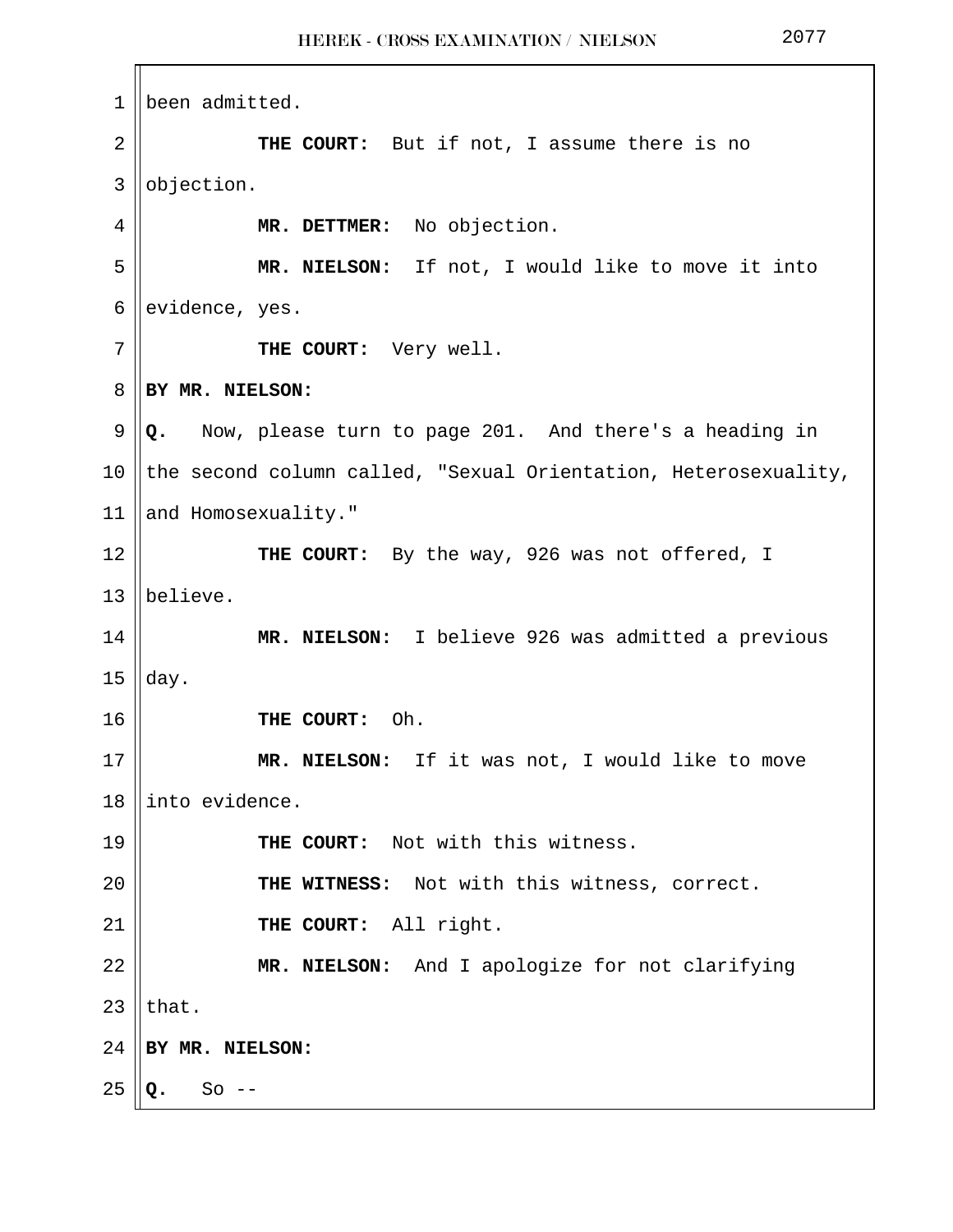been admitted.

**THE COURT:** But if not, I assume there is no objection.

**MR. DETTMER:** No objection.

**MR. NIELSON:** If not, I would like to move it into evidence, yes.

**THE COURT:** Very well.

**BY MR. NIELSON:**

**Q.** Now, please turn to page 201. And there's a heading in the second column called, "Sexual Orientation, Heterosexuality, and Homosexuality."

**THE COURT:** By the way, 926 was not offered, I believe.

**MR. NIELSON:** I believe 926 was admitted a previous day.

**THE COURT:** Oh.

**MR. NIELSON:** If it was not, I would like to move into evidence.

**THE COURT:** Not with this witness.

**THE WITNESS:** Not with this witness, correct.

**THE COURT:** All right.

**MR. NIELSON:** And I apologize for not clarifying that.

**BY MR. NIELSON:**

**Q.** So --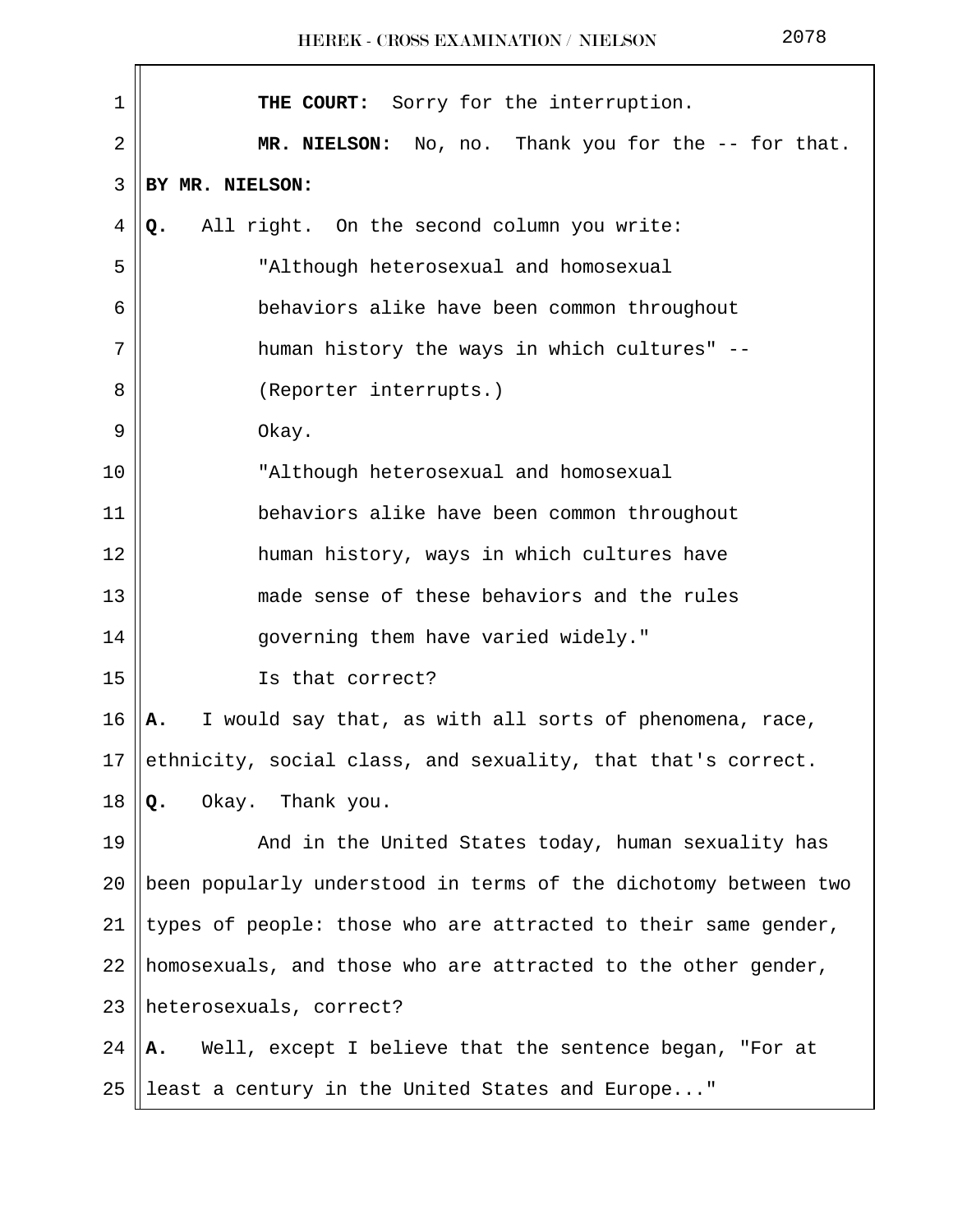**THE COURT:** Sorry for the interruption.

**MR. NIELSON:** No, no. Thank you for the -- for that.

**BY MR. NIELSON:**

**Q.** All right. On the second column you write:

"Although heterosexual and homosexual behaviors alike have been common throughout human history the ways in which cultures" --

(Reporter interrupts.)

Okay.

"Although heterosexual and homosexual behaviors alike have been common throughout human history, ways in which cultures have made sense of these behaviors and the rules governing them have varied widely."

Is that correct?

**A.** I would say that, as with all sorts of phenomena, race, ethnicity, social class, and sexuality, that that's correct.

**Q.** Okay. Thank you.

And in the United States today, human sexuality has been popularly understood in terms of the dichotomy between two types of people: those who are attracted to their same gender, homosexuals, and those who are attracted to the other gender, heterosexuals, correct?

**A.** Well, except I believe that the sentence began, "For at least a century in the United States and Europe..."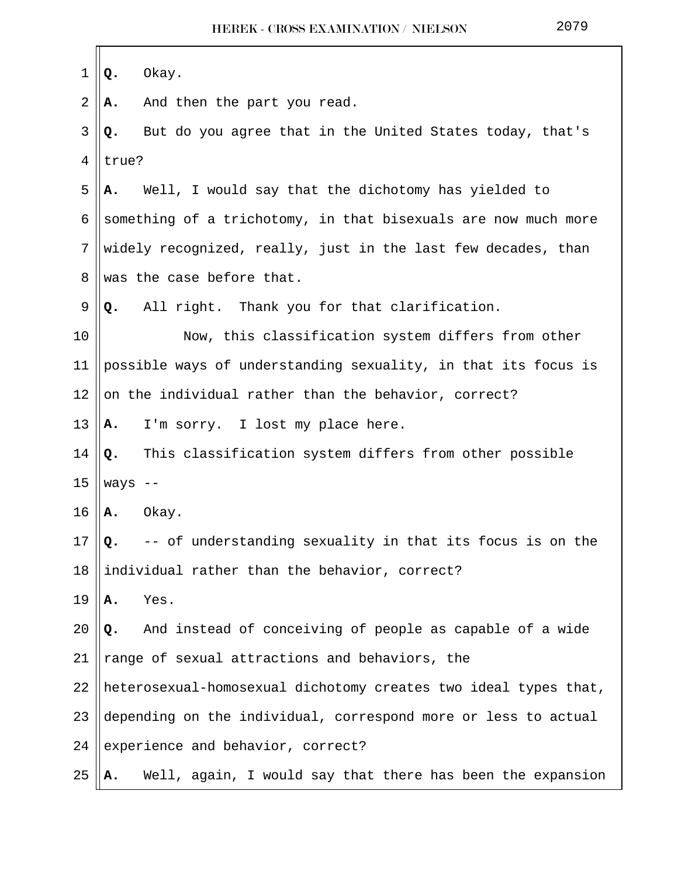**Q.** Okay.

**A.** And then the part you read.

**Q.** But do you agree that in the United States today, that's true?

**A.** Well, I would say that the dichotomy has yielded to something of a trichotomy, in that bisexuals are now much more widely recognized, really, just in the last few decades, than was the case before that.

**Q.** All right. Thank you for that clarification.

Now, this classification system differs from other possible ways of understanding sexuality, in that its focus is on the individual rather than the behavior, correct?

**A.** I'm sorry. I lost my place here.

**Q.** This classification system differs from other possible ways --

**A.** Okay.

**Q.** -- of understanding sexuality in that its focus is on the individual rather than the behavior, correct?

**A.** Yes.

**Q.** And instead of conceiving of people as capable of a wide range of sexual attractions and behaviors, the heterosexual-homosexual dichotomy creates two ideal types that, depending on the individual, correspond more or less to actual experience and behavior, correct?

**A.** Well, again, I would say that there has been the expansion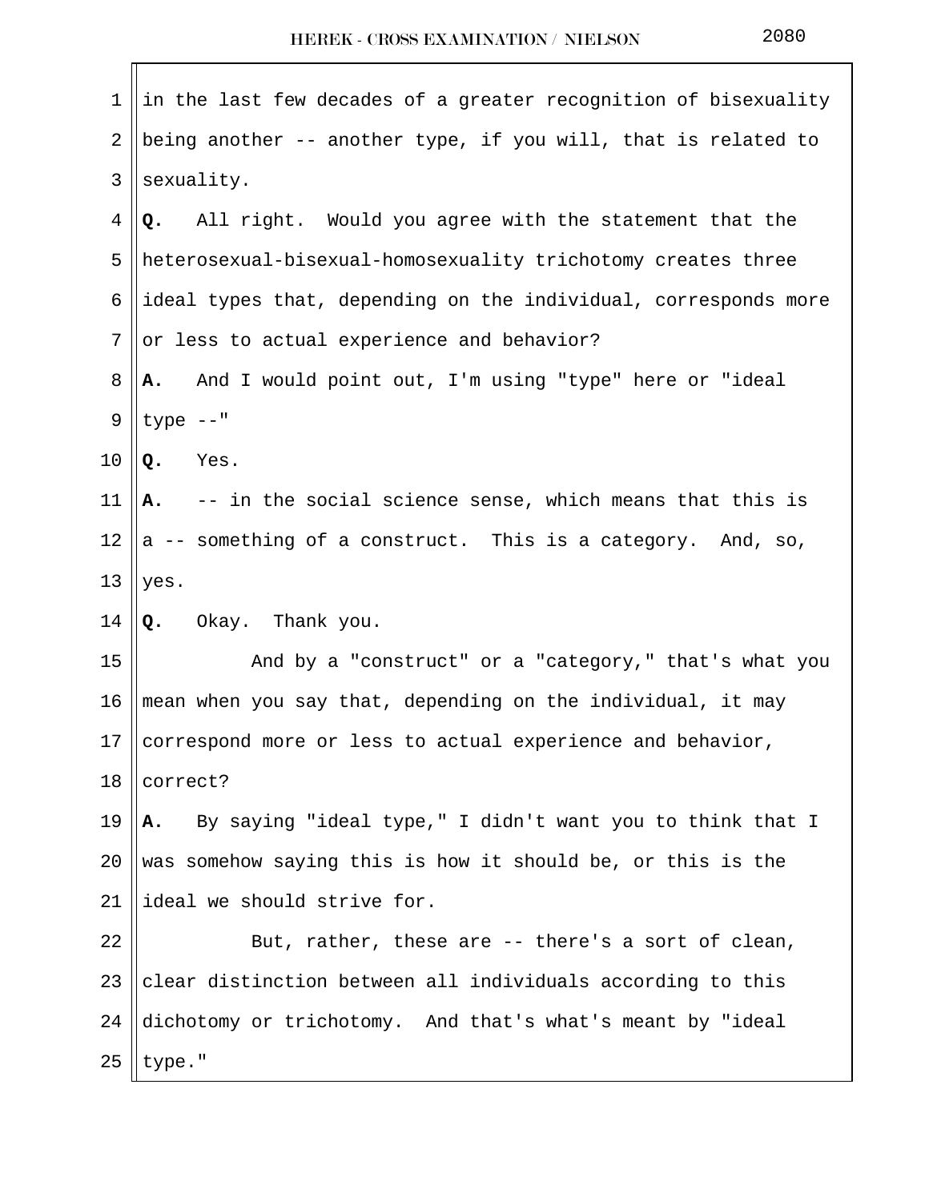in the last few decades of a greater recognition of bisexuality being another -- another type, if you will, that is related to sexuality.

**Q.** All right. Would you agree with the statement that the heterosexual-bisexual-homosexuality trichotomy creates three ideal types that, depending on the individual, corresponds more or less to actual experience and behavior?

**A.** And I would point out, I'm using "type" here or "ideal type --"

**Q.** Yes.

**A.** -- in the social science sense, which means that this is a -- something of a construct. This is a category. And, so, yes.

**Q.** Okay. Thank you.

And by a "construct" or a "category," that's what you mean when you say that, depending on the individual, it may correspond more or less to actual experience and behavior, correct?

**A.** By saying "ideal type," I didn't want you to think that I was somehow saying this is how it should be, or this is the ideal we should strive for.

But, rather, these are -- there's a sort of clean, clear distinction between all individuals according to this dichotomy or trichotomy. And that's what's meant by "ideal type."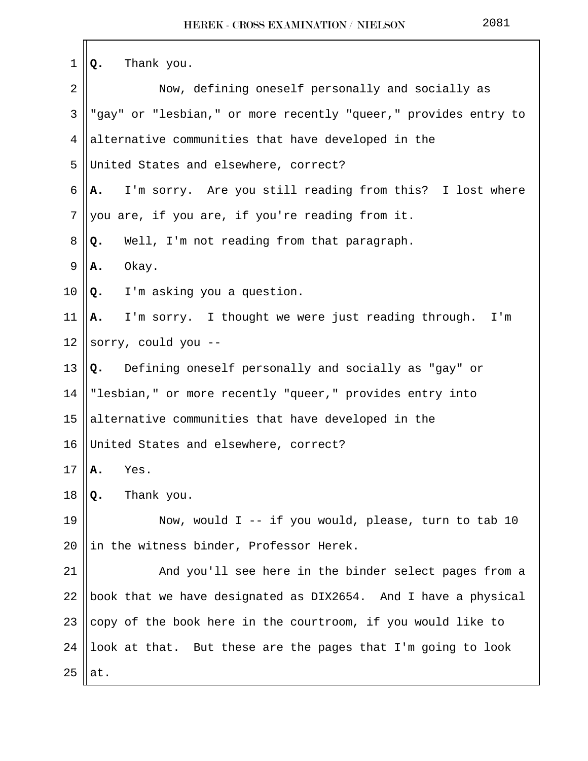**Q.** Thank you.

Now, defining oneself personally and socially as "gay" or "lesbian," or more recently "queer," provides entry to alternative communities that have developed in the United States and elsewhere, correct?

**A.** I'm sorry. Are you still reading from this? I lost where you are, if you are, if you're reading from it.

**Q.** Well, I'm not reading from that paragraph.

**A.** Okay.

**Q.** I'm asking you a question.

**A.** I'm sorry. I thought we were just reading through. I'm sorry, could you --

**Q.** Defining oneself personally and socially as "gay" or "lesbian," or more recently "queer," provides entry into alternative communities that have developed in the United States and elsewhere, correct?

**A.** Yes.

**Q.** Thank you.

Now, would I -- if you would, please, turn to tab 10 in the witness binder, Professor Herek.

And you'll see here in the binder select pages from a book that we have designated as DIX2654. And I have a physical copy of the book here in the courtroom, if you would like to look at that. But these are the pages that I'm going to look at.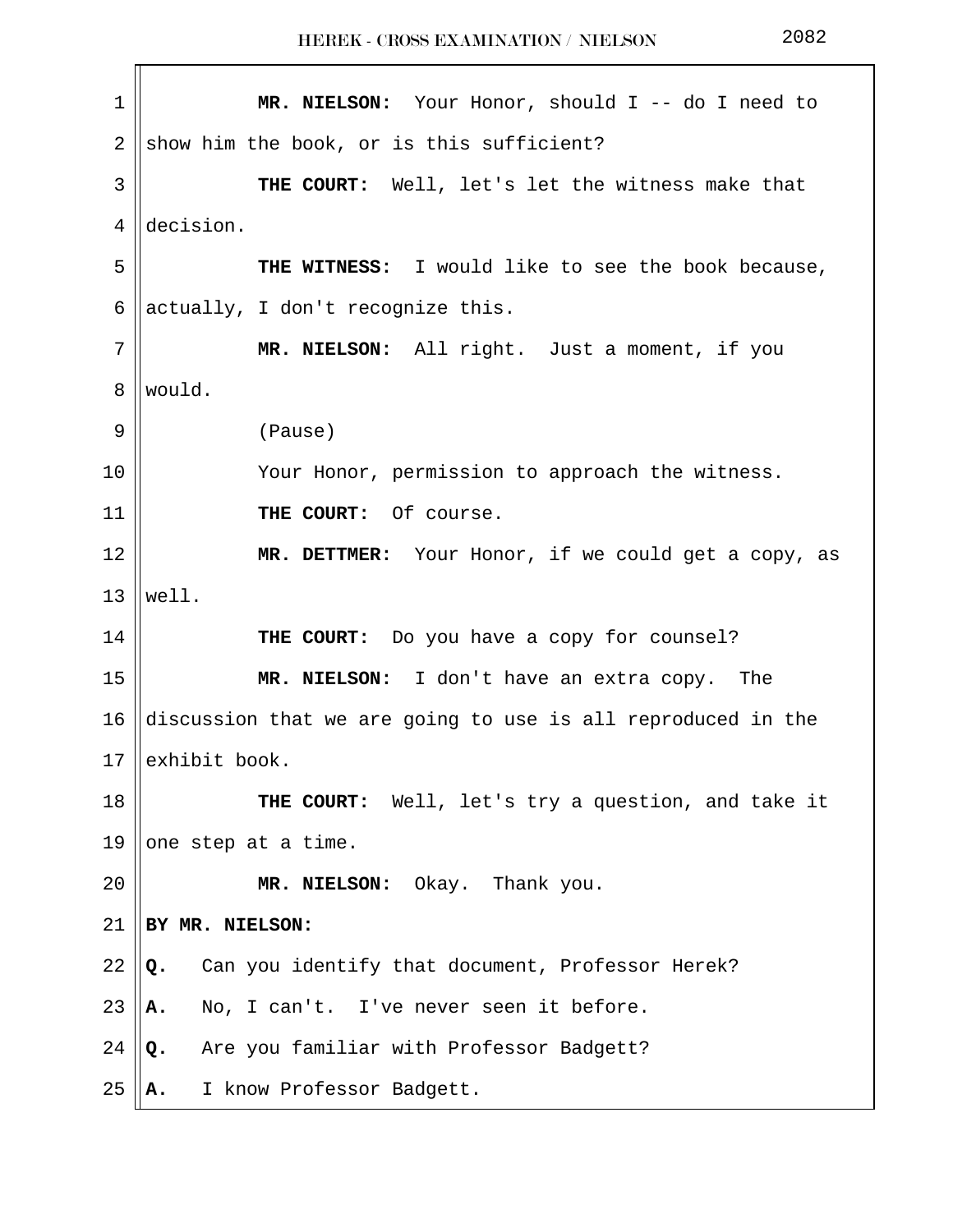**MR. NIELSON:** Your Honor, should I -- do I need to show him the book, or is this sufficient?

**THE COURT:** Well, let's let the witness make that decision.

**THE WITNESS:** I would like to see the book because, actually, I don't recognize this.

**MR. NIELSON:** All right. Just a moment, if you would.

(Pause)

Your Honor, permission to approach the witness.

**THE COURT:** Of course.

**MR. DETTMER:** Your Honor, if we could get a copy, as well.

**THE COURT:** Do you have a copy for counsel?

**MR. NIELSON:** I don't have an extra copy. The discussion that we are going to use is all reproduced in the exhibit book.

**THE COURT:** Well, let's try a question, and take it one step at a time.

**MR. NIELSON:** Okay. Thank you.

**BY MR. NIELSON:**

**Q.** Can you identify that document, Professor Herek?

**A.** No, I can't. I've never seen it before.

**Q.** Are you familiar with Professor Badgett?

**A.** I know Professor Badgett.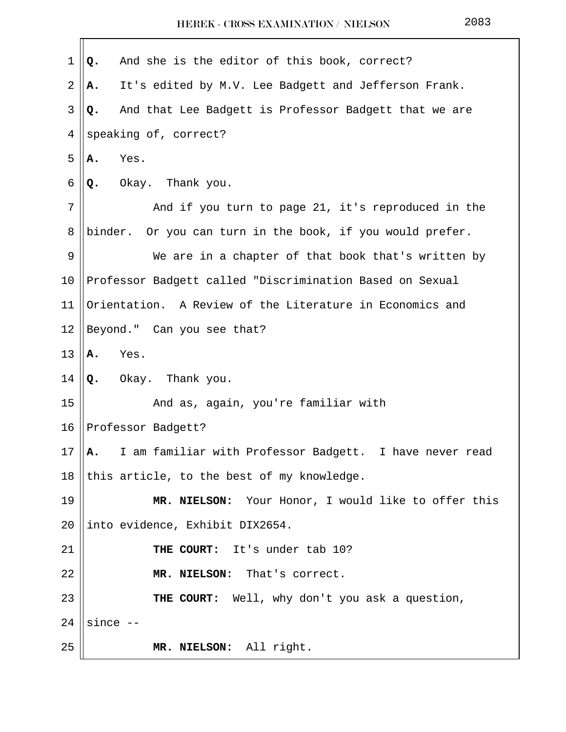**Q.** And she is the editor of this book, correct?

**A.** It's edited by M.V. Lee Badgett and Jefferson Frank.

**Q.** And that Lee Badgett is Professor Badgett that we are speaking of, correct?

**A.** Yes.

**Q.** Okay. Thank you.

And if you turn to page 21, it's reproduced in the binder. Or you can turn in the book, if you would prefer.

We are in a chapter of that book that's written by Professor Badgett called "Discrimination Based on Sexual Orientation. A Review of the Literature in Economics and Beyond." Can you see that?

**A.** Yes.

**Q.** Okay. Thank you.

And as, again, you're familiar with Professor Badgett?

**A.** I am familiar with Professor Badgett. I have never read this article, to the best of my knowledge.

**MR. NIELSON:** Your Honor, I would like to offer this into evidence, Exhibit DIX2654.

**THE COURT:** It's under tab 10?

**MR. NIELSON:** That's correct.

**THE COURT:** Well, why don't you ask a question, since --

**MR. NIELSON:** All right.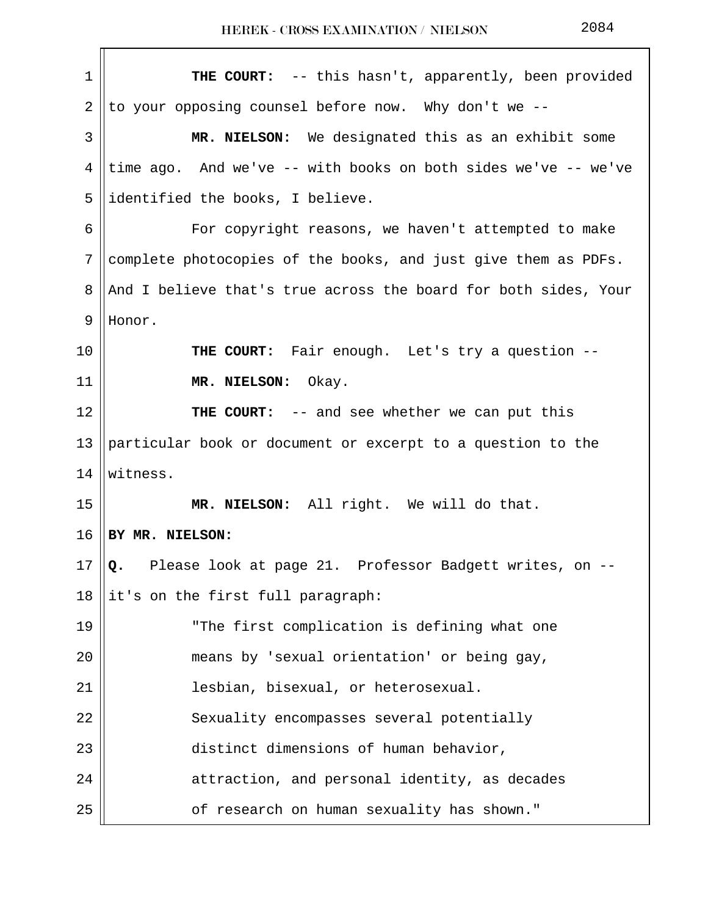**THE COURT:** -- this hasn't, apparently, been provided to your opposing counsel before now. Why don't we --

**MR. NIELSON:** We designated this as an exhibit some time ago. And we've -- with books on both sides we've -- we've identified the books, I believe.

For copyright reasons, we haven't attempted to make complete photocopies of the books, and just give them as PDFs. And I believe that's true across the board for both sides, Your Honor.

**THE COURT:** Fair enough. Let's try a question --

**MR. NIELSON:** Okay.

**THE COURT:** -- and see whether we can put this particular book or document or excerpt to a question to the witness.

**MR. NIELSON:** All right. We will do that.

**BY MR. NIELSON:**

**Q.** Please look at page 21. Professor Badgett writes, on -- it's on the first full paragraph:

> "The first complication is defining what one means by 'sexual orientation' or being gay, lesbian, bisexual, or heterosexual. Sexuality encompasses several potentially distinct dimensions of human behavior, attraction, and personal identity, as decades of research on human sexuality has shown."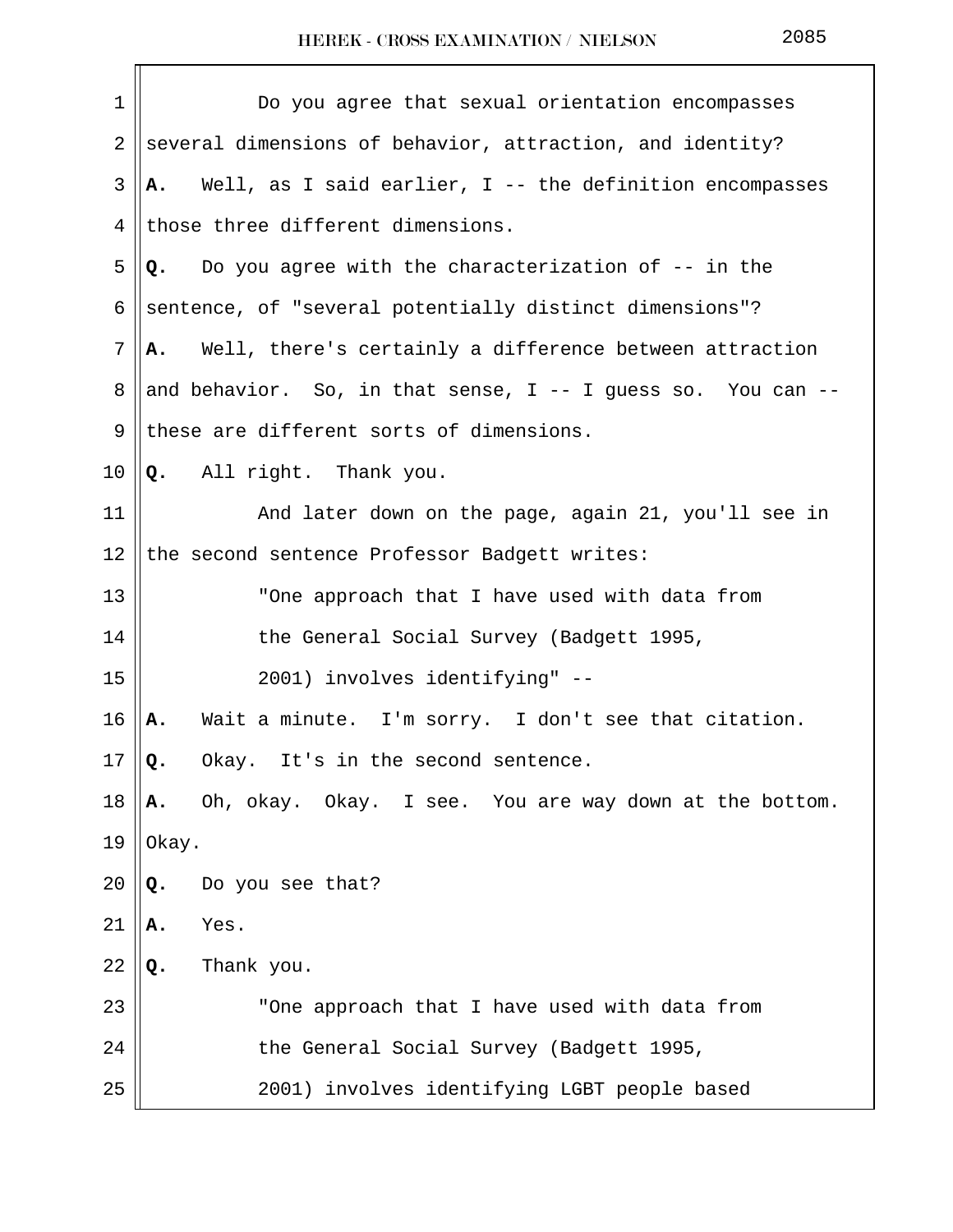Do you agree that sexual orientation encompasses several dimensions of behavior, attraction, and identity?

**A.** Well, as I said earlier, I -- the definition encompasses those three different dimensions.

**Q.** Do you agree with the characterization of -- in the sentence, of "several potentially distinct dimensions"?

**A.** Well, there's certainly a difference between attraction and behavior. So, in that sense, I -- I guess so. You can -- these are different sorts of dimensions.

**Q.** All right. Thank you.

And later down on the page, again 21, you'll see in the second sentence Professor Badgett writes:

> "One approach that I have used with data from the General Social Survey (Badgett 1995, 2001) involves identifying" --

**A.** Wait a minute. I'm sorry. I don't see that citation.

**Q.** Okay. It's in the second sentence.

**A.** Oh, okay. Okay. I see. You are way down at the bottom. Okay.

**Q.** Do you see that?

**A.** Yes.

**Q.** Thank you.

> "One approach that I have used with data from the General Social Survey (Badgett 1995, 2001) involves identifying LGBT people based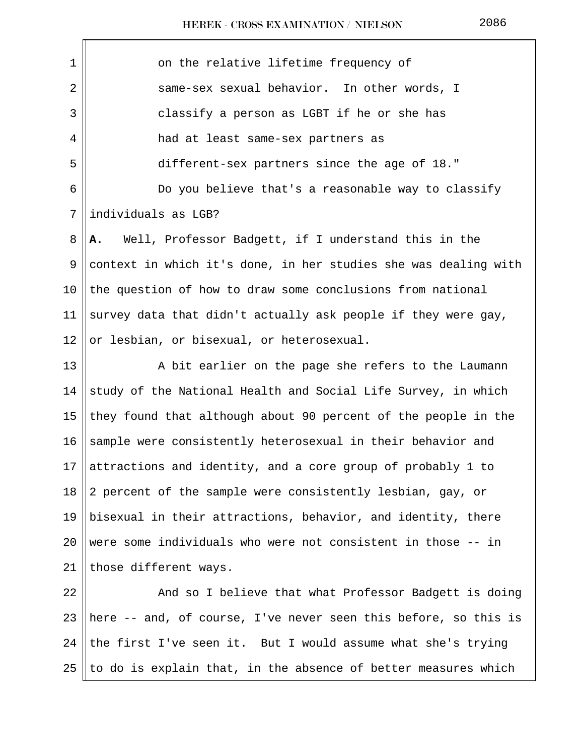on the relative lifetime frequency of same-sex sexual behavior. In other words, I classify a person as LGBT if he or she has had at least same-sex partners as different-sex partners since the age of 18."

Do you believe that's a reasonable way to classify individuals as LGB?

**A.** Well, Professor Badgett, if I understand this in the context in which it's done, in her studies she was dealing with the question of how to draw some conclusions from national survey data that didn't actually ask people if they were gay, or lesbian, or bisexual, or heterosexual.

A bit earlier on the page she refers to the Laumann study of the National Health and Social Life Survey, in which they found that although about 90 percent of the people in the sample were consistently heterosexual in their behavior and attractions and identity, and a core group of probably 1 to 2 percent of the sample were consistently lesbian, gay, or bisexual in their attractions, behavior, and identity, there were some individuals who were not consistent in those -- in those different ways.

And so I believe that what Professor Badgett is doing here -- and, of course, I've never seen this before, so this is the first I've seen it. But I would assume what she's trying to do is explain that, in the absence of better measures which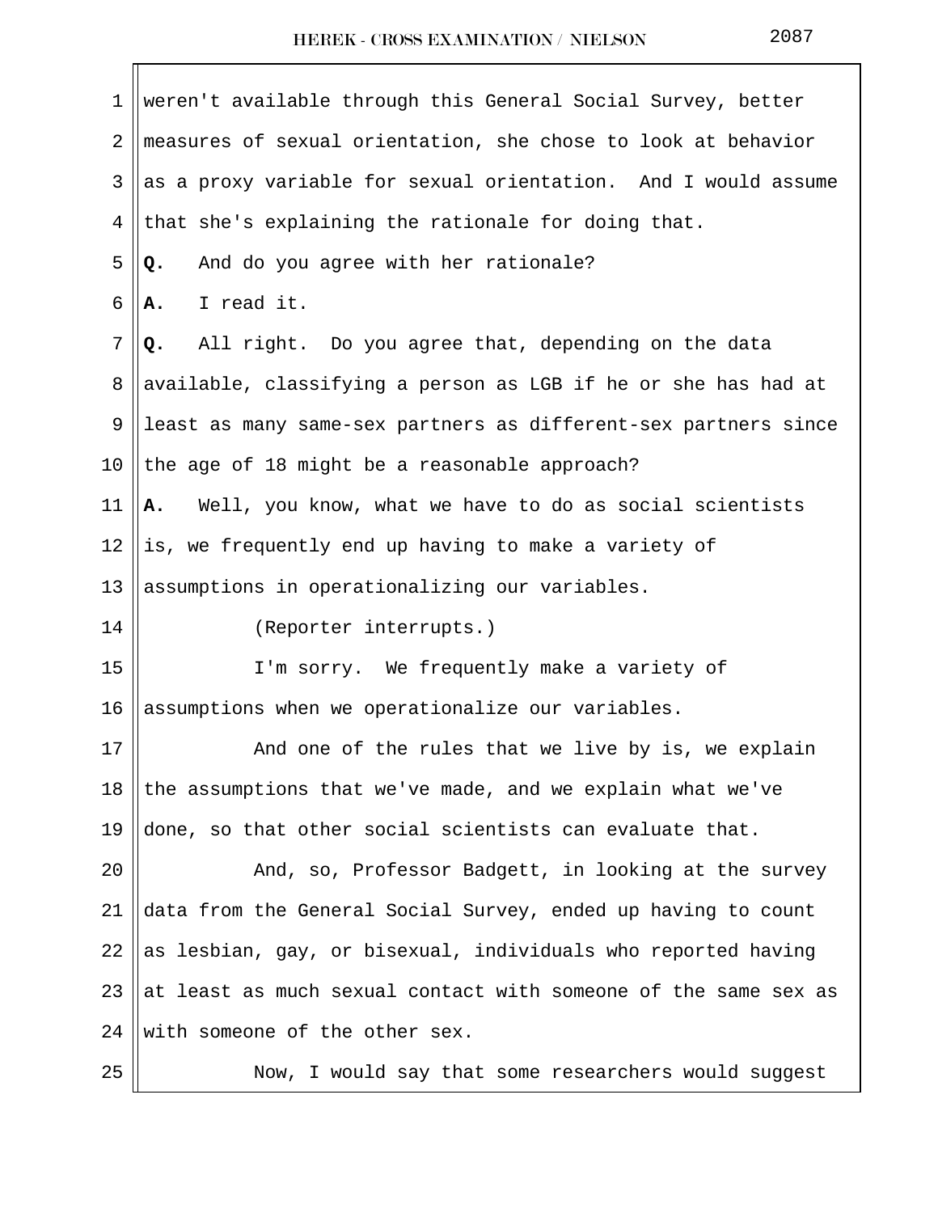weren't available through this General Social Survey, better measures of sexual orientation, she chose to look at behavior as a proxy variable for sexual orientation. And I would assume that she's explaining the rationale for doing that.

**Q.** And do you agree with her rationale?

**A.** I read it.

**Q.** All right. Do you agree that, depending on the data available, classifying a person as LGB if he or she has had at least as many same-sex partners as different-sex partners since the age of 18 might be a reasonable approach?

**A.** Well, you know, what we have to do as social scientists is, we frequently end up having to make a variety of assumptions in operationalizing our variables.

(Reporter interrupts.)

I'm sorry. We frequently make a variety of assumptions when we operationalize our variables.

And one of the rules that we live by is, we explain the assumptions that we've made, and we explain what we've done, so that other social scientists can evaluate that.

And, so, Professor Badgett, in looking at the survey data from the General Social Survey, ended up having to count as lesbian, gay, or bisexual, individuals who reported having at least as much sexual contact with someone of the same sex as with someone of the other sex.

Now, I would say that some researchers would suggest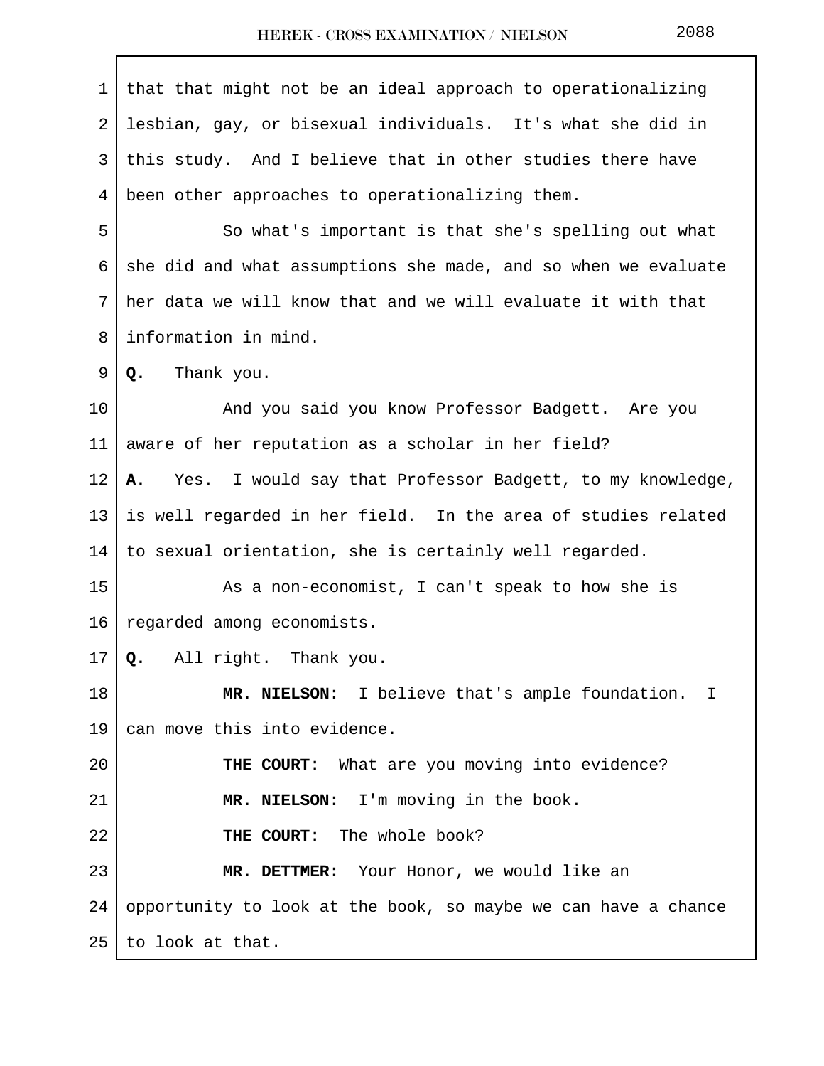that that might not be an ideal approach to operationalizing lesbian, gay, or bisexual individuals. It's what she did in this study. And I believe that in other studies there have been other approaches to operationalizing them.

So what's important is that she's spelling out what she did and what assumptions she made, and so when we evaluate her data we will know that and we will evaluate it with that information in mind.

**Q.** Thank you.

And you said you know Professor Badgett. Are you aware of her reputation as a scholar in her field?

**A.** Yes. I would say that Professor Badgett, to my knowledge, is well regarded in her field. In the area of studies related to sexual orientation, she is certainly well regarded.

As a non-economist, I can't speak to how she is regarded among economists.

**Q.** All right. Thank you.

**MR. NIELSON:** I believe that's ample foundation. I can move this into evidence.

**THE COURT:** What are you moving into evidence?

**MR. NIELSON:** I'm moving in the book.

**THE COURT:** The whole book?

**MR. DETTMER:** Your Honor, we would like an opportunity to look at the book, so maybe we can have a chance to look at that.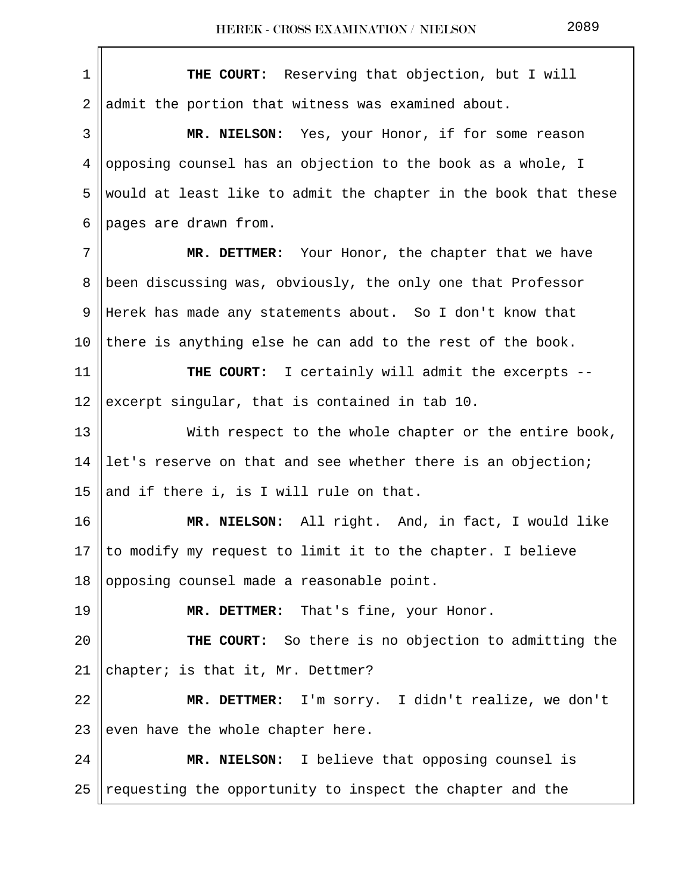**THE COURT:** Reserving that objection, but I will admit the portion that witness was examined about.

**MR. NIELSON:** Yes, your Honor, if for some reason opposing counsel has an objection to the book as a whole, I would at least like to admit the chapter in the book that these pages are drawn from.

**MR. DETTMER:** Your Honor, the chapter that we have been discussing was, obviously, the only one that Professor Herek has made any statements about. So I don't know that there is anything else he can add to the rest of the book.

**THE COURT:** I certainly will admit the excerpts -- excerpt singular, that is contained in tab 10.

With respect to the whole chapter or the entire book, let's reserve on that and see whether there is an objection; and if there i, is I will rule on that.

**MR. NIELSON:** All right. And, in fact, I would like to modify my request to limit it to the chapter. I believe opposing counsel made a reasonable point.

**MR. DETTMER:** That's fine, your Honor.

**THE COURT:** So there is no objection to admitting the chapter; is that it, Mr. Dettmer?

**MR. DETTMER:** I'm sorry. I didn't realize, we don't even have the whole chapter here.

**MR. NIELSON:** I believe that opposing counsel is requesting the opportunity to inspect the chapter and the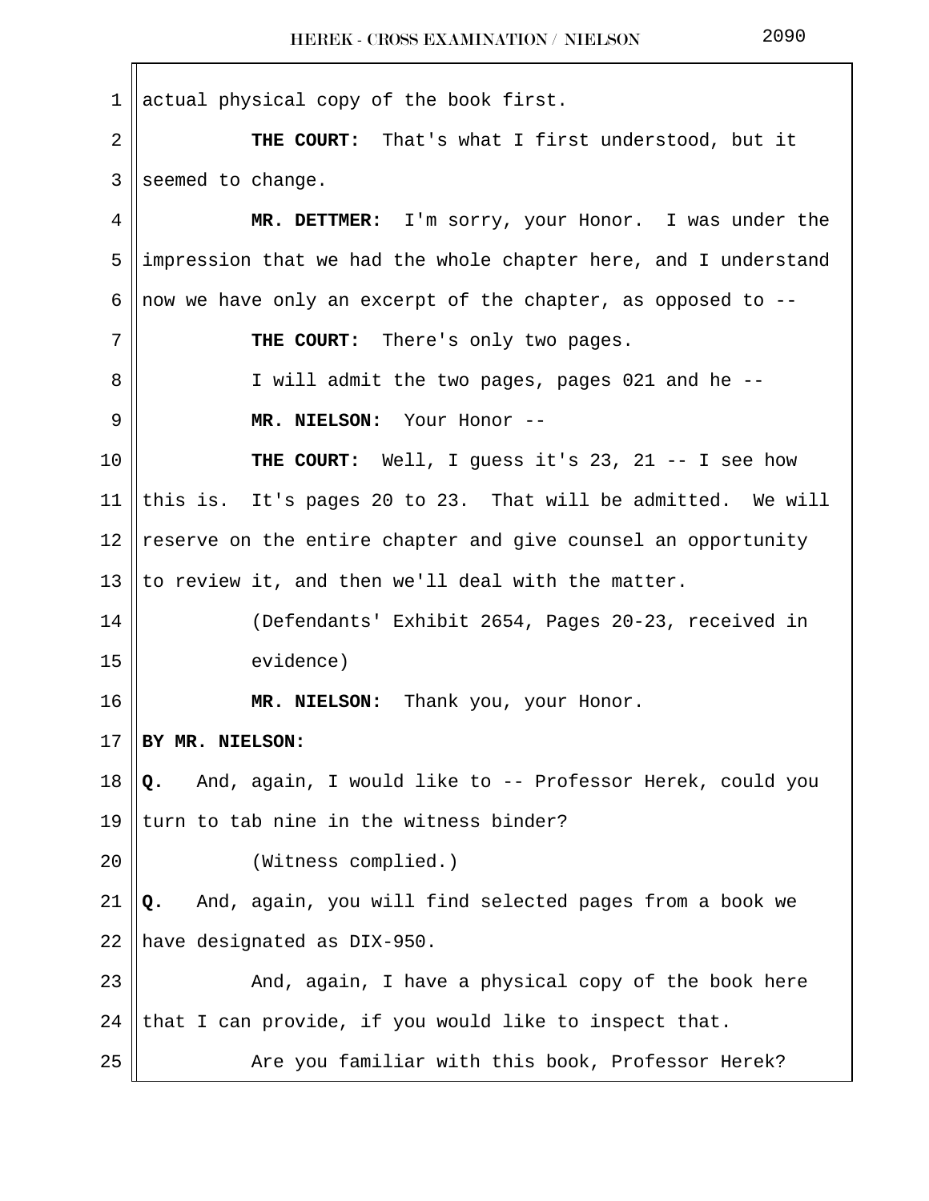actual physical copy of the book first.

**THE COURT:** That's what I first understood, but it seemed to change.

**MR. DETTMER:** I'm sorry, your Honor. I was under the impression that we had the whole chapter here, and I understand now we have only an excerpt of the chapter, as opposed to --

**THE COURT:** There's only two pages.

I will admit the two pages, pages 021 and he --

**MR. NIELSON:** Your Honor --

**THE COURT:** Well, I guess it's 23, 21 -- I see how this is. It's pages 20 to 23. That will be admitted. We will reserve on the entire chapter and give counsel an opportunity to review it, and then we'll deal with the matter.

(Defendants' Exhibit 2654, Pages 20-23, received in evidence)

**MR. NIELSON:** Thank you, your Honor.

**BY MR. NIELSON:**

**Q.** And, again, I would like to -- Professor Herek, could you turn to tab nine in the witness binder?

(Witness complied.)

**Q.** And, again, you will find selected pages from a book we have designated as DIX-950.

And, again, I have a physical copy of the book here that I can provide, if you would like to inspect that.

Are you familiar with this book, Professor Herek?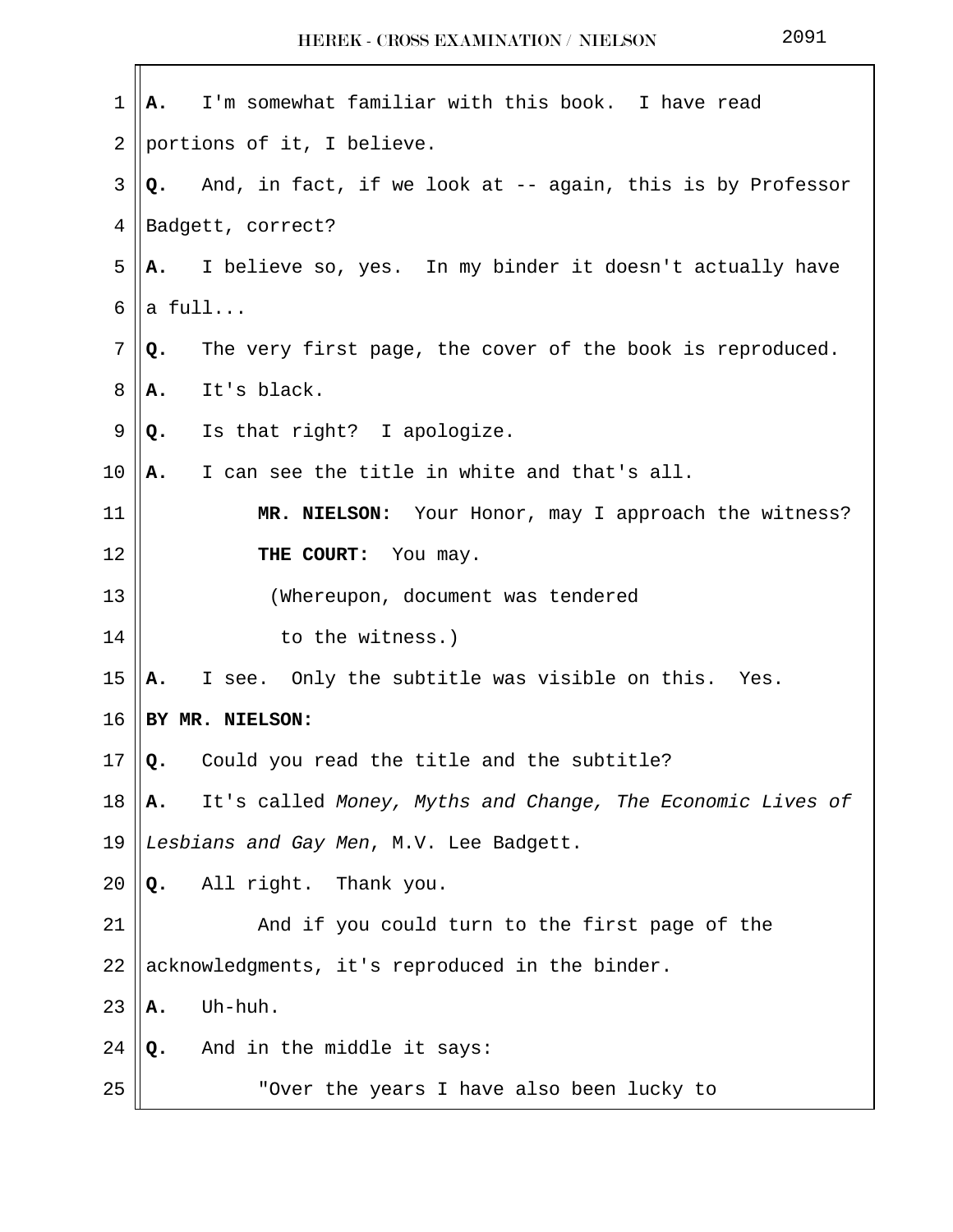**A.** I'm somewhat familiar with this book. I have read portions of it, I believe.

**Q.** And, in fact, if we look at -- again, this is by Professor Badgett, correct?

**A.** I believe so, yes. In my binder it doesn't actually have a full...

**Q.** The very first page, the cover of the book is reproduced.

**A.** It's black.

**Q.** Is that right? I apologize.

**A.** I can see the title in white and that's all.

**MR. NIELSON:** Your Honor, may I approach the witness?

**THE COURT:** You may.

(Whereupon, document was tendered to the witness.)

**A.** I see. Only the subtitle was visible on this. Yes.

**BY MR. NIELSON:**

**Q.** Could you read the title and the subtitle?

**A.** It's called *Money, Myths and Change, The Economic Lives of Lesbians and Gay Men*, M.V. Lee Badgett.

**Q.** All right. Thank you.

And if you could turn to the first page of the acknowledgments, it's reproduced in the binder.

**A.** Uh-huh.

**Q.** And in the middle it says:

"Over the years I have also been lucky to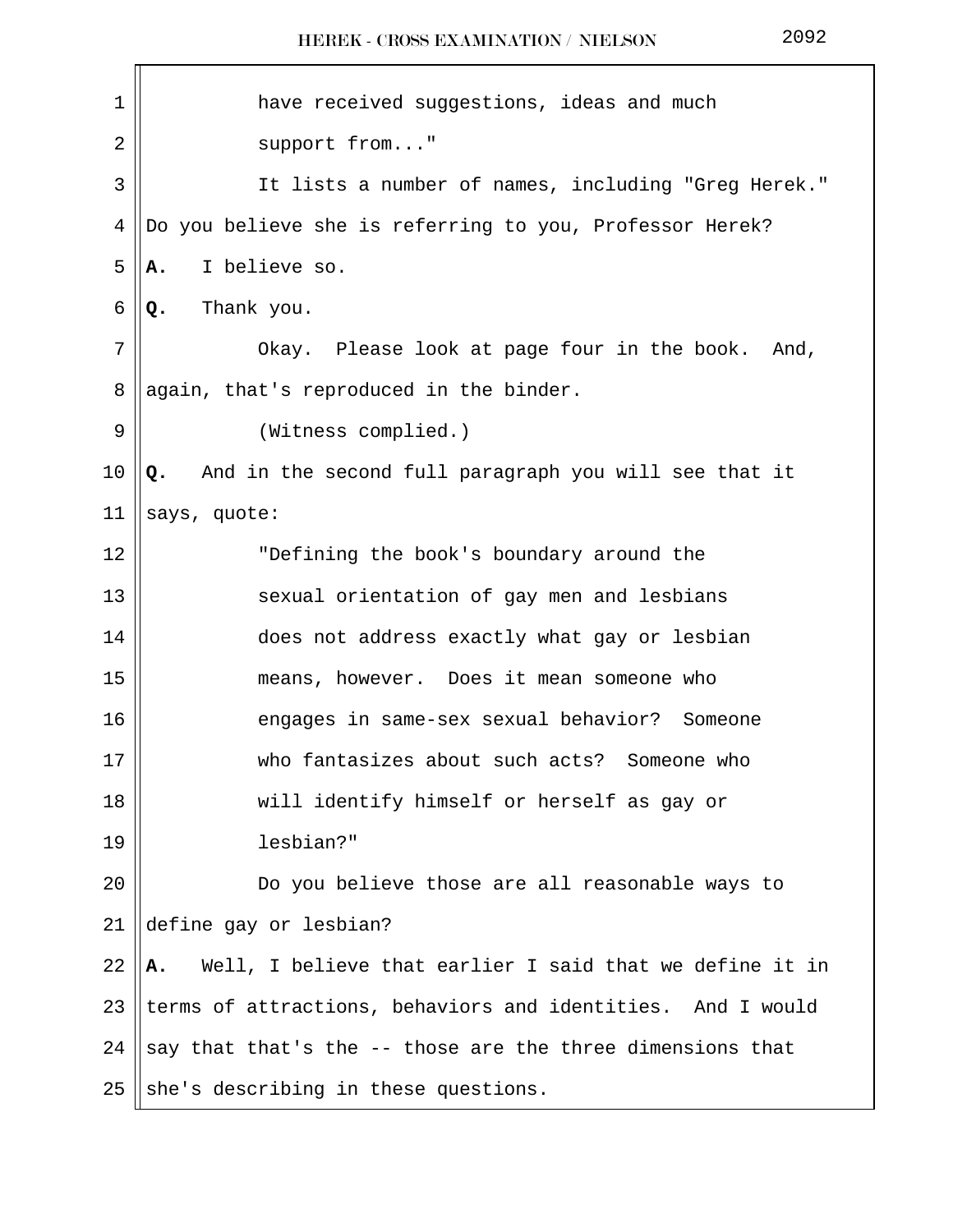have received suggestions, ideas and much support from..."

It lists a number of names, including "Greg Herek." Do you believe she is referring to you, Professor Herek?

**A.** I believe so.

**Q.** Thank you.

Okay. Please look at page four in the book. And, again, that's reproduced in the binder.

(Witness complied.)

**Q.** And in the second full paragraph you will see that it says, quote:

"Defining the book's boundary around the sexual orientation of gay men and lesbians does not address exactly what gay or lesbian means, however. Does it mean someone who engages in same-sex sexual behavior? Someone who fantasizes about such acts? Someone who will identify himself or herself as gay or lesbian?"

Do you believe those are all reasonable ways to define gay or lesbian?

**A.** Well, I believe that earlier I said that we define it in terms of attractions, behaviors and identities. And I would say that that's the -- those are the three dimensions that she's describing in these questions.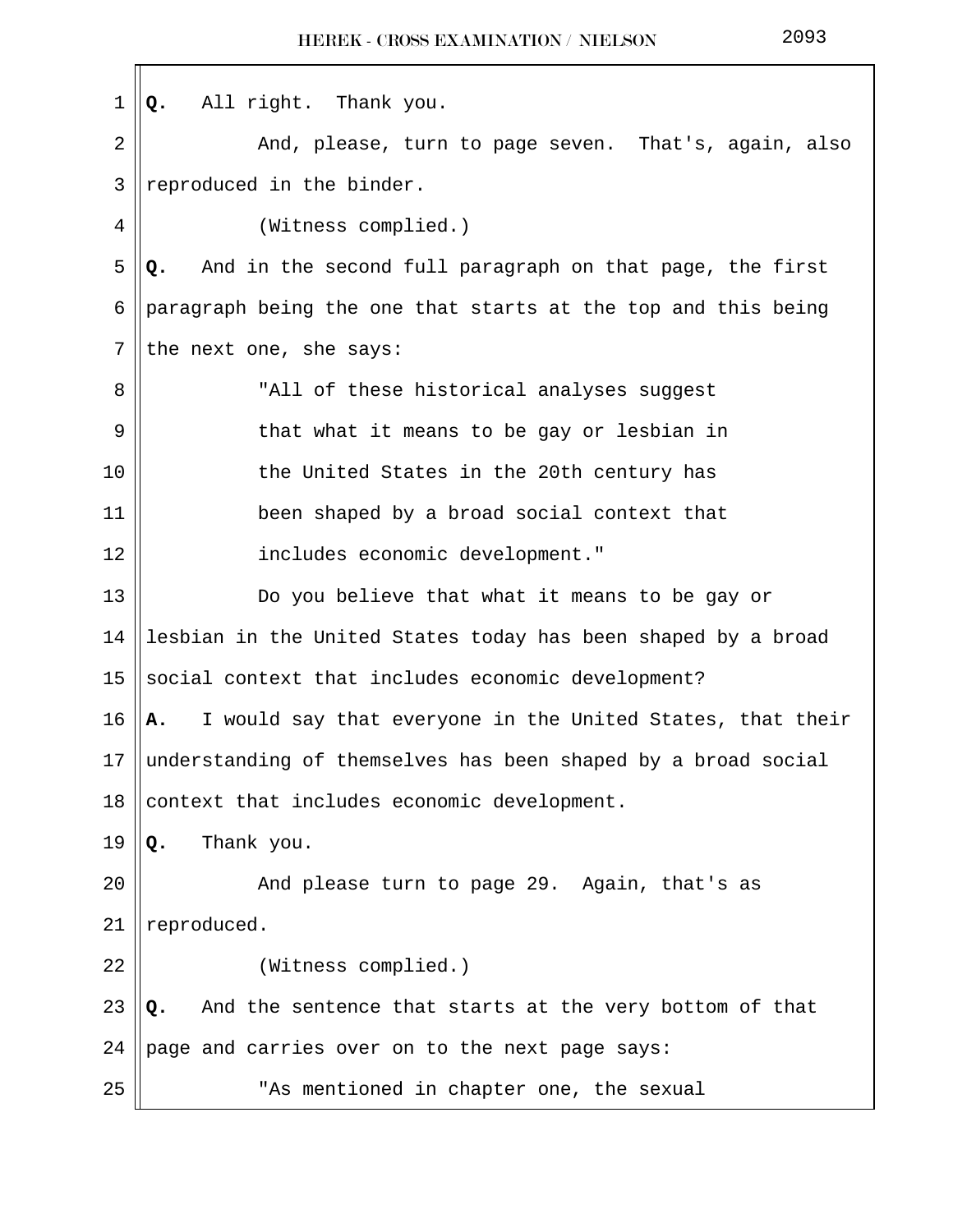**Q.** All right. Thank you.

And, please, turn to page seven. That's, again, also reproduced in the binder.

(Witness complied.)

**Q.** And in the second full paragraph on that page, the first paragraph being the one that starts at the top and this being the next one, she says:

"All of these historical analyses suggest that what it means to be gay or lesbian in the United States in the 20th century has been shaped by a broad social context that includes economic development."

Do you believe that what it means to be gay or lesbian in the United States today has been shaped by a broad social context that includes economic development?

**A.** I would say that everyone in the United States, that their understanding of themselves has been shaped by a broad social context that includes economic development.

**Q.** Thank you.

And please turn to page 29. Again, that's as reproduced.

(Witness complied.)

**Q.** And the sentence that starts at the very bottom of that page and carries over on to the next page says:

"As mentioned in chapter one, the sexual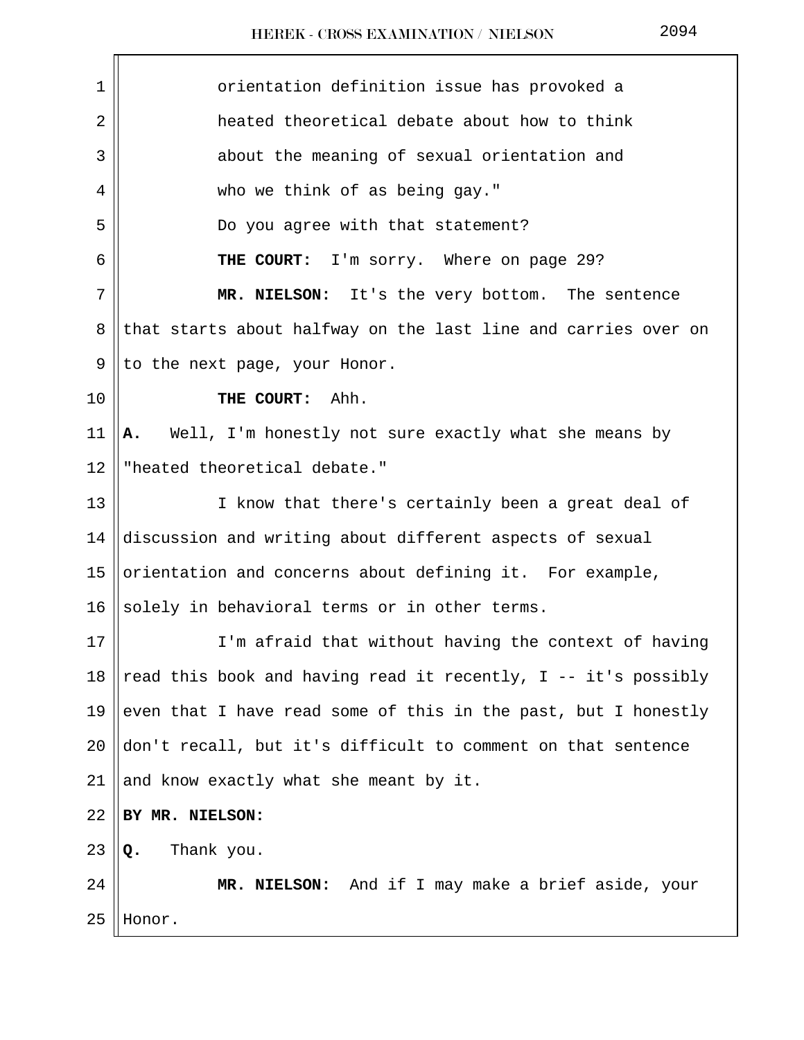orientation definition issue has provoked a heated theoretical debate about how to think about the meaning of sexual orientation and who we think of as being gay."

Do you agree with that statement?

**THE COURT:** I'm sorry. Where on page 29?

**MR. NIELSON:** It's the very bottom. The sentence that starts about halfway on the last line and carries over on to the next page, your Honor.

**THE COURT:** Ahh.

**A.** Well, I'm honestly not sure exactly what she means by "heated theoretical debate."

I know that there's certainly been a great deal of discussion and writing about different aspects of sexual orientation and concerns about defining it. For example, solely in behavioral terms or in other terms.

I'm afraid that without having the context of having read this book and having read it recently, I -- it's possibly even that I have read some of this in the past, but I honestly don't recall, but it's difficult to comment on that sentence and know exactly what she meant by it.

**BY MR. NIELSON:**

**Q.** Thank you.

**MR. NIELSON:** And if I may make a brief aside, your Honor.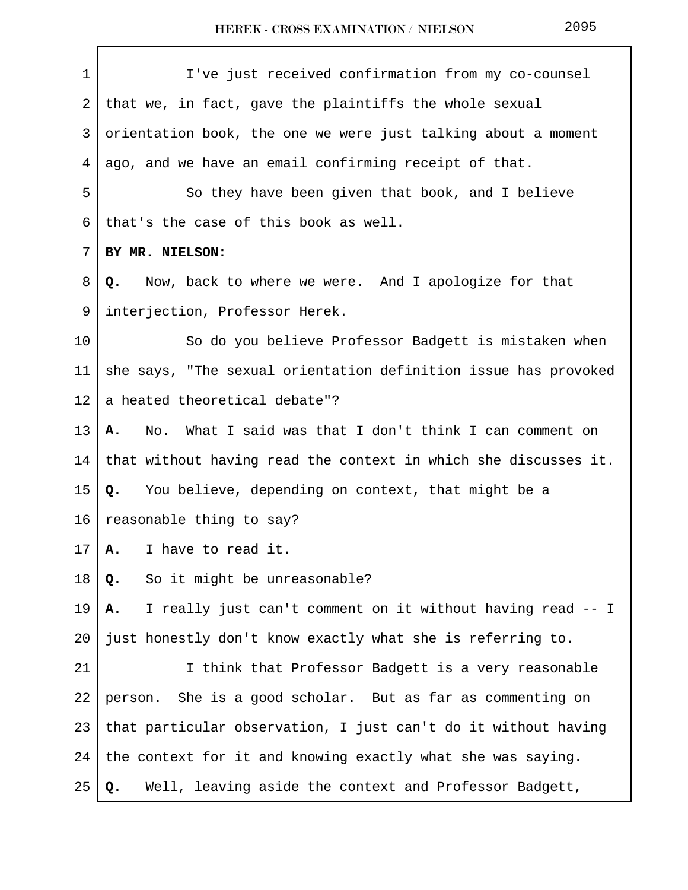I've just received confirmation from my co-counsel that we, in fact, gave the plaintiffs the whole sexual orientation book, the one we were just talking about a moment ago, and we have an email confirming receipt of that.

So they have been given that book, and I believe that's the case of this book as well.

**BY MR. NIELSON:**

**Q.** Now, back to where we were. And I apologize for that interjection, Professor Herek.

So do you believe Professor Badgett is mistaken when she says, "The sexual orientation definition issue has provoked a heated theoretical debate"?

**A.** No. What I said was that I don't think I can comment on that without having read the context in which she discusses it.

**Q.** You believe, depending on context, that might be a reasonable thing to say?

**A.** I have to read it.

**Q.** So it might be unreasonable?

**A.** I really just can't comment on it without having read -- I just honestly don't know exactly what she is referring to.

I think that Professor Badgett is a very reasonable person. She is a good scholar. But as far as commenting on that particular observation, I just can't do it without having the context for it and knowing exactly what she was saying.

**Q.** Well, leaving aside the context and Professor Badgett,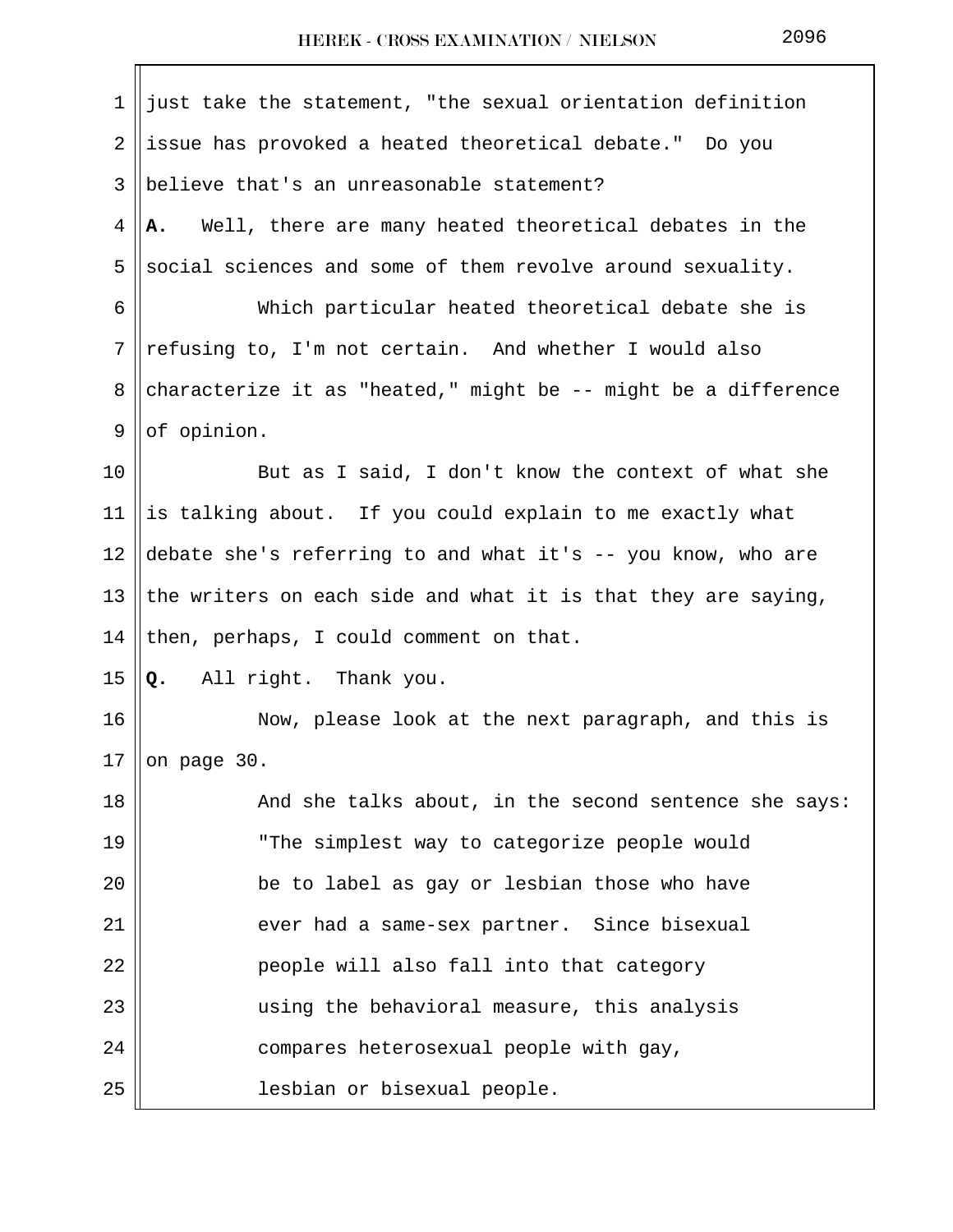just take the statement, "the sexual orientation definition issue has provoked a heated theoretical debate." Do you believe that's an unreasonable statement?

**A.** Well, there are many heated theoretical debates in the social sciences and some of them revolve around sexuality.

Which particular heated theoretical debate she is refusing to, I'm not certain. And whether I would also characterize it as "heated," might be -- might be a difference of opinion.

But as I said, I don't know the context of what she is talking about. If you could explain to me exactly what debate she's referring to and what it's -- you know, who are the writers on each side and what it is that they are saying, then, perhaps, I could comment on that.

**Q.** All right. Thank you.

Now, please look at the next paragraph, and this is on page 30.

And she talks about, in the second sentence she says:

"The simplest way to categorize people would be to label as gay or lesbian those who have ever had a same-sex partner. Since bisexual people will also fall into that category using the behavioral measure, this analysis compares heterosexual people with gay, lesbian or bisexual people.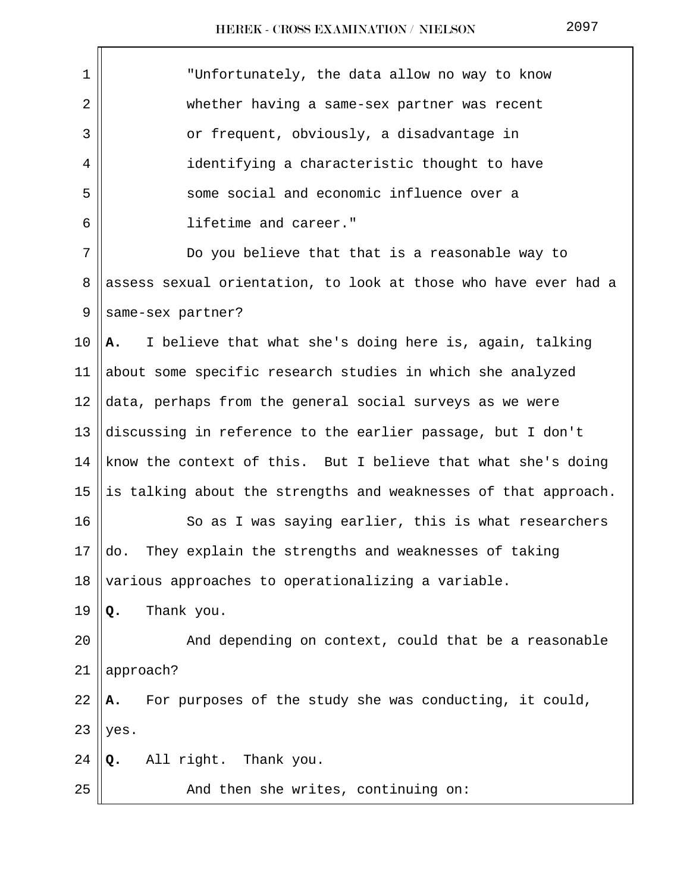"Unfortunately, the data allow no way to know whether having a same-sex partner was recent or frequent, obviously, a disadvantage in identifying a characteristic thought to have some social and economic influence over a lifetime and career."

Do you believe that that is a reasonable way to assess sexual orientation, to look at those who have ever had a same-sex partner?

**A.** I believe that what she's doing here is, again, talking about some specific research studies in which she analyzed data, perhaps from the general social surveys as we were discussing in reference to the earlier passage, but I don't know the context of this. But I believe that what she's doing is talking about the strengths and weaknesses of that approach.

So as I was saying earlier, this is what researchers do. They explain the strengths and weaknesses of taking various approaches to operationalizing a variable.

**Q.** Thank you.

And depending on context, could that be a reasonable approach?

**A.** For purposes of the study she was conducting, it could, yes.

**Q.** All right. Thank you.

And then she writes, continuing on: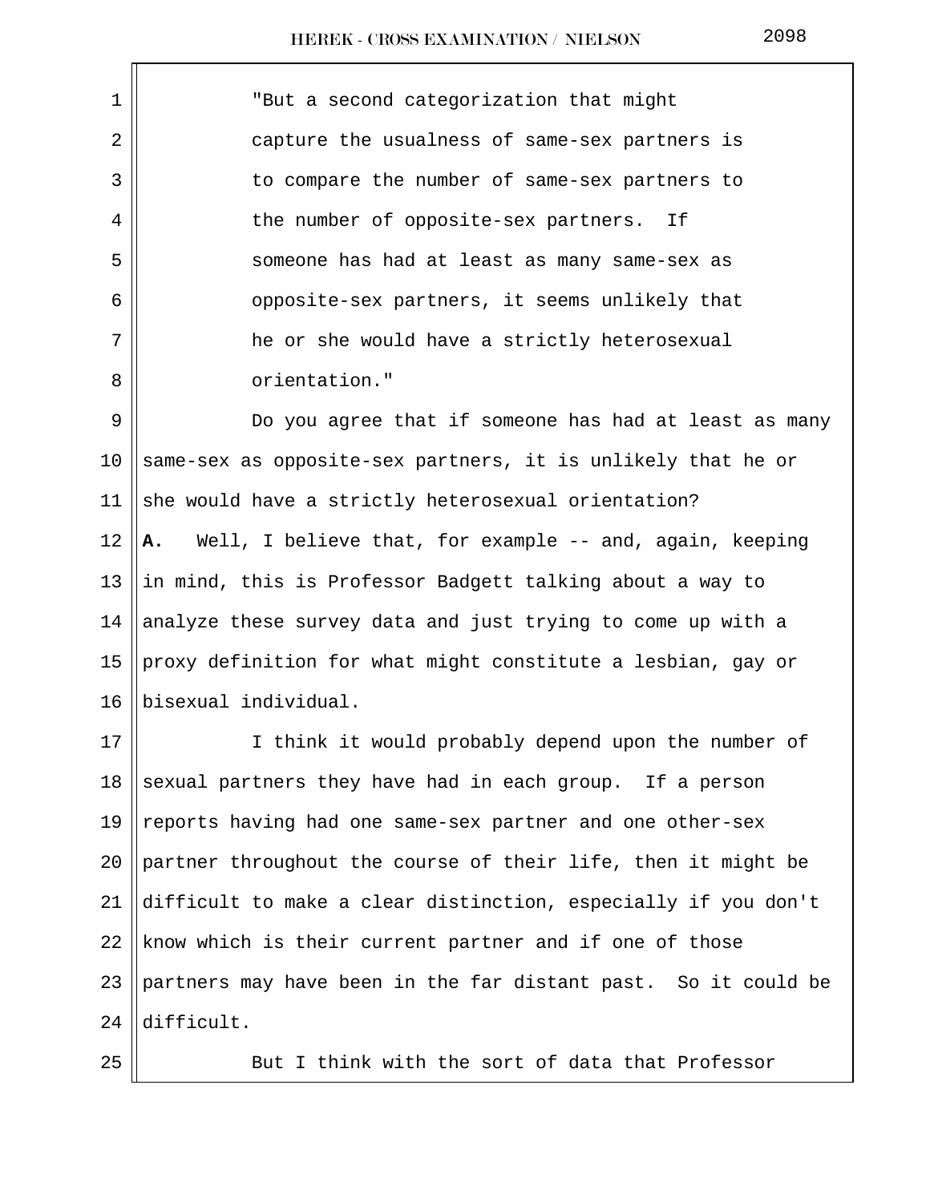"But a second categorization that might capture the usualness of same-sex partners is to compare the number of same-sex partners to the number of opposite-sex partners. If someone has had at least as many same-sex as opposite-sex partners, it seems unlikely that he or she would have a strictly heterosexual orientation."

Do you agree that if someone has had at least as many same-sex as opposite-sex partners, it is unlikely that he or she would have a strictly heterosexual orientation?

**A.** Well, I believe that, for example -- and, again, keeping in mind, this is Professor Badgett talking about a way to analyze these survey data and just trying to come up with a proxy definition for what might constitute a lesbian, gay or bisexual individual.

I think it would probably depend upon the number of sexual partners they have had in each group. If a person reports having had one same-sex partner and one other-sex partner throughout the course of their life, then it might be difficult to make a clear distinction, especially if you don't know which is their current partner and if one of those partners may have been in the far distant past. So it could be difficult.

But I think with the sort of data that Professor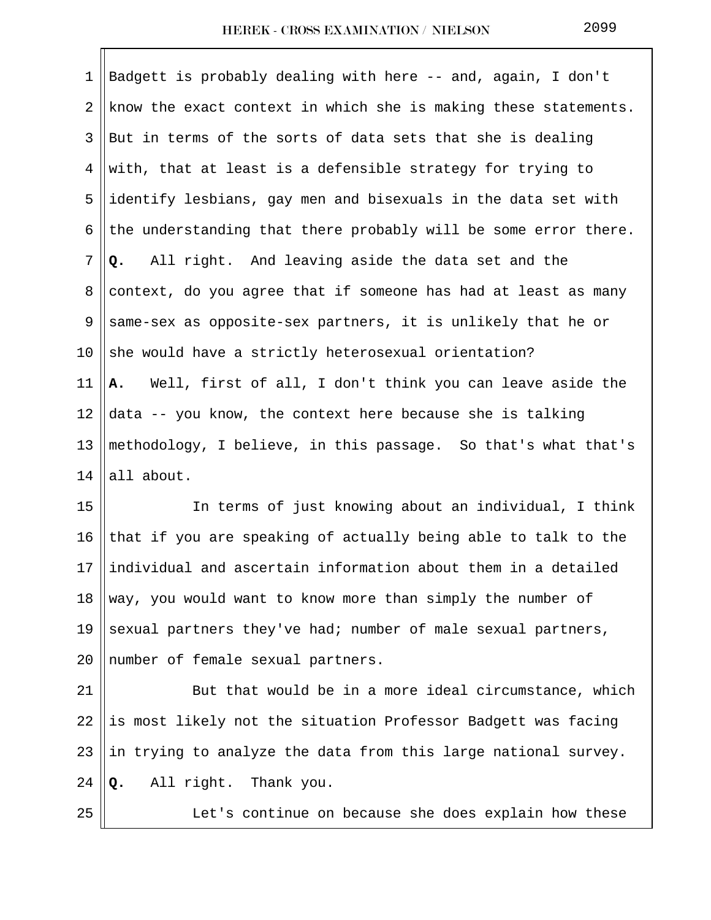Badgett is probably dealing with here -- and, again, I don't know the exact context in which she is making these statements. But in terms of the sorts of data sets that she is dealing with, that at least is a defensible strategy for trying to identify lesbians, gay men and bisexuals in the data set with the understanding that there probably will be some error there.

**Q.** All right. And leaving aside the data set and the context, do you agree that if someone has had at least as many same-sex as opposite-sex partners, it is unlikely that he or she would have a strictly heterosexual orientation?

**A.** Well, first of all, I don't think you can leave aside the data -- you know, the context here because she is talking methodology, I believe, in this passage. So that's what that's all about.

In terms of just knowing about an individual, I think that if you are speaking of actually being able to talk to the individual and ascertain information about them in a detailed way, you would want to know more than simply the number of sexual partners they've had; number of male sexual partners, number of female sexual partners.

But that would be in a more ideal circumstance, which is most likely not the situation Professor Badgett was facing in trying to analyze the data from this large national survey.

**Q.** All right. Thank you.

Let's continue on because she does explain how these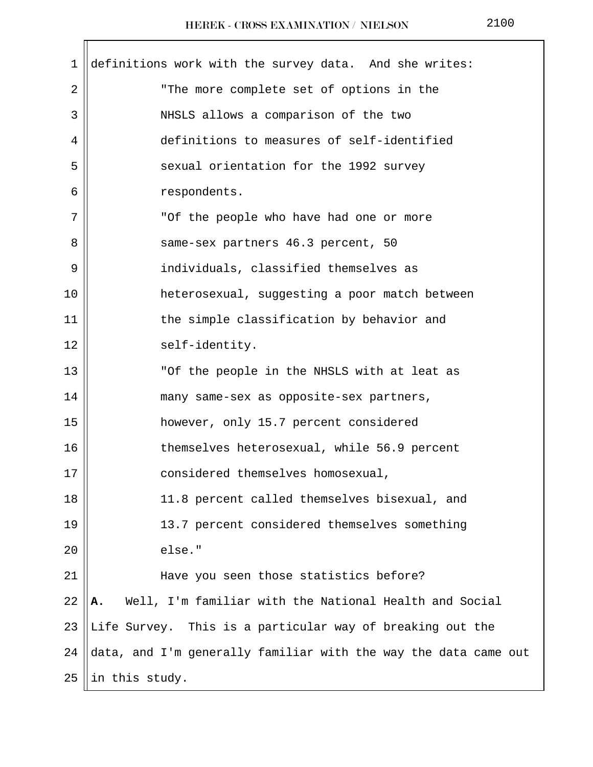definitions work with the survey data. And she writes:

"The more complete set of options in the NHSLS allows a comparison of the two definitions to measures of self-identified sexual orientation for the 1992 survey respondents.

"Of the people who have had one or more same-sex partners 46.3 percent, 50 individuals, classified themselves as heterosexual, suggesting a poor match between the simple classification by behavior and self-identity.

"Of the people in the NHSLS with at leat as many same-sex as opposite-sex partners, however, only 15.7 percent considered themselves heterosexual, while 56.9 percent considered themselves homosexual, 11.8 percent called themselves bisexual, and 13.7 percent considered themselves something else."

Have you seen those statistics before?

**A.** Well, I'm familiar with the National Health and Social Life Survey. This is a particular way of breaking out the data, and I'm generally familiar with the way the data came out in this study.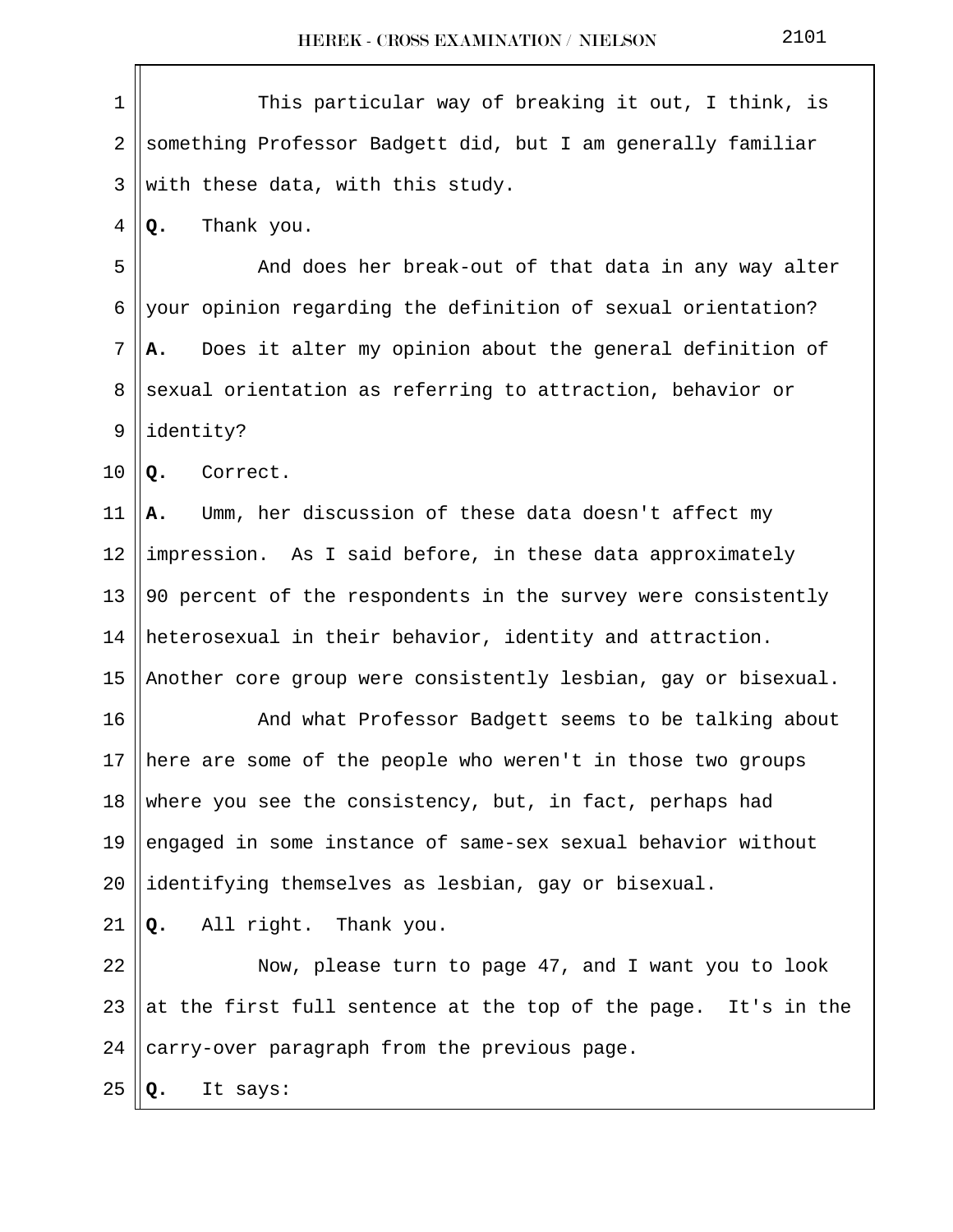This particular way of breaking it out, I think, is something Professor Badgett did, but I am generally familiar with these data, with this study.

**Q.** Thank you.

And does her break-out of that data in any way alter your opinion regarding the definition of sexual orientation?

**A.** Does it alter my opinion about the general definition of sexual orientation as referring to attraction, behavior or identity?

**Q.** Correct.

**A.** Umm, her discussion of these data doesn't affect my impression. As I said before, in these data approximately 90 percent of the respondents in the survey were consistently heterosexual in their behavior, identity and attraction. Another core group were consistently lesbian, gay or bisexual.

And what Professor Badgett seems to be talking about here are some of the people who weren't in those two groups where you see the consistency, but, in fact, perhaps had engaged in some instance of same-sex sexual behavior without identifying themselves as lesbian, gay or bisexual.

**Q.** All right. Thank you.

Now, please turn to page 47, and I want you to look at the first full sentence at the top of the page. It's in the carry-over paragraph from the previous page.

**Q.** It says: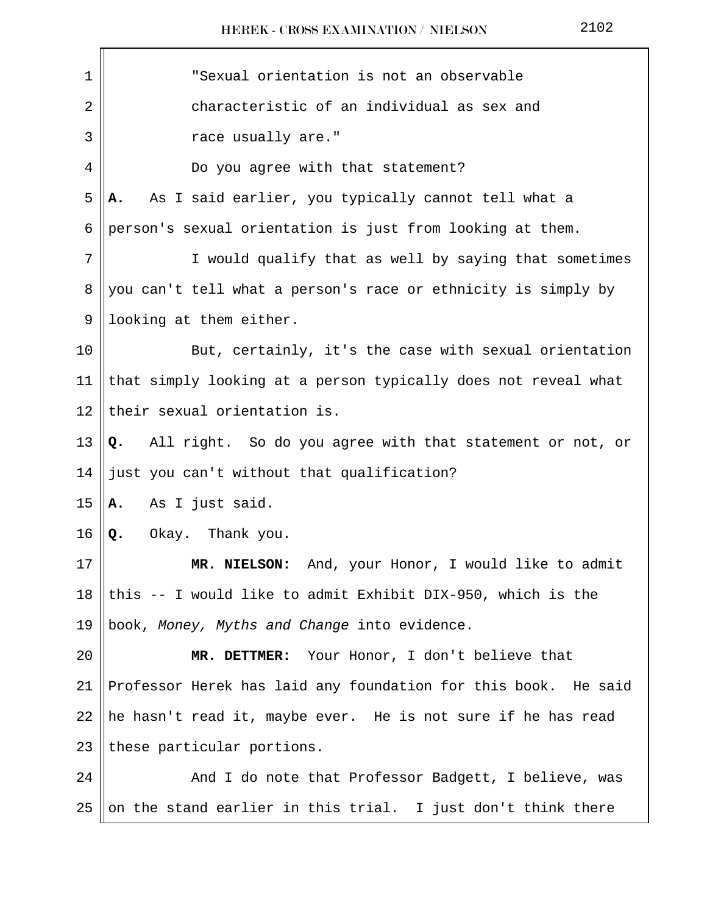"Sexual orientation is not an observable characteristic of an individual as sex and race usually are."

Do you agree with that statement?

**A.** As I said earlier, you typically cannot tell what a person's sexual orientation is just from looking at them.

I would qualify that as well by saying that sometimes you can't tell what a person's race or ethnicity is simply by looking at them either.

But, certainly, it's the case with sexual orientation that simply looking at a person typically does not reveal what their sexual orientation is.

**Q.** All right. So do you agree with that statement or not, or just you can't without that qualification?

**A.** As I just said.

**Q.** Okay. Thank you.

**MR. NIELSON:** And, your Honor, I would like to admit this -- I would like to admit Exhibit DIX-950, which is the book, *Money, Myths and Change* into evidence.

**MR. DETTMER:** Your Honor, I don't believe that Professor Herek has laid any foundation for this book. He said he hasn't read it, maybe ever. He is not sure if he has read these particular portions.

And I do note that Professor Badgett, I believe, was on the stand earlier in this trial. I just don't think there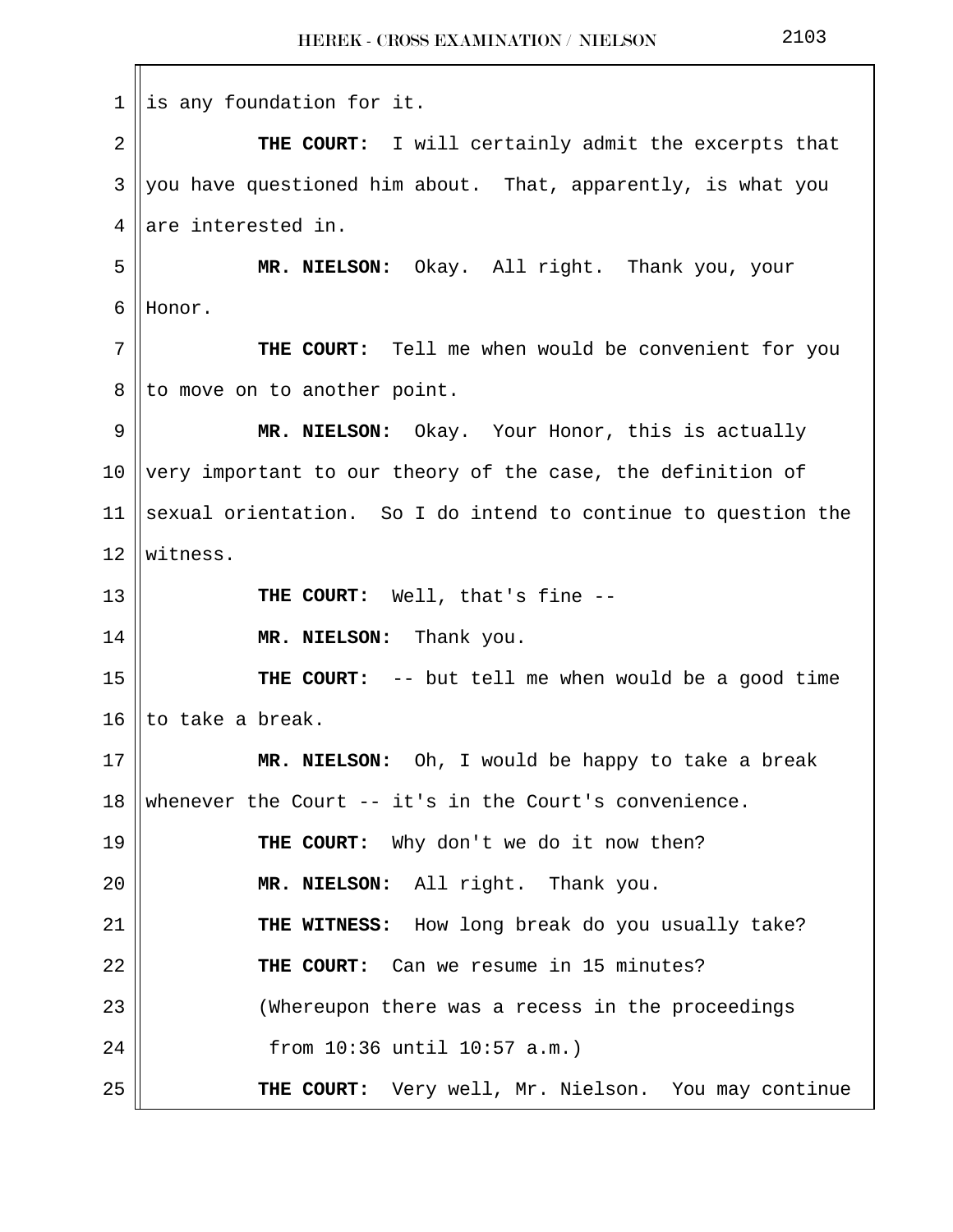is any foundation for it.

**THE COURT:** I will certainly admit the excerpts that you have questioned him about. That, apparently, is what you are interested in.

**MR. NIELSON:** Okay. All right. Thank you, your Honor.

**THE COURT:** Tell me when would be convenient for you to move on to another point.

**MR. NIELSON:** Okay. Your Honor, this is actually very important to our theory of the case, the definition of sexual orientation. So I do intend to continue to question the witness.

**THE COURT:** Well, that's fine --

**MR. NIELSON:** Thank you.

**THE COURT:** -- but tell me when would be a good time to take a break.

**MR. NIELSON:** Oh, I would be happy to take a break whenever the Court -- it's in the Court's convenience.

**THE COURT:** Why don't we do it now then?

**MR. NIELSON:** All right. Thank you.

**THE WITNESS:** How long break do you usually take?

**THE COURT:** Can we resume in 15 minutes?

(Whereupon there was a recess in the proceedings from 10:36 until 10:57 a.m.)

**THE COURT:** Very well, Mr. Nielson. You may continue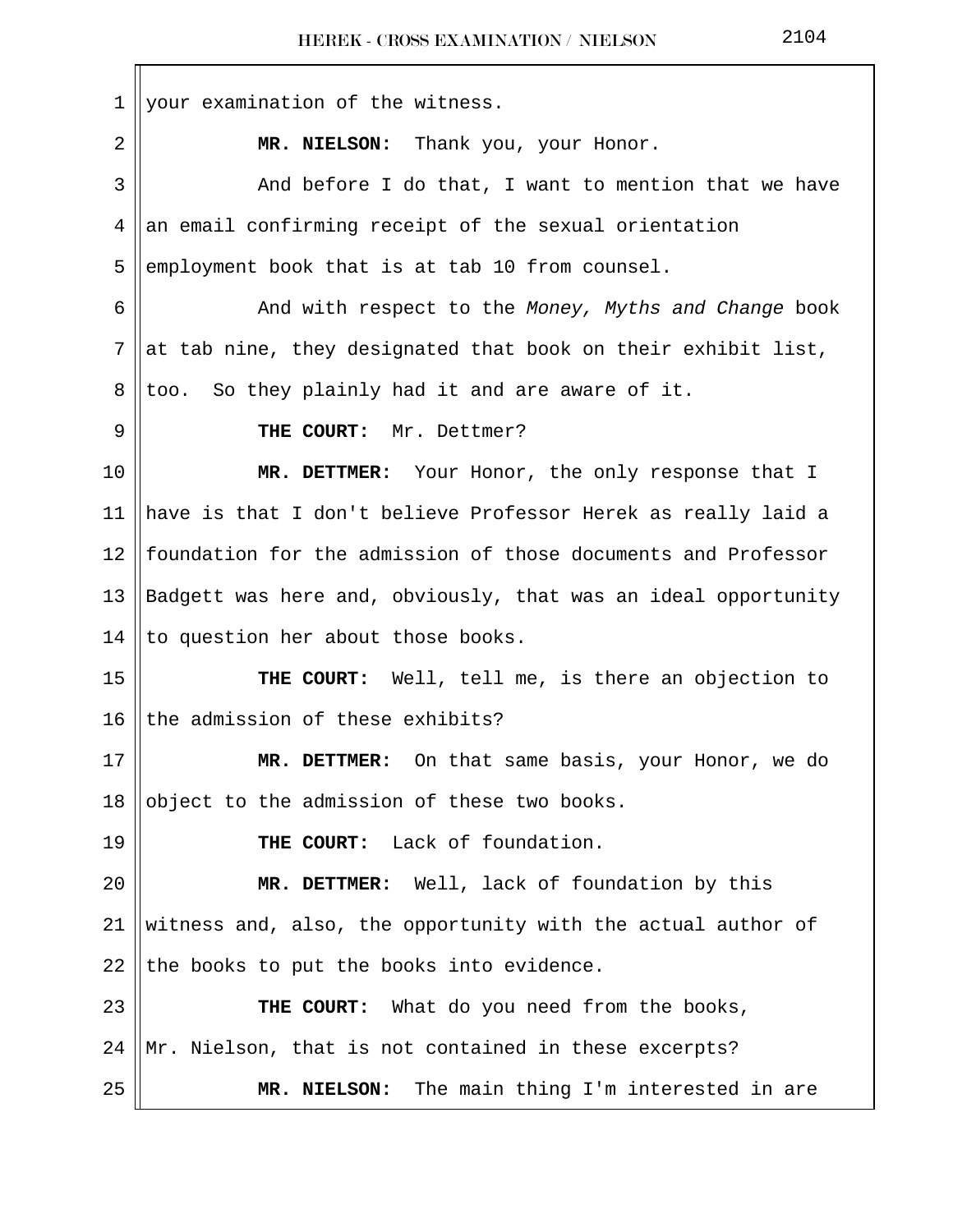your examination of the witness.

**MR. NIELSON:** Thank you, your Honor.

And before I do that, I want to mention that we have an email confirming receipt of the sexual orientation employment book that is at tab 10 from counsel.

And with respect to the *Money, Myths and Change* book at tab nine, they designated that book on their exhibit list, too. So they plainly had it and are aware of it.

**THE COURT:** Mr. Dettmer?

**MR. DETTMER:** Your Honor, the only response that I have is that I don't believe Professor Herek as really laid a foundation for the admission of those documents and Professor Badgett was here and, obviously, that was an ideal opportunity to question her about those books.

**THE COURT:** Well, tell me, is there an objection to the admission of these exhibits?

**MR. DETTMER:** On that same basis, your Honor, we do object to the admission of these two books.

**THE COURT:** Lack of foundation.

**MR. DETTMER:** Well, lack of foundation by this witness and, also, the opportunity with the actual author of the books to put the books into evidence.

**THE COURT:** What do you need from the books, Mr. Nielson, that is not contained in these excerpts?

**MR. NIELSON:** The main thing I'm interested in are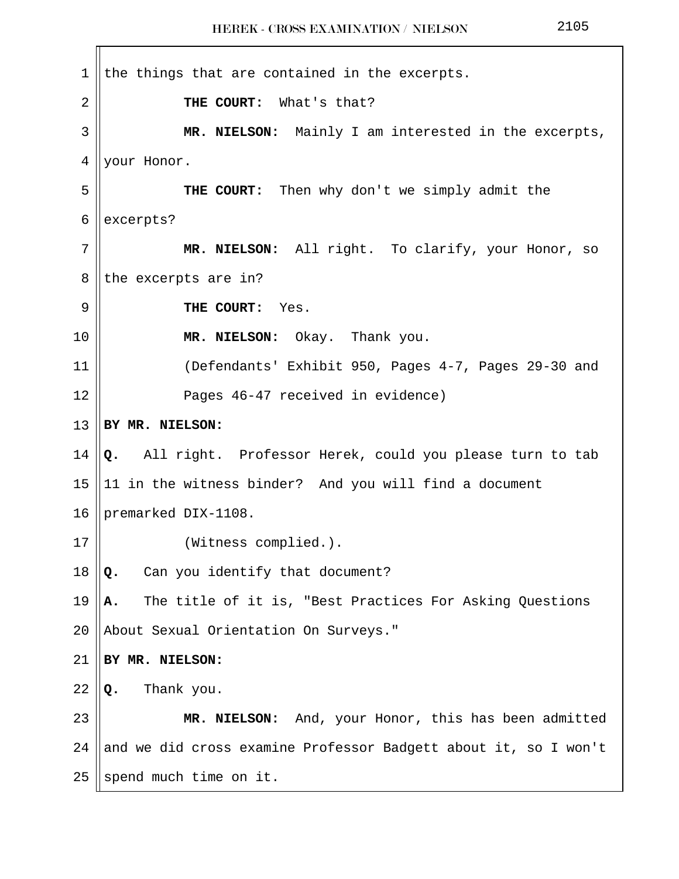the things that are contained in the excerpts.

**THE COURT:** What's that?

**MR. NIELSON:** Mainly I am interested in the excerpts, your Honor.

**THE COURT:** Then why don't we simply admit the excerpts?

**MR. NIELSON:** All right. To clarify, your Honor, so the excerpts are in?

**THE COURT:** Yes.

**MR. NIELSON:** Okay. Thank you.

(Defendants' Exhibit 950, Pages 4-7, Pages 29-30 and Pages 46-47 received in evidence)

**BY MR. NIELSON:**

**Q.** All right. Professor Herek, could you please turn to tab 11 in the witness binder? And you will find a document premarked DIX-1108.

(Witness complied.).

**Q.** Can you identify that document?

**A.** The title of it is, "Best Practices For Asking Questions About Sexual Orientation On Surveys."

**BY MR. NIELSON:**

**Q.** Thank you.

**MR. NIELSON:** And, your Honor, this has been admitted and we did cross examine Professor Badgett about it, so I won't spend much time on it.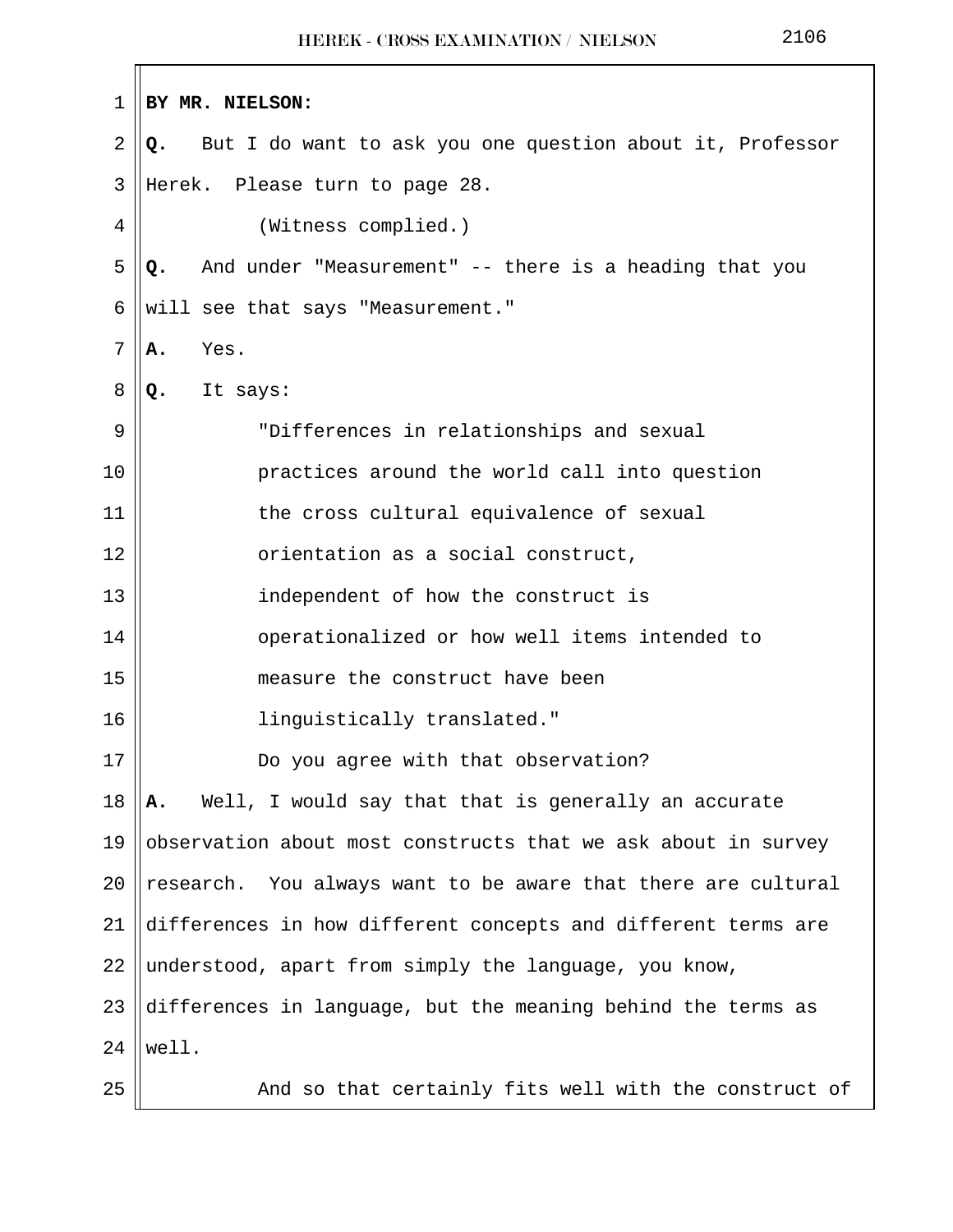**BY MR. NIELSON:**

**Q.** But I do want to ask you one question about it, Professor Herek. Please turn to page 28.

(Witness complied.)

**Q.** And under "Measurement" -- there is a heading that you will see that says "Measurement."

**A.** Yes.

**Q.** It says:

"Differences in relationships and sexual practices around the world call into question the cross cultural equivalence of sexual orientation as a social construct, independent of how the construct is operationalized or how well items intended to measure the construct have been linguistically translated."

Do you agree with that observation?

**A.** Well, I would say that that is generally an accurate observation about most constructs that we ask about in survey research. You always want to be aware that there are cultural differences in how different concepts and different terms are understood, apart from simply the language, you know, differences in language, but the meaning behind the terms as well.

And so that certainly fits well with the construct of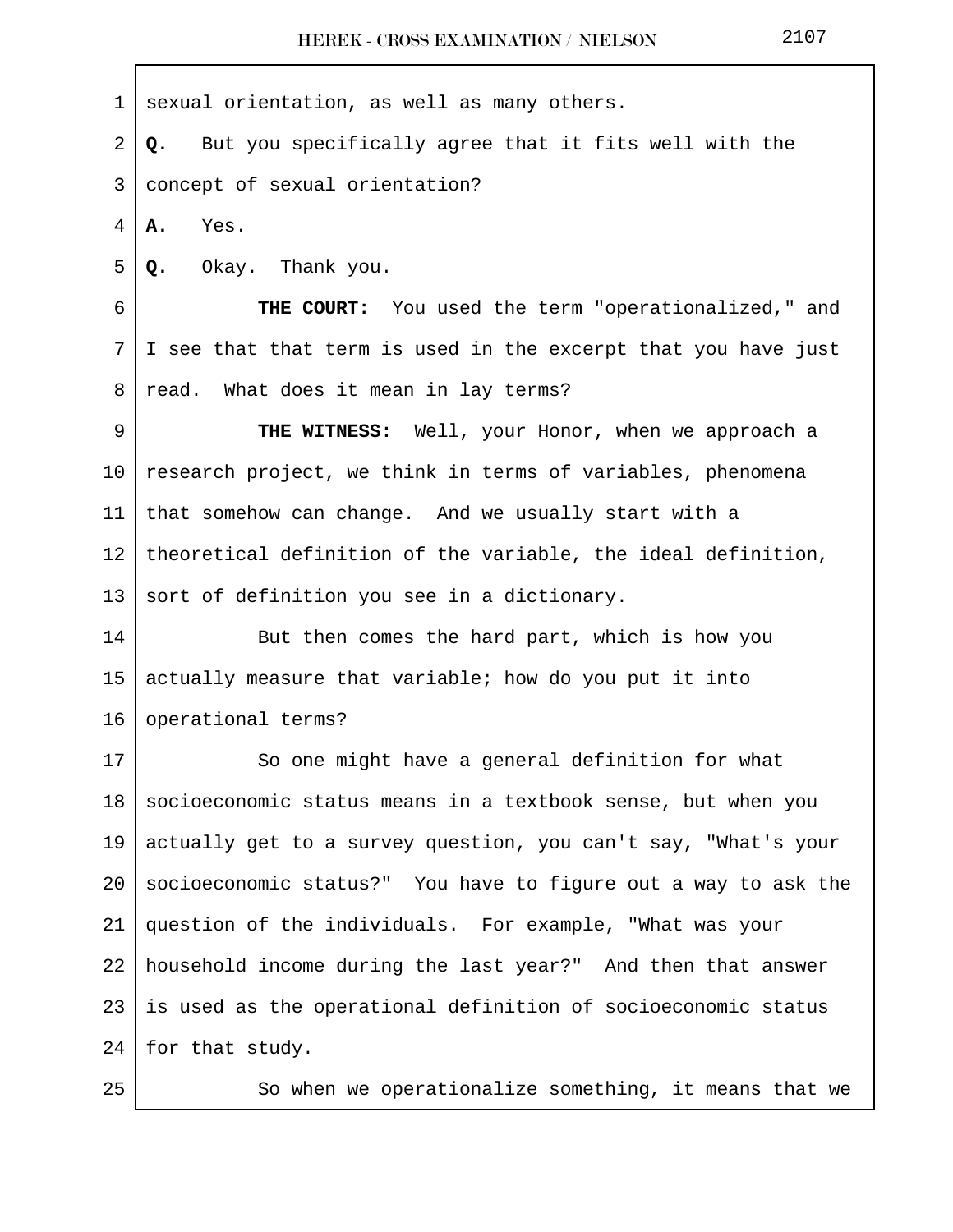sexual orientation, as well as many others.

**Q.** But you specifically agree that it fits well with the concept of sexual orientation?

**A.** Yes.

**Q.** Okay. Thank you.

**THE COURT:** You used the term "operationalized," and I see that that term is used in the excerpt that you have just read. What does it mean in lay terms?

**THE WITNESS:** Well, your Honor, when we approach a research project, we think in terms of variables, phenomena that somehow can change. And we usually start with a theoretical definition of the variable, the ideal definition, sort of definition you see in a dictionary.

But then comes the hard part, which is how you actually measure that variable; how do you put it into operational terms?

So one might have a general definition for what socioeconomic status means in a textbook sense, but when you actually get to a survey question, you can't say, "What's your socioeconomic status?" You have to figure out a way to ask the question of the individuals. For example, "What was your household income during the last year?" And then that answer is used as the operational definition of socioeconomic status for that study.

So when we operationalize something, it means that we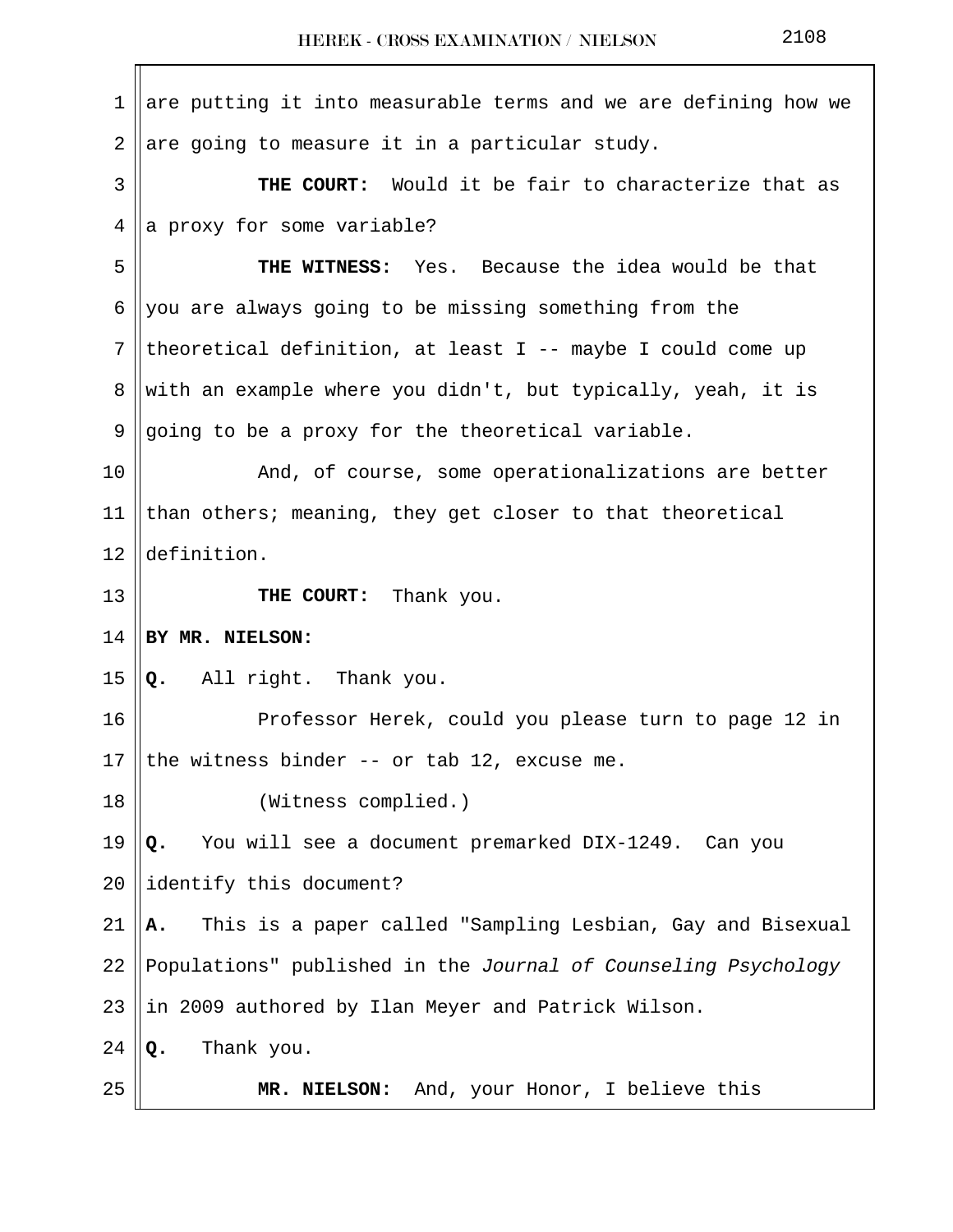are putting it into measurable terms and we are defining how we are going to measure it in a particular study.

**THE COURT:** Would it be fair to characterize that as a proxy for some variable?

**THE WITNESS:** Yes. Because the idea would be that you are always going to be missing something from the theoretical definition, at least I -- maybe I could come up with an example where you didn't, but typically, yeah, it is going to be a proxy for the theoretical variable.

And, of course, some operationalizations are better than others; meaning, they get closer to that theoretical definition.

**THE COURT:** Thank you.

**BY MR. NIELSON:**

**Q.** All right. Thank you.

Professor Herek, could you please turn to page 12 in the witness binder -- or tab 12, excuse me.

(Witness complied.)

**Q.** You will see a document premarked DIX-1249. Can you identify this document?

**A.** This is a paper called "Sampling Lesbian, Gay and Bisexual Populations" published in the *Journal of Counseling Psychology* in 2009 authored by Ilan Meyer and Patrick Wilson.

**Q.** Thank you.

**MR. NIELSON:** And, your Honor, I believe this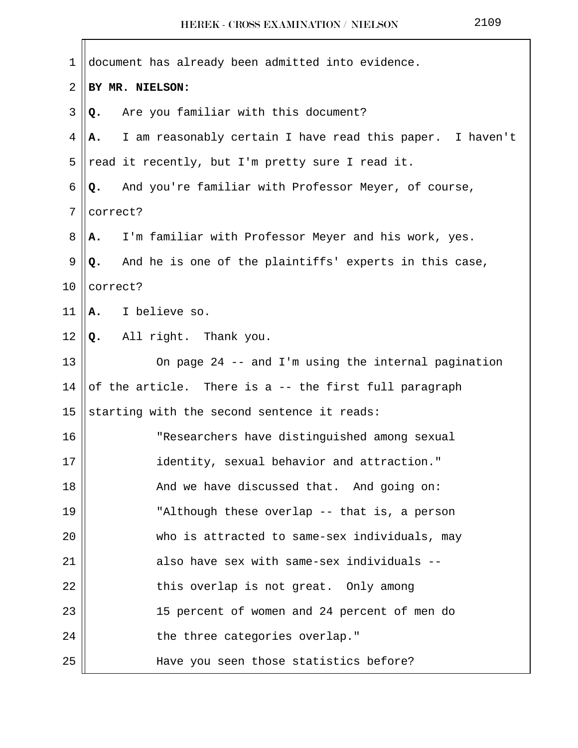document has already been admitted into evidence.

**BY MR. NIELSON:**

**Q.** Are you familiar with this document?

**A.** I am reasonably certain I have read this paper. I haven't read it recently, but I'm pretty sure I read it.

**Q.** And you're familiar with Professor Meyer, of course, correct?

**A.** I'm familiar with Professor Meyer and his work, yes.

**Q.** And he is one of the plaintiffs' experts in this case, correct?

**A.** I believe so.

**Q.** All right. Thank you.

On page 24 -- and I'm using the internal pagination of the article. There is a -- the first full paragraph starting with the second sentence it reads:

> "Researchers have distinguished among sexual identity, sexual behavior and attraction."

And we have discussed that. And going on:

> "Although these overlap -- that is, a person who is attracted to same-sex individuals, may also have sex with same-sex individuals -- this overlap is not great. Only among 15 percent of women and 24 percent of men do the three categories overlap."

Have you seen those statistics before?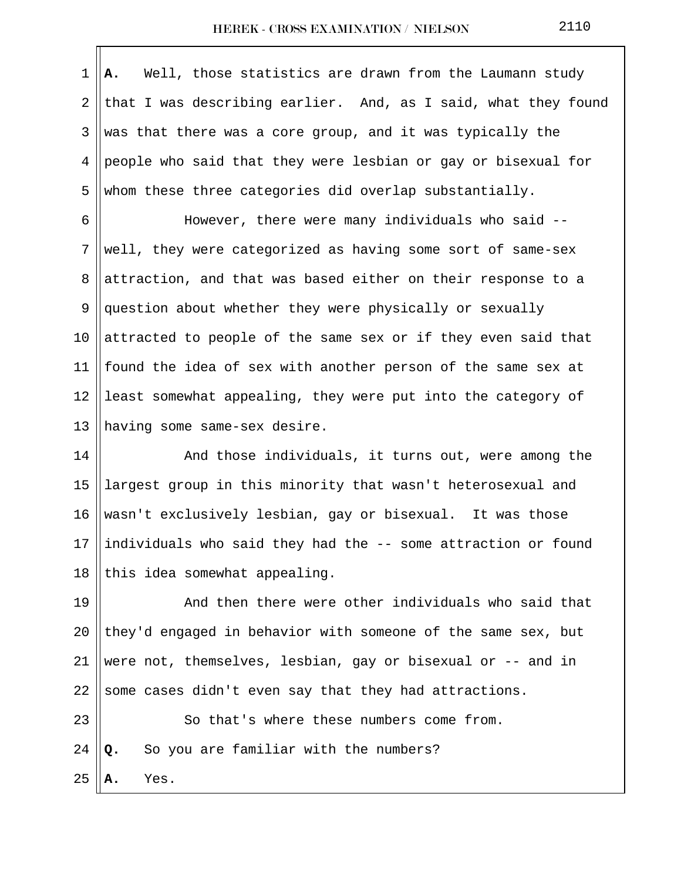**A.** Well, those statistics are drawn from the Laumann study that I was describing earlier. And, as I said, what they found was that there was a core group, and it was typically the people who said that they were lesbian or gay or bisexual for whom these three categories did overlap substantially.

However, there were many individuals who said -- well, they were categorized as having some sort of same-sex attraction, and that was based either on their response to a question about whether they were physically or sexually attracted to people of the same sex or if they even said that found the idea of sex with another person of the same sex at least somewhat appealing, they were put into the category of having some same-sex desire.

And those individuals, it turns out, were among the largest group in this minority that wasn't heterosexual and wasn't exclusively lesbian, gay or bisexual. It was those individuals who said they had the -- some attraction or found this idea somewhat appealing.

And then there were other individuals who said that they'd engaged in behavior with someone of the same sex, but were not, themselves, lesbian, gay or bisexual or -- and in some cases didn't even say that they had attractions.

So that's where these numbers come from.

**Q.** So you are familiar with the numbers?

**A.** Yes.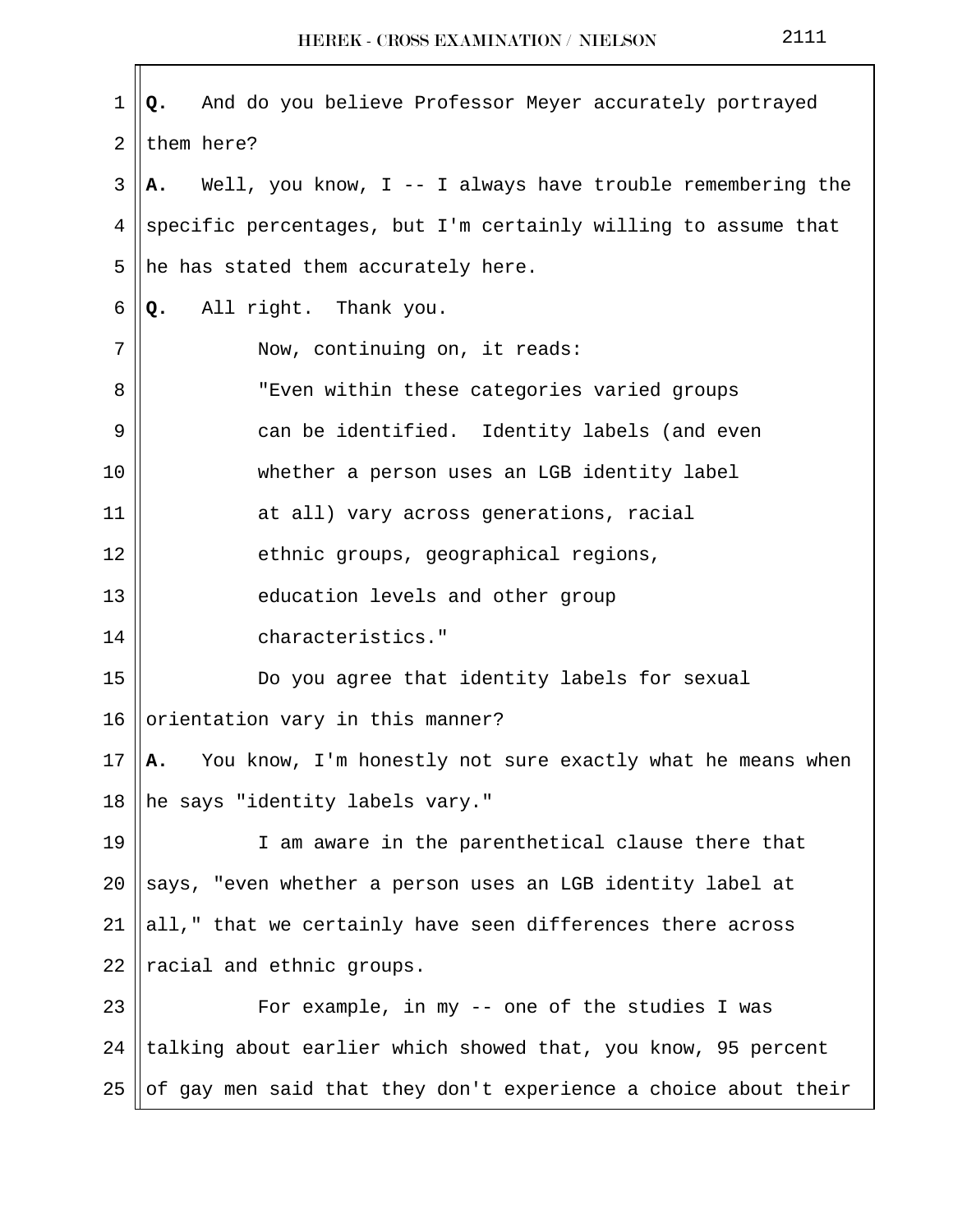**Q.** And do you believe Professor Meyer accurately portrayed them here?

**A.** Well, you know, I -- I always have trouble remembering the specific percentages, but I'm certainly willing to assume that he has stated them accurately here.

**Q.** All right. Thank you.

Now, continuing on, it reads:

> "Even within these categories varied groups can be identified. Identity labels (and even whether a person uses an LGB identity label at all) vary across generations, racial ethnic groups, geographical regions, education levels and other group characteristics."

Do you agree that identity labels for sexual orientation vary in this manner?

**A.** You know, I'm honestly not sure exactly what he means when he says "identity labels vary."

I am aware in the parenthetical clause there that says, "even whether a person uses an LGB identity label at all," that we certainly have seen differences there across racial and ethnic groups.

For example, in my -- one of the studies I was talking about earlier which showed that, you know, 95 percent of gay men said that they don't experience a choice about their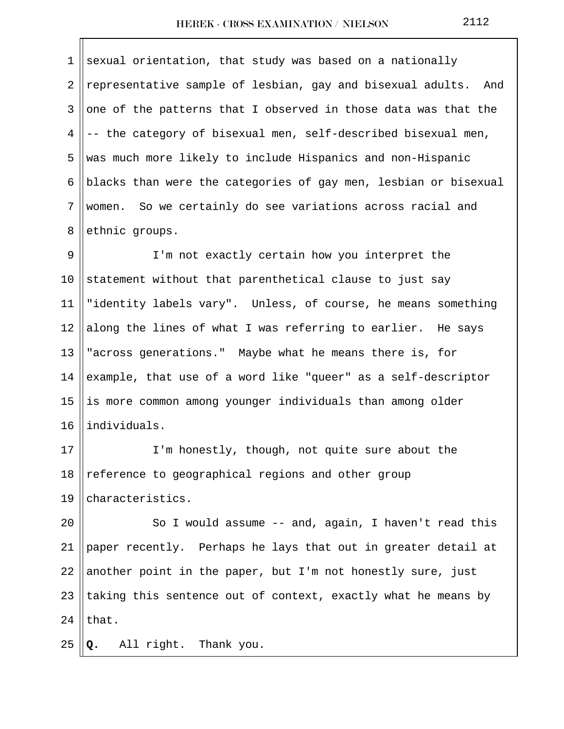sexual orientation, that study was based on a nationally representative sample of lesbian, gay and bisexual adults. And one of the patterns that I observed in those data was that the -- the category of bisexual men, self-described bisexual men, was much more likely to include Hispanics and non-Hispanic blacks than were the categories of gay men, lesbian or bisexual women. So we certainly do see variations across racial and ethnic groups.

I'm not exactly certain how you interpret the statement without that parenthetical clause to just say "identity labels vary". Unless, of course, he means something along the lines of what I was referring to earlier. He says "across generations." Maybe what he means there is, for example, that use of a word like "queer" as a self-descriptor is more common among younger individuals than among older individuals.

I'm honestly, though, not quite sure about the reference to geographical regions and other group characteristics.

So I would assume -- and, again, I haven't read this paper recently. Perhaps he lays that out in greater detail at another point in the paper, but I'm not honestly sure, just taking this sentence out of context, exactly what he means by that.

**Q.** All right. Thank you.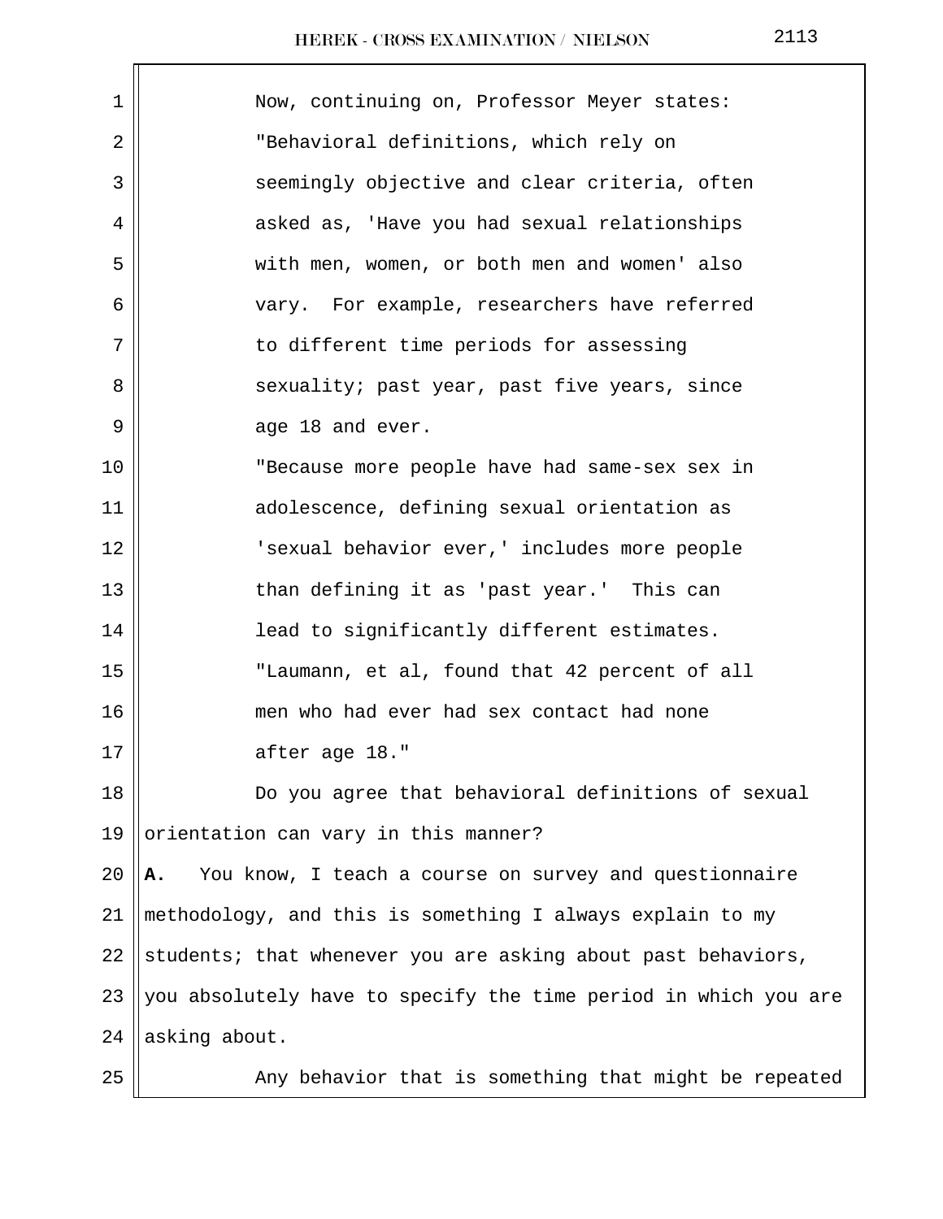Now, continuing on, Professor Meyer states:

"Behavioral definitions, which rely on seemingly objective and clear criteria, often asked as, 'Have you had sexual relationships with men, women, or both men and women' also vary. For example, researchers have referred to different time periods for assessing sexuality; past year, past five years, since age 18 and ever.

"Because more people have had same-sex sex in adolescence, defining sexual orientation as 'sexual behavior ever,' includes more people than defining it as 'past year.' This can lead to significantly different estimates.

"Laumann, et al, found that 42 percent of all men who had ever had sex contact had none after age 18."

Do you agree that behavioral definitions of sexual orientation can vary in this manner?

**A.** You know, I teach a course on survey and questionnaire methodology, and this is something I always explain to my students; that whenever you are asking about past behaviors, you absolutely have to specify the time period in which you are asking about.

Any behavior that is something that might be repeated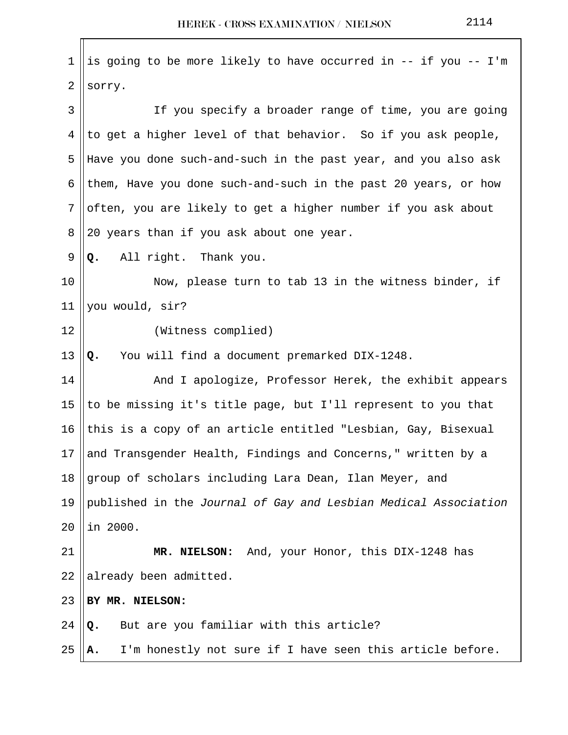is going to be more likely to have occurred in -- if you -- I'm sorry.

If you specify a broader range of time, you are going to get a higher level of that behavior. So if you ask people, Have you done such-and-such in the past year, and you also ask them, Have you done such-and-such in the past 20 years, or how often, you are likely to get a higher number if you ask about 20 years than if you ask about one year.

**Q.** All right. Thank you.

Now, please turn to tab 13 in the witness binder, if you would, sir?

(Witness complied)

**Q.** You will find a document premarked DIX-1248.

And I apologize, Professor Herek, the exhibit appears to be missing it's title page, but I'll represent to you that this is a copy of an article entitled "Lesbian, Gay, Bisexual and Transgender Health, Findings and Concerns," written by a group of scholars including Lara Dean, Ilan Meyer, and published in the *Journal of Gay and Lesbian Medical Association* in 2000.

**MR. NIELSON:** And, your Honor, this DIX-1248 has already been admitted.

**BY MR. NIELSON:**

**Q.** But are you familiar with this article?

**A.** I'm honestly not sure if I have seen this article before.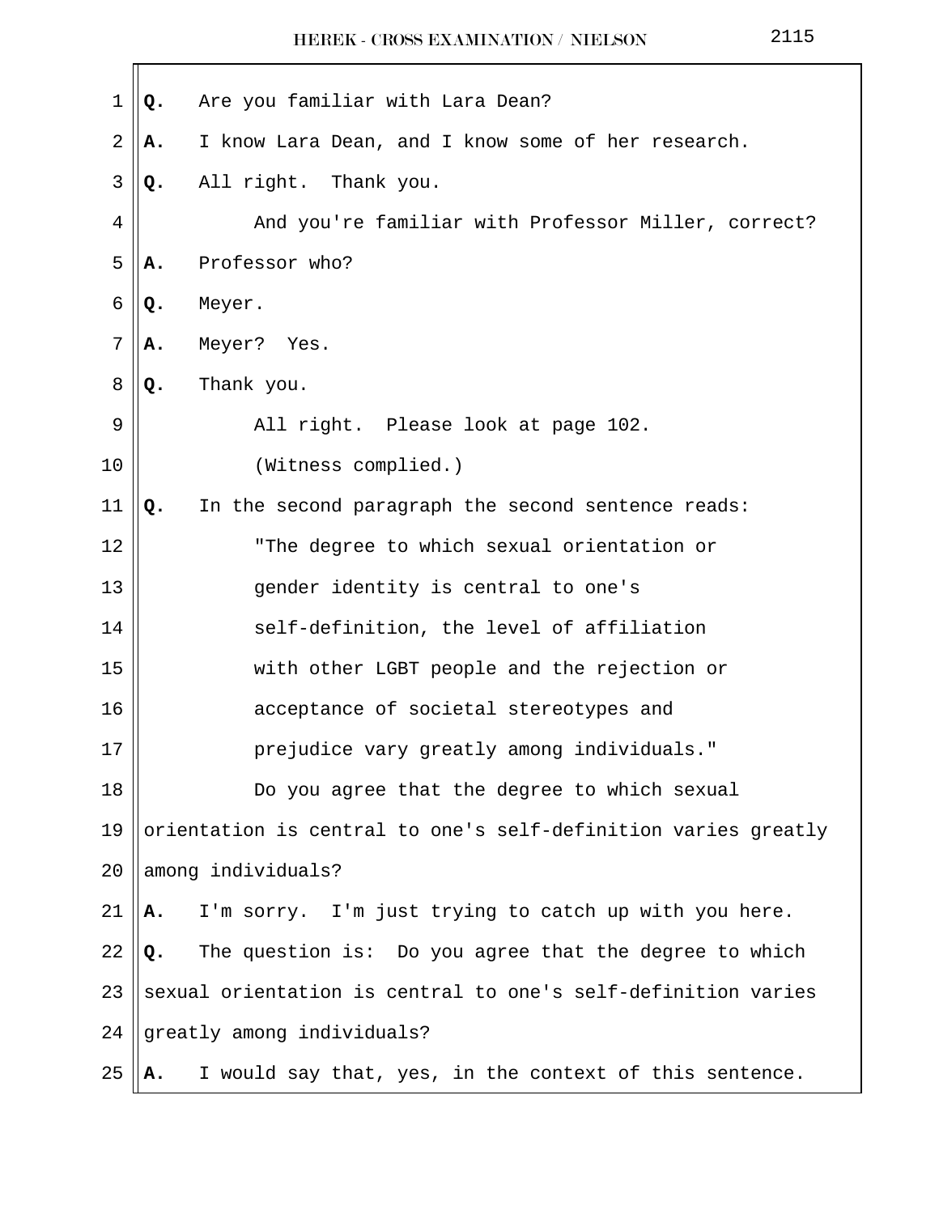**Q.** Are you familiar with Lara Dean?

**A.** I know Lara Dean, and I know some of her research.

**Q.** All right. Thank you.

And you're familiar with Professor Miller, correct?

**A.** Professor who?

**Q.** Meyer.

**A.** Meyer? Yes.

**Q.** Thank you.

All right. Please look at page 102.

(Witness complied.)

**Q.** In the second paragraph the second sentence reads:

> "The degree to which sexual orientation or gender identity is central to one's self-definition, the level of affiliation with other LGBT people and the rejection or acceptance of societal stereotypes and prejudice vary greatly among individuals."

Do you agree that the degree to which sexual orientation is central to one's self-definition varies greatly among individuals?

**A.** I'm sorry. I'm just trying to catch up with you here.

**Q.** The question is: Do you agree that the degree to which sexual orientation is central to one's self-definition varies greatly among individuals?

**A.** I would say that, yes, in the context of this sentence.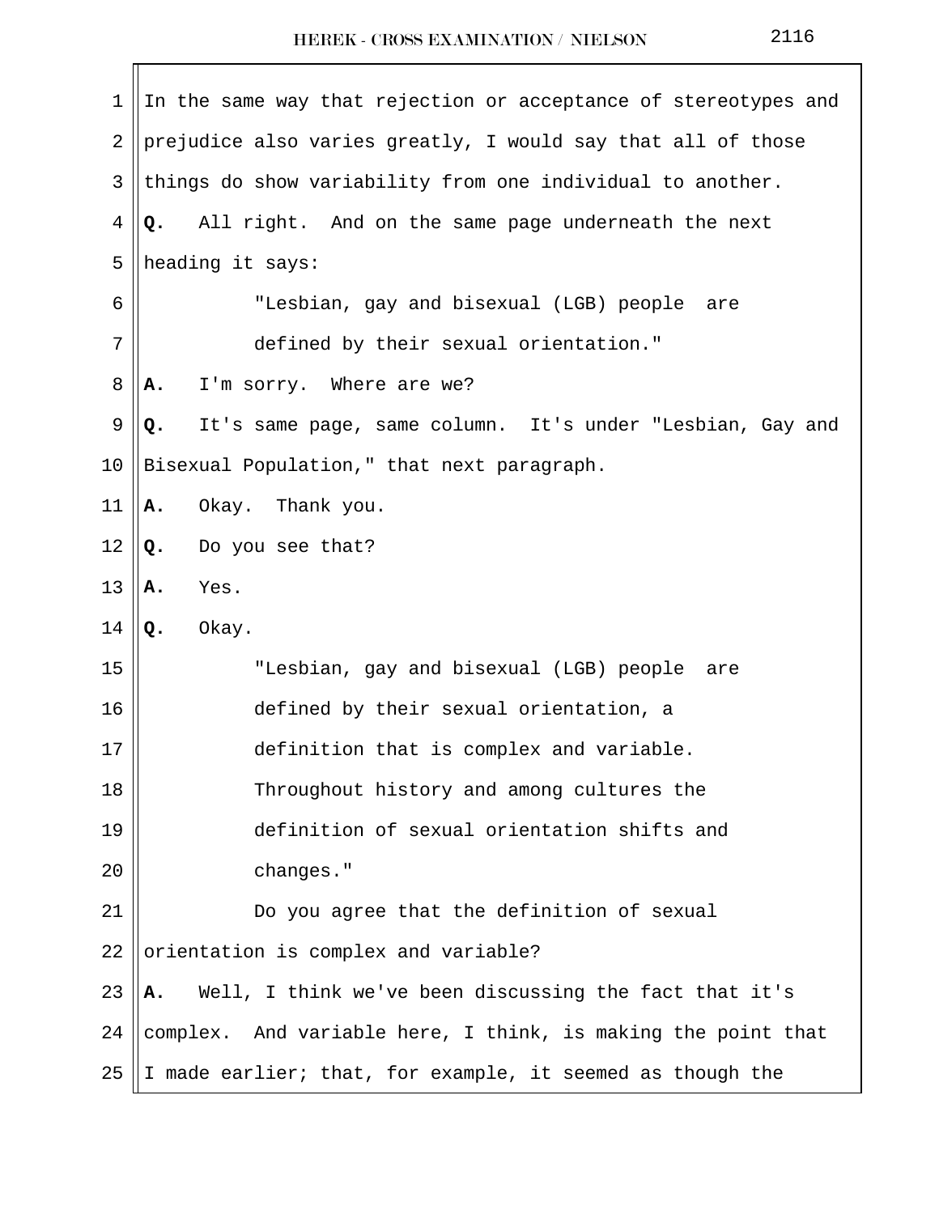In the same way that rejection or acceptance of stereotypes and prejudice also varies greatly, I would say that all of those things do show variability from one individual to another.

**Q.** All right. And on the same page underneath the next heading it says:

> "Lesbian, gay and bisexual (LGB) people are defined by their sexual orientation."

**A.** I'm sorry. Where are we?

**Q.** It's same page, same column. It's under "Lesbian, Gay and Bisexual Population," that next paragraph.

**A.** Okay. Thank you.

**Q.** Do you see that?

**A.** Yes.

**Q.** Okay.

> "Lesbian, gay and bisexual (LGB) people are defined by their sexual orientation, a definition that is complex and variable. Throughout history and among cultures the definition of sexual orientation shifts and changes."

Do you agree that the definition of sexual orientation is complex and variable?

**A.** Well, I think we've been discussing the fact that it's complex. And variable here, I think, is making the point that I made earlier; that, for example, it seemed as though the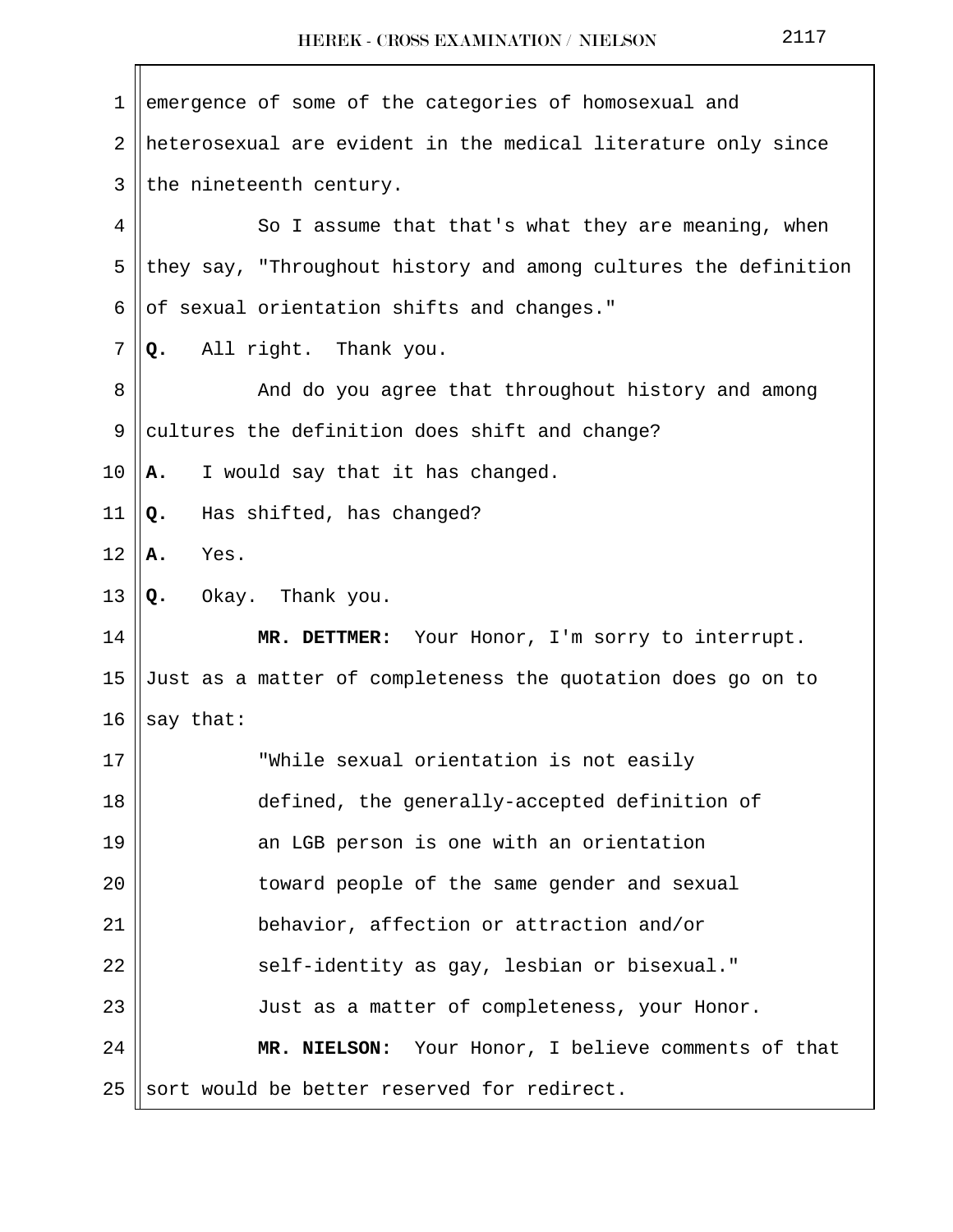emergence of some of the categories of homosexual and heterosexual are evident in the medical literature only since the nineteenth century.

So I assume that that's what they are meaning, when they say, "Throughout history and among cultures the definition of sexual orientation shifts and changes."

**Q.** All right. Thank you.

And do you agree that throughout history and among cultures the definition does shift and change?

**A.** I would say that it has changed.

**Q.** Has shifted, has changed?

**A.** Yes.

**Q.** Okay. Thank you.

**MR. DETTMER:** Your Honor, I'm sorry to interrupt. Just as a matter of completeness the quotation does go on to say that:

> "While sexual orientation is not easily defined, the generally-accepted definition of an LGB person is one with an orientation toward people of the same gender and sexual behavior, affection or attraction and/or self-identity as gay, lesbian or bisexual."

Just as a matter of completeness, your Honor.

**MR. NIELSON:** Your Honor, I believe comments of that sort would be better reserved for redirect.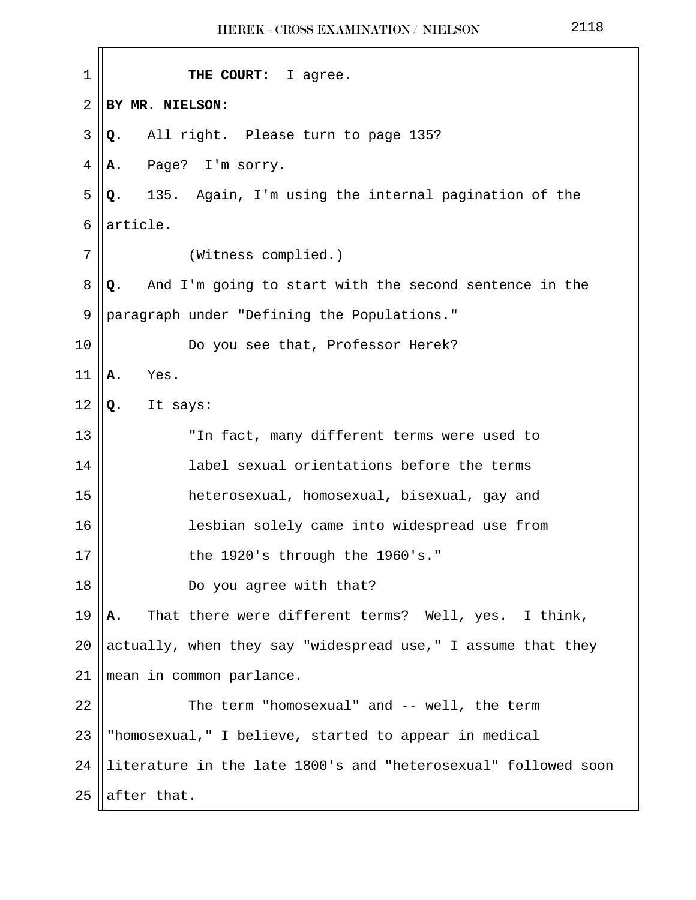**THE COURT:** I agree.

**BY MR. NIELSON:**

**Q.** All right. Please turn to page 135?

**A.** Page? I'm sorry.

**Q.** 135. Again, I'm using the internal pagination of the article.

(Witness complied.)

**Q.** And I'm going to start with the second sentence in the paragraph under "Defining the Populations."

Do you see that, Professor Herek?

**A.** Yes.

**Q.** It says:

"In fact, many different terms were used to label sexual orientations before the terms heterosexual, homosexual, bisexual, gay and lesbian solely came into widespread use from the 1920's through the 1960's."

Do you agree with that?

**A.** That there were different terms? Well, yes. I think, actually, when they say "widespread use," I assume that they mean in common parlance.

The term "homosexual" and -- well, the term "homosexual," I believe, started to appear in medical literature in the late 1800's and "heterosexual" followed soon after that.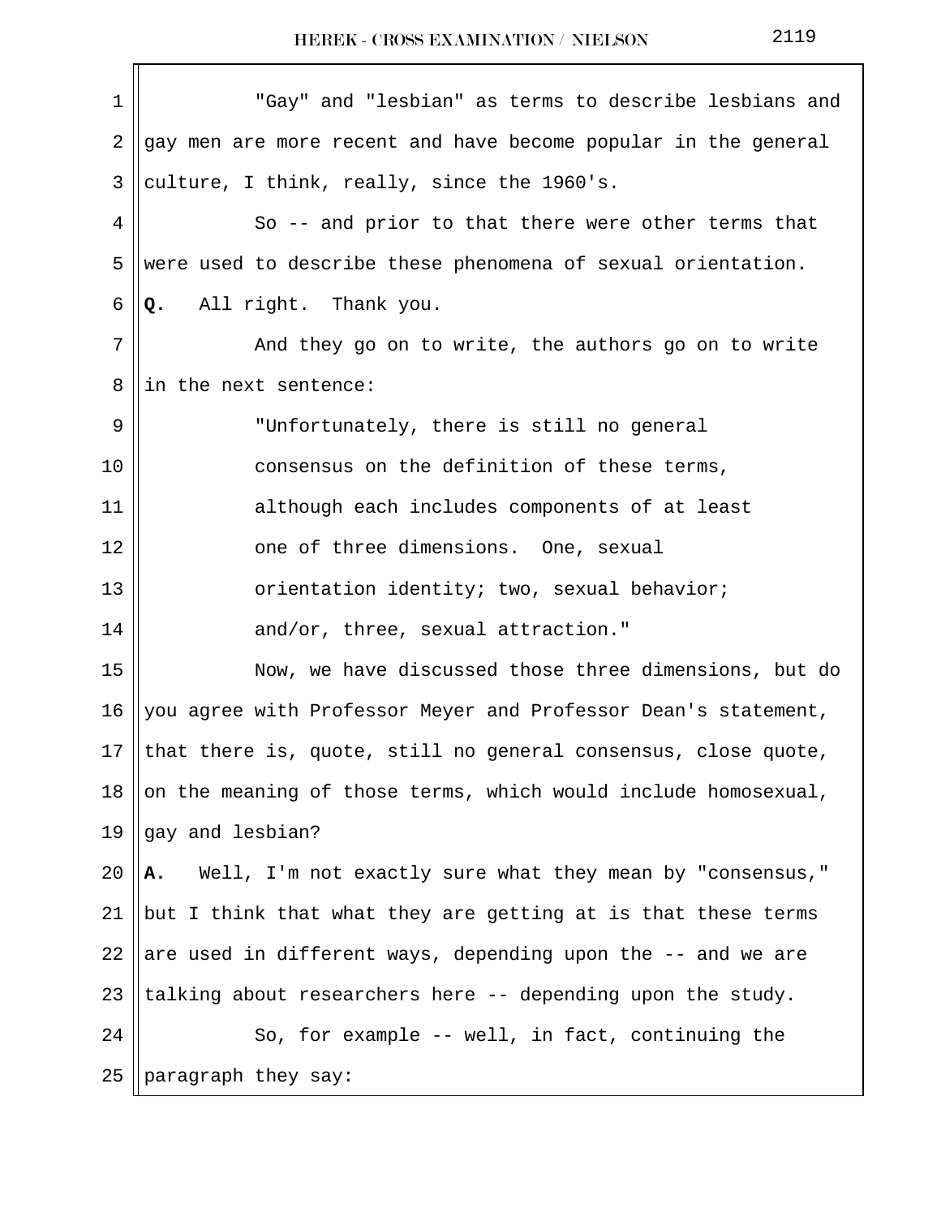"Gay" and "lesbian" as terms to describe lesbians and gay men are more recent and have become popular in the general culture, I think, really, since the 1960's.

So -- and prior to that there were other terms that were used to describe these phenomena of sexual orientation.

**Q.** All right. Thank you.

And they go on to write, the authors go on to write in the next sentence:

> "Unfortunately, there is still no general consensus on the definition of these terms, although each includes components of at least one of three dimensions. One, sexual orientation identity; two, sexual behavior; and/or, three, sexual attraction."

Now, we have discussed those three dimensions, but do you agree with Professor Meyer and Professor Dean's statement, that there is, quote, still no general consensus, close quote, on the meaning of those terms, which would include homosexual, gay and lesbian?

**A.** Well, I'm not exactly sure what they mean by "consensus," but I think that what they are getting at is that these terms are used in different ways, depending upon the -- and we are talking about researchers here -- depending upon the study.

So, for example -- well, in fact, continuing the paragraph they say: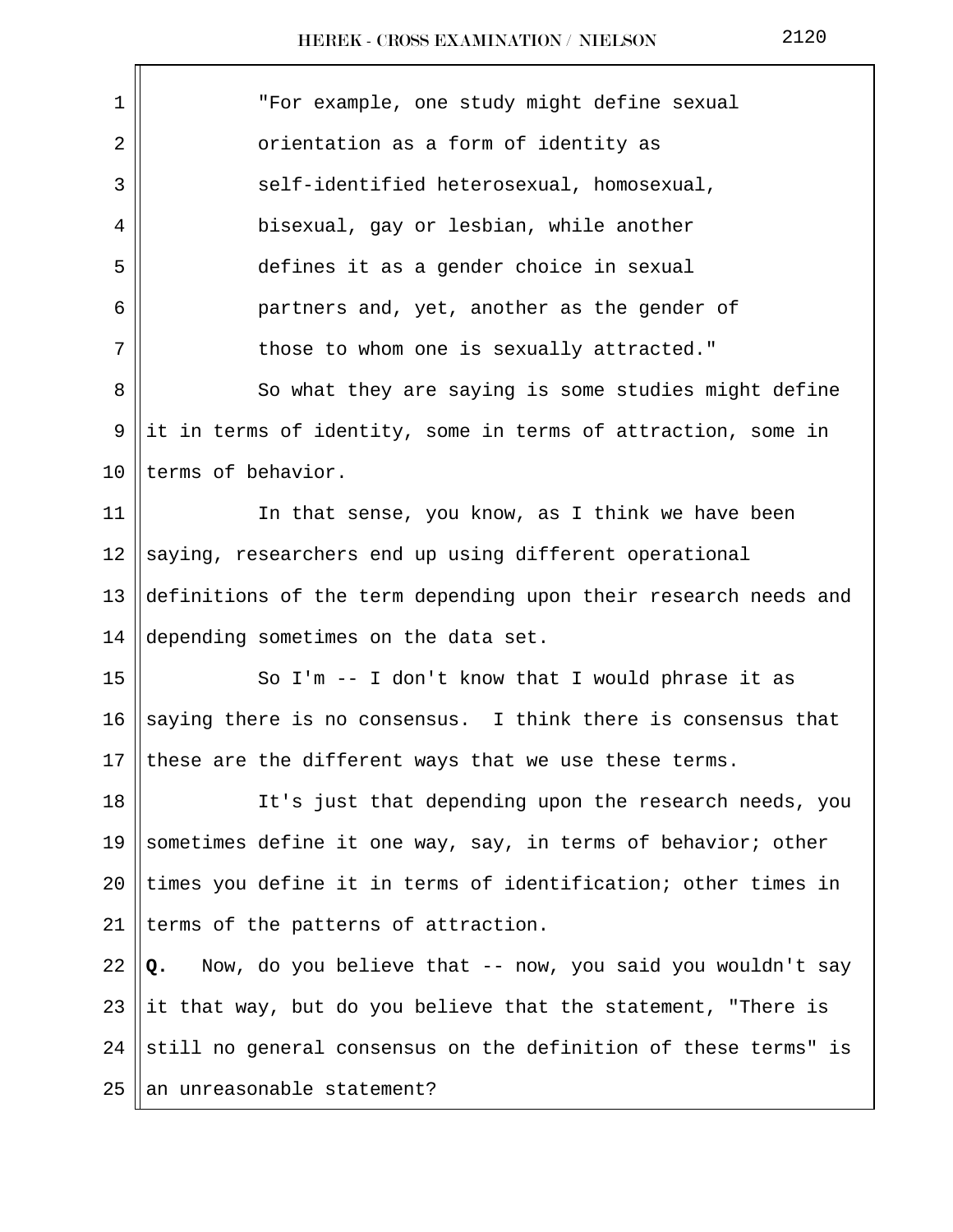"For example, one study might define sexual orientation as a form of identity as self-identified heterosexual, homosexual, bisexual, gay or lesbian, while another defines it as a gender choice in sexual partners and, yet, another as the gender of those to whom one is sexually attracted."

So what they are saying is some studies might define it in terms of identity, some in terms of attraction, some in terms of behavior.

In that sense, you know, as I think we have been saying, researchers end up using different operational definitions of the term depending upon their research needs and depending sometimes on the data set.

So I'm -- I don't know that I would phrase it as saying there is no consensus. I think there is consensus that these are the different ways that we use these terms.

It's just that depending upon the research needs, you sometimes define it one way, say, in terms of behavior; other times you define it in terms of identification; other times in terms of the patterns of attraction.

**Q.** Now, do you believe that -- now, you said you wouldn't say it that way, but do you believe that the statement, "There is still no general consensus on the definition of these terms" is an unreasonable statement?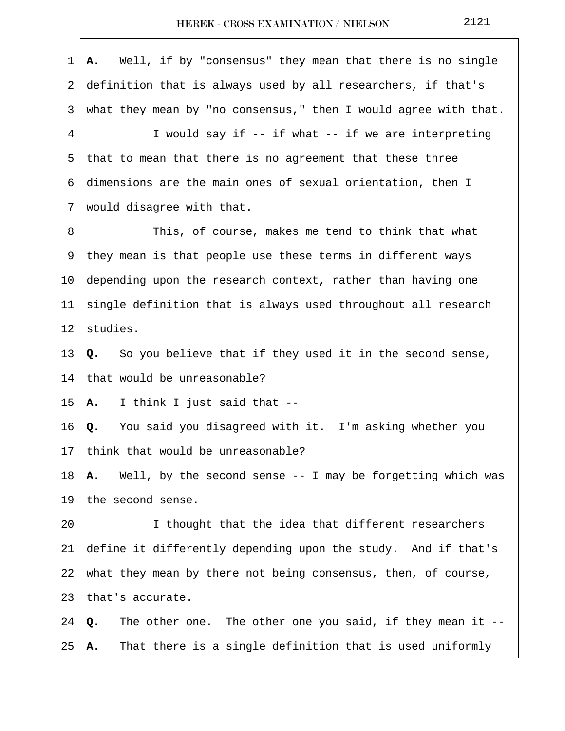**A.** Well, if by "consensus" they mean that there is no single definition that is always used by all researchers, if that's what they mean by "no consensus," then I would agree with that.

I would say if -- if what -- if we are interpreting that to mean that there is no agreement that these three dimensions are the main ones of sexual orientation, then I would disagree with that.

This, of course, makes me tend to think that what they mean is that people use these terms in different ways depending upon the research context, rather than having one single definition that is always used throughout all research studies.

**Q.** So you believe that if they used it in the second sense, that would be unreasonable?

**A.** I think I just said that --

**Q.** You said you disagreed with it. I'm asking whether you think that would be unreasonable?

**A.** Well, by the second sense -- I may be forgetting which was the second sense.

I thought that the idea that different researchers define it differently depending upon the study. And if that's what they mean by there not being consensus, then, of course, that's accurate.

**Q.** The other one. The other one you said, if they mean it --

**A.** That there is a single definition that is used uniformly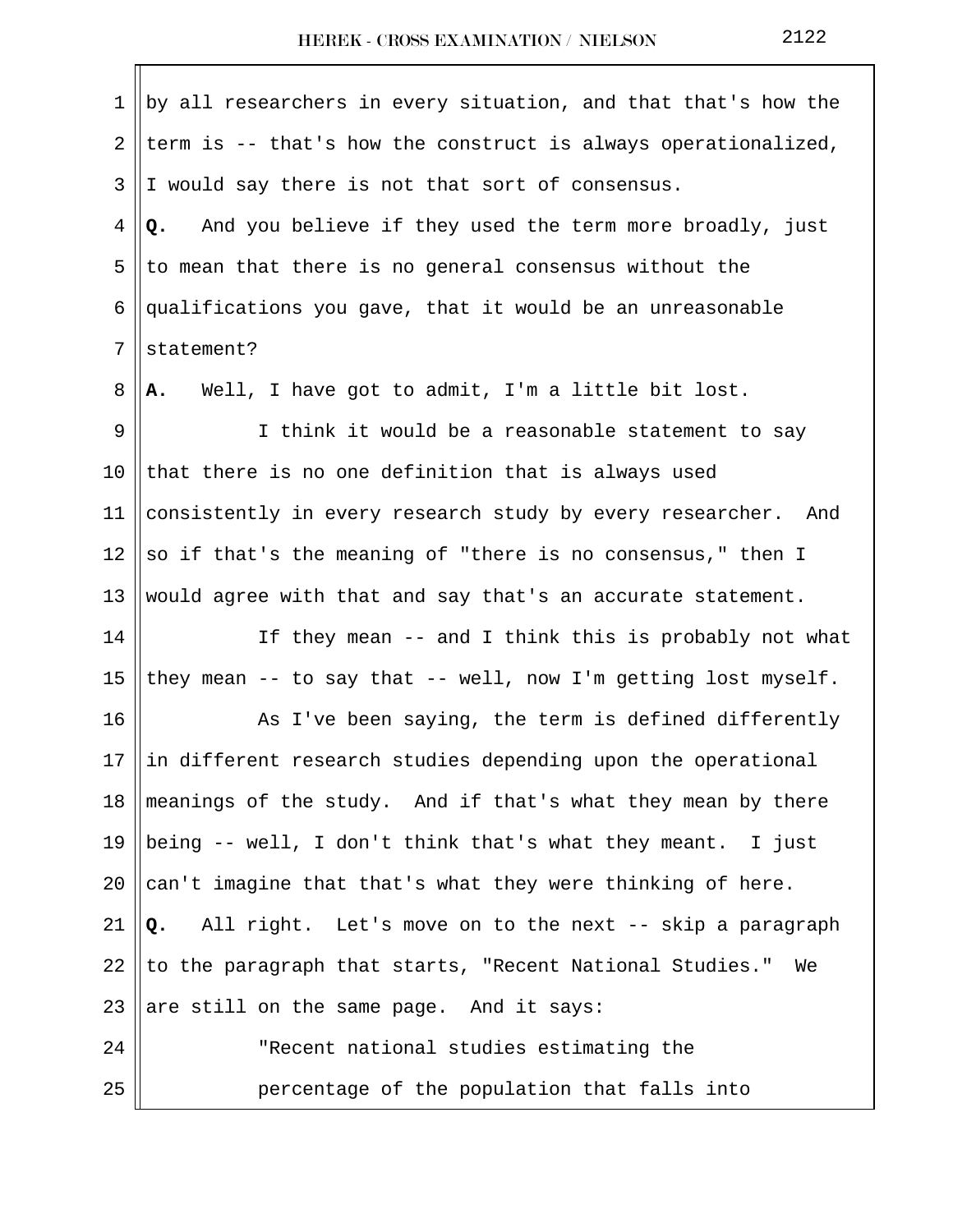by all researchers in every situation, and that that's how the term is -- that's how the construct is always operationalized, I would say there is not that sort of consensus.

**Q.** And you believe if they used the term more broadly, just to mean that there is no general consensus without the qualifications you gave, that it would be an unreasonable statement?

**A.** Well, I have got to admit, I'm a little bit lost.

I think it would be a reasonable statement to say that there is no one definition that is always used consistently in every research study by every researcher. And so if that's the meaning of "there is no consensus," then I would agree with that and say that's an accurate statement.

If they mean -- and I think this is probably not what they mean -- to say that -- well, now I'm getting lost myself.

As I've been saying, the term is defined differently in different research studies depending upon the operational meanings of the study. And if that's what they mean by there being -- well, I don't think that's what they meant. I just can't imagine that that's what they were thinking of here.

**Q.** All right. Let's move on to the next -- skip a paragraph to the paragraph that starts, "Recent National Studies." We are still on the same page. And it says:

"Recent national studies estimating the percentage of the population that falls into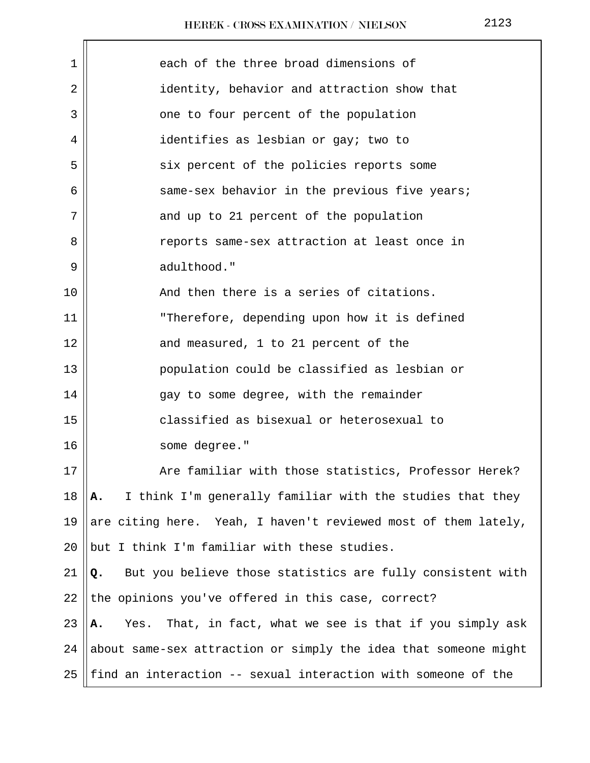each of the three broad dimensions of identity, behavior and attraction show that one to four percent of the population identifies as lesbian or gay; two to six percent of the policies reports some same-sex behavior in the previous five years; and up to 21 percent of the population reports same-sex attraction at least once in adulthood."

And then there is a series of citations.

"Therefore, depending upon how it is defined and measured, 1 to 21 percent of the population could be classified as lesbian or gay to some degree, with the remainder classified as bisexual or heterosexual to some degree."

Are familiar with those statistics, Professor Herek?

**A.** I think I'm generally familiar with the studies that they are citing here. Yeah, I haven't reviewed most of them lately, but I think I'm familiar with these studies.

**Q.** But you believe those statistics are fully consistent with the opinions you've offered in this case, correct?

**A.** Yes. That, in fact, what we see is that if you simply ask about same-sex attraction or simply the idea that someone might find an interaction -- sexual interaction with someone of the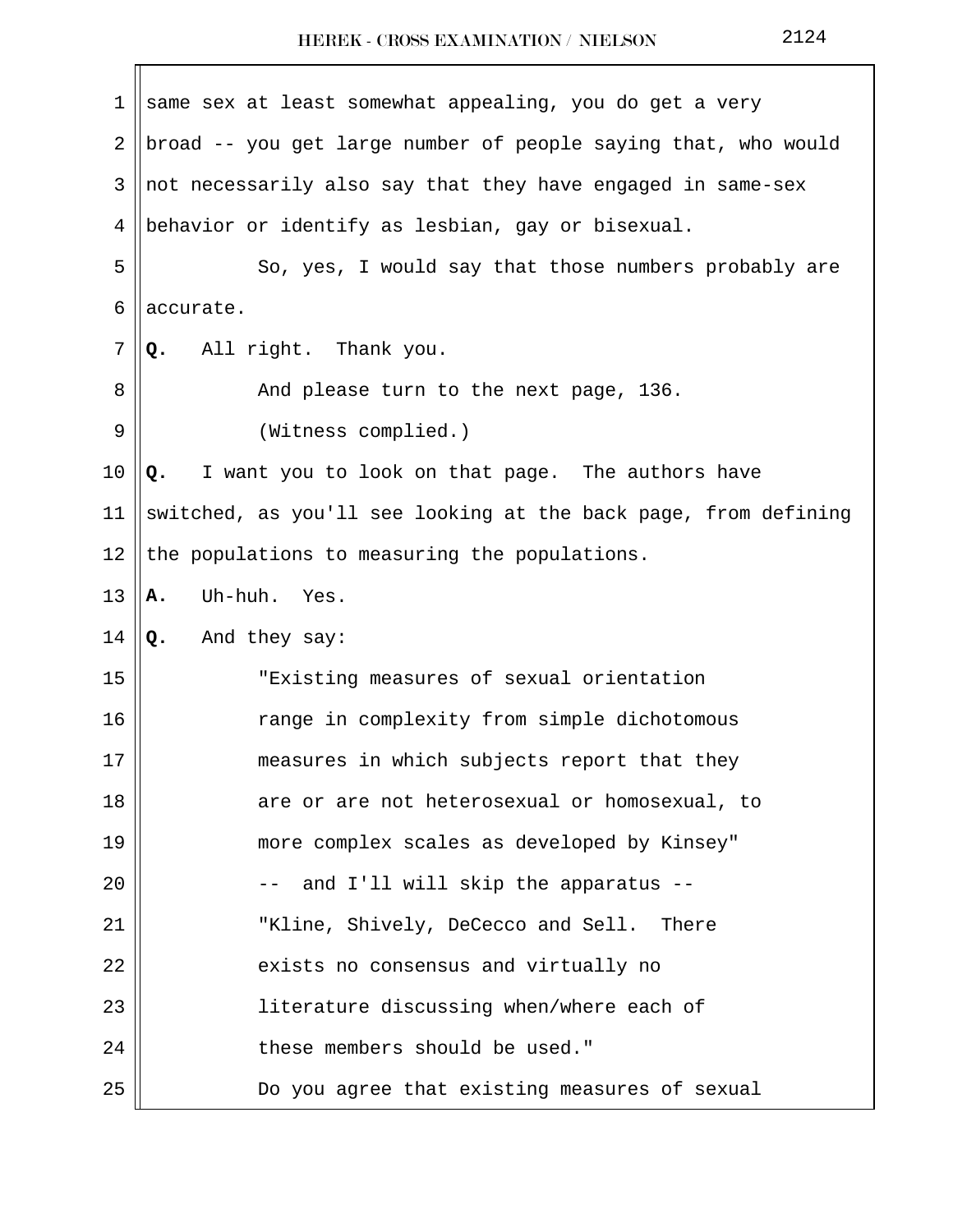same sex at least somewhat appealing, you do get a very broad -- you get large number of people saying that, who would not necessarily also say that they have engaged in same-sex behavior or identify as lesbian, gay or bisexual.

So, yes, I would say that those numbers probably are accurate.

**Q.** All right. Thank you.

And please turn to the next page, 136.

(Witness complied.)

**Q.** I want you to look on that page. The authors have switched, as you'll see looking at the back page, from defining the populations to measuring the populations.

**A.** Uh-huh. Yes.

**Q.** And they say:

> "Existing measures of sexual orientation range in complexity from simple dichotomous measures in which subjects report that they are or are not heterosexual or homosexual, to more complex scales as developed by Kinsey"
>
> -- and I'll will skip the apparatus --
>
> "Kline, Shively, DeCecco and Sell. There exists no consensus and virtually no literature discussing when/where each of these members should be used."

Do you agree that existing measures of sexual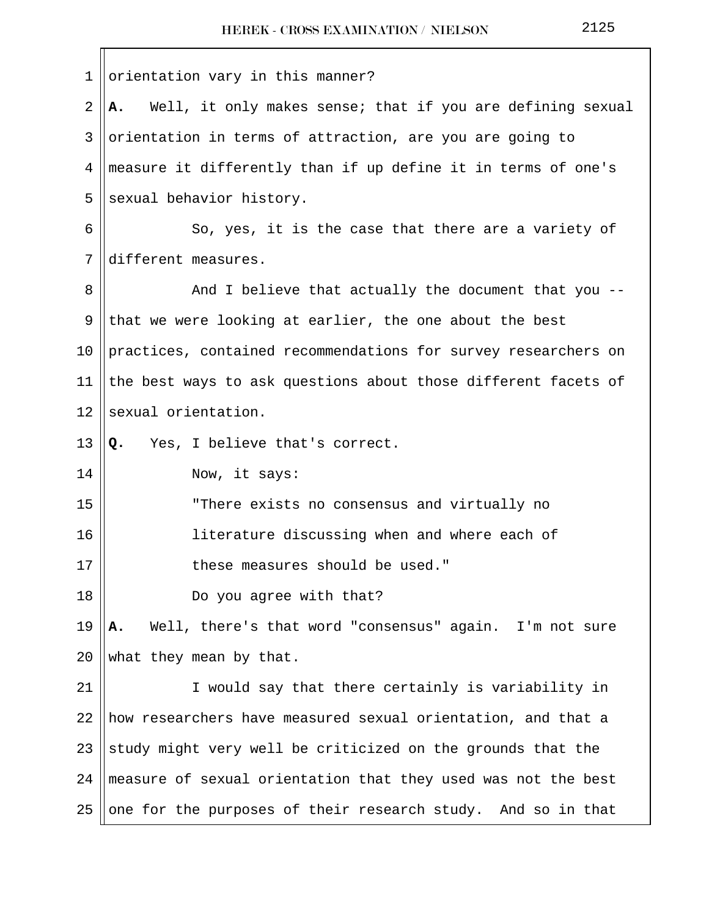orientation vary in this manner?

**A.** Well, it only makes sense; that if you are defining sexual orientation in terms of attraction, are you are going to measure it differently than if up define it in terms of one's sexual behavior history.

So, yes, it is the case that there are a variety of different measures.

And I believe that actually the document that you -- that we were looking at earlier, the one about the best practices, contained recommendations for survey researchers on the best ways to ask questions about those different facets of sexual orientation.

**Q.** Yes, I believe that's correct.

Now, it says:

"There exists no consensus and virtually no literature discussing when and where each of these measures should be used."

Do you agree with that?

**A.** Well, there's that word "consensus" again. I'm not sure what they mean by that.

I would say that there certainly is variability in how researchers have measured sexual orientation, and that a study might very well be criticized on the grounds that the measure of sexual orientation that they used was not the best one for the purposes of their research study. And so in that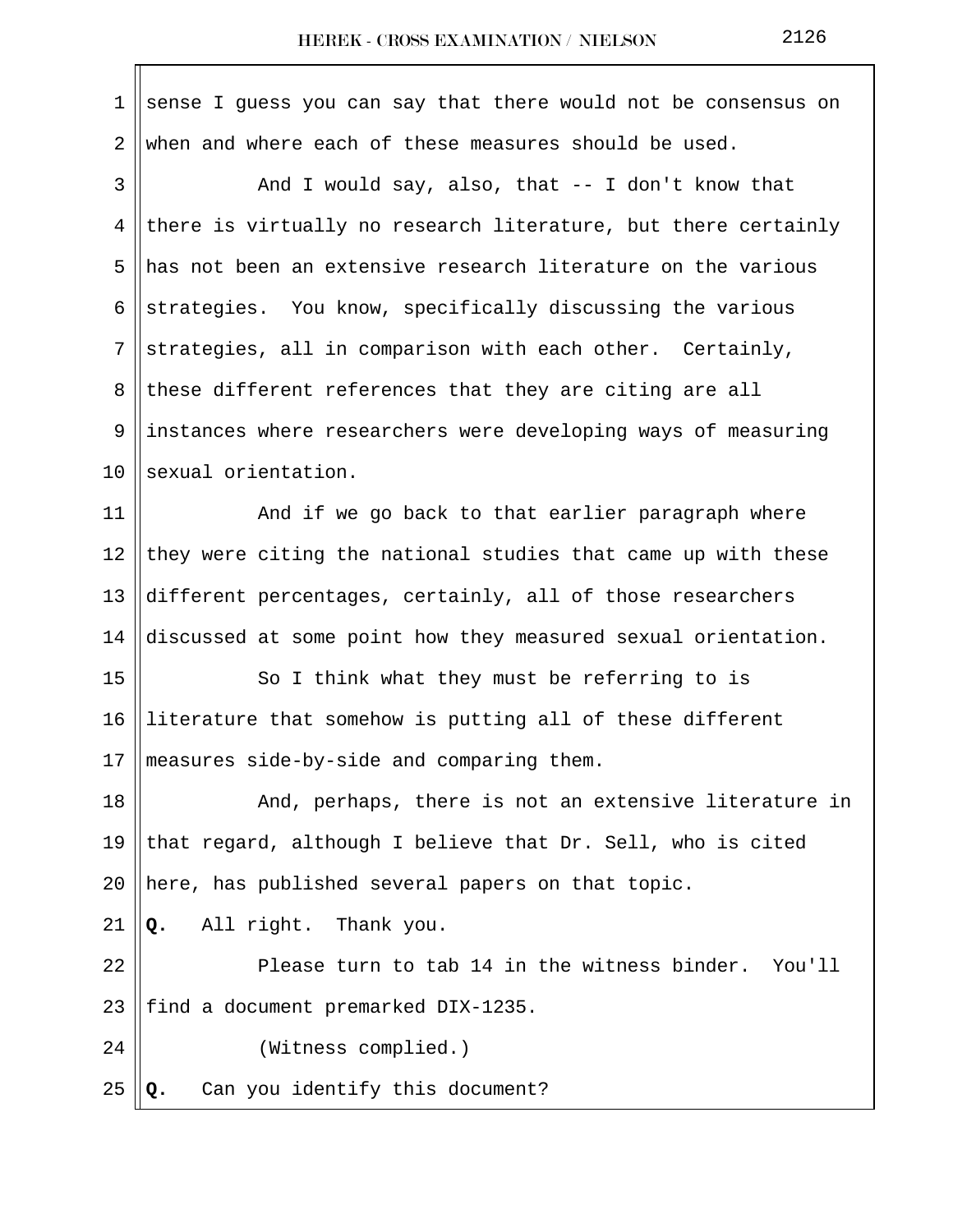sense I guess you can say that there would not be consensus on when and where each of these measures should be used.

And I would say, also, that -- I don't know that there is virtually no research literature, but there certainly has not been an extensive research literature on the various strategies. You know, specifically discussing the various strategies, all in comparison with each other. Certainly, these different references that they are citing are all instances where researchers were developing ways of measuring sexual orientation.

And if we go back to that earlier paragraph where they were citing the national studies that came up with these different percentages, certainly, all of those researchers discussed at some point how they measured sexual orientation.

So I think what they must be referring to is literature that somehow is putting all of these different measures side-by-side and comparing them.

And, perhaps, there is not an extensive literature in that regard, although I believe that Dr. Sell, who is cited here, has published several papers on that topic.

**Q.** All right. Thank you.

Please turn to tab 14 in the witness binder. You'll find a document premarked DIX-1235.

(Witness complied.)

**Q.** Can you identify this document?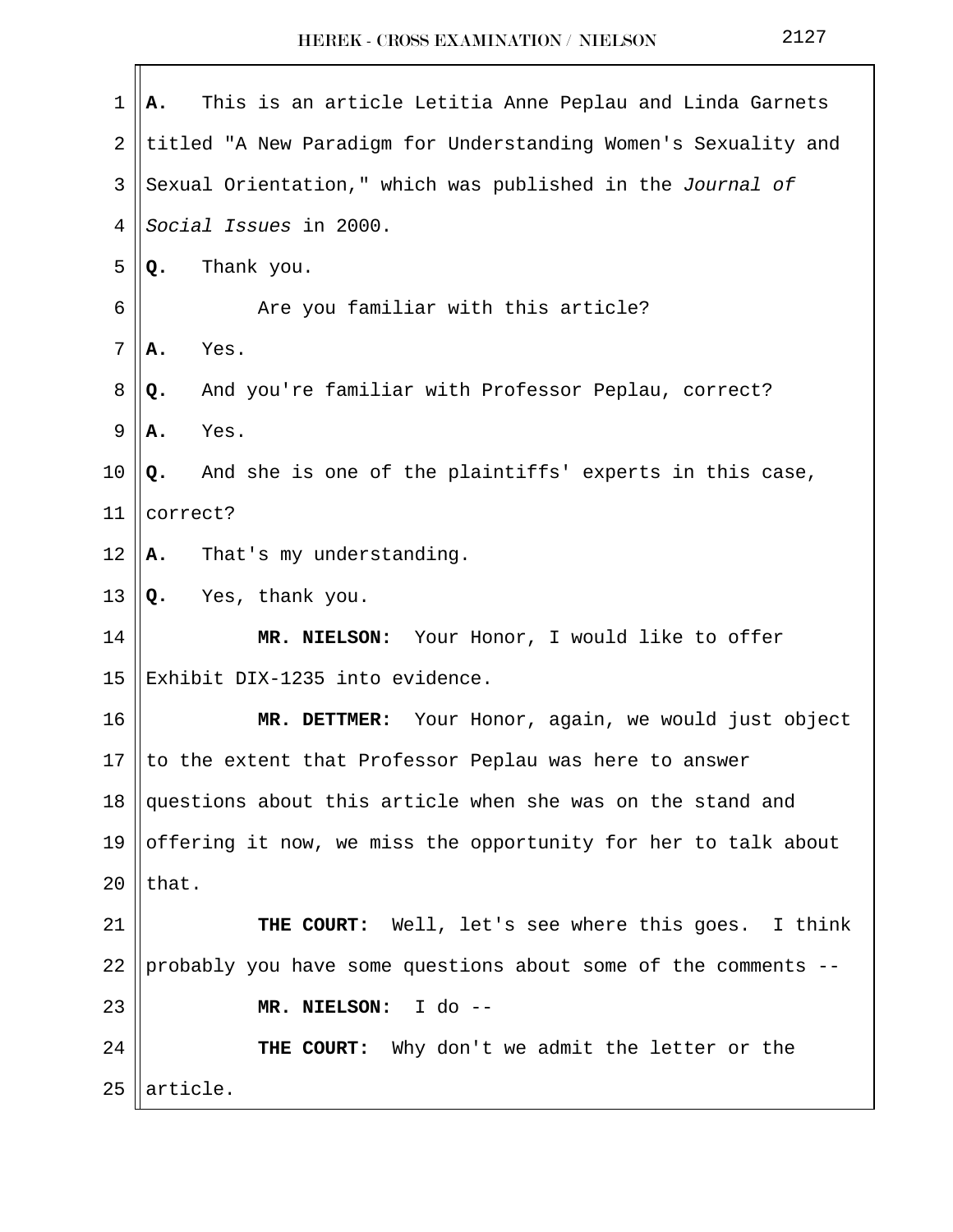**A.** This is an article Letitia Anne Peplau and Linda Garnets titled "A New Paradigm for Understanding Women's Sexuality and Sexual Orientation," which was published in the *Journal of Social Issues* in 2000.

**Q.** Thank you.

Are you familiar with this article?

**A.** Yes.

**Q.** And you're familiar with Professor Peplau, correct?

**A.** Yes.

**Q.** And she is one of the plaintiffs' experts in this case, correct?

**A.** That's my understanding.

**Q.** Yes, thank you.

**MR. NIELSON:** Your Honor, I would like to offer Exhibit DIX-1235 into evidence.

**MR. DETTMER:** Your Honor, again, we would just object to the extent that Professor Peplau was here to answer questions about this article when she was on the stand and offering it now, we miss the opportunity for her to talk about that.

**THE COURT:** Well, let's see where this goes. I think probably you have some questions about some of the comments --

**MR. NIELSON:** I do --

**THE COURT:** Why don't we admit the letter or the article.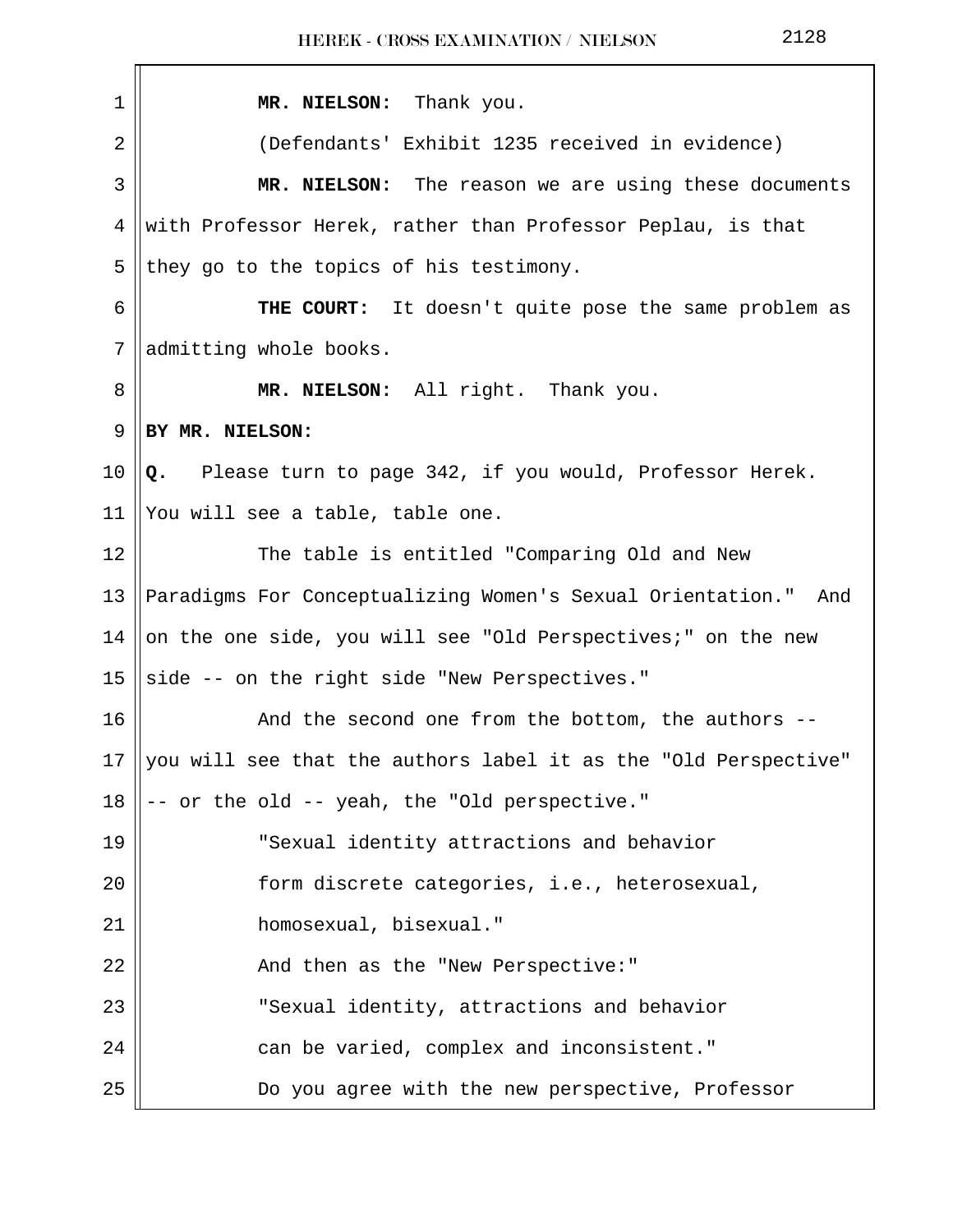1 **MR. NIELSON:** Thank you.

2 (Defendants' Exhibit 1235 received in evidence)

3 **MR. NIELSON:** The reason we are using these documents

4 with Professor Herek, rather than Professor Peplau, is that

5 they go to the topics of his testimony.

6 **THE COURT:** It doesn't quite pose the same problem as

7 admitting whole books.

8 **MR. NIELSON:** All right. Thank you.

9 **BY MR. NIELSON:**

10 **Q.** Please turn to page 342, if you would, Professor Herek.

11 You will see a table, table one.

12 The table is entitled "Comparing Old and New

13 Paradigms For Conceptualizing Women's Sexual Orientation." And

14 on the one side, you will see "Old Perspectives;" on the new

15 side -- on the right side "New Perspectives."

16 And the second one from the bottom, the authors --

17 you will see that the authors label it as the "Old Perspective"

18 -- or the old -- yeah, the "Old perspective."

19 "Sexual identity attractions and behavior

20 form discrete categories, i.e., heterosexual,

21 homosexual, bisexual."

22 And then as the "New Perspective:"

23 "Sexual identity, attractions and behavior

24 can be varied, complex and inconsistent."

25 Do you agree with the new perspective, Professor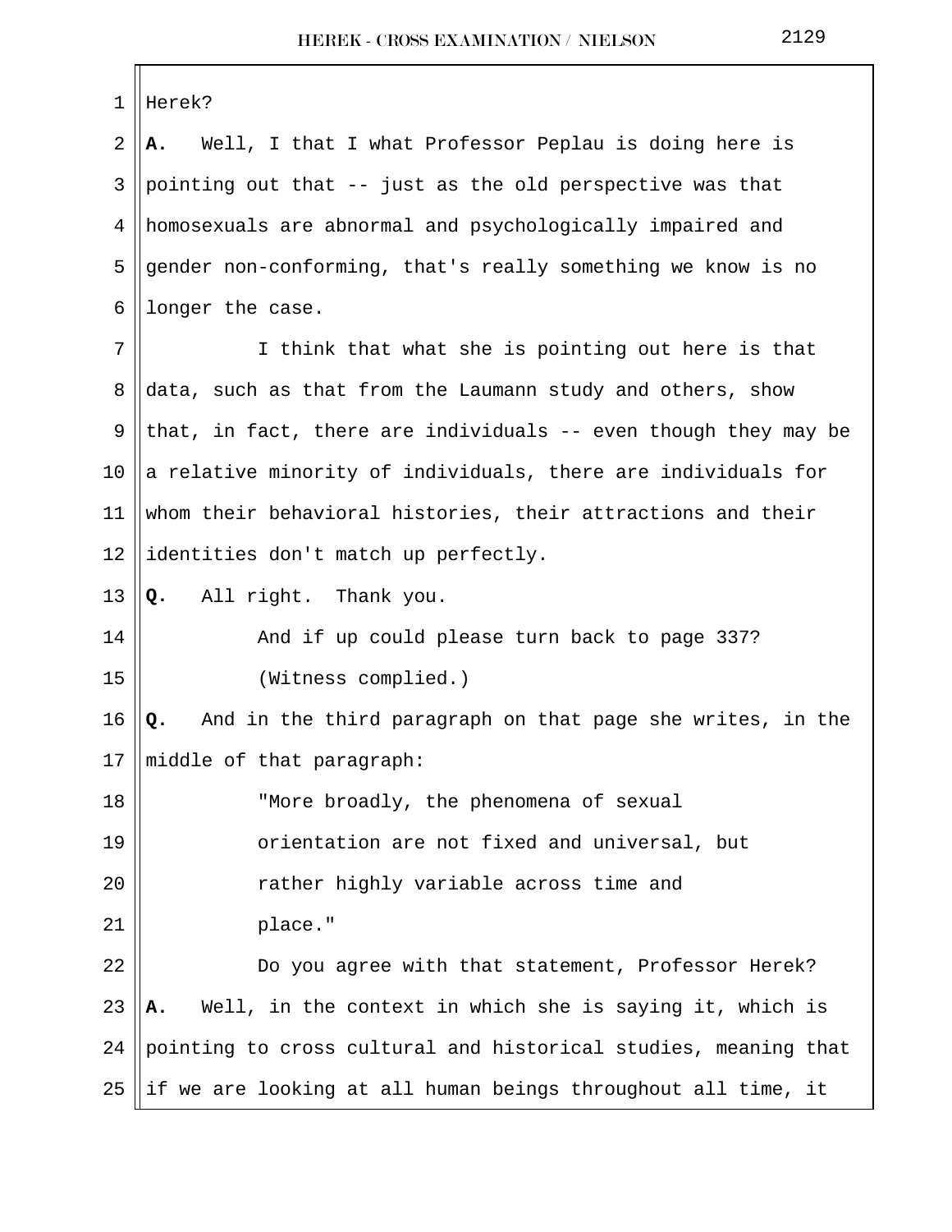Herek?

**A.** Well, I that I what Professor Peplau is doing here is pointing out that -- just as the old perspective was that homosexuals are abnormal and psychologically impaired and gender non-conforming, that's really something we know is no longer the case.

I think that what she is pointing out here is that data, such as that from the Laumann study and others, show that, in fact, there are individuals -- even though they may be a relative minority of individuals, there are individuals for whom their behavioral histories, their attractions and their identities don't match up perfectly.

**Q.** All right. Thank you.

And if up could please turn back to page 337?

(Witness complied.)

**Q.** And in the third paragraph on that page she writes, in the middle of that paragraph:

> "More broadly, the phenomena of sexual orientation are not fixed and universal, but rather highly variable across time and place."

Do you agree with that statement, Professor Herek?

**A.** Well, in the context in which she is saying it, which is pointing to cross cultural and historical studies, meaning that if we are looking at all human beings throughout all time, it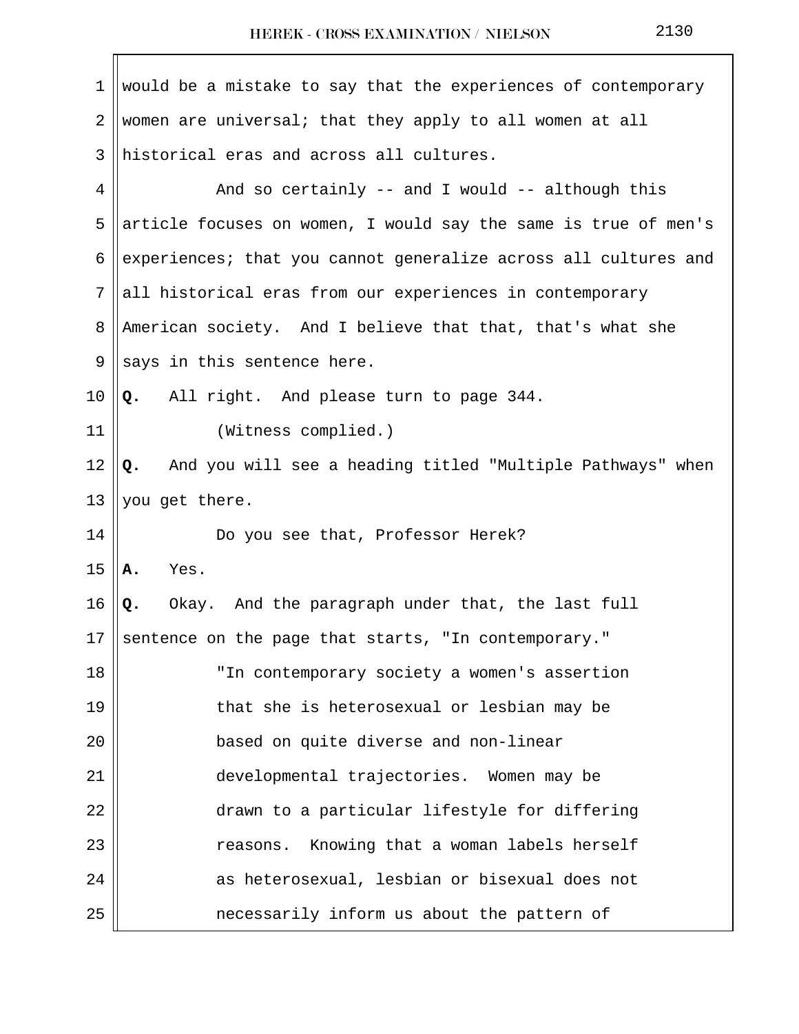would be a mistake to say that the experiences of contemporary women are universal; that they apply to all women at all historical eras and across all cultures.

And so certainly -- and I would -- although this article focuses on women, I would say the same is true of men's experiences; that you cannot generalize across all cultures and all historical eras from our experiences in contemporary American society. And I believe that that, that's what she says in this sentence here.

**Q.** All right. And please turn to page 344.

(Witness complied.)

**Q.** And you will see a heading titled "Multiple Pathways" when you get there.

Do you see that, Professor Herek?

**A.** Yes.

**Q.** Okay. And the paragraph under that, the last full sentence on the page that starts, "In contemporary."

> "In contemporary society a women's assertion that she is heterosexual or lesbian may be based on quite diverse and non-linear developmental trajectories. Women may be drawn to a particular lifestyle for differing reasons. Knowing that a woman labels herself as heterosexual, lesbian or bisexual does not necessarily inform us about the pattern of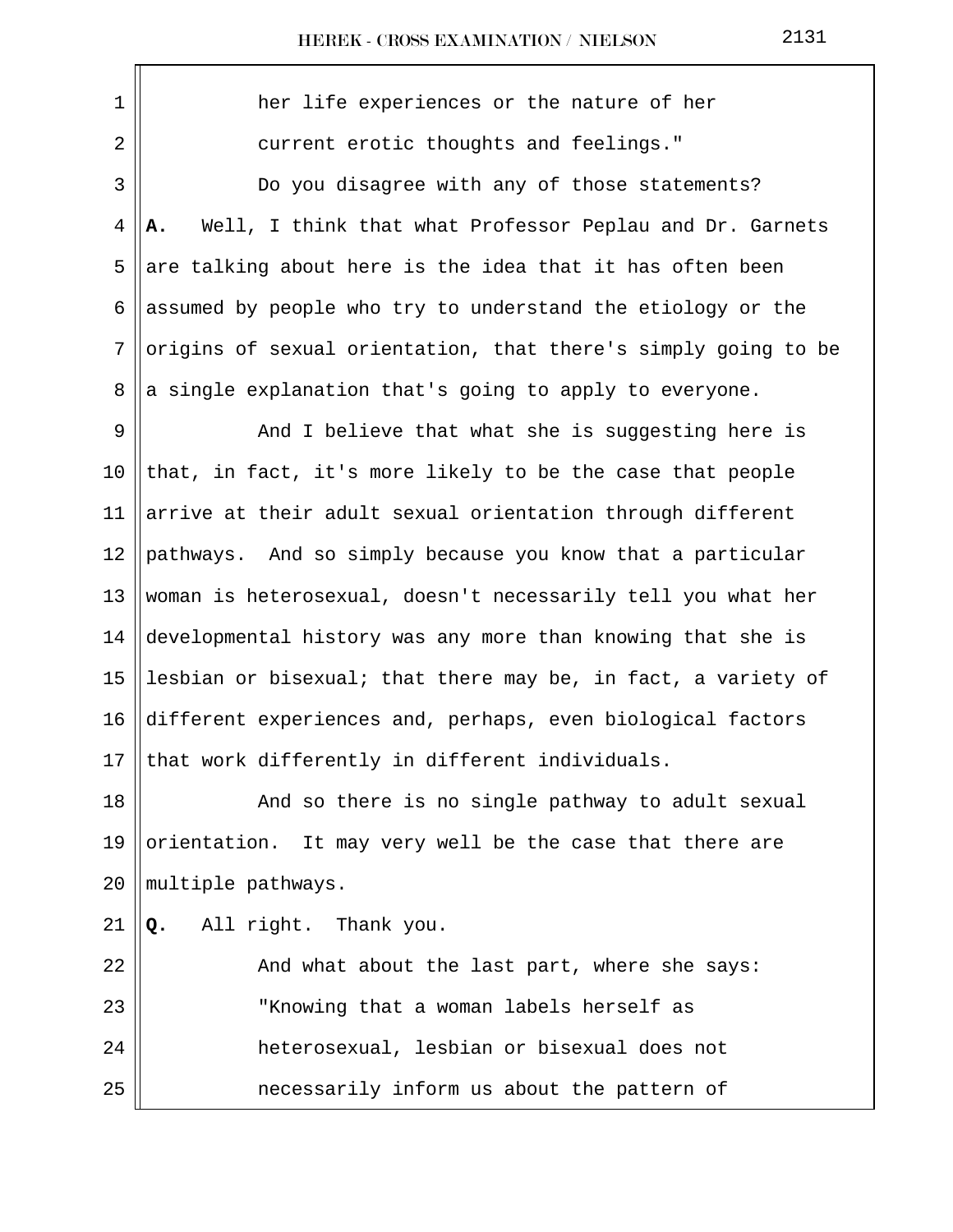her life experiences or the nature of her current erotic thoughts and feelings."

Do you disagree with any of those statements?

**A.** Well, I think that what Professor Peplau and Dr. Garnets are talking about here is the idea that it has often been assumed by people who try to understand the etiology or the origins of sexual orientation, that there's simply going to be a single explanation that's going to apply to everyone.

And I believe that what she is suggesting here is that, in fact, it's more likely to be the case that people arrive at their adult sexual orientation through different pathways. And so simply because you know that a particular woman is heterosexual, doesn't necessarily tell you what her developmental history was any more than knowing that she is lesbian or bisexual; that there may be, in fact, a variety of different experiences and, perhaps, even biological factors that work differently in different individuals.

And so there is no single pathway to adult sexual orientation. It may very well be the case that there are multiple pathways.

**Q.** All right. Thank you.

And what about the last part, where she says:

"Knowing that a woman labels herself as heterosexual, lesbian or bisexual does not necessarily inform us about the pattern of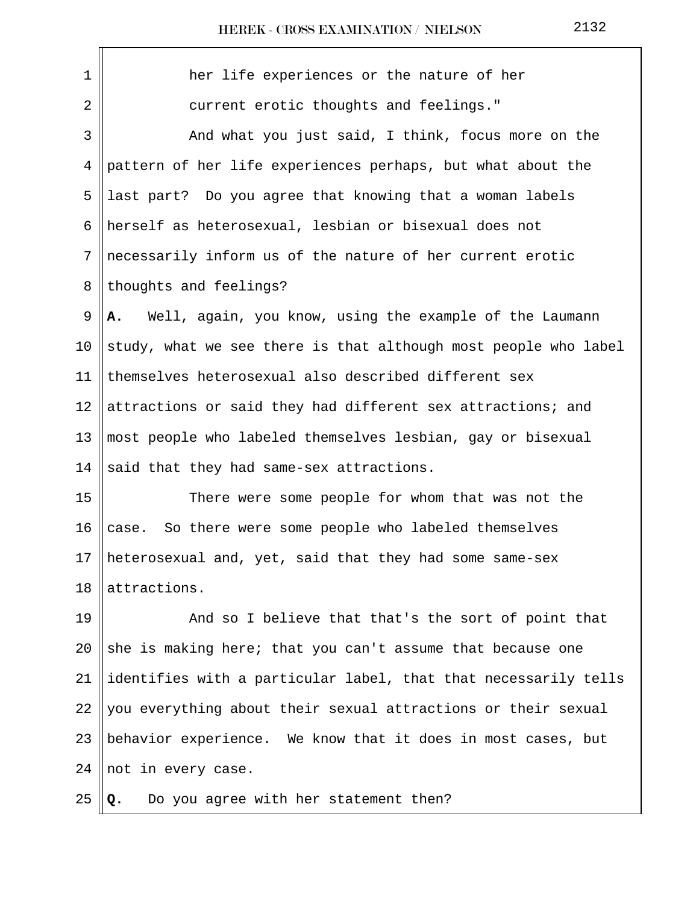her life experiences or the nature of her current erotic thoughts and feelings."

And what you just said, I think, focus more on the pattern of her life experiences perhaps, but what about the last part? Do you agree that knowing that a woman labels herself as heterosexual, lesbian or bisexual does not necessarily inform us of the nature of her current erotic thoughts and feelings?

**A.** Well, again, you know, using the example of the Laumann study, what we see there is that although most people who label themselves heterosexual also described different sex attractions or said they had different sex attractions; and most people who labeled themselves lesbian, gay or bisexual said that they had same-sex attractions.

There were some people for whom that was not the case. So there were some people who labeled themselves heterosexual and, yet, said that they had some same-sex attractions.

And so I believe that that's the sort of point that she is making here; that you can't assume that because one identifies with a particular label, that that necessarily tells you everything about their sexual attractions or their sexual behavior experience. We know that it does in most cases, but not in every case.

**Q.** Do you agree with her statement then?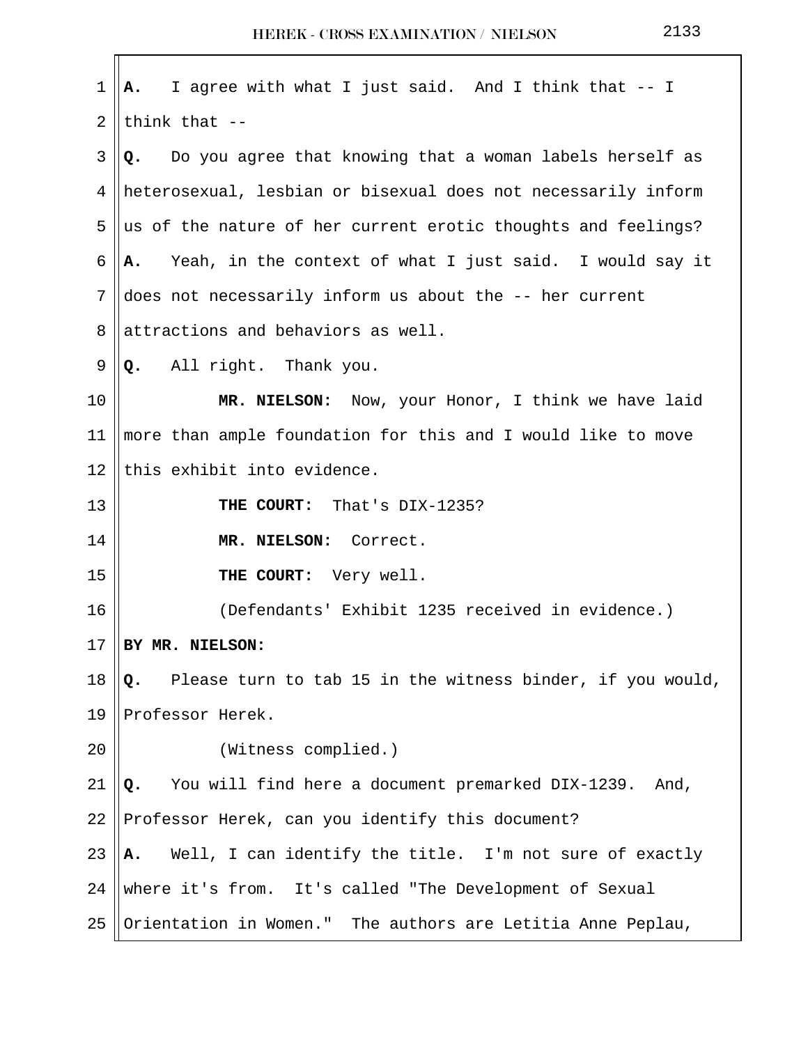**A.** I agree with what I just said. And I think that -- I think that --

**Q.** Do you agree that knowing that a woman labels herself as heterosexual, lesbian or bisexual does not necessarily inform us of the nature of her current erotic thoughts and feelings?

**A.** Yeah, in the context of what I just said. I would say it does not necessarily inform us about the -- her current attractions and behaviors as well.

**Q.** All right. Thank you.

**MR. NIELSON:** Now, your Honor, I think we have laid more than ample foundation for this and I would like to move this exhibit into evidence.

**THE COURT:** That's DIX-1235?

**MR. NIELSON:** Correct.

**THE COURT:** Very well.

(Defendants' Exhibit 1235 received in evidence.)

**BY MR. NIELSON:**

**Q.** Please turn to tab 15 in the witness binder, if you would, Professor Herek.

(Witness complied.)

**Q.** You will find here a document premarked DIX-1239. And, Professor Herek, can you identify this document?

**A.** Well, I can identify the title. I'm not sure of exactly where it's from. It's called "The Development of Sexual Orientation in Women." The authors are Letitia Anne Peplau,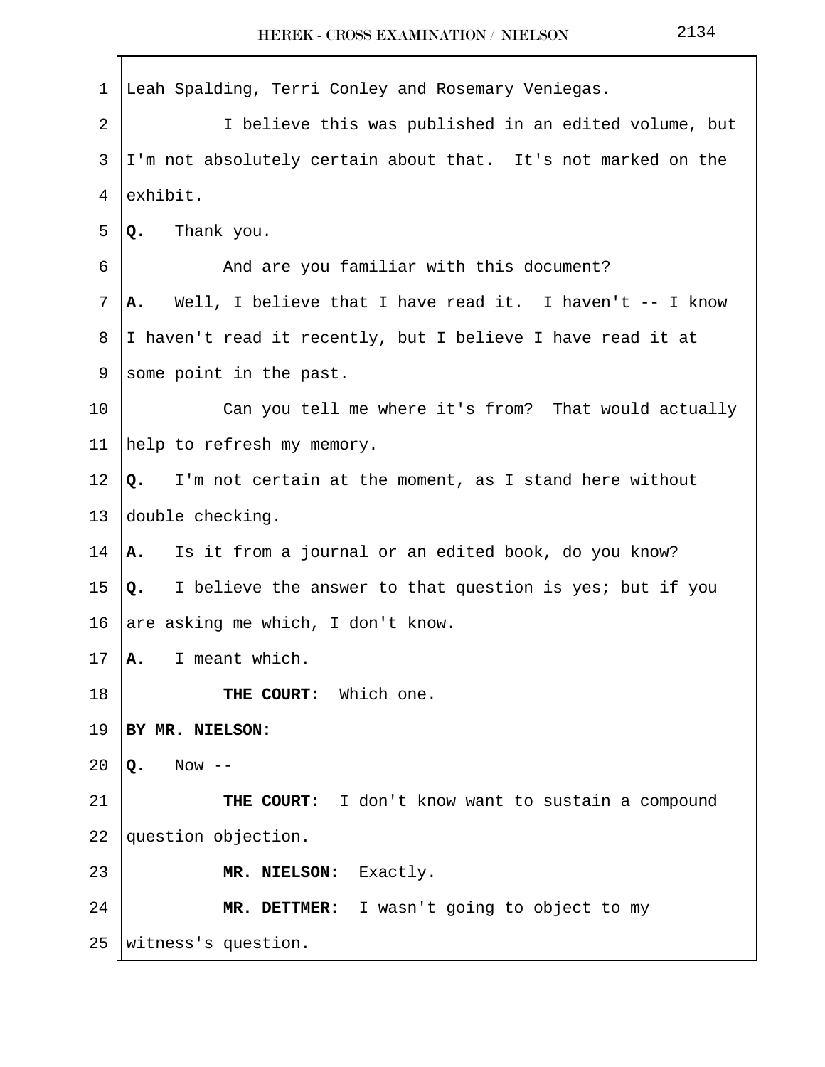Leah Spalding, Terri Conley and Rosemary Veniegas.

I believe this was published in an edited volume, but I'm not absolutely certain about that. It's not marked on the exhibit.

**Q.** Thank you.

And are you familiar with this document?

**A.** Well, I believe that I have read it. I haven't -- I know I haven't read it recently, but I believe I have read it at some point in the past.

Can you tell me where it's from? That would actually help to refresh my memory.

**Q.** I'm not certain at the moment, as I stand here without double checking.

**A.** Is it from a journal or an edited book, do you know?

**Q.** I believe the answer to that question is yes; but if you are asking me which, I don't know.

**A.** I meant which.

**THE COURT:** Which one.

**BY MR. NIELSON:**

**Q.** Now --

**THE COURT:** I don't know want to sustain a compound question objection.

**MR. NIELSON:** Exactly.

**MR. DETTMER:** I wasn't going to object to my witness's question.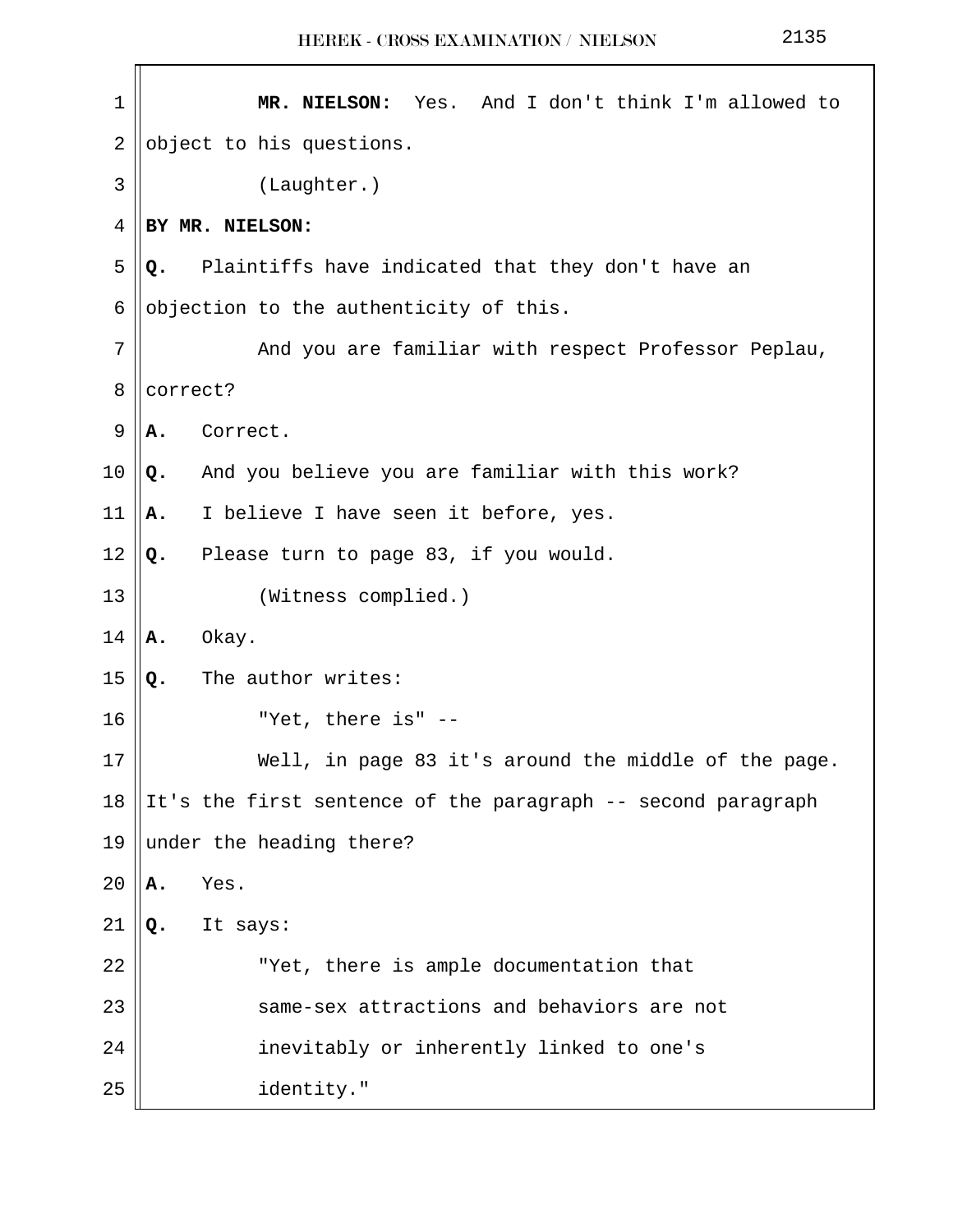**MR. NIELSON:** Yes. And I don't think I'm allowed to object to his questions.

(Laughter.)

**BY MR. NIELSON:**

**Q.** Plaintiffs have indicated that they don't have an objection to the authenticity of this.

And you are familiar with respect Professor Peplau, correct?

**A.** Correct.

**Q.** And you believe you are familiar with this work?

**A.** I believe I have seen it before, yes.

**Q.** Please turn to page 83, if you would.

(Witness complied.)

**A.** Okay.

**Q.** The author writes:

"Yet, there is" --

Well, in page 83 it's around the middle of the page. It's the first sentence of the paragraph -- second paragraph under the heading there?

**A.** Yes.

**Q.** It says:

> "Yet, there is ample documentation that same-sex attractions and behaviors are not inevitably or inherently linked to one's identity."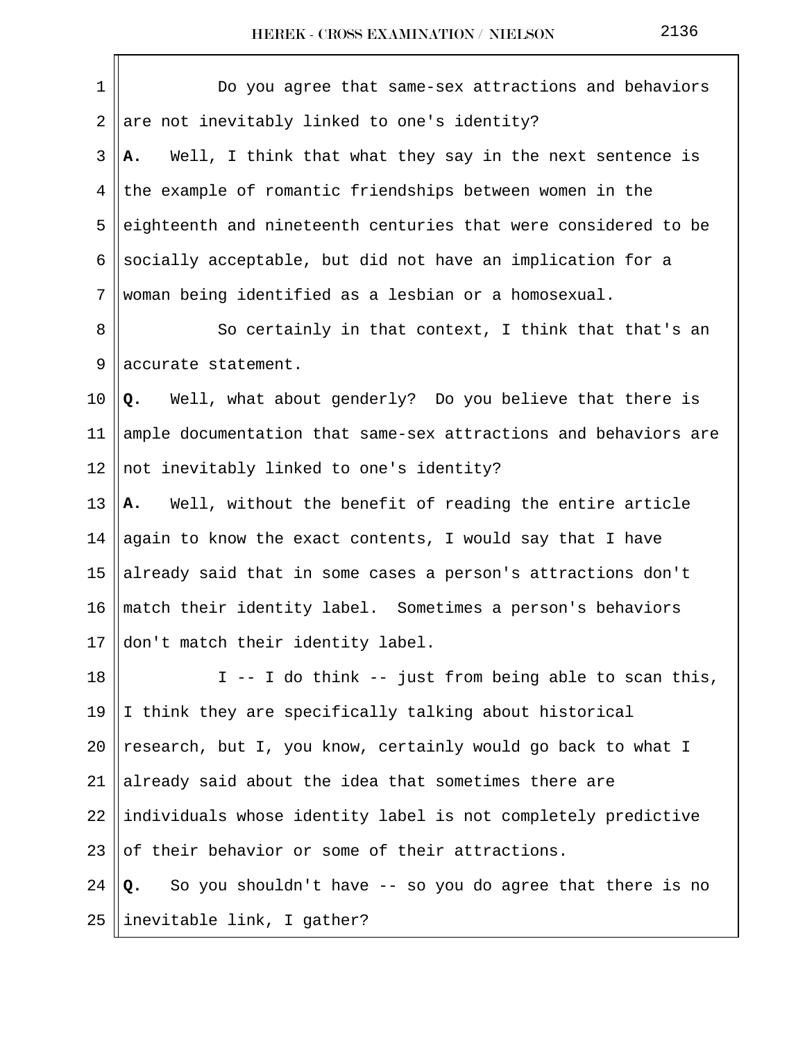Do you agree that same-sex attractions and behaviors are not inevitably linked to one's identity?

**A.** Well, I think that what they say in the next sentence is the example of romantic friendships between women in the eighteenth and nineteenth centuries that were considered to be socially acceptable, but did not have an implication for a woman being identified as a lesbian or a homosexual.

So certainly in that context, I think that that's an accurate statement.

**Q.** Well, what about generally? Do you believe that there is ample documentation that same-sex attractions and behaviors are not inevitably linked to one's identity?

**A.** Well, without the benefit of reading the entire article again to know the exact contents, I would say that I have already said that in some cases a person's attractions don't match their identity label. Sometimes a person's behaviors don't match their identity label.

I -- I do think -- just from being able to scan this, I think they are specifically talking about historical research, but I, you know, certainly would go back to what I already said about the idea that sometimes there are individuals whose identity label is not completely predictive of their behavior or some of their attractions.

**Q.** So you shouldn't have -- so you do agree that there is no inevitable link, I gather?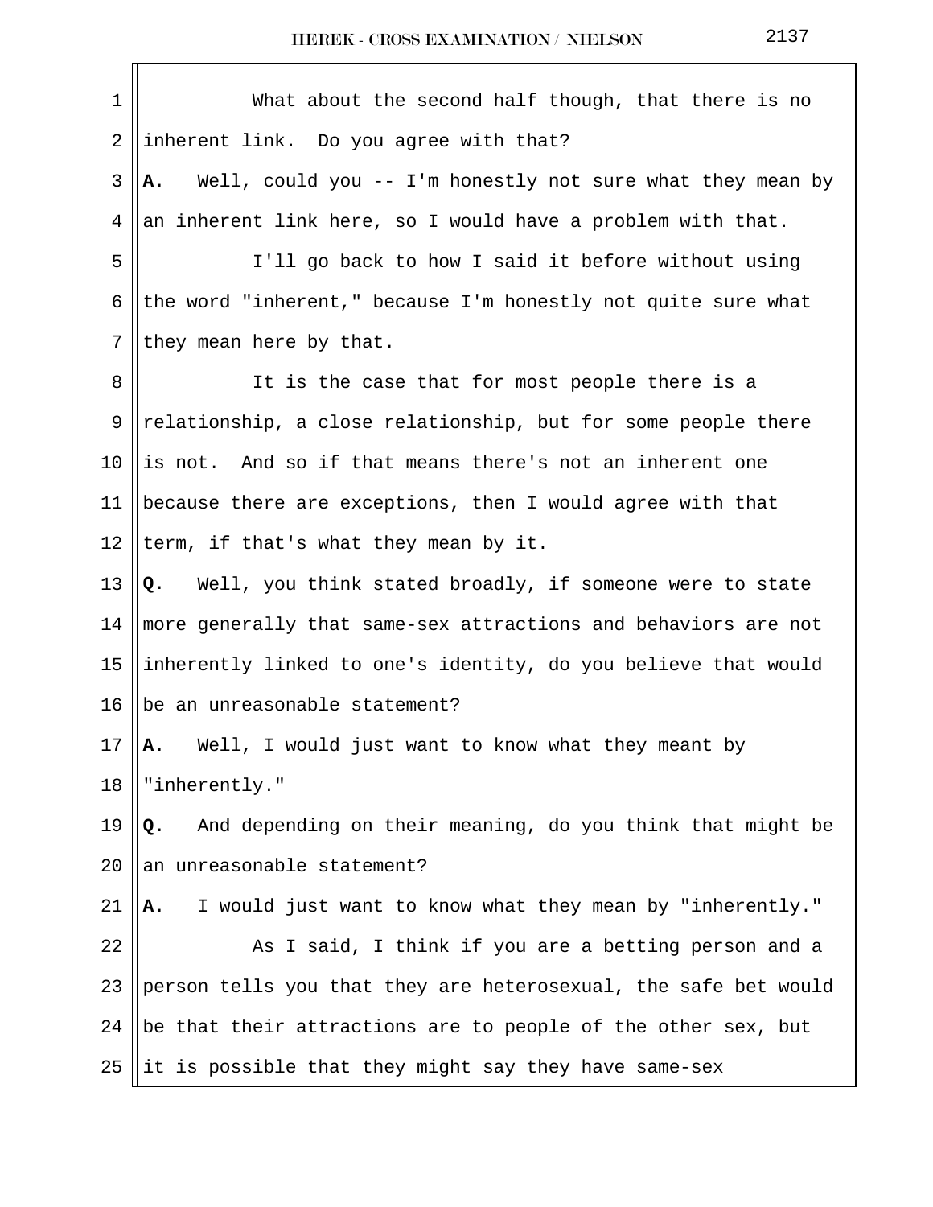What about the second half though, that there is no inherent link. Do you agree with that?

**A.** Well, could you -- I'm honestly not sure what they mean by an inherent link here, so I would have a problem with that.

I'll go back to how I said it before without using the word "inherent," because I'm honestly not quite sure what they mean here by that.

It is the case that for most people there is a relationship, a close relationship, but for some people there is not. And so if that means there's not an inherent one because there are exceptions, then I would agree with that term, if that's what they mean by it.

**Q.** Well, you think stated broadly, if someone were to state more generally that same-sex attractions and behaviors are not inherently linked to one's identity, do you believe that would be an unreasonable statement?

**A.** Well, I would just want to know what they meant by "inherently."

**Q.** And depending on their meaning, do you think that might be an unreasonable statement?

**A.** I would just want to know what they mean by "inherently."

As I said, I think if you are a betting person and a person tells you that they are heterosexual, the safe bet would be that their attractions are to people of the other sex, but it is possible that they might say they have same-sex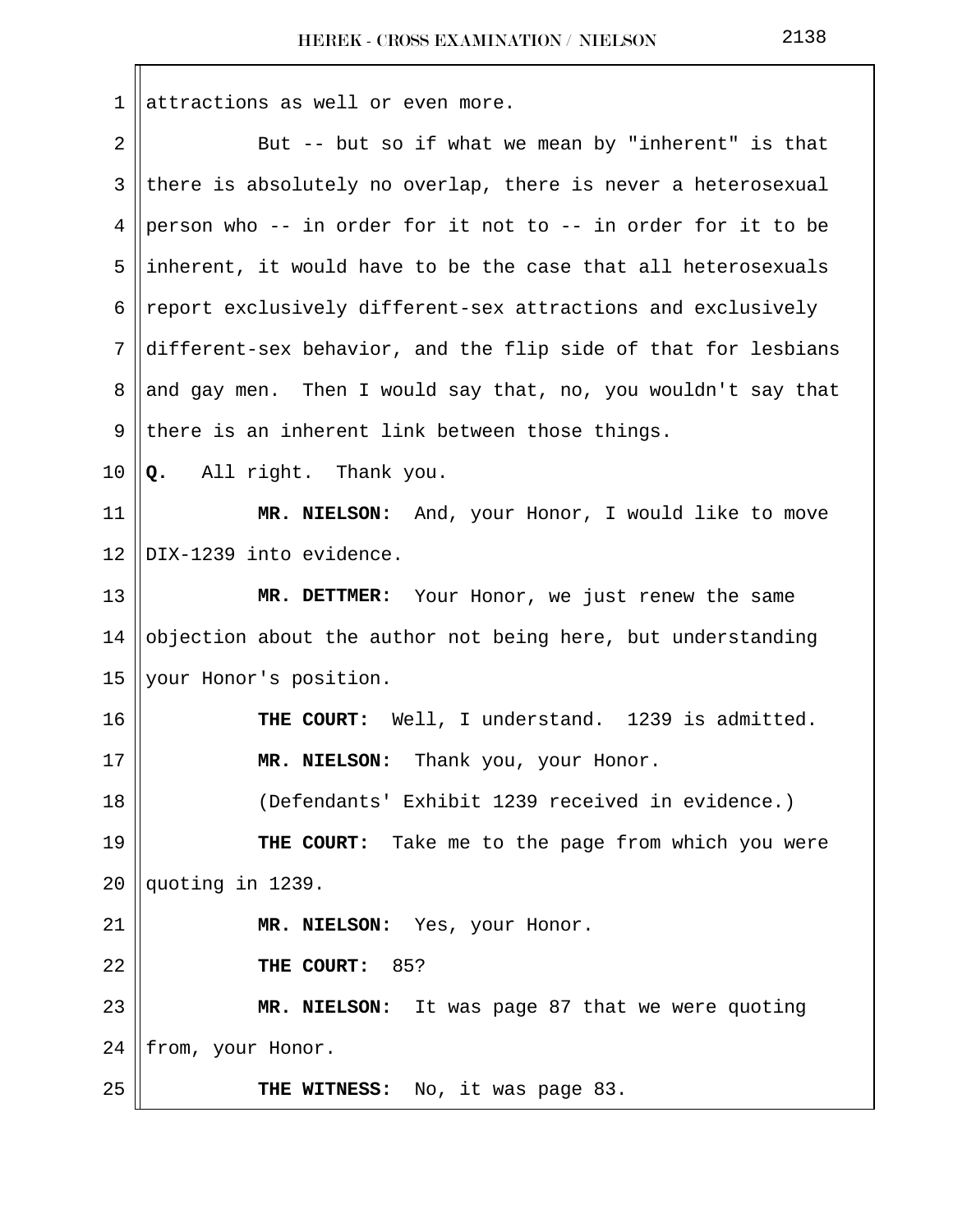attractions as well or even more.

But -- but so if what we mean by "inherent" is that there is absolutely no overlap, there is never a heterosexual person who -- in order for it not to -- in order for it to be inherent, it would have to be the case that all heterosexuals report exclusively different-sex attractions and exclusively different-sex behavior, and the flip side of that for lesbians and gay men. Then I would say that, no, you wouldn't say that there is an inherent link between those things.

**Q.** All right. Thank you.

**MR. NIELSON:** And, your Honor, I would like to move DIX-1239 into evidence.

**MR. DETTMER:** Your Honor, we just renew the same objection about the author not being here, but understanding your Honor's position.

**THE COURT:** Well, I understand. 1239 is admitted.

**MR. NIELSON:** Thank you, your Honor.

(Defendants' Exhibit 1239 received in evidence.)

**THE COURT:** Take me to the page from which you were quoting in 1239.

**MR. NIELSON:** Yes, your Honor.

**THE COURT:** 85?

**MR. NIELSON:** It was page 87 that we were quoting from, your Honor.

**THE WITNESS:** No, it was page 83.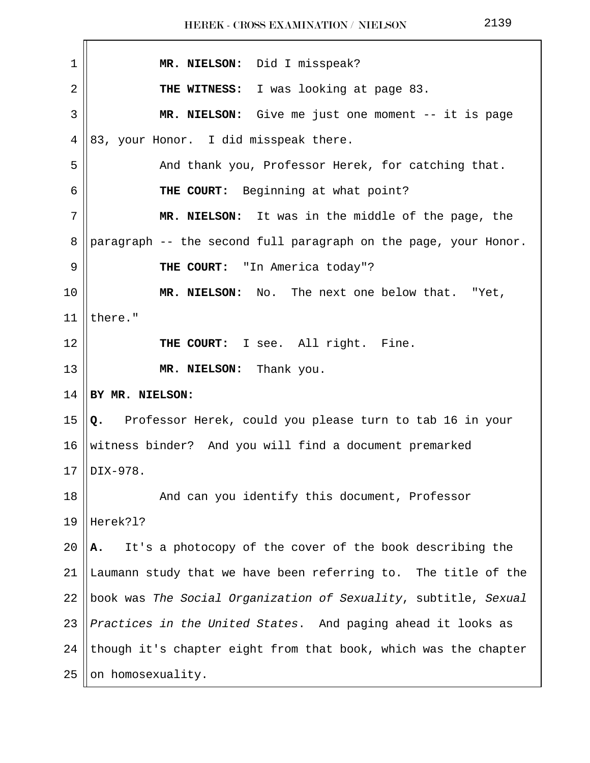**MR. NIELSON:** Did I misspeak?

**THE WITNESS:** I was looking at page 83.

**MR. NIELSON:** Give me just one moment -- it is page 83, your Honor. I did misspeak there.

And thank you, Professor Herek, for catching that.

**THE COURT:** Beginning at what point?

**MR. NIELSON:** It was in the middle of the page, the paragraph -- the second full paragraph on the page, your Honor.

**THE COURT:** "In America today"?

**MR. NIELSON:** No. The next one below that. "Yet, there."

**THE COURT:** I see. All right. Fine.

**MR. NIELSON:** Thank you.

**BY MR. NIELSON:**

**Q.** Professor Herek, could you please turn to tab 16 in your witness binder? And you will find a document premarked DIX-978.

And can you identify this document, Professor Herek?l?

**A.** It's a photocopy of the cover of the book describing the Laumann study that we have been referring to. The title of the book was *The Social Organization of Sexuality*, subtitle, *Sexual Practices in the United States*. And paging ahead it looks as though it's chapter eight from that book, which was the chapter on homosexuality.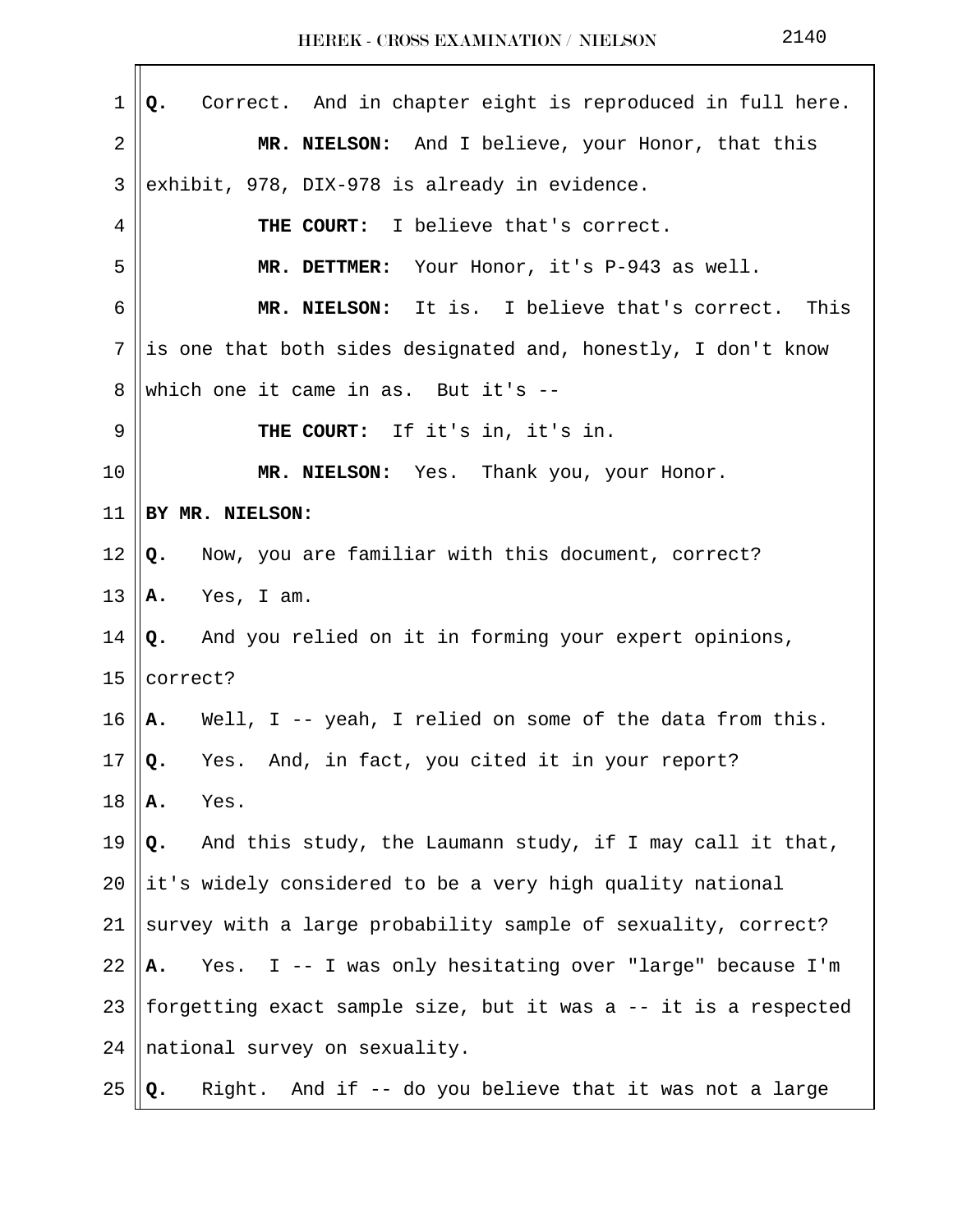**Q.** Correct. And in chapter eight is reproduced in full here.

**MR. NIELSON:** And I believe, your Honor, that this exhibit, 978, DIX-978 is already in evidence.

**THE COURT:** I believe that's correct.

**MR. DETTMER:** Your Honor, it's P-943 as well.

**MR. NIELSON:** It is. I believe that's correct. This is one that both sides designated and, honestly, I don't know which one it came in as. But it's --

**THE COURT:** If it's in, it's in.

**MR. NIELSON:** Yes. Thank you, your Honor.

**BY MR. NIELSON:**

**Q.** Now, you are familiar with this document, correct?

**A.** Yes, I am.

**Q.** And you relied on it in forming your expert opinions, correct?

**A.** Well, I -- yeah, I relied on some of the data from this.

**Q.** Yes. And, in fact, you cited it in your report?

**A.** Yes.

**Q.** And this study, the Laumann study, if I may call it that, it's widely considered to be a very high quality national survey with a large probability sample of sexuality, correct?

**A.** Yes. I -- I was only hesitating over "large" because I'm forgetting exact sample size, but it was a -- it is a respected national survey on sexuality.

**Q.** Right. And if -- do you believe that it was not a large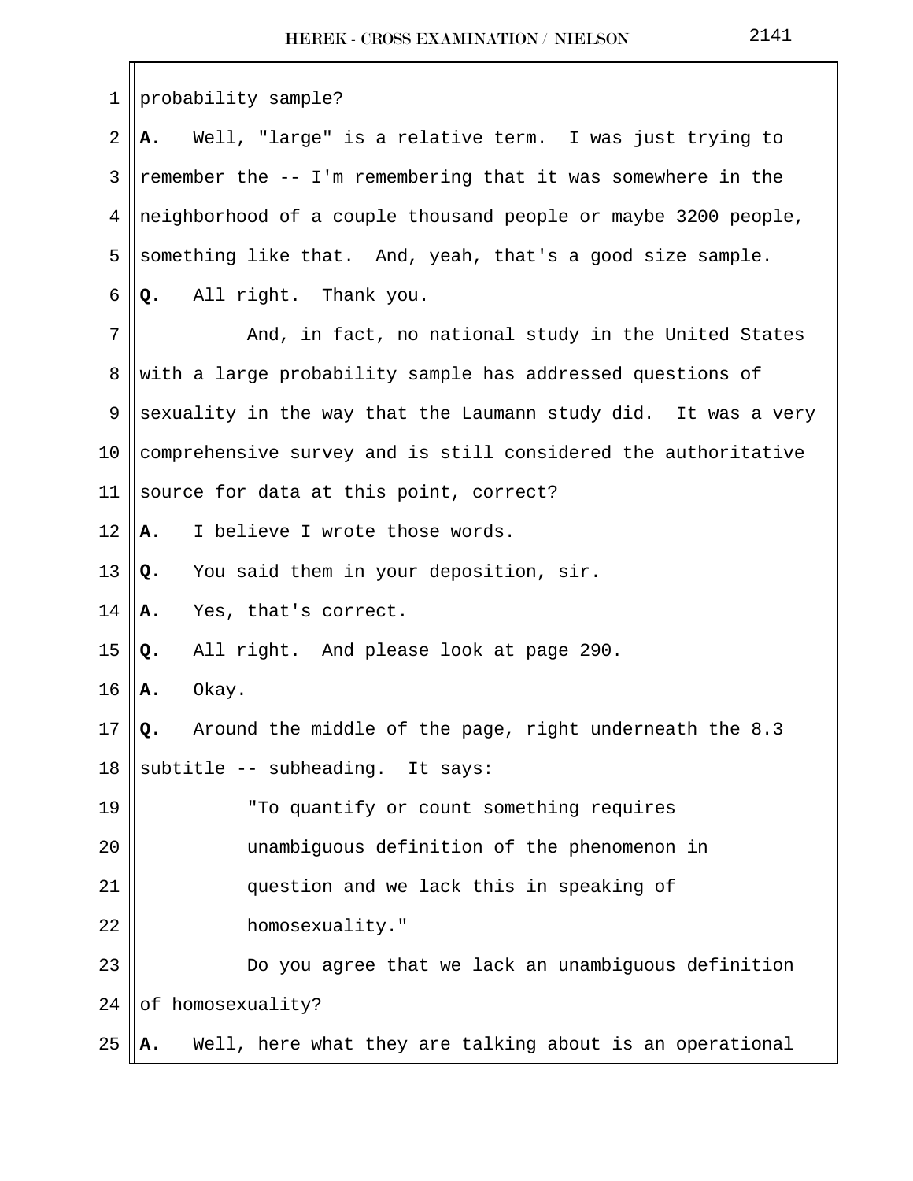probability sample?

**A.** Well, "large" is a relative term. I was just trying to remember the -- I'm remembering that it was somewhere in the neighborhood of a couple thousand people or maybe 3200 people, something like that. And, yeah, that's a good size sample.

**Q.** All right. Thank you.

And, in fact, no national study in the United States with a large probability sample has addressed questions of sexuality in the way that the Laumann study did. It was a very comprehensive survey and is still considered the authoritative source for data at this point, correct?

**A.** I believe I wrote those words.

**Q.** You said them in your deposition, sir.

**A.** Yes, that's correct.

**Q.** All right. And please look at page 290.

**A.** Okay.

**Q.** Around the middle of the page, right underneath the 8.3 subtitle -- subheading. It says:

> "To quantify or count something requires unambiguous definition of the phenomenon in question and we lack this in speaking of homosexuality."

Do you agree that we lack an unambiguous definition of homosexuality?

**A.** Well, here what they are talking about is an operational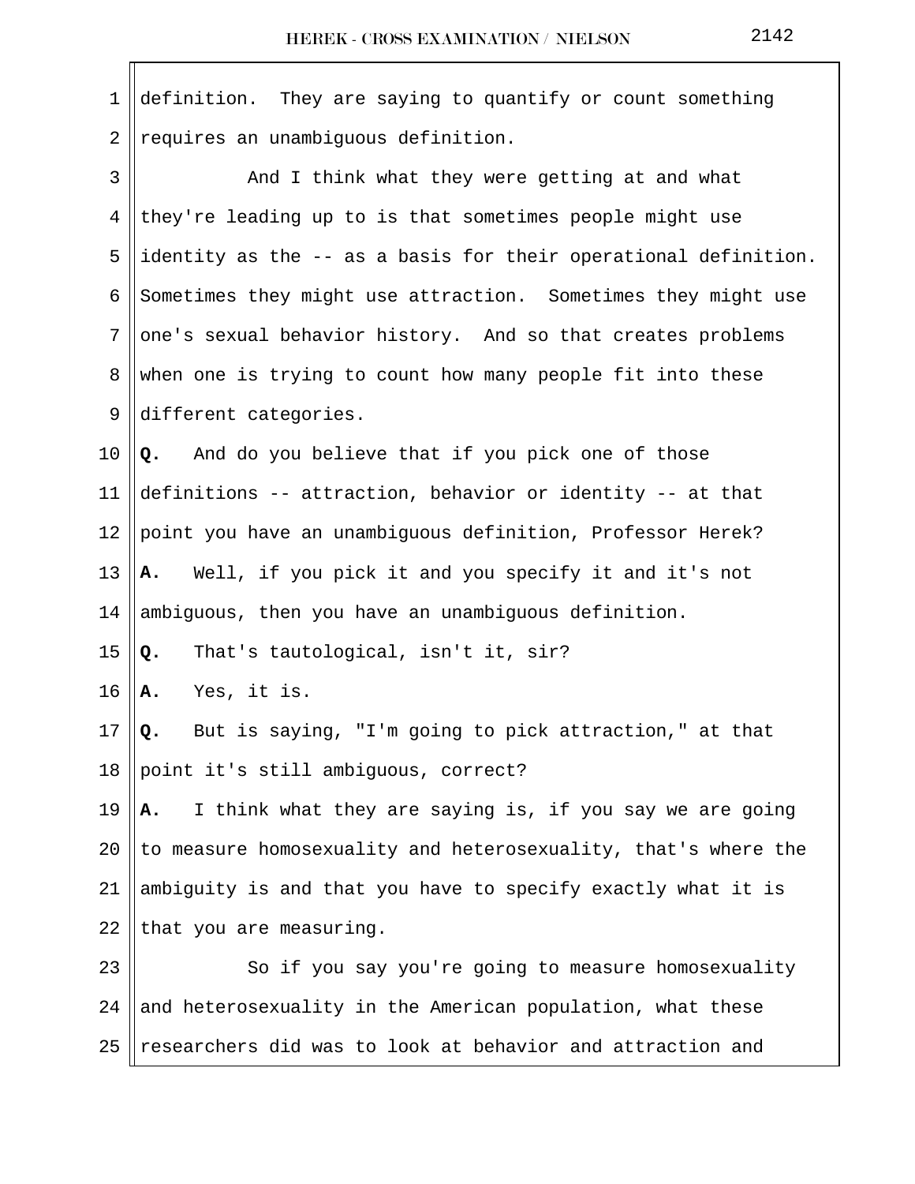definition. They are saying to quantify or count something requires an unambiguous definition.

And I think what they were getting at and what they're leading up to is that sometimes people might use identity as the -- as a basis for their operational definition. Sometimes they might use attraction. Sometimes they might use one's sexual behavior history. And so that creates problems when one is trying to count how many people fit into these different categories.

**Q.** And do you believe that if you pick one of those definitions -- attraction, behavior or identity -- at that point you have an unambiguous definition, Professor Herek?

**A.** Well, if you pick it and you specify it and it's not ambiguous, then you have an unambiguous definition.

**Q.** That's tautological, isn't it, sir?

**A.** Yes, it is.

**Q.** But is saying, "I'm going to pick attraction," at that point it's still ambiguous, correct?

**A.** I think what they are saying is, if you say we are going to measure homosexuality and heterosexuality, that's where the ambiguity is and that you have to specify exactly what it is that you are measuring.

So if you say you're going to measure homosexuality and heterosexuality in the American population, what these researchers did was to look at behavior and attraction and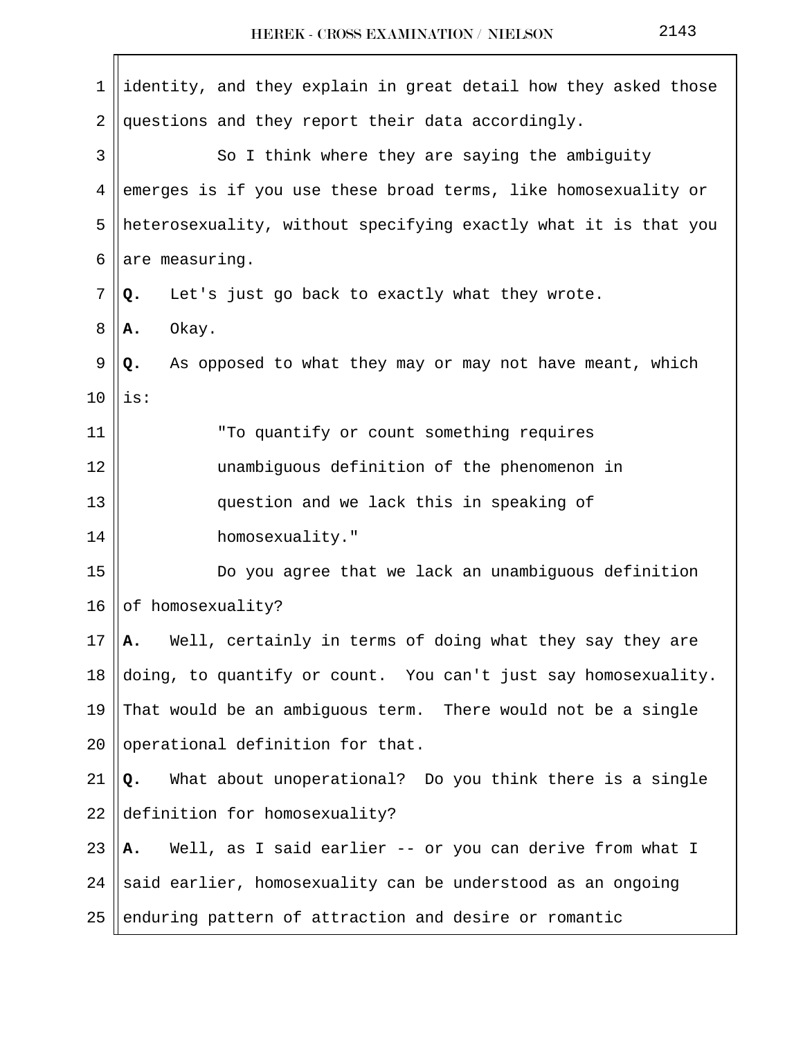identity, and they explain in great detail how they asked those questions and they report their data accordingly.

So I think where they are saying the ambiguity emerges is if you use these broad terms, like homosexuality or heterosexuality, without specifying exactly what it is that you are measuring.

**Q.** Let's just go back to exactly what they wrote.

**A.** Okay.

**Q.** As opposed to what they may or may not have meant, which is:

> "To quantify or count something requires unambiguous definition of the phenomenon in question and we lack this in speaking of homosexuality."

Do you agree that we lack an unambiguous definition of homosexuality?

**A.** Well, certainly in terms of doing what they say they are doing, to quantify or count. You can't just say homosexuality. That would be an ambiguous term. There would not be a single operational definition for that.

**Q.** What about unoperational? Do you think there is a single definition for homosexuality?

**A.** Well, as I said earlier -- or you can derive from what I said earlier, homosexuality can be understood as an ongoing enduring pattern of attraction and desire or romantic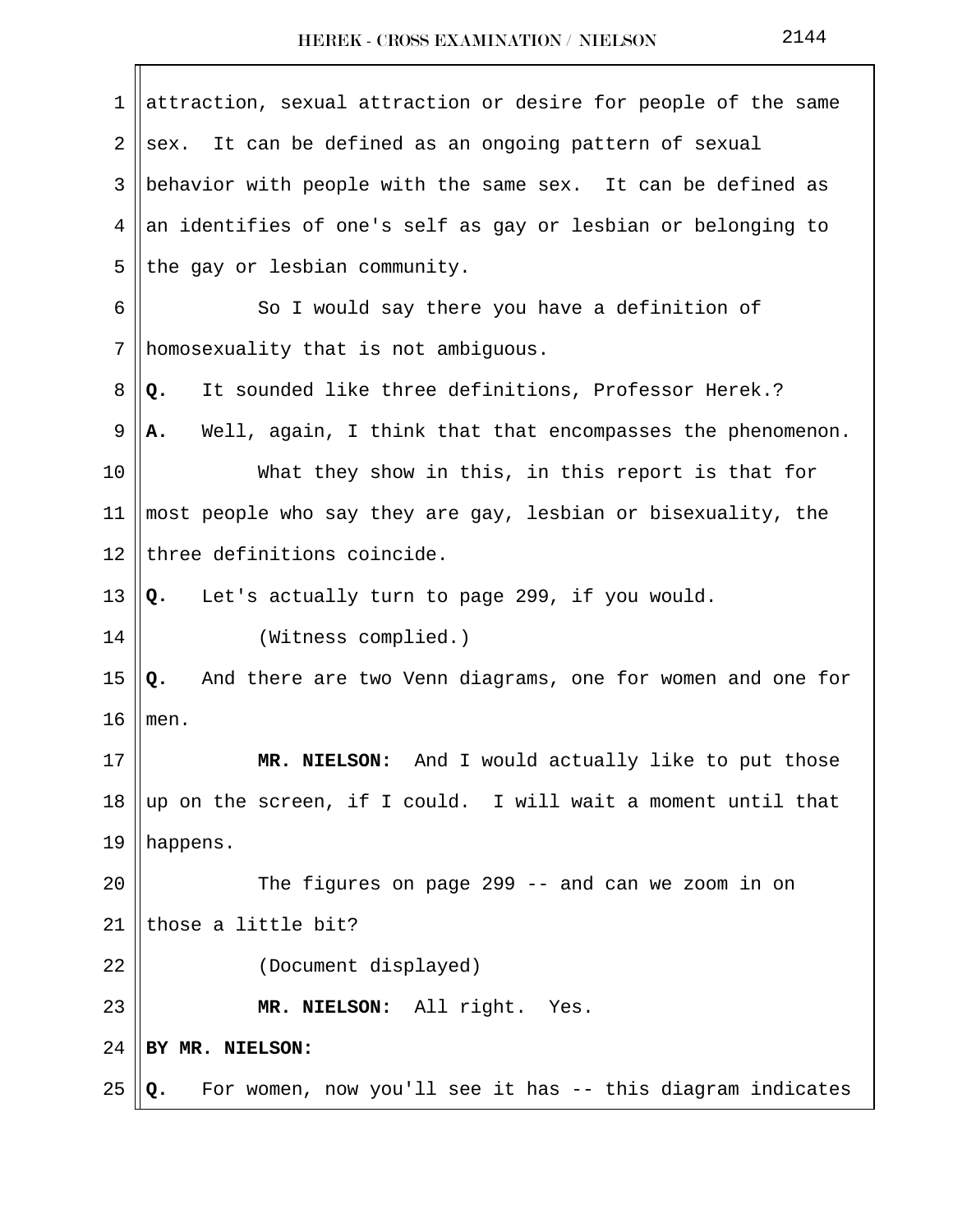attraction, sexual attraction or desire for people of the same sex. It can be defined as an ongoing pattern of sexual behavior with people with the same sex. It can be defined as an identifies of one's self as gay or lesbian or belonging to the gay or lesbian community.

So I would say there you have a definition of homosexuality that is not ambiguous.

**Q.** It sounded like three definitions, Professor Herek.?

**A.** Well, again, I think that that encompasses the phenomenon.

What they show in this, in this report is that for most people who say they are gay, lesbian or bisexuality, the three definitions coincide.

**Q.** Let's actually turn to page 299, if you would.

(Witness complied.)

**Q.** And there are two Venn diagrams, one for women and one for men.

**MR. NIELSON:** And I would actually like to put those up on the screen, if I could. I will wait a moment until that happens.

The figures on page 299 -- and can we zoom in on those a little bit?

(Document displayed)

**MR. NIELSON:** All right. Yes.

**BY MR. NIELSON:**

**Q.** For women, now you'll see it has -- this diagram indicates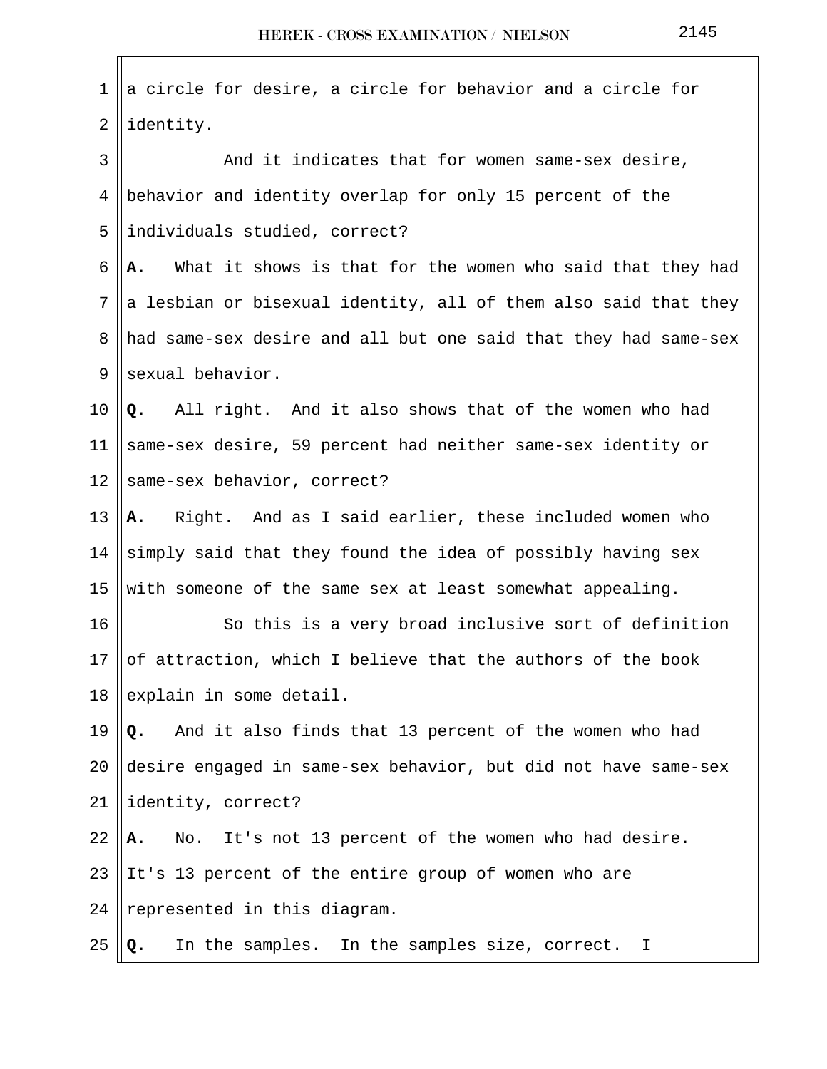a circle for desire, a circle for behavior and a circle for identity.

And it indicates that for women same-sex desire, behavior and identity overlap for only 15 percent of the individuals studied, correct?

**A.** What it shows is that for the women who said that they had a lesbian or bisexual identity, all of them also said that they had same-sex desire and all but one said that they had same-sex sexual behavior.

**Q.** All right. And it also shows that of the women who had same-sex desire, 59 percent had neither same-sex identity or same-sex behavior, correct?

**A.** Right. And as I said earlier, these included women who simply said that they found the idea of possibly having sex with someone of the same sex at least somewhat appealing.

So this is a very broad inclusive sort of definition of attraction, which I believe that the authors of the book explain in some detail.

**Q.** And it also finds that 13 percent of the women who had desire engaged in same-sex behavior, but did not have same-sex identity, correct?

**A.** No. It's not 13 percent of the women who had desire. It's 13 percent of the entire group of women who are represented in this diagram.

**Q.** In the samples. In the samples size, correct. I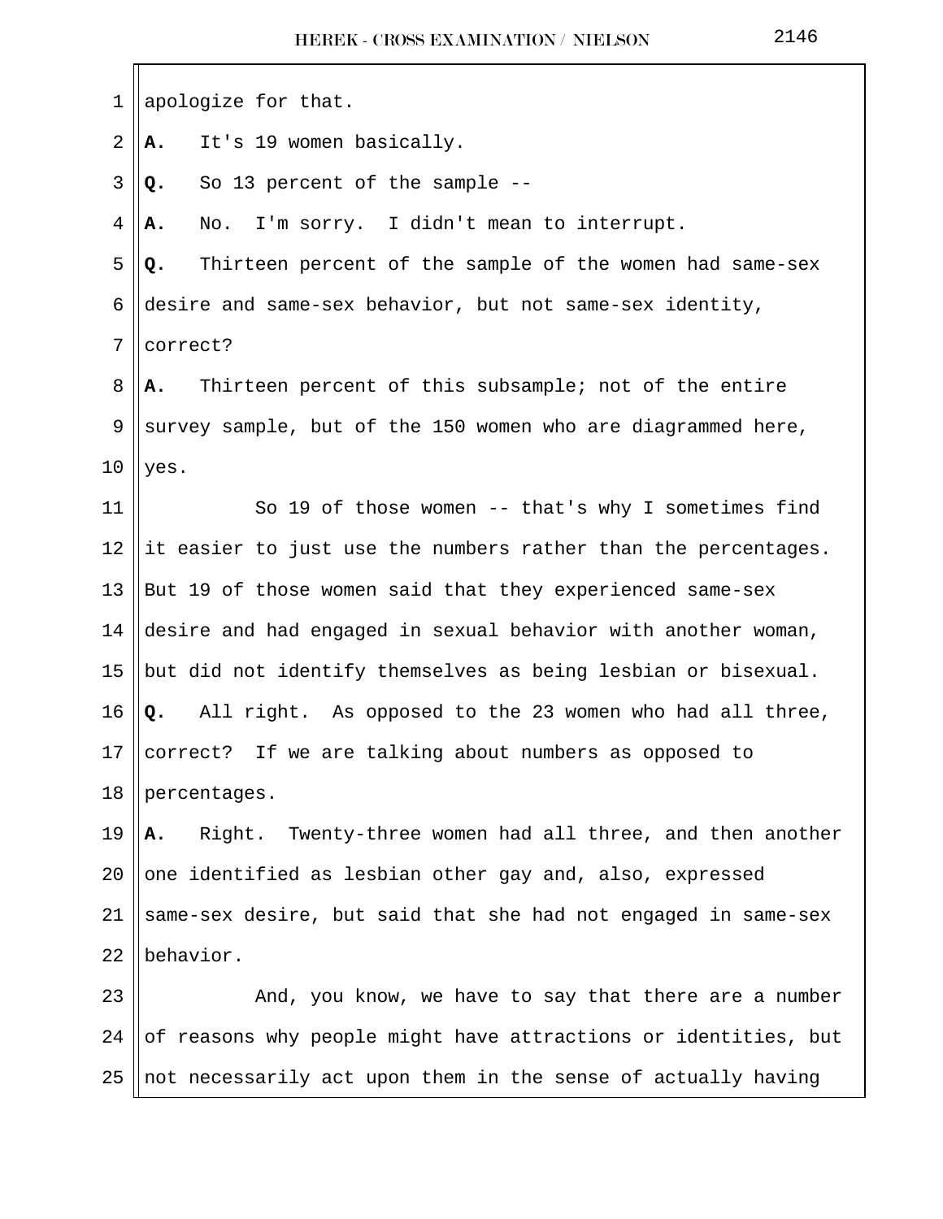apologize for that.

**A.** It's 19 women basically.

**Q.** So 13 percent of the sample --

**A.** No. I'm sorry. I didn't mean to interrupt.

**Q.** Thirteen percent of the sample of the women had same-sex desire and same-sex behavior, but not same-sex identity, correct?

**A.** Thirteen percent of this subsample; not of the entire survey sample, but of the 150 women who are diagrammed here, yes.

So 19 of those women -- that's why I sometimes find it easier to just use the numbers rather than the percentages. But 19 of those women said that they experienced same-sex desire and had engaged in sexual behavior with another woman, but did not identify themselves as being lesbian or bisexual.

**Q.** All right. As opposed to the 23 women who had all three, correct? If we are talking about numbers as opposed to percentages.

**A.** Right. Twenty-three women had all three, and then another one identified as lesbian other gay and, also, expressed same-sex desire, but said that she had not engaged in same-sex behavior.

And, you know, we have to say that there are a number of reasons why people might have attractions or identities, but not necessarily act upon them in the sense of actually having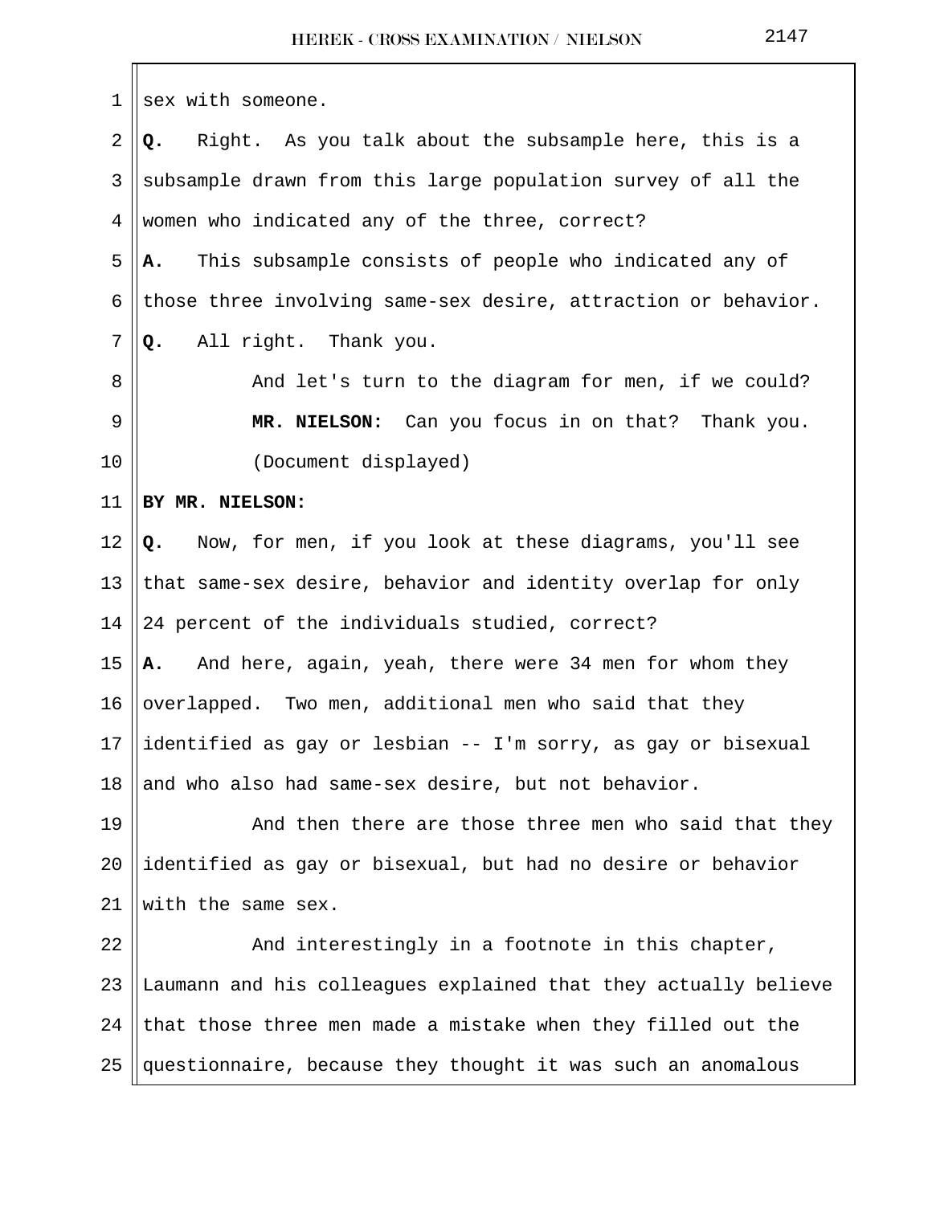sex with someone.

**Q.** Right. As you talk about the subsample here, this is a subsample drawn from this large population survey of all the women who indicated any of the three, correct?

**A.** This subsample consists of people who indicated any of those three involving same-sex desire, attraction or behavior.

**Q.** All right. Thank you.

And let's turn to the diagram for men, if we could?

**MR. NIELSON:** Can you focus in on that? Thank you.

(Document displayed)

**BY MR. NIELSON:**

**Q.** Now, for men, if you look at these diagrams, you'll see that same-sex desire, behavior and identity overlap for only 24 percent of the individuals studied, correct?

**A.** And here, again, yeah, there were 34 men for whom they overlapped. Two men, additional men who said that they identified as gay or lesbian -- I'm sorry, as gay or bisexual and who also had same-sex desire, but not behavior.

And then there are those three men who said that they identified as gay or bisexual, but had no desire or behavior with the same sex.

And interestingly in a footnote in this chapter, Laumann and his colleagues explained that they actually believe that those three men made a mistake when they filled out the questionnaire, because they thought it was such an anomalous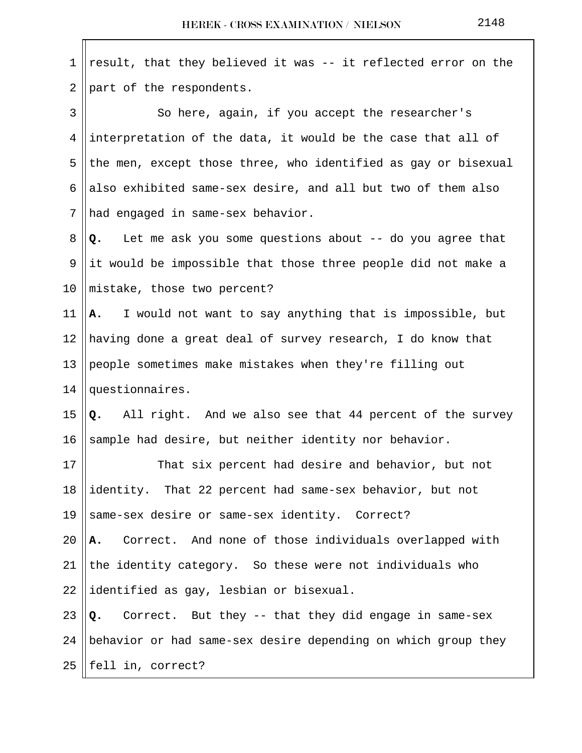result, that they believed it was -- it reflected error on the part of the respondents.

So here, again, if you accept the researcher's interpretation of the data, it would be the case that all of the men, except those three, who identified as gay or bisexual also exhibited same-sex desire, and all but two of them also had engaged in same-sex behavior.

**Q.** Let me ask you some questions about -- do you agree that it would be impossible that those three people did not make a mistake, those two percent?

**A.** I would not want to say anything that is impossible, but having done a great deal of survey research, I do know that people sometimes make mistakes when they're filling out questionnaires.

**Q.** All right. And we also see that 44 percent of the survey sample had desire, but neither identity nor behavior.

That six percent had desire and behavior, but not identity. That 22 percent had same-sex behavior, but not same-sex desire or same-sex identity. Correct?

**A.** Correct. And none of those individuals overlapped with the identity category. So these were not individuals who identified as gay, lesbian or bisexual.

**Q.** Correct. But they -- that they did engage in same-sex behavior or had same-sex desire depending on which group they fell in, correct?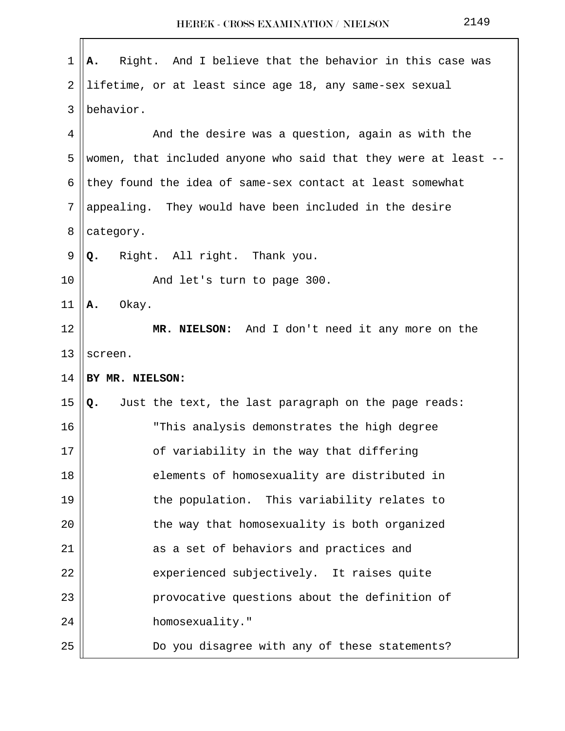**A.** Right. And I believe that the behavior in this case was lifetime, or at least since age 18, any same-sex sexual behavior.

And the desire was a question, again as with the women, that included anyone who said that they were at least -- they found the idea of same-sex contact at least somewhat appealing. They would have been included in the desire category.

**Q.** Right. All right. Thank you.

And let's turn to page 300.

**A.** Okay.

**MR. NIELSON:** And I don't need it any more on the screen.

**BY MR. NIELSON:**

**Q.** Just the text, the last paragraph on the page reads:

> "This analysis demonstrates the high degree of variability in the way that differing elements of homosexuality are distributed in the population. This variability relates to the way that homosexuality is both organized as a set of behaviors and practices and experienced subjectively. It raises quite provocative questions about the definition of homosexuality."

Do you disagree with any of these statements?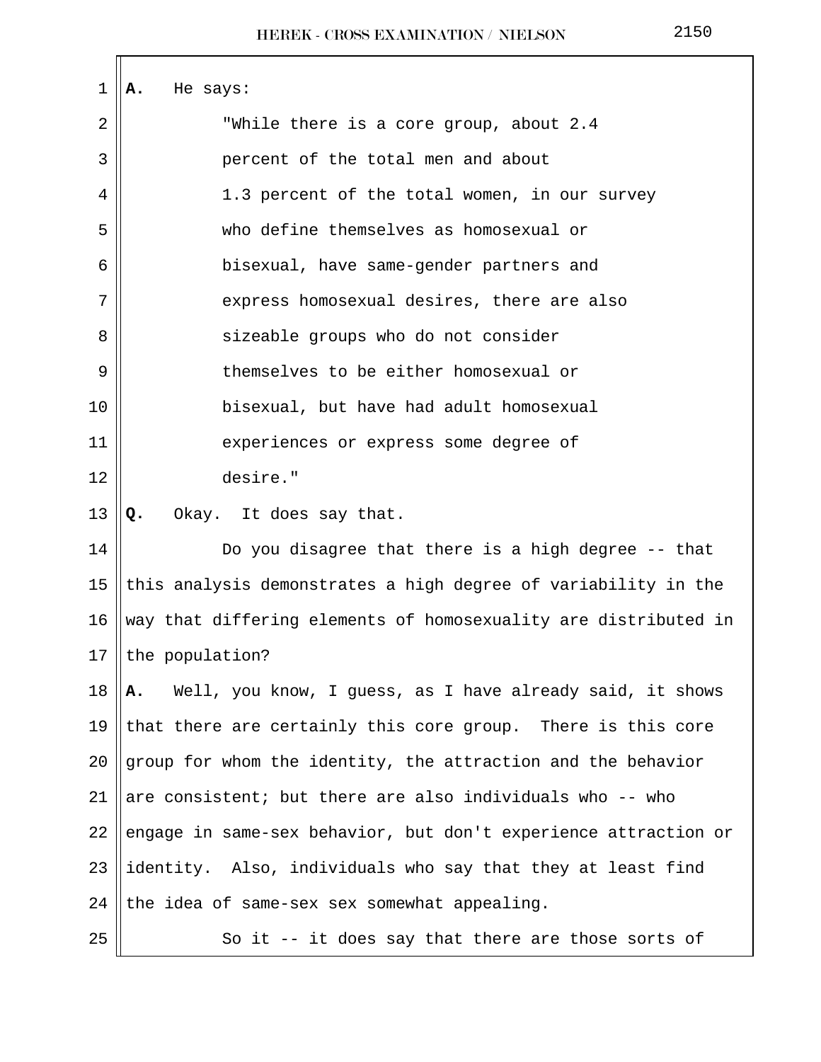**A.** He says:

"While there is a core group, about 2.4 percent of the total men and about 1.3 percent of the total women, in our survey who define themselves as homosexual or bisexual, have same-gender partners and express homosexual desires, there are also sizeable groups who do not consider themselves to be either homosexual or bisexual, but have had adult homosexual experiences or express some degree of desire."

**Q.** Okay. It does say that.

Do you disagree that there is a high degree -- that this analysis demonstrates a high degree of variability in the way that differing elements of homosexuality are distributed in the population?

**A.** Well, you know, I guess, as I have already said, it shows that there are certainly this core group. There is this core group for whom the identity, the attraction and the behavior are consistent; but there are also individuals who -- who engage in same-sex behavior, but don't experience attraction or identity. Also, individuals who say that they at least find the idea of same-sex sex somewhat appealing.

So it -- it does say that there are those sorts of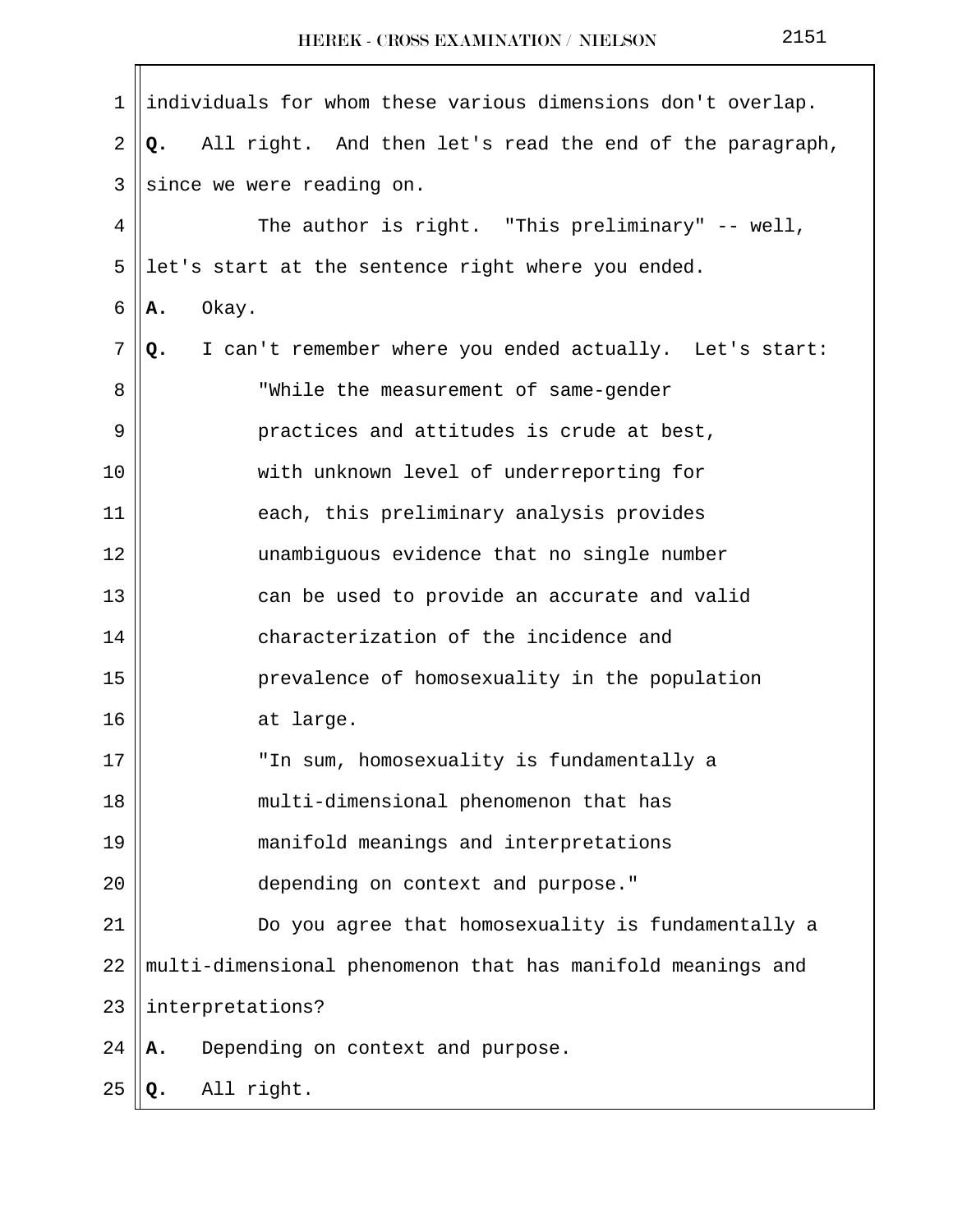individuals for whom these various dimensions don't overlap.

**Q.** All right. And then let's read the end of the paragraph, since we were reading on.

The author is right. "This preliminary" -- well, let's start at the sentence right where you ended.

**A.** Okay.

**Q.** I can't remember where you ended actually. Let's start:

> "While the measurement of same-gender practices and attitudes is crude at best, with unknown level of underreporting for each, this preliminary analysis provides unambiguous evidence that no single number can be used to provide an accurate and valid characterization of the incidence and prevalence of homosexuality in the population at large.
>
> "In sum, homosexuality is fundamentally a multi-dimensional phenomenon that has manifold meanings and interpretations depending on context and purpose."

Do you agree that homosexuality is fundamentally a multi-dimensional phenomenon that has manifold meanings and interpretations?

**A.** Depending on context and purpose.

**Q.** All right.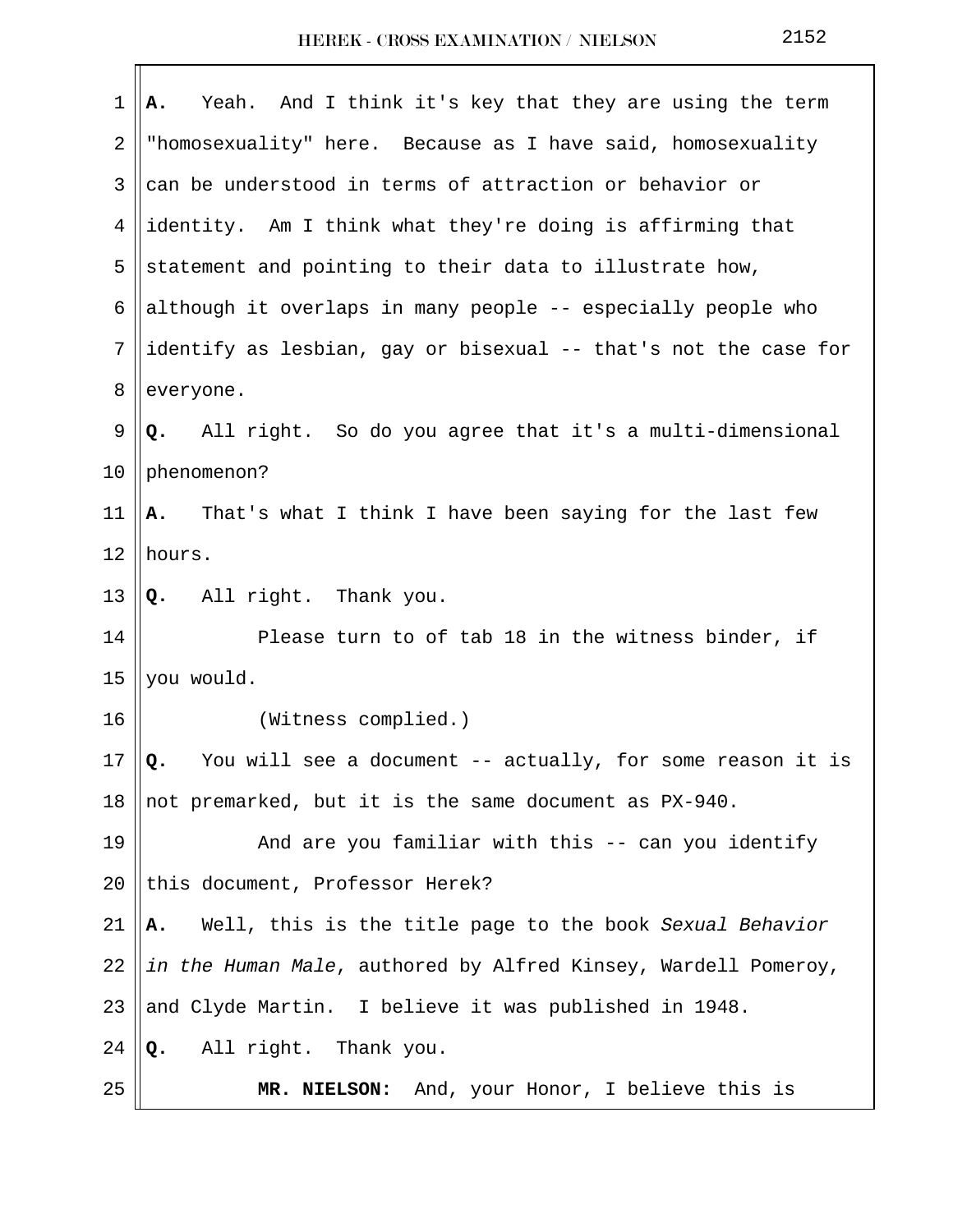**A.** Yeah. And I think it's key that they are using the term "homosexuality" here. Because as I have said, homosexuality can be understood in terms of attraction or behavior or identity. Am I think what they're doing is affirming that statement and pointing to their data to illustrate how, although it overlaps in many people -- especially people who identify as lesbian, gay or bisexual -- that's not the case for everyone.

**Q.** All right. So do you agree that it's a multi-dimensional phenomenon?

**A.** That's what I think I have been saying for the last few hours.

**Q.** All right. Thank you.

Please turn to of tab 18 in the witness binder, if you would.

(Witness complied.)

**Q.** You will see a document -- actually, for some reason it is not premarked, but it is the same document as PX-940.

And are you familiar with this -- can you identify this document, Professor Herek?

**A.** Well, this is the title page to the book *Sexual Behavior in the Human Male*, authored by Alfred Kinsey, Wardell Pomeroy, and Clyde Martin. I believe it was published in 1948.

**Q.** All right. Thank you.

**MR. NIELSON:** And, your Honor, I believe this is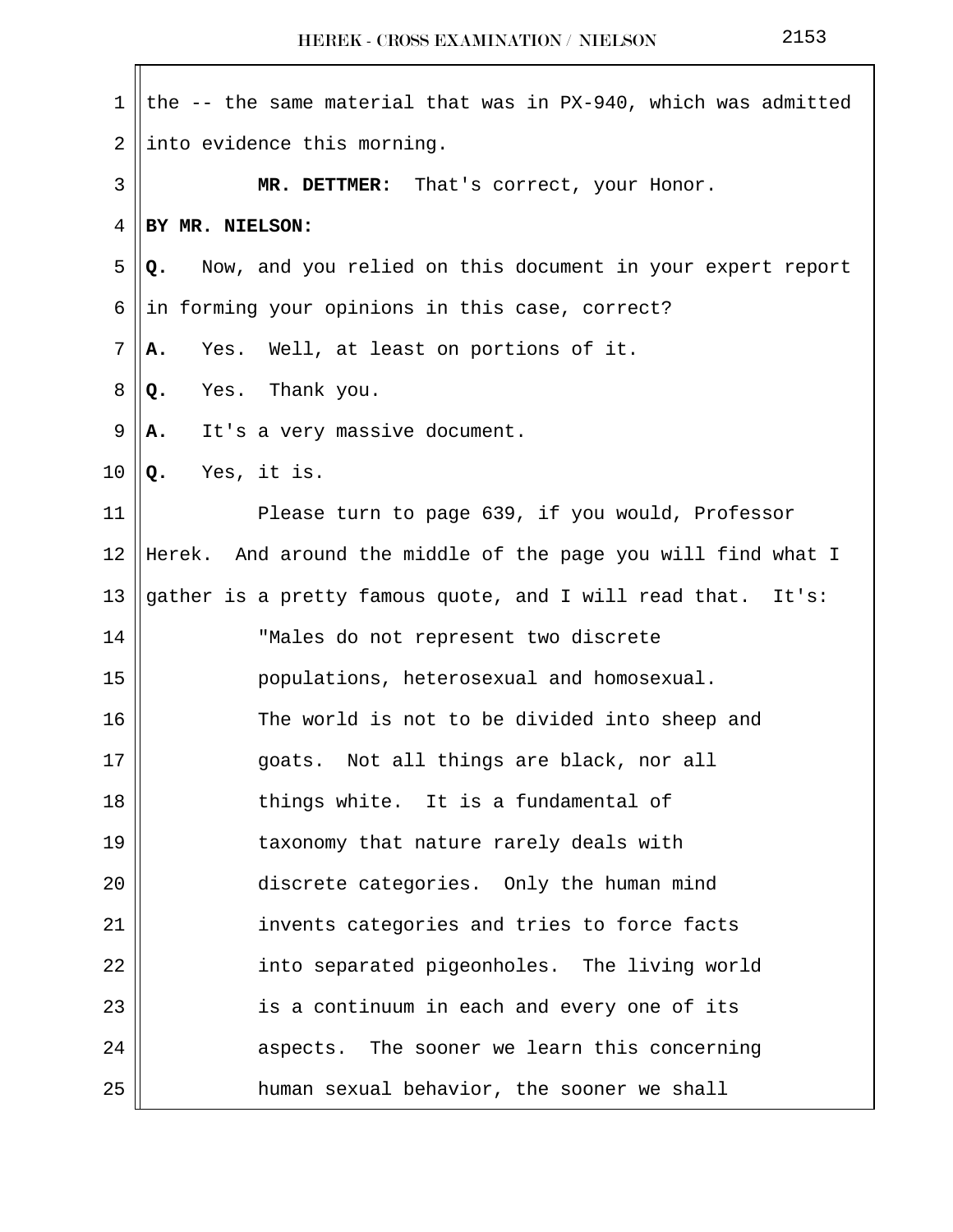the -- the same material that was in PX-940, which was admitted into evidence this morning.

**MR. DETTMER:** That's correct, your Honor.

**BY MR. NIELSON:**

**Q.** Now, and you relied on this document in your expert report in forming your opinions in this case, correct?

**A.** Yes. Well, at least on portions of it.

**Q.** Yes. Thank you.

**A.** It's a very massive document.

**Q.** Yes, it is.

Please turn to page 639, if you would, Professor Herek. And around the middle of the page you will find what I gather is a pretty famous quote, and I will read that. It's:

> "Males do not represent two discrete populations, heterosexual and homosexual. The world is not to be divided into sheep and goats. Not all things are black, nor all things white. It is a fundamental of taxonomy that nature rarely deals with discrete categories. Only the human mind invents categories and tries to force facts into separated pigeonholes. The living world is a continuum in each and every one of its aspects. The sooner we learn this concerning human sexual behavior, the sooner we shall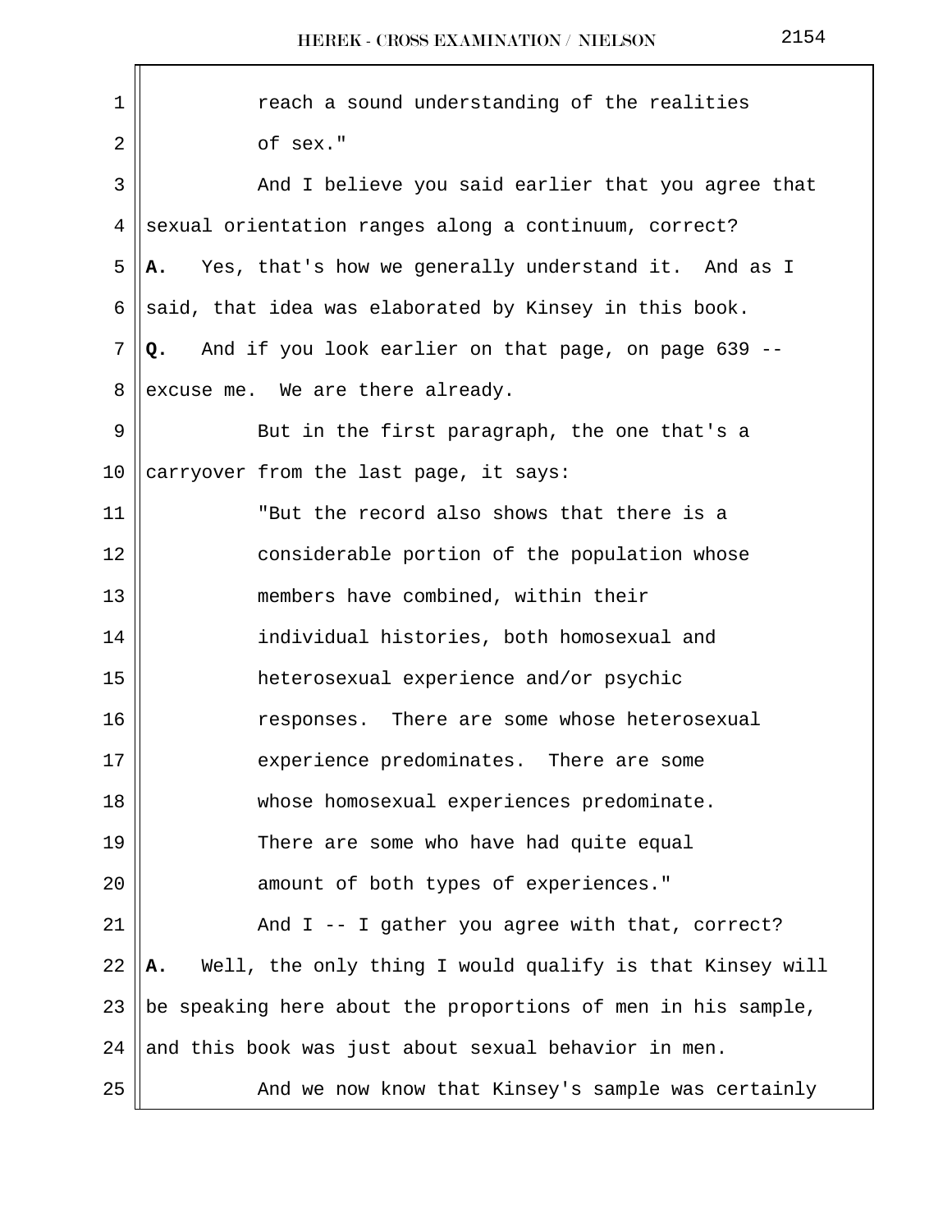reach a sound understanding of the realities of sex."

And I believe you said earlier that you agree that sexual orientation ranges along a continuum, correct?

**A.** Yes, that's how we generally understand it. And as I said, that idea was elaborated by Kinsey in this book.

**Q.** And if you look earlier on that page, on page 639 -- excuse me. We are there already.

But in the first paragraph, the one that's a carryover from the last page, it says:

"But the record also shows that there is a considerable portion of the population whose members have combined, within their individual histories, both homosexual and heterosexual experience and/or psychic responses. There are some whose heterosexual experience predominates. There are some whose homosexual experiences predominate. There are some who have had quite equal amount of both types of experiences."

And I -- I gather you agree with that, correct?

**A.** Well, the only thing I would qualify is that Kinsey will be speaking here about the proportions of men in his sample, and this book was just about sexual behavior in men.

And we now know that Kinsey's sample was certainly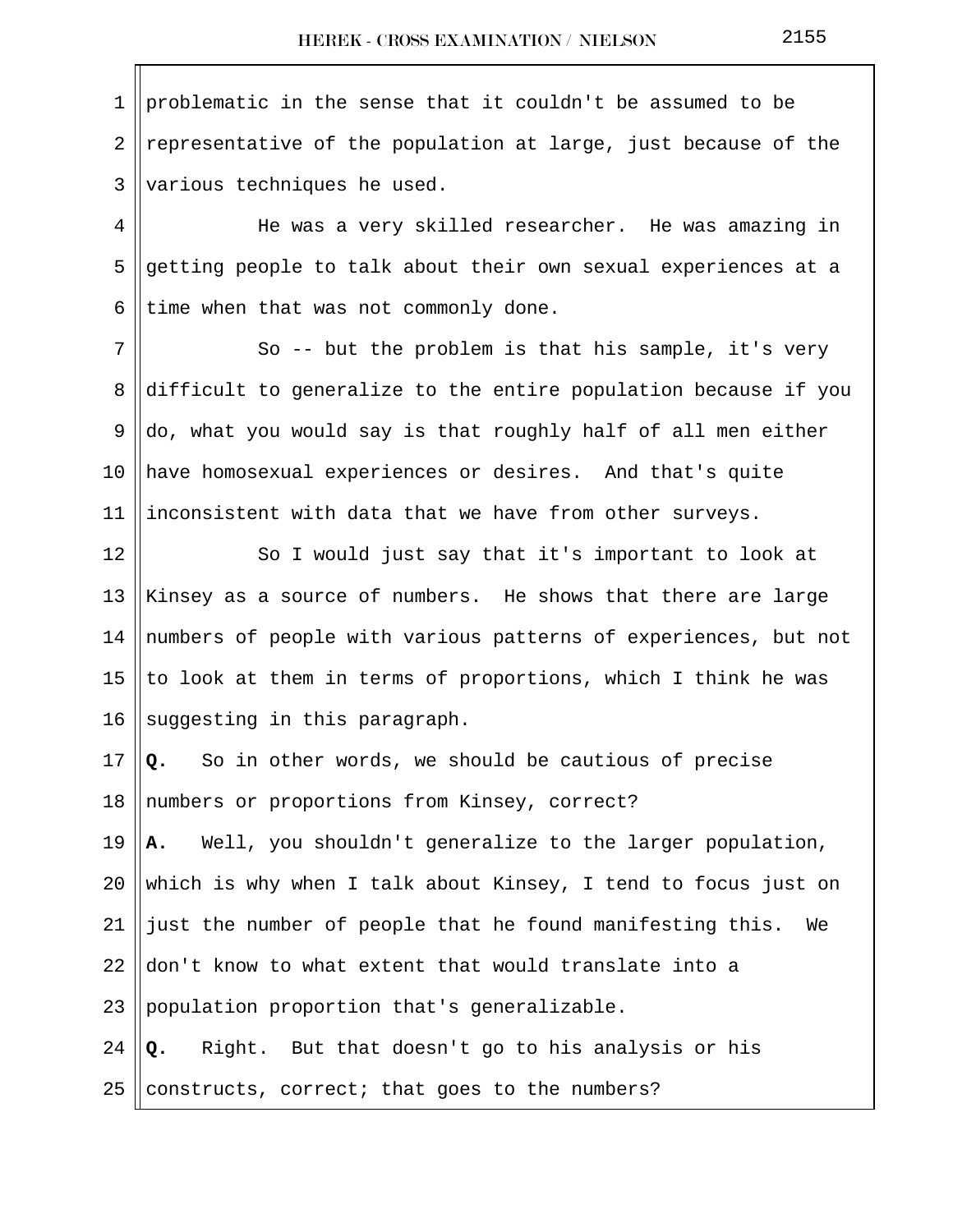problematic in the sense that it couldn't be assumed to be representative of the population at large, just because of the various techniques he used.

He was a very skilled researcher. He was amazing in getting people to talk about their own sexual experiences at a time when that was not commonly done.

So -- but the problem is that his sample, it's very difficult to generalize to the entire population because if you do, what you would say is that roughly half of all men either have homosexual experiences or desires. And that's quite inconsistent with data that we have from other surveys.

So I would just say that it's important to look at Kinsey as a source of numbers. He shows that there are large numbers of people with various patterns of experiences, but not to look at them in terms of proportions, which I think he was suggesting in this paragraph.

**Q.** So in other words, we should be cautious of precise numbers or proportions from Kinsey, correct?

**A.** Well, you shouldn't generalize to the larger population, which is why when I talk about Kinsey, I tend to focus just on just the number of people that he found manifesting this. We don't know to what extent that would translate into a population proportion that's generalizable.

**Q.** Right. But that doesn't go to his analysis or his constructs, correct; that goes to the numbers?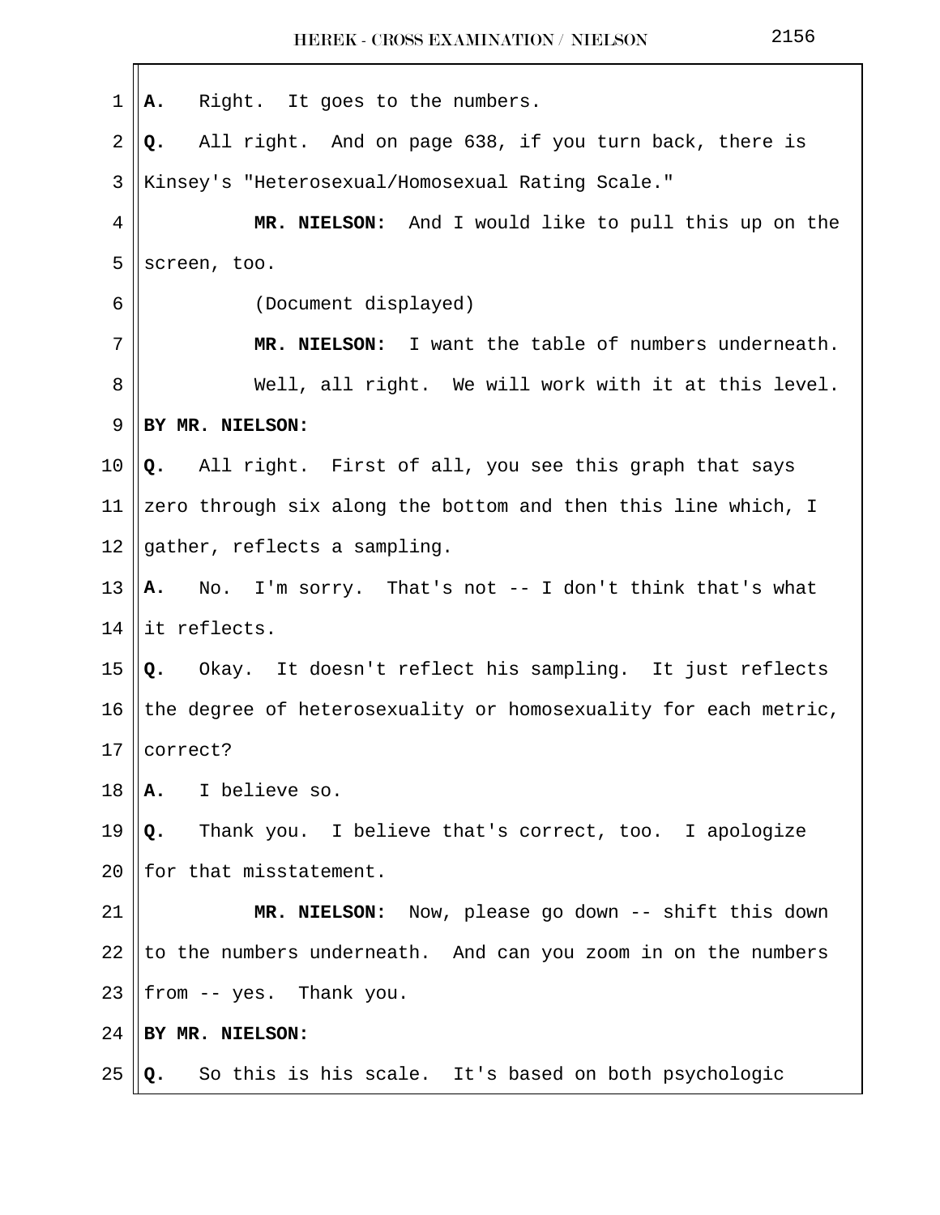A. Right. It goes to the numbers.

Q. All right. And on page 638, if you turn back, there is Kinsey's "Heterosexual/Homosexual Rating Scale."

**MR. NIELSON:** And I would like to pull this up on the screen, too.

(Document displayed)

**MR. NIELSON:** I want the table of numbers underneath.

Well, all right. We will work with it at this level.

**BY MR. NIELSON:**

Q. All right. First of all, you see this graph that says zero through six along the bottom and then this line which, I gather, reflects a sampling.

A. No. I'm sorry. That's not -- I don't think that's what it reflects.

Q. Okay. It doesn't reflect his sampling. It just reflects the degree of heterosexuality or homosexuality for each metric, correct?

A. I believe so.

Q. Thank you. I believe that's correct, too. I apologize for that misstatement.

**MR. NIELSON:** Now, please go down -- shift this down to the numbers underneath. And can you zoom in on the numbers from -- yes. Thank you.

**BY MR. NIELSON:**

Q. So this is his scale. It's based on both psychologic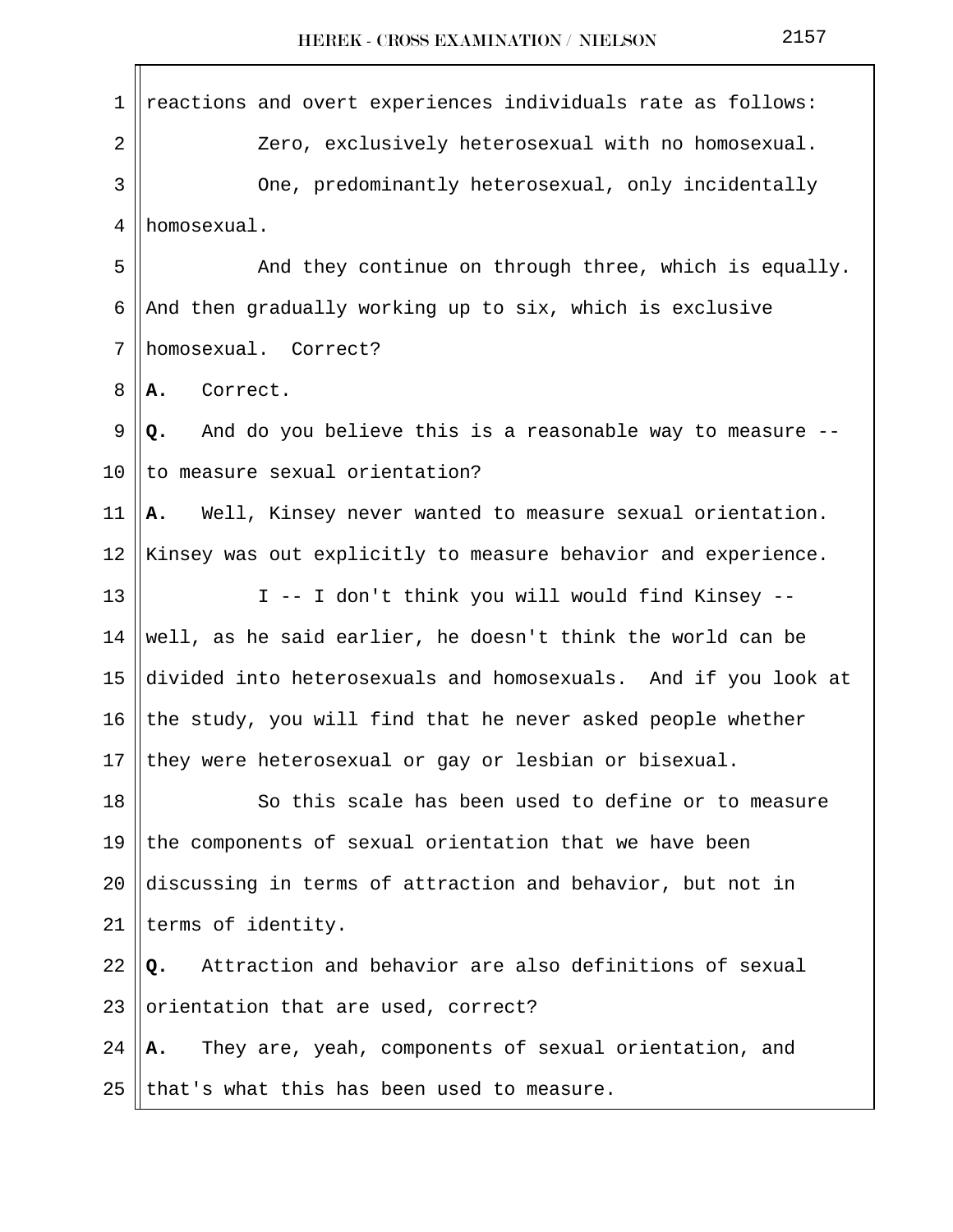reactions and overt experiences individuals rate as follows:

Zero, exclusively heterosexual with no homosexual.

One, predominantly heterosexual, only incidentally homosexual.

And they continue on through three, which is equally. And then gradually working up to six, which is exclusive homosexual. Correct?

**A.** Correct.

**Q.** And do you believe this is a reasonable way to measure -- to measure sexual orientation?

**A.** Well, Kinsey never wanted to measure sexual orientation. Kinsey was out explicitly to measure behavior and experience.

I -- I don't think you will would find Kinsey -- well, as he said earlier, he doesn't think the world can be divided into heterosexuals and homosexuals. And if you look at the study, you will find that he never asked people whether they were heterosexual or gay or lesbian or bisexual.

So this scale has been used to define or to measure the components of sexual orientation that we have been discussing in terms of attraction and behavior, but not in terms of identity.

**Q.** Attraction and behavior are also definitions of sexual orientation that are used, correct?

**A.** They are, yeah, components of sexual orientation, and that's what this has been used to measure.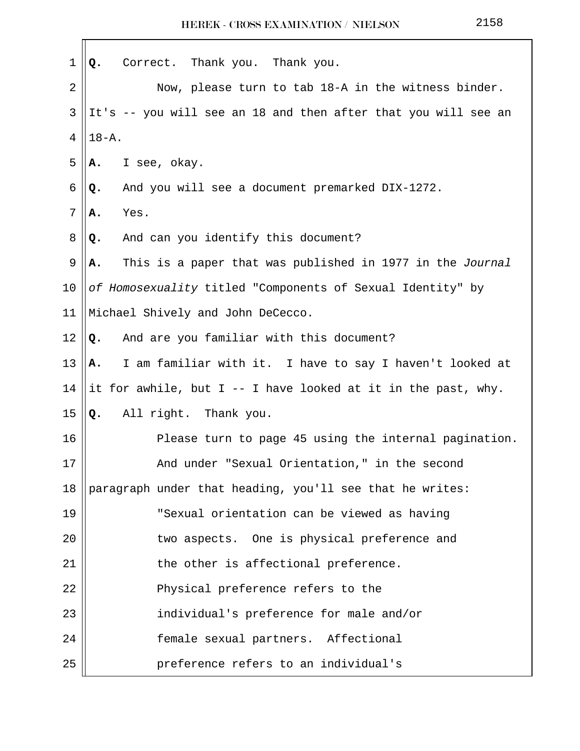**Q.** Correct. Thank you. Thank you.

Now, please turn to tab 18-A in the witness binder. It's -- you will see an 18 and then after that you will see an 18-A.

**A.** I see, okay.

**Q.** And you will see a document premarked DIX-1272.

**A.** Yes.

**Q.** And can you identify this document?

**A.** This is a paper that was published in 1977 in the *Journal of Homosexuality* titled "Components of Sexual Identity" by Michael Shively and John DeCecco.

**Q.** And are you familiar with this document?

**A.** I am familiar with it. I have to say I haven't looked at it for awhile, but I -- I have looked at it in the past, why.

**Q.** All right. Thank you.

Please turn to page 45 using the internal pagination.

And under "Sexual Orientation," in the second paragraph under that heading, you'll see that he writes:

> "Sexual orientation can be viewed as having two aspects. One is physical preference and the other is affectional preference. Physical preference refers to the individual's preference for male and/or female sexual partners. Affectional preference refers to an individual's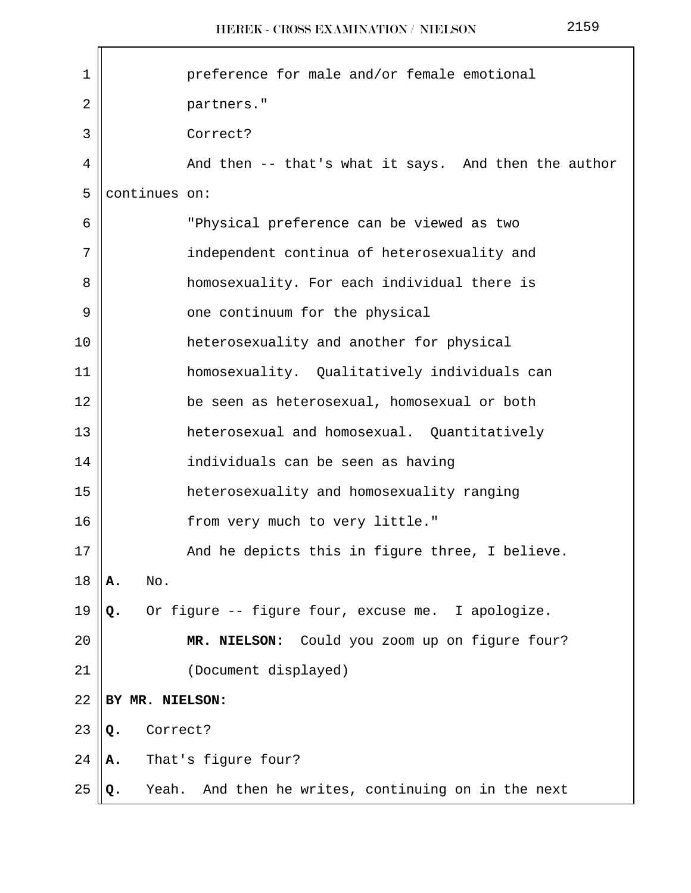preference for male and/or female emotional partners."

Correct?

And then -- that's what it says. And then the author continues on:

"Physical preference can be viewed as two independent continua of heterosexuality and homosexuality. For each individual there is one continuum for the physical heterosexuality and another for physical homosexuality. Qualitatively individuals can be seen as heterosexual, homosexual or both heterosexual and homosexual. Quantitatively individuals can be seen as having heterosexuality and homosexuality ranging from very much to very little."

And he depicts this in figure three, I believe.

**A.** No.

**Q.** Or figure -- figure four, excuse me. I apologize.

**MR. NIELSON:** Could you zoom up on figure four?

(Document displayed)

**BY MR. NIELSON:**

**Q.** Correct?

**A.** That's figure four?

**Q.** Yeah. And then he writes, continuing on in the next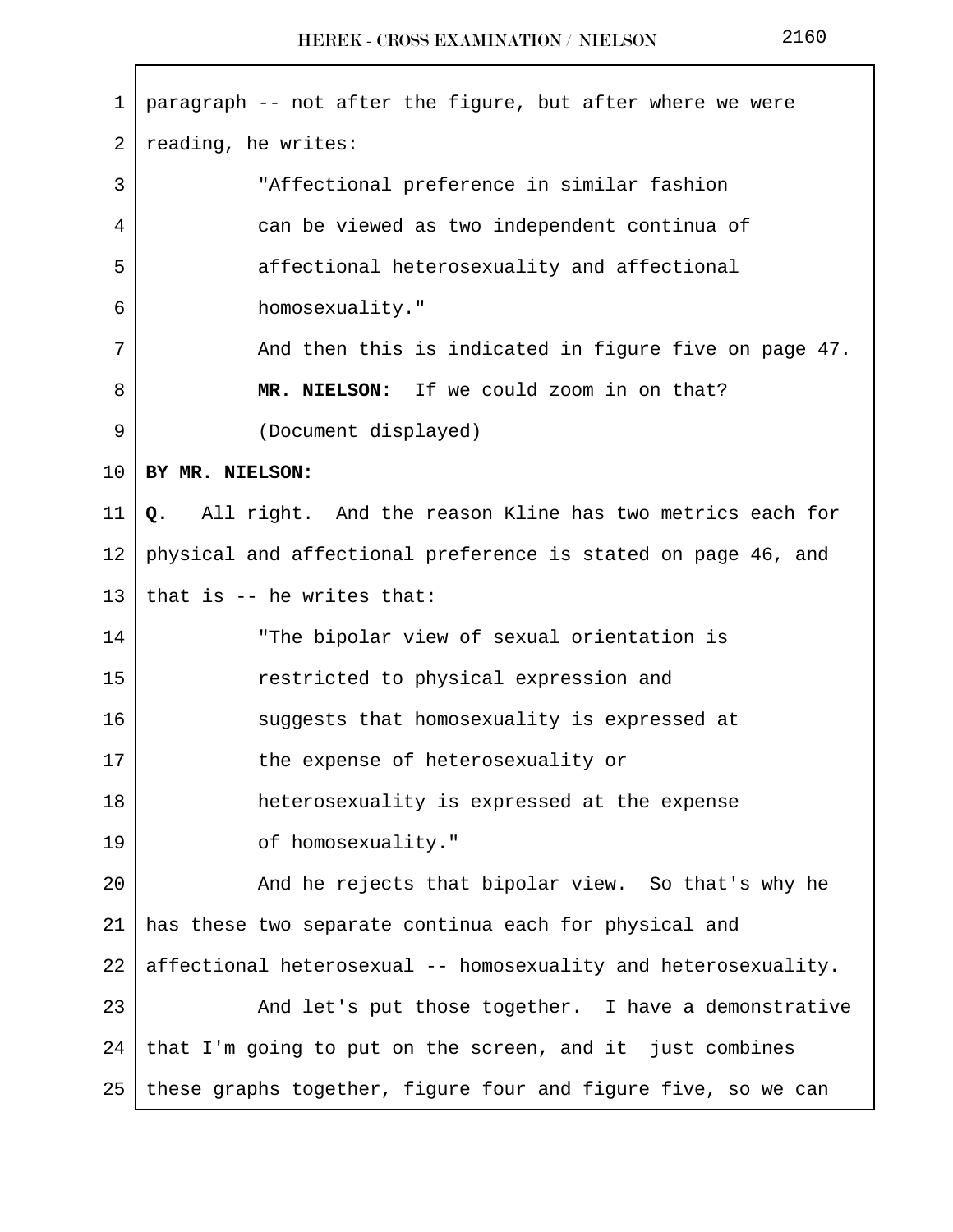paragraph -- not after the figure, but after where we were reading, he writes:

"Affectional preference in similar fashion can be viewed as two independent continua of affectional heterosexuality and affectional homosexuality."

And then this is indicated in figure five on page 47.

**MR. NIELSON:** If we could zoom in on that?

(Document displayed)

**BY MR. NIELSON:**

**Q.** All right. And the reason Kline has two metrics each for physical and affectional preference is stated on page 46, and that is -- he writes that:

"The bipolar view of sexual orientation is restricted to physical expression and suggests that homosexuality is expressed at the expense of heterosexuality or heterosexuality is expressed at the expense of homosexuality."

And he rejects that bipolar view. So that's why he has these two separate continua each for physical and affectional heterosexual -- homosexuality and heterosexuality.

And let's put those together. I have a demonstrative that I'm going to put on the screen, and it just combines these graphs together, figure four and figure five, so we can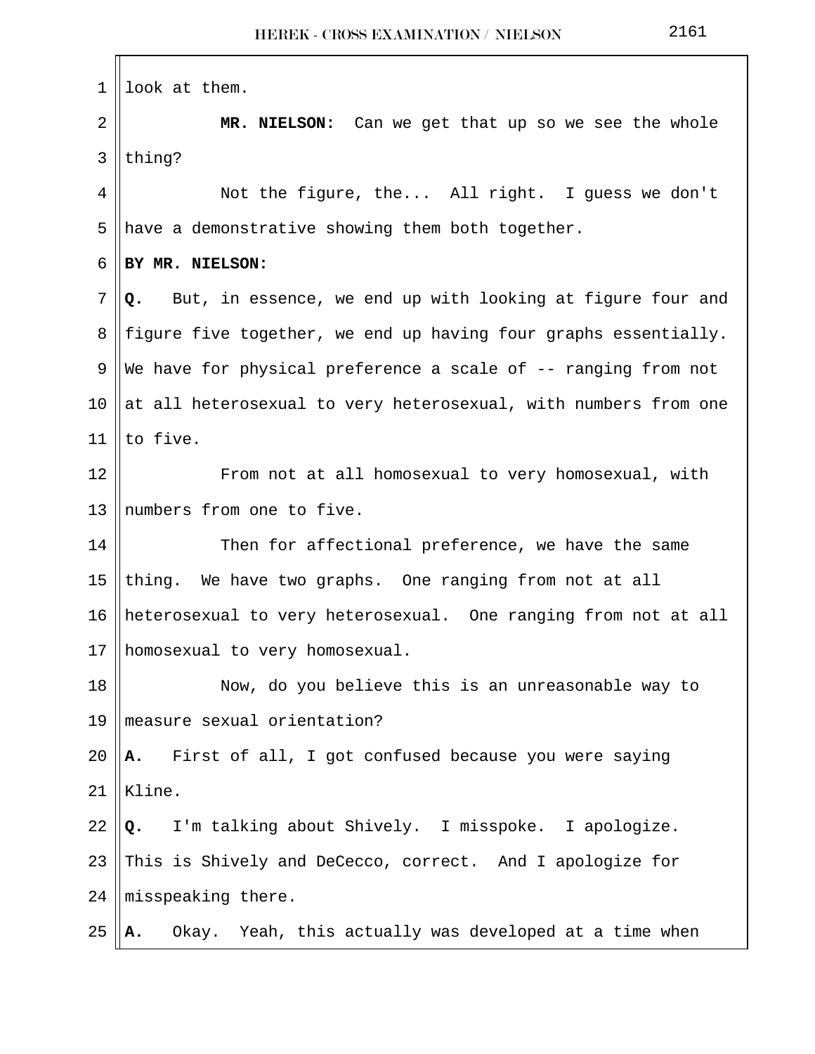look at them.

**MR. NIELSON:** Can we get that up so we see the whole thing?

Not the figure, the... All right. I guess we don't have a demonstrative showing them both together.

**BY MR. NIELSON:**

**Q.** But, in essence, we end up with looking at figure four and figure five together, we end up having four graphs essentially. We have for physical preference a scale of -- ranging from not at all heterosexual to very heterosexual, with numbers from one to five.

From not at all homosexual to very homosexual, with numbers from one to five.

Then for affectional preference, we have the same thing. We have two graphs. One ranging from not at all heterosexual to very heterosexual. One ranging from not at all homosexual to very homosexual.

Now, do you believe this is an unreasonable way to measure sexual orientation?

**A.** First of all, I got confused because you were saying Kline.

**Q.** I'm talking about Shively. I misspoke. I apologize. This is Shively and DeCecco, correct. And I apologize for misspeaking there.

**A.** Okay. Yeah, this actually was developed at a time when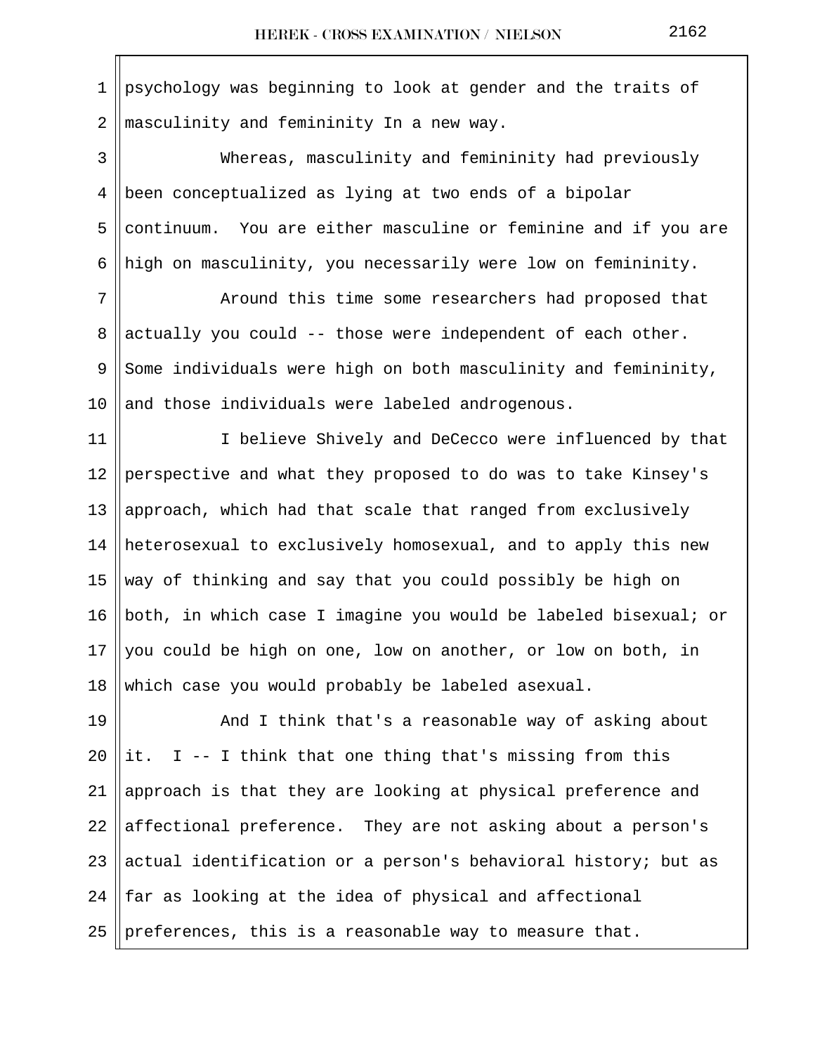psychology was beginning to look at gender and the traits of masculinity and femininity In a new way.

Whereas, masculinity and femininity had previously been conceptualized as lying at two ends of a bipolar continuum. You are either masculine or feminine and if you are high on masculinity, you necessarily were low on femininity.

Around this time some researchers had proposed that actually you could -- those were independent of each other. Some individuals were high on both masculinity and femininity, and those individuals were labeled androgenous.

I believe Shively and DeCecco were influenced by that perspective and what they proposed to do was to take Kinsey's approach, which had that scale that ranged from exclusively heterosexual to exclusively homosexual, and to apply this new way of thinking and say that you could possibly be high on both, in which case I imagine you would be labeled bisexual; or you could be high on one, low on another, or low on both, in which case you would probably be labeled asexual.

And I think that's a reasonable way of asking about it. I -- I think that one thing that's missing from this approach is that they are looking at physical preference and affectional preference. They are not asking about a person's actual identification or a person's behavioral history; but as far as looking at the idea of physical and affectional preferences, this is a reasonable way to measure that.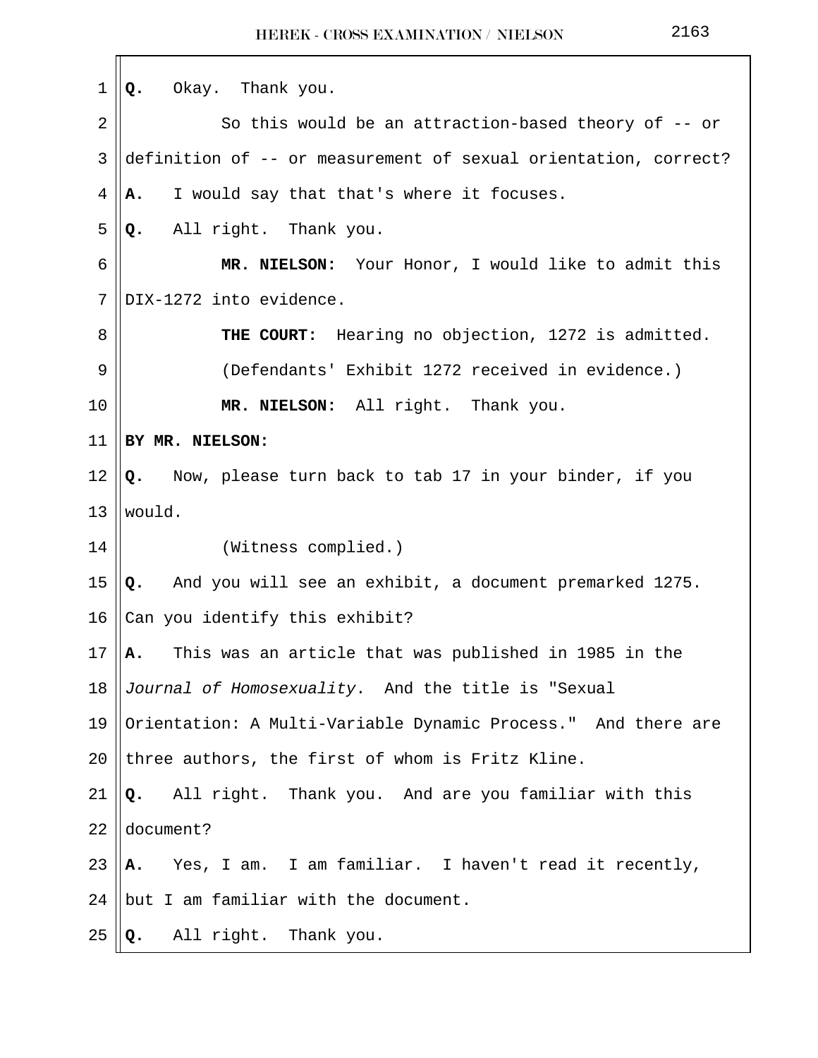**Q.** Okay. Thank you.

So this would be an attraction-based theory of -- or definition of -- or measurement of sexual orientation, correct?

**A.** I would say that that's where it focuses.

**Q.** All right. Thank you.

**MR. NIELSON:** Your Honor, I would like to admit this DIX-1272 into evidence.

**THE COURT:** Hearing no objection, 1272 is admitted.

(Defendants' Exhibit 1272 received in evidence.)

**MR. NIELSON:** All right. Thank you.

**BY MR. NIELSON:**

**Q.** Now, please turn back to tab 17 in your binder, if you would.

(Witness complied.)

**Q.** And you will see an exhibit, a document premarked 1275. Can you identify this exhibit?

**A.** This was an article that was published in 1985 in the *Journal of Homosexuality*. And the title is "Sexual Orientation: A Multi-Variable Dynamic Process." And there are three authors, the first of whom is Fritz Kline.

**Q.** All right. Thank you. And are you familiar with this document?

**A.** Yes, I am. I am familiar. I haven't read it recently, but I am familiar with the document.

**Q.** All right. Thank you.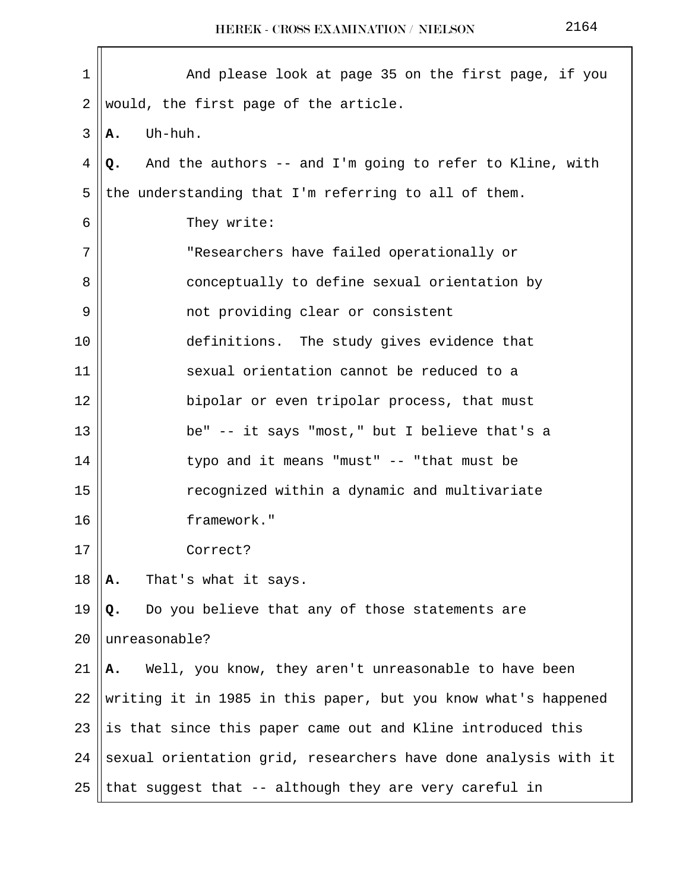And please look at page 35 on the first page, if you would, the first page of the article.

**A.** Uh-huh.

**Q.** And the authors -- and I'm going to refer to Kline, with the understanding that I'm referring to all of them.

They write:

"Researchers have failed operationally or conceptually to define sexual orientation by not providing clear or consistent definitions. The study gives evidence that sexual orientation cannot be reduced to a bipolar or even tripolar process, that must be" -- it says "most," but I believe that's a typo and it means "must" -- "that must be recognized within a dynamic and multivariate framework."

Correct?

**A.** That's what it says.

**Q.** Do you believe that any of those statements are unreasonable?

**A.** Well, you know, they aren't unreasonable to have been writing it in 1985 in this paper, but you know what's happened is that since this paper came out and Kline introduced this sexual orientation grid, researchers have done analysis with it that suggest that -- although they are very careful in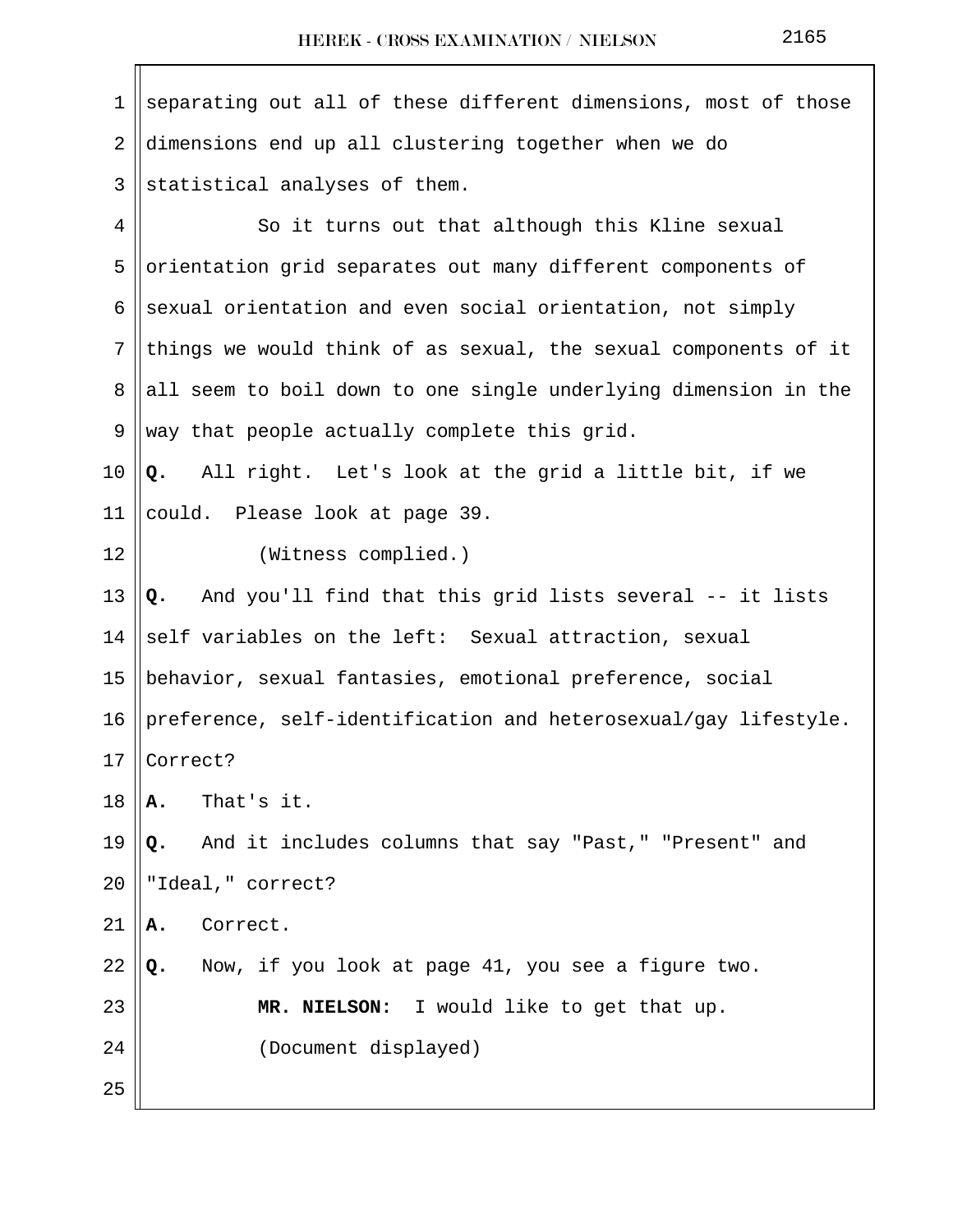separating out all of these different dimensions, most of those dimensions end up all clustering together when we do statistical analyses of them.

So it turns out that although this Kline sexual orientation grid separates out many different components of sexual orientation and even social orientation, not simply things we would think of as sexual, the sexual components of it all seem to boil down to one single underlying dimension in the way that people actually complete this grid.

**Q.** All right. Let's look at the grid a little bit, if we could. Please look at page 39.

(Witness complied.)

**Q.** And you'll find that this grid lists several -- it lists self variables on the left: Sexual attraction, sexual behavior, sexual fantasies, emotional preference, social preference, self-identification and heterosexual/gay lifestyle. Correct?

**A.** That's it.

**Q.** And it includes columns that say "Past," "Present" and "Ideal," correct?

**A.** Correct.

**Q.** Now, if you look at page 41, you see a figure two.

**MR. NIELSON:** I would like to get that up.

(Document displayed)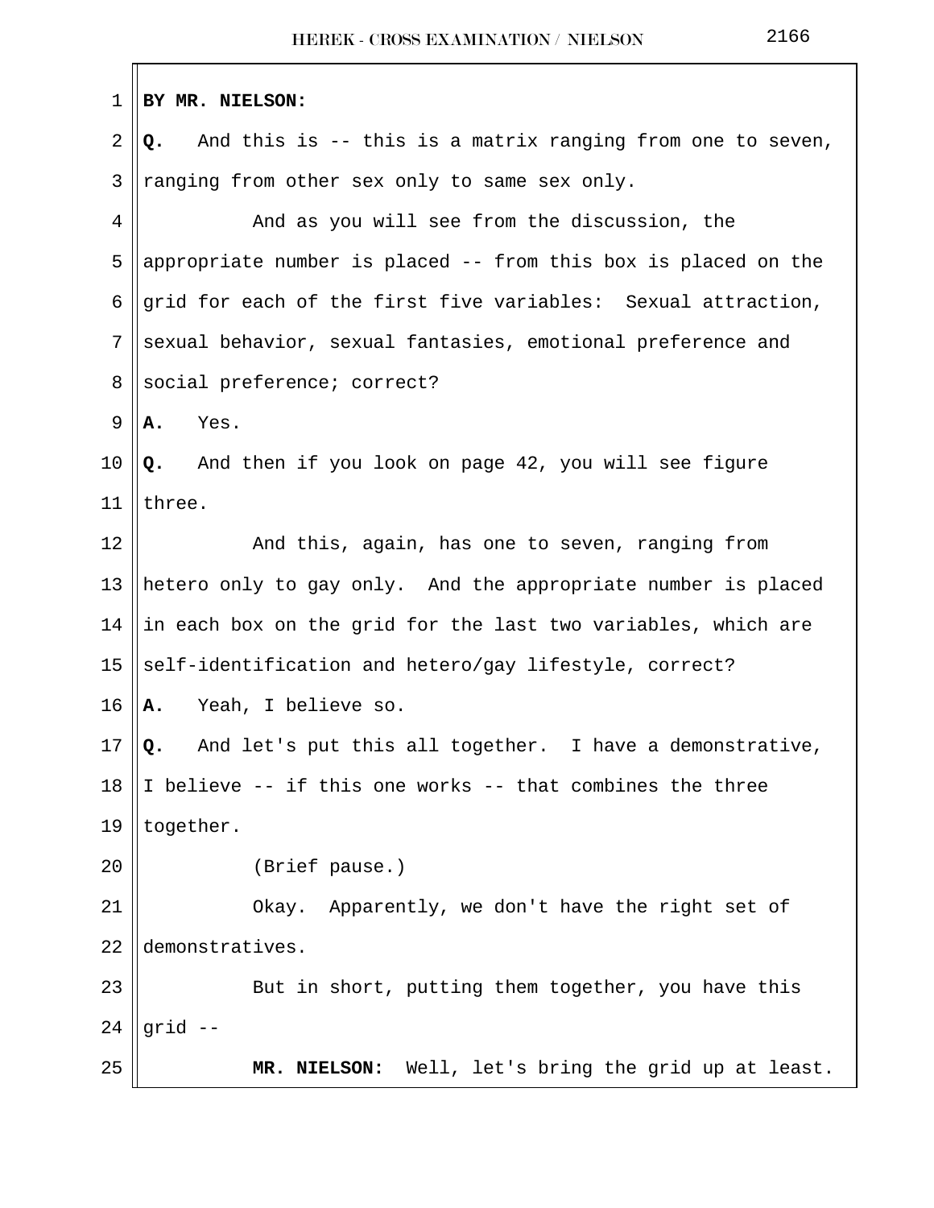**BY MR. NIELSON:**

**Q.** And this is -- this is a matrix ranging from one to seven, ranging from other sex only to same sex only.

And as you will see from the discussion, the appropriate number is placed -- from this box is placed on the grid for each of the first five variables: Sexual attraction, sexual behavior, sexual fantasies, emotional preference and social preference; correct?

**A.** Yes.

**Q.** And then if you look on page 42, you will see figure three.

And this, again, has one to seven, ranging from hetero only to gay only. And the appropriate number is placed in each box on the grid for the last two variables, which are self-identification and hetero/gay lifestyle, correct?

**A.** Yeah, I believe so.

**Q.** And let's put this all together. I have a demonstrative, I believe -- if this one works -- that combines the three together.

(Brief pause.)

Okay. Apparently, we don't have the right set of demonstratives.

But in short, putting them together, you have this grid --

**MR. NIELSON:** Well, let's bring the grid up at least.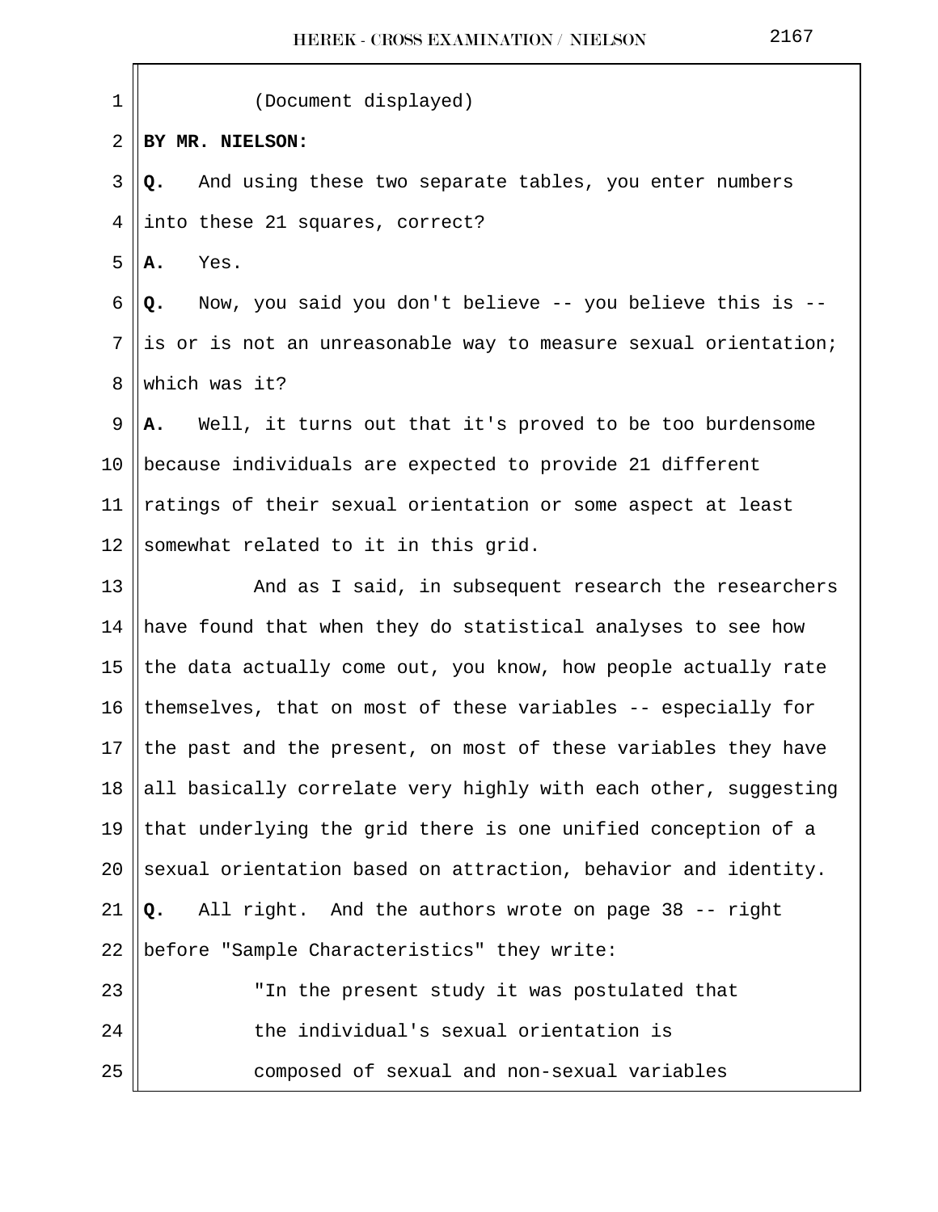(Document displayed)

**BY MR. NIELSON:**

**Q.** And using these two separate tables, you enter numbers into these 21 squares, correct?

**A.** Yes.

**Q.** Now, you said you don't believe -- you believe this is -- is or is not an unreasonable way to measure sexual orientation; which was it?

**A.** Well, it turns out that it's proved to be too burdensome because individuals are expected to provide 21 different ratings of their sexual orientation or some aspect at least somewhat related to it in this grid.

And as I said, in subsequent research the researchers have found that when they do statistical analyses to see how the data actually come out, you know, how people actually rate themselves, that on most of these variables -- especially for the past and the present, on most of these variables they have all basically correlate very highly with each other, suggesting that underlying the grid there is one unified conception of a sexual orientation based on attraction, behavior and identity.

**Q.** All right. And the authors wrote on page 38 -- right before "Sample Characteristics" they write:

"In the present study it was postulated that the individual's sexual orientation is composed of sexual and non-sexual variables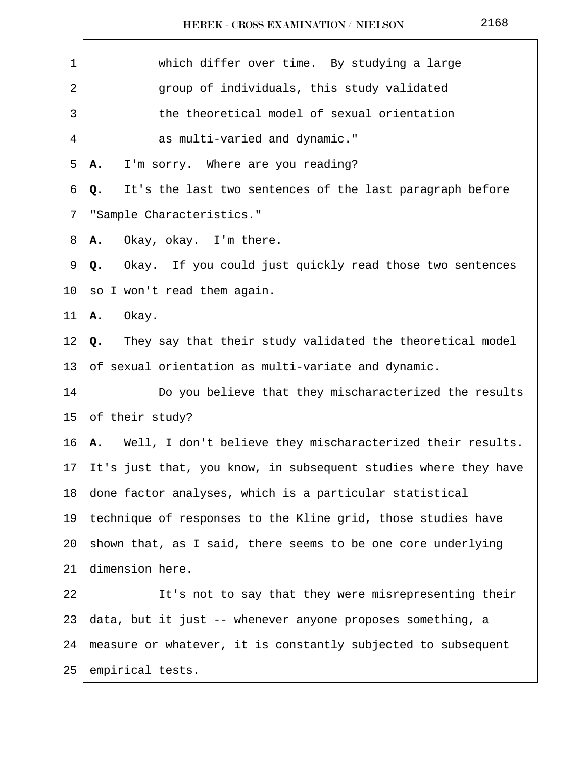which differ over time. By studying a large group of individuals, this study validated the theoretical model of sexual orientation as multi-varied and dynamic."

**A.** I'm sorry. Where are you reading?

**Q.** It's the last two sentences of the last paragraph before "Sample Characteristics."

**A.** Okay, okay. I'm there.

**Q.** Okay. If you could just quickly read those two sentences so I won't read them again.

**A.** Okay.

**Q.** They say that their study validated the theoretical model of sexual orientation as multi-variate and dynamic.

Do you believe that they mischaracterized the results of their study?

**A.** Well, I don't believe they mischaracterized their results. It's just that, you know, in subsequent studies where they have done factor analyses, which is a particular statistical technique of responses to the Kline grid, those studies have shown that, as I said, there seems to be one core underlying dimension here.

It's not to say that they were misrepresenting their data, but it just -- whenever anyone proposes something, a measure or whatever, it is constantly subjected to subsequent empirical tests.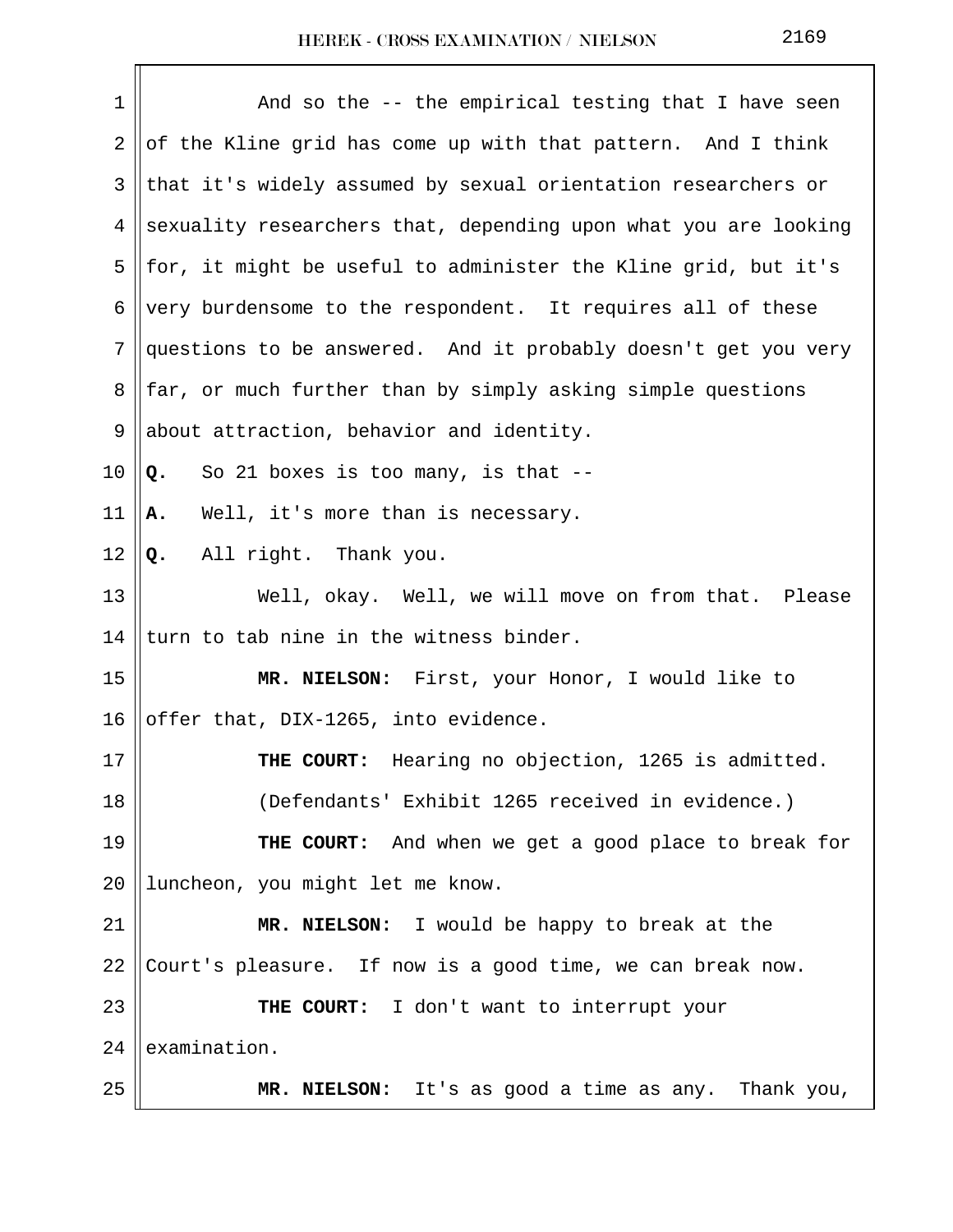And so the -- the empirical testing that I have seen of the Kline grid has come up with that pattern. And I think that it's widely assumed by sexual orientation researchers or sexuality researchers that, depending upon what you are looking for, it might be useful to administer the Kline grid, but it's very burdensome to the respondent. It requires all of these questions to be answered. And it probably doesn't get you very far, or much further than by simply asking simple questions about attraction, behavior and identity.

**Q.** So 21 boxes is too many, is that --

**A.** Well, it's more than is necessary.

**Q.** All right. Thank you.

Well, okay. Well, we will move on from that. Please turn to tab nine in the witness binder.

**MR. NIELSON:** First, your Honor, I would like to offer that, DIX-1265, into evidence.

**THE COURT:** Hearing no objection, 1265 is admitted.

(Defendants' Exhibit 1265 received in evidence.)

**THE COURT:** And when we get a good place to break for luncheon, you might let me know.

**MR. NIELSON:** I would be happy to break at the Court's pleasure. If now is a good time, we can break now.

**THE COURT:** I don't want to interrupt your examination.

**MR. NIELSON:** It's as good a time as any. Thank you,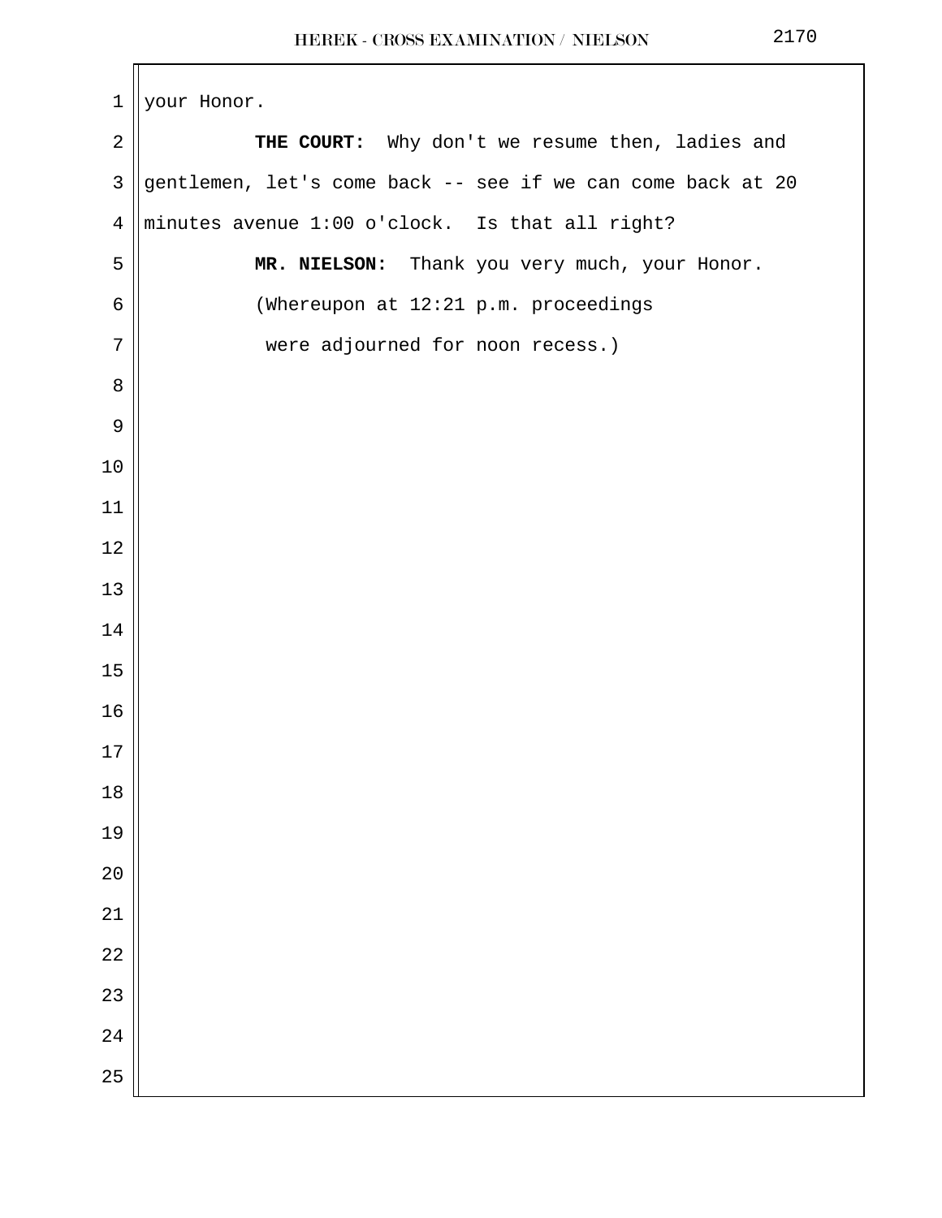your Honor.

**THE COURT:** Why don't we resume then, ladies and gentlemen, let's come back -- see if we can come back at 20 minutes avenue 1:00 o'clock. Is that all right?

**MR. NIELSON:** Thank you very much, your Honor.

(Whereupon at 12:21 p.m. proceedings were adjourned for noon recess.)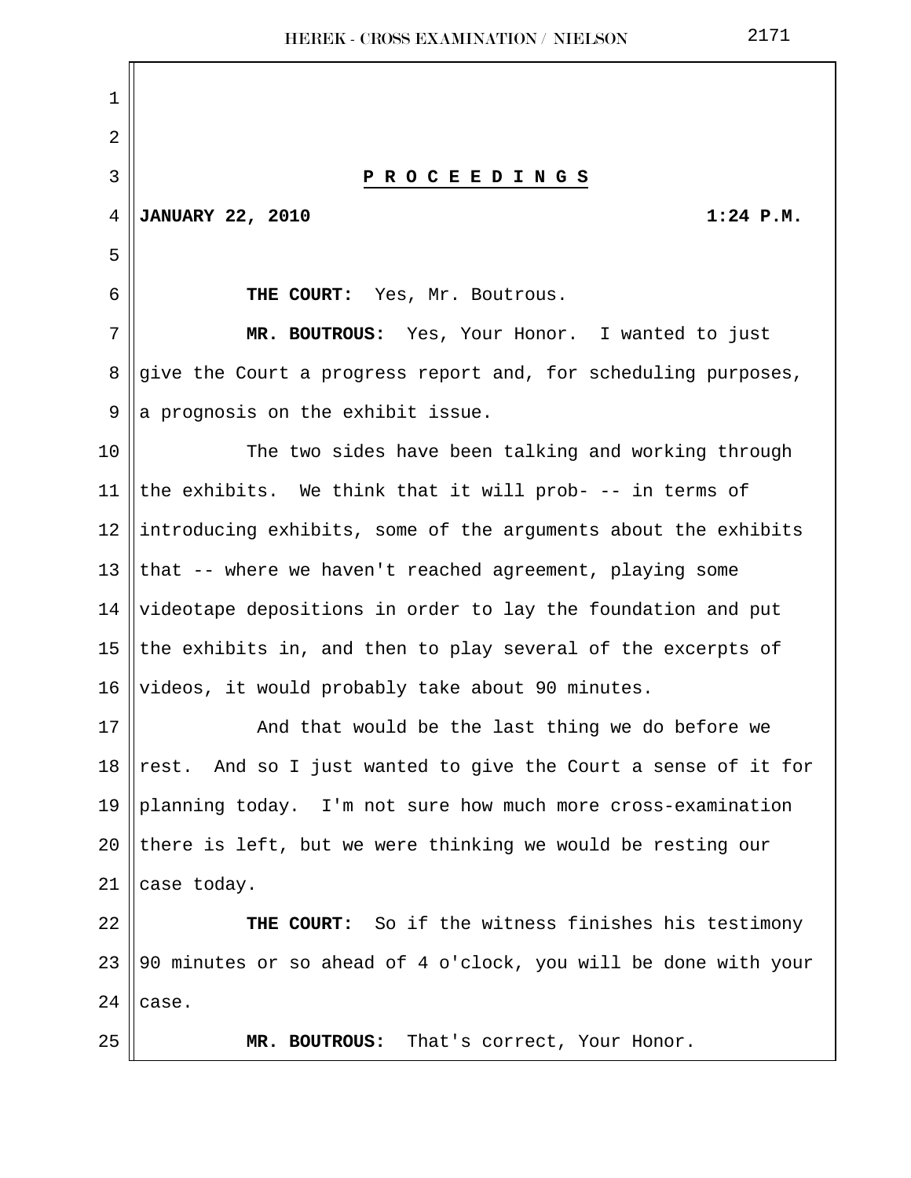**P R O C E E D I N G S**

**JANUARY 22, 2010 1:24 P.M.**

**THE COURT:** Yes, Mr. Boutrous.

**MR. BOUTROUS:** Yes, Your Honor. I wanted to just give the Court a progress report and, for scheduling purposes, a prognosis on the exhibit issue.

The two sides have been talking and working through the exhibits. We think that it will prob- -- in terms of introducing exhibits, some of the arguments about the exhibits that -- where we haven't reached agreement, playing some videotape depositions in order to lay the foundation and put the exhibits in, and then to play several of the excerpts of videos, it would probably take about 90 minutes.

And that would be the last thing we do before we rest. And so I just wanted to give the Court a sense of it for planning today. I'm not sure how much more cross-examination there is left, but we were thinking we would be resting our case today.

**THE COURT:** So if the witness finishes his testimony 90 minutes or so ahead of 4 o'clock, you will be done with your case.

**MR. BOUTROUS:** That's correct, Your Honor.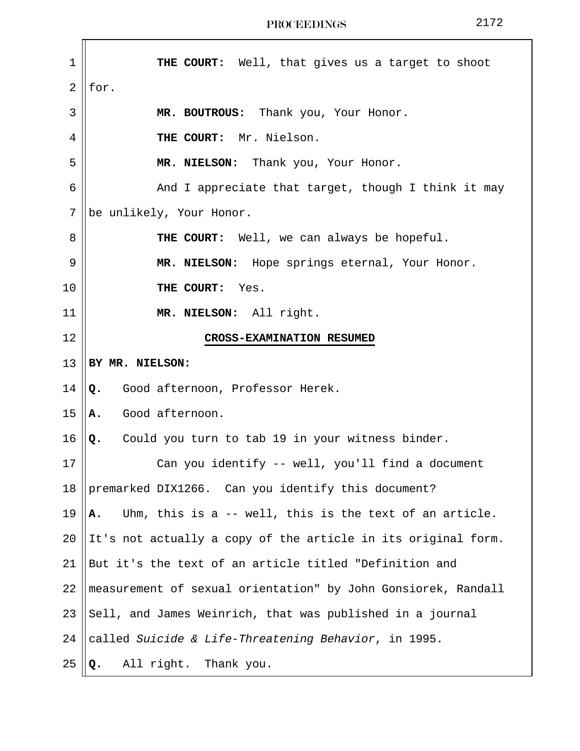**THE COURT:** Well, that gives us a target to shoot for.

**MR. BOUTROUS:** Thank you, Your Honor.

**THE COURT:** Mr. Nielson.

**MR. NIELSON:** Thank you, Your Honor.

And I appreciate that target, though I think it may be unlikely, Your Honor.

**THE COURT:** Well, we can always be hopeful.

**MR. NIELSON:** Hope springs eternal, Your Honor.

**THE COURT:** Yes.

**MR. NIELSON:** All right.

## CROSS-EXAMINATION RESUMED

**BY MR. NIELSON:**

**Q.** Good afternoon, Professor Herek.

**A.** Good afternoon.

**Q.** Could you turn to tab 19 in your witness binder.

Can you identify -- well, you'll find a document premarked DIX1266. Can you identify this document?

**A.** Uhm, this is a -- well, this is the text of an article. It's not actually a copy of the article in its original form. But it's the text of an article titled "Definition and measurement of sexual orientation" by John Gonsiorek, Randall Sell, and James Weinrich, that was published in a journal called *Suicide & Life-Threatening Behavior*, in 1995.

**Q.** All right. Thank you.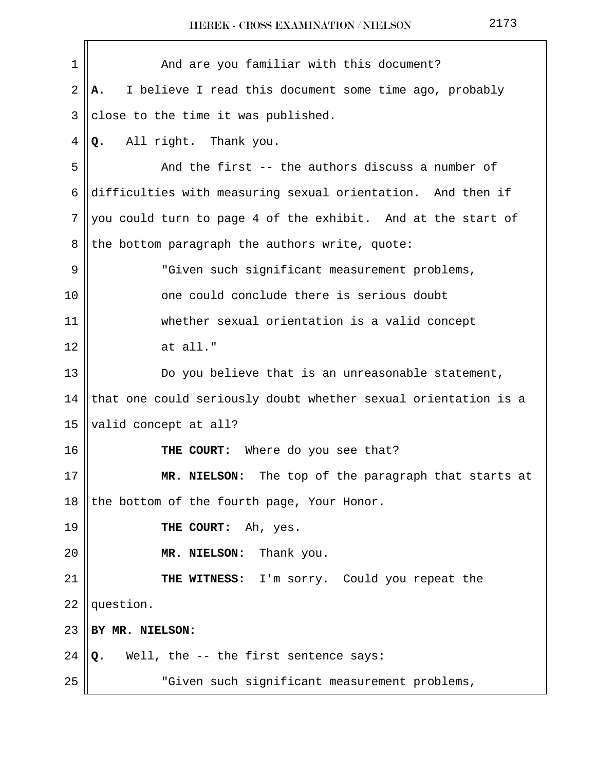And are you familiar with this document?

**A.** I believe I read this document some time ago, probably close to the time it was published.

**Q.** All right. Thank you.

And the first -- the authors discuss a number of difficulties with measuring sexual orientation. And then if you could turn to page 4 of the exhibit. And at the start of the bottom paragraph the authors write, quote:

> "Given such significant measurement problems, one could conclude there is serious doubt whether sexual orientation is a valid concept at all."

Do you believe that is an unreasonable statement, that one could seriously doubt whether sexual orientation is a valid concept at all?

**THE COURT:** Where do you see that?

**MR. NIELSON:** The top of the paragraph that starts at the bottom of the fourth page, Your Honor.

**THE COURT:** Ah, yes.

**MR. NIELSON:** Thank you.

**THE WITNESS:** I'm sorry. Could you repeat the question.

**BY MR. NIELSON:**

**Q.** Well, the -- the first sentence says:

> "Given such significant measurement problems,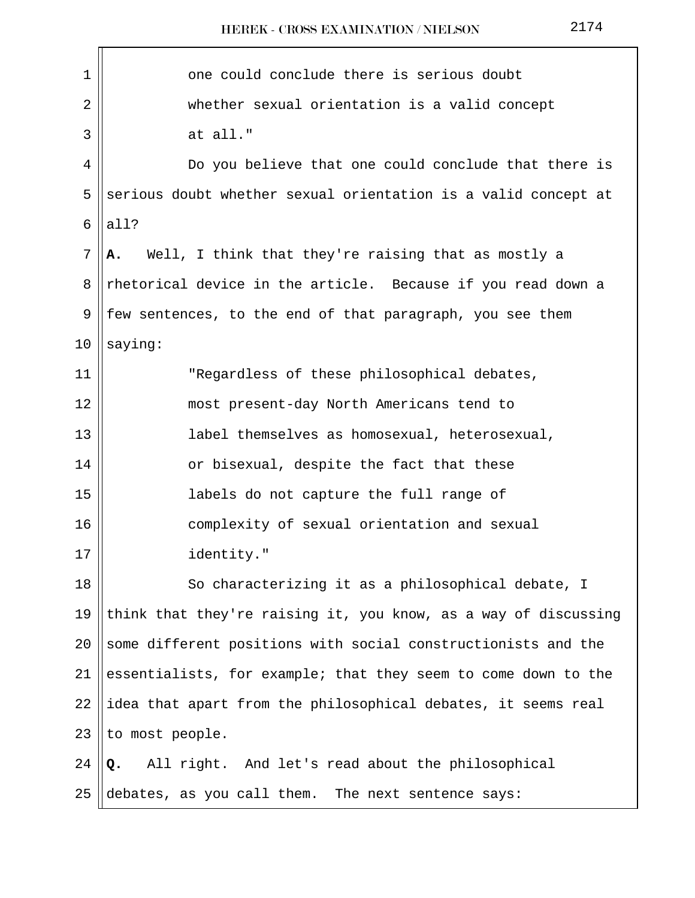one could conclude there is serious doubt whether sexual orientation is a valid concept at all."

Do you believe that one could conclude that there is serious doubt whether sexual orientation is a valid concept at all?

**A.** Well, I think that they're raising that as mostly a rhetorical device in the article. Because if you read down a few sentences, to the end of that paragraph, you see them saying:

"Regardless of these philosophical debates, most present-day North Americans tend to label themselves as homosexual, heterosexual, or bisexual, despite the fact that these labels do not capture the full range of complexity of sexual orientation and sexual identity."

So characterizing it as a philosophical debate, I think that they're raising it, you know, as a way of discussing some different positions with social constructionists and the essentialists, for example; that they seem to come down to the idea that apart from the philosophical debates, it seems real to most people.

**Q.** All right. And let's read about the philosophical debates, as you call them. The next sentence says: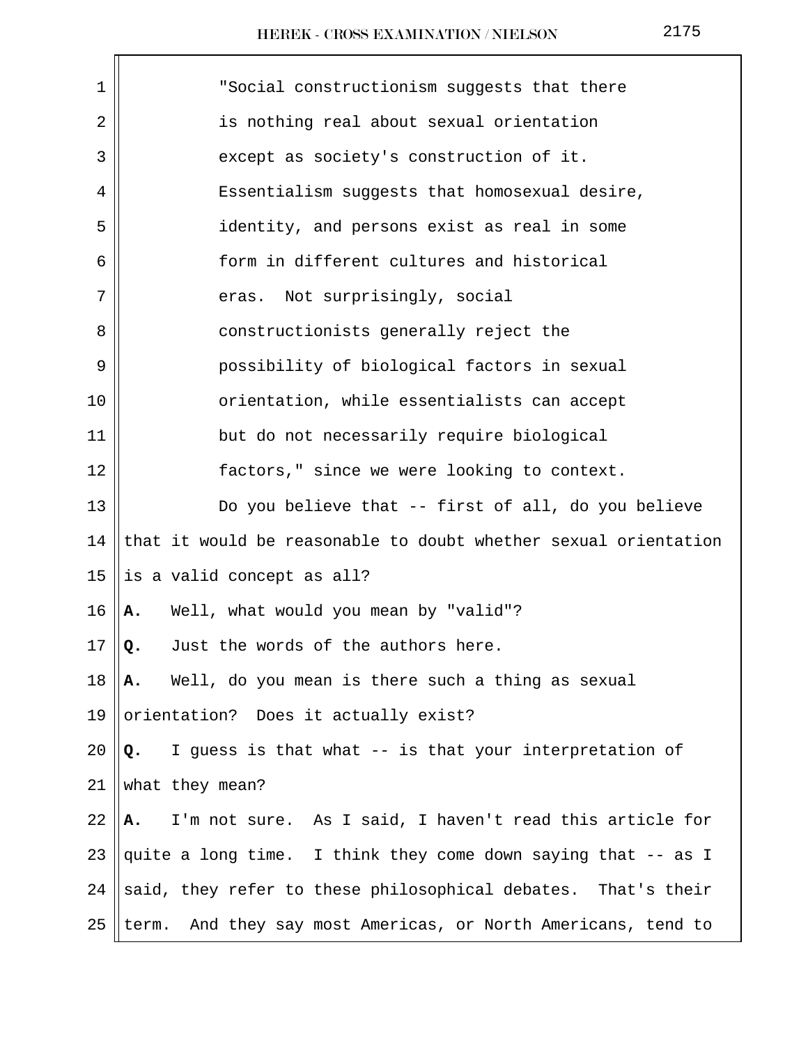"Social constructionism suggests that there is nothing real about sexual orientation except as society's construction of it. Essentialism suggests that homosexual desire, identity, and persons exist as real in some form in different cultures and historical eras. Not surprisingly, social constructionists generally reject the possibility of biological factors in sexual orientation, while essentialists can accept but do not necessarily require biological factors," since we were looking to context.

Do you believe that -- first of all, do you believe that it would be reasonable to doubt whether sexual orientation is a valid concept as all?

**A.** Well, what would you mean by "valid"?

**Q.** Just the words of the authors here.

**A.** Well, do you mean is there such a thing as sexual orientation? Does it actually exist?

**Q.** I guess is that what -- is that your interpretation of what they mean?

**A.** I'm not sure. As I said, I haven't read this article for quite a long time. I think they come down saying that -- as I said, they refer to these philosophical debates. That's their term. And they say most Americas, or North Americans, tend to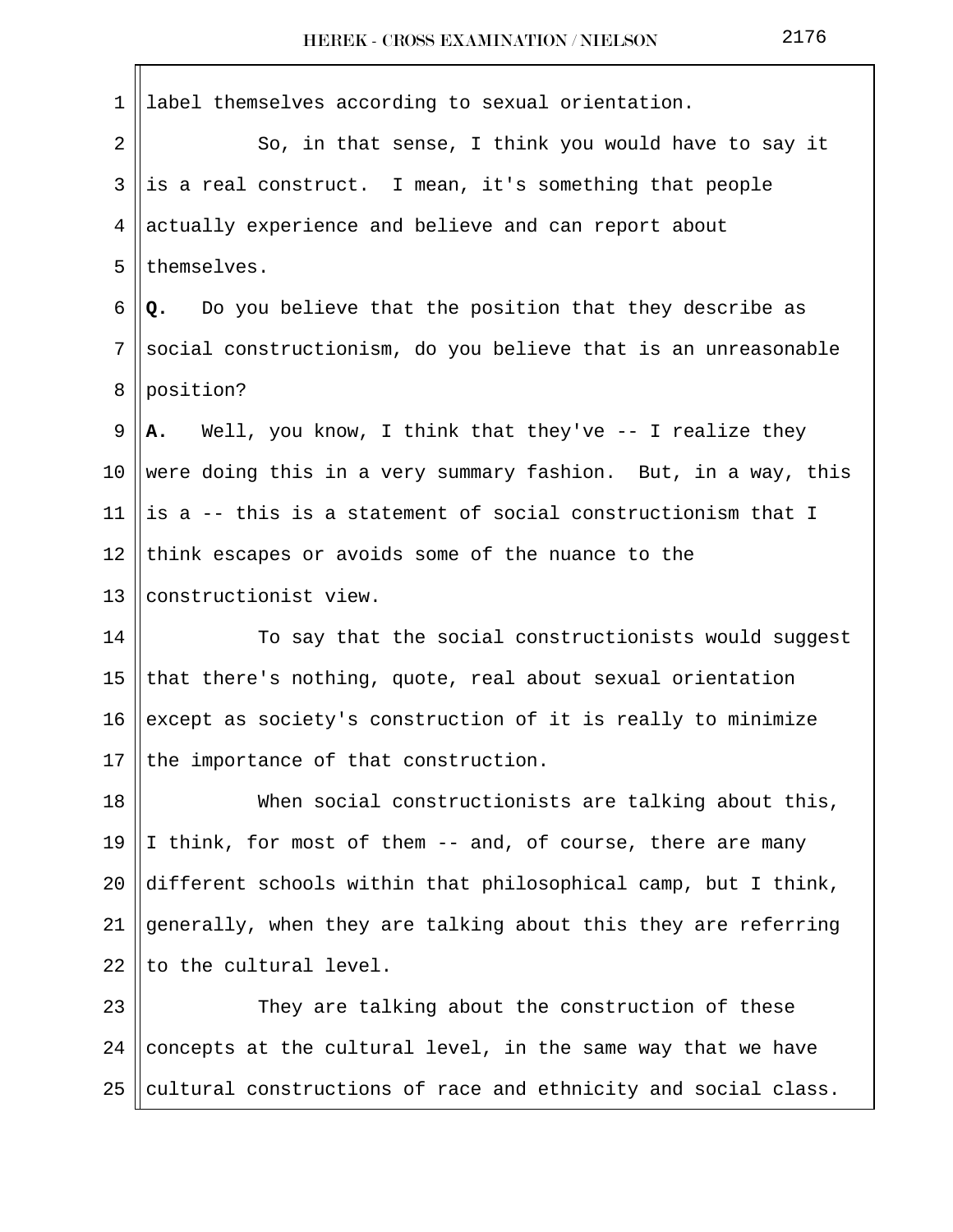label themselves according to sexual orientation.

So, in that sense, I think you would have to say it is a real construct. I mean, it's something that people actually experience and believe and can report about themselves.

**Q.** Do you believe that the position that they describe as social constructionism, do you believe that is an unreasonable position?

**A.** Well, you know, I think that they've -- I realize they were doing this in a very summary fashion. But, in a way, this is a -- this is a statement of social constructionism that I think escapes or avoids some of the nuance to the constructionist view.

To say that the social constructionists would suggest that there's nothing, quote, real about sexual orientation except as society's construction of it is really to minimize the importance of that construction.

When social constructionists are talking about this, I think, for most of them -- and, of course, there are many different schools within that philosophical camp, but I think, generally, when they are talking about this they are referring to the cultural level.

They are talking about the construction of these concepts at the cultural level, in the same way that we have cultural constructions of race and ethnicity and social class.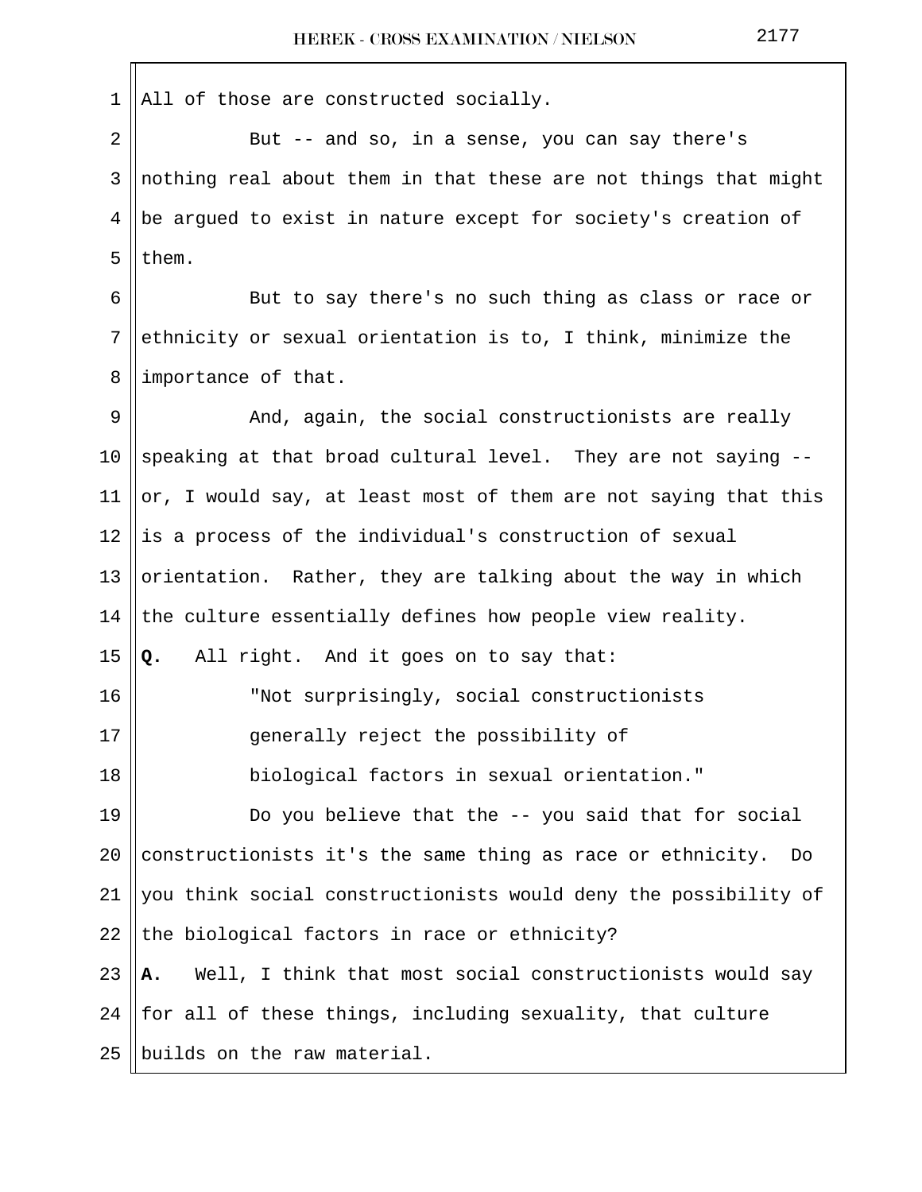All of those are constructed socially.

But -- and so, in a sense, you can say there's nothing real about them in that these are not things that might be argued to exist in nature except for society's creation of them.

But to say there's no such thing as class or race or ethnicity or sexual orientation is to, I think, minimize the importance of that.

And, again, the social constructionists are really speaking at that broad cultural level. They are not saying -- or, I would say, at least most of them are not saying that this is a process of the individual's construction of sexual orientation. Rather, they are talking about the way in which the culture essentially defines how people view reality.

**Q.** All right. And it goes on to say that:

"Not surprisingly, social constructionists generally reject the possibility of biological factors in sexual orientation."

Do you believe that the -- you said that for social constructionists it's the same thing as race or ethnicity. Do you think social constructionists would deny the possibility of the biological factors in race or ethnicity?

**A.** Well, I think that most social constructionists would say for all of these things, including sexuality, that culture builds on the raw material.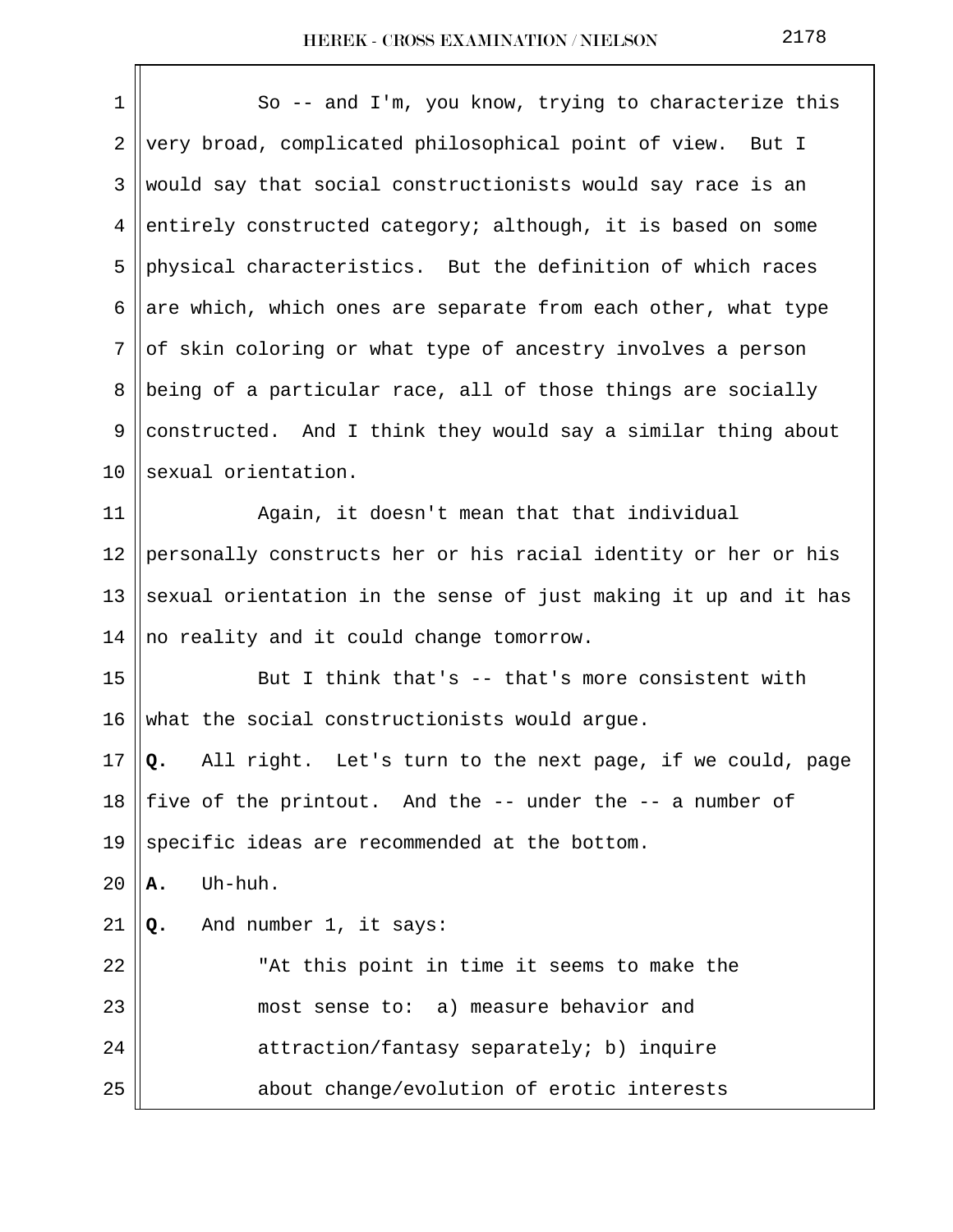So -- and I'm, you know, trying to characterize this very broad, complicated philosophical point of view. But I would say that social constructionists would say race is an entirely constructed category; although, it is based on some physical characteristics. But the definition of which races are which, which ones are separate from each other, what type of skin coloring or what type of ancestry involves a person being of a particular race, all of those things are socially constructed. And I think they would say a similar thing about sexual orientation.

Again, it doesn't mean that that individual personally constructs her or his racial identity or her or his sexual orientation in the sense of just making it up and it has no reality and it could change tomorrow.

But I think that's -- that's more consistent with what the social constructionists would argue.

**Q.** All right. Let's turn to the next page, if we could, page five of the printout. And the -- under the -- a number of specific ideas are recommended at the bottom.

**A.** Uh-huh.

**Q.** And number 1, it says:

> "At this point in time it seems to make the most sense to: a) measure behavior and attraction/fantasy separately; b) inquire about change/evolution of erotic interests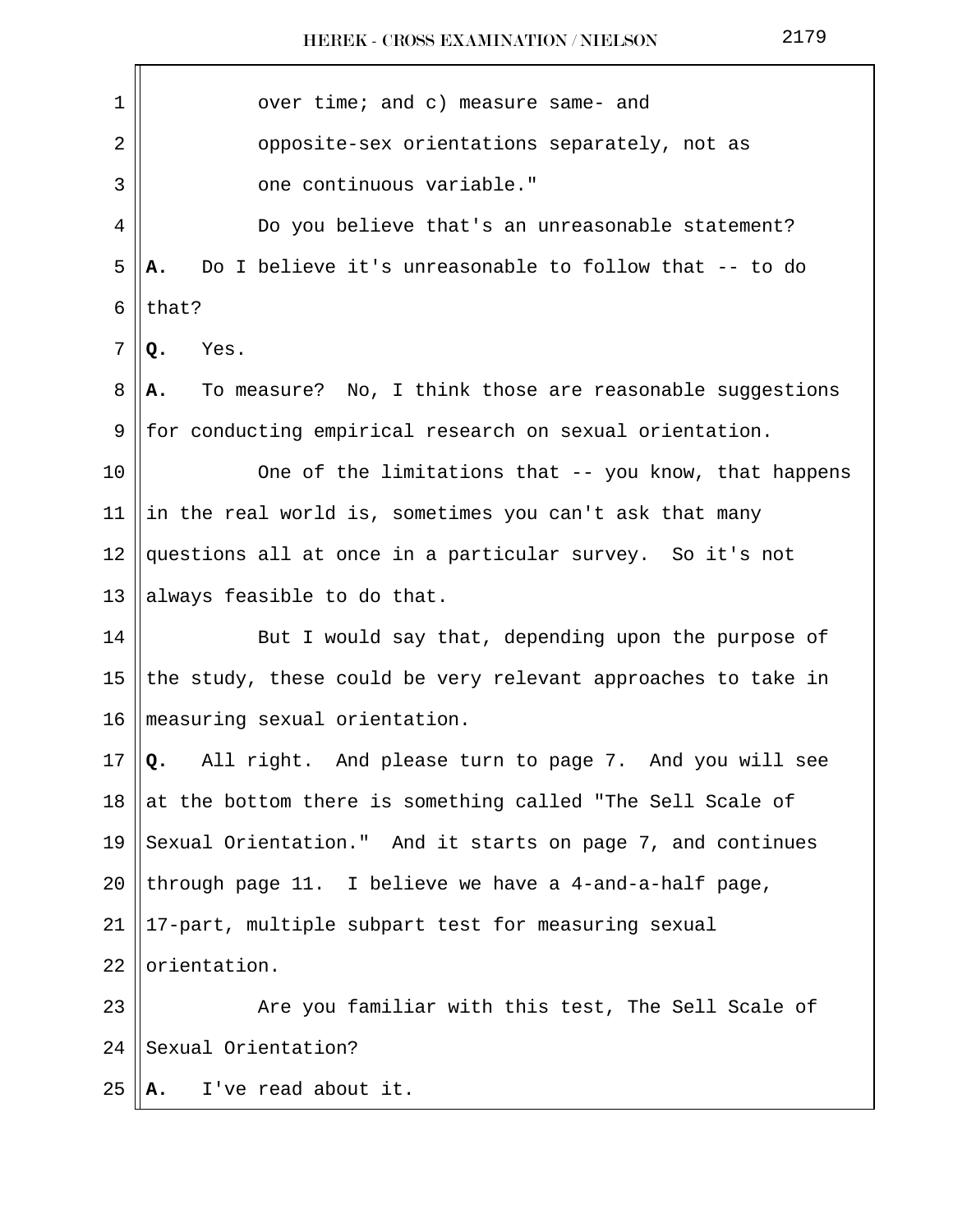over time; and c) measure same- and opposite-sex orientations separately, not as one continuous variable."

Do you believe that's an unreasonable statement?

**A.** Do I believe it's unreasonable to follow that -- to do that?

**Q.** Yes.

**A.** To measure? No, I think those are reasonable suggestions for conducting empirical research on sexual orientation.

One of the limitations that -- you know, that happens in the real world is, sometimes you can't ask that many questions all at once in a particular survey. So it's not always feasible to do that.

But I would say that, depending upon the purpose of the study, these could be very relevant approaches to take in measuring sexual orientation.

**Q.** All right. And please turn to page 7. And you will see at the bottom there is something called "The Sell Scale of Sexual Orientation." And it starts on page 7, and continues through page 11. I believe we have a 4-and-a-half page, 17-part, multiple subpart test for measuring sexual orientation.

Are you familiar with this test, The Sell Scale of Sexual Orientation?

**A.** I've read about it.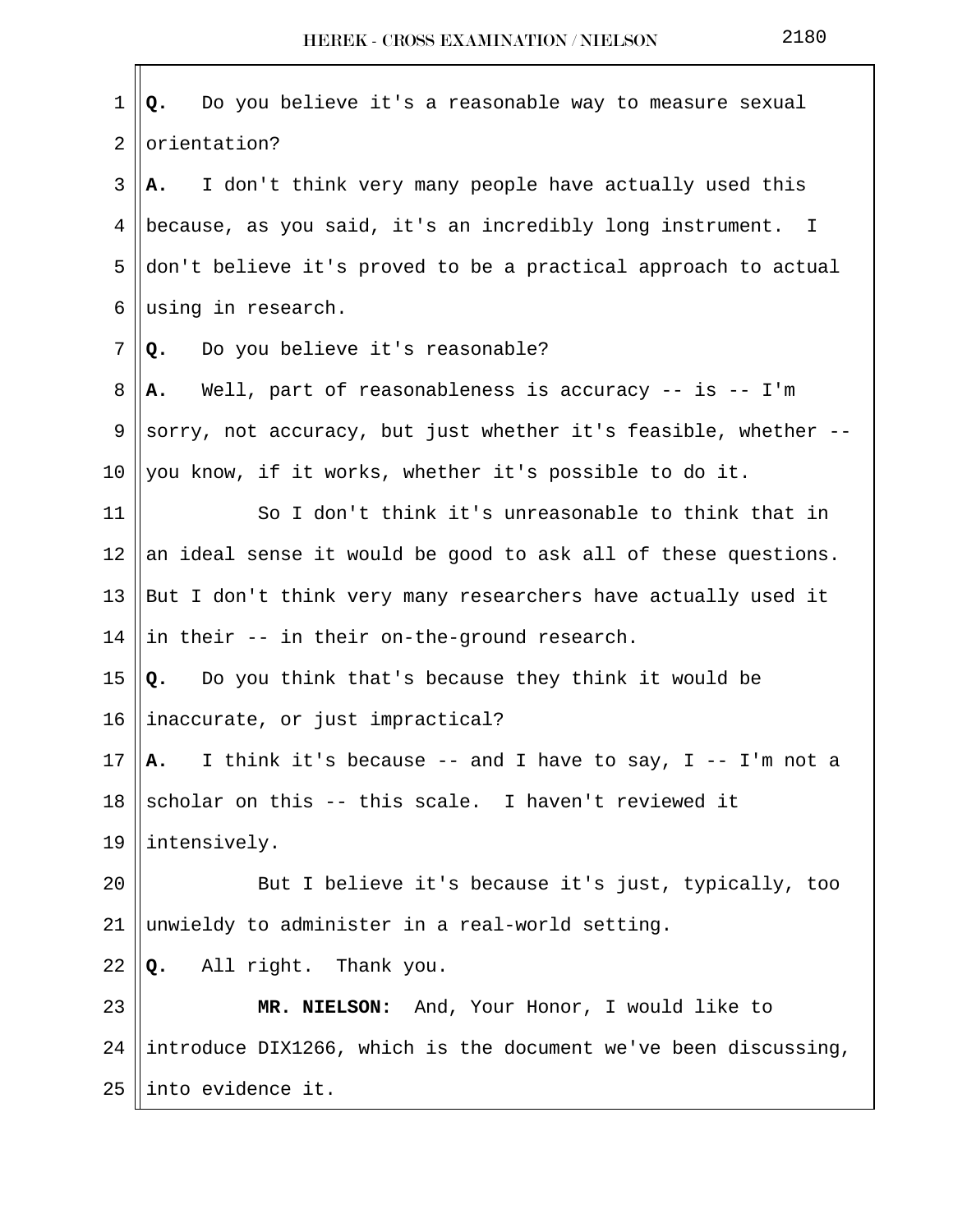**Q.** Do you believe it's a reasonable way to measure sexual orientation?

**A.** I don't think very many people have actually used this because, as you said, it's an incredibly long instrument. I don't believe it's proved to be a practical approach to actual using in research.

**Q.** Do you believe it's reasonable?

**A.** Well, part of reasonableness is accuracy -- is -- I'm sorry, not accuracy, but just whether it's feasible, whether -- you know, if it works, whether it's possible to do it.

So I don't think it's unreasonable to think that in an ideal sense it would be good to ask all of these questions. But I don't think very many researchers have actually used it in their -- in their on-the-ground research.

**Q.** Do you think that's because they think it would be inaccurate, or just impractical?

**A.** I think it's because -- and I have to say, I -- I'm not a scholar on this -- this scale. I haven't reviewed it intensively.

But I believe it's because it's just, typically, too unwieldy to administer in a real-world setting.

**Q.** All right. Thank you.

**MR. NIELSON:** And, Your Honor, I would like to introduce DIX1266, which is the document we've been discussing, into evidence it.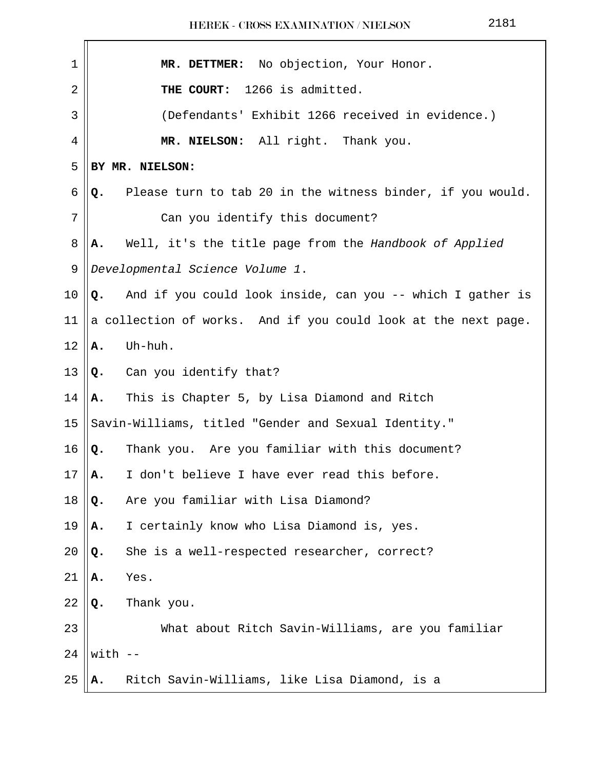**MR. DETTMER:** No objection, Your Honor.

**THE COURT:** 1266 is admitted.

(Defendants' Exhibit 1266 received in evidence.)

**MR. NIELSON:** All right. Thank you.

**BY MR. NIELSON:**

**Q.** Please turn to tab 20 in the witness binder, if you would.

Can you identify this document?

**A.** Well, it's the title page from the *Handbook of Applied Developmental Science Volume 1*.

**Q.** And if you could look inside, can you -- which I gather is a collection of works. And if you could look at the next page.

**A.** Uh-huh.

**Q.** Can you identify that?

**A.** This is Chapter 5, by Lisa Diamond and Ritch Savin-Williams, titled "Gender and Sexual Identity."

**Q.** Thank you. Are you familiar with this document?

**A.** I don't believe I have ever read this before.

**Q.** Are you familiar with Lisa Diamond?

**A.** I certainly know who Lisa Diamond is, yes.

**Q.** She is a well-respected researcher, correct?

**A.** Yes.

**Q.** Thank you.

What about Ritch Savin-Williams, are you familiar with --

**A.** Ritch Savin-Williams, like Lisa Diamond, is a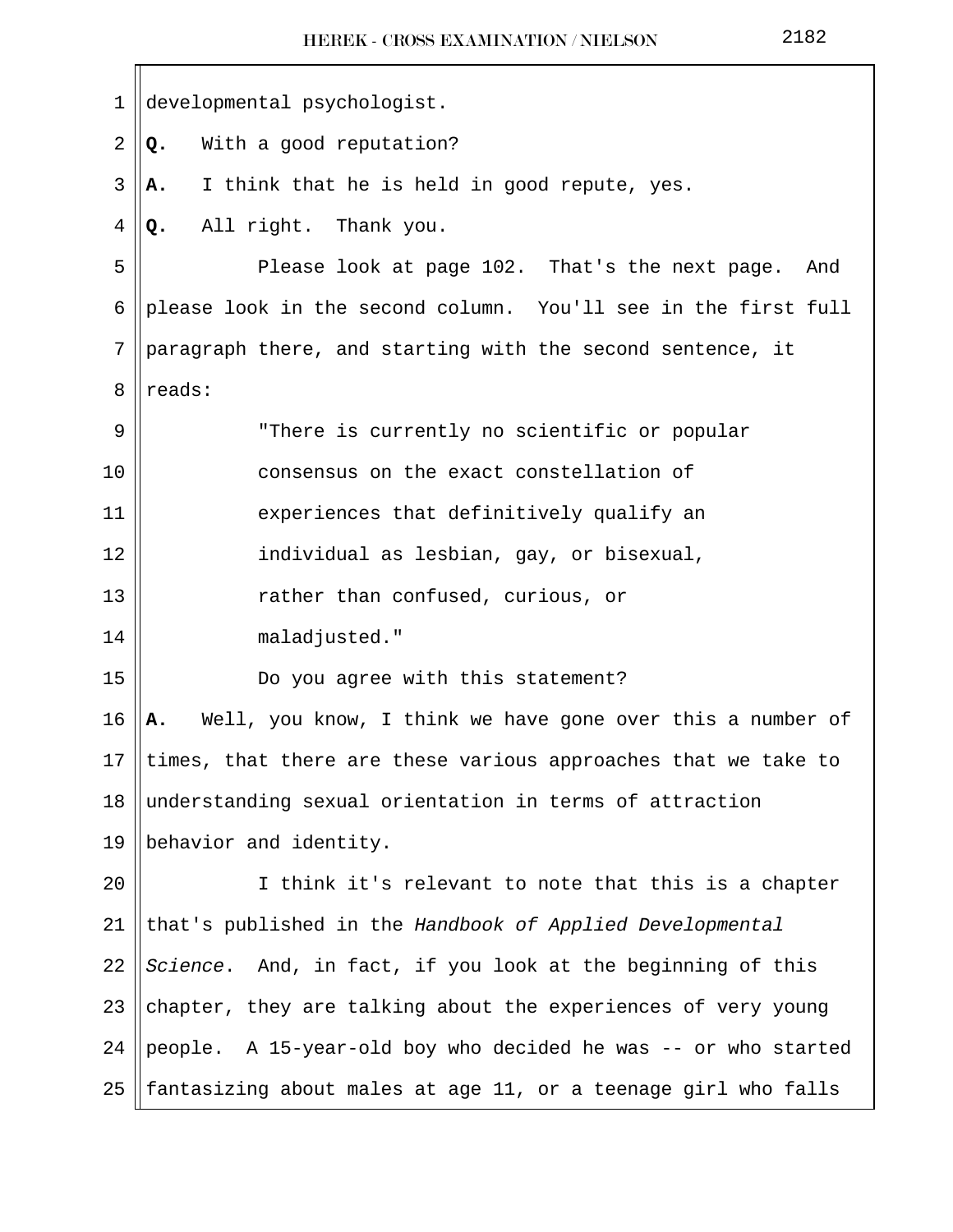developmental psychologist.

**Q.** With a good reputation?

**A.** I think that he is held in good repute, yes.

**Q.** All right. Thank you.

Please look at page 102. That's the next page. And please look in the second column. You'll see in the first full paragraph there, and starting with the second sentence, it reads:

> "There is currently no scientific or popular consensus on the exact constellation of experiences that definitively qualify an individual as lesbian, gay, or bisexual, rather than confused, curious, or maladjusted."

Do you agree with this statement?

**A.** Well, you know, I think we have gone over this a number of times, that there are these various approaches that we take to understanding sexual orientation in terms of attraction behavior and identity.

I think it's relevant to note that this is a chapter that's published in the *Handbook of Applied Developmental Science*. And, in fact, if you look at the beginning of this chapter, they are talking about the experiences of very young people. A 15-year-old boy who decided he was -- or who started fantasizing about males at age 11, or a teenage girl who falls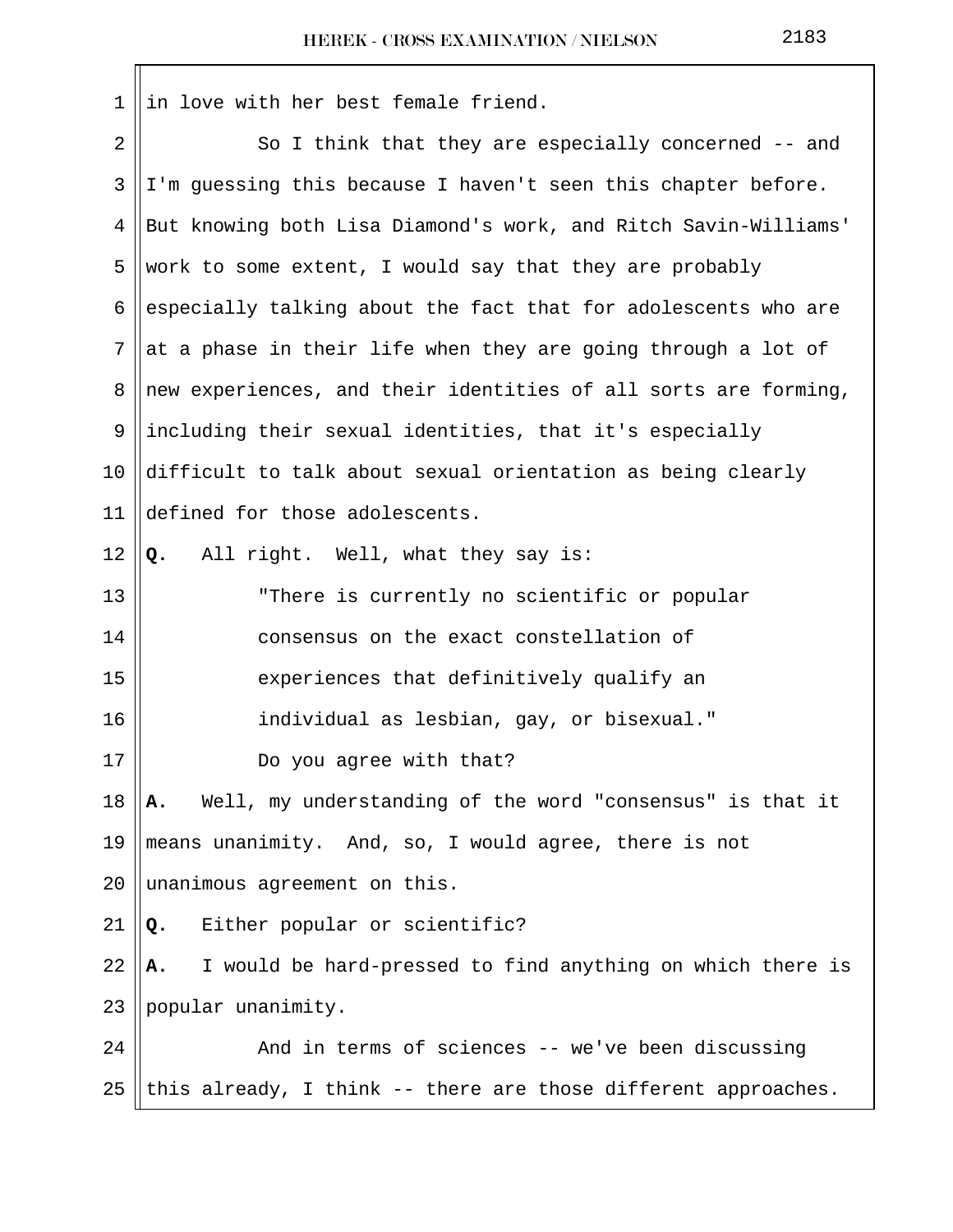in love with her best female friend.

So I think that they are especially concerned -- and I'm guessing this because I haven't seen this chapter before. But knowing both Lisa Diamond's work, and Ritch Savin-Williams' work to some extent, I would say that they are probably especially talking about the fact that for adolescents who are at a phase in their life when they are going through a lot of new experiences, and their identities of all sorts are forming, including their sexual identities, that it's especially difficult to talk about sexual orientation as being clearly defined for those adolescents.

**Q.** All right. Well, what they say is:

> "There is currently no scientific or popular consensus on the exact constellation of experiences that definitively qualify an individual as lesbian, gay, or bisexual."

Do you agree with that?

**A.** Well, my understanding of the word "consensus" is that it means unanimity. And, so, I would agree, there is not unanimous agreement on this.

**Q.** Either popular or scientific?

**A.** I would be hard-pressed to find anything on which there is popular unanimity.

And in terms of sciences -- we've been discussing this already, I think -- there are those different approaches.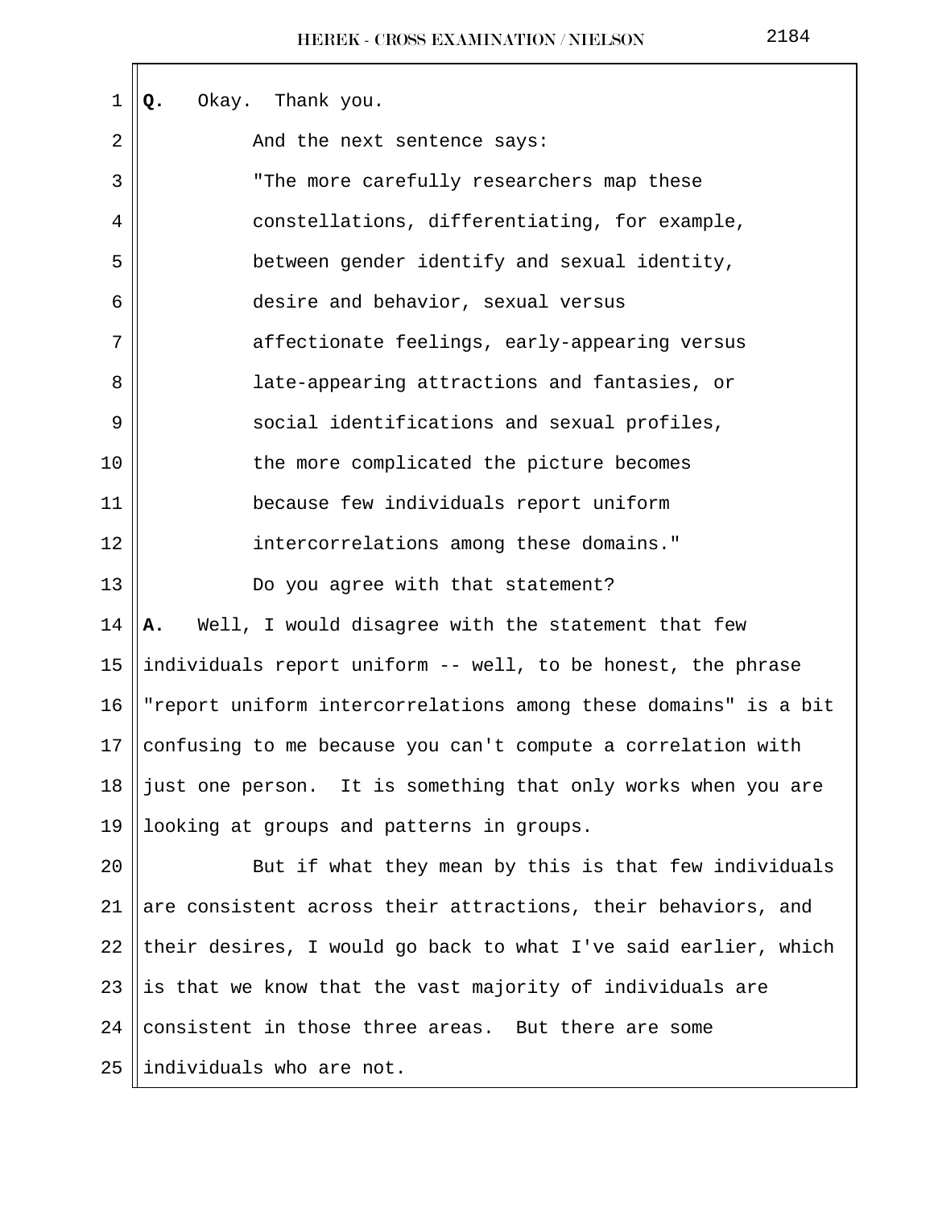**Q.** Okay. Thank you.

And the next sentence says:

"The more carefully researchers map these constellations, differentiating, for example, between gender identify and sexual identity, desire and behavior, sexual versus affectionate feelings, early-appearing versus late-appearing attractions and fantasies, or social identifications and sexual profiles, the more complicated the picture becomes because few individuals report uniform intercorrelations among these domains."

Do you agree with that statement?

**A.** Well, I would disagree with the statement that few individuals report uniform -- well, to be honest, the phrase "report uniform intercorrelations among these domains" is a bit confusing to me because you can't compute a correlation with just one person. It is something that only works when you are looking at groups and patterns in groups.

But if what they mean by this is that few individuals are consistent across their attractions, their behaviors, and their desires, I would go back to what I've said earlier, which is that we know that the vast majority of individuals are consistent in those three areas. But there are some individuals who are not.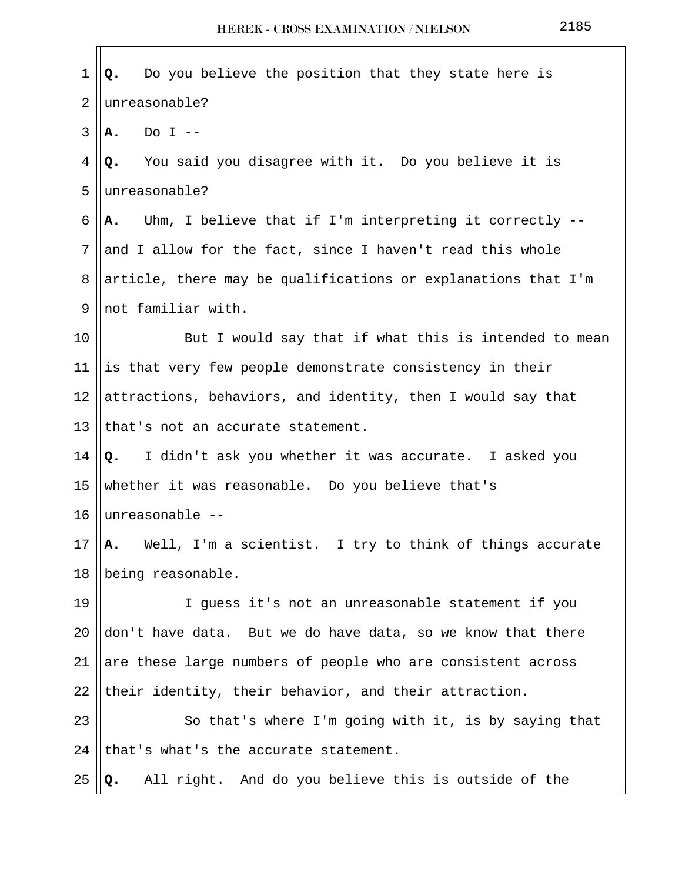**Q.** Do you believe the position that they state here is unreasonable?

**A.** Do I --

**Q.** You said you disagree with it. Do you believe it is unreasonable?

**A.** Uhm, I believe that if I'm interpreting it correctly -- and I allow for the fact, since I haven't read this whole article, there may be qualifications or explanations that I'm not familiar with.

But I would say that if what this is intended to mean is that very few people demonstrate consistency in their attractions, behaviors, and identity, then I would say that that's not an accurate statement.

**Q.** I didn't ask you whether it was accurate. I asked you whether it was reasonable. Do you believe that's unreasonable --

**A.** Well, I'm a scientist. I try to think of things accurate being reasonable.

I guess it's not an unreasonable statement if you don't have data. But we do have data, so we know that there are these large numbers of people who are consistent across their identity, their behavior, and their attraction.

So that's where I'm going with it, is by saying that that's what's the accurate statement.

**Q.** All right. And do you believe this is outside of the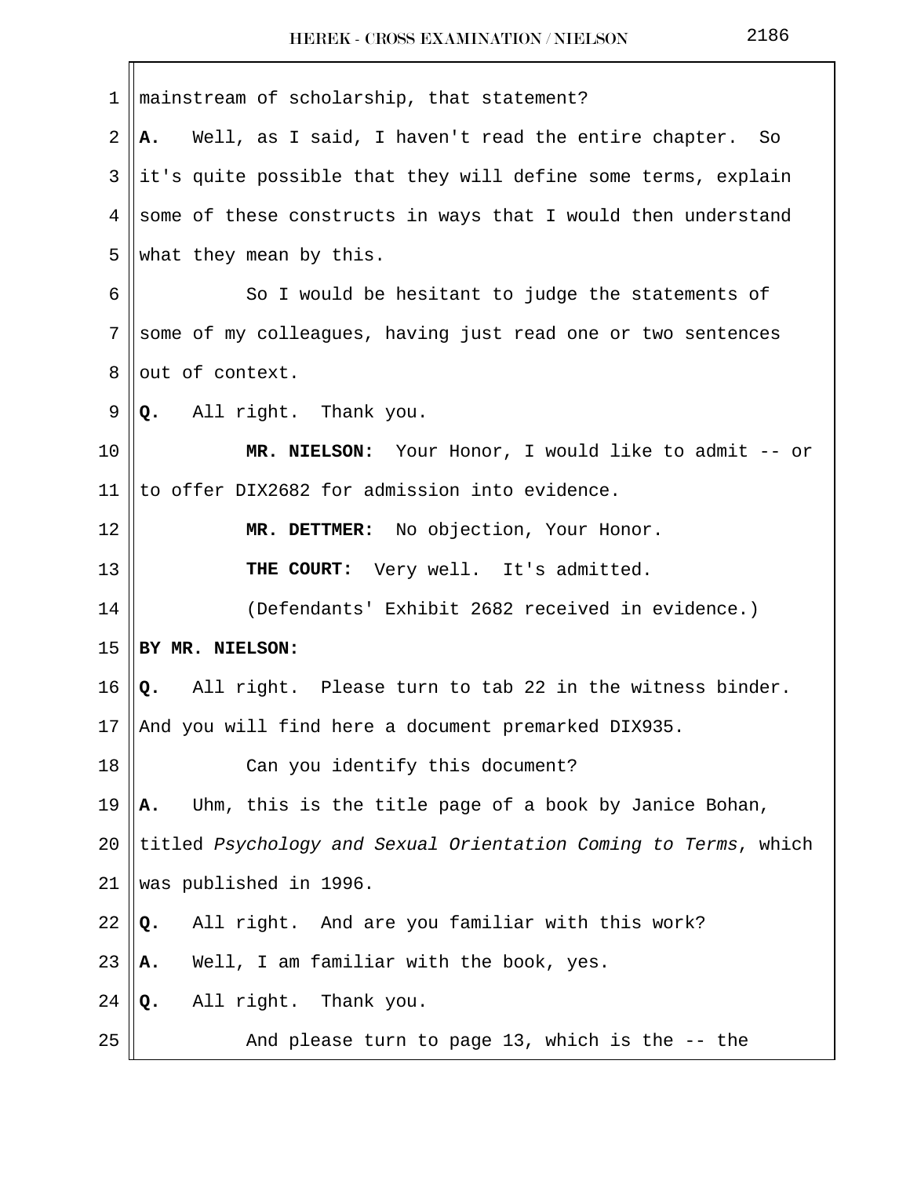mainstream of scholarship, that statement?

**A.** Well, as I said, I haven't read the entire chapter. So it's quite possible that they will define some terms, explain some of these constructs in ways that I would then understand what they mean by this.

So I would be hesitant to judge the statements of some of my colleagues, having just read one or two sentences out of context.

**Q.** All right. Thank you.

**MR. NIELSON:** Your Honor, I would like to admit -- or to offer DIX2682 for admission into evidence.

**MR. DETTMER:** No objection, Your Honor.

**THE COURT:** Very well. It's admitted.

(Defendants' Exhibit 2682 received in evidence.)

**BY MR. NIELSON:**

**Q.** All right. Please turn to tab 22 in the witness binder. And you will find here a document premarked DIX935.

Can you identify this document?

**A.** Uhm, this is the title page of a book by Janice Bohan, titled *Psychology and Sexual Orientation Coming to Terms*, which was published in 1996.

**Q.** All right. And are you familiar with this work?

**A.** Well, I am familiar with the book, yes.

**Q.** All right. Thank you.

And please turn to page 13, which is the -- the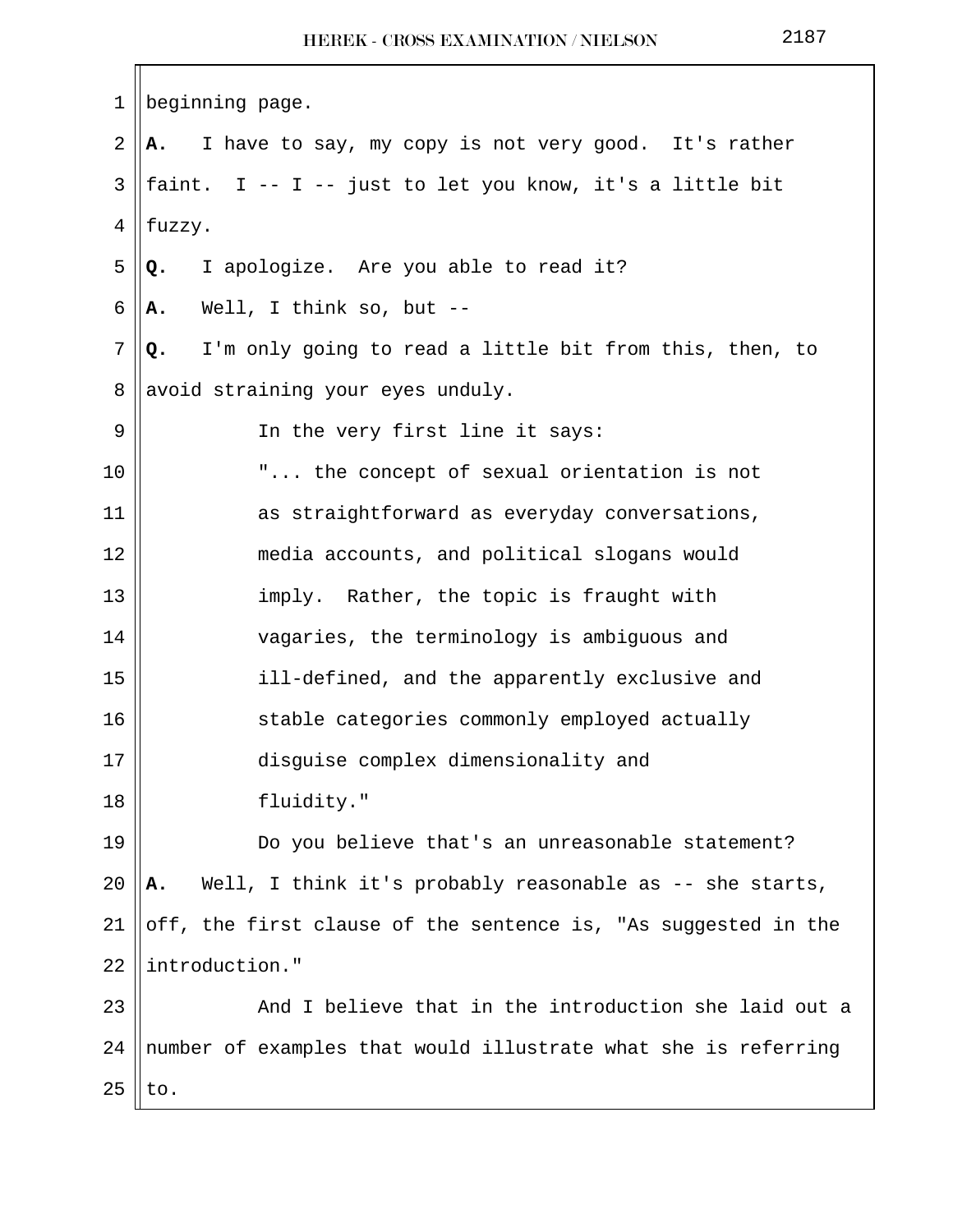beginning page.

**A.** I have to say, my copy is not very good. It's rather faint. I -- I -- just to let you know, it's a little bit fuzzy.

**Q.** I apologize. Are you able to read it?

**A.** Well, I think so, but --

**Q.** I'm only going to read a little bit from this, then, to avoid straining your eyes unduly.

In the very first line it says:

> "... the concept of sexual orientation is not as straightforward as everyday conversations, media accounts, and political slogans would imply. Rather, the topic is fraught with vagaries, the terminology is ambiguous and ill-defined, and the apparently exclusive and stable categories commonly employed actually disguise complex dimensionality and fluidity."

Do you believe that's an unreasonable statement?

**A.** Well, I think it's probably reasonable as -- she starts, off, the first clause of the sentence is, "As suggested in the introduction."

And I believe that in the introduction she laid out a number of examples that would illustrate what she is referring to.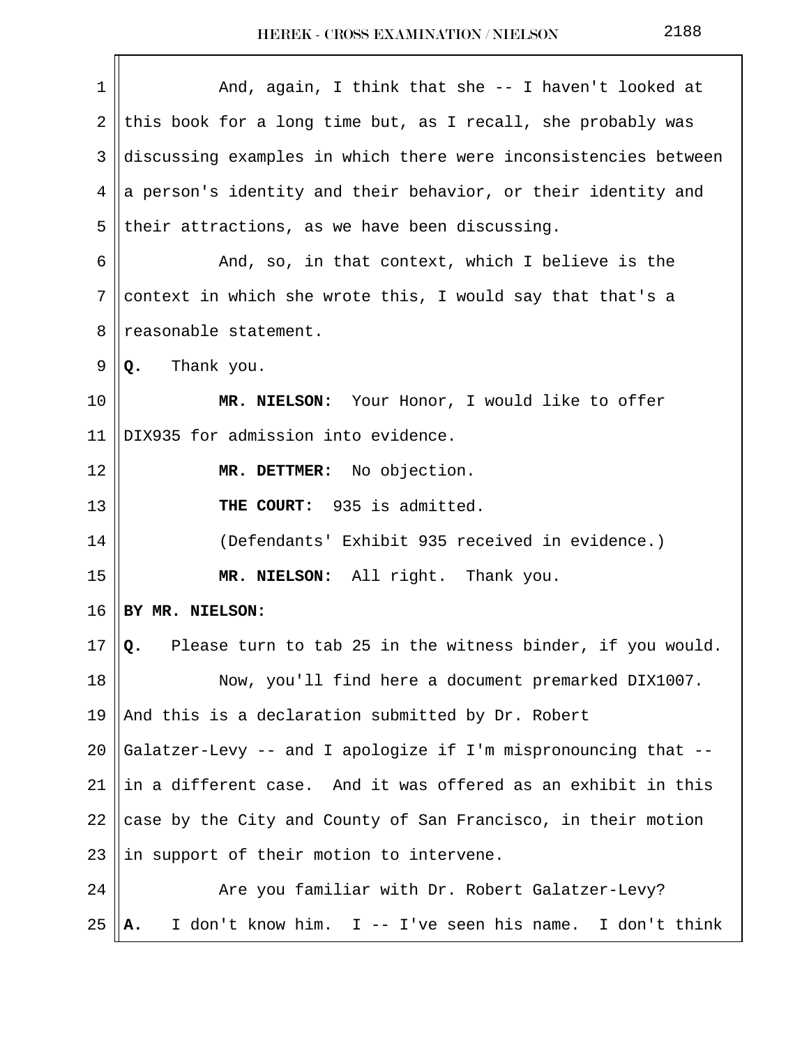And, again, I think that she -- I haven't looked at this book for a long time but, as I recall, she probably was discussing examples in which there were inconsistencies between a person's identity and their behavior, or their identity and their attractions, as we have been discussing.

And, so, in that context, which I believe is the context in which she wrote this, I would say that that's a reasonable statement.

**Q.** Thank you.

**MR. NIELSON:** Your Honor, I would like to offer DIX935 for admission into evidence.

**MR. DETTMER:** No objection.

**THE COURT:** 935 is admitted.

(Defendants' Exhibit 935 received in evidence.)

**MR. NIELSON:** All right. Thank you.

**BY MR. NIELSON:**

**Q.** Please turn to tab 25 in the witness binder, if you would.

Now, you'll find here a document premarked DIX1007. And this is a declaration submitted by Dr. Robert Galatzer-Levy -- and I apologize if I'm mispronouncing that -- in a different case. And it was offered as an exhibit in this case by the City and County of San Francisco, in their motion in support of their motion to intervene.

Are you familiar with Dr. Robert Galatzer-Levy?

**A.** I don't know him. I -- I've seen his name. I don't think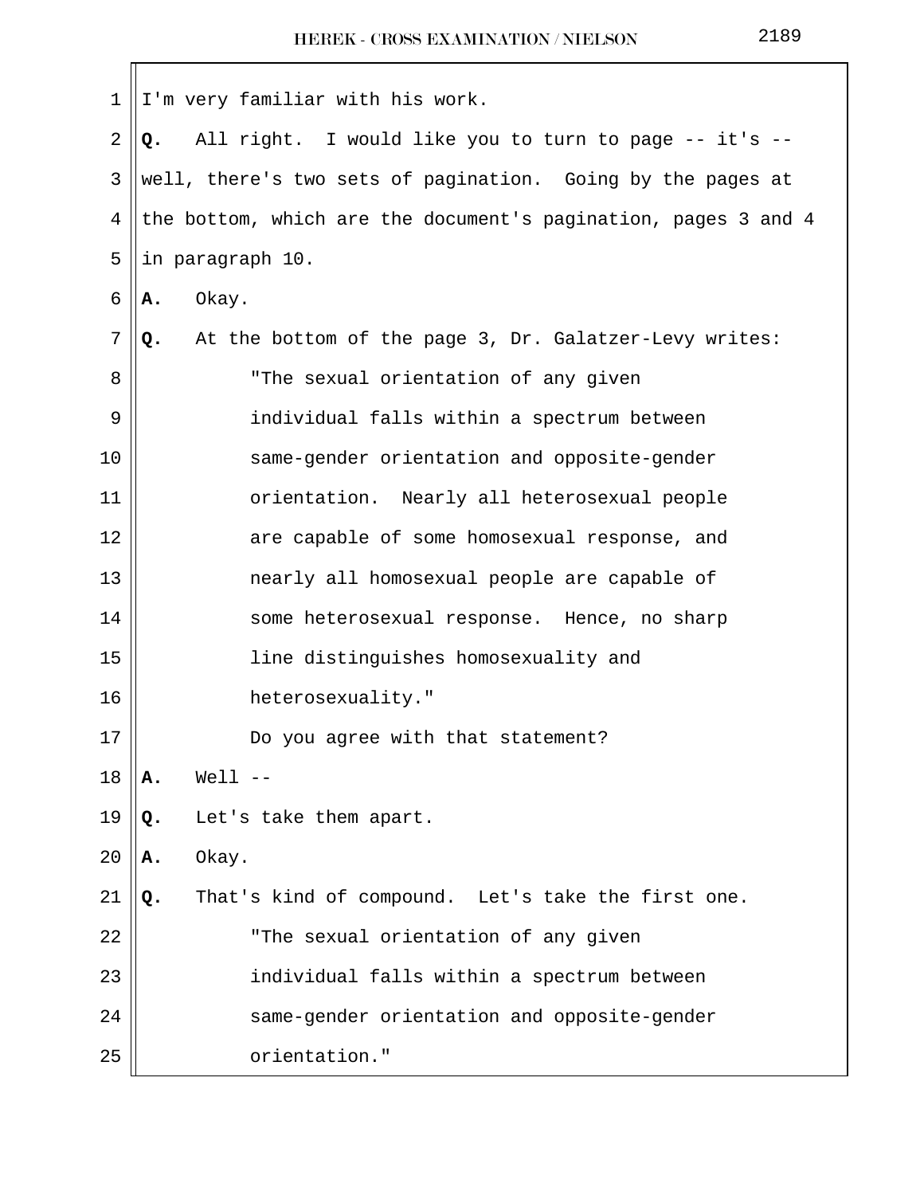I'm very familiar with his work.

**Q.** All right. I would like you to turn to page -- it's -- well, there's two sets of pagination. Going by the pages at the bottom, which are the document's pagination, pages 3 and 4 in paragraph 10.

**A.** Okay.

**Q.** At the bottom of the page 3, Dr. Galatzer-Levy writes:

> "The sexual orientation of any given individual falls within a spectrum between same-gender orientation and opposite-gender orientation. Nearly all heterosexual people are capable of some homosexual response, and nearly all homosexual people are capable of some heterosexual response. Hence, no sharp line distinguishes homosexuality and heterosexuality."

Do you agree with that statement?

**A.** Well --

**Q.** Let's take them apart.

**A.** Okay.

**Q.** That's kind of compound. Let's take the first one.

> "The sexual orientation of any given individual falls within a spectrum between same-gender orientation and opposite-gender orientation."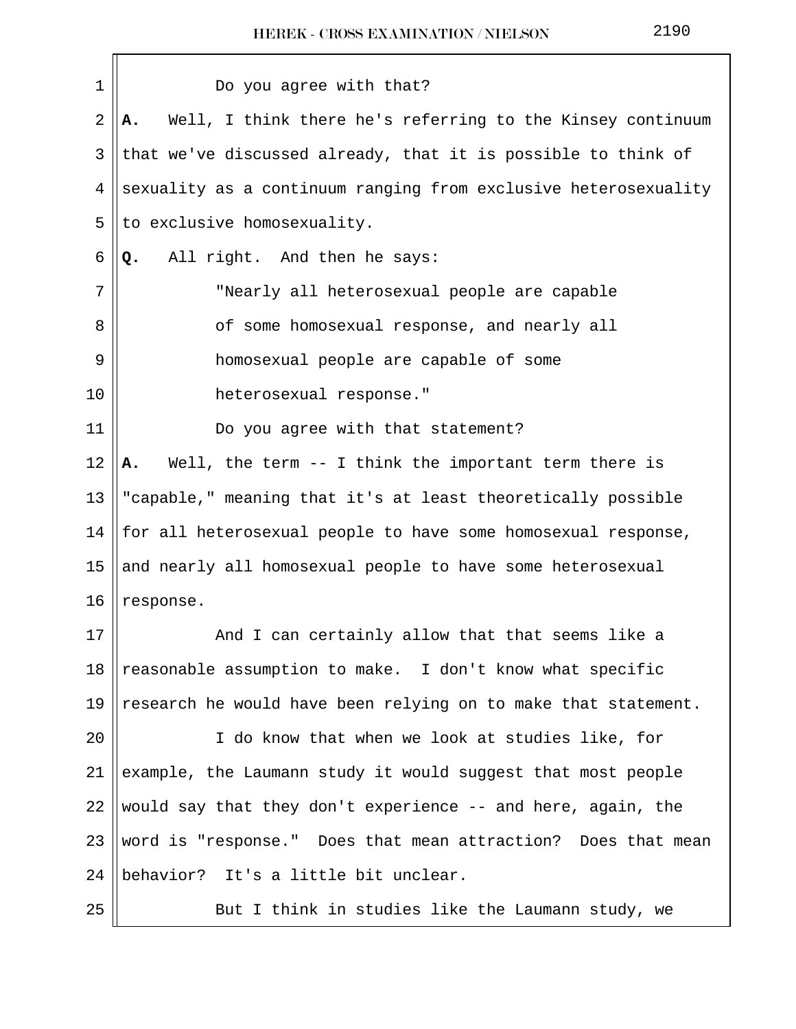Do you agree with that?

**A.** Well, I think there he's referring to the Kinsey continuum that we've discussed already, that it is possible to think of sexuality as a continuum ranging from exclusive heterosexuality to exclusive homosexuality.

**Q.** All right. And then he says:

"Nearly all heterosexual people are capable of some homosexual response, and nearly all homosexual people are capable of some heterosexual response."

Do you agree with that statement?

**A.** Well, the term -- I think the important term there is "capable," meaning that it's at least theoretically possible for all heterosexual people to have some homosexual response, and nearly all homosexual people to have some heterosexual response.

And I can certainly allow that that seems like a reasonable assumption to make. I don't know what specific research he would have been relying on to make that statement.

I do know that when we look at studies like, for example, the Laumann study it would suggest that most people would say that they don't experience -- and here, again, the word is "response." Does that mean attraction? Does that mean behavior? It's a little bit unclear.

But I think in studies like the Laumann study, we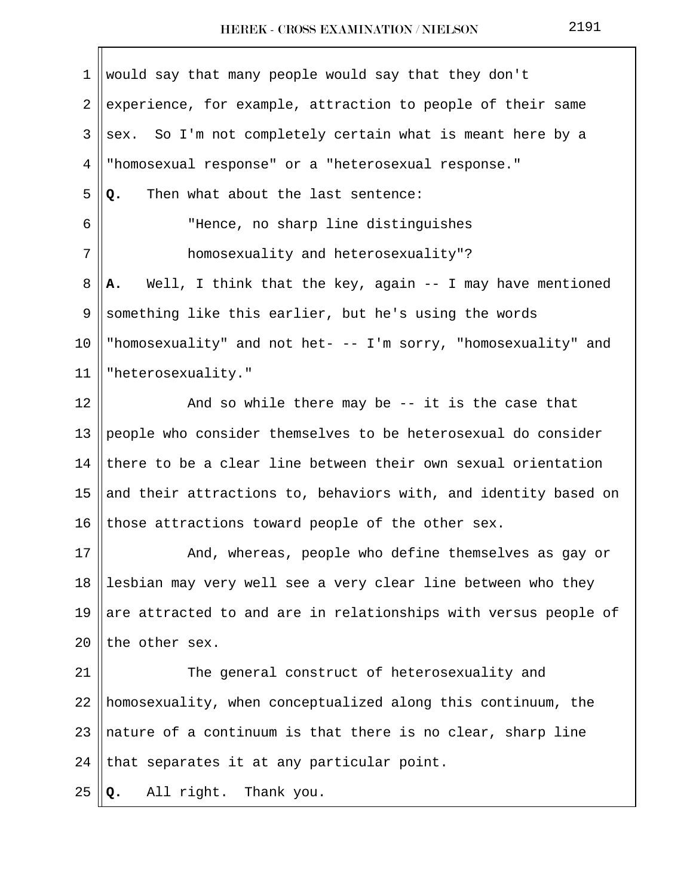would say that many people would say that they don't experience, for example, attraction to people of their same sex. So I'm not completely certain what is meant here by a "homosexual response" or a "heterosexual response."

**Q.** Then what about the last sentence:

> "Hence, no sharp line distinguishes homosexuality and heterosexuality"?

**A.** Well, I think that the key, again -- I may have mentioned something like this earlier, but he's using the words "homosexuality" and not het- -- I'm sorry, "homosexuality" and "heterosexuality."

And so while there may be -- it is the case that people who consider themselves to be heterosexual do consider there to be a clear line between their own sexual orientation and their attractions to, behaviors with, and identity based on those attractions toward people of the other sex.

And, whereas, people who define themselves as gay or lesbian may very well see a very clear line between who they are attracted to and are in relationships with versus people of the other sex.

The general construct of heterosexuality and homosexuality, when conceptualized along this continuum, the nature of a continuum is that there is no clear, sharp line that separates it at any particular point.

**Q.** All right. Thank you.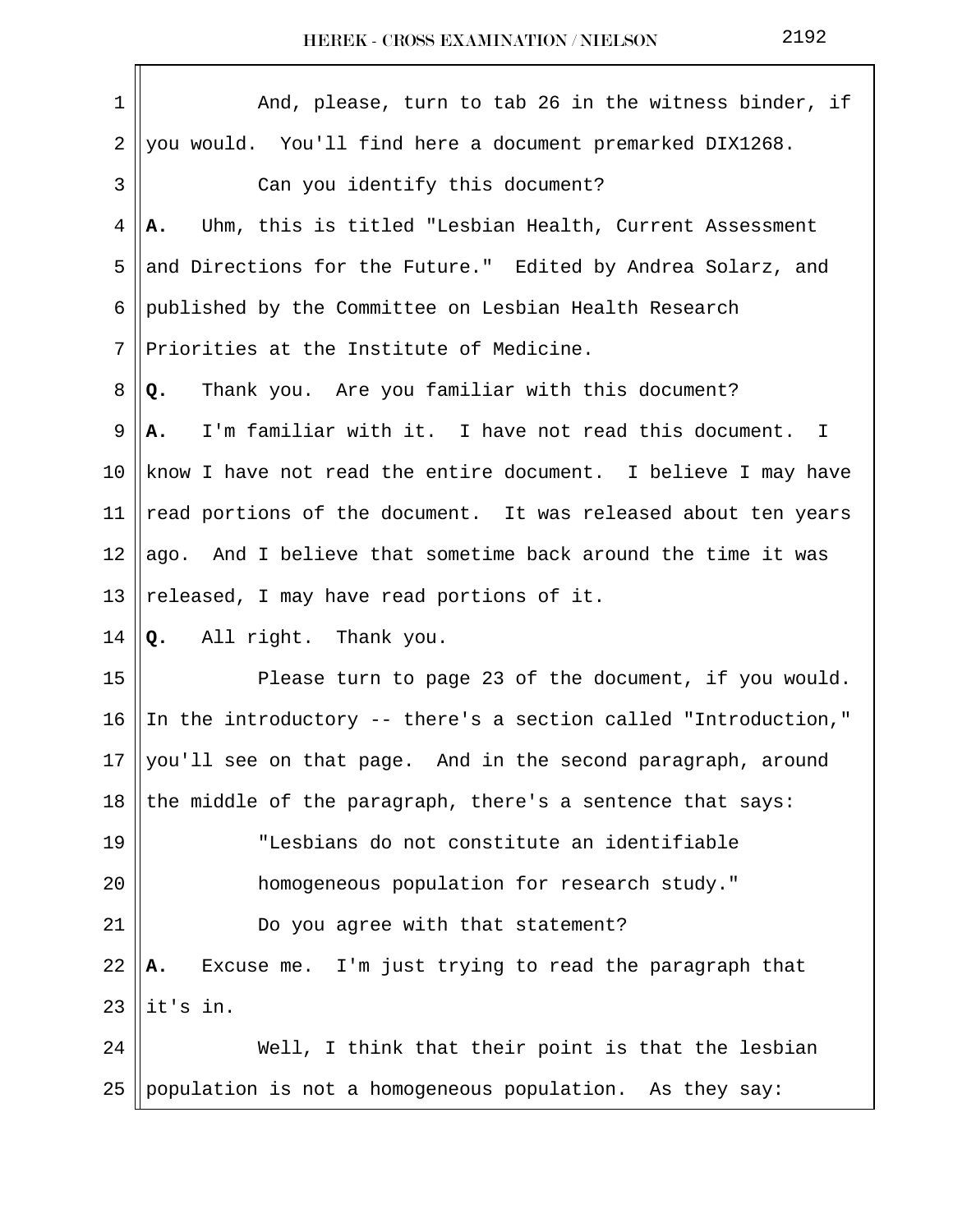And, please, turn to tab 26 in the witness binder, if you would. You'll find here a document premarked DIX1268.

Can you identify this document?

**A.** Uhm, this is titled "Lesbian Health, Current Assessment and Directions for the Future." Edited by Andrea Solarz, and published by the Committee on Lesbian Health Research Priorities at the Institute of Medicine.

**Q.** Thank you. Are you familiar with this document?

**A.** I'm familiar with it. I have not read this document. I know I have not read the entire document. I believe I may have read portions of the document. It was released about ten years ago. And I believe that sometime back around the time it was released, I may have read portions of it.

**Q.** All right. Thank you.

Please turn to page 23 of the document, if you would. In the introductory -- there's a section called "Introduction," you'll see on that page. And in the second paragraph, around the middle of the paragraph, there's a sentence that says:

"Lesbians do not constitute an identifiable homogeneous population for research study."

Do you agree with that statement?

**A.** Excuse me. I'm just trying to read the paragraph that it's in.

Well, I think that their point is that the lesbian population is not a homogeneous population. As they say: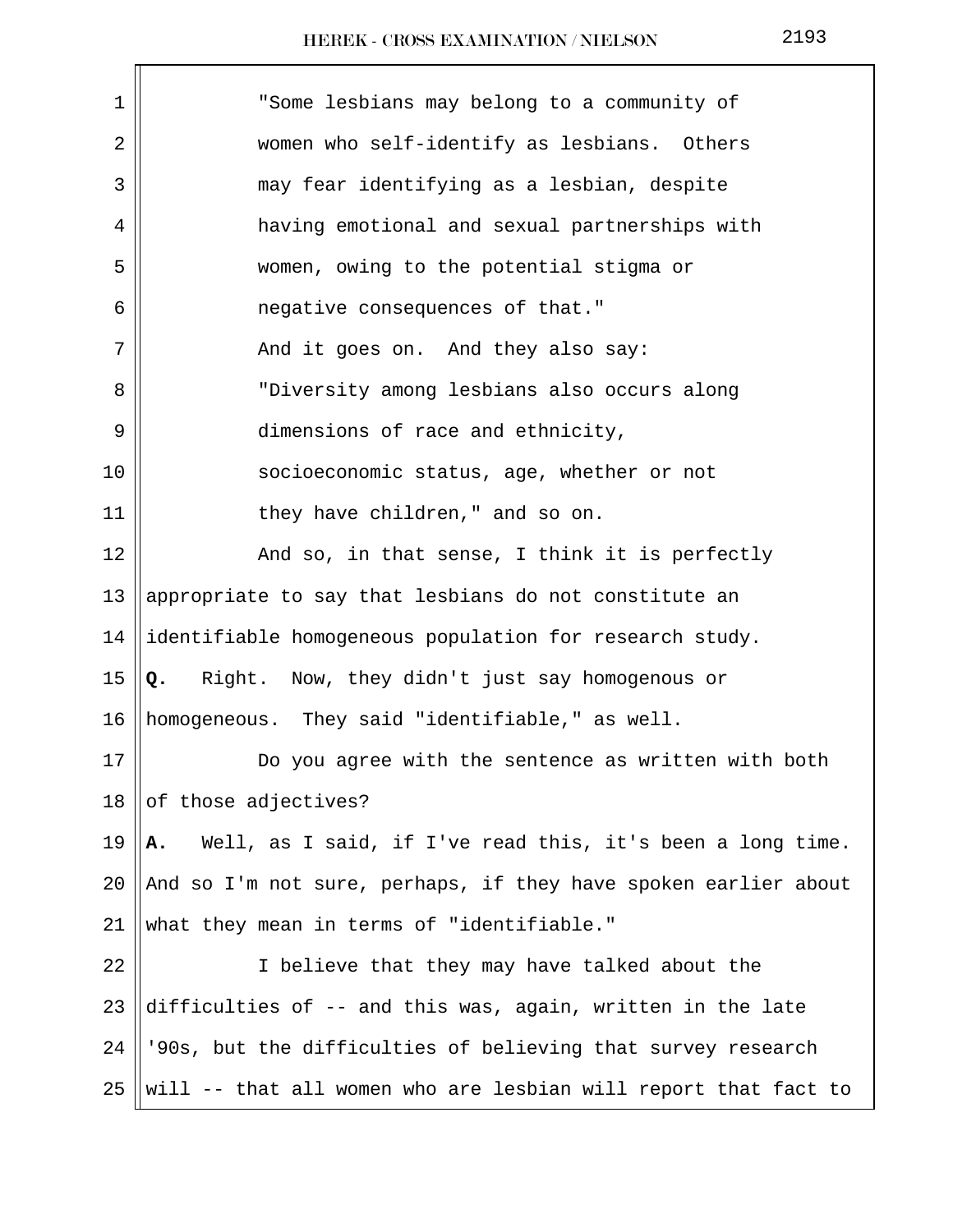"Some lesbians may belong to a community of women who self-identify as lesbians. Others may fear identifying as a lesbian, despite having emotional and sexual partnerships with women, owing to the potential stigma or negative consequences of that."

And it goes on. And they also say:

"Diversity among lesbians also occurs along dimensions of race and ethnicity, socioeconomic status, age, whether or not they have children," and so on.

And so, in that sense, I think it is perfectly appropriate to say that lesbians do not constitute an identifiable homogeneous population for research study.

**Q.** Right. Now, they didn't just say homogenous or homogeneous. They said "identifiable," as well.

Do you agree with the sentence as written with both of those adjectives?

**A.** Well, as I said, if I've read this, it's been a long time. And so I'm not sure, perhaps, if they have spoken earlier about what they mean in terms of "identifiable."

I believe that they may have talked about the difficulties of -- and this was, again, written in the late '90s, but the difficulties of believing that survey research will -- that all women who are lesbian will report that fact to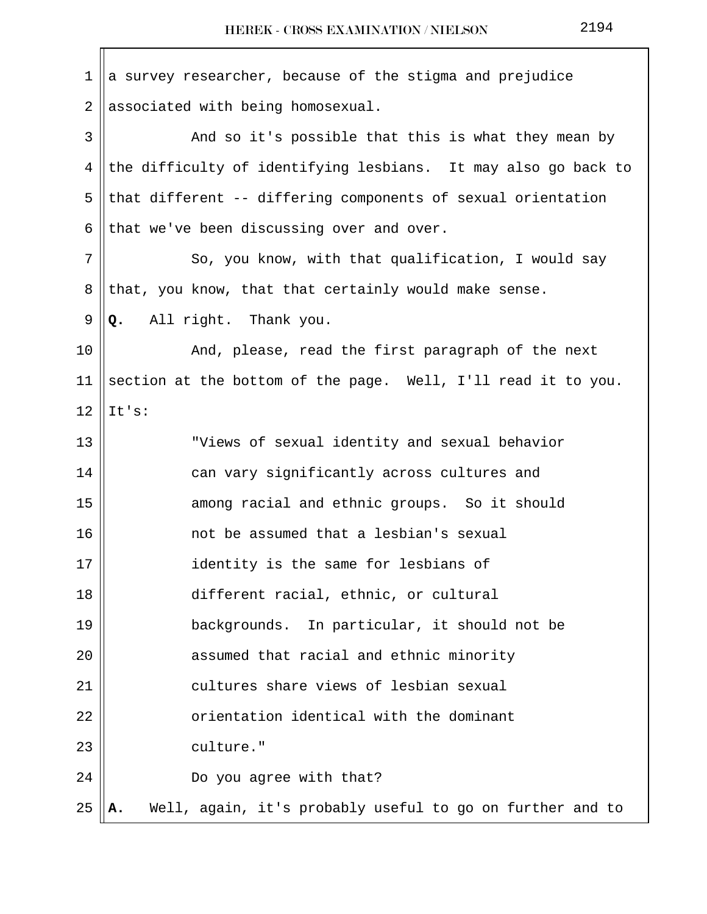a survey researcher, because of the stigma and prejudice associated with being homosexual.

And so it's possible that this is what they mean by the difficulty of identifying lesbians. It may also go back to that different -- differing components of sexual orientation that we've been discussing over and over.

So, you know, with that qualification, I would say that, you know, that that certainly would make sense.

**Q.** All right. Thank you.

And, please, read the first paragraph of the next section at the bottom of the page. Well, I'll read it to you. It's:

> "Views of sexual identity and sexual behavior can vary significantly across cultures and among racial and ethnic groups. So it should not be assumed that a lesbian's sexual identity is the same for lesbians of different racial, ethnic, or cultural backgrounds. In particular, it should not be assumed that racial and ethnic minority cultures share views of lesbian sexual orientation identical with the dominant culture."

Do you agree with that?

**A.** Well, again, it's probably useful to go on further and to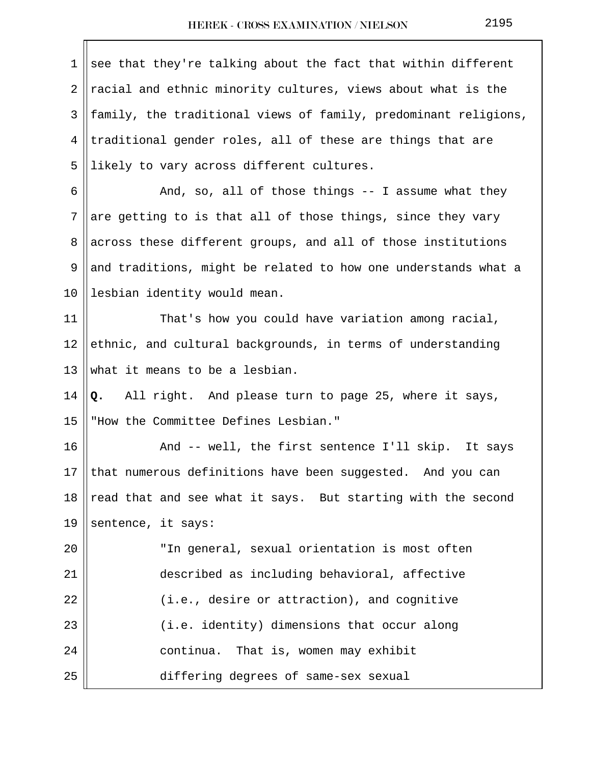see that they're talking about the fact that within different racial and ethnic minority cultures, views about what is the family, the traditional views of family, predominant religions, traditional gender roles, all of these are things that are likely to vary across different cultures.

And, so, all of those things -- I assume what they are getting to is that all of those things, since they vary across these different groups, and all of those institutions and traditions, might be related to how one understands what a lesbian identity would mean.

That's how you could have variation among racial, ethnic, and cultural backgrounds, in terms of understanding what it means to be a lesbian.

**Q.** All right. And please turn to page 25, where it says, "How the Committee Defines Lesbian."

And -- well, the first sentence I'll skip. It says that numerous definitions have been suggested. And you can read that and see what it says. But starting with the second sentence, it says:

> "In general, sexual orientation is most often described as including behavioral, affective (i.e., desire or attraction), and cognitive (i.e. identity) dimensions that occur along continua. That is, women may exhibit differing degrees of same-sex sexual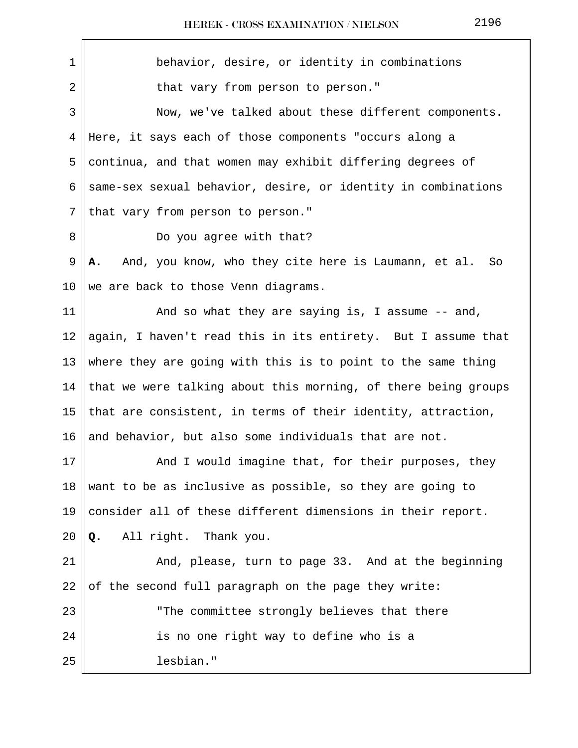behavior, desire, or identity in combinations that vary from person to person."

Now, we've talked about these different components. Here, it says each of those components "occurs along a continua, and that women may exhibit differing degrees of same-sex sexual behavior, desire, or identity in combinations that vary from person to person."

Do you agree with that?

**A.** And, you know, who they cite here is Laumann, et al. So we are back to those Venn diagrams.

And so what they are saying is, I assume -- and, again, I haven't read this in its entirety. But I assume that where they are going with this is to point to the same thing that we were talking about this morning, of there being groups that are consistent, in terms of their identity, attraction, and behavior, but also some individuals that are not.

And I would imagine that, for their purposes, they want to be as inclusive as possible, so they are going to consider all of these different dimensions in their report.

**Q.** All right. Thank you.

And, please, turn to page 33. And at the beginning of the second full paragraph on the page they write:

"The committee strongly believes that there is no one right way to define who is a lesbian."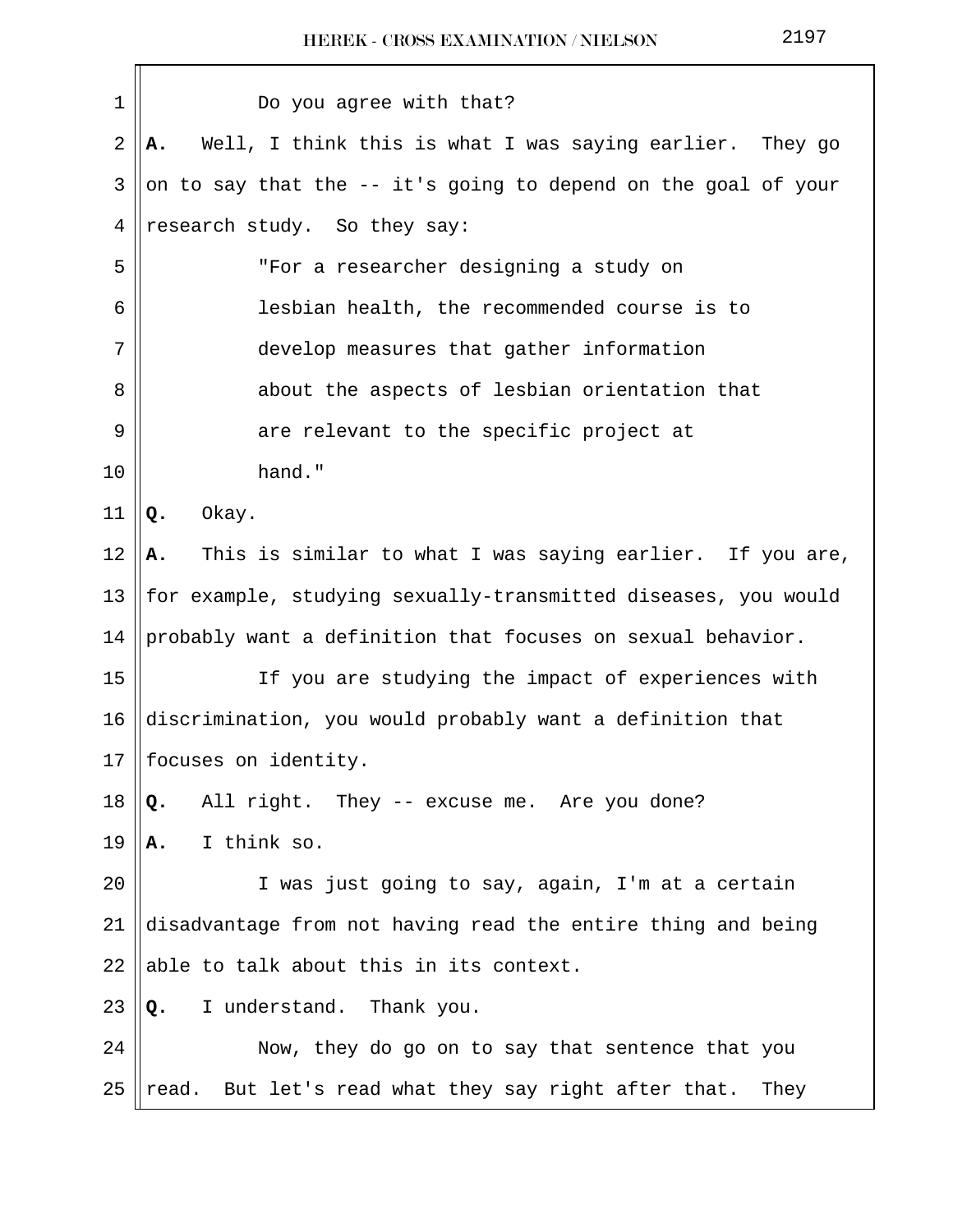Do you agree with that?

**A.** Well, I think this is what I was saying earlier. They go on to say that the -- it's going to depend on the goal of your research study. So they say:

> "For a researcher designing a study on lesbian health, the recommended course is to develop measures that gather information about the aspects of lesbian orientation that are relevant to the specific project at hand."

**Q.** Okay.

**A.** This is similar to what I was saying earlier. If you are, for example, studying sexually-transmitted diseases, you would probably want a definition that focuses on sexual behavior.

If you are studying the impact of experiences with discrimination, you would probably want a definition that focuses on identity.

**Q.** All right. They -- excuse me. Are you done?

**A.** I think so.

I was just going to say, again, I'm at a certain disadvantage from not having read the entire thing and being able to talk about this in its context.

**Q.** I understand. Thank you.

Now, they do go on to say that sentence that you read. But let's read what they say right after that. They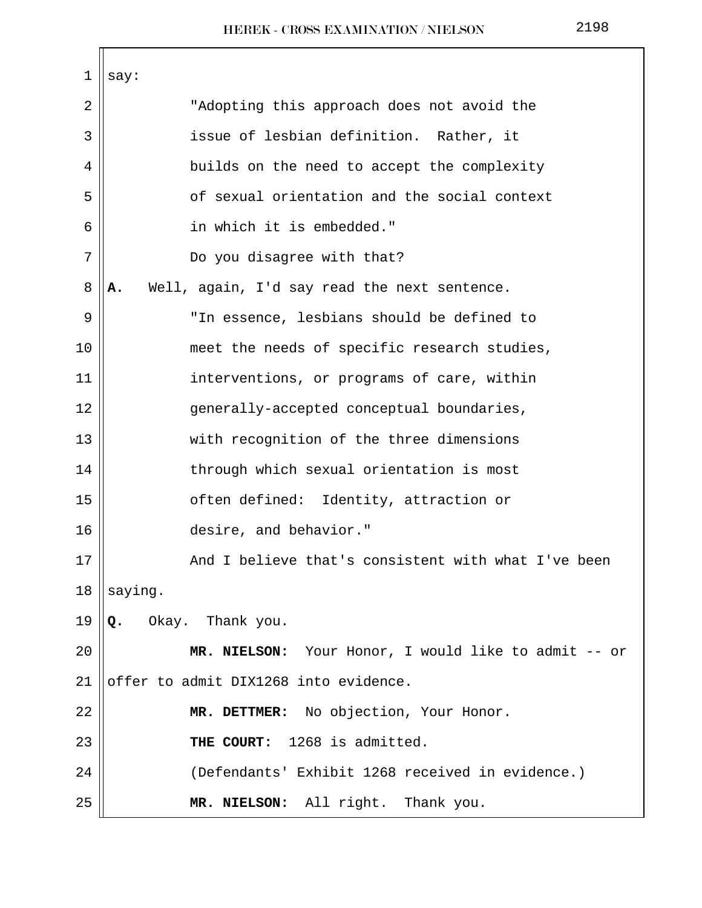say:

"Adopting this approach does not avoid the issue of lesbian definition. Rather, it builds on the need to accept the complexity of sexual orientation and the social context in which it is embedded."

Do you disagree with that?

**A.** Well, again, I'd say read the next sentence.

"In essence, lesbians should be defined to meet the needs of specific research studies, interventions, or programs of care, within generally-accepted conceptual boundaries, with recognition of the three dimensions through which sexual orientation is most often defined: Identity, attraction or desire, and behavior."

And I believe that's consistent with what I've been saying.

**Q.** Okay. Thank you.

**MR. NIELSON:** Your Honor, I would like to admit -- or offer to admit DIX1268 into evidence.

**MR. DETTMER:** No objection, Your Honor.

**THE COURT:** 1268 is admitted.

(Defendants' Exhibit 1268 received in evidence.)

**MR. NIELSON:** All right. Thank you.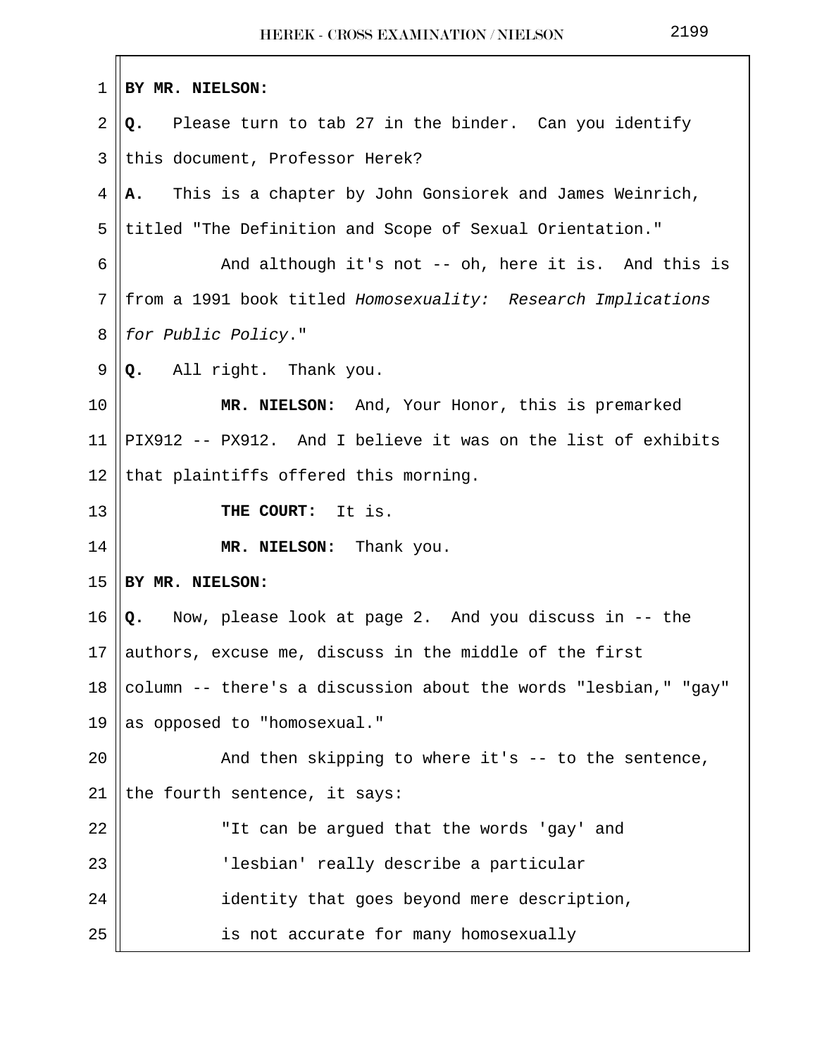**BY MR. NIELSON:**

**Q.** Please turn to tab 27 in the binder. Can you identify this document, Professor Herek?

**A.** This is a chapter by John Gonsiorek and James Weinrich, titled "The Definition and Scope of Sexual Orientation."

And although it's not -- oh, here it is. And this is from a 1991 book titled *Homosexuality: Research Implications for Public Policy*."

**Q.** All right. Thank you.

**MR. NIELSON:** And, Your Honor, this is premarked PIX912 -- PX912. And I believe it was on the list of exhibits that plaintiffs offered this morning.

**THE COURT:** It is.

**MR. NIELSON:** Thank you.

**BY MR. NIELSON:**

**Q.** Now, please look at page 2. And you discuss in -- the authors, excuse me, discuss in the middle of the first column -- there's a discussion about the words "lesbian," "gay" as opposed to "homosexual."

And then skipping to where it's -- to the sentence, the fourth sentence, it says:

"It can be argued that the words 'gay' and 'lesbian' really describe a particular identity that goes beyond mere description, is not accurate for many homosexually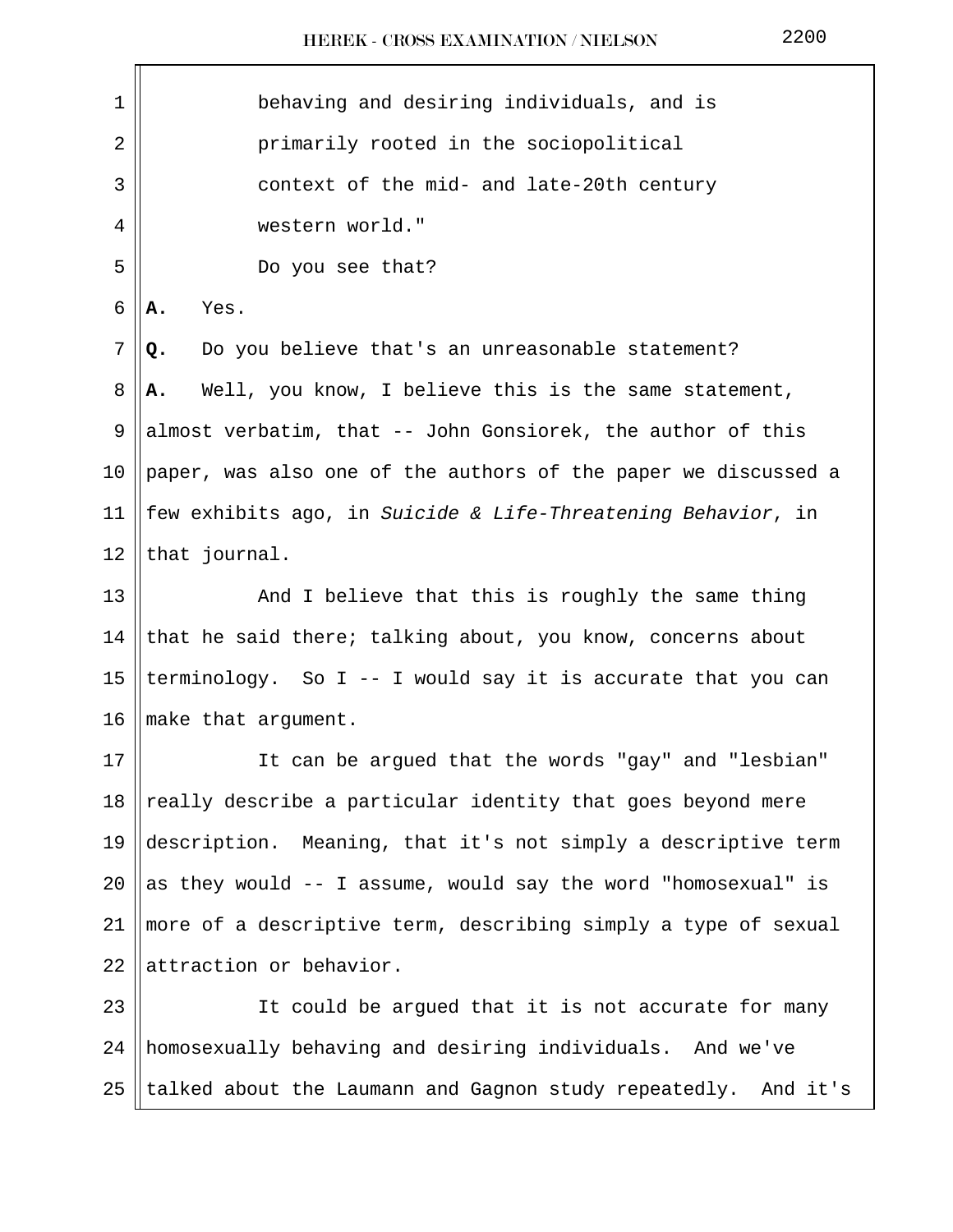behaving and desiring individuals, and is primarily rooted in the sociopolitical context of the mid- and late-20th century western world."

Do you see that?

**A.** Yes.

**Q.** Do you believe that's an unreasonable statement?

**A.** Well, you know, I believe this is the same statement, almost verbatim, that -- John Gonsiorek, the author of this paper, was also one of the authors of the paper we discussed a few exhibits ago, in *Suicide & Life-Threatening Behavior*, in that journal.

And I believe that this is roughly the same thing that he said there; talking about, you know, concerns about terminology. So I -- I would say it is accurate that you can make that argument.

It can be argued that the words "gay" and "lesbian" really describe a particular identity that goes beyond mere description. Meaning, that it's not simply a descriptive term as they would -- I assume, would say the word "homosexual" is more of a descriptive term, describing simply a type of sexual attraction or behavior.

It could be argued that it is not accurate for many homosexually behaving and desiring individuals. And we've talked about the Laumann and Gagnon study repeatedly. And it's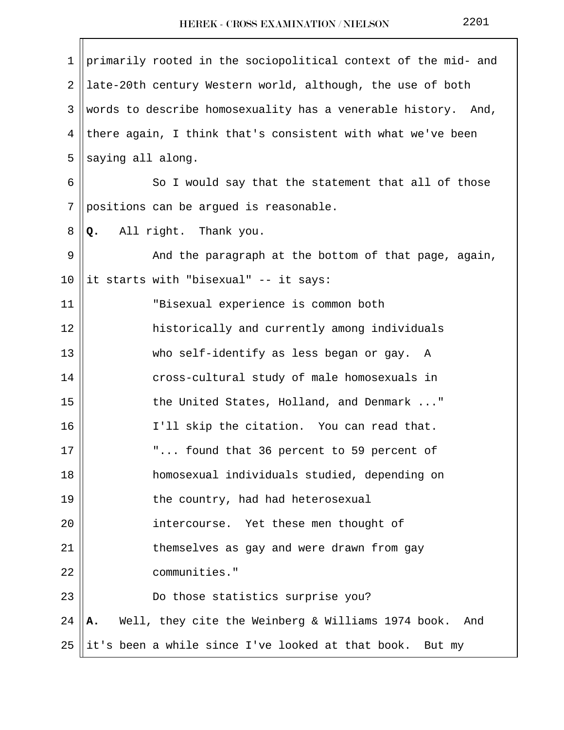primarily rooted in the sociopolitical context of the mid- and late-20th century Western world, although, the use of both words to describe homosexuality has a venerable history. And, there again, I think that's consistent with what we've been saying all along.

So I would say that the statement that all of those positions can be argued is reasonable.

**Q.** All right. Thank you.

And the paragraph at the bottom of that page, again, it starts with "bisexual" -- it says:

> "Bisexual experience is common both historically and currently among individuals who self-identify as less began or gay. A cross-cultural study of male homosexuals in the United States, Holland, and Denmark ..."
>
> I'll skip the citation. You can read that.
>
> "... found that 36 percent to 59 percent of homosexual individuals studied, depending on the country, had had heterosexual intercourse. Yet these men thought of themselves as gay and were drawn from gay communities."

Do those statistics surprise you?

**A.** Well, they cite the Weinberg & Williams 1974 book. And it's been a while since I've looked at that book. But my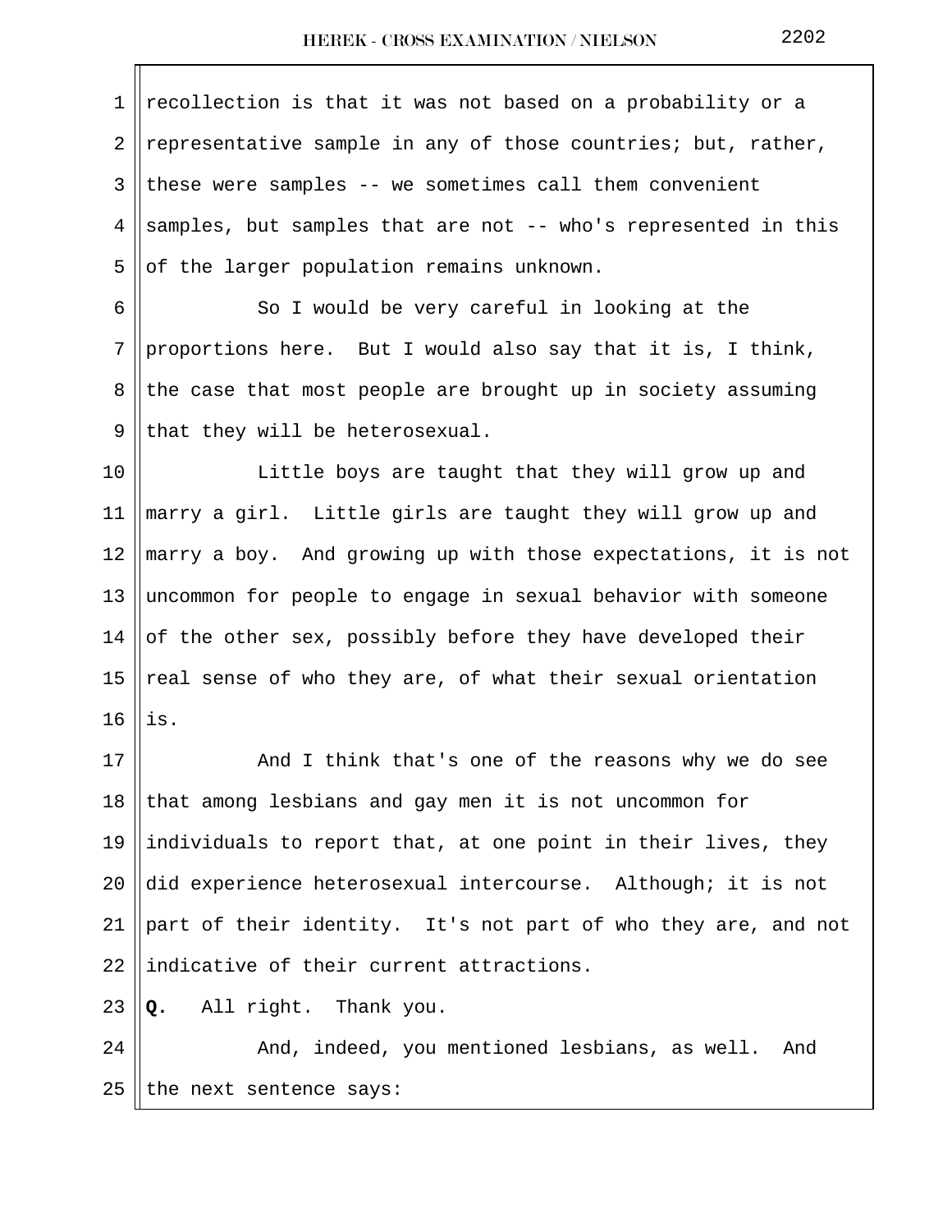recollection is that it was not based on a probability or a representative sample in any of those countries; but, rather, these were samples -- we sometimes call them convenient samples, but samples that are not -- who's represented in this of the larger population remains unknown.

So I would be very careful in looking at the proportions here. But I would also say that it is, I think, the case that most people are brought up in society assuming that they will be heterosexual.

Little boys are taught that they will grow up and marry a girl. Little girls are taught they will grow up and marry a boy. And growing up with those expectations, it is not uncommon for people to engage in sexual behavior with someone of the other sex, possibly before they have developed their real sense of who they are, of what their sexual orientation is.

And I think that's one of the reasons why we do see that among lesbians and gay men it is not uncommon for individuals to report that, at one point in their lives, they did experience heterosexual intercourse. Although; it is not part of their identity. It's not part of who they are, and not indicative of their current attractions.

**Q.** All right. Thank you.

And, indeed, you mentioned lesbians, as well. And the next sentence says: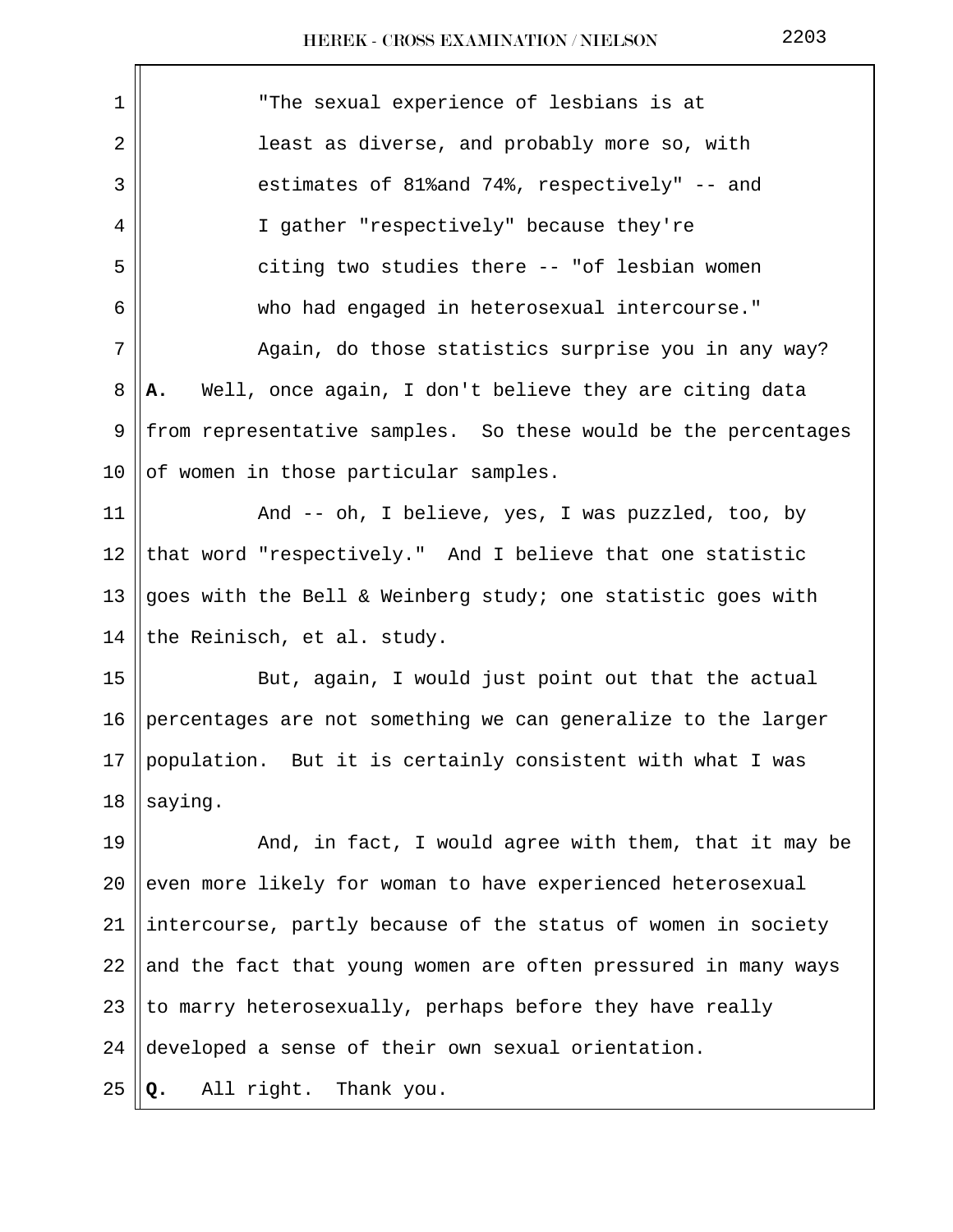"The sexual experience of lesbians is at least as diverse, and probably more so, with estimates of 81%and 74%, respectively" -- and I gather "respectively" because they're citing two studies there -- "of lesbian women who had engaged in heterosexual intercourse."

Again, do those statistics surprise you in any way?

**A.** Well, once again, I don't believe they are citing data from representative samples. So these would be the percentages of women in those particular samples.

And -- oh, I believe, yes, I was puzzled, too, by that word "respectively." And I believe that one statistic goes with the Bell & Weinberg study; one statistic goes with the Reinisch, et al. study.

But, again, I would just point out that the actual percentages are not something we can generalize to the larger population. But it is certainly consistent with what I was saying.

And, in fact, I would agree with them, that it may be even more likely for woman to have experienced heterosexual intercourse, partly because of the status of women in society and the fact that young women are often pressured in many ways to marry heterosexually, perhaps before they have really developed a sense of their own sexual orientation.

**Q.** All right. Thank you.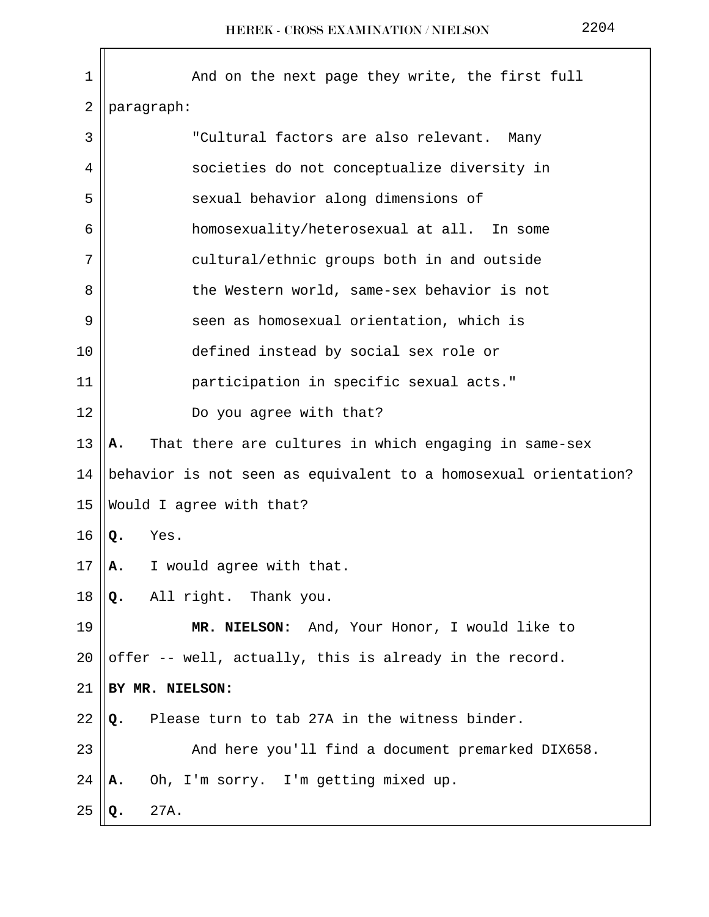And on the next page they write, the first full paragraph:

> "Cultural factors are also relevant. Many societies do not conceptualize diversity in sexual behavior along dimensions of homosexuality/heterosexual at all. In some cultural/ethnic groups both in and outside the Western world, same-sex behavior is not seen as homosexual orientation, which is defined instead by social sex role or participation in specific sexual acts."

Do you agree with that?

**A.** That there are cultures in which engaging in same-sex behavior is not seen as equivalent to a homosexual orientation? Would I agree with that?

**Q.** Yes.

**A.** I would agree with that.

**Q.** All right. Thank you.

**MR. NIELSON:** And, Your Honor, I would like to offer -- well, actually, this is already in the record.

**BY MR. NIELSON:**

**Q.** Please turn to tab 27A in the witness binder.

And here you'll find a document premarked DIX658.

**A.** Oh, I'm sorry. I'm getting mixed up.

**Q.** 27A.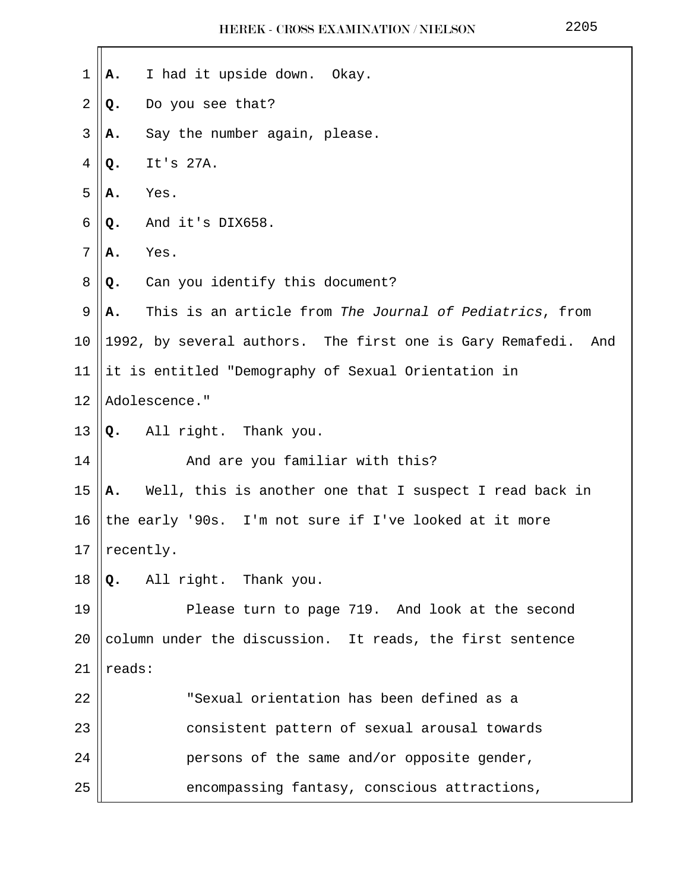**A.** I had it upside down. Okay.

**Q.** Do you see that?

**A.** Say the number again, please.

**Q.** It's 27A.

**A.** Yes.

**Q.** And it's DIX658.

**A.** Yes.

**Q.** Can you identify this document?

**A.** This is an article from *The Journal of Pediatrics*, from 1992, by several authors. The first one is Gary Remafedi. And it is entitled "Demography of Sexual Orientation in Adolescence."

**Q.** All right. Thank you.

And are you familiar with this?

**A.** Well, this is another one that I suspect I read back in the early '90s. I'm not sure if I've looked at it more recently.

**Q.** All right. Thank you.

Please turn to page 719. And look at the second column under the discussion. It reads, the first sentence reads:

> "Sexual orientation has been defined as a consistent pattern of sexual arousal towards persons of the same and/or opposite gender, encompassing fantasy, conscious attractions,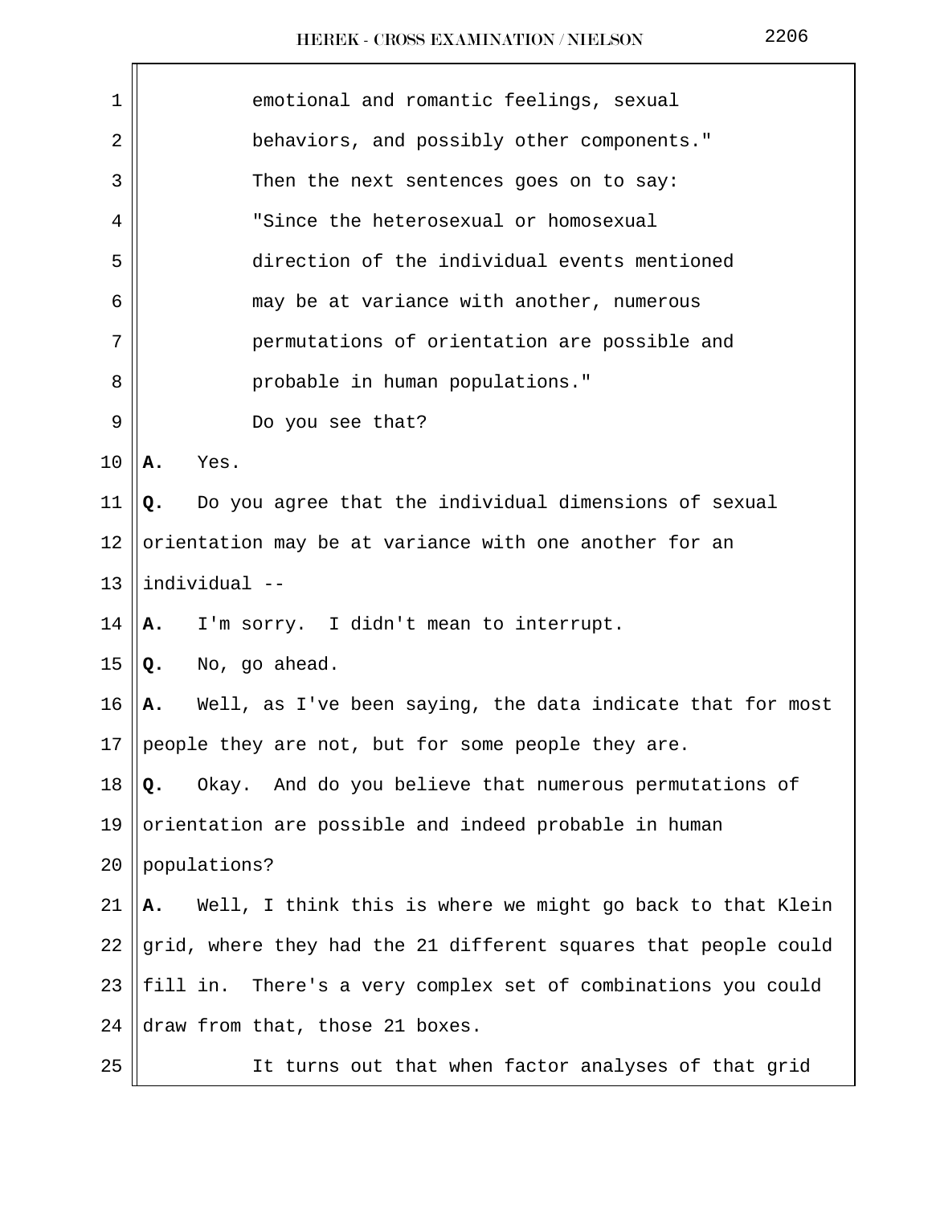emotional and romantic feelings, sexual behaviors, and possibly other components."

Then the next sentences goes on to say:

"Since the heterosexual or homosexual direction of the individual events mentioned may be at variance with another, numerous permutations of orientation are possible and probable in human populations."

Do you see that?

**A.** Yes.

**Q.** Do you agree that the individual dimensions of sexual orientation may be at variance with one another for an individual --

**A.** I'm sorry. I didn't mean to interrupt.

**Q.** No, go ahead.

**A.** Well, as I've been saying, the data indicate that for most people they are not, but for some people they are.

**Q.** Okay. And do you believe that numerous permutations of orientation are possible and indeed probable in human populations?

**A.** Well, I think this is where we might go back to that Klein grid, where they had the 21 different squares that people could fill in. There's a very complex set of combinations you could draw from that, those 21 boxes.

It turns out that when factor analyses of that grid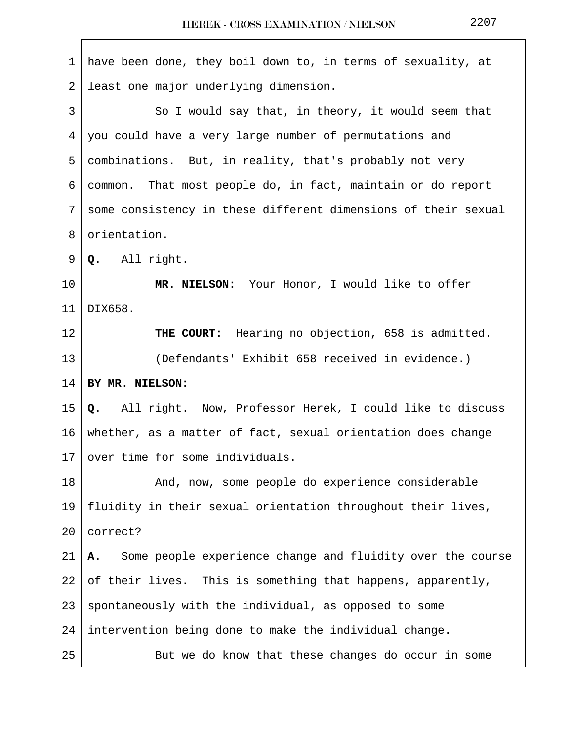have been done, they boil down to, in terms of sexuality, at least one major underlying dimension.

So I would say that, in theory, it would seem that you could have a very large number of permutations and combinations. But, in reality, that's probably not very common. That most people do, in fact, maintain or do report some consistency in these different dimensions of their sexual orientation.

**Q.** All right.

**MR. NIELSON:** Your Honor, I would like to offer DIX658.

**THE COURT:** Hearing no objection, 658 is admitted.

(Defendants' Exhibit 658 received in evidence.)

**BY MR. NIELSON:**

**Q.** All right. Now, Professor Herek, I could like to discuss whether, as a matter of fact, sexual orientation does change over time for some individuals.

And, now, some people do experience considerable fluidity in their sexual orientation throughout their lives, correct?

**A.** Some people experience change and fluidity over the course of their lives. This is something that happens, apparently, spontaneously with the individual, as opposed to some intervention being done to make the individual change.

But we do know that these changes do occur in some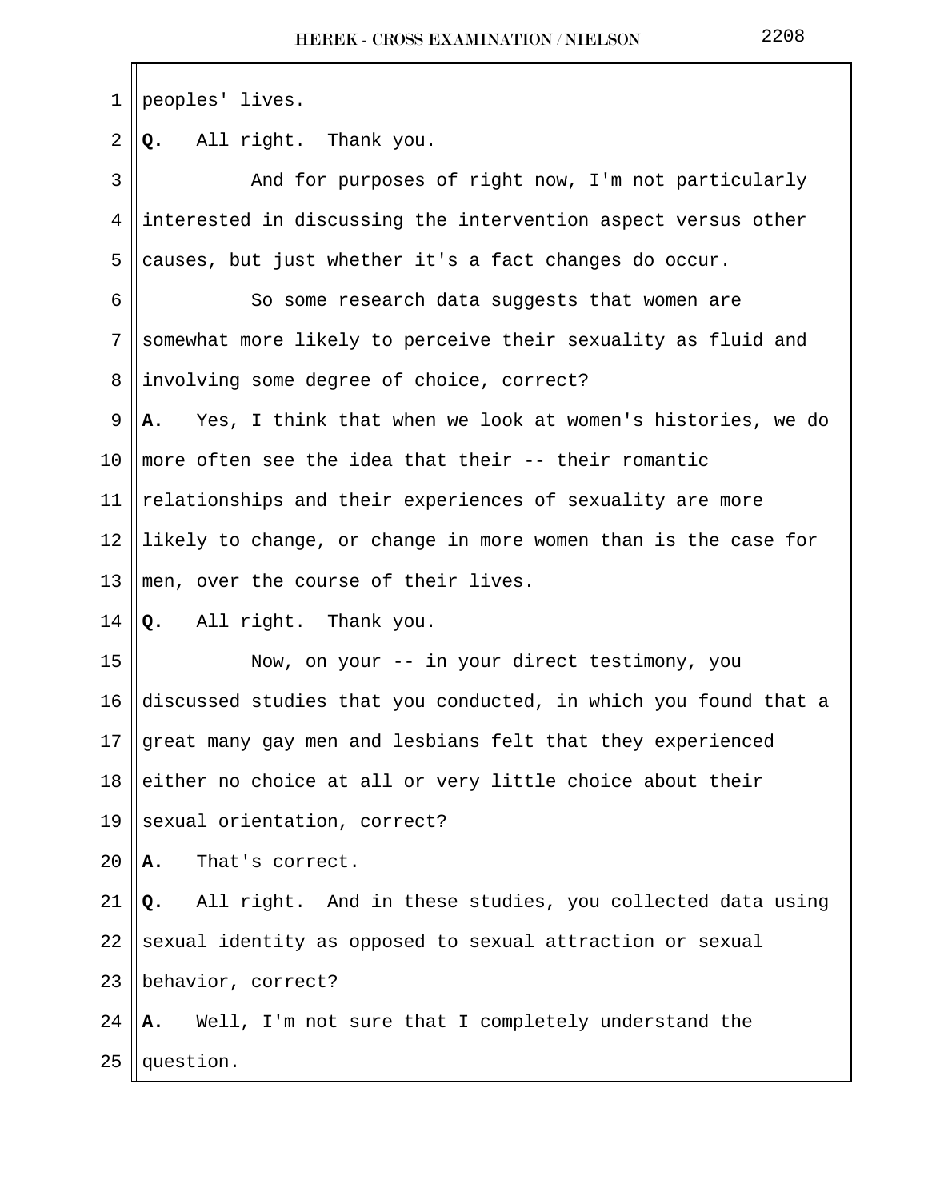peoples' lives.

**Q.** All right. Thank you.

And for purposes of right now, I'm not particularly interested in discussing the intervention aspect versus other causes, but just whether it's a fact changes do occur.

So some research data suggests that women are somewhat more likely to perceive their sexuality as fluid and involving some degree of choice, correct?

**A.** Yes, I think that when we look at women's histories, we do more often see the idea that their -- their romantic relationships and their experiences of sexuality are more likely to change, or change in more women than is the case for men, over the course of their lives.

**Q.** All right. Thank you.

Now, on your -- in your direct testimony, you discussed studies that you conducted, in which you found that a great many gay men and lesbians felt that they experienced either no choice at all or very little choice about their sexual orientation, correct?

**A.** That's correct.

**Q.** All right. And in these studies, you collected data using sexual identity as opposed to sexual attraction or sexual behavior, correct?

**A.** Well, I'm not sure that I completely understand the question.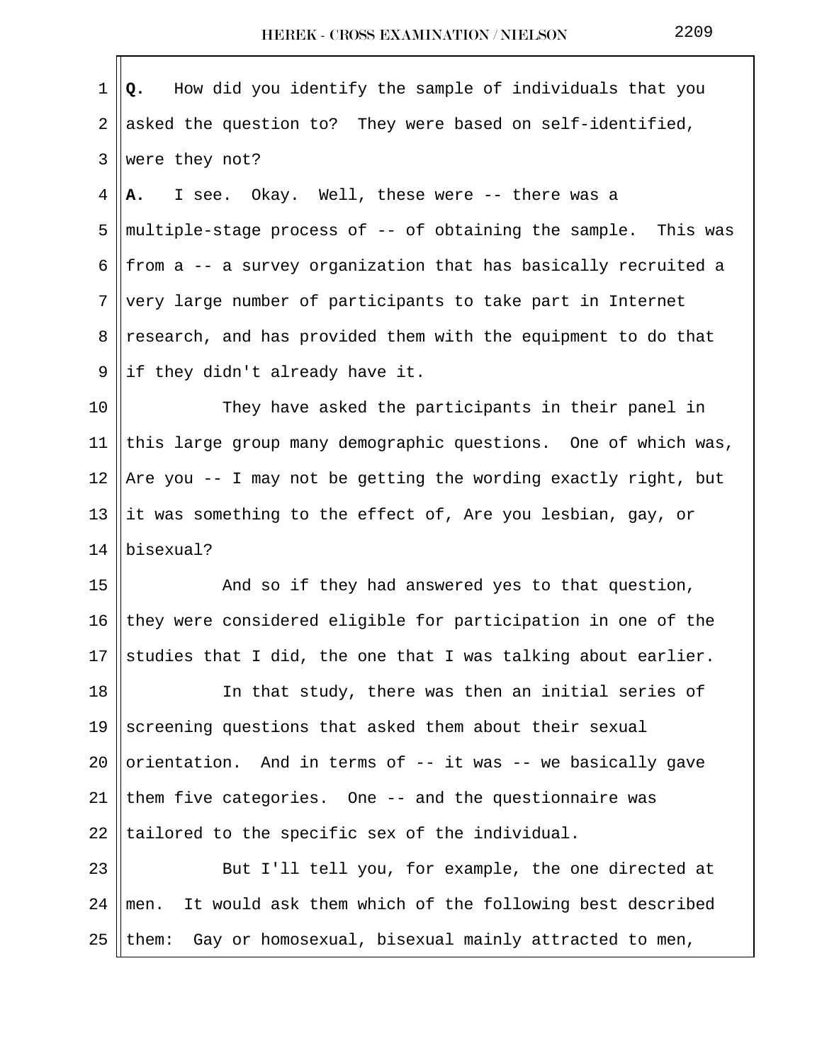**Q.** How did you identify the sample of individuals that you asked the question to? They were based on self-identified, were they not?

**A.** I see. Okay. Well, these were -- there was a multiple-stage process of -- of obtaining the sample. This was from a -- a survey organization that has basically recruited a very large number of participants to take part in Internet research, and has provided them with the equipment to do that if they didn't already have it.

They have asked the participants in their panel in this large group many demographic questions. One of which was, Are you -- I may not be getting the wording exactly right, but it was something to the effect of, Are you lesbian, gay, or bisexual?

And so if they had answered yes to that question, they were considered eligible for participation in one of the studies that I did, the one that I was talking about earlier.

In that study, there was then an initial series of screening questions that asked them about their sexual orientation. And in terms of -- it was -- we basically gave them five categories. One -- and the questionnaire was tailored to the specific sex of the individual.

But I'll tell you, for example, the one directed at men. It would ask them which of the following best described them: Gay or homosexual, bisexual mainly attracted to men,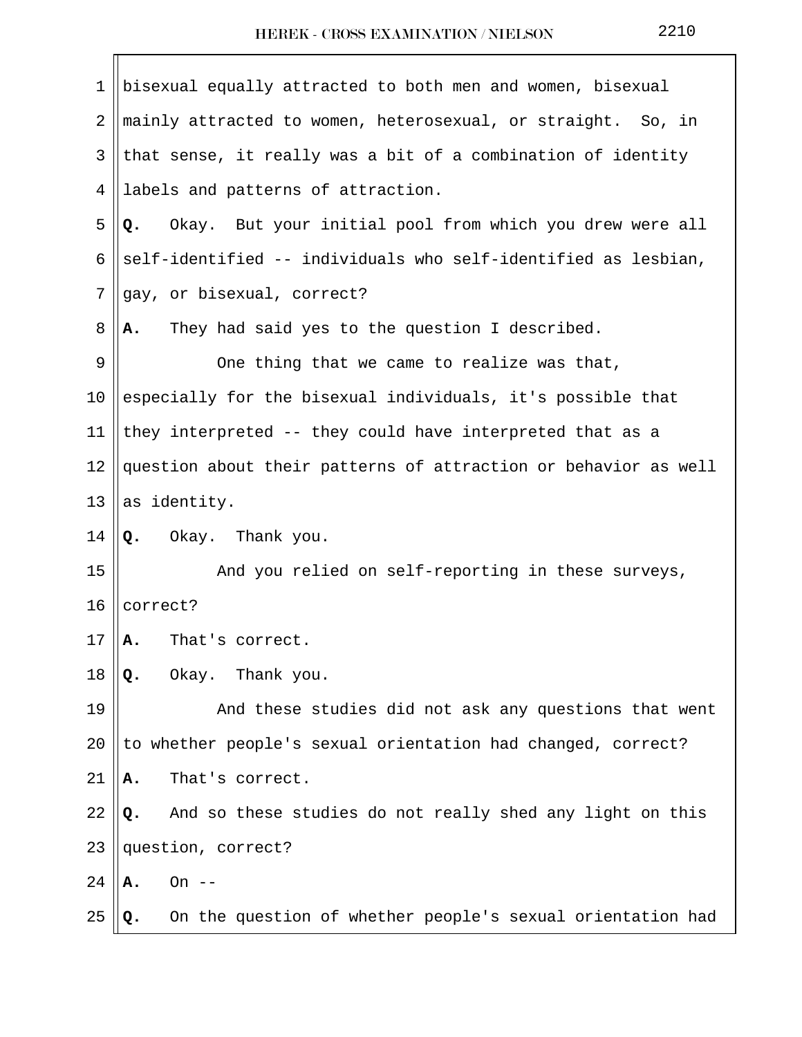bisexual equally attracted to both men and women, bisexual mainly attracted to women, heterosexual, or straight. So, in that sense, it really was a bit of a combination of identity labels and patterns of attraction.

**Q.** Okay. But your initial pool from which you drew were all self-identified -- individuals who self-identified as lesbian, gay, or bisexual, correct?

**A.** They had said yes to the question I described.

One thing that we came to realize was that, especially for the bisexual individuals, it's possible that they interpreted -- they could have interpreted that as a question about their patterns of attraction or behavior as well as identity.

**Q.** Okay. Thank you.

And you relied on self-reporting in these surveys, correct?

**A.** That's correct.

**Q.** Okay. Thank you.

And these studies did not ask any questions that went to whether people's sexual orientation had changed, correct?

**A.** That's correct.

**Q.** And so these studies do not really shed any light on this question, correct?

**A.** On --

**Q.** On the question of whether people's sexual orientation had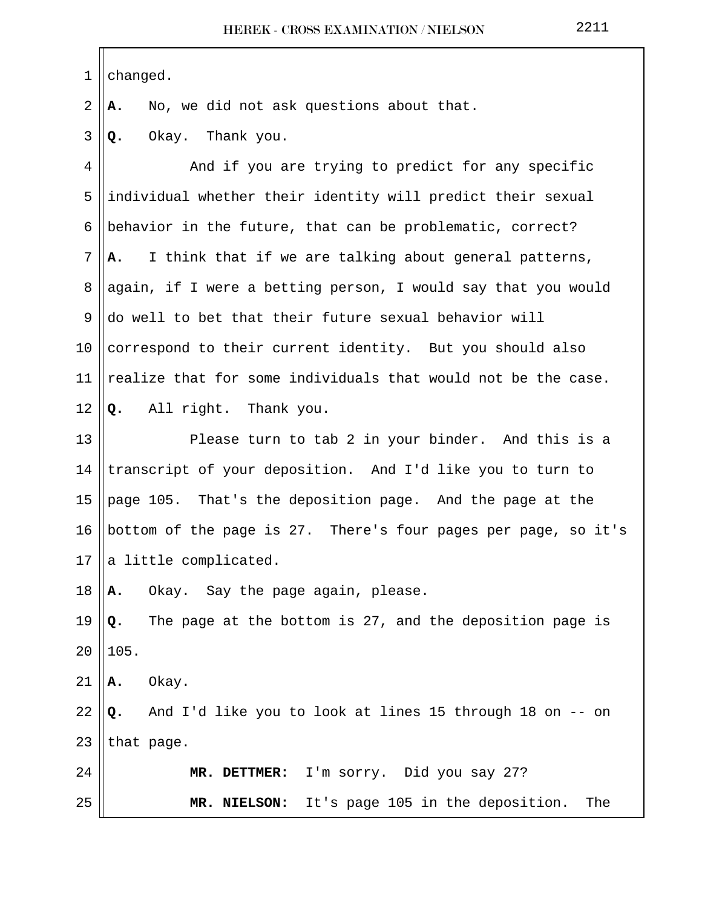changed.

**A.** No, we did not ask questions about that.

**Q.** Okay. Thank you.

And if you are trying to predict for any specific individual whether their identity will predict their sexual behavior in the future, that can be problematic, correct?

**A.** I think that if we are talking about general patterns, again, if I were a betting person, I would say that you would do well to bet that their future sexual behavior will correspond to their current identity. But you should also realize that for some individuals that would not be the case.

**Q.** All right. Thank you.

Please turn to tab 2 in your binder. And this is a transcript of your deposition. And I'd like you to turn to page 105. That's the deposition page. And the page at the bottom of the page is 27. There's four pages per page, so it's a little complicated.

**A.** Okay. Say the page again, please.

**Q.** The page at the bottom is 27, and the deposition page is 105.

**A.** Okay.

**Q.** And I'd like you to look at lines 15 through 18 on -- on that page.

**MR. DETTMER:** I'm sorry. Did you say 27?

**MR. NIELSON:** It's page 105 in the deposition. The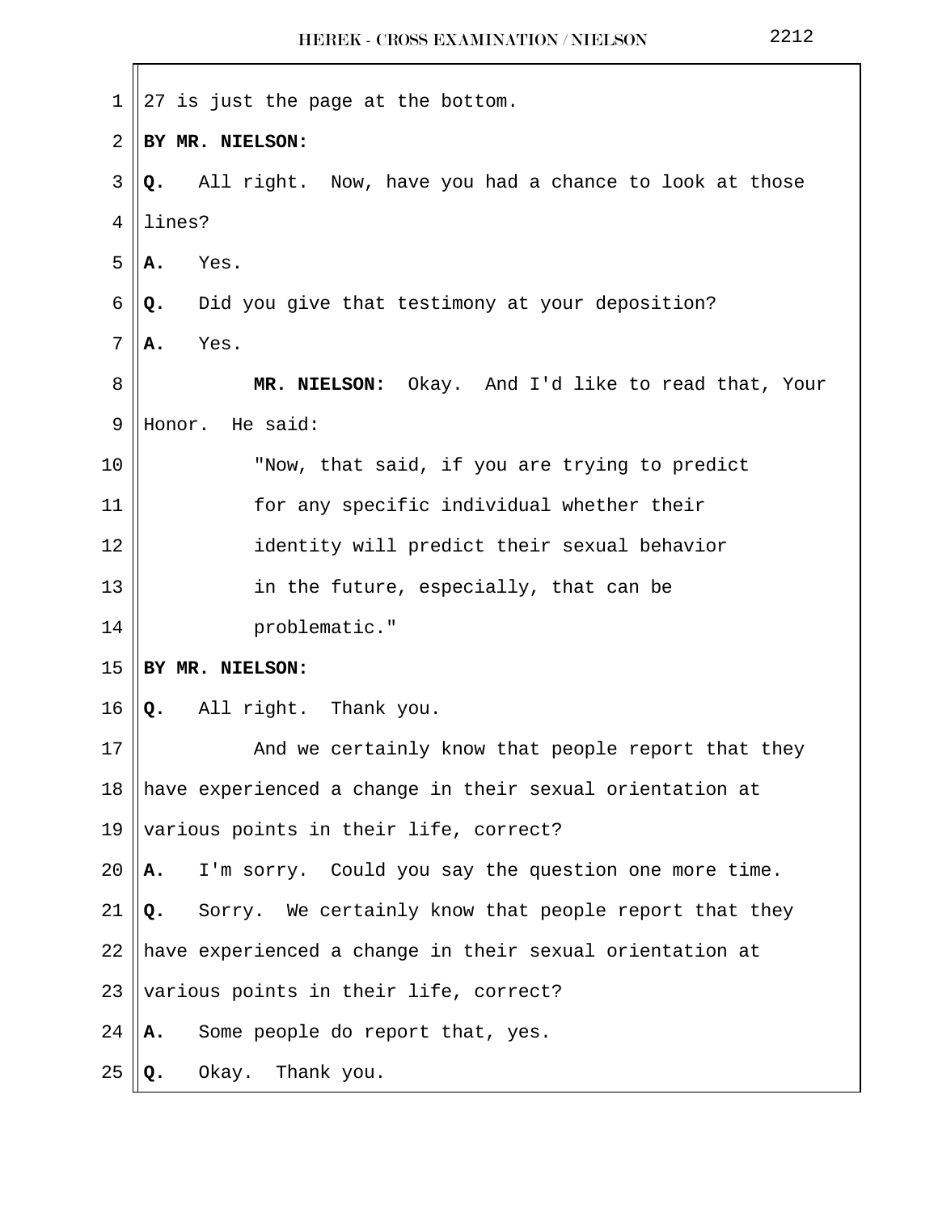27 is just the page at the bottom.

**BY MR. NIELSON:**

**Q.** All right. Now, have you had a chance to look at those lines?

**A.** Yes.

**Q.** Did you give that testimony at your deposition?

**A.** Yes.

**MR. NIELSON:** Okay. And I'd like to read that, Your Honor. He said:

> "Now, that said, if you are trying to predict for any specific individual whether their identity will predict their sexual behavior in the future, especially, that can be problematic."

**BY MR. NIELSON:**

**Q.** All right. Thank you.

And we certainly know that people report that they have experienced a change in their sexual orientation at various points in their life, correct?

**A.** I'm sorry. Could you say the question one more time.

**Q.** Sorry. We certainly know that people report that they have experienced a change in their sexual orientation at various points in their life, correct?

**A.** Some people do report that, yes.

**Q.** Okay. Thank you.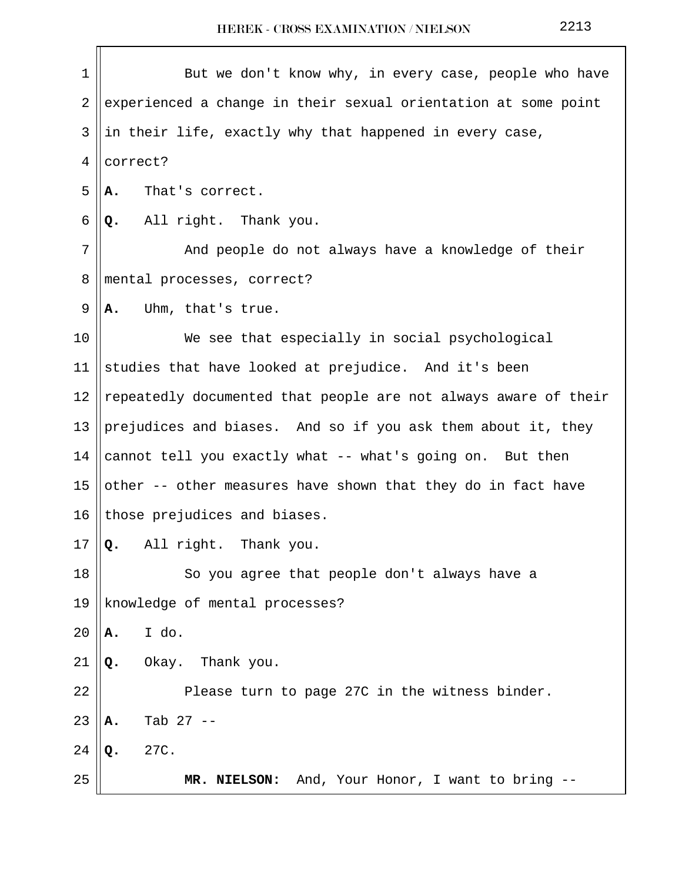But we don't know why, in every case, people who have experienced a change in their sexual orientation at some point in their life, exactly why that happened in every case, correct?

**A.** That's correct.

**Q.** All right. Thank you.

And people do not always have a knowledge of their mental processes, correct?

**A.** Uhm, that's true.

We see that especially in social psychological studies that have looked at prejudice. And it's been repeatedly documented that people are not always aware of their prejudices and biases. And so if you ask them about it, they cannot tell you exactly what -- what's going on. But then other -- other measures have shown that they do in fact have those prejudices and biases.

**Q.** All right. Thank you.

So you agree that people don't always have a knowledge of mental processes?

**A.** I do.

**Q.** Okay. Thank you.

Please turn to page 27C in the witness binder.

**A.** Tab 27 --

**Q.** 27C.

**MR. NIELSON:** And, Your Honor, I want to bring --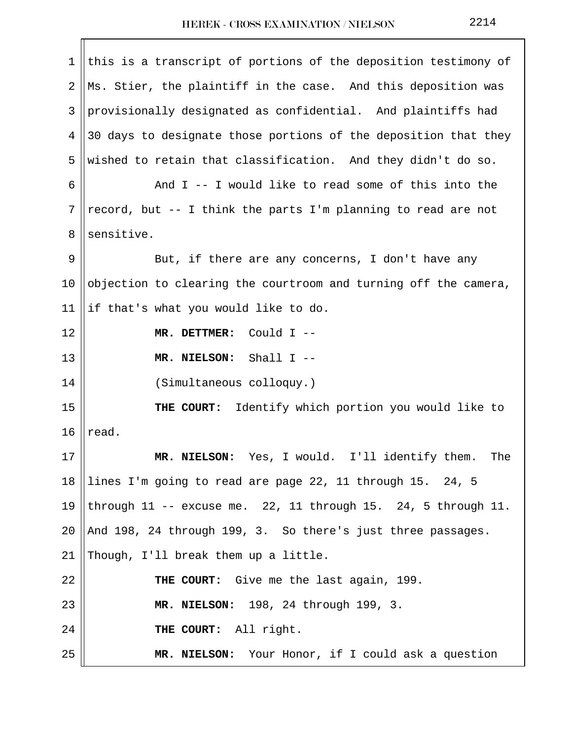this is a transcript of portions of the deposition testimony of Ms. Stier, the plaintiff in the case. And this deposition was provisionally designated as confidential. And plaintiffs had 30 days to designate those portions of the deposition that they wished to retain that classification. And they didn't do so.

And I -- I would like to read some of this into the record, but -- I think the parts I'm planning to read are not sensitive.

But, if there are any concerns, I don't have any objection to clearing the courtroom and turning off the camera, if that's what you would like to do.

**MR. DETTMER:** Could I --

**MR. NIELSON:** Shall I --

(Simultaneous colloquy.)

**THE COURT:** Identify which portion you would like to read.

**MR. NIELSON:** Yes, I would. I'll identify them. The lines I'm going to read are page 22, 11 through 15. 24, 5 through 11 -- excuse me. 22, 11 through 15. 24, 5 through 11. And 198, 24 through 199, 3. So there's just three passages. Though, I'll break them up a little.

**THE COURT:** Give me the last again, 199.

**MR. NIELSON:** 198, 24 through 199, 3.

**THE COURT:** All right.

**MR. NIELSON:** Your Honor, if I could ask a question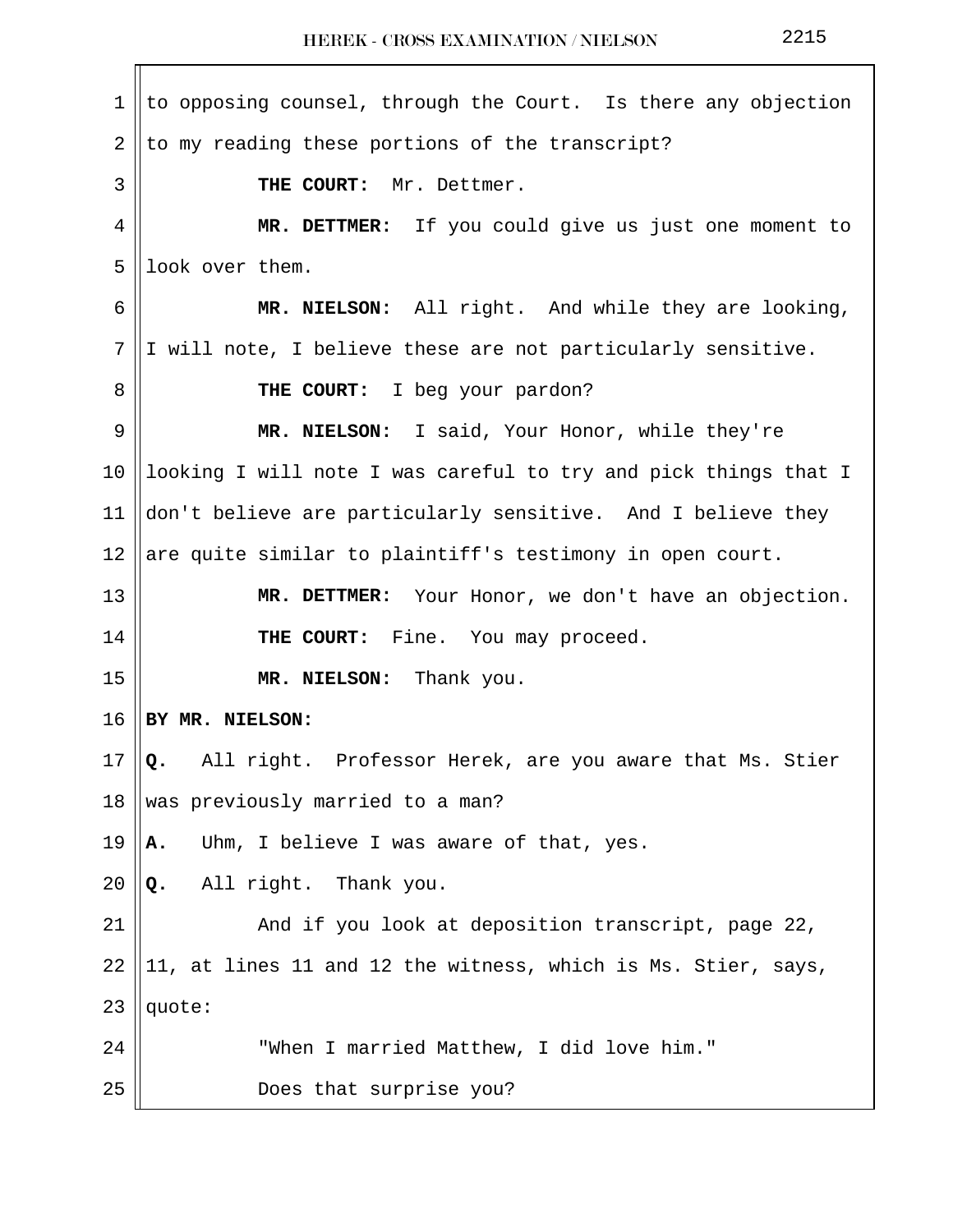to opposing counsel, through the Court. Is there any objection to my reading these portions of the transcript?

**THE COURT:** Mr. Dettmer.

**MR. DETTMER:** If you could give us just one moment to look over them.

**MR. NIELSON:** All right. And while they are looking, I will note, I believe these are not particularly sensitive.

**THE COURT:** I beg your pardon?

**MR. NIELSON:** I said, Your Honor, while they're looking I will note I was careful to try and pick things that I don't believe are particularly sensitive. And I believe they are quite similar to plaintiff's testimony in open court.

**MR. DETTMER:** Your Honor, we don't have an objection.

**THE COURT:** Fine. You may proceed.

**MR. NIELSON:** Thank you.

**BY MR. NIELSON:**

**Q.** All right. Professor Herek, are you aware that Ms. Stier was previously married to a man?

**A.** Uhm, I believe I was aware of that, yes.

**Q.** All right. Thank you.

And if you look at deposition transcript, page 22, 11, at lines 11 and 12 the witness, which is Ms. Stier, says, quote:

"When I married Matthew, I did love him."

Does that surprise you?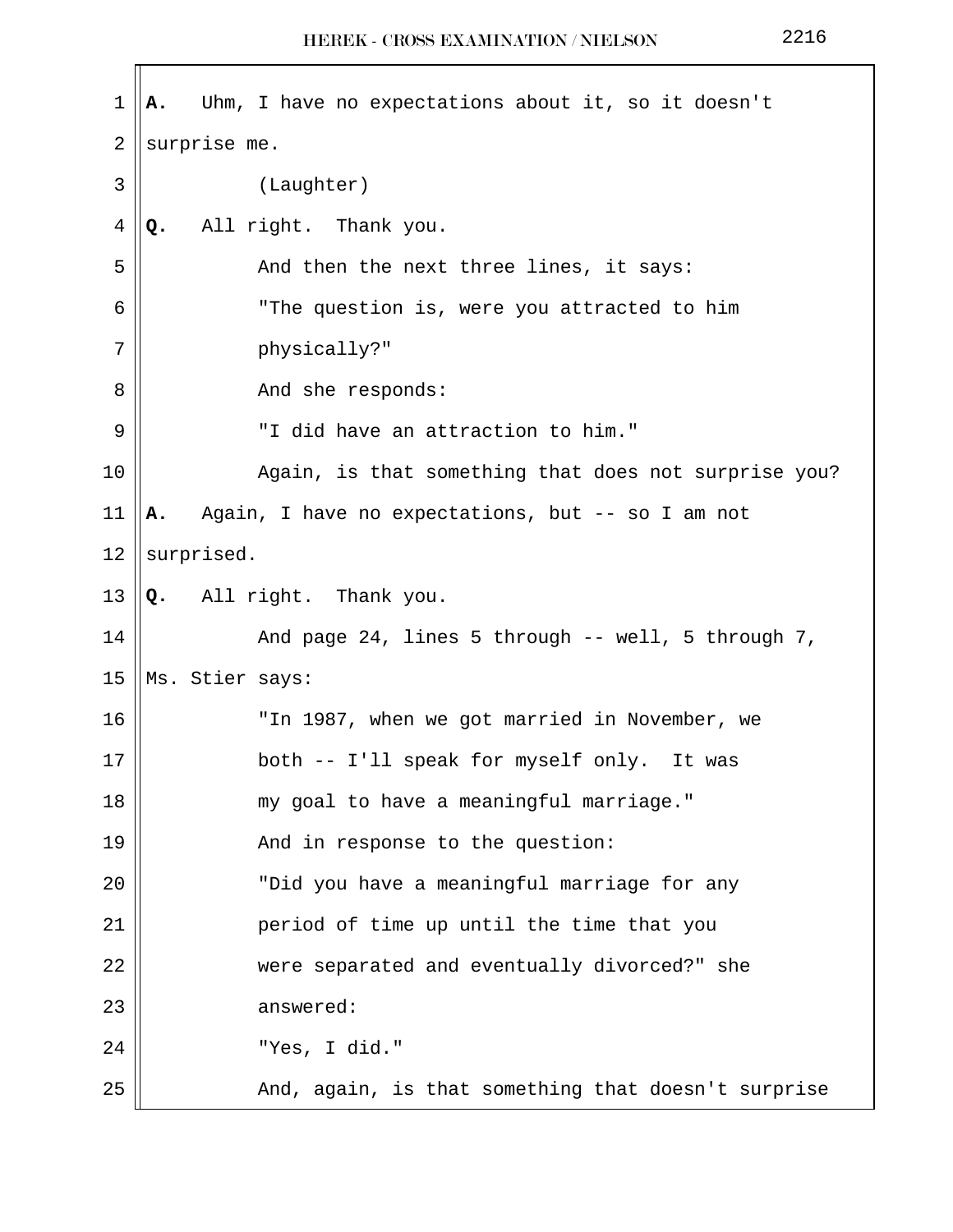**A.** Uhm, I have no expectations about it, so it doesn't surprise me.

(Laughter)

**Q.** All right. Thank you.

And then the next three lines, it says:

"The question is, were you attracted to him physically?"

And she responds:

"I did have an attraction to him."

Again, is that something that does not surprise you?

**A.** Again, I have no expectations, but -- so I am not surprised.

**Q.** All right. Thank you.

And page 24, lines 5 through -- well, 5 through 7, Ms. Stier says:

"In 1987, when we got married in November, we both -- I'll speak for myself only. It was my goal to have a meaningful marriage."

And in response to the question:

"Did you have a meaningful marriage for any period of time up until the time that you were separated and eventually divorced?" she answered:

"Yes, I did."

And, again, is that something that doesn't surprise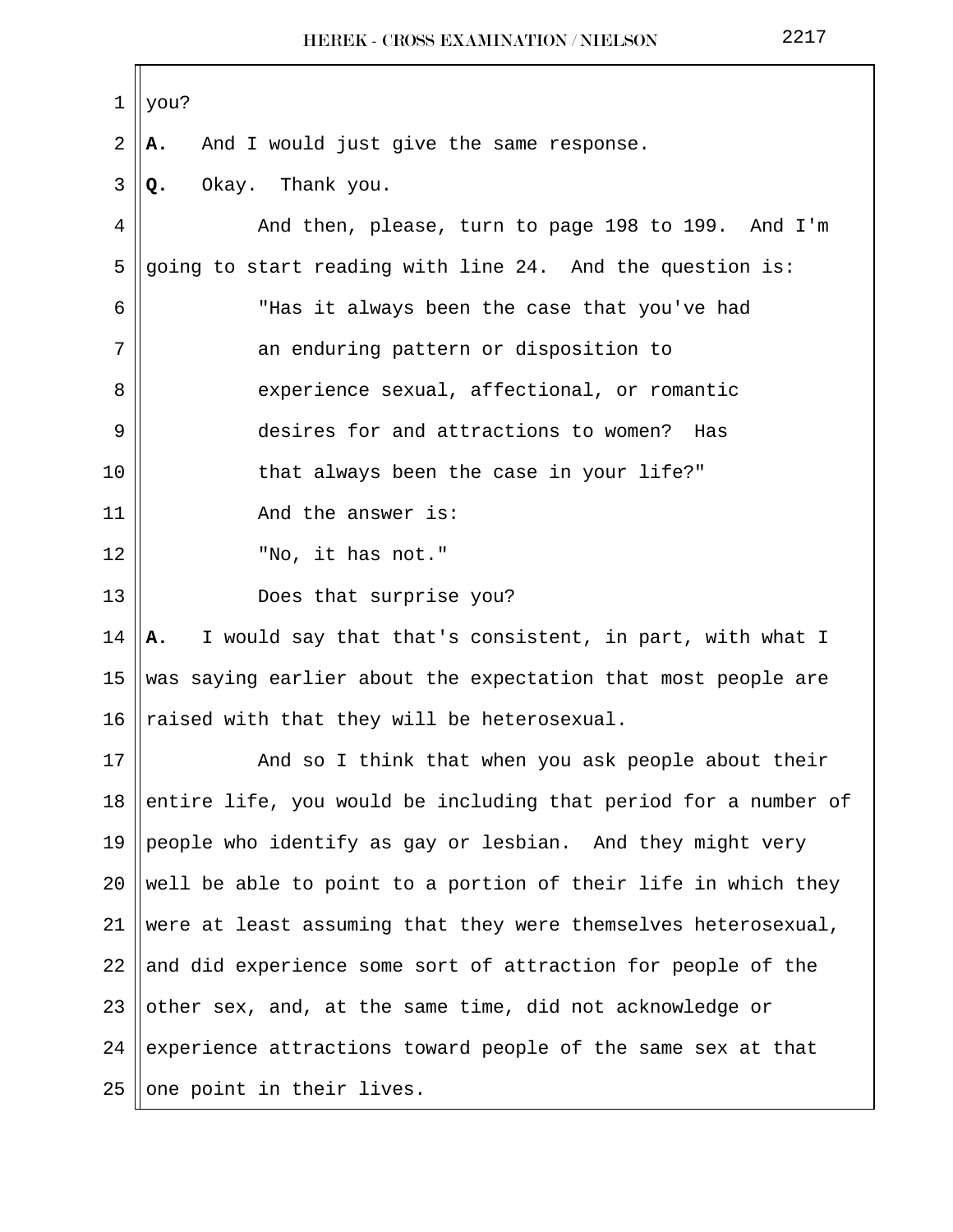you?

**A.** And I would just give the same response.

**Q.** Okay. Thank you.

And then, please, turn to page 198 to 199. And I'm going to start reading with line 24. And the question is:

"Has it always been the case that you've had an enduring pattern or disposition to experience sexual, affectional, or romantic desires for and attractions to women? Has that always been the case in your life?"

And the answer is:

"No, it has not."

Does that surprise you?

**A.** I would say that that's consistent, in part, with what I was saying earlier about the expectation that most people are raised with that they will be heterosexual.

And so I think that when you ask people about their entire life, you would be including that period for a number of people who identify as gay or lesbian. And they might very well be able to point to a portion of their life in which they were at least assuming that they were themselves heterosexual, and did experience some sort of attraction for people of the other sex, and, at the same time, did not acknowledge or experience attractions toward people of the same sex at that one point in their lives.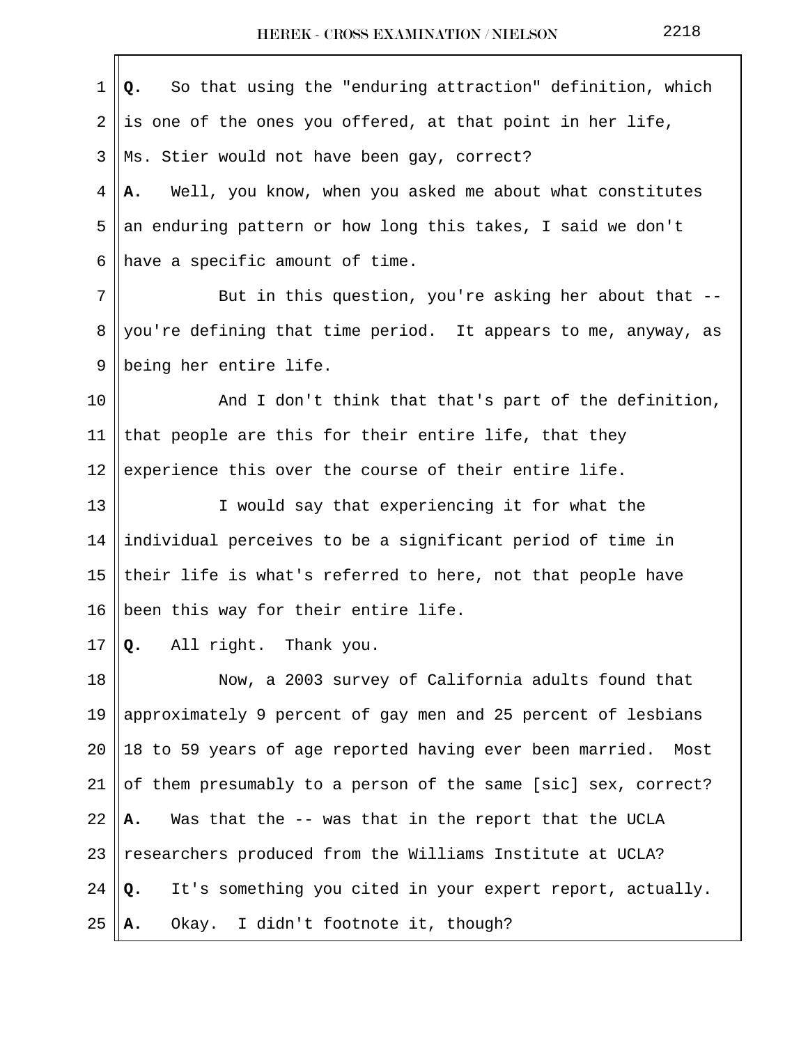**Q.** So that using the "enduring attraction" definition, which is one of the ones you offered, at that point in her life, Ms. Stier would not have been gay, correct?

**A.** Well, you know, when you asked me about what constitutes an enduring pattern or how long this takes, I said we don't have a specific amount of time.

But in this question, you're asking her about that -- you're defining that time period. It appears to me, anyway, as being her entire life.

And I don't think that that's part of the definition, that people are this for their entire life, that they experience this over the course of their entire life.

I would say that experiencing it for what the individual perceives to be a significant period of time in their life is what's referred to here, not that people have been this way for their entire life.

**Q.** All right. Thank you.

Now, a 2003 survey of California adults found that approximately 9 percent of gay men and 25 percent of lesbians 18 to 59 years of age reported having ever been married. Most of them presumably to a person of the same [sic] sex, correct?

**A.** Was that the -- was that in the report that the UCLA researchers produced from the Williams Institute at UCLA?

**Q.** It's something you cited in your expert report, actually.

**A.** Okay. I didn't footnote it, though?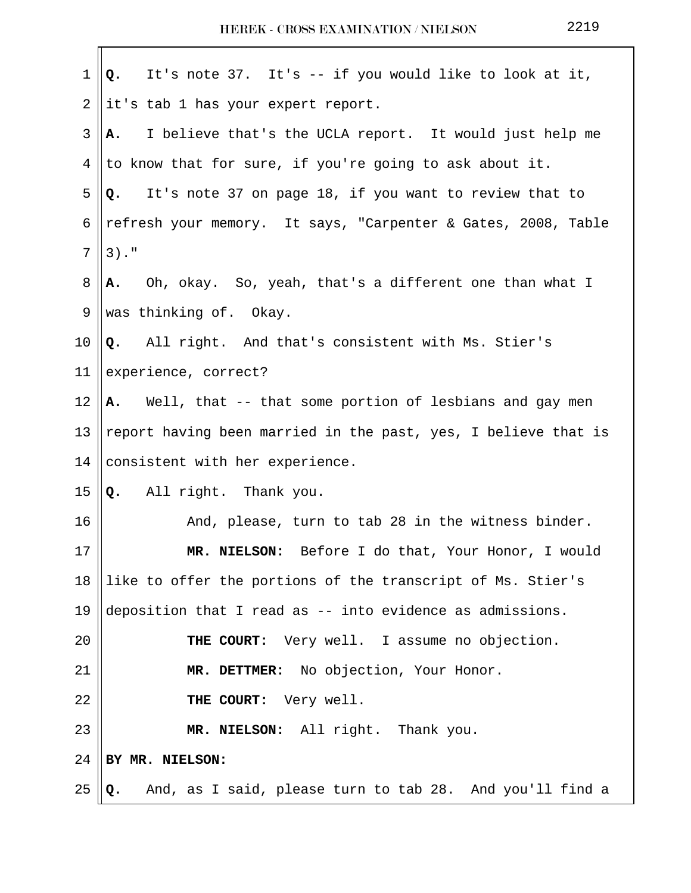**Q.** It's note 37. It's -- if you would like to look at it, it's tab 1 has your expert report.

**A.** I believe that's the UCLA report. It would just help me to know that for sure, if you're going to ask about it.

**Q.** It's note 37 on page 18, if you want to review that to refresh your memory. It says, "Carpenter & Gates, 2008, Table 3)."

**A.** Oh, okay. So, yeah, that's a different one than what I was thinking of. Okay.

**Q.** All right. And that's consistent with Ms. Stier's experience, correct?

**A.** Well, that -- that some portion of lesbians and gay men report having been married in the past, yes, I believe that is consistent with her experience.

**Q.** All right. Thank you.

And, please, turn to tab 28 in the witness binder.

**MR. NIELSON:** Before I do that, Your Honor, I would like to offer the portions of the transcript of Ms. Stier's deposition that I read as -- into evidence as admissions.

**THE COURT:** Very well. I assume no objection.

**MR. DETTMER:** No objection, Your Honor.

**THE COURT:** Very well.

**MR. NIELSON:** All right. Thank you.

**BY MR. NIELSON:**

**Q.** And, as I said, please turn to tab 28. And you'll find a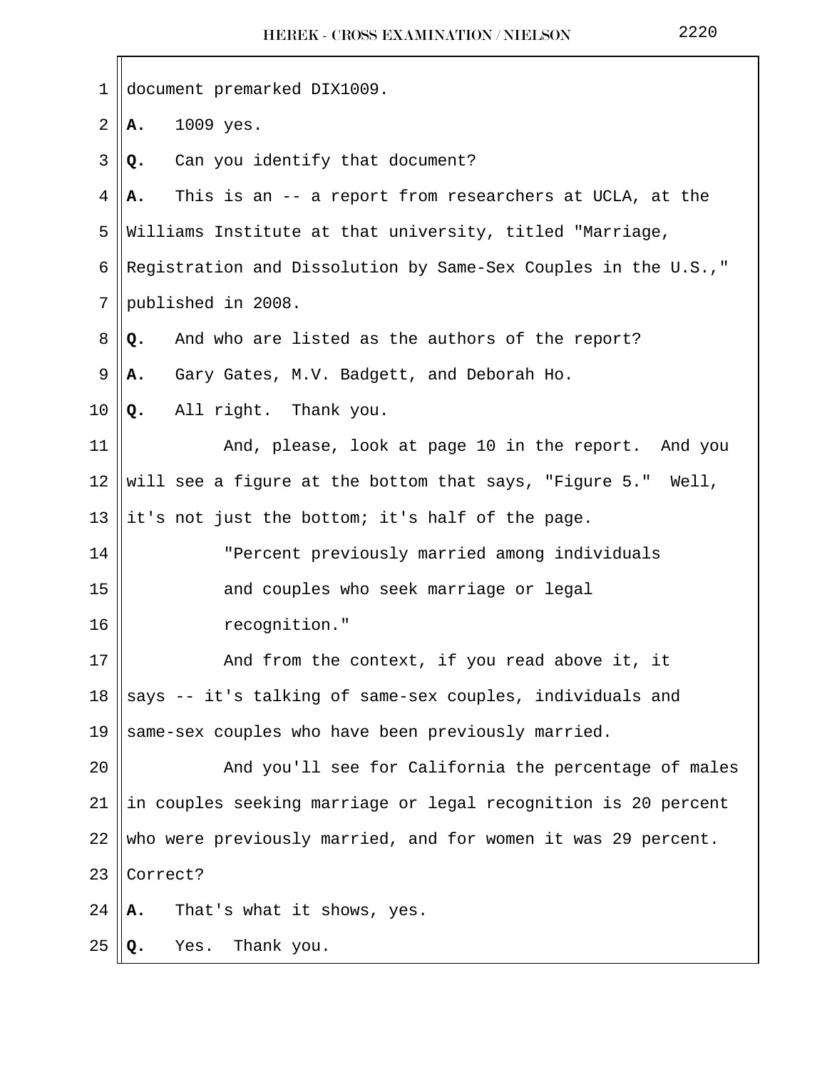document premarked DIX1009.

**A.** 1009 yes.

**Q.** Can you identify that document?

**A.** This is an -- a report from researchers at UCLA, at the Williams Institute at that university, titled "Marriage, Registration and Dissolution by Same-Sex Couples in the U.S.," published in 2008.

**Q.** And who are listed as the authors of the report?

**A.** Gary Gates, M.V. Badgett, and Deborah Ho.

**Q.** All right. Thank you.

And, please, look at page 10 in the report. And you will see a figure at the bottom that says, "Figure 5." Well, it's not just the bottom; it's half of the page.

> "Percent previously married among individuals and couples who seek marriage or legal recognition."

And from the context, if you read above it, it says -- it's talking of same-sex couples, individuals and same-sex couples who have been previously married.

And you'll see for California the percentage of males in couples seeking marriage or legal recognition is 20 percent who were previously married, and for women it was 29 percent. Correct?

**A.** That's what it shows, yes.

**Q.** Yes. Thank you.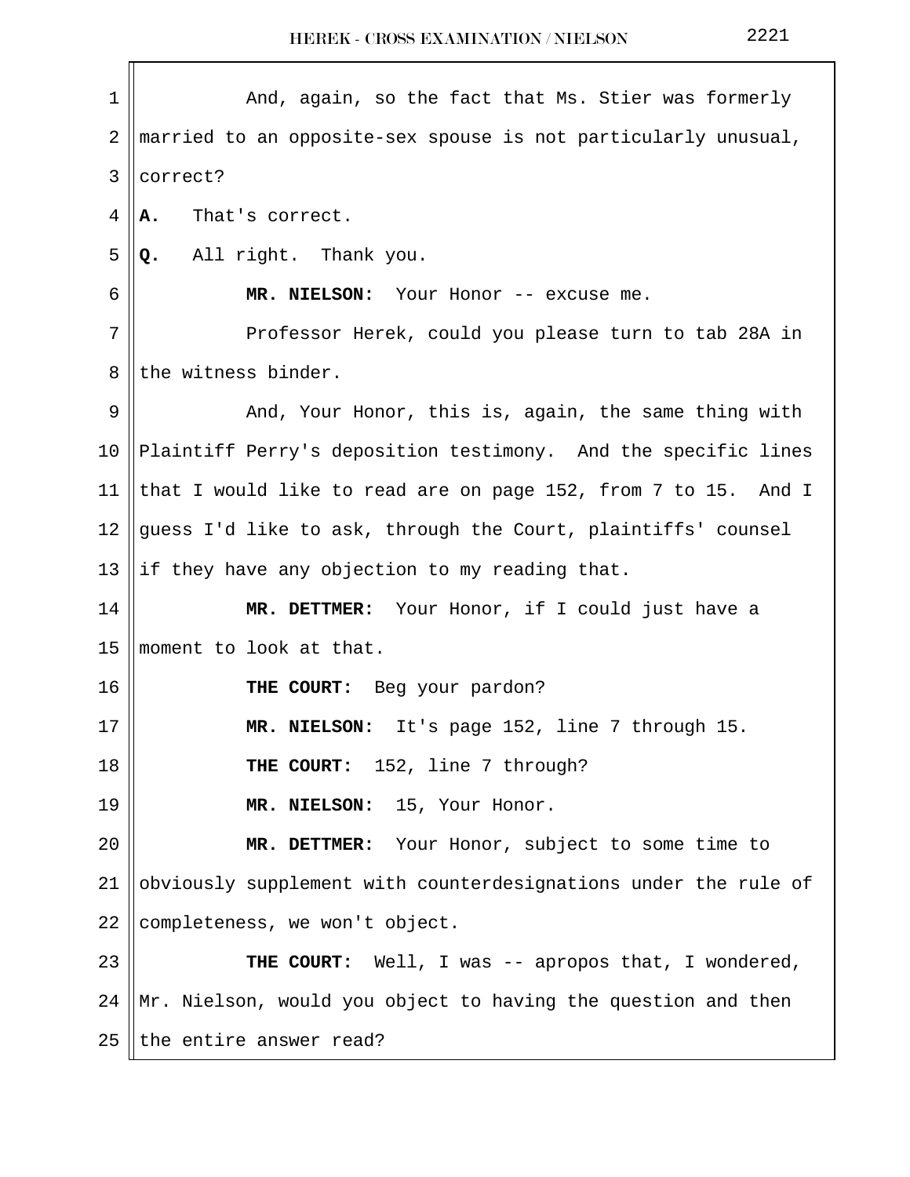And, again, so the fact that Ms. Stier was formerly married to an opposite-sex spouse is not particularly unusual, correct?

**A.** That's correct.

**Q.** All right. Thank you.

**MR. NIELSON:** Your Honor -- excuse me.

Professor Herek, could you please turn to tab 28A in the witness binder.

And, Your Honor, this is, again, the same thing with Plaintiff Perry's deposition testimony. And the specific lines that I would like to read are on page 152, from 7 to 15. And I guess I'd like to ask, through the Court, plaintiffs' counsel if they have any objection to my reading that.

**MR. DETTMER:** Your Honor, if I could just have a moment to look at that.

**THE COURT:** Beg your pardon?

**MR. NIELSON:** It's page 152, line 7 through 15.

**THE COURT:** 152, line 7 through?

**MR. NIELSON:** 15, Your Honor.

**MR. DETTMER:** Your Honor, subject to some time to obviously supplement with counterdesignations under the rule of completeness, we won't object.

**THE COURT:** Well, I was -- apropos that, I wondered, Mr. Nielson, would you object to having the question and then the entire answer read?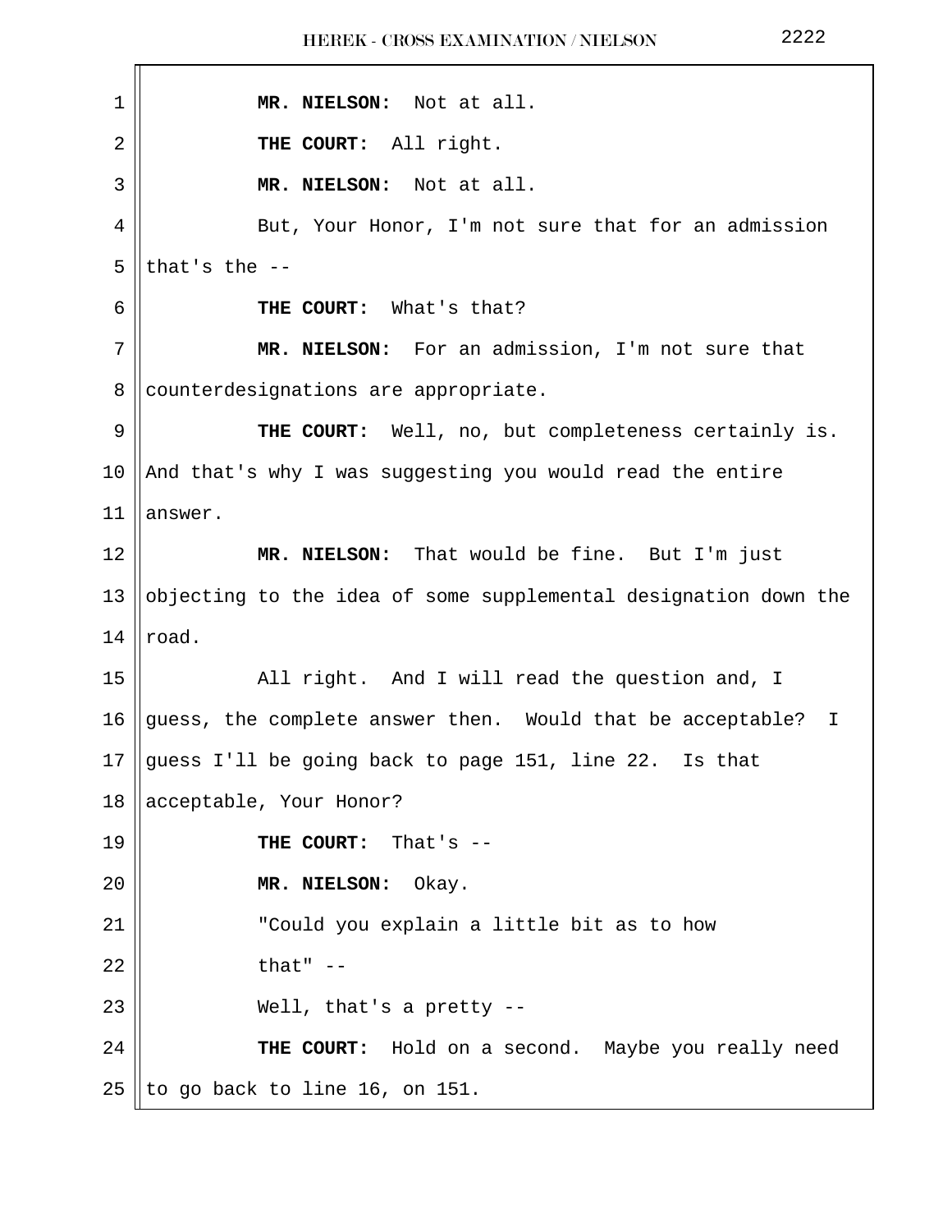**MR. NIELSON:** Not at all.

**THE COURT:** All right.

**MR. NIELSON:** Not at all.

But, Your Honor, I'm not sure that for an admission that's the --

**THE COURT:** What's that?

**MR. NIELSON:** For an admission, I'm not sure that counterdesignations are appropriate.

**THE COURT:** Well, no, but completeness certainly is. And that's why I was suggesting you would read the entire answer.

**MR. NIELSON:** That would be fine. But I'm just objecting to the idea of some supplemental designation down the road.

All right. And I will read the question and, I guess, the complete answer then. Would that be acceptable? I guess I'll be going back to page 151, line 22. Is that acceptable, Your Honor?

**THE COURT:** That's --

**MR. NIELSON:** Okay.

"Could you explain a little bit as to how that" --

Well, that's a pretty --

**THE COURT:** Hold on a second. Maybe you really need to go back to line 16, on 151.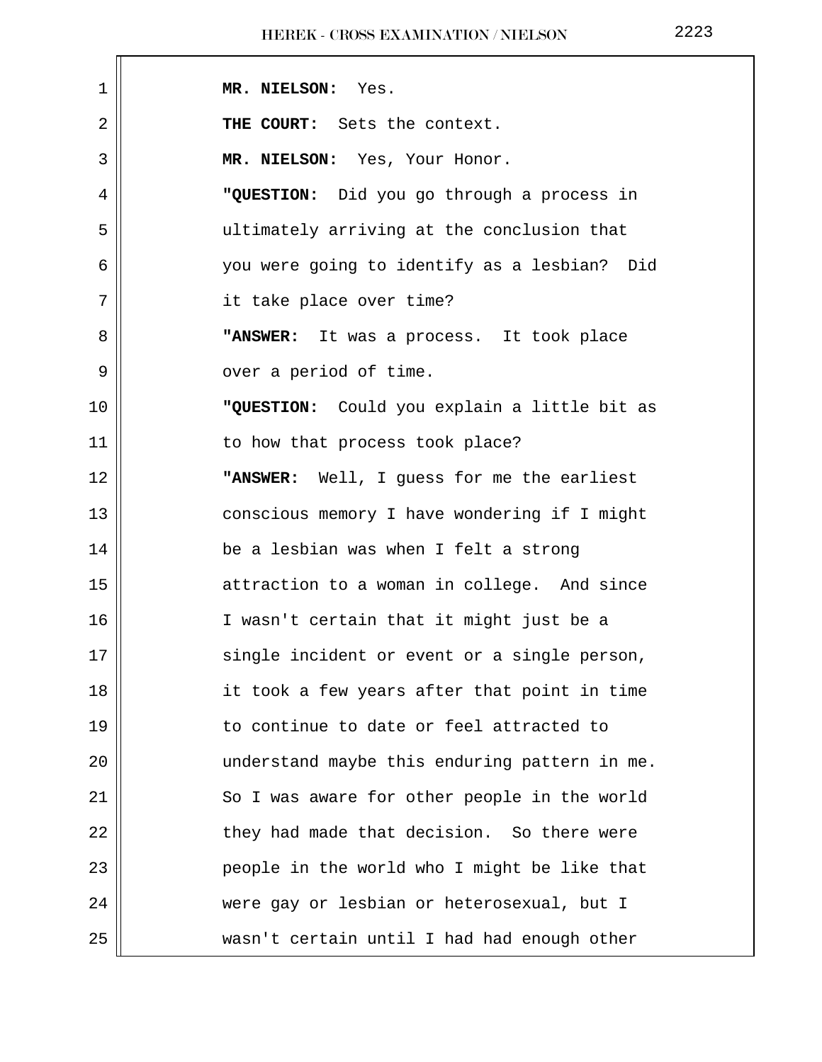**MR. NIELSON:** Yes.

**THE COURT:** Sets the context.

**MR. NIELSON:** Yes, Your Honor.

**"QUESTION:** Did you go through a process in ultimately arriving at the conclusion that you were going to identify as a lesbian? Did it take place over time?

**"ANSWER:** It was a process. It took place over a period of time.

**"QUESTION:** Could you explain a little bit as to how that process took place?

**"ANSWER:** Well, I guess for me the earliest conscious memory I have wondering if I might be a lesbian was when I felt a strong attraction to a woman in college. And since I wasn't certain that it might just be a single incident or event or a single person, it took a few years after that point in time to continue to date or feel attracted to understand maybe this enduring pattern in me. So I was aware for other people in the world they had made that decision. So there were people in the world who I might be like that were gay or lesbian or heterosexual, but I wasn't certain until I had had enough other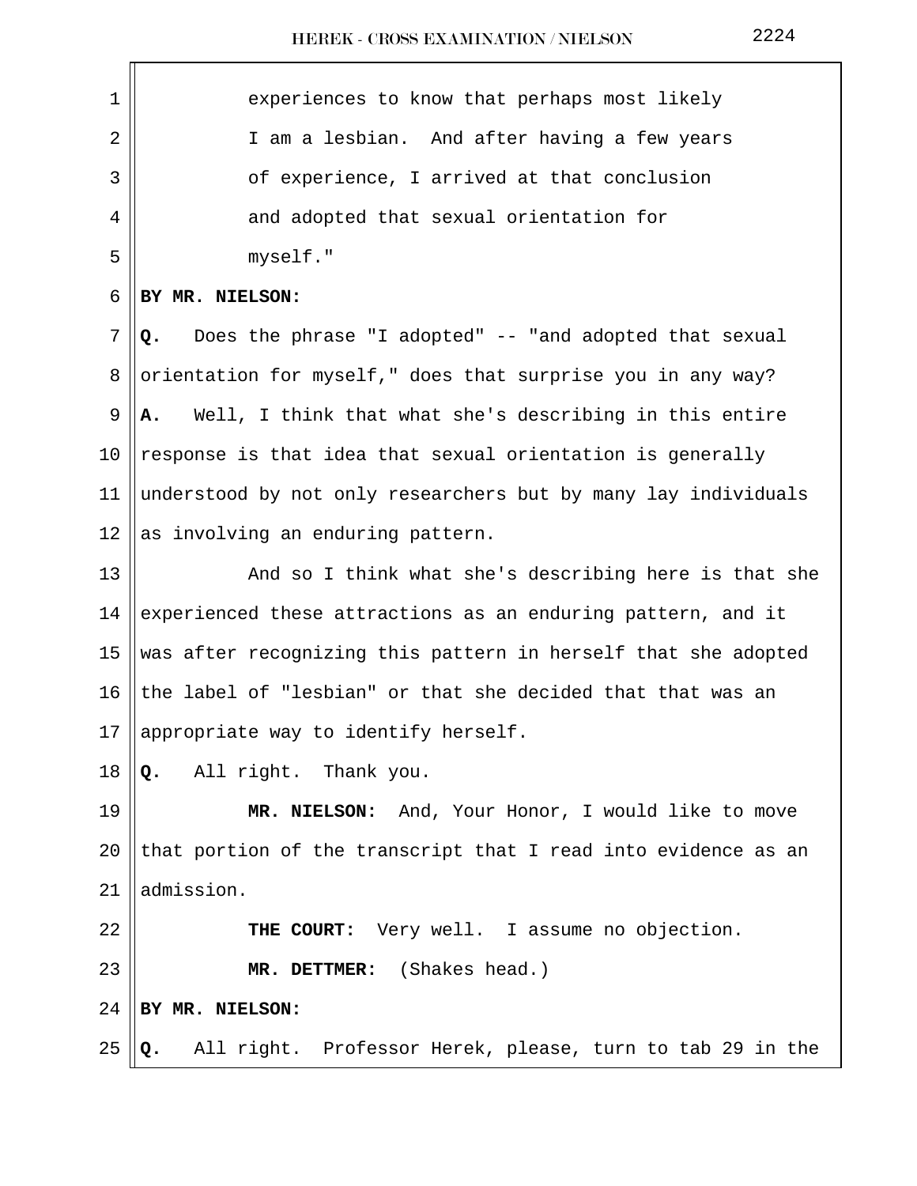experiences to know that perhaps most likely I am a lesbian. And after having a few years of experience, I arrived at that conclusion and adopted that sexual orientation for myself."

**BY MR. NIELSON:**

**Q.** Does the phrase "I adopted" -- "and adopted that sexual orientation for myself," does that surprise you in any way?

**A.** Well, I think that what she's describing in this entire response is that idea that sexual orientation is generally understood by not only researchers but by many lay individuals as involving an enduring pattern.

And so I think what she's describing here is that she experienced these attractions as an enduring pattern, and it was after recognizing this pattern in herself that she adopted the label of "lesbian" or that she decided that that was an appropriate way to identify herself.

**Q.** All right. Thank you.

**MR. NIELSON:** And, Your Honor, I would like to move that portion of the transcript that I read into evidence as an admission.

**THE COURT:** Very well. I assume no objection.

**MR. DETTMER:** (Shakes head.)

**BY MR. NIELSON:**

**Q.** All right. Professor Herek, please, turn to tab 29 in the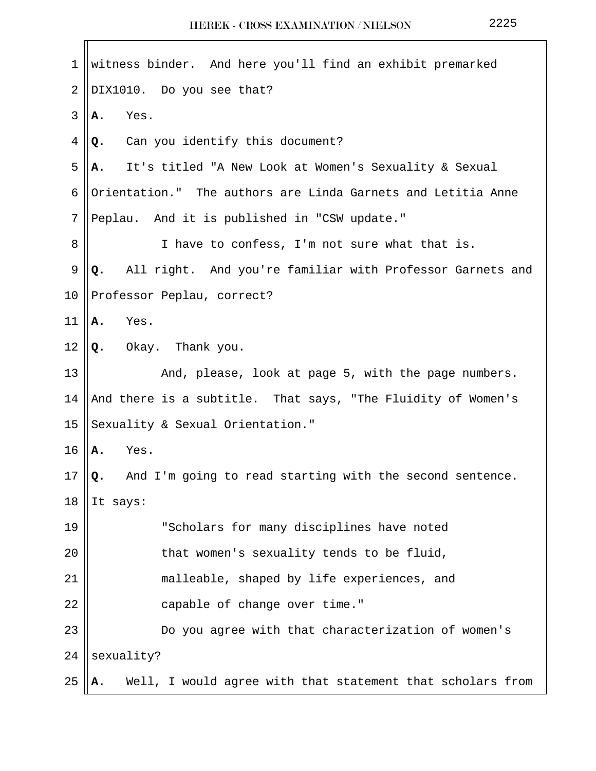witness binder. And here you'll find an exhibit premarked DIX1010. Do you see that?

**A.** Yes.

**Q.** Can you identify this document?

**A.** It's titled "A New Look at Women's Sexuality & Sexual Orientation." The authors are Linda Garnets and Letitia Anne Peplau. And it is published in "CSW update."

I have to confess, I'm not sure what that is.

**Q.** All right. And you're familiar with Professor Garnets and Professor Peplau, correct?

**A.** Yes.

**Q.** Okay. Thank you.

And, please, look at page 5, with the page numbers. And there is a subtitle. That says, "The Fluidity of Women's Sexuality & Sexual Orientation."

**A.** Yes.

**Q.** And I'm going to read starting with the second sentence. It says:

> "Scholars for many disciplines have noted that women's sexuality tends to be fluid, malleable, shaped by life experiences, and capable of change over time."

Do you agree with that characterization of women's sexuality?

**A.** Well, I would agree with that statement that scholars from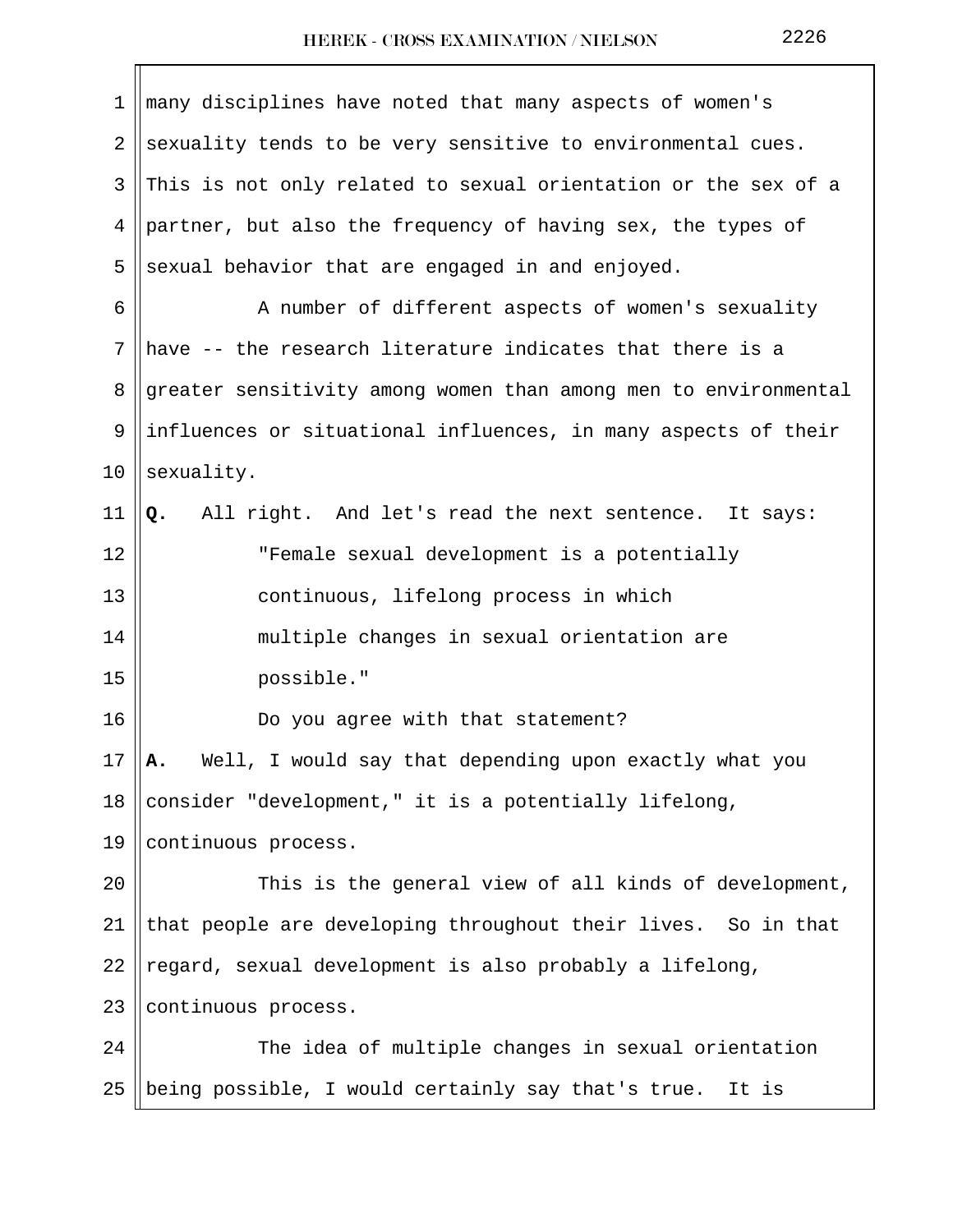many disciplines have noted that many aspects of women's sexuality tends to be very sensitive to environmental cues. This is not only related to sexual orientation or the sex of a partner, but also the frequency of having sex, the types of sexual behavior that are engaged in and enjoyed.

A number of different aspects of women's sexuality have -- the research literature indicates that there is a greater sensitivity among women than among men to environmental influences or situational influences, in many aspects of their sexuality.

**Q.** All right. And let's read the next sentence. It says:

> "Female sexual development is a potentially continuous, lifelong process in which multiple changes in sexual orientation are possible."

Do you agree with that statement?

**A.** Well, I would say that depending upon exactly what you consider "development," it is a potentially lifelong, continuous process.

This is the general view of all kinds of development, that people are developing throughout their lives. So in that regard, sexual development is also probably a lifelong, continuous process.

The idea of multiple changes in sexual orientation being possible, I would certainly say that's true. It is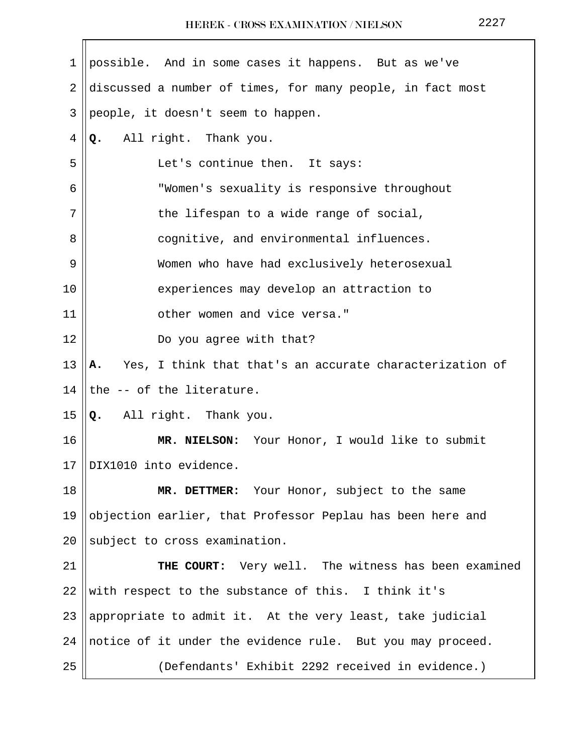possible. And in some cases it happens. But as we've discussed a number of times, for many people, in fact most people, it doesn't seem to happen.

**Q.** All right. Thank you.

Let's continue then. It says:

"Women's sexuality is responsive throughout the lifespan to a wide range of social, cognitive, and environmental influences. Women who have had exclusively heterosexual experiences may develop an attraction to other women and vice versa."

Do you agree with that?

**A.** Yes, I think that that's an accurate characterization of the -- of the literature.

**Q.** All right. Thank you.

**MR. NIELSON:** Your Honor, I would like to submit DIX1010 into evidence.

**MR. DETTMER:** Your Honor, subject to the same objection earlier, that Professor Peplau has been here and subject to cross examination.

**THE COURT:** Very well. The witness has been examined with respect to the substance of this. I think it's appropriate to admit it. At the very least, take judicial notice of it under the evidence rule. But you may proceed.

(Defendants' Exhibit 2292 received in evidence.)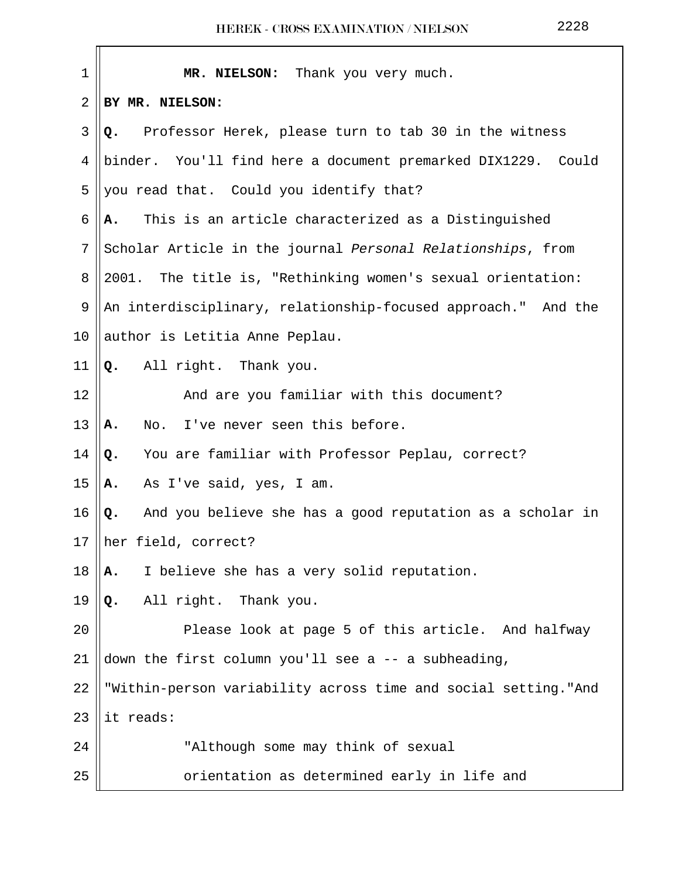**MR. NIELSON:** Thank you very much.

**BY MR. NIELSON:**

**Q.** Professor Herek, please turn to tab 30 in the witness binder. You'll find here a document premarked DIX1229. Could you read that. Could you identify that?

**A.** This is an article characterized as a Distinguished Scholar Article in the journal *Personal Relationships*, from 2001. The title is, "Rethinking women's sexual orientation: An interdisciplinary, relationship-focused approach." And the author is Letitia Anne Peplau.

**Q.** All right. Thank you.

And are you familiar with this document?

**A.** No. I've never seen this before.

**Q.** You are familiar with Professor Peplau, correct?

**A.** As I've said, yes, I am.

**Q.** And you believe she has a good reputation as a scholar in her field, correct?

**A.** I believe she has a very solid reputation.

**Q.** All right. Thank you.

Please look at page 5 of this article. And halfway down the first column you'll see a -- a subheading, "Within-person variability across time and social setting."And it reads:

"Although some may think of sexual orientation as determined early in life and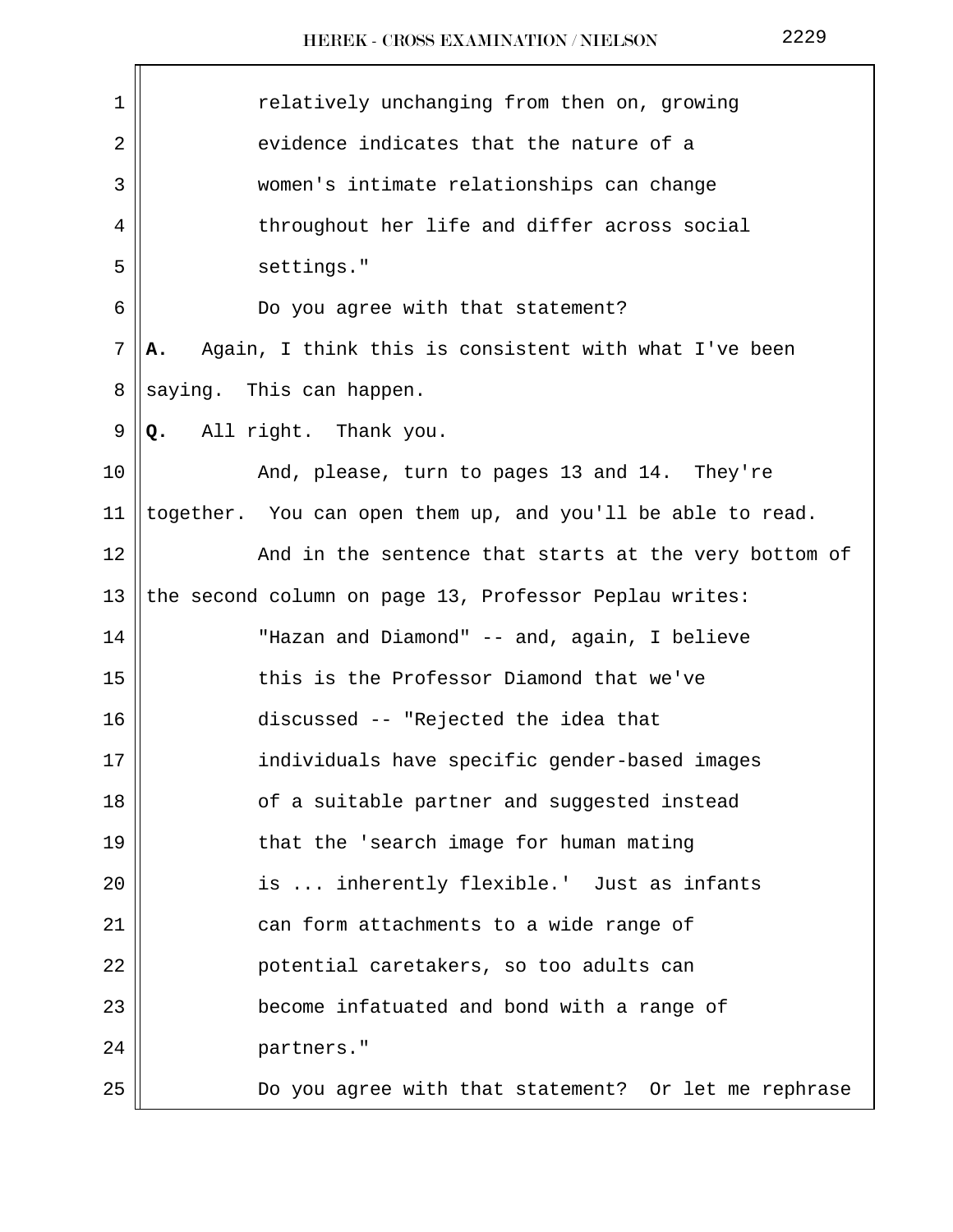relatively unchanging from then on, growing evidence indicates that the nature of a women's intimate relationships can change throughout her life and differ across social settings."

Do you agree with that statement?

**A.** Again, I think this is consistent with what I've been saying. This can happen.

**Q.** All right. Thank you.

And, please, turn to pages 13 and 14. They're together. You can open them up, and you'll be able to read.

And in the sentence that starts at the very bottom of the second column on page 13, Professor Peplau writes:

"Hazan and Diamond" -- and, again, I believe this is the Professor Diamond that we've discussed -- "Rejected the idea that individuals have specific gender-based images of a suitable partner and suggested instead that the 'search image for human mating is ... inherently flexible.' Just as infants can form attachments to a wide range of potential caretakers, so too adults can become infatuated and bond with a range of partners."

Do you agree with that statement? Or let me rephrase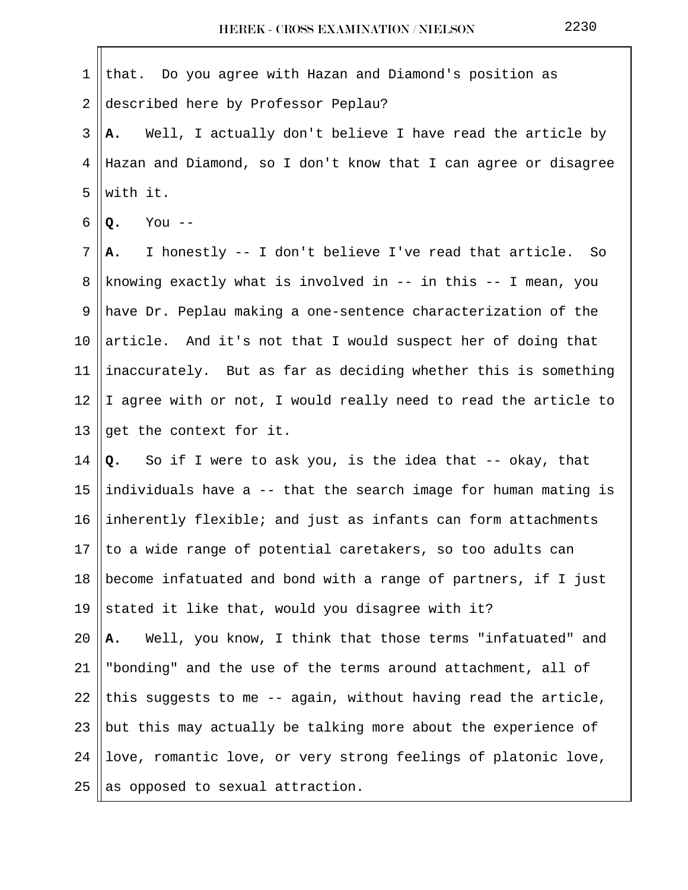that. Do you agree with Hazan and Diamond's position as described here by Professor Peplau?

**A.** Well, I actually don't believe I have read the article by Hazan and Diamond, so I don't know that I can agree or disagree with it.

**Q.** You --

**A.** I honestly -- I don't believe I've read that article. So knowing exactly what is involved in -- in this -- I mean, you have Dr. Peplau making a one-sentence characterization of the article. And it's not that I would suspect her of doing that inaccurately. But as far as deciding whether this is something I agree with or not, I would really need to read the article to get the context for it.

**Q.** So if I were to ask you, is the idea that -- okay, that individuals have a -- that the search image for human mating is inherently flexible; and just as infants can form attachments to a wide range of potential caretakers, so too adults can become infatuated and bond with a range of partners, if I just stated it like that, would you disagree with it?

**A.** Well, you know, I think that those terms "infatuated" and "bonding" and the use of the terms around attachment, all of this suggests to me -- again, without having read the article, but this may actually be talking more about the experience of love, romantic love, or very strong feelings of platonic love, as opposed to sexual attraction.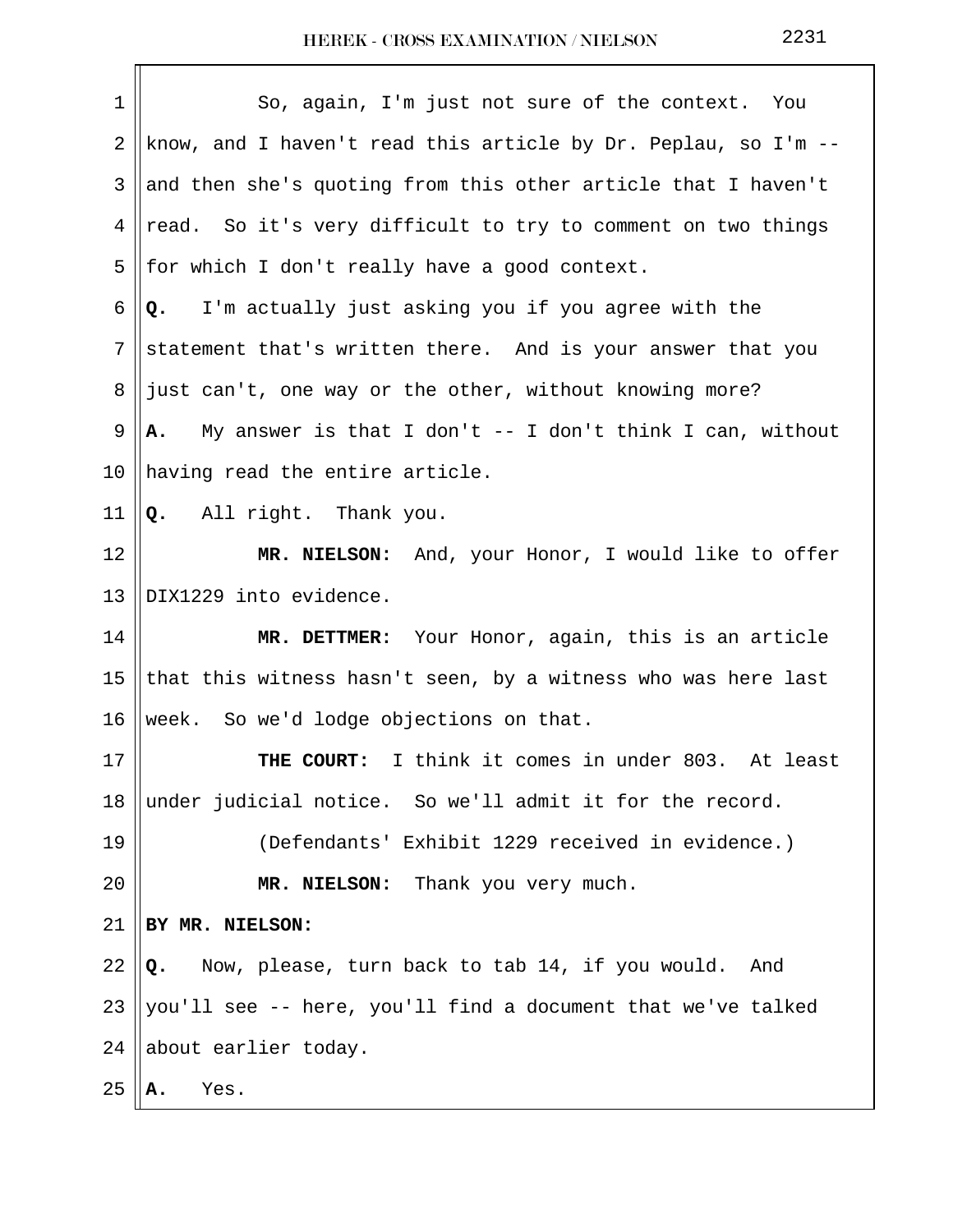So, again, I'm just not sure of the context. You know, and I haven't read this article by Dr. Peplau, so I'm -- and then she's quoting from this other article that I haven't read. So it's very difficult to try to comment on two things for which I don't really have a good context.

**Q.** I'm actually just asking you if you agree with the statement that's written there. And is your answer that you just can't, one way or the other, without knowing more?

**A.** My answer is that I don't -- I don't think I can, without having read the entire article.

**Q.** All right. Thank you.

**MR. NIELSON:** And, your Honor, I would like to offer DIX1229 into evidence.

**MR. DETTMER:** Your Honor, again, this is an article that this witness hasn't seen, by a witness who was here last week. So we'd lodge objections on that.

**THE COURT:** I think it comes in under 803. At least under judicial notice. So we'll admit it for the record.

(Defendants' Exhibit 1229 received in evidence.)

**MR. NIELSON:** Thank you very much.

**BY MR. NIELSON:**

**Q.** Now, please, turn back to tab 14, if you would. And you'll see -- here, you'll find a document that we've talked about earlier today.

**A.** Yes.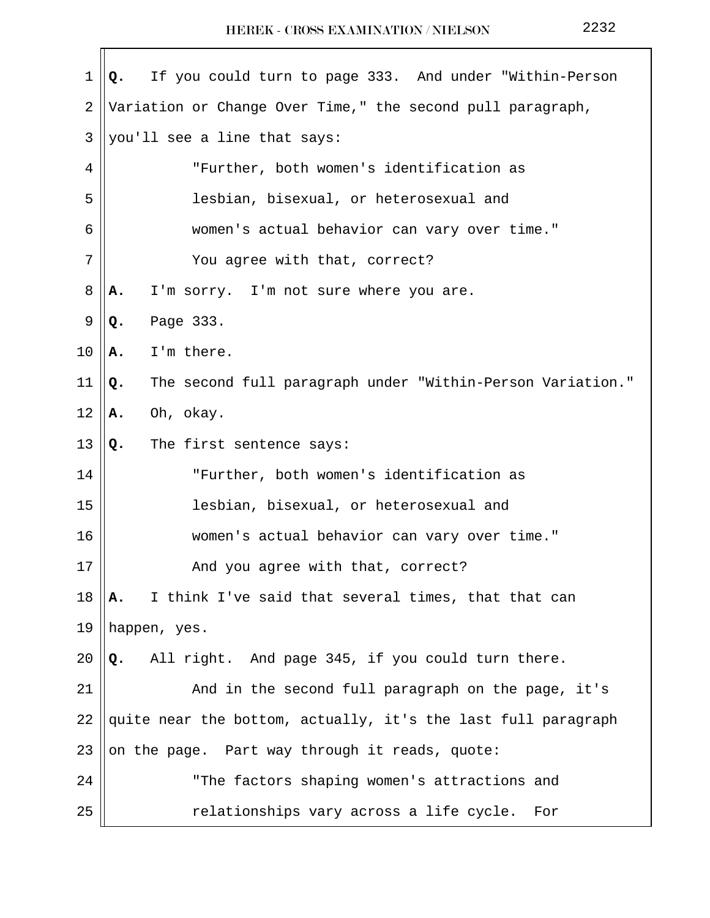**Q.** If you could turn to page 333. And under "Within-Person Variation or Change Over Time," the second pull paragraph, you'll see a line that says:

> "Further, both women's identification as lesbian, bisexual, or heterosexual and women's actual behavior can vary over time."

You agree with that, correct?

**A.** I'm sorry. I'm not sure where you are.

**Q.** Page 333.

**A.** I'm there.

**Q.** The second full paragraph under "Within-Person Variation."

**A.** Oh, okay.

**Q.** The first sentence says:

> "Further, both women's identification as lesbian, bisexual, or heterosexual and women's actual behavior can vary over time."

And you agree with that, correct?

**A.** I think I've said that several times, that that can happen, yes.

**Q.** All right. And page 345, if you could turn there.

And in the second full paragraph on the page, it's quite near the bottom, actually, it's the last full paragraph on the page. Part way through it reads, quote:

> "The factors shaping women's attractions and relationships vary across a life cycle. For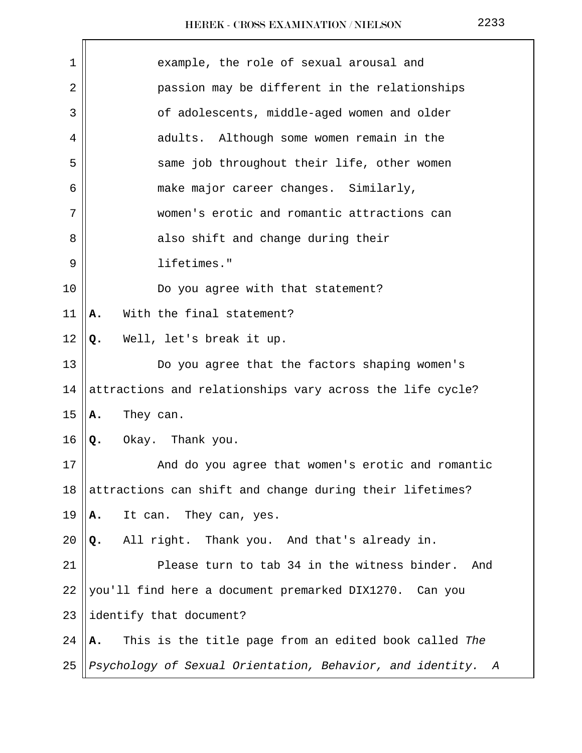example, the role of sexual arousal and passion may be different in the relationships of adolescents, middle-aged women and older adults. Although some women remain in the same job throughout their life, other women make major career changes. Similarly, women's erotic and romantic attractions can also shift and change during their lifetimes."

Do you agree with that statement?

**A.** With the final statement?

**Q.** Well, let's break it up.

Do you agree that the factors shaping women's attractions and relationships vary across the life cycle?

**A.** They can.

**Q.** Okay. Thank you.

And do you agree that women's erotic and romantic attractions can shift and change during their lifetimes?

**A.** It can. They can, yes.

**Q.** All right. Thank you. And that's already in.

Please turn to tab 34 in the witness binder. And you'll find here a document premarked DIX1270. Can you identify that document?

**A.** This is the title page from an edited book called *The Psychology of Sexual Orientation, Behavior, and identity. A*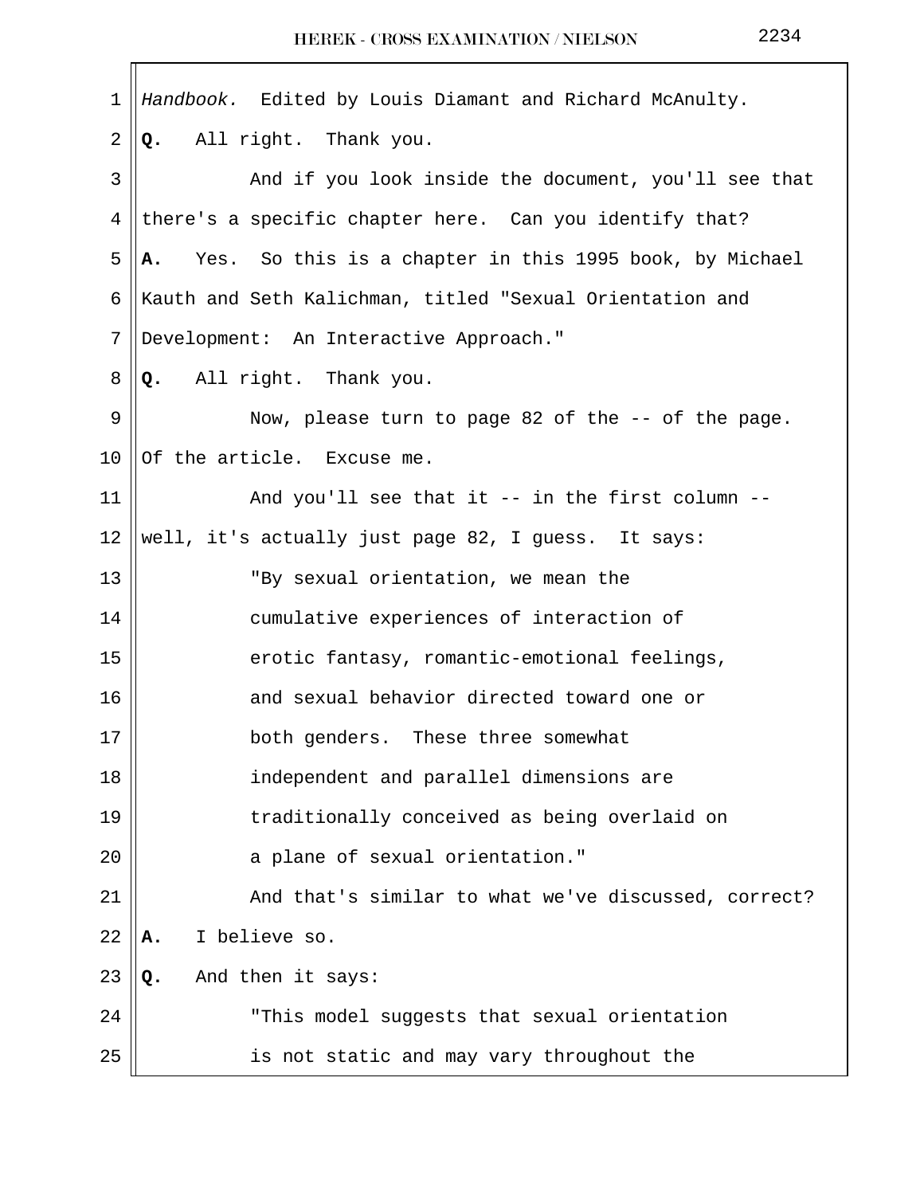*Handbook.* Edited by Louis Diamant and Richard McAnulty.

**Q.** All right. Thank you.

And if you look inside the document, you'll see that there's a specific chapter here. Can you identify that?

**A.** Yes. So this is a chapter in this 1995 book, by Michael Kauth and Seth Kalichman, titled "Sexual Orientation and Development: An Interactive Approach."

**Q.** All right. Thank you.

Now, please turn to page 82 of the -- of the page. Of the article. Excuse me.

And you'll see that it -- in the first column -- well, it's actually just page 82, I guess. It says:

> "By sexual orientation, we mean the cumulative experiences of interaction of erotic fantasy, romantic-emotional feelings, and sexual behavior directed toward one or both genders. These three somewhat independent and parallel dimensions are traditionally conceived as being overlaid on a plane of sexual orientation."

And that's similar to what we've discussed, correct?

**A.** I believe so.

**Q.** And then it says:

> "This model suggests that sexual orientation is not static and may vary throughout the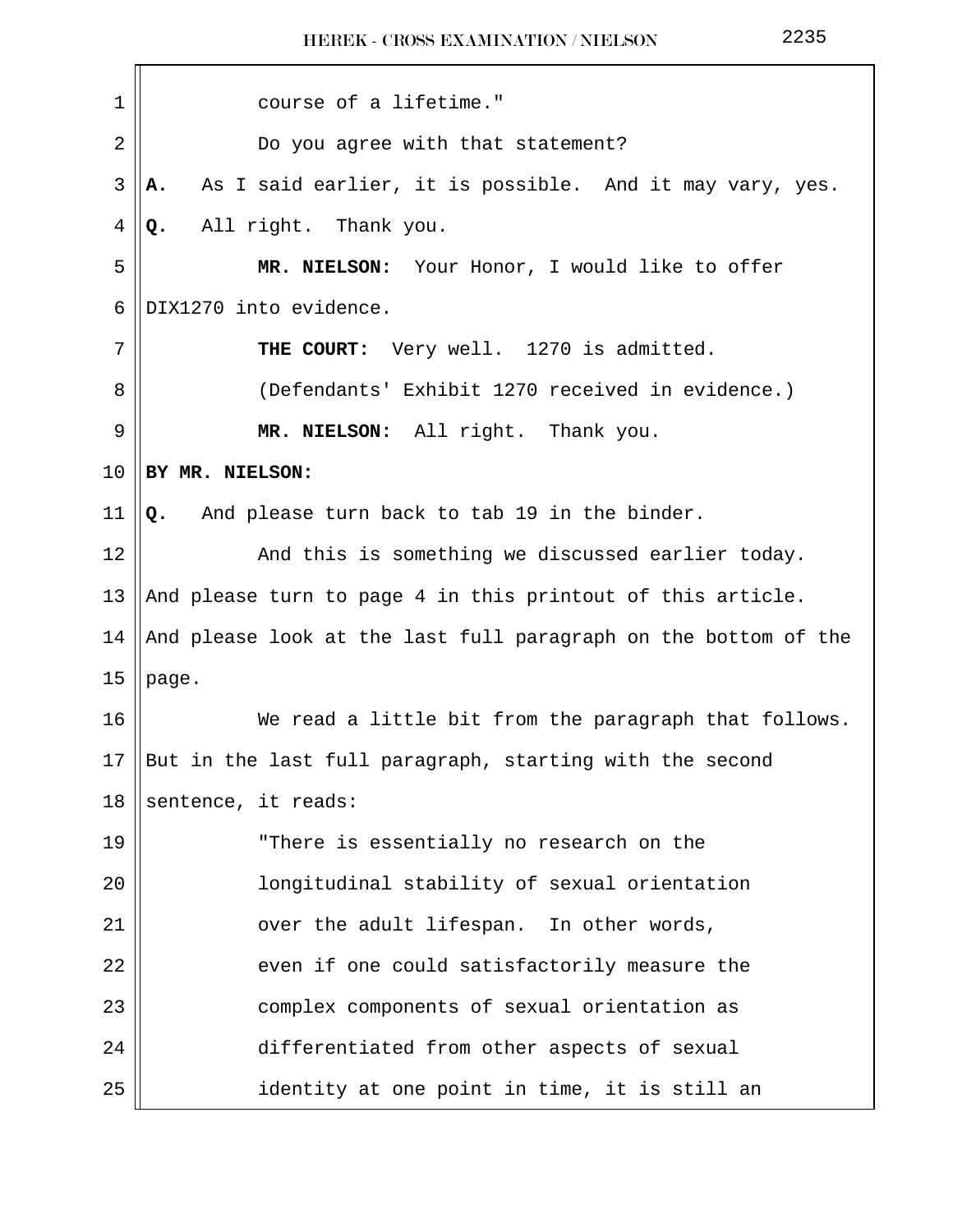course of a lifetime."

Do you agree with that statement?

**A.** As I said earlier, it is possible. And it may vary, yes.

**Q.** All right. Thank you.

**MR. NIELSON:** Your Honor, I would like to offer DIX1270 into evidence.

**THE COURT:** Very well. 1270 is admitted.

(Defendants' Exhibit 1270 received in evidence.)

**MR. NIELSON:** All right. Thank you.

**BY MR. NIELSON:**

**Q.** And please turn back to tab 19 in the binder.

And this is something we discussed earlier today. And please turn to page 4 in this printout of this article. And please look at the last full paragraph on the bottom of the page.

We read a little bit from the paragraph that follows. But in the last full paragraph, starting with the second sentence, it reads:

"There is essentially no research on the longitudinal stability of sexual orientation over the adult lifespan. In other words, even if one could satisfactorily measure the complex components of sexual orientation as differentiated from other aspects of sexual identity at one point in time, it is still an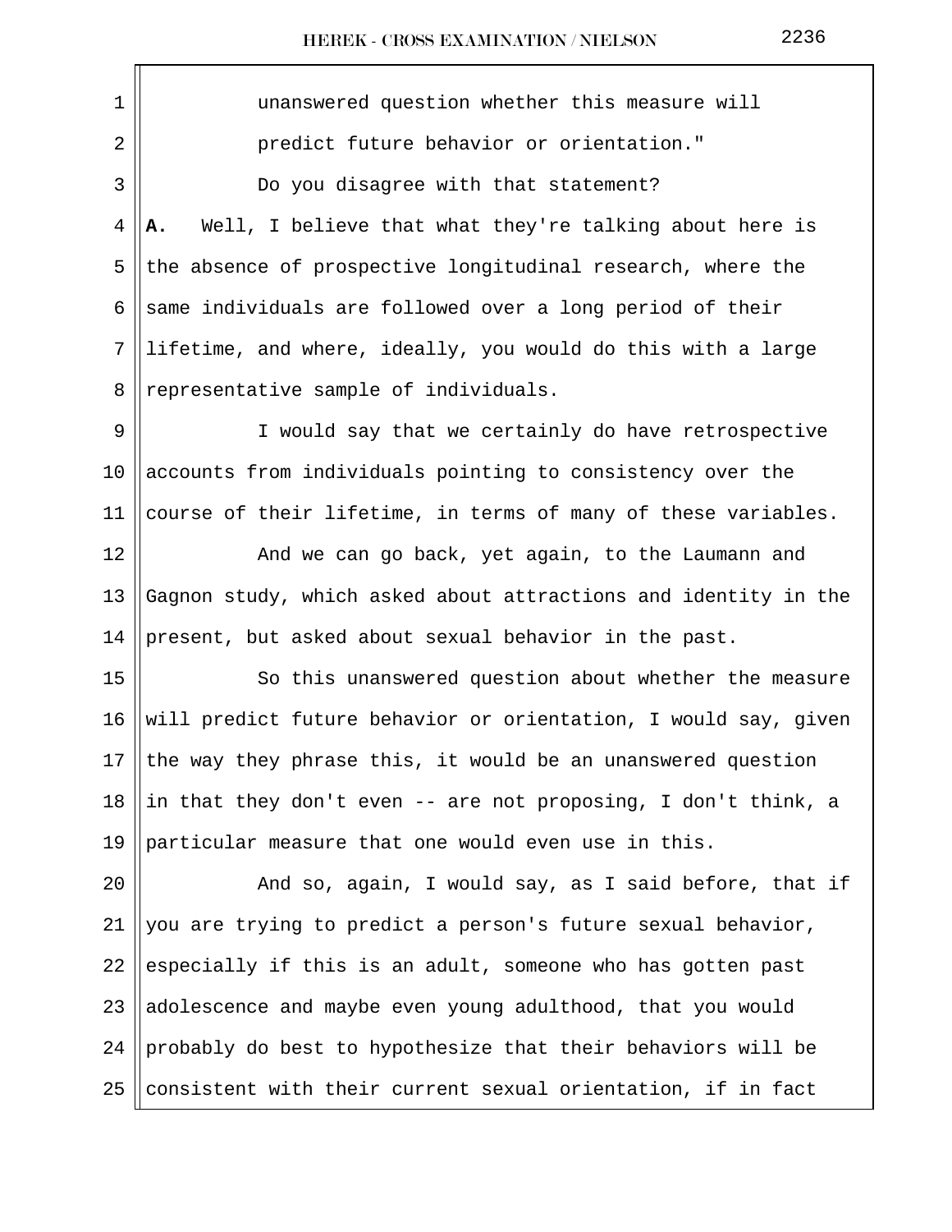unanswered question whether this measure will predict future behavior or orientation."

Do you disagree with that statement?

**A.** Well, I believe that what they're talking about here is the absence of prospective longitudinal research, where the same individuals are followed over a long period of their lifetime, and where, ideally, you would do this with a large representative sample of individuals.

I would say that we certainly do have retrospective accounts from individuals pointing to consistency over the course of their lifetime, in terms of many of these variables.

And we can go back, yet again, to the Laumann and Gagnon study, which asked about attractions and identity in the present, but asked about sexual behavior in the past.

So this unanswered question about whether the measure will predict future behavior or orientation, I would say, given the way they phrase this, it would be an unanswered question in that they don't even -- are not proposing, I don't think, a particular measure that one would even use in this.

And so, again, I would say, as I said before, that if you are trying to predict a person's future sexual behavior, especially if this is an adult, someone who has gotten past adolescence and maybe even young adulthood, that you would probably do best to hypothesize that their behaviors will be consistent with their current sexual orientation, if in fact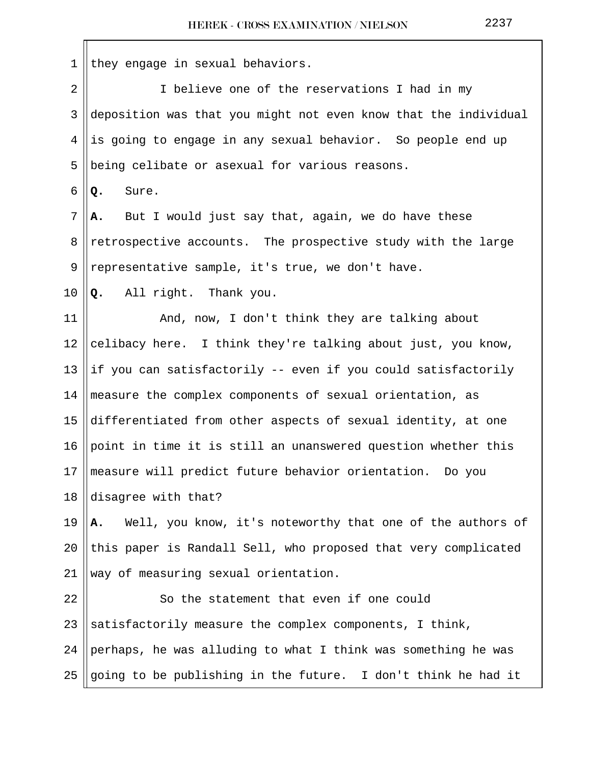they engage in sexual behaviors.

I believe one of the reservations I had in my deposition was that you might not even know that the individual is going to engage in any sexual behavior. So people end up being celibate or asexual for various reasons.

**Q.** Sure.

**A.** But I would just say that, again, we do have these retrospective accounts. The prospective study with the large representative sample, it's true, we don't have.

**Q.** All right. Thank you.

And, now, I don't think they are talking about celibacy here. I think they're talking about just, you know, if you can satisfactorily -- even if you could satisfactorily measure the complex components of sexual orientation, as differentiated from other aspects of sexual identity, at one point in time it is still an unanswered question whether this measure will predict future behavior orientation. Do you disagree with that?

**A.** Well, you know, it's noteworthy that one of the authors of this paper is Randall Sell, who proposed that very complicated way of measuring sexual orientation.

So the statement that even if one could satisfactorily measure the complex components, I think, perhaps, he was alluding to what I think was something he was going to be publishing in the future. I don't think he had it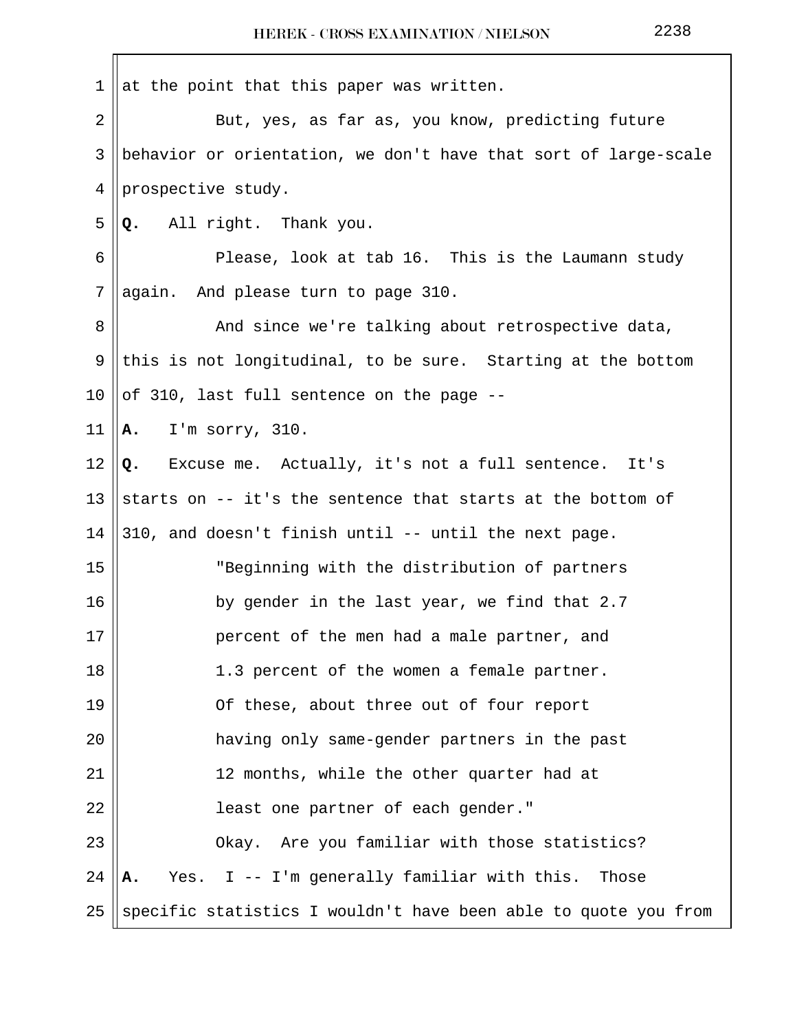at the point that this paper was written.

But, yes, as far as, you know, predicting future behavior or orientation, we don't have that sort of large-scale prospective study.

**Q.** All right. Thank you.

Please, look at tab 16. This is the Laumann study again. And please turn to page 310.

And since we're talking about retrospective data, this is not longitudinal, to be sure. Starting at the bottom of 310, last full sentence on the page --

**A.** I'm sorry, 310.

**Q.** Excuse me. Actually, it's not a full sentence. It's starts on -- it's the sentence that starts at the bottom of 310, and doesn't finish until -- until the next page.

> "Beginning with the distribution of partners by gender in the last year, we find that 2.7 percent of the men had a male partner, and 1.3 percent of the women a female partner. Of these, about three out of four report having only same-gender partners in the past 12 months, while the other quarter had at least one partner of each gender."

Okay. Are you familiar with those statistics?

**A.** Yes. I -- I'm generally familiar with this. Those specific statistics I wouldn't have been able to quote you from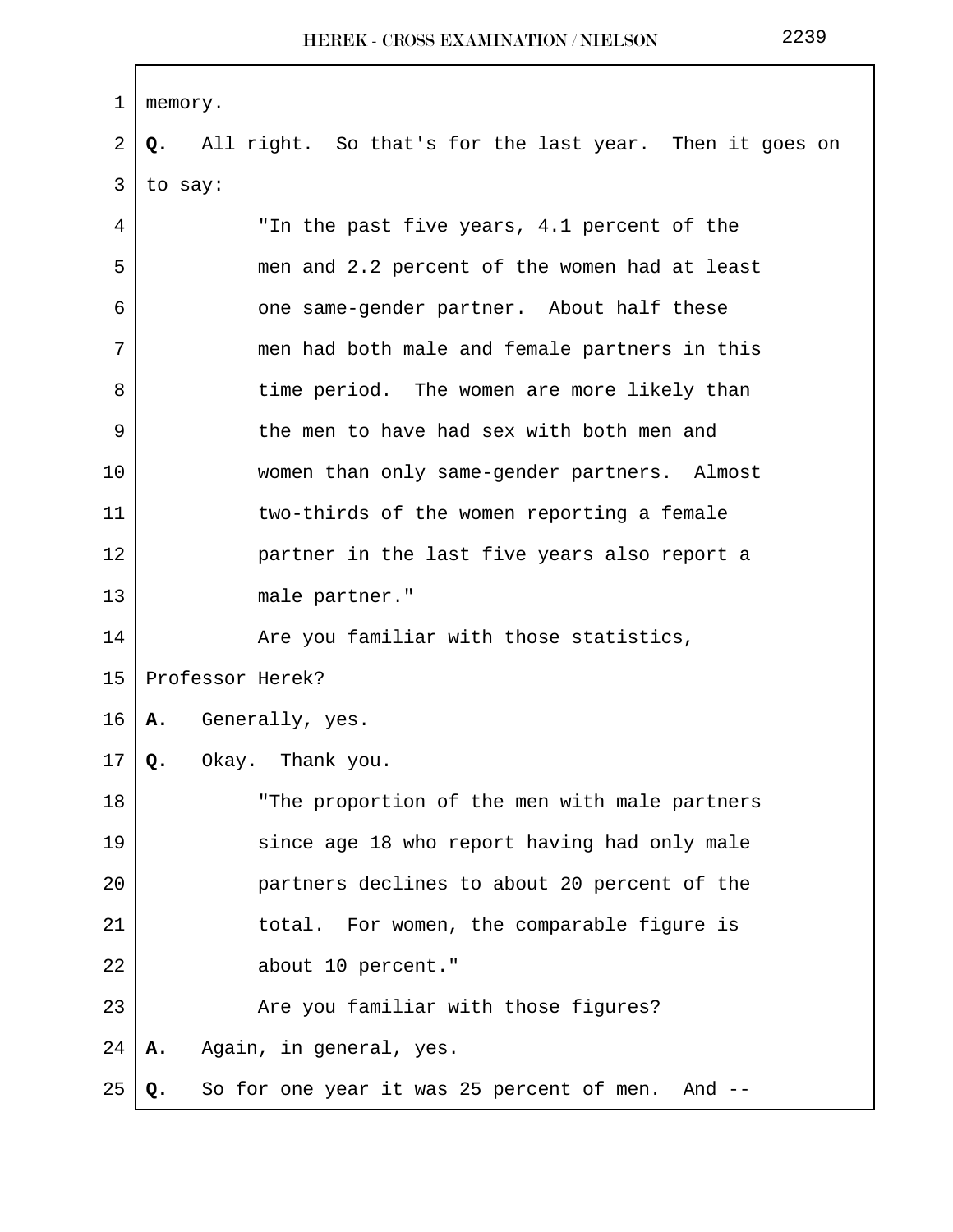memory.

**Q.** All right. So that's for the last year. Then it goes on to say:

> "In the past five years, 4.1 percent of the men and 2.2 percent of the women had at least one same-gender partner. About half these men had both male and female partners in this time period. The women are more likely than the men to have had sex with both men and women than only same-gender partners. Almost two-thirds of the women reporting a female partner in the last five years also report a male partner."

Are you familiar with those statistics, Professor Herek?

**A.** Generally, yes.

**Q.** Okay. Thank you.

> "The proportion of the men with male partners since age 18 who report having had only male partners declines to about 20 percent of the total. For women, the comparable figure is about 10 percent."

Are you familiar with those figures?

**A.** Again, in general, yes.

**Q.** So for one year it was 25 percent of men. And --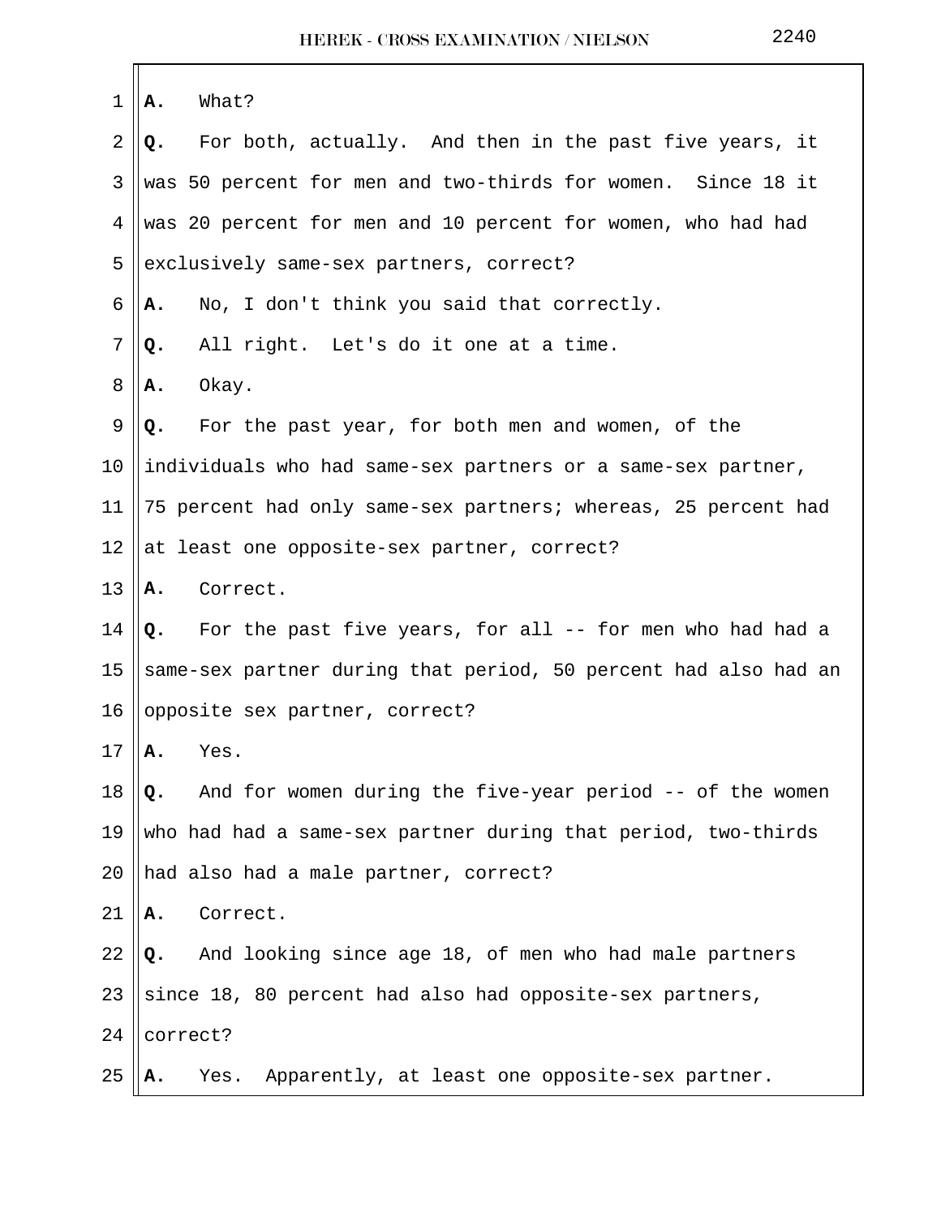**A.** What?

**Q.** For both, actually. And then in the past five years, it was 50 percent for men and two-thirds for women. Since 18 it was 20 percent for men and 10 percent for women, who had had exclusively same-sex partners, correct?

**A.** No, I don't think you said that correctly.

**Q.** All right. Let's do it one at a time.

**A.** Okay.

**Q.** For the past year, for both men and women, of the individuals who had same-sex partners or a same-sex partner, 75 percent had only same-sex partners; whereas, 25 percent had at least one opposite-sex partner, correct?

**A.** Correct.

**Q.** For the past five years, for all -- for men who had had a same-sex partner during that period, 50 percent had also had an opposite sex partner, correct?

**A.** Yes.

**Q.** And for women during the five-year period -- of the women who had had a same-sex partner during that period, two-thirds had also had a male partner, correct?

**A.** Correct.

**Q.** And looking since age 18, of men who had male partners since 18, 80 percent had also had opposite-sex partners, correct?

**A.** Yes. Apparently, at least one opposite-sex partner.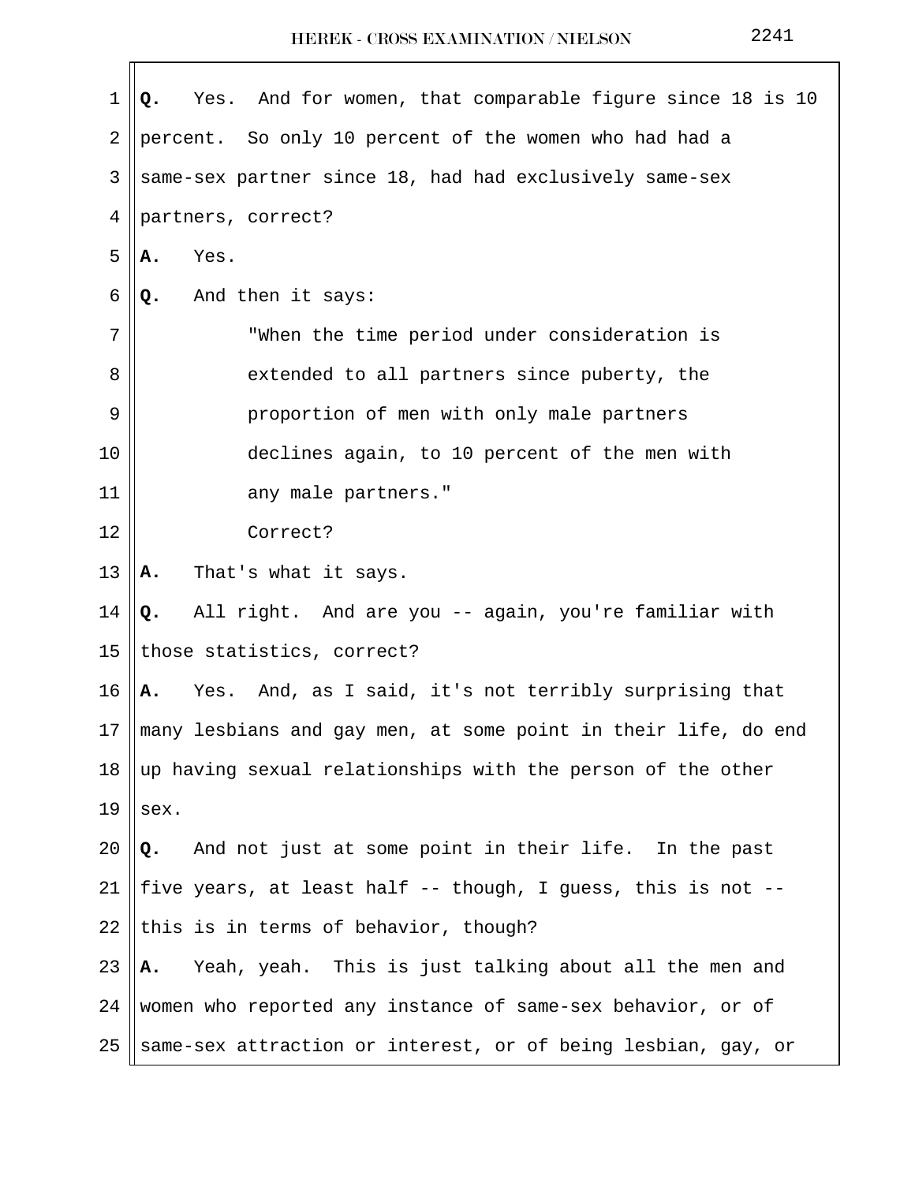**Q.** Yes. And for women, that comparable figure since 18 is 10 percent. So only 10 percent of the women who had had a same-sex partner since 18, had had exclusively same-sex partners, correct?

**A.** Yes.

**Q.** And then it says:

> "When the time period under consideration is extended to all partners since puberty, the proportion of men with only male partners declines again, to 10 percent of the men with any male partners."
>
> Correct?

**A.** That's what it says.

**Q.** All right. And are you -- again, you're familiar with those statistics, correct?

**A.** Yes. And, as I said, it's not terribly surprising that many lesbians and gay men, at some point in their life, do end up having sexual relationships with the person of the other sex.

**Q.** And not just at some point in their life. In the past five years, at least half -- though, I guess, this is not -- this is in terms of behavior, though?

**A.** Yeah, yeah. This is just talking about all the men and women who reported any instance of same-sex behavior, or of same-sex attraction or interest, or of being lesbian, gay, or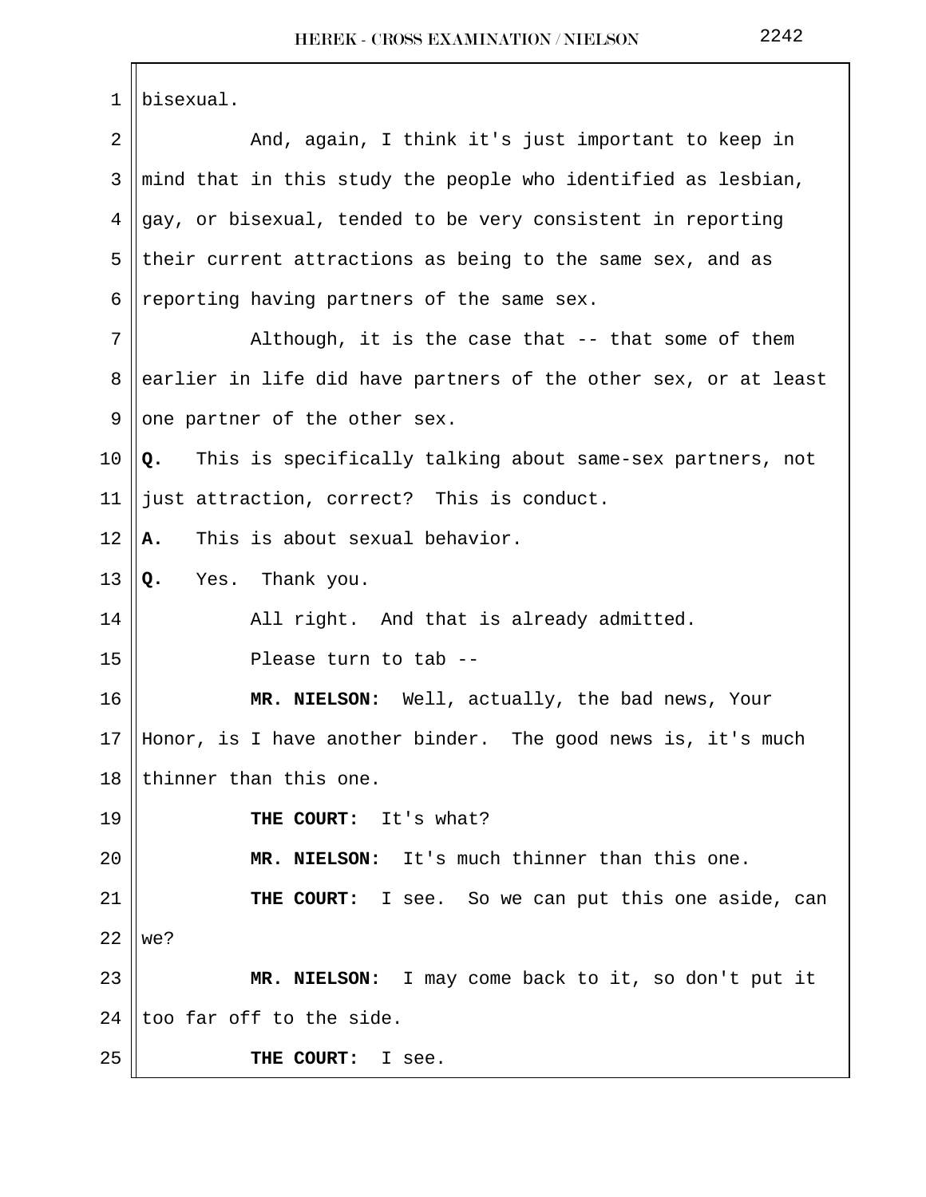bisexual.

And, again, I think it's just important to keep in mind that in this study the people who identified as lesbian, gay, or bisexual, tended to be very consistent in reporting their current attractions as being to the same sex, and as reporting having partners of the same sex.

Although, it is the case that -- that some of them earlier in life did have partners of the other sex, or at least one partner of the other sex.

**Q.** This is specifically talking about same-sex partners, not just attraction, correct? This is conduct.

**A.** This is about sexual behavior.

**Q.** Yes. Thank you.

All right. And that is already admitted.

Please turn to tab --

**MR. NIELSON:** Well, actually, the bad news, Your Honor, is I have another binder. The good news is, it's much thinner than this one.

**THE COURT:** It's what?

**MR. NIELSON:** It's much thinner than this one.

**THE COURT:** I see. So we can put this one aside, can we?

**MR. NIELSON:** I may come back to it, so don't put it too far off to the side.

**THE COURT:** I see.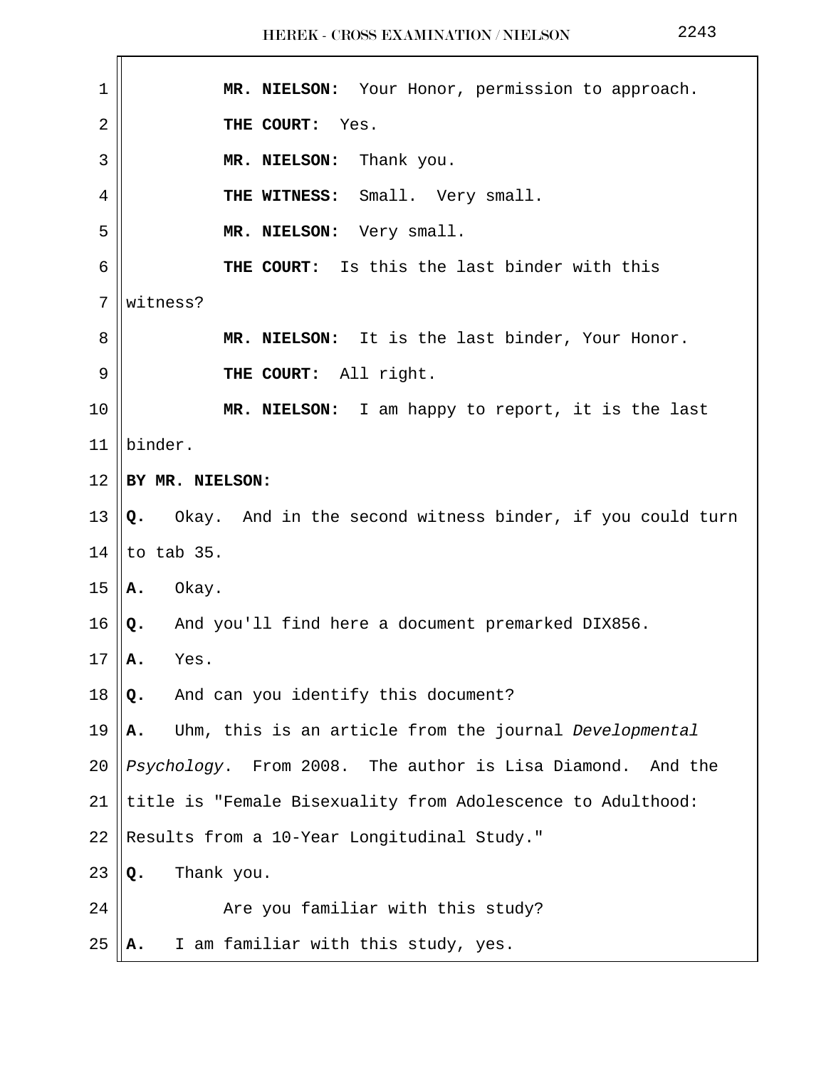**MR. NIELSON:** Your Honor, permission to approach.

**THE COURT:** Yes.

**MR. NIELSON:** Thank you.

**THE WITNESS:** Small. Very small.

**MR. NIELSON:** Very small.

**THE COURT:** Is this the last binder with this witness?

**MR. NIELSON:** It is the last binder, Your Honor.

**THE COURT:** All right.

**MR. NIELSON:** I am happy to report, it is the last binder.

**BY MR. NIELSON:**

**Q.** Okay. And in the second witness binder, if you could turn to tab 35.

**A.** Okay.

**Q.** And you'll find here a document premarked DIX856.

**A.** Yes.

**Q.** And can you identify this document?

**A.** Uhm, this is an article from the journal *Developmental Psychology*. From 2008. The author is Lisa Diamond. And the title is "Female Bisexuality from Adolescence to Adulthood: Results from a 10-Year Longitudinal Study."

**Q.** Thank you.

Are you familiar with this study?

**A.** I am familiar with this study, yes.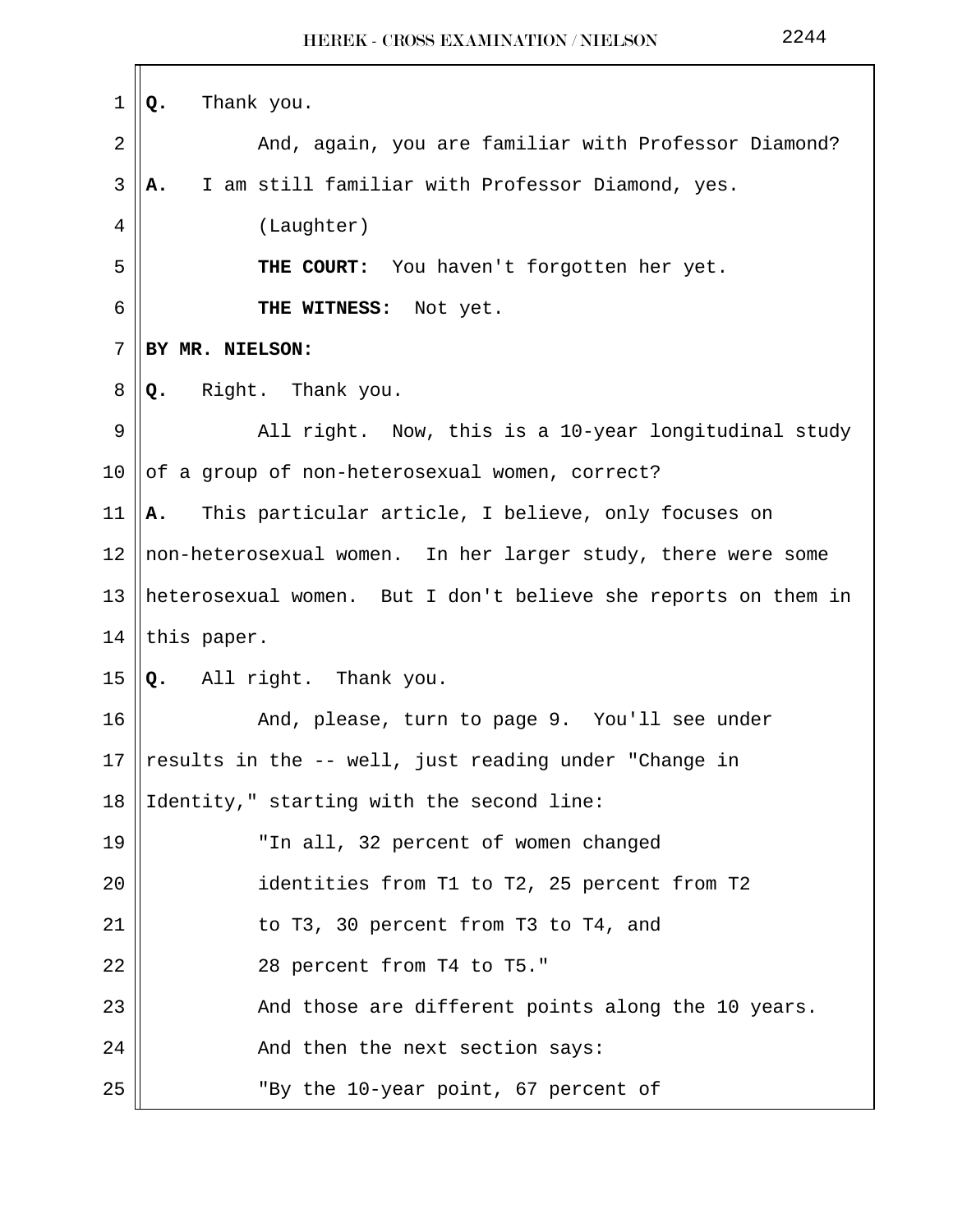**Q.** Thank you.

And, again, you are familiar with Professor Diamond?

**A.** I am still familiar with Professor Diamond, yes.

(Laughter)

**THE COURT:** You haven't forgotten her yet.

**THE WITNESS:** Not yet.

**BY MR. NIELSON:**

**Q.** Right. Thank you.

All right. Now, this is a 10-year longitudinal study of a group of non-heterosexual women, correct?

**A.** This particular article, I believe, only focuses on non-heterosexual women. In her larger study, there were some heterosexual women. But I don't believe she reports on them in this paper.

**Q.** All right. Thank you.

And, please, turn to page 9. You'll see under results in the -- well, just reading under "Change in Identity," starting with the second line:

> "In all, 32 percent of women changed identities from T1 to T2, 25 percent from T2 to T3, 30 percent from T3 to T4, and 28 percent from T4 to T5."

And those are different points along the 10 years.

And then the next section says:

> "By the 10-year point, 67 percent of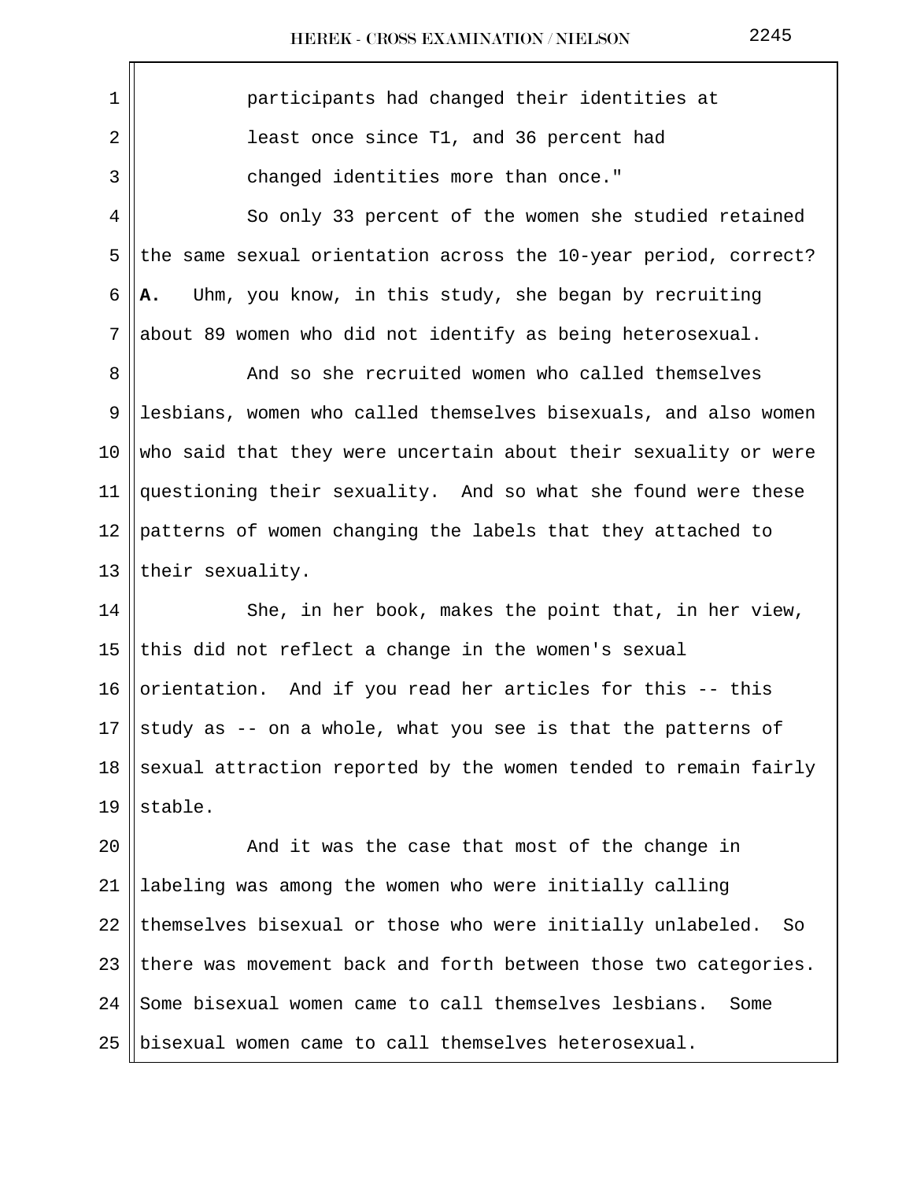participants had changed their identities at least once since T1, and 36 percent had changed identities more than once."

So only 33 percent of the women she studied retained the same sexual orientation across the 10-year period, correct?

**A.** Uhm, you know, in this study, she began by recruiting about 89 women who did not identify as being heterosexual.

And so she recruited women who called themselves lesbians, women who called themselves bisexuals, and also women who said that they were uncertain about their sexuality or were questioning their sexuality. And so what she found were these patterns of women changing the labels that they attached to their sexuality.

She, in her book, makes the point that, in her view, this did not reflect a change in the women's sexual orientation. And if you read her articles for this -- this study as -- on a whole, what you see is that the patterns of sexual attraction reported by the women tended to remain fairly stable.

And it was the case that most of the change in labeling was among the women who were initially calling themselves bisexual or those who were initially unlabeled. So there was movement back and forth between those two categories. Some bisexual women came to call themselves lesbians. Some bisexual women came to call themselves heterosexual.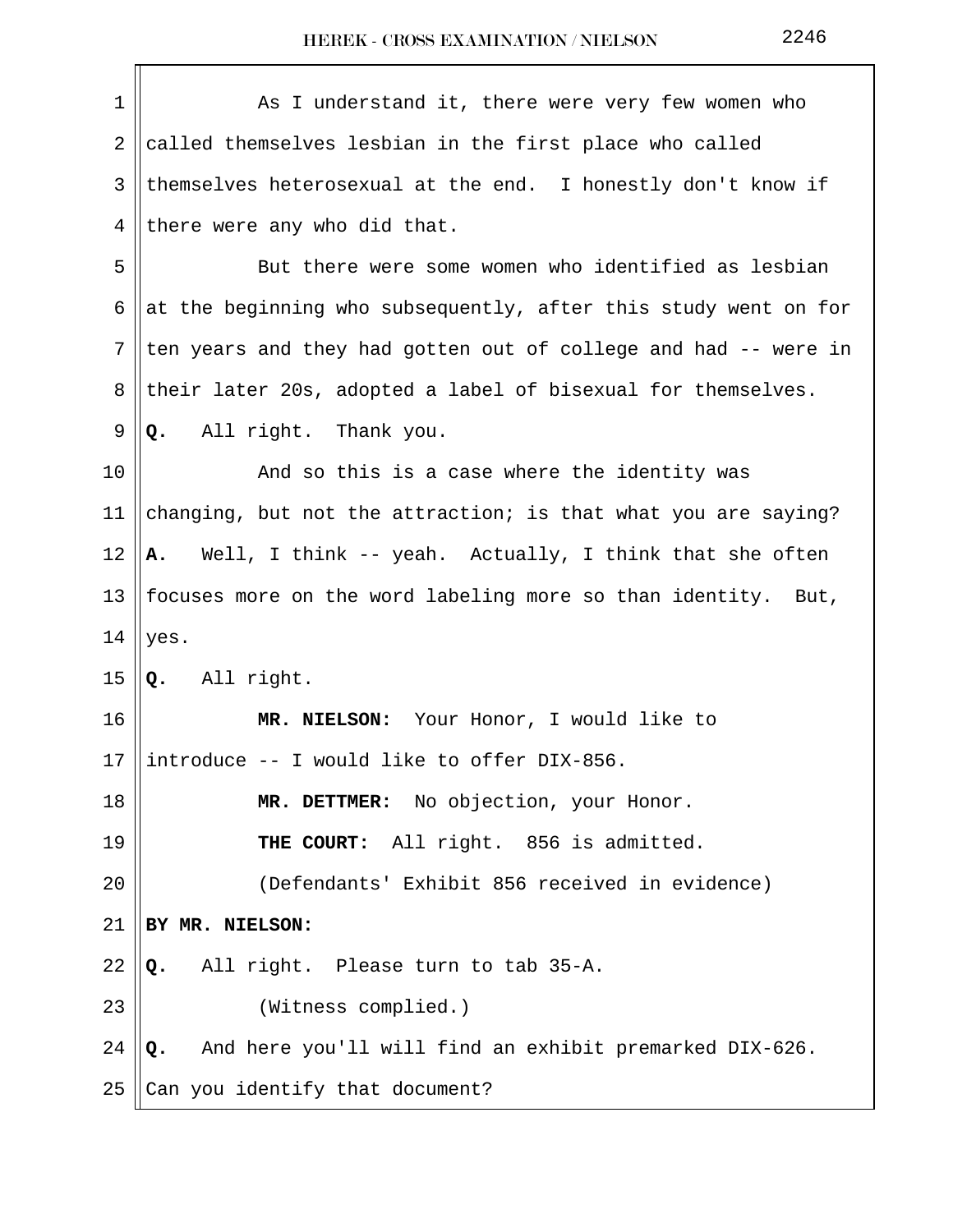As I understand it, there were very few women who called themselves lesbian in the first place who called themselves heterosexual at the end. I honestly don't know if there were any who did that.

But there were some women who identified as lesbian at the beginning who subsequently, after this study went on for ten years and they had gotten out of college and had -- were in their later 20s, adopted a label of bisexual for themselves.

**Q.** All right. Thank you.

And so this is a case where the identity was changing, but not the attraction; is that what you are saying?

**A.** Well, I think -- yeah. Actually, I think that she often focuses more on the word labeling more so than identity. But, yes.

**Q.** All right.

**MR. NIELSON:** Your Honor, I would like to introduce -- I would like to offer DIX-856.

**MR. DETTMER:** No objection, your Honor.

**THE COURT:** All right. 856 is admitted.

(Defendants' Exhibit 856 received in evidence)

**BY MR. NIELSON:**

**Q.** All right. Please turn to tab 35-A.

(Witness complied.)

**Q.** And here you'll will find an exhibit premarked DIX-626. Can you identify that document?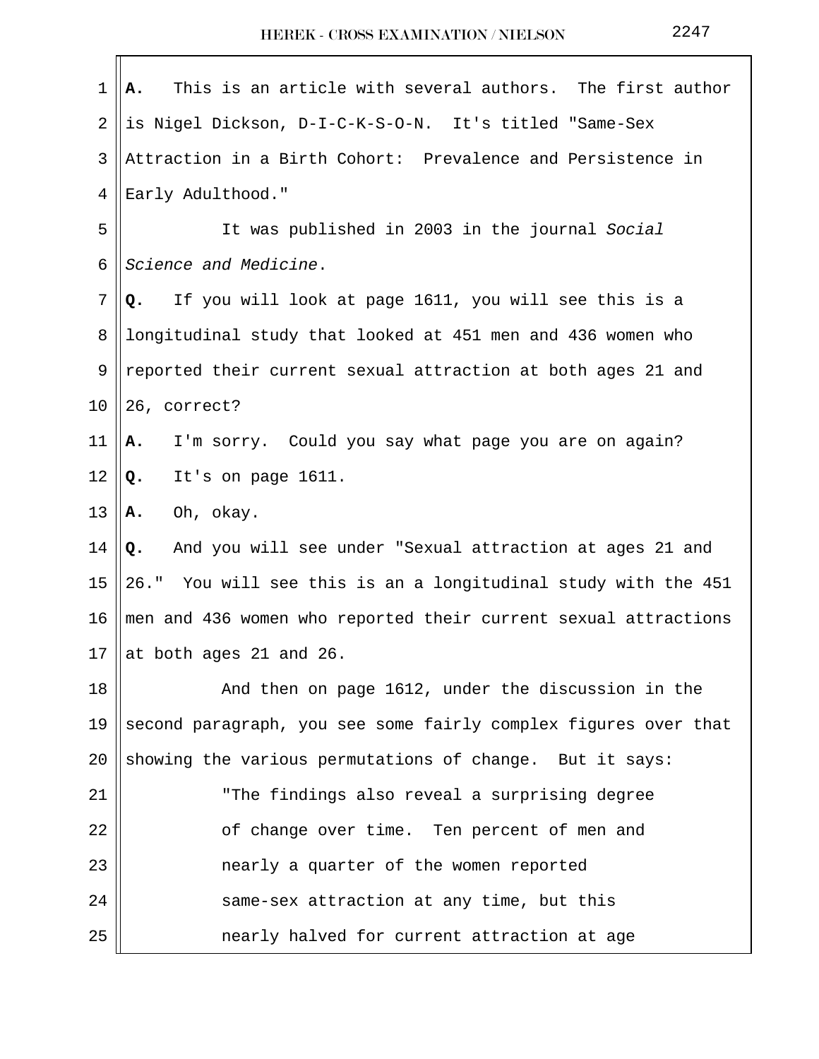**A.** This is an article with several authors. The first author is Nigel Dickson, D-I-C-K-S-O-N. It's titled "Same-Sex Attraction in a Birth Cohort: Prevalence and Persistence in Early Adulthood."

It was published in 2003 in the journal *Social Science and Medicine*.

**Q.** If you will look at page 1611, you will see this is a longitudinal study that looked at 451 men and 436 women who reported their current sexual attraction at both ages 21 and 26, correct?

**A.** I'm sorry. Could you say what page you are on again?

**Q.** It's on page 1611.

**A.** Oh, okay.

**Q.** And you will see under "Sexual attraction at ages 21 and 26." You will see this is an a longitudinal study with the 451 men and 436 women who reported their current sexual attractions at both ages 21 and 26.

And then on page 1612, under the discussion in the second paragraph, you see some fairly complex figures over that showing the various permutations of change. But it says:

> "The findings also reveal a surprising degree of change over time. Ten percent of men and nearly a quarter of the women reported same-sex attraction at any time, but this nearly halved for current attraction at age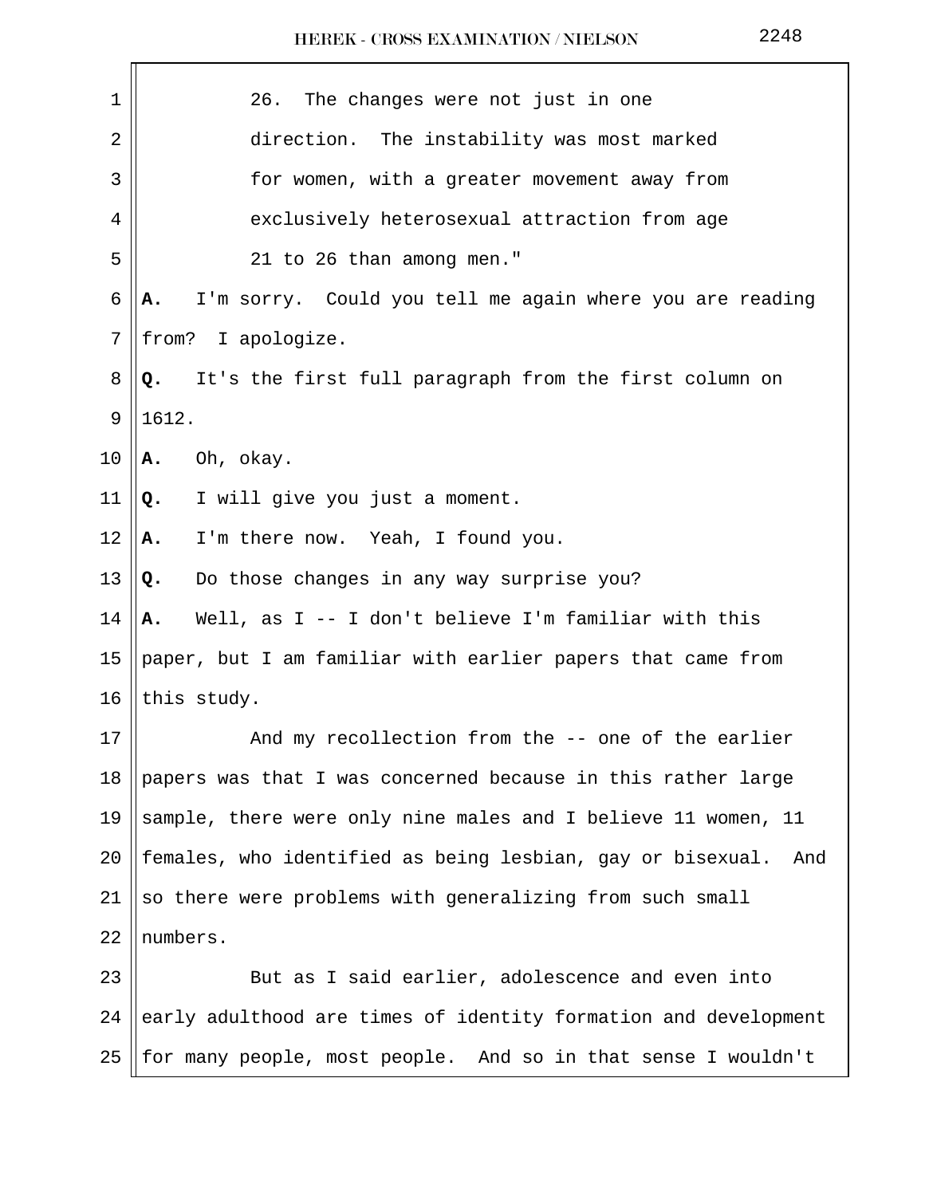26. The changes were not just in one direction. The instability was most marked for women, with a greater movement away from exclusively heterosexual attraction from age 21 to 26 than among men."

**A.** I'm sorry. Could you tell me again where you are reading from? I apologize.

**Q.** It's the first full paragraph from the first column on 1612.

**A.** Oh, okay.

**Q.** I will give you just a moment.

**A.** I'm there now. Yeah, I found you.

**Q.** Do those changes in any way surprise you?

**A.** Well, as I -- I don't believe I'm familiar with this paper, but I am familiar with earlier papers that came from this study.

And my recollection from the -- one of the earlier papers was that I was concerned because in this rather large sample, there were only nine males and I believe 11 women, 11 females, who identified as being lesbian, gay or bisexual. And so there were problems with generalizing from such small numbers.

But as I said earlier, adolescence and even into early adulthood are times of identity formation and development for many people, most people. And so in that sense I wouldn't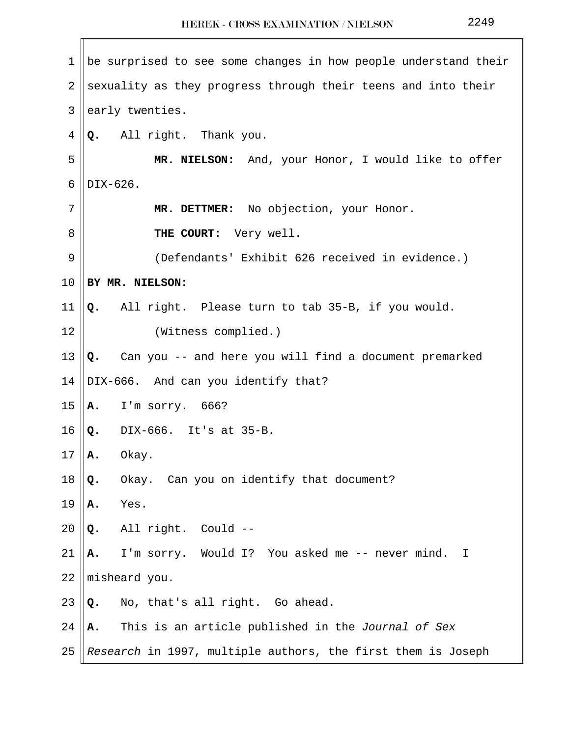be surprised to see some changes in how people understand their sexuality as they progress through their teens and into their early twenties.

**Q.** All right. Thank you.

**MR. NIELSON:** And, your Honor, I would like to offer DIX-626.

**MR. DETTMER:** No objection, your Honor.

**THE COURT:** Very well.

(Defendants' Exhibit 626 received in evidence.)

**BY MR. NIELSON:**

**Q.** All right. Please turn to tab 35-B, if you would.

(Witness complied.)

**Q.** Can you -- and here you will find a document premarked DIX-666. And can you identify that?

**A.** I'm sorry. 666?

**Q.** DIX-666. It's at 35-B.

**A.** Okay.

**Q.** Okay. Can you on identify that document?

**A.** Yes.

**Q.** All right. Could --

**A.** I'm sorry. Would I? You asked me -- never mind. I misheard you.

**Q.** No, that's all right. Go ahead.

**A.** This is an article published in the *Journal of Sex Research* in 1997, multiple authors, the first them is Joseph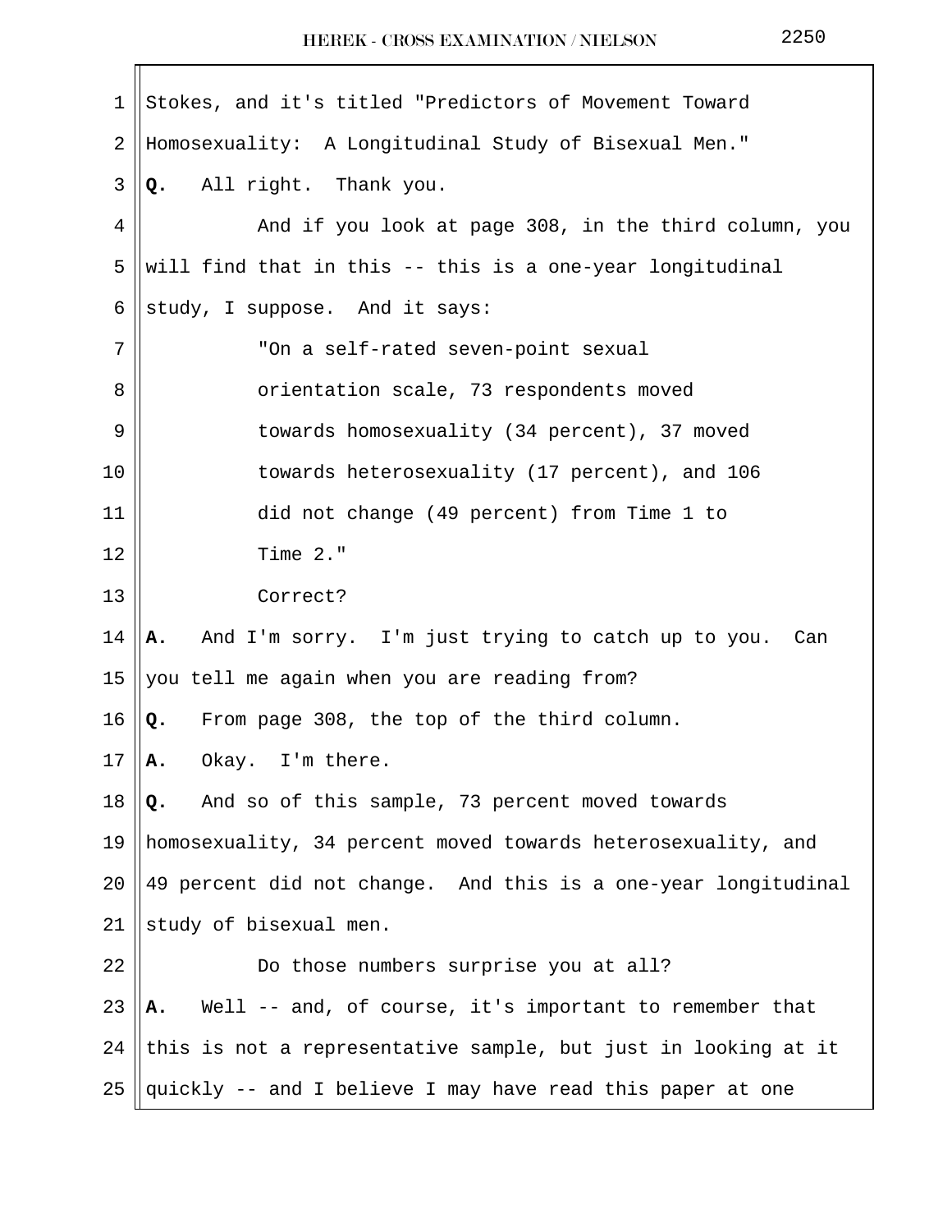Stokes, and it's titled "Predictors of Movement Toward Homosexuality: A Longitudinal Study of Bisexual Men."

**Q.** All right. Thank you.

And if you look at page 308, in the third column, you will find that in this -- this is a one-year longitudinal study, I suppose. And it says:

> "On a self-rated seven-point sexual orientation scale, 73 respondents moved towards homosexuality (34 percent), 37 moved towards heterosexuality (17 percent), and 106 did not change (49 percent) from Time 1 to Time 2."

Correct?

**A.** And I'm sorry. I'm just trying to catch up to you. Can you tell me again when you are reading from?

**Q.** From page 308, the top of the third column.

**A.** Okay. I'm there.

**Q.** And so of this sample, 73 percent moved towards homosexuality, 34 percent moved towards heterosexuality, and 49 percent did not change. And this is a one-year longitudinal study of bisexual men.

Do those numbers surprise you at all?

**A.** Well -- and, of course, it's important to remember that this is not a representative sample, but just in looking at it quickly -- and I believe I may have read this paper at one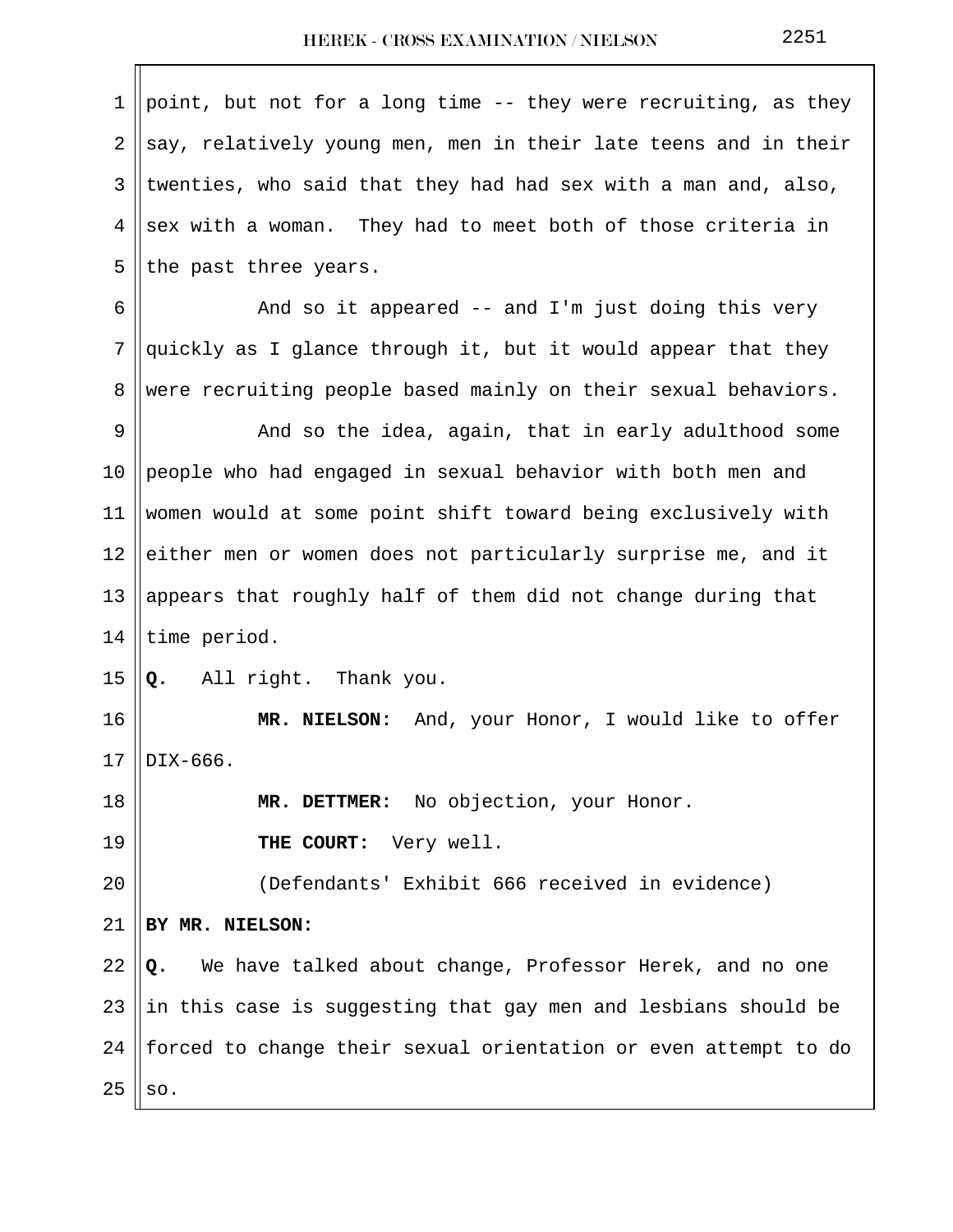point, but not for a long time -- they were recruiting, as they say, relatively young men, men in their late teens and in their twenties, who said that they had had sex with a man and, also, sex with a woman. They had to meet both of those criteria in the past three years.

And so it appeared -- and I'm just doing this very quickly as I glance through it, but it would appear that they were recruiting people based mainly on their sexual behaviors.

And so the idea, again, that in early adulthood some people who had engaged in sexual behavior with both men and women would at some point shift toward being exclusively with either men or women does not particularly surprise me, and it appears that roughly half of them did not change during that time period.

**Q.** All right. Thank you.

**MR. NIELSON:** And, your Honor, I would like to offer DIX-666.

**MR. DETTMER:** No objection, your Honor.

**THE COURT:** Very well.

(Defendants' Exhibit 666 received in evidence)

**BY MR. NIELSON:**

**Q.** We have talked about change, Professor Herek, and no one in this case is suggesting that gay men and lesbians should be forced to change their sexual orientation or even attempt to do so.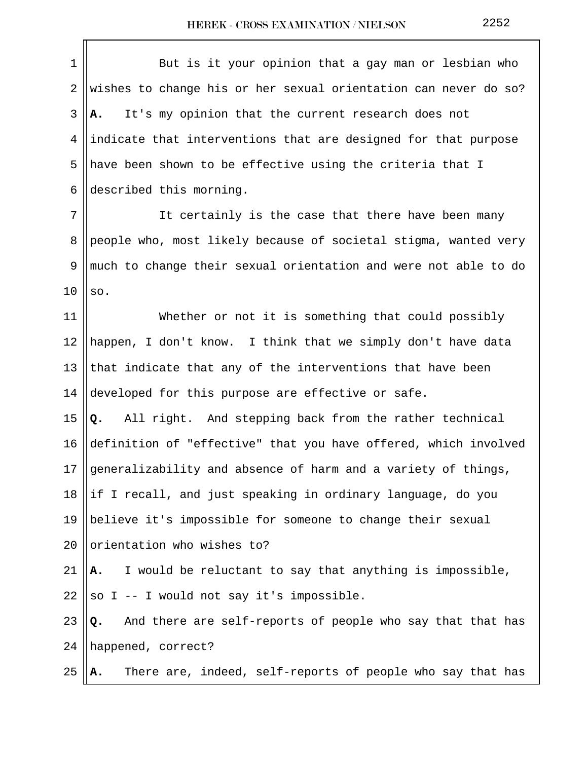But is it your opinion that a gay man or lesbian who wishes to change his or her sexual orientation can never do so?

**A.** It's my opinion that the current research does not indicate that interventions that are designed for that purpose have been shown to be effective using the criteria that I described this morning.

It certainly is the case that there have been many people who, most likely because of societal stigma, wanted very much to change their sexual orientation and were not able to do so.

Whether or not it is something that could possibly happen, I don't know. I think that we simply don't have data that indicate that any of the interventions that have been developed for this purpose are effective or safe.

**Q.** All right. And stepping back from the rather technical definition of "effective" that you have offered, which involved generalizability and absence of harm and a variety of things, if I recall, and just speaking in ordinary language, do you believe it's impossible for someone to change their sexual orientation who wishes to?

**A.** I would be reluctant to say that anything is impossible, so I -- I would not say it's impossible.

**Q.** And there are self-reports of people who say that that has happened, correct?

**A.** There are, indeed, self-reports of people who say that has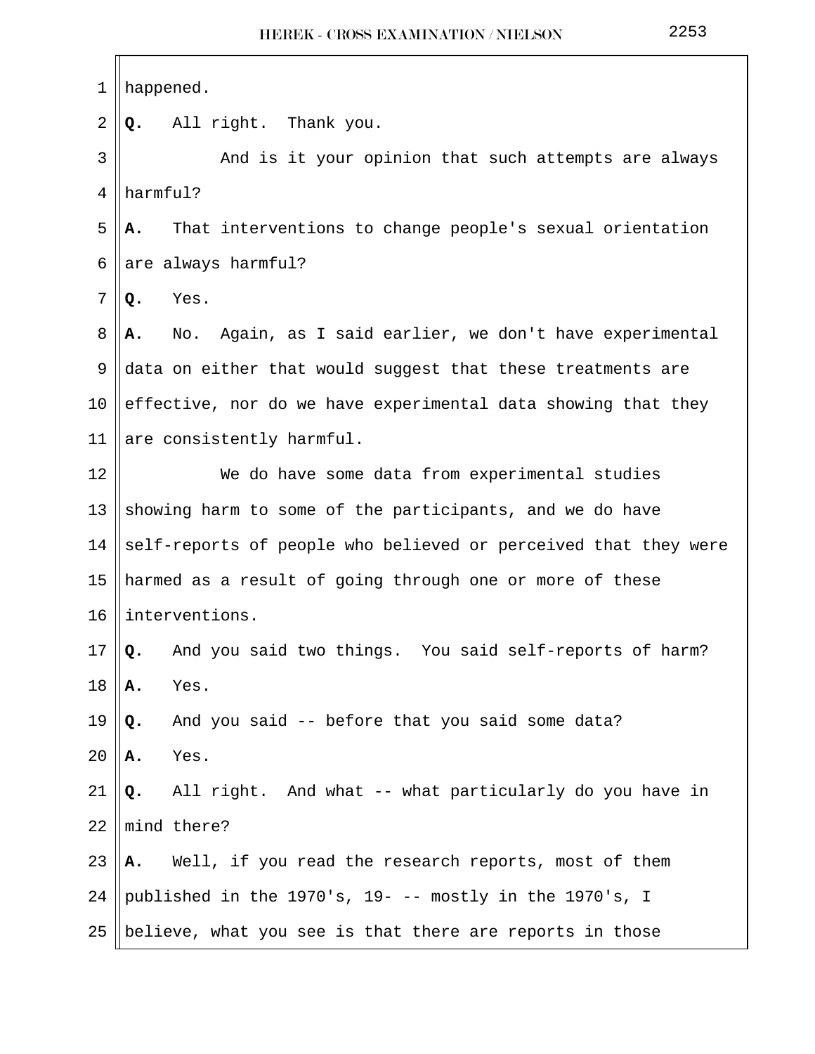happened.

**Q.** All right. Thank you.

And is it your opinion that such attempts are always harmful?

**A.** That interventions to change people's sexual orientation are always harmful?

**Q.** Yes.

**A.** No. Again, as I said earlier, we don't have experimental data on either that would suggest that these treatments are effective, nor do we have experimental data showing that they are consistently harmful.

We do have some data from experimental studies showing harm to some of the participants, and we do have self-reports of people who believed or perceived that they were harmed as a result of going through one or more of these interventions.

**Q.** And you said two things. You said self-reports of harm?

**A.** Yes.

**Q.** And you said -- before that you said some data?

**A.** Yes.

**Q.** All right. And what -- what particularly do you have in mind there?

**A.** Well, if you read the research reports, most of them published in the 1970's, 19- -- mostly in the 1970's, I believe, what you see is that there are reports in those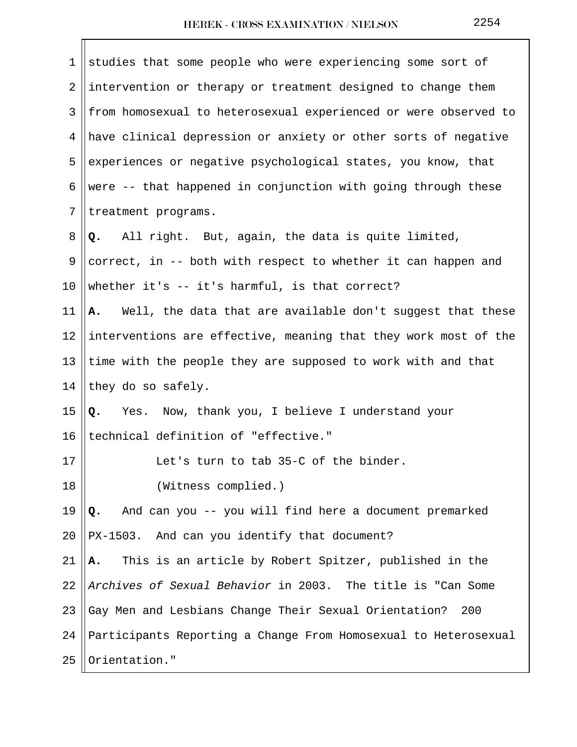studies that some people who were experiencing some sort of intervention or therapy or treatment designed to change them from homosexual to heterosexual experienced or were observed to have clinical depression or anxiety or other sorts of negative experiences or negative psychological states, you know, that were -- that happened in conjunction with going through these treatment programs.

**Q.** All right. But, again, the data is quite limited, correct, in -- both with respect to whether it can happen and whether it's -- it's harmful, is that correct?

**A.** Well, the data that are available don't suggest that these interventions are effective, meaning that they work most of the time with the people they are supposed to work with and that they do so safely.

**Q.** Yes. Now, thank you, I believe I understand your technical definition of "effective."

Let's turn to tab 35-C of the binder.

(Witness complied.)

**Q.** And can you -- you will find here a document premarked PX-1503. And can you identify that document?

**A.** This is an article by Robert Spitzer, published in the *Archives of Sexual Behavior* in 2003. The title is "Can Some Gay Men and Lesbians Change Their Sexual Orientation? 200 Participants Reporting a Change From Homosexual to Heterosexual Orientation."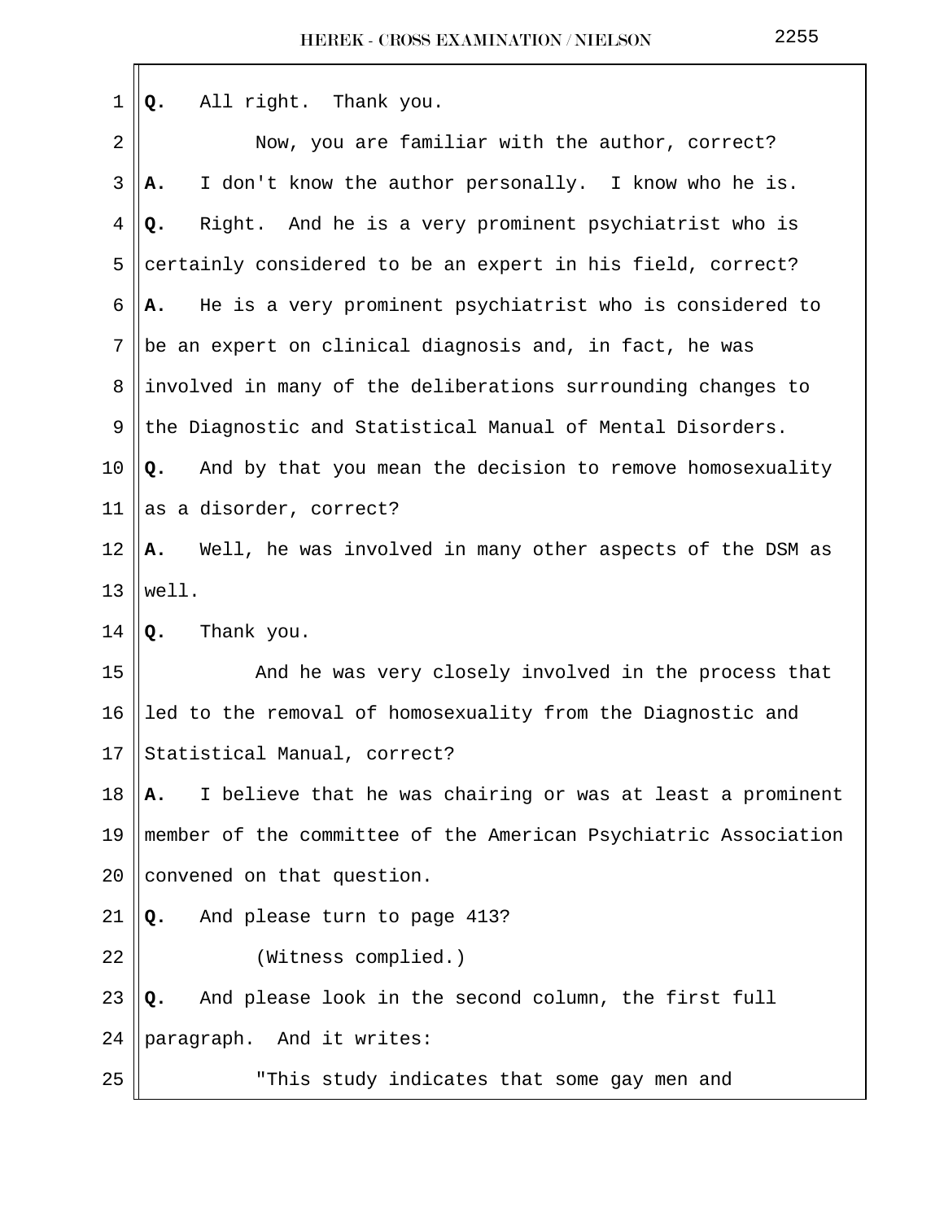**Q.** All right. Thank you.

Now, you are familiar with the author, correct?

**A.** I don't know the author personally. I know who he is.

**Q.** Right. And he is a very prominent psychiatrist who is certainly considered to be an expert in his field, correct?

**A.** He is a very prominent psychiatrist who is considered to be an expert on clinical diagnosis and, in fact, he was involved in many of the deliberations surrounding changes to the Diagnostic and Statistical Manual of Mental Disorders.

**Q.** And by that you mean the decision to remove homosexuality as a disorder, correct?

**A.** Well, he was involved in many other aspects of the DSM as well.

**Q.** Thank you.

And he was very closely involved in the process that led to the removal of homosexuality from the Diagnostic and Statistical Manual, correct?

**A.** I believe that he was chairing or was at least a prominent member of the committee of the American Psychiatric Association convened on that question.

**Q.** And please turn to page 413?

(Witness complied.)

**Q.** And please look in the second column, the first full paragraph. And it writes:

"This study indicates that some gay men and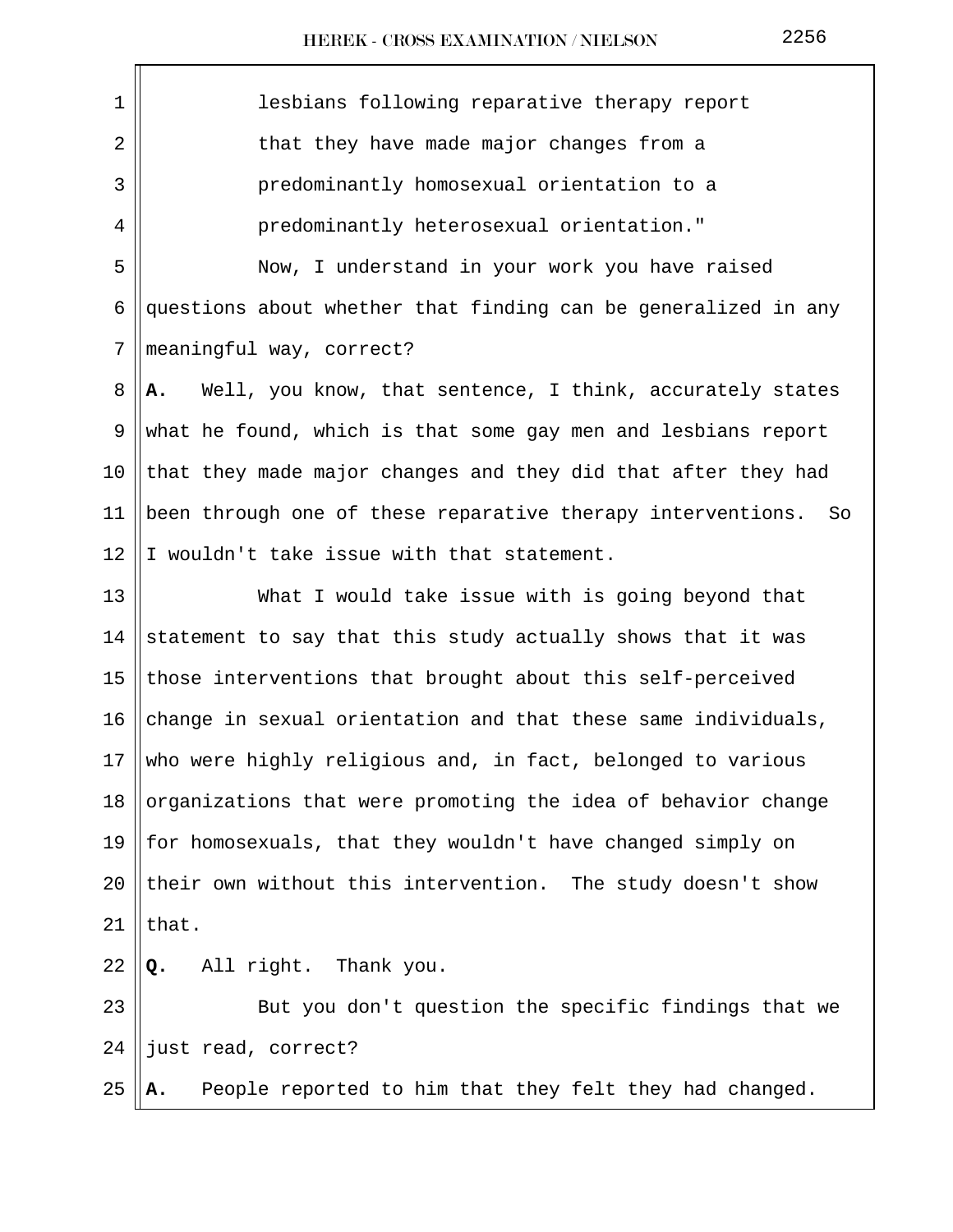lesbians following reparative therapy report that they have made major changes from a predominantly homosexual orientation to a predominantly heterosexual orientation."

Now, I understand in your work you have raised questions about whether that finding can be generalized in any meaningful way, correct?

**A.** Well, you know, that sentence, I think, accurately states what he found, which is that some gay men and lesbians report that they made major changes and they did that after they had been through one of these reparative therapy interventions. So I wouldn't take issue with that statement.

What I would take issue with is going beyond that statement to say that this study actually shows that it was those interventions that brought about this self-perceived change in sexual orientation and that these same individuals, who were highly religious and, in fact, belonged to various organizations that were promoting the idea of behavior change for homosexuals, that they wouldn't have changed simply on their own without this intervention. The study doesn't show that.

**Q.** All right. Thank you.

But you don't question the specific findings that we just read, correct?

**A.** People reported to him that they felt they had changed.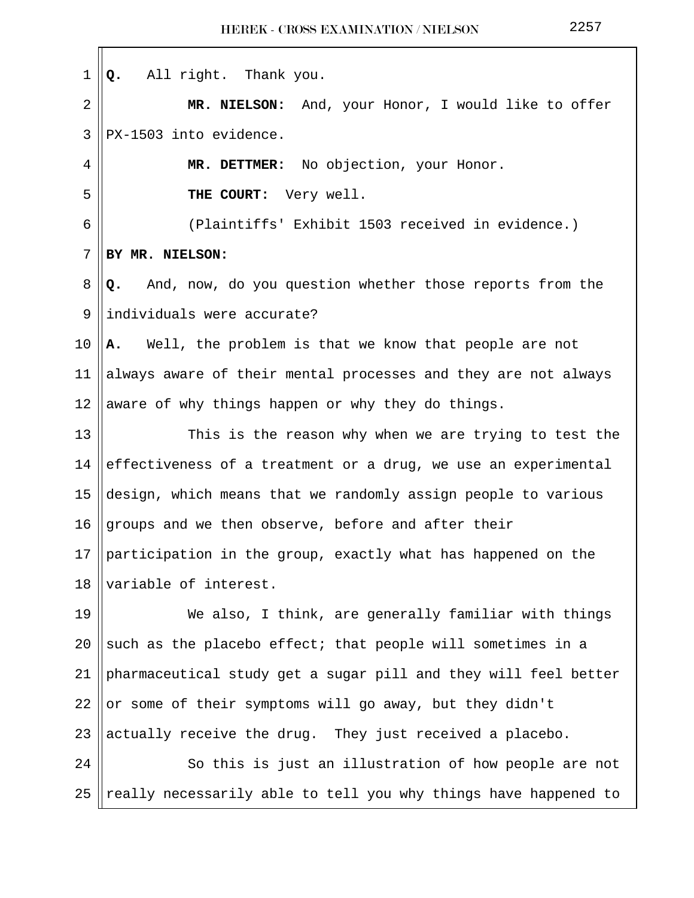**Q.** All right. Thank you.

**MR. NIELSON:** And, your Honor, I would like to offer PX-1503 into evidence.

**MR. DETTMER:** No objection, your Honor.

**THE COURT:** Very well.

(Plaintiffs' Exhibit 1503 received in evidence.)

**BY MR. NIELSON:**

**Q.** And, now, do you question whether those reports from the individuals were accurate?

**A.** Well, the problem is that we know that people are not always aware of their mental processes and they are not always aware of why things happen or why they do things.

This is the reason why when we are trying to test the effectiveness of a treatment or a drug, we use an experimental design, which means that we randomly assign people to various groups and we then observe, before and after their participation in the group, exactly what has happened on the variable of interest.

We also, I think, are generally familiar with things such as the placebo effect; that people will sometimes in a pharmaceutical study get a sugar pill and they will feel better or some of their symptoms will go away, but they didn't actually receive the drug. They just received a placebo.

So this is just an illustration of how people are not really necessarily able to tell you why things have happened to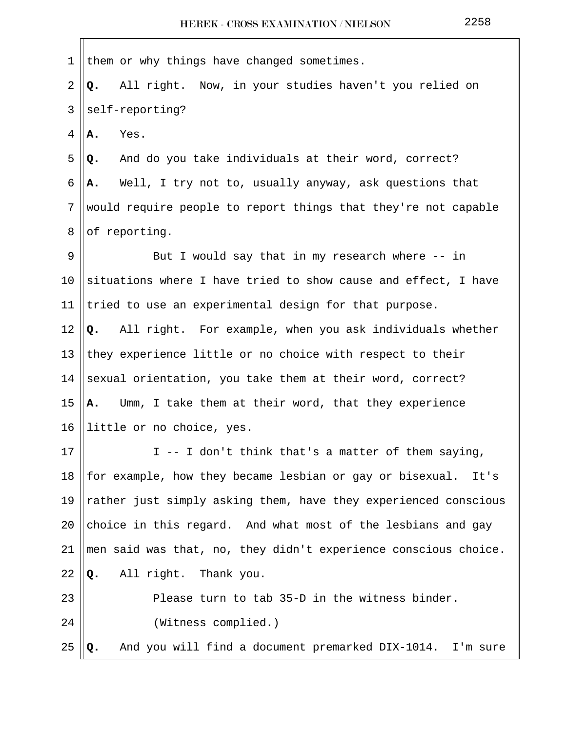them or why things have changed sometimes.

**Q.** All right. Now, in your studies haven't you relied on self-reporting?

**A.** Yes.

**Q.** And do you take individuals at their word, correct?

**A.** Well, I try not to, usually anyway, ask questions that would require people to report things that they're not capable of reporting.

But I would say that in my research where -- in situations where I have tried to show cause and effect, I have tried to use an experimental design for that purpose.

**Q.** All right. For example, when you ask individuals whether they experience little or no choice with respect to their sexual orientation, you take them at their word, correct?

**A.** Umm, I take them at their word, that they experience little or no choice, yes.

I -- I don't think that's a matter of them saying, for example, how they became lesbian or gay or bisexual. It's rather just simply asking them, have they experienced conscious choice in this regard. And what most of the lesbians and gay men said was that, no, they didn't experience conscious choice.

**Q.** All right. Thank you.

Please turn to tab 35-D in the witness binder.

(Witness complied.)

**Q.** And you will find a document premarked DIX-1014. I'm sure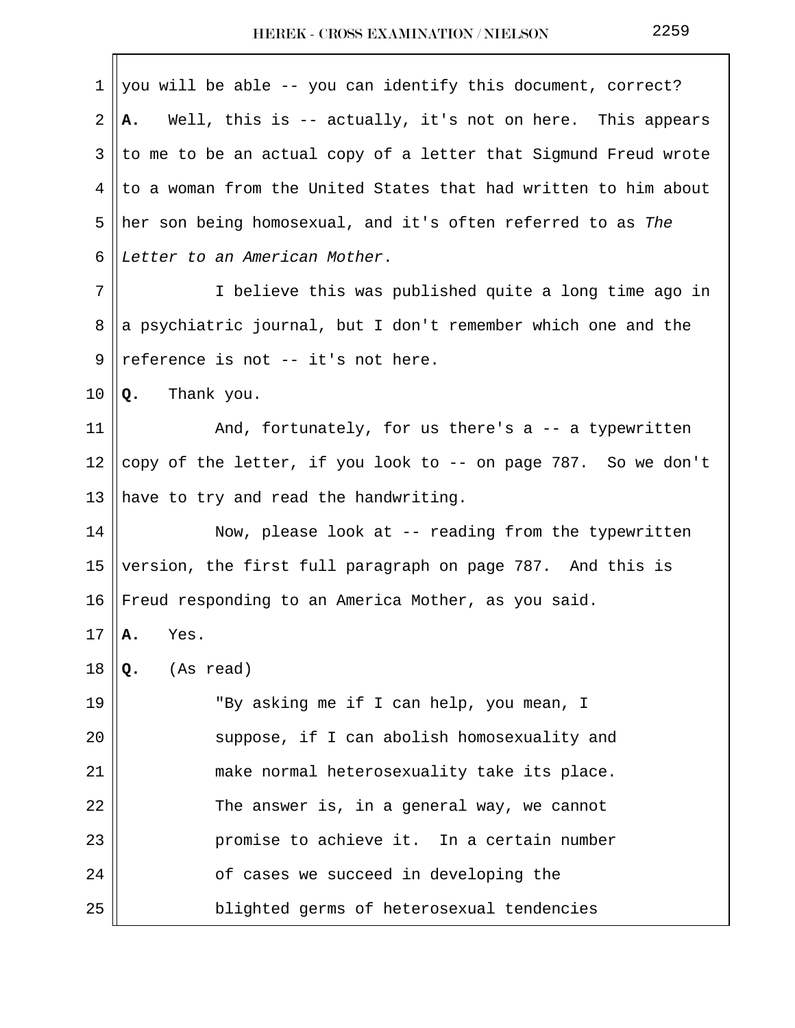you will be able -- you can identify this document, correct?

**A.** Well, this is -- actually, it's not on here. This appears to me to be an actual copy of a letter that Sigmund Freud wrote to a woman from the United States that had written to him about her son being homosexual, and it's often referred to as *The Letter to an American Mother*.

I believe this was published quite a long time ago in a psychiatric journal, but I don't remember which one and the reference is not -- it's not here.

**Q.** Thank you.

And, fortunately, for us there's a -- a typewritten copy of the letter, if you look to -- on page 787. So we don't have to try and read the handwriting.

Now, please look at -- reading from the typewritten version, the first full paragraph on page 787. And this is Freud responding to an America Mother, as you said.

**A.** Yes.

**Q.** (As read)

"By asking me if I can help, you mean, I suppose, if I can abolish homosexuality and make normal heterosexuality take its place. The answer is, in a general way, we cannot promise to achieve it. In a certain number of cases we succeed in developing the blighted germs of heterosexual tendencies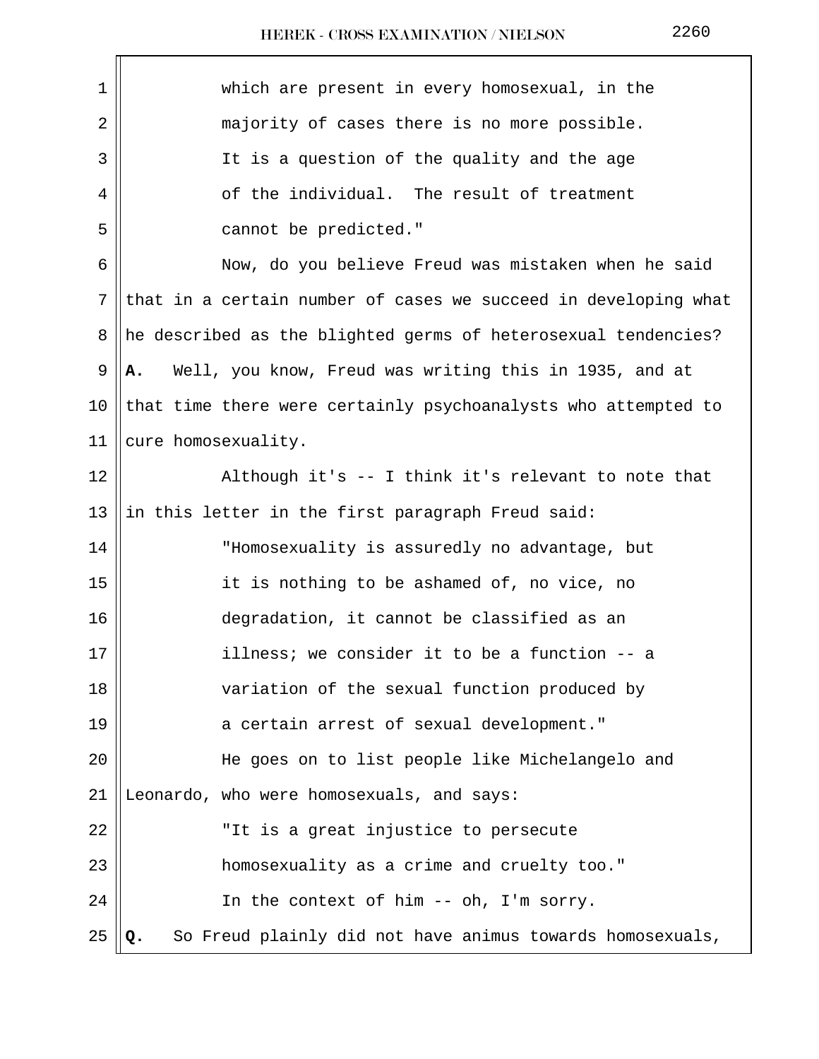which are present in every homosexual, in the majority of cases there is no more possible. It is a question of the quality and the age of the individual. The result of treatment cannot be predicted."

Now, do you believe Freud was mistaken when he said that in a certain number of cases we succeed in developing what he described as the blighted germs of heterosexual tendencies?

**A.** Well, you know, Freud was writing this in 1935, and at that time there were certainly psychoanalysts who attempted to cure homosexuality.

Although it's -- I think it's relevant to note that in this letter in the first paragraph Freud said:

"Homosexuality is assuredly no advantage, but it is nothing to be ashamed of, no vice, no degradation, it cannot be classified as an illness; we consider it to be a function -- a variation of the sexual function produced by a certain arrest of sexual development."

He goes on to list people like Michelangelo and Leonardo, who were homosexuals, and says:

"It is a great injustice to persecute homosexuality as a crime and cruelty too."

In the context of him -- oh, I'm sorry.

**Q.** So Freud plainly did not have animus towards homosexuals,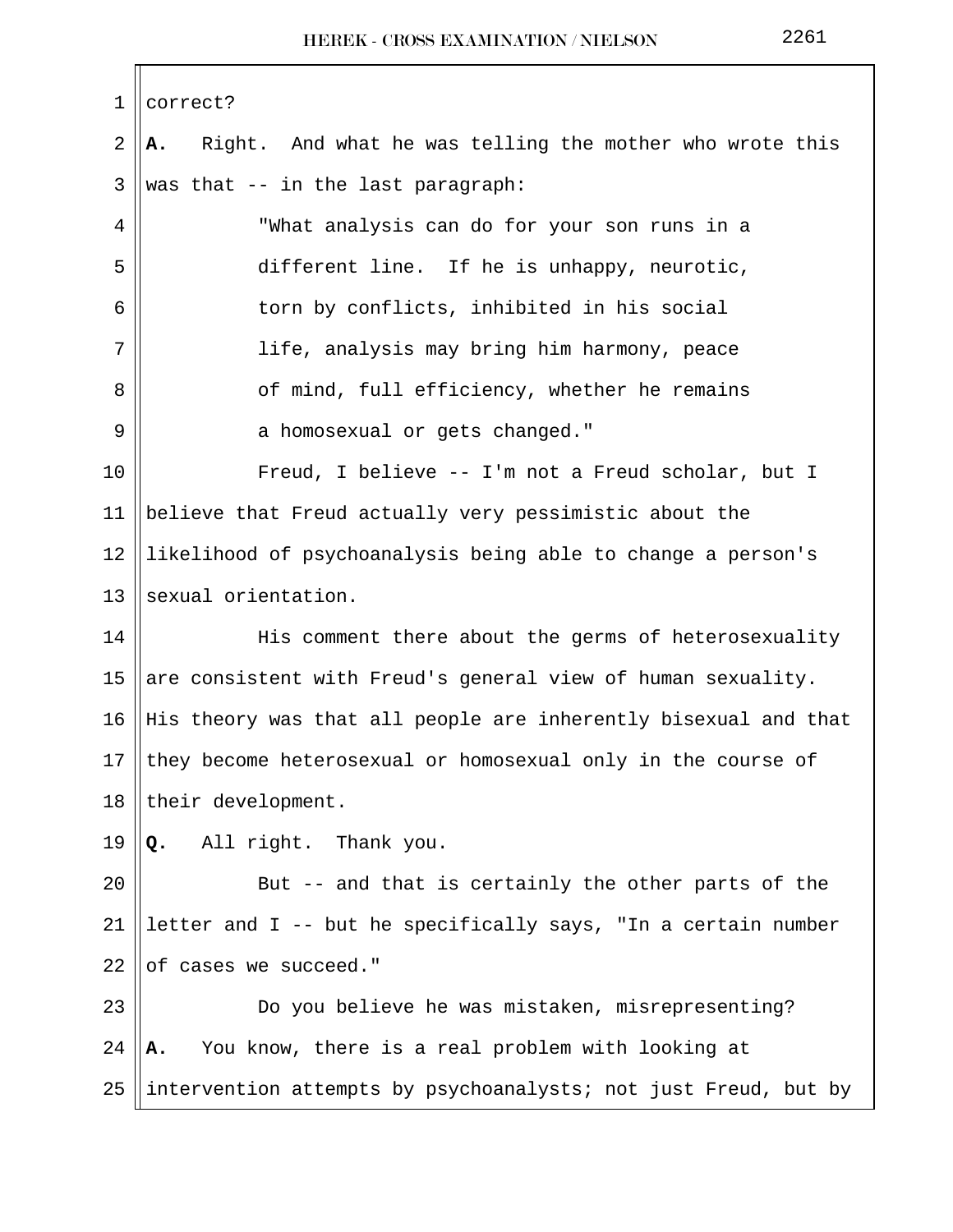correct?

**A.** Right. And what he was telling the mother who wrote this was that -- in the last paragraph:

> "What analysis can do for your son runs in a different line. If he is unhappy, neurotic, torn by conflicts, inhibited in his social life, analysis may bring him harmony, peace of mind, full efficiency, whether he remains a homosexual or gets changed."

Freud, I believe -- I'm not a Freud scholar, but I believe that Freud actually very pessimistic about the likelihood of psychoanalysis being able to change a person's sexual orientation.

His comment there about the germs of heterosexuality are consistent with Freud's general view of human sexuality. His theory was that all people are inherently bisexual and that they become heterosexual or homosexual only in the course of their development.

**Q.** All right. Thank you.

But -- and that is certainly the other parts of the letter and I -- but he specifically says, "In a certain number of cases we succeed."

Do you believe he was mistaken, misrepresenting?

**A.** You know, there is a real problem with looking at intervention attempts by psychoanalysts; not just Freud, but by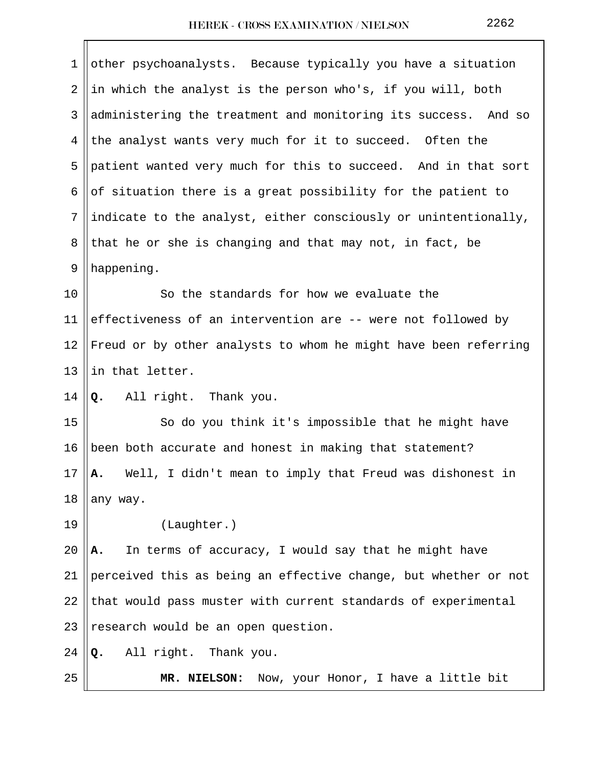other psychoanalysts. Because typically you have a situation in which the analyst is the person who's, if you will, both administering the treatment and monitoring its success. And so the analyst wants very much for it to succeed. Often the patient wanted very much for this to succeed. And in that sort of situation there is a great possibility for the patient to indicate to the analyst, either consciously or unintentionally, that he or she is changing and that may not, in fact, be happening.

So the standards for how we evaluate the effectiveness of an intervention are -- were not followed by Freud or by other analysts to whom he might have been referring in that letter.

**Q.** All right. Thank you.

So do you think it's impossible that he might have been both accurate and honest in making that statement?

**A.** Well, I didn't mean to imply that Freud was dishonest in any way.

(Laughter.)

**A.** In terms of accuracy, I would say that he might have perceived this as being an effective change, but whether or not that would pass muster with current standards of experimental research would be an open question.

**Q.** All right. Thank you.

**MR. NIELSON:** Now, your Honor, I have a little bit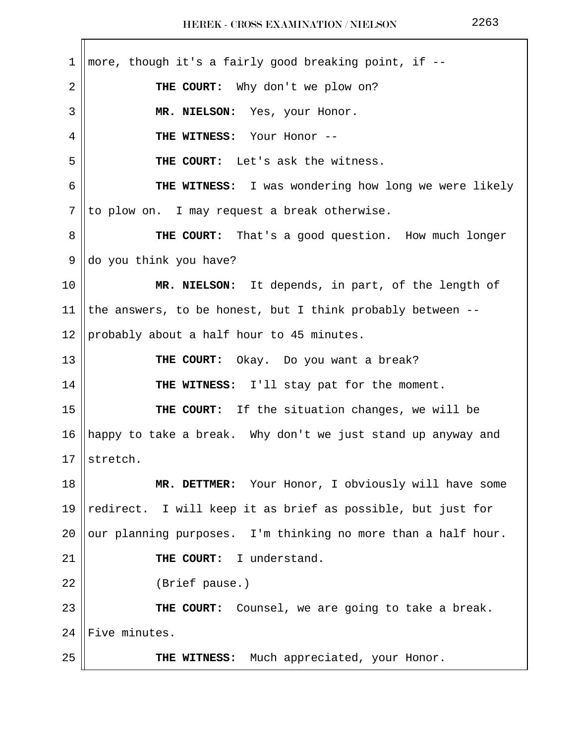more, though it's a fairly good breaking point, if --

**THE COURT:** Why don't we plow on?

**MR. NIELSON:** Yes, your Honor.

**THE WITNESS:** Your Honor --

**THE COURT:** Let's ask the witness.

**THE WITNESS:** I was wondering how long we were likely to plow on. I may request a break otherwise.

**THE COURT:** That's a good question. How much longer do you think you have?

**MR. NIELSON:** It depends, in part, of the length of the answers, to be honest, but I think probably between -- probably about a half hour to 45 minutes.

**THE COURT:** Okay. Do you want a break?

**THE WITNESS:** I'll stay pat for the moment.

**THE COURT:** If the situation changes, we will be happy to take a break. Why don't we just stand up anyway and stretch.

**MR. DETTMER:** Your Honor, I obviously will have some redirect. I will keep it as brief as possible, but just for our planning purposes. I'm thinking no more than a half hour.

**THE COURT:** I understand.

(Brief pause.)

**THE COURT:** Counsel, we are going to take a break. Five minutes.

**THE WITNESS:** Much appreciated, your Honor.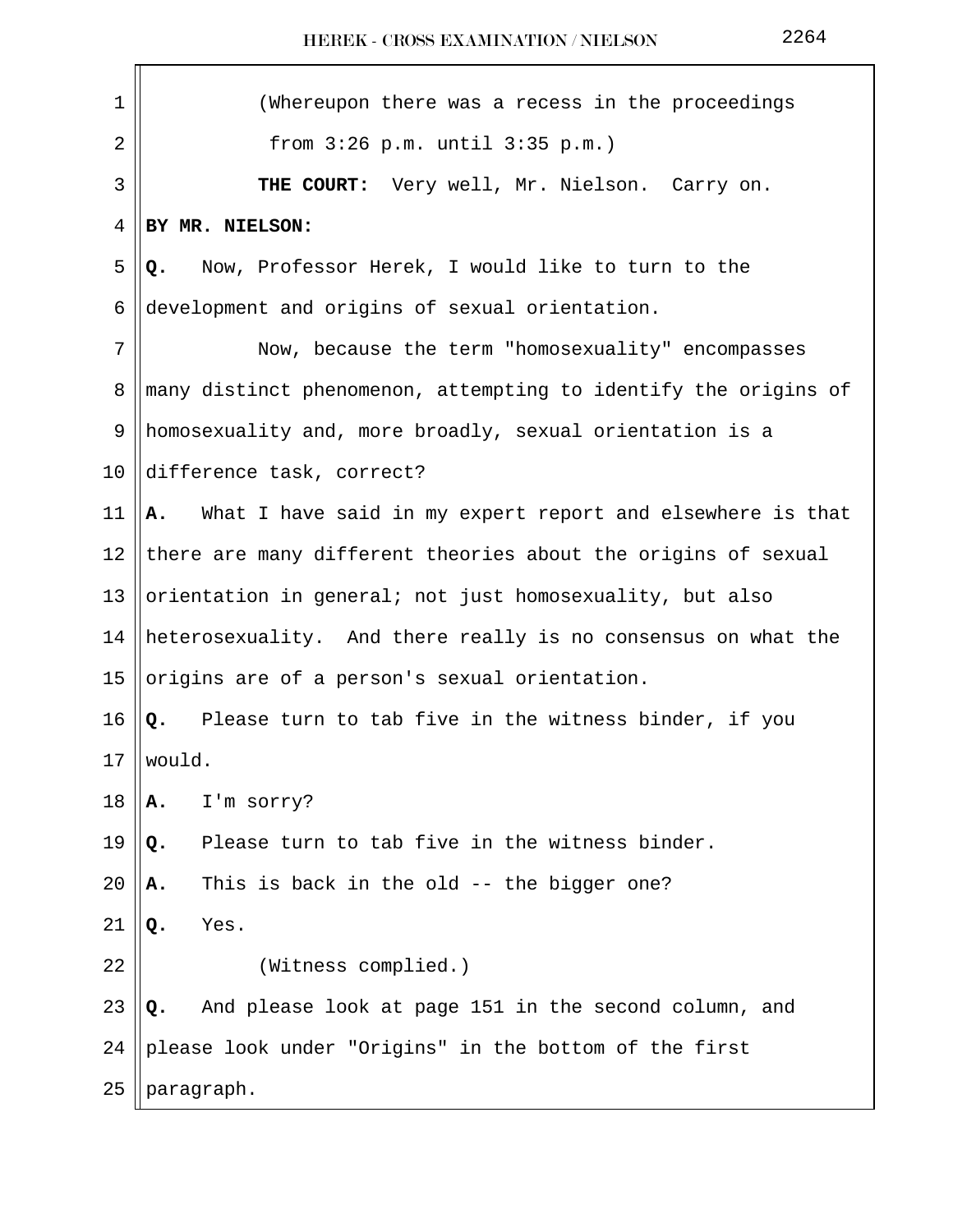(Whereupon there was a recess in the proceedings from 3:26 p.m. until 3:35 p.m.)

**THE COURT:** Very well, Mr. Nielson. Carry on.

**BY MR. NIELSON:**

**Q.** Now, Professor Herek, I would like to turn to the development and origins of sexual orientation.

Now, because the term "homosexuality" encompasses many distinct phenomenon, attempting to identify the origins of homosexuality and, more broadly, sexual orientation is a difference task, correct?

**A.** What I have said in my expert report and elsewhere is that there are many different theories about the origins of sexual orientation in general; not just homosexuality, but also heterosexuality. And there really is no consensus on what the origins are of a person's sexual orientation.

**Q.** Please turn to tab five in the witness binder, if you would.

**A.** I'm sorry?

**Q.** Please turn to tab five in the witness binder.

**A.** This is back in the old -- the bigger one?

**Q.** Yes.

(Witness complied.)

**Q.** And please look at page 151 in the second column, and please look under "Origins" in the bottom of the first paragraph.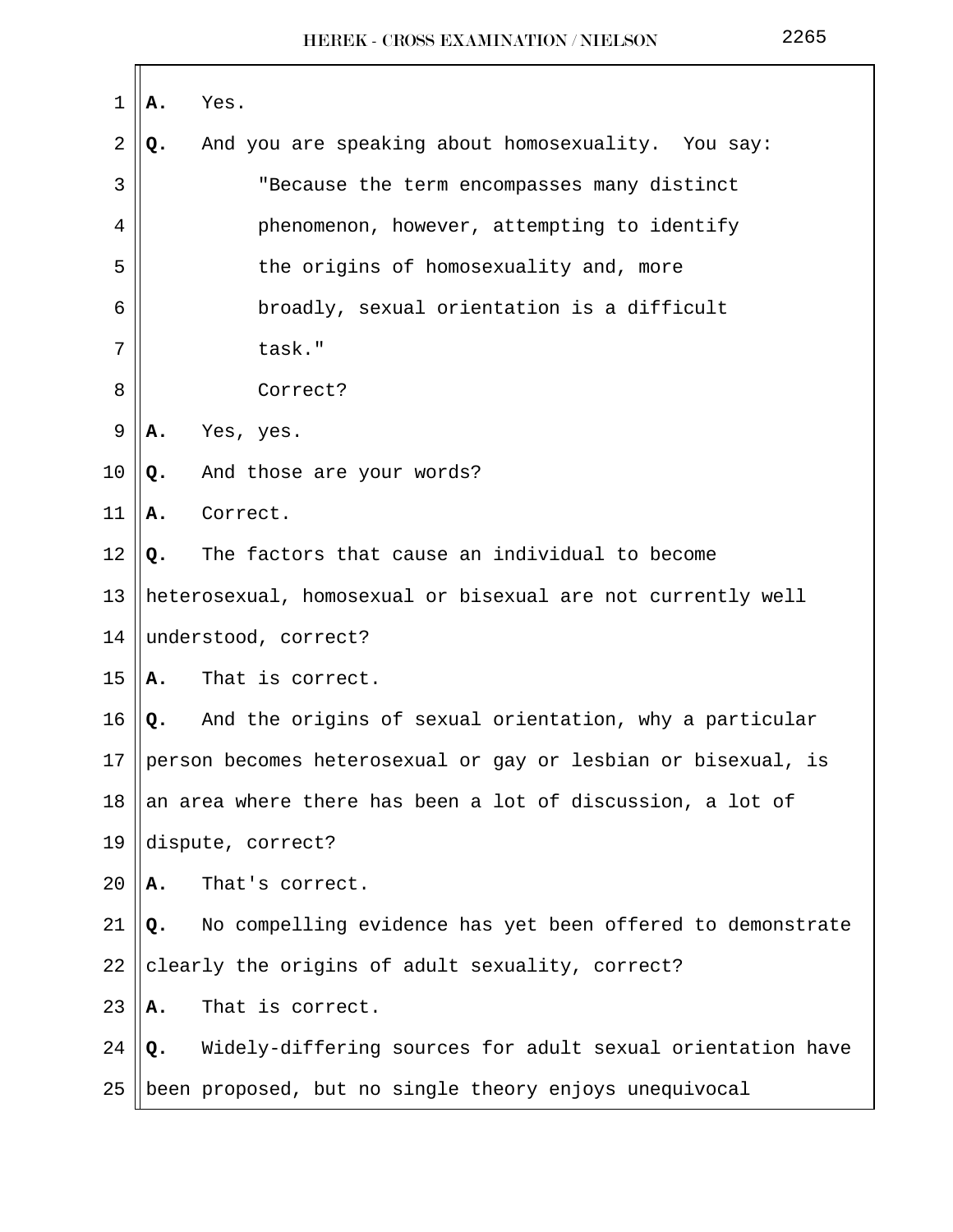**A.** Yes.

**Q.** And you are speaking about homosexuality. You say:

> "Because the term encompasses many distinct phenomenon, however, attempting to identify the origins of homosexuality and, more broadly, sexual orientation is a difficult task."
>
> Correct?

**A.** Yes, yes.

**Q.** And those are your words?

**A.** Correct.

**Q.** The factors that cause an individual to become heterosexual, homosexual or bisexual are not currently well understood, correct?

**A.** That is correct.

**Q.** And the origins of sexual orientation, why a particular person becomes heterosexual or gay or lesbian or bisexual, is an area where there has been a lot of discussion, a lot of dispute, correct?

**A.** That's correct.

**Q.** No compelling evidence has yet been offered to demonstrate clearly the origins of adult sexuality, correct?

**A.** That is correct.

**Q.** Widely-differing sources for adult sexual orientation have been proposed, but no single theory enjoys unequivocal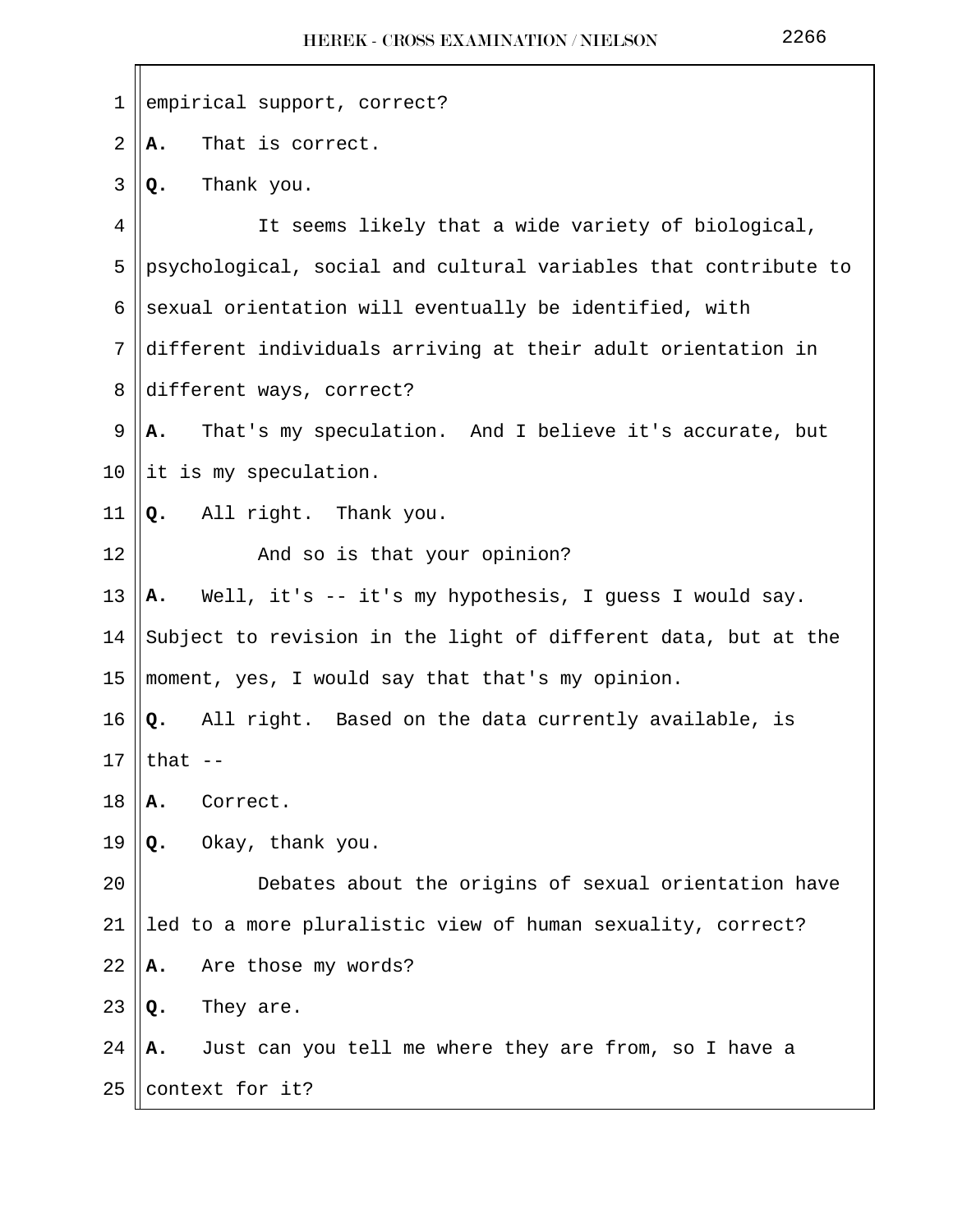empirical support, correct?

**A.** That is correct.

**Q.** Thank you.

It seems likely that a wide variety of biological, psychological, social and cultural variables that contribute to sexual orientation will eventually be identified, with different individuals arriving at their adult orientation in different ways, correct?

**A.** That's my speculation. And I believe it's accurate, but it is my speculation.

**Q.** All right. Thank you.

And so is that your opinion?

**A.** Well, it's -- it's my hypothesis, I guess I would say. Subject to revision in the light of different data, but at the moment, yes, I would say that that's my opinion.

**Q.** All right. Based on the data currently available, is that --

**A.** Correct.

**Q.** Okay, thank you.

Debates about the origins of sexual orientation have led to a more pluralistic view of human sexuality, correct?

**A.** Are those my words?

**Q.** They are.

**A.** Just can you tell me where they are from, so I have a context for it?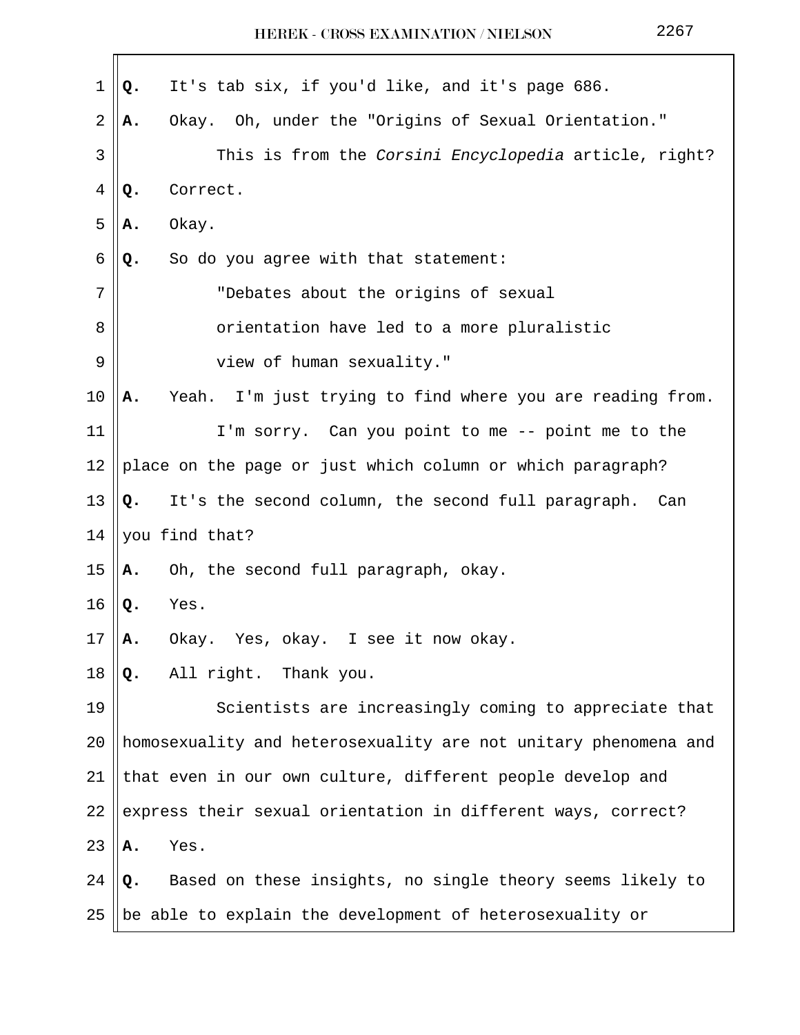**Q.** It's tab six, if you'd like, and it's page 686.

**A.** Okay. Oh, under the "Origins of Sexual Orientation."

This is from the *Corsini Encyclopedia* article, right?

**Q.** Correct.

**A.** Okay.

**Q.** So do you agree with that statement:

"Debates about the origins of sexual orientation have led to a more pluralistic view of human sexuality."

**A.** Yeah. I'm just trying to find where you are reading from.

I'm sorry. Can you point to me -- point me to the place on the page or just which column or which paragraph?

**Q.** It's the second column, the second full paragraph. Can you find that?

**A.** Oh, the second full paragraph, okay.

**Q.** Yes.

**A.** Okay. Yes, okay. I see it now okay.

**Q.** All right. Thank you.

Scientists are increasingly coming to appreciate that homosexuality and heterosexuality are not unitary phenomena and that even in our own culture, different people develop and express their sexual orientation in different ways, correct?

**A.** Yes.

**Q.** Based on these insights, no single theory seems likely to be able to explain the development of heterosexuality or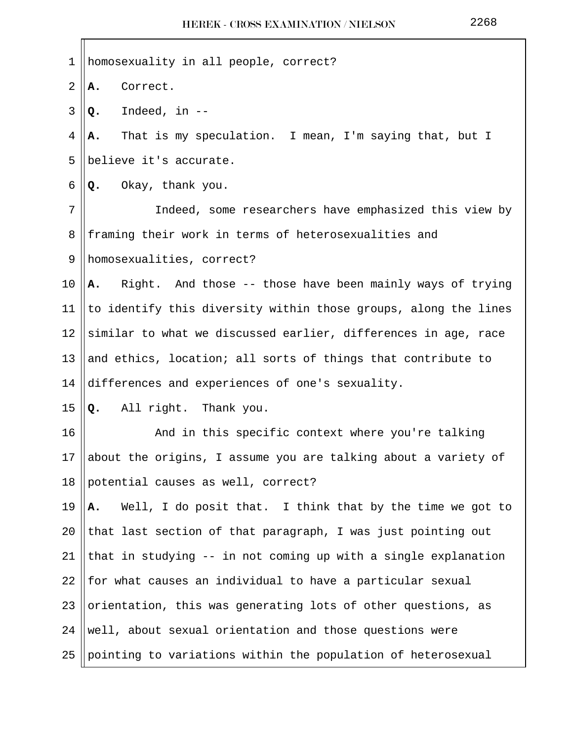homosexuality in all people, correct?

**A.** Correct.

**Q.** Indeed, in --

**A.** That is my speculation. I mean, I'm saying that, but I believe it's accurate.

**Q.** Okay, thank you.

Indeed, some researchers have emphasized this view by framing their work in terms of heterosexualities and homosexualities, correct?

**A.** Right. And those -- those have been mainly ways of trying to identify this diversity within those groups, along the lines similar to what we discussed earlier, differences in age, race and ethics, location; all sorts of things that contribute to differences and experiences of one's sexuality.

**Q.** All right. Thank you.

And in this specific context where you're talking about the origins, I assume you are talking about a variety of potential causes as well, correct?

**A.** Well, I do posit that. I think that by the time we got to that last section of that paragraph, I was just pointing out that in studying -- in not coming up with a single explanation for what causes an individual to have a particular sexual orientation, this was generating lots of other questions, as well, about sexual orientation and those questions were pointing to variations within the population of heterosexual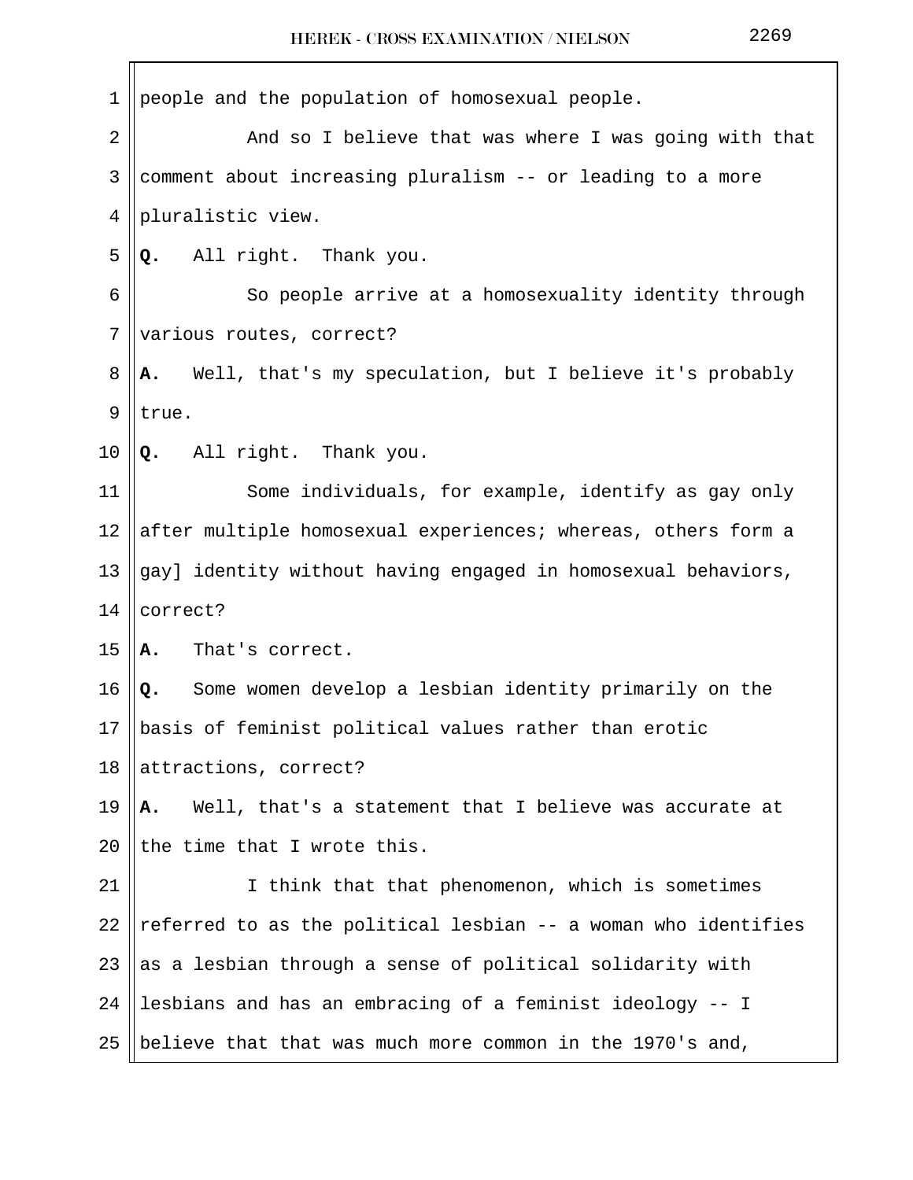people and the population of homosexual people.

And so I believe that was where I was going with that comment about increasing pluralism -- or leading to a more pluralistic view.

**Q.** All right. Thank you.

So people arrive at a homosexuality identity through various routes, correct?

**A.** Well, that's my speculation, but I believe it's probably true.

**Q.** All right. Thank you.

Some individuals, for example, identify as gay only after multiple homosexual experiences; whereas, others form a gay] identity without having engaged in homosexual behaviors, correct?

**A.** That's correct.

**Q.** Some women develop a lesbian identity primarily on the basis of feminist political values rather than erotic attractions, correct?

**A.** Well, that's a statement that I believe was accurate at the time that I wrote this.

I think that that phenomenon, which is sometimes referred to as the political lesbian -- a woman who identifies as a lesbian through a sense of political solidarity with lesbians and has an embracing of a feminist ideology -- I believe that that was much more common in the 1970's and,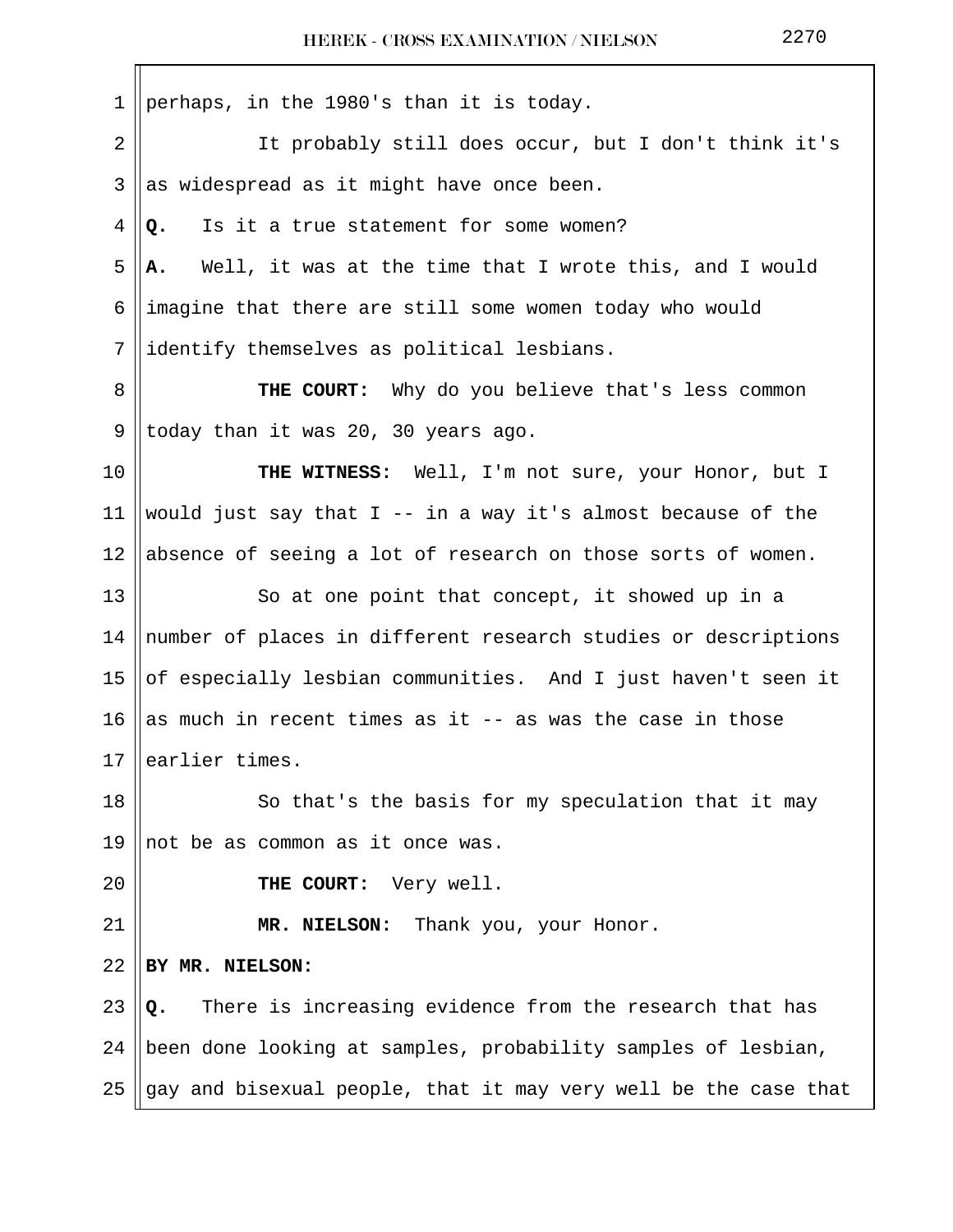perhaps, in the 1980's than it is today.

It probably still does occur, but I don't think it's as widespread as it might have once been.

**Q.** Is it a true statement for some women?

**A.** Well, it was at the time that I wrote this, and I would imagine that there are still some women today who would identify themselves as political lesbians.

**THE COURT:** Why do you believe that's less common today than it was 20, 30 years ago.

**THE WITNESS:** Well, I'm not sure, your Honor, but I would just say that I -- in a way it's almost because of the absence of seeing a lot of research on those sorts of women.

So at one point that concept, it showed up in a number of places in different research studies or descriptions of especially lesbian communities. And I just haven't seen it as much in recent times as it -- as was the case in those earlier times.

So that's the basis for my speculation that it may not be as common as it once was.

**THE COURT:** Very well.

**MR. NIELSON:** Thank you, your Honor.

**BY MR. NIELSON:**

**Q.** There is increasing evidence from the research that has been done looking at samples, probability samples of lesbian, gay and bisexual people, that it may very well be the case that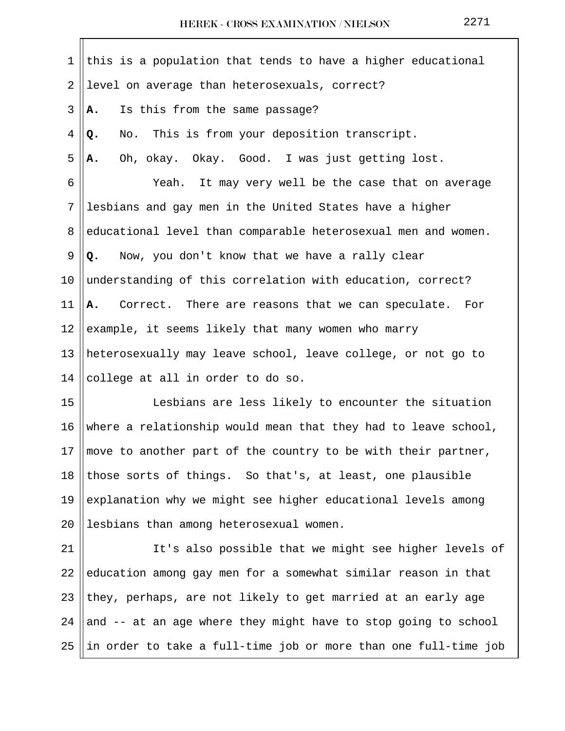this is a population that tends to have a higher educational level on average than heterosexuals, correct?

**A.** Is this from the same passage?

**Q.** No. This is from your deposition transcript.

**A.** Oh, okay. Okay. Good. I was just getting lost.

Yeah. It may very well be the case that on average lesbians and gay men in the United States have a higher educational level than comparable heterosexual men and women.

**Q.** Now, you don't know that we have a rally clear understanding of this correlation with education, correct?

**A.** Correct. There are reasons that we can speculate. For example, it seems likely that many women who marry heterosexually may leave school, leave college, or not go to college at all in order to do so.

Lesbians are less likely to encounter the situation where a relationship would mean that they had to leave school, move to another part of the country to be with their partner, those sorts of things. So that's, at least, one plausible explanation why we might see higher educational levels among lesbians than among heterosexual women.

It's also possible that we might see higher levels of education among gay men for a somewhat similar reason in that they, perhaps, are not likely to get married at an early age and -- at an age where they might have to stop going to school in order to take a full-time job or more than one full-time job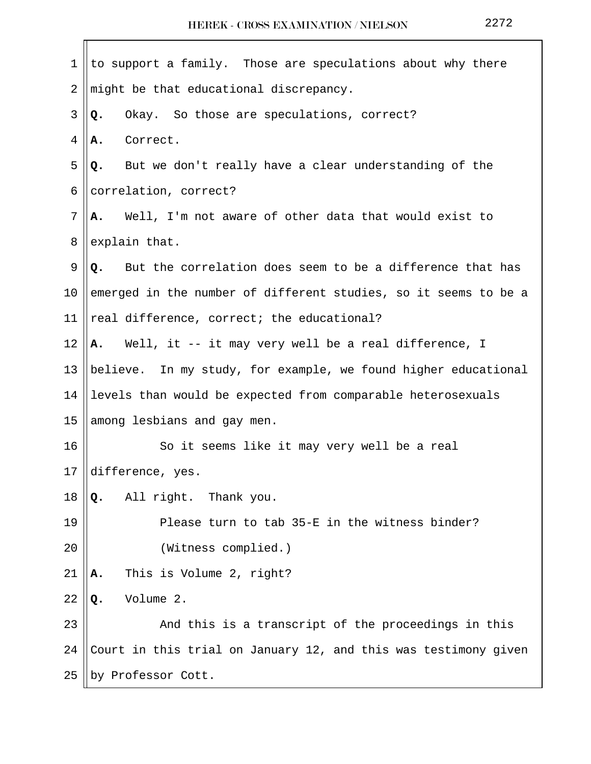to support a family. Those are speculations about why there might be that educational discrepancy.

**Q.** Okay. So those are speculations, correct?

**A.** Correct.

**Q.** But we don't really have a clear understanding of the correlation, correct?

**A.** Well, I'm not aware of other data that would exist to explain that.

**Q.** But the correlation does seem to be a difference that has emerged in the number of different studies, so it seems to be a real difference, correct; the educational?

**A.** Well, it -- it may very well be a real difference, I believe. In my study, for example, we found higher educational levels than would be expected from comparable heterosexuals among lesbians and gay men.

So it seems like it may very well be a real difference, yes.

**Q.** All right. Thank you.

Please turn to tab 35-E in the witness binder?

(Witness complied.)

**A.** This is Volume 2, right?

**Q.** Volume 2.

And this is a transcript of the proceedings in this Court in this trial on January 12, and this was testimony given by Professor Cott.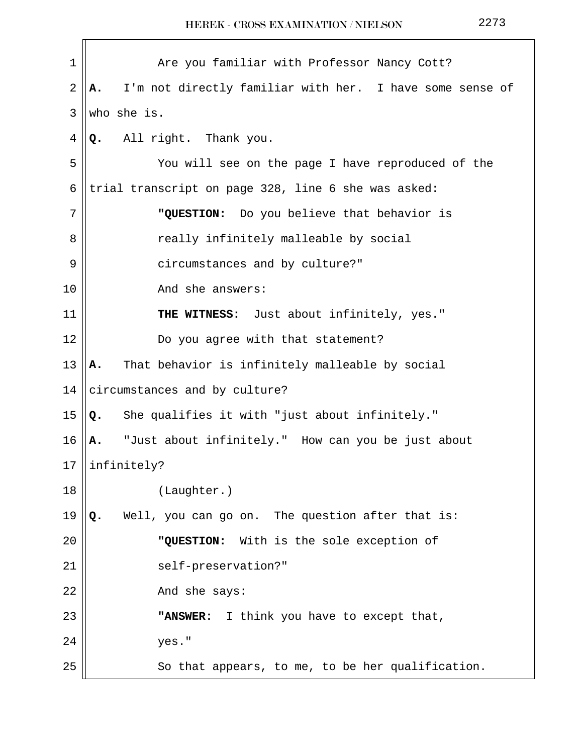Are you familiar with Professor Nancy Cott?

**A.** I'm not directly familiar with her. I have some sense of who she is.

**Q.** All right. Thank you.

You will see on the page I have reproduced of the trial transcript on page 328, line 6 she was asked:

> **"QUESTION:** Do you believe that behavior is really infinitely malleable by social circumstances and by culture?"

And she answers:

> **THE WITNESS:** Just about infinitely, yes."

Do you agree with that statement?

**A.** That behavior is infinitely malleable by social circumstances and by culture?

**Q.** She qualifies it with "just about infinitely."

**A.** "Just about infinitely." How can you be just about infinitely?

(Laughter.)

**Q.** Well, you can go on. The question after that is:

> **"QUESTION:** With is the sole exception of self-preservation?"

And she says:

> **"ANSWER:** I think you have to except that, yes."

So that appears, to me, to be her qualification.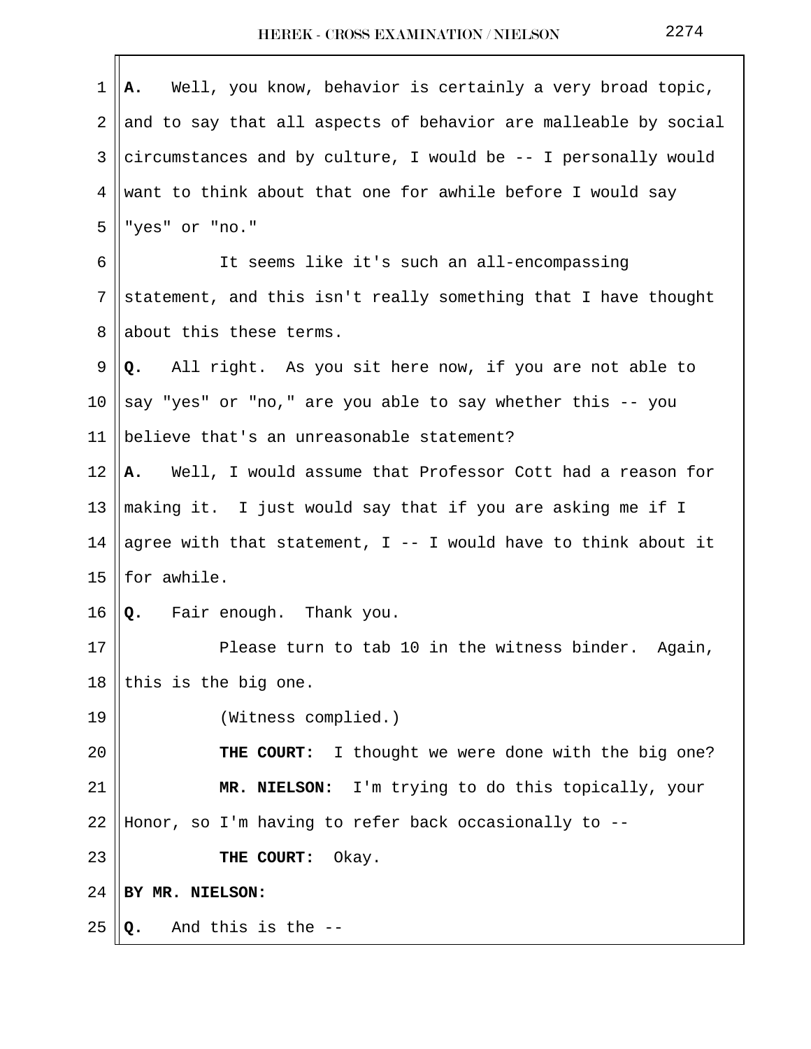**A.** Well, you know, behavior is certainly a very broad topic, and to say that all aspects of behavior are malleable by social circumstances and by culture, I would be -- I personally would want to think about that one for awhile before I would say "yes" or "no."

It seems like it's such an all-encompassing statement, and this isn't really something that I have thought about this these terms.

**Q.** All right. As you sit here now, if you are not able to say "yes" or "no," are you able to say whether this -- you believe that's an unreasonable statement?

**A.** Well, I would assume that Professor Cott had a reason for making it. I just would say that if you are asking me if I agree with that statement, I -- I would have to think about it for awhile.

**Q.** Fair enough. Thank you.

Please turn to tab 10 in the witness binder. Again, this is the big one.

(Witness complied.)

**THE COURT:** I thought we were done with the big one?

**MR. NIELSON:** I'm trying to do this topically, your Honor, so I'm having to refer back occasionally to --

**THE COURT:** Okay.

**BY MR. NIELSON:**

**Q.** And this is the --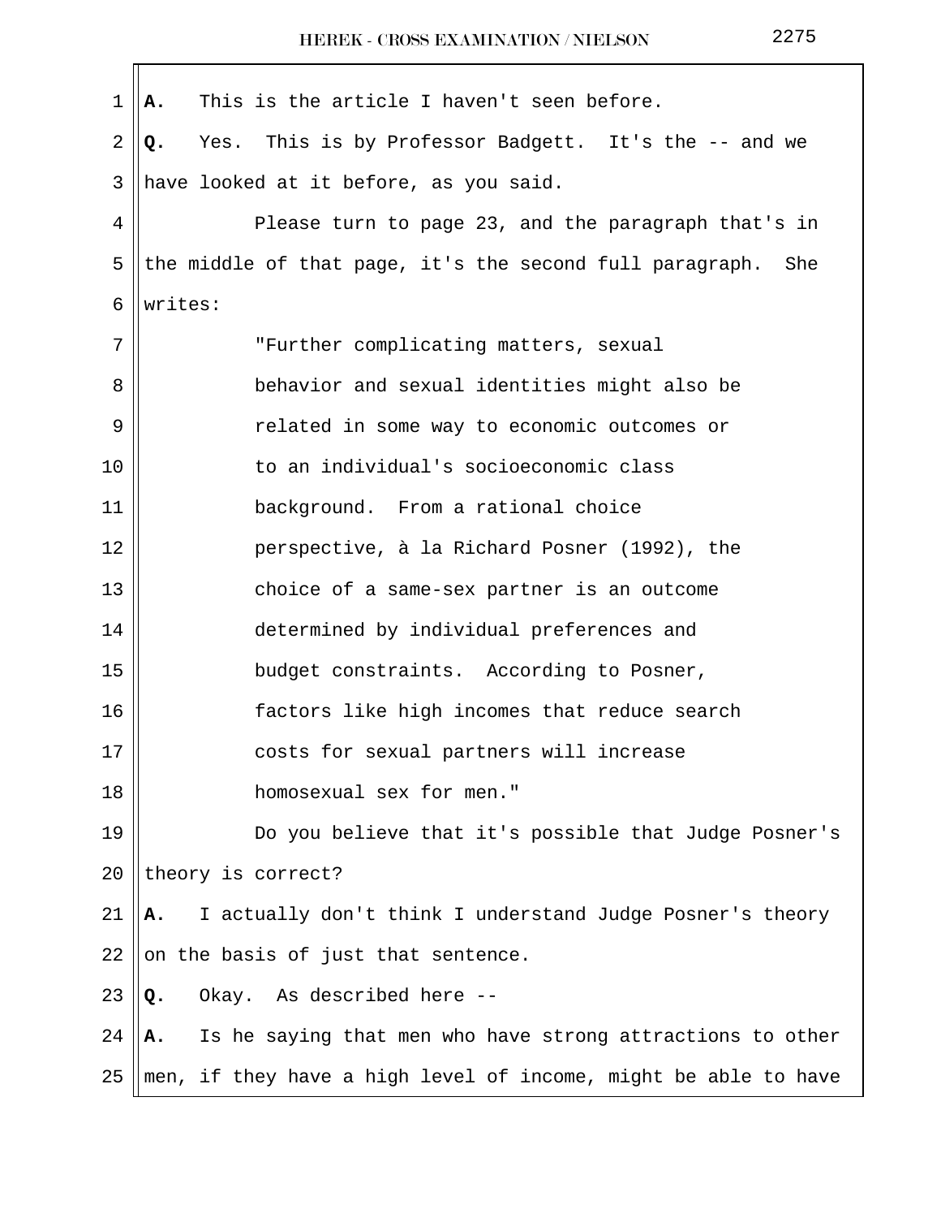**A.** This is the article I haven't seen before.

**Q.** Yes. This is by Professor Badgett. It's the -- and we have looked at it before, as you said.

Please turn to page 23, and the paragraph that's in the middle of that page, it's the second full paragraph. She writes:

> "Further complicating matters, sexual behavior and sexual identities might also be related in some way to economic outcomes or to an individual's socioeconomic class background. From a rational choice perspective, à la Richard Posner (1992), the choice of a same-sex partner is an outcome determined by individual preferences and budget constraints. According to Posner, factors like high incomes that reduce search costs for sexual partners will increase homosexual sex for men."

Do you believe that it's possible that Judge Posner's theory is correct?

**A.** I actually don't think I understand Judge Posner's theory on the basis of just that sentence.

**Q.** Okay. As described here --

**A.** Is he saying that men who have strong attractions to other men, if they have a high level of income, might be able to have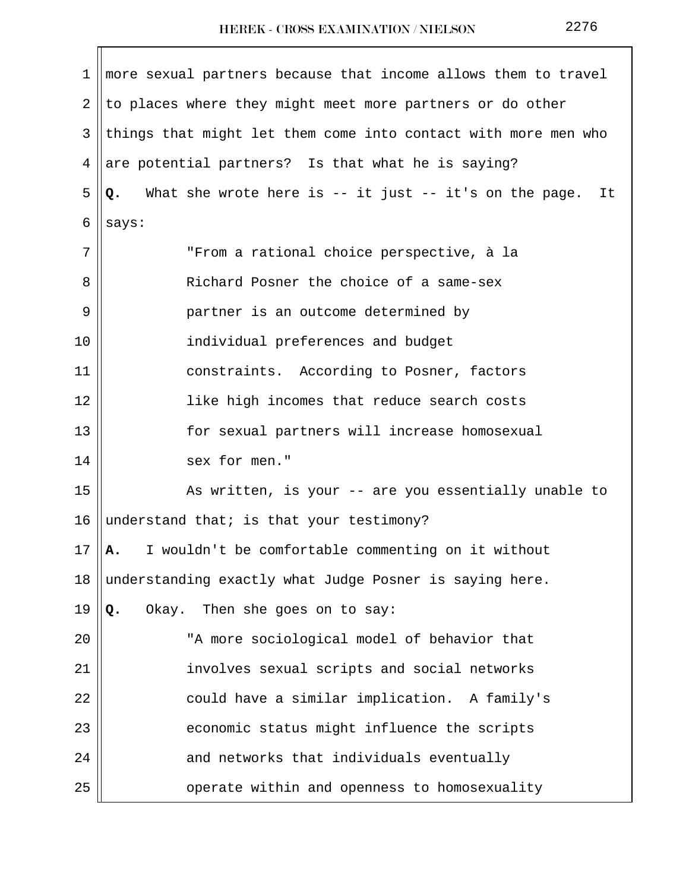more sexual partners because that income allows them to travel to places where they might meet more partners or do other things that might let them come into contact with more men who are potential partners? Is that what he is saying?

**Q.** What she wrote here is -- it just -- it's on the page. It says:

> "From a rational choice perspective, à la Richard Posner the choice of a same-sex partner is an outcome determined by individual preferences and budget constraints. According to Posner, factors like high incomes that reduce search costs for sexual partners will increase homosexual sex for men."

As written, is your -- are you essentially unable to understand that; is that your testimony?

**A.** I wouldn't be comfortable commenting on it without understanding exactly what Judge Posner is saying here.

**Q.** Okay. Then she goes on to say:

> "A more sociological model of behavior that involves sexual scripts and social networks could have a similar implication. A family's economic status might influence the scripts and networks that individuals eventually operate within and openness to homosexuality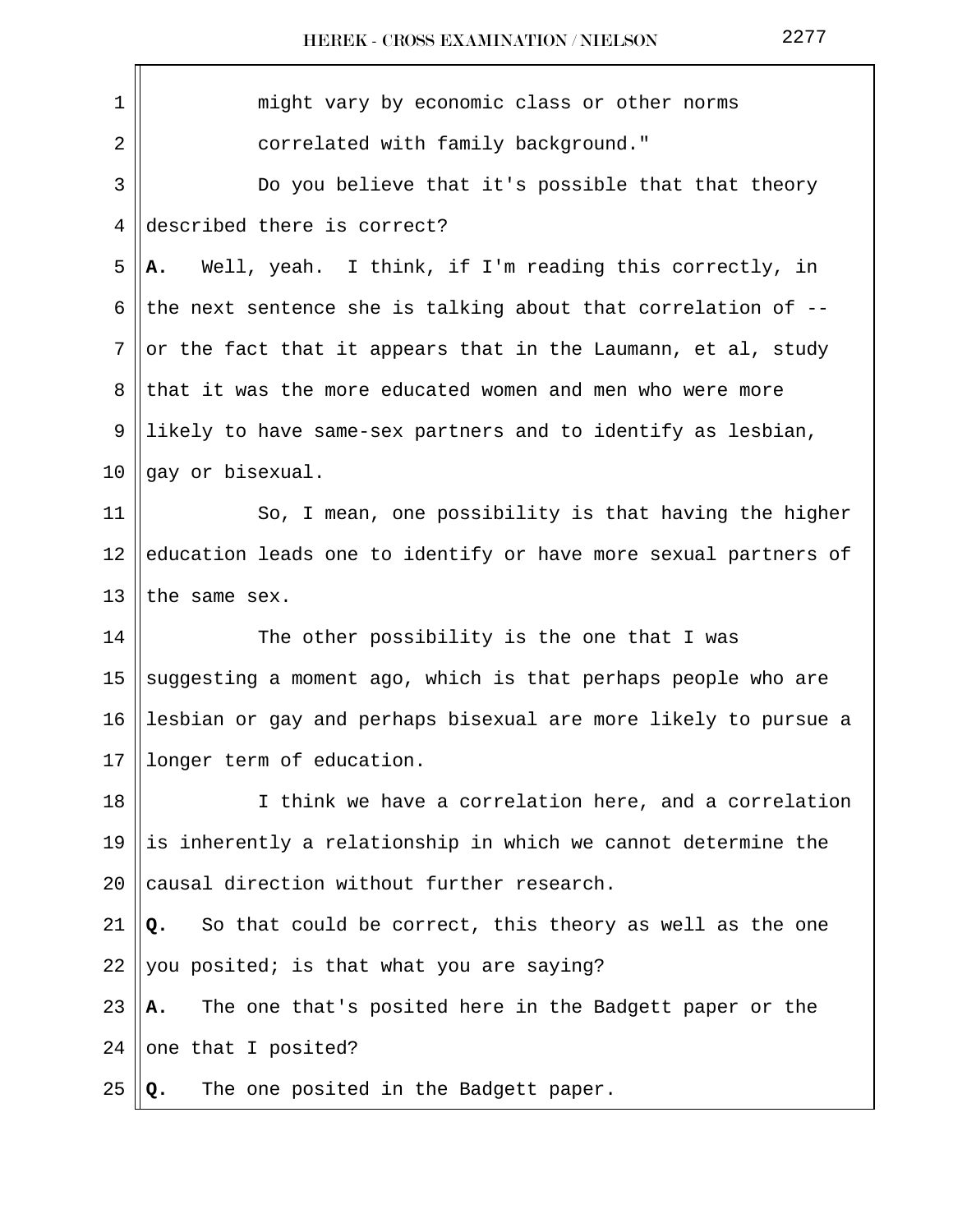might vary by economic class or other norms correlated with family background."

Do you believe that it's possible that that theory described there is correct?

**A.** Well, yeah. I think, if I'm reading this correctly, in the next sentence she is talking about that correlation of -- or the fact that it appears that in the Laumann, et al, study that it was the more educated women and men who were more likely to have same-sex partners and to identify as lesbian, gay or bisexual.

So, I mean, one possibility is that having the higher education leads one to identify or have more sexual partners of the same sex.

The other possibility is the one that I was suggesting a moment ago, which is that perhaps people who are lesbian or gay and perhaps bisexual are more likely to pursue a longer term of education.

I think we have a correlation here, and a correlation is inherently a relationship in which we cannot determine the causal direction without further research.

**Q.** So that could be correct, this theory as well as the one you posited; is that what you are saying?

**A.** The one that's posited here in the Badgett paper or the one that I posited?

**Q.** The one posited in the Badgett paper.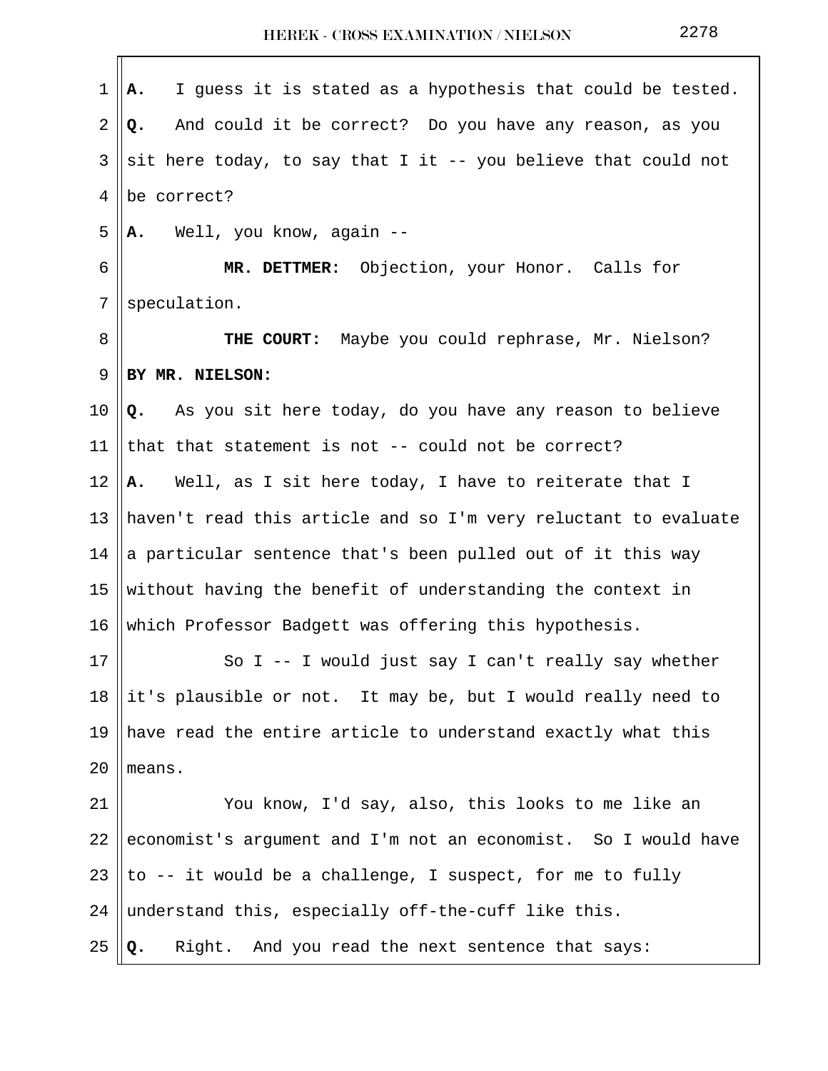**A.** I guess it is stated as a hypothesis that could be tested.

**Q.** And could it be correct? Do you have any reason, as you sit here today, to say that I it -- you believe that could not be correct?

**A.** Well, you know, again --

**MR. DETTMER:** Objection, your Honor. Calls for speculation.

**THE COURT:** Maybe you could rephrase, Mr. Nielson?

**BY MR. NIELSON:**

**Q.** As you sit here today, do you have any reason to believe that that statement is not -- could not be correct?

**A.** Well, as I sit here today, I have to reiterate that I haven't read this article and so I'm very reluctant to evaluate a particular sentence that's been pulled out of it this way without having the benefit of understanding the context in which Professor Badgett was offering this hypothesis.

So I -- I would just say I can't really say whether it's plausible or not. It may be, but I would really need to have read the entire article to understand exactly what this means.

You know, I'd say, also, this looks to me like an economist's argument and I'm not an economist. So I would have to -- it would be a challenge, I suspect, for me to fully understand this, especially off-the-cuff like this.

**Q.** Right. And you read the next sentence that says: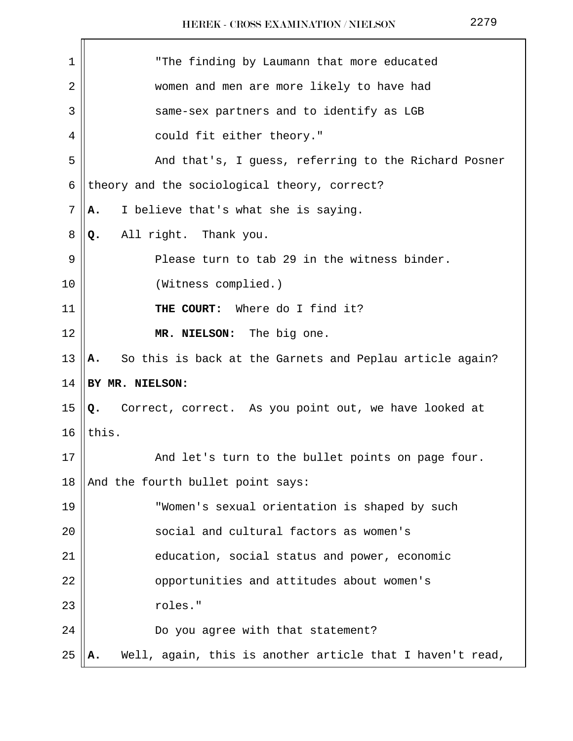"The finding by Laumann that more educated women and men are more likely to have had same-sex partners and to identify as LGB could fit either theory."

And that's, I guess, referring to the Richard Posner theory and the sociological theory, correct?

**A.** I believe that's what she is saying.

**Q.** All right. Thank you.

Please turn to tab 29 in the witness binder.

(Witness complied.)

**THE COURT:** Where do I find it?

**MR. NIELSON:** The big one.

**A.** So this is back at the Garnets and Peplau article again?

**BY MR. NIELSON:**

**Q.** Correct, correct. As you point out, we have looked at this.

And let's turn to the bullet points on page four. And the fourth bullet point says:

"Women's sexual orientation is shaped by such social and cultural factors as women's education, social status and power, economic opportunities and attitudes about women's roles."

Do you agree with that statement?

**A.** Well, again, this is another article that I haven't read,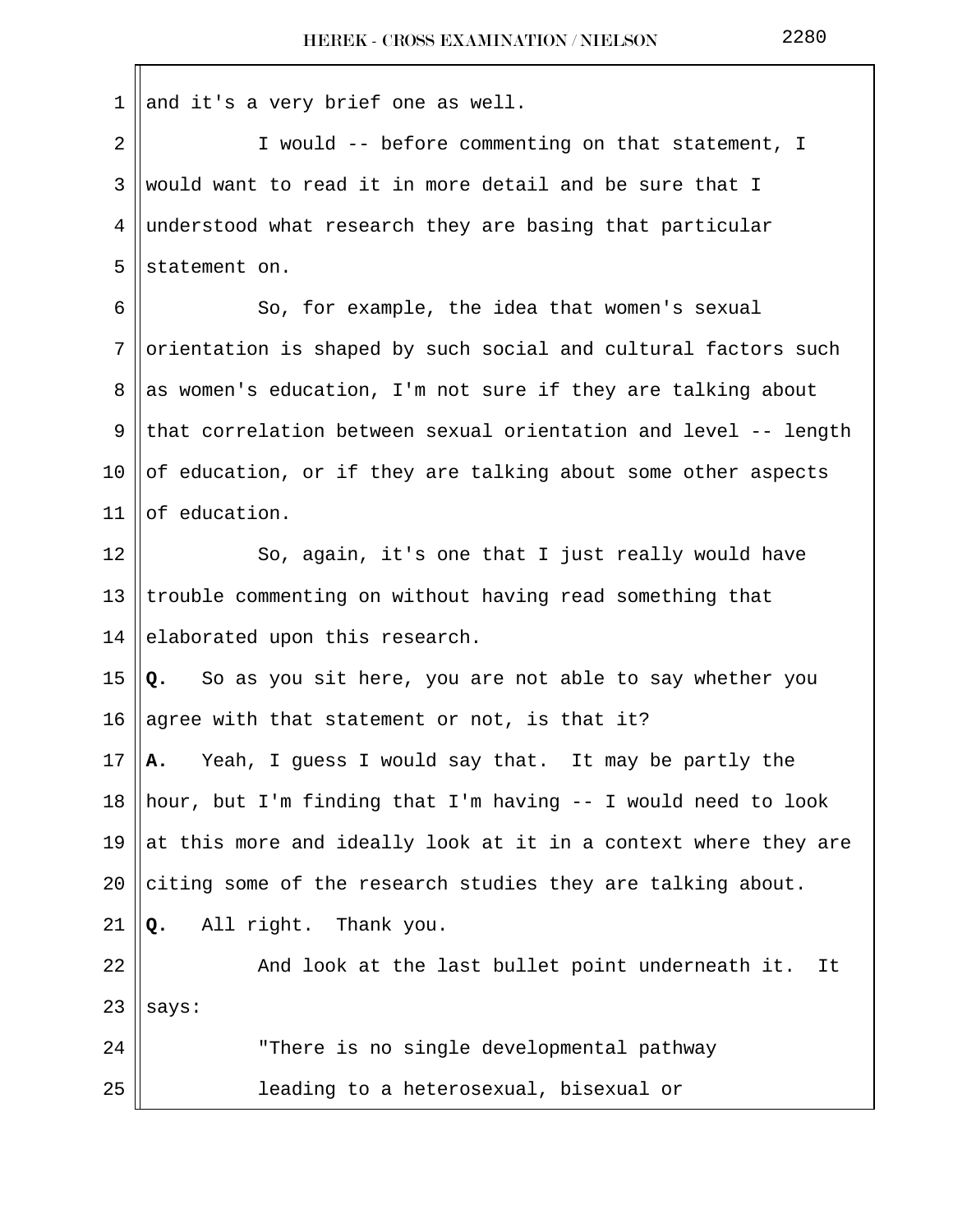and it's a very brief one as well.

I would -- before commenting on that statement, I would want to read it in more detail and be sure that I understood what research they are basing that particular statement on.

So, for example, the idea that women's sexual orientation is shaped by such social and cultural factors such as women's education, I'm not sure if they are talking about that correlation between sexual orientation and level -- length of education, or if they are talking about some other aspects of education.

So, again, it's one that I just really would have trouble commenting on without having read something that elaborated upon this research.

**Q.** So as you sit here, you are not able to say whether you agree with that statement or not, is that it?

**A.** Yeah, I guess I would say that. It may be partly the hour, but I'm finding that I'm having -- I would need to look at this more and ideally look at it in a context where they are citing some of the research studies they are talking about.

**Q.** All right. Thank you.

And look at the last bullet point underneath it. It says:

"There is no single developmental pathway leading to a heterosexual, bisexual or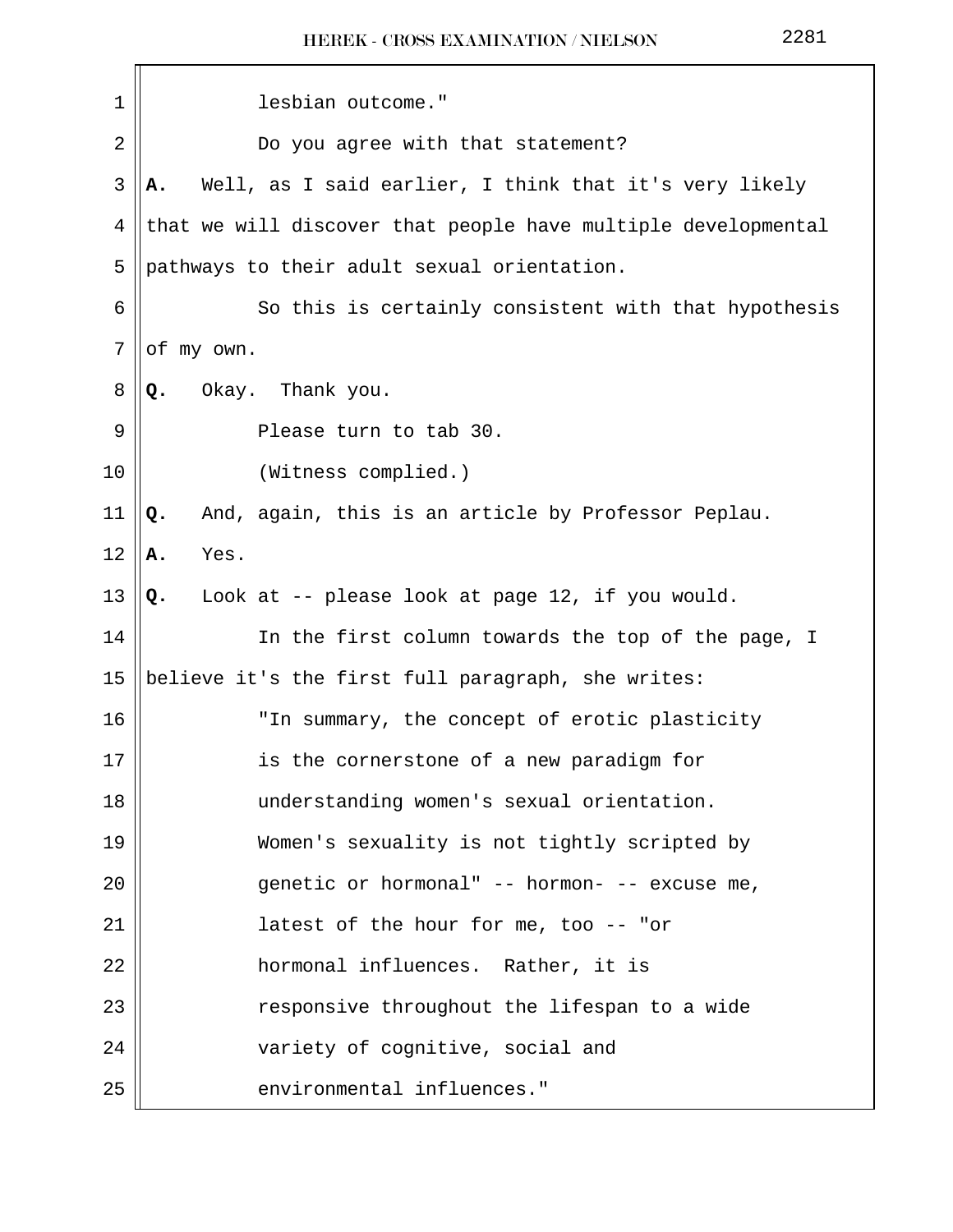lesbian outcome."

Do you agree with that statement?

**A.** Well, as I said earlier, I think that it's very likely that we will discover that people have multiple developmental pathways to their adult sexual orientation.

So this is certainly consistent with that hypothesis of my own.

**Q.** Okay. Thank you.

Please turn to tab 30.

(Witness complied.)

**Q.** And, again, this is an article by Professor Peplau.

**A.** Yes.

**Q.** Look at -- please look at page 12, if you would.

In the first column towards the top of the page, I believe it's the first full paragraph, she writes:

"In summary, the concept of erotic plasticity is the cornerstone of a new paradigm for understanding women's sexual orientation. Women's sexuality is not tightly scripted by genetic or hormonal" -- hormon- -- excuse me, latest of the hour for me, too -- "or hormonal influences. Rather, it is responsive throughout the lifespan to a wide variety of cognitive, social and environmental influences."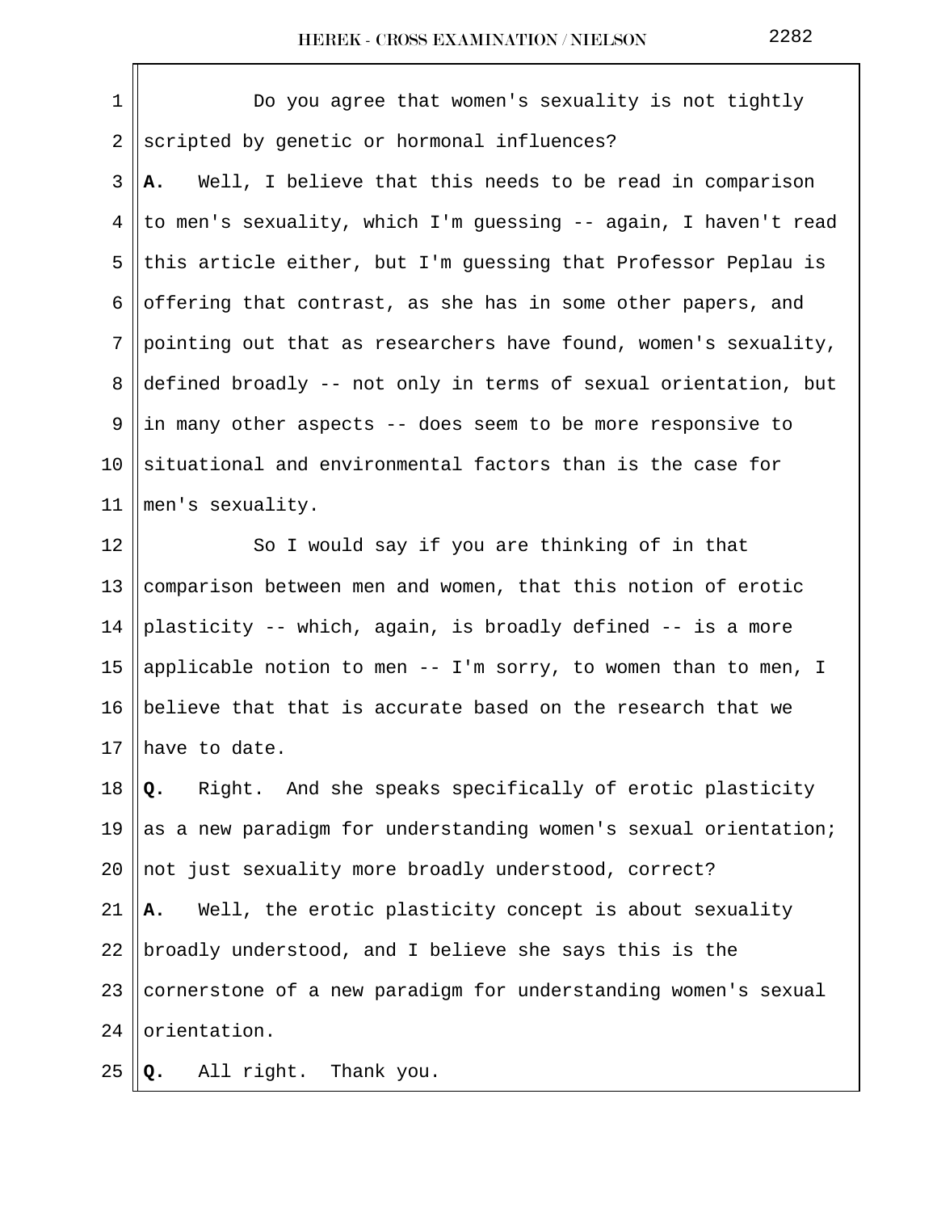Do you agree that women's sexuality is not tightly scripted by genetic or hormonal influences?

**A.** Well, I believe that this needs to be read in comparison to men's sexuality, which I'm guessing -- again, I haven't read this article either, but I'm guessing that Professor Peplau is offering that contrast, as she has in some other papers, and pointing out that as researchers have found, women's sexuality, defined broadly -- not only in terms of sexual orientation, but in many other aspects -- does seem to be more responsive to situational and environmental factors than is the case for men's sexuality.

So I would say if you are thinking of in that comparison between men and women, that this notion of erotic plasticity -- which, again, is broadly defined -- is a more applicable notion to men -- I'm sorry, to women than to men, I believe that that is accurate based on the research that we have to date.

**Q.** Right. And she speaks specifically of erotic plasticity as a new paradigm for understanding women's sexual orientation; not just sexuality more broadly understood, correct?

**A.** Well, the erotic plasticity concept is about sexuality broadly understood, and I believe she says this is the cornerstone of a new paradigm for understanding women's sexual orientation.

**Q.** All right. Thank you.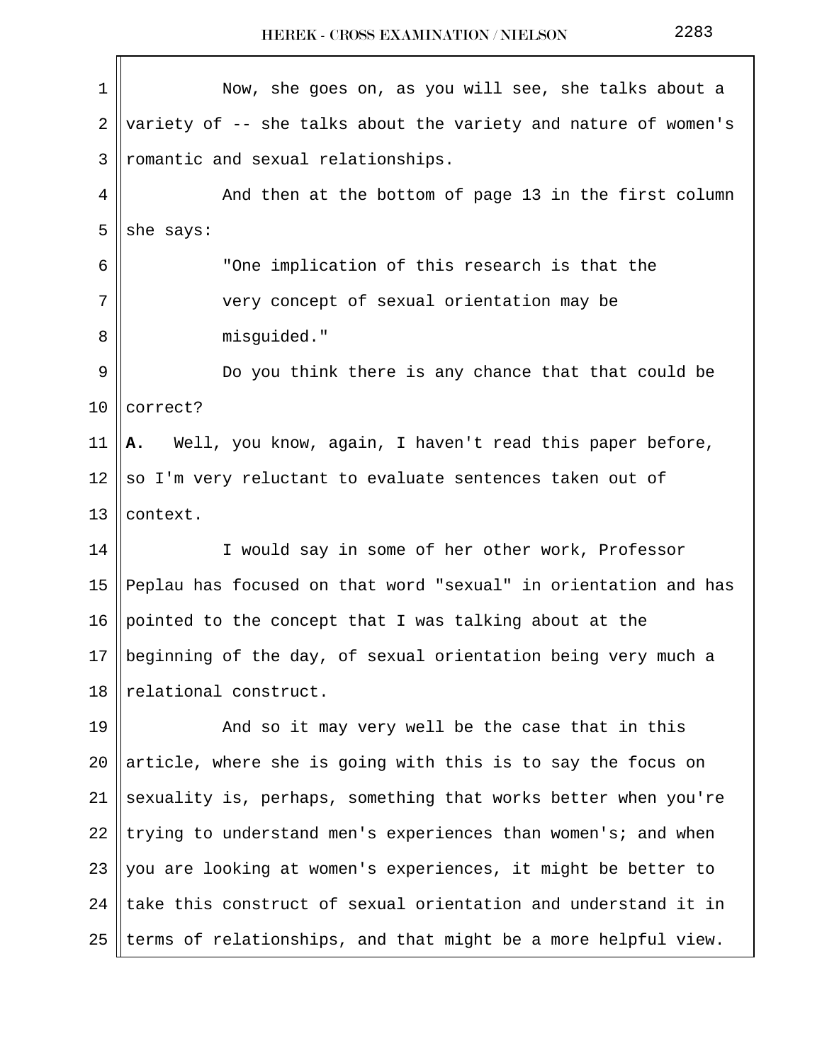Now, she goes on, as you will see, she talks about a variety of -- she talks about the variety and nature of women's romantic and sexual relationships.

And then at the bottom of page 13 in the first column she says:

"One implication of this research is that the very concept of sexual orientation may be misguided."

Do you think there is any chance that that could be correct?

**A.** Well, you know, again, I haven't read this paper before, so I'm very reluctant to evaluate sentences taken out of context.

I would say in some of her other work, Professor Peplau has focused on that word "sexual" in orientation and has pointed to the concept that I was talking about at the beginning of the day, of sexual orientation being very much a relational construct.

And so it may very well be the case that in this article, where she is going with this is to say the focus on sexuality is, perhaps, something that works better when you're trying to understand men's experiences than women's; and when you are looking at women's experiences, it might be better to take this construct of sexual orientation and understand it in terms of relationships, and that might be a more helpful view.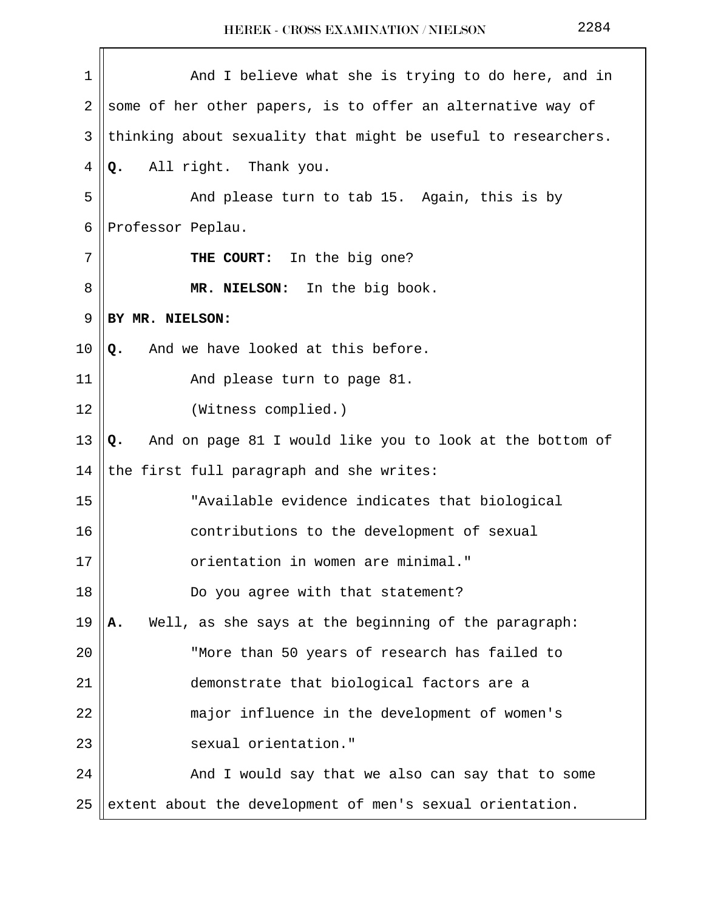And I believe what she is trying to do here, and in some of her other papers, is to offer an alternative way of thinking about sexuality that might be useful to researchers.

**Q.** All right. Thank you.

And please turn to tab 15. Again, this is by Professor Peplau.

**THE COURT:** In the big one?

**MR. NIELSON:** In the big book.

**BY MR. NIELSON:**

**Q.** And we have looked at this before.

And please turn to page 81.

(Witness complied.)

**Q.** And on page 81 I would like you to look at the bottom of the first full paragraph and she writes:

"Available evidence indicates that biological contributions to the development of sexual orientation in women are minimal."

Do you agree with that statement?

**A.** Well, as she says at the beginning of the paragraph:

"More than 50 years of research has failed to demonstrate that biological factors are a major influence in the development of women's sexual orientation."

And I would say that we also can say that to some extent about the development of men's sexual orientation.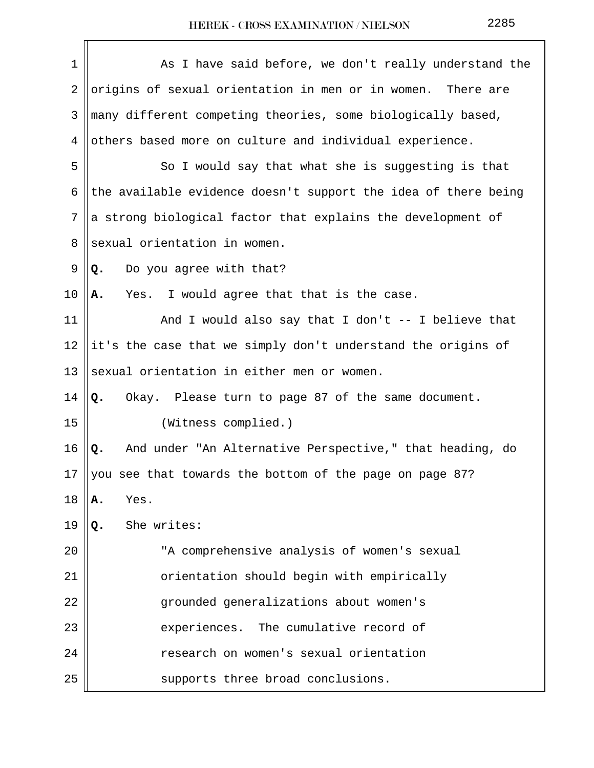As I have said before, we don't really understand the origins of sexual orientation in men or in women. There are many different competing theories, some biologically based, others based more on culture and individual experience.

So I would say that what she is suggesting is that the available evidence doesn't support the idea of there being a strong biological factor that explains the development of sexual orientation in women.

**Q.** Do you agree with that?

**A.** Yes. I would agree that that is the case.

And I would also say that I don't -- I believe that it's the case that we simply don't understand the origins of sexual orientation in either men or women.

**Q.** Okay. Please turn to page 87 of the same document.

(Witness complied.)

**Q.** And under "An Alternative Perspective," that heading, do you see that towards the bottom of the page on page 87?

**A.** Yes.

**Q.** She writes:

> "A comprehensive analysis of women's sexual orientation should begin with empirically grounded generalizations about women's experiences. The cumulative record of research on women's sexual orientation supports three broad conclusions.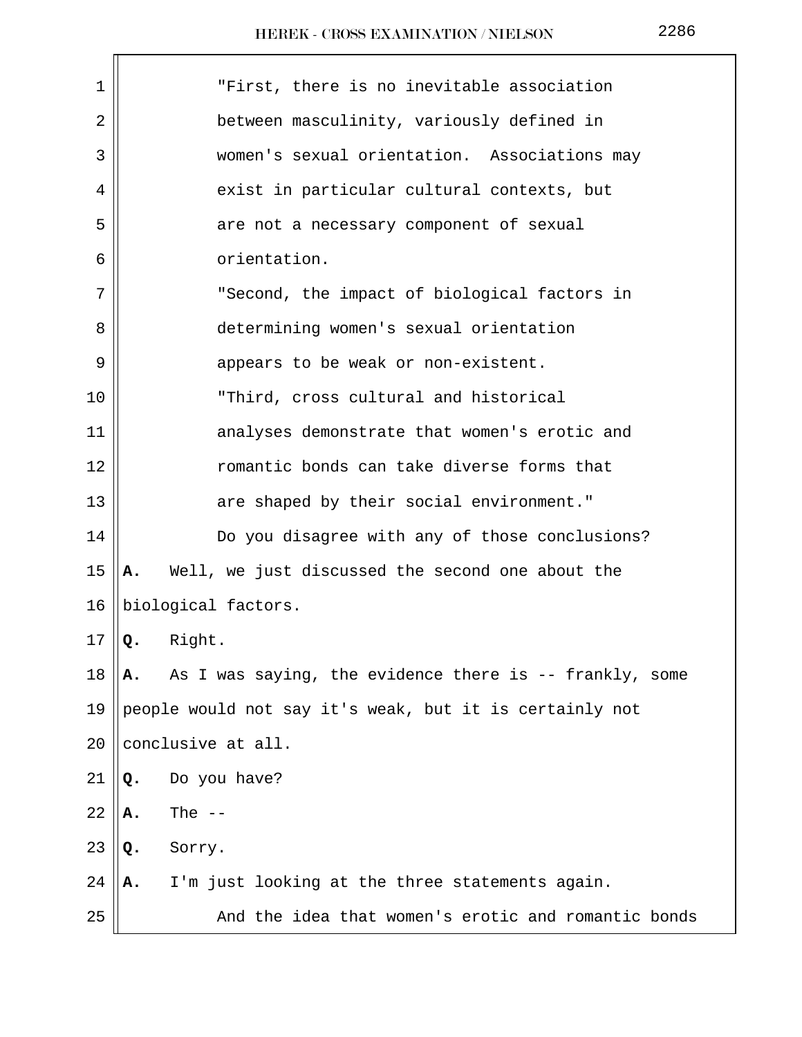"First, there is no inevitable association between masculinity, variously defined in women's sexual orientation. Associations may exist in particular cultural contexts, but are not a necessary component of sexual orientation.

"Second, the impact of biological factors in determining women's sexual orientation appears to be weak or non-existent.

"Third, cross cultural and historical analyses demonstrate that women's erotic and romantic bonds can take diverse forms that are shaped by their social environment."

Do you disagree with any of those conclusions?

**A.** Well, we just discussed the second one about the biological factors.

**Q.** Right.

**A.** As I was saying, the evidence there is -- frankly, some people would not say it's weak, but it is certainly not conclusive at all.

**Q.** Do you have?

**A.** The --

**Q.** Sorry.

**A.** I'm just looking at the three statements again.

And the idea that women's erotic and romantic bonds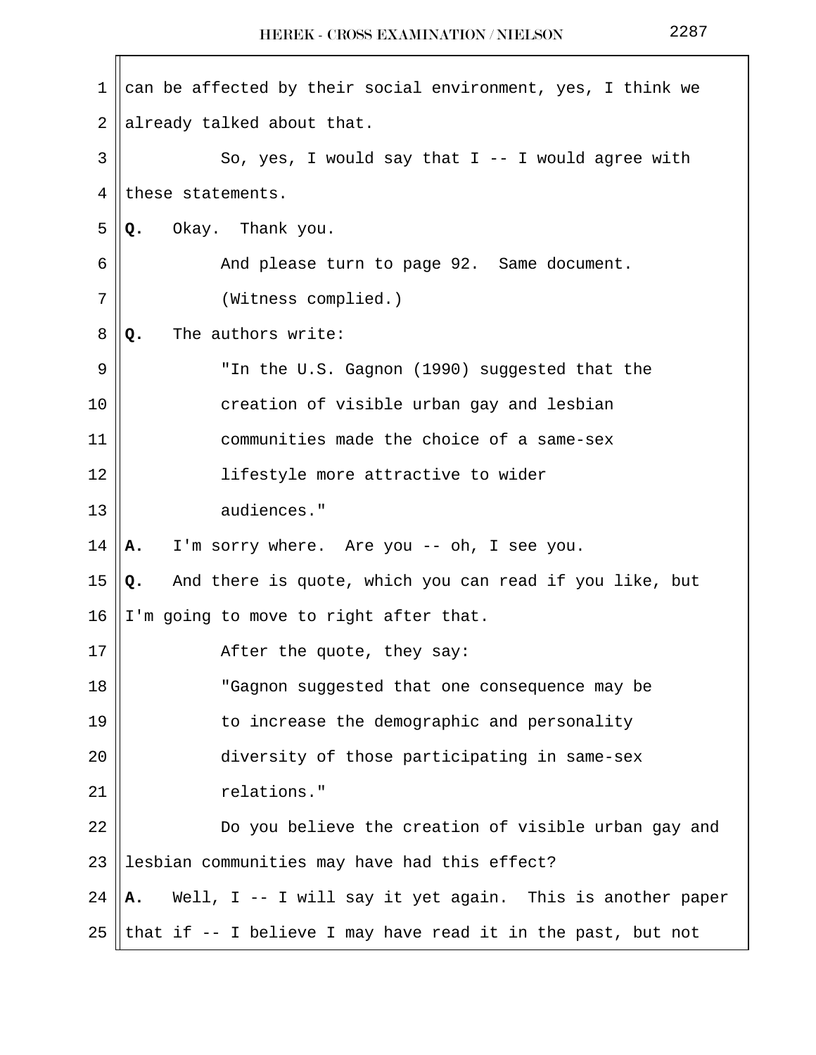can be affected by their social environment, yes, I think we already talked about that.

So, yes, I would say that I -- I would agree with these statements.

**Q.** Okay. Thank you.

And please turn to page 92. Same document.

(Witness complied.)

**Q.** The authors write:

"In the U.S. Gagnon (1990) suggested that the creation of visible urban gay and lesbian communities made the choice of a same-sex lifestyle more attractive to wider audiences."

**A.** I'm sorry where. Are you -- oh, I see you.

**Q.** And there is quote, which you can read if you like, but I'm going to move to right after that.

After the quote, they say:

"Gagnon suggested that one consequence may be to increase the demographic and personality diversity of those participating in same-sex relations."

Do you believe the creation of visible urban gay and lesbian communities may have had this effect?

**A.** Well, I -- I will say it yet again. This is another paper that if -- I believe I may have read it in the past, but not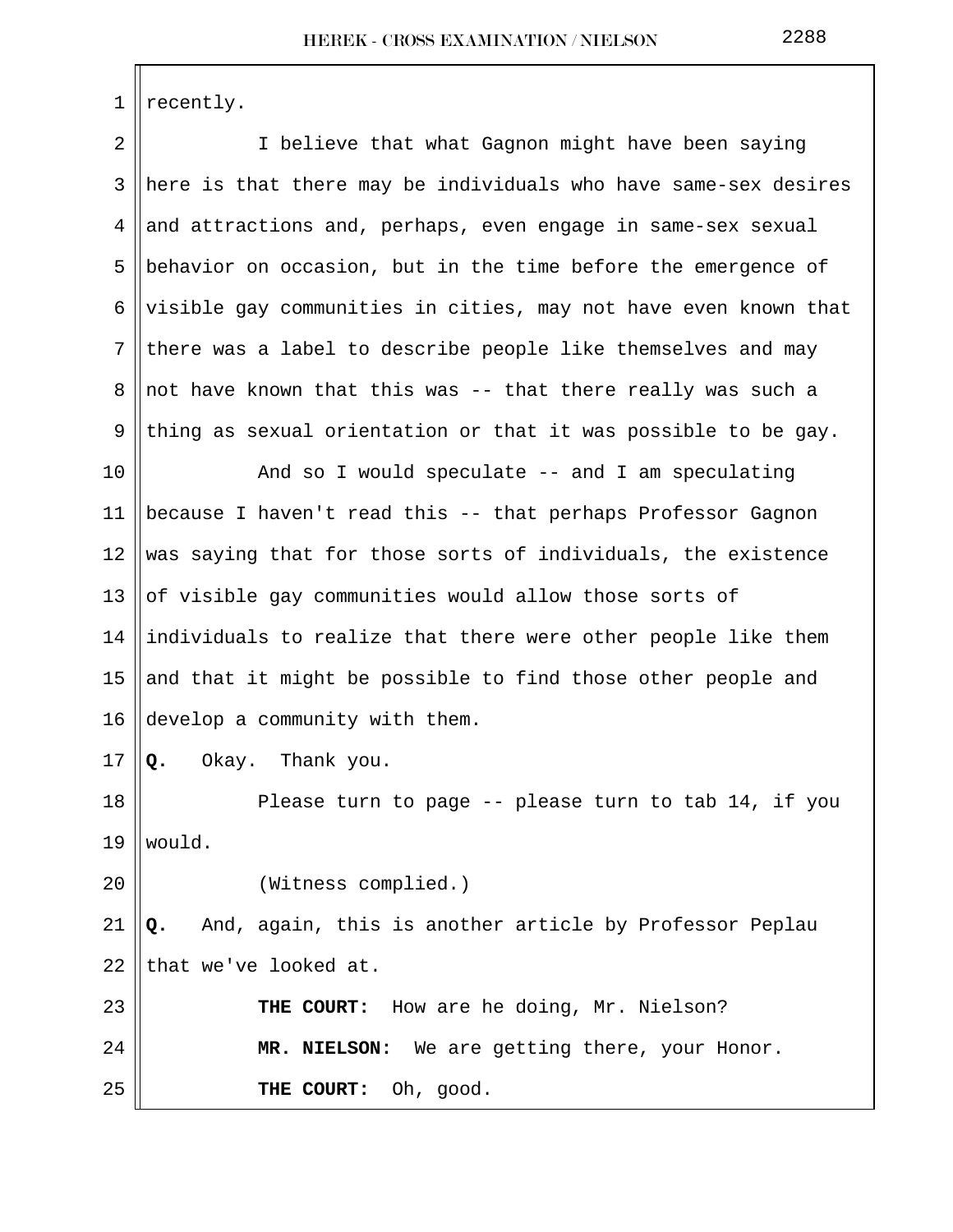recently.

I believe that what Gagnon might have been saying here is that there may be individuals who have same-sex desires and attractions and, perhaps, even engage in same-sex sexual behavior on occasion, but in the time before the emergence of visible gay communities in cities, may not have even known that there was a label to describe people like themselves and may not have known that this was -- that there really was such a thing as sexual orientation or that it was possible to be gay.

And so I would speculate -- and I am speculating because I haven't read this -- that perhaps Professor Gagnon was saying that for those sorts of individuals, the existence of visible gay communities would allow those sorts of individuals to realize that there were other people like them and that it might be possible to find those other people and develop a community with them.

**Q.** Okay. Thank you.

Please turn to page -- please turn to tab 14, if you would.

(Witness complied.)

**Q.** And, again, this is another article by Professor Peplau that we've looked at.

**THE COURT:** How are he doing, Mr. Nielson?

**MR. NIELSON:** We are getting there, your Honor.

**THE COURT:** Oh, good.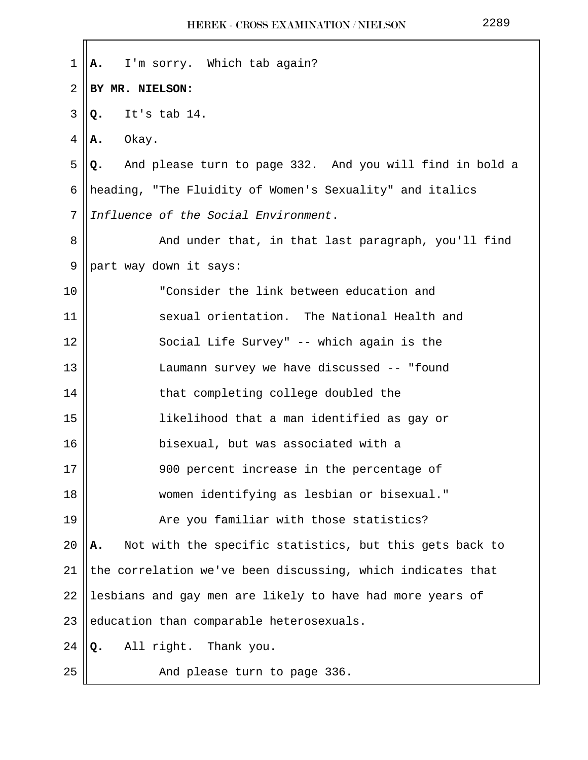**A.** I'm sorry. Which tab again?

**BY MR. NIELSON:**

**Q.** It's tab 14.

**A.** Okay.

**Q.** And please turn to page 332. And you will find in bold a heading, "The Fluidity of Women's Sexuality" and italics *Influence of the Social Environment*.

And under that, in that last paragraph, you'll find part way down it says:

> "Consider the link between education and sexual orientation. The National Health and Social Life Survey" -- which again is the Laumann survey we have discussed -- "found that completing college doubled the likelihood that a man identified as gay or bisexual, but was associated with a 900 percent increase in the percentage of women identifying as lesbian or bisexual."

Are you familiar with those statistics?

**A.** Not with the specific statistics, but this gets back to the correlation we've been discussing, which indicates that lesbians and gay men are likely to have had more years of education than comparable heterosexuals.

**Q.** All right. Thank you.

And please turn to page 336.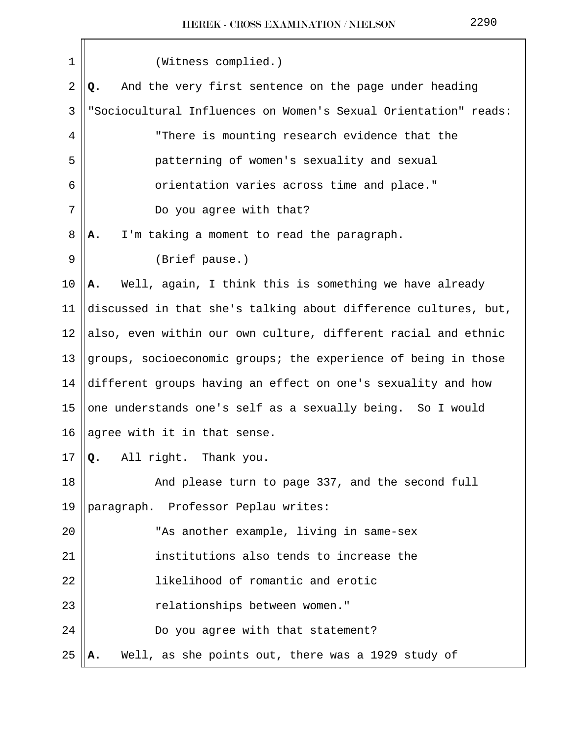(Witness complied.)

**Q.** And the very first sentence on the page under heading "Sociocultural Influences on Women's Sexual Orientation" reads:

"There is mounting research evidence that the patterning of women's sexuality and sexual orientation varies across time and place."

Do you agree with that?

**A.** I'm taking a moment to read the paragraph.

(Brief pause.)

**A.** Well, again, I think this is something we have already discussed in that she's talking about difference cultures, but, also, even within our own culture, different racial and ethnic groups, socioeconomic groups; the experience of being in those different groups having an effect on one's sexuality and how one understands one's self as a sexually being. So I would agree with it in that sense.

**Q.** All right. Thank you.

And please turn to page 337, and the second full paragraph. Professor Peplau writes:

"As another example, living in same-sex institutions also tends to increase the likelihood of romantic and erotic relationships between women."

Do you agree with that statement?

**A.** Well, as she points out, there was a 1929 study of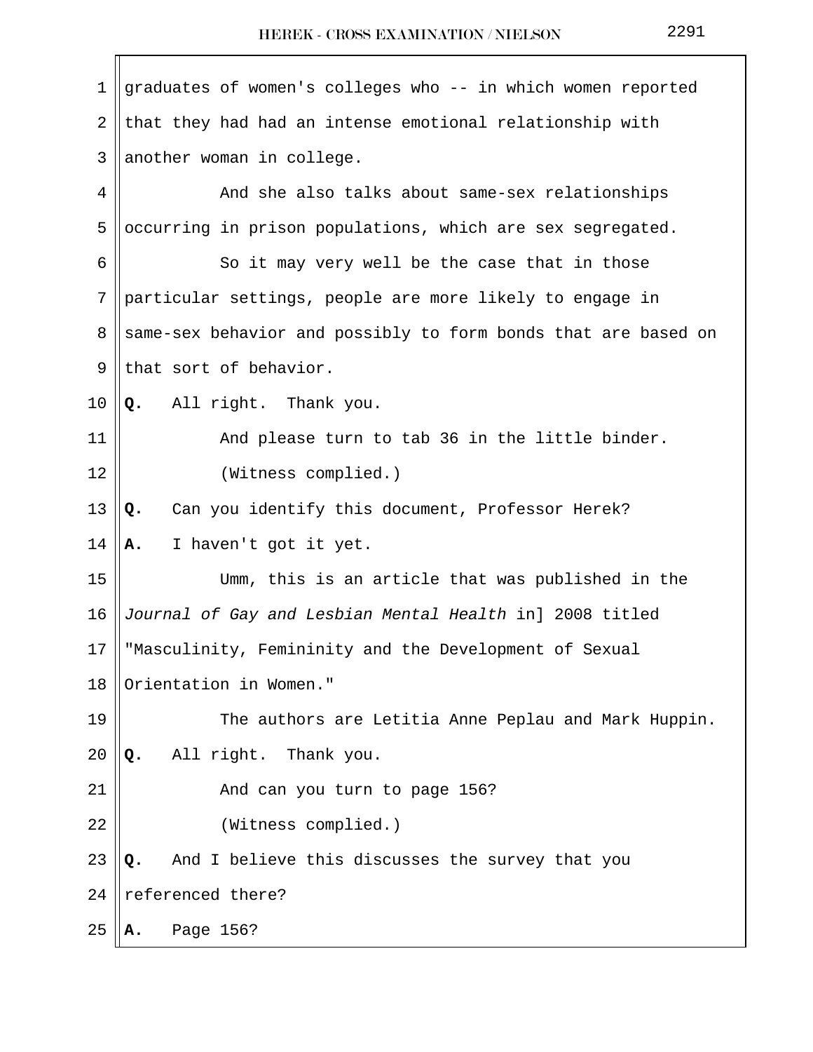graduates of women's colleges who -- in which women reported that they had had an intense emotional relationship with another woman in college.

And she also talks about same-sex relationships occurring in prison populations, which are sex segregated.

So it may very well be the case that in those particular settings, people are more likely to engage in same-sex behavior and possibly to form bonds that are based on that sort of behavior.

**Q.** All right. Thank you.

And please turn to tab 36 in the little binder.

(Witness complied.)

**Q.** Can you identify this document, Professor Herek?

**A.** I haven't got it yet.

Umm, this is an article that was published in the *Journal of Gay and Lesbian Mental Health* in] 2008 titled "Masculinity, Femininity and the Development of Sexual Orientation in Women."

The authors are Letitia Anne Peplau and Mark Huppin.

**Q.** All right. Thank you.

And can you turn to page 156?

(Witness complied.)

**Q.** And I believe this discusses the survey that you referenced there?

**A.** Page 156?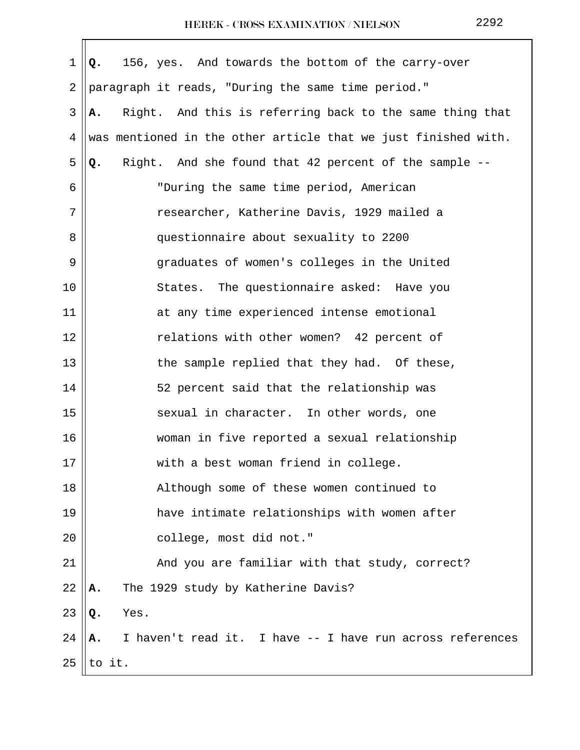**Q.** 156, yes. And towards the bottom of the carry-over paragraph it reads, "During the same time period."

**A.** Right. And this is referring back to the same thing that was mentioned in the other article that we just finished with.

**Q.** Right. And she found that 42 percent of the sample --

> "During the same time period, American researcher, Katherine Davis, 1929 mailed a questionnaire about sexuality to 2200 graduates of women's colleges in the United States. The questionnaire asked: Have you at any time experienced intense emotional relations with other women? 42 percent of the sample replied that they had. Of these, 52 percent said that the relationship was sexual in character. In other words, one woman in five reported a sexual relationship with a best woman friend in college. Although some of these women continued to have intimate relationships with women after college, most did not."

And you are familiar with that study, correct?

**A.** The 1929 study by Katherine Davis?

**Q.** Yes.

**A.** I haven't read it. I have -- I have run across references to it.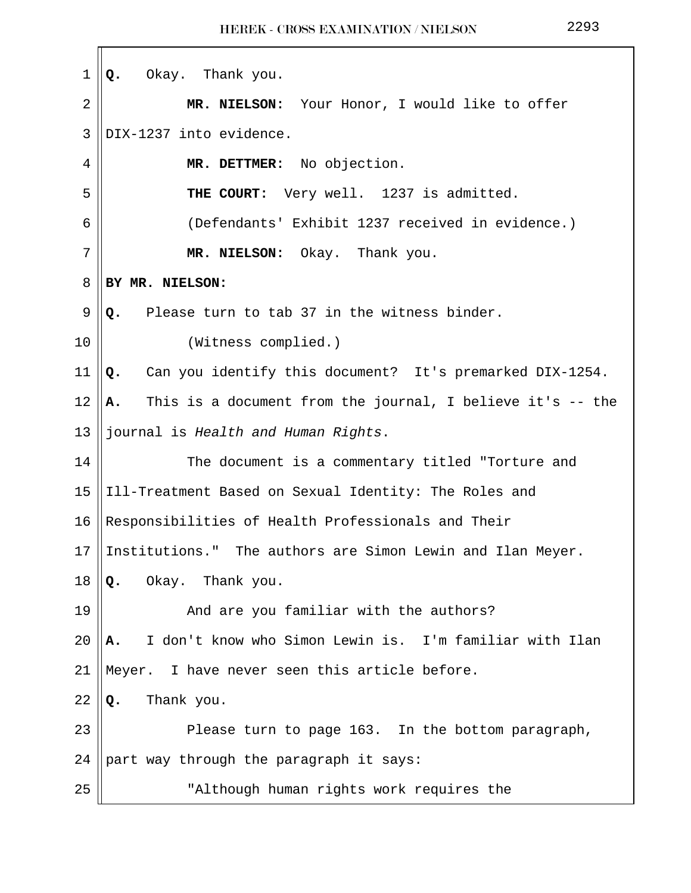**Q.** Okay. Thank you.

**MR. NIELSON:** Your Honor, I would like to offer DIX-1237 into evidence.

**MR. DETTMER:** No objection.

**THE COURT:** Very well. 1237 is admitted.

(Defendants' Exhibit 1237 received in evidence.)

**MR. NIELSON:** Okay. Thank you.

**BY MR. NIELSON:**

**Q.** Please turn to tab 37 in the witness binder.

(Witness complied.)

**Q.** Can you identify this document? It's premarked DIX-1254.

**A.** This is a document from the journal, I believe it's -- the journal is *Health and Human Rights*.

The document is a commentary titled "Torture and Ill-Treatment Based on Sexual Identity: The Roles and Responsibilities of Health Professionals and Their Institutions." The authors are Simon Lewin and Ilan Meyer.

**Q.** Okay. Thank you.

And are you familiar with the authors?

**A.** I don't know who Simon Lewin is. I'm familiar with Ilan Meyer. I have never seen this article before.

**Q.** Thank you.

Please turn to page 163. In the bottom paragraph, part way through the paragraph it says:

"Although human rights work requires the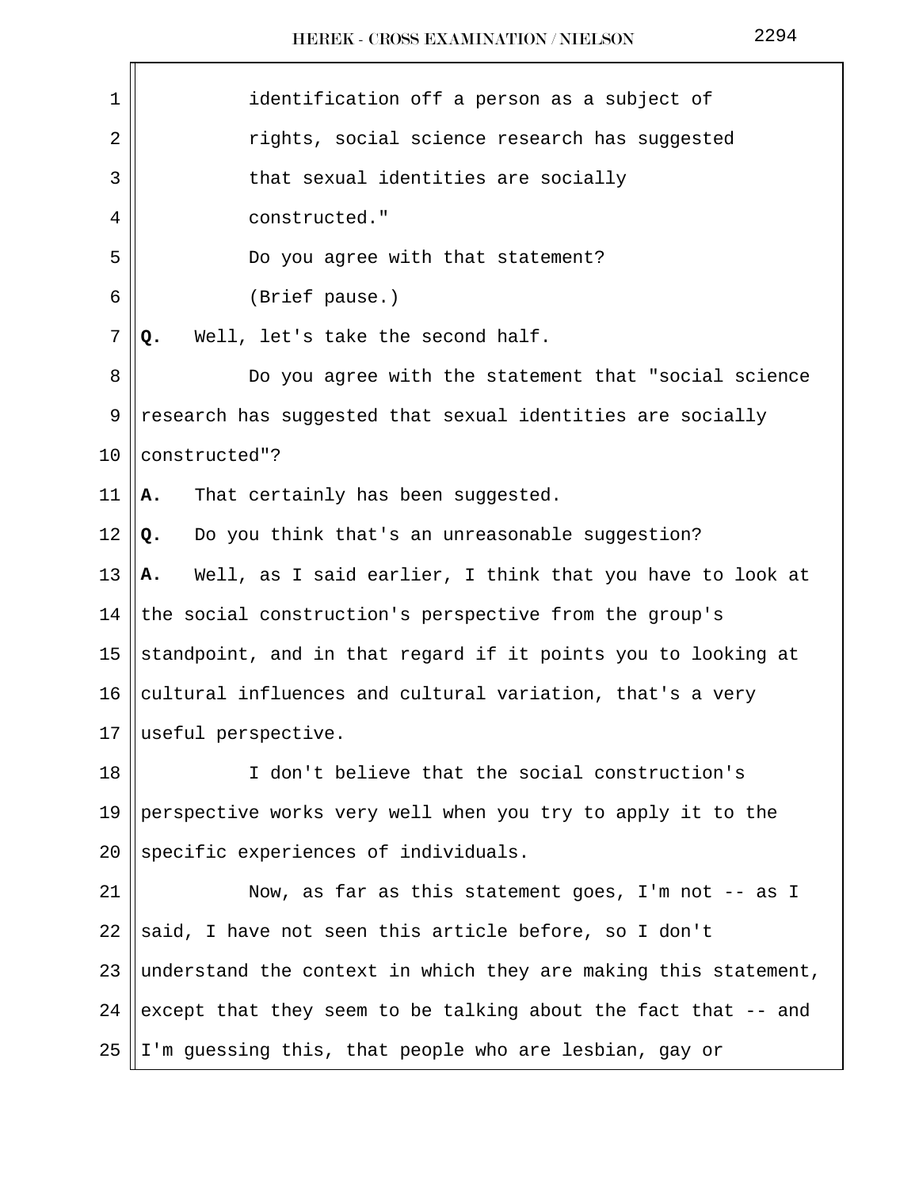identification off a person as a subject of rights, social science research has suggested that sexual identities are socially constructed."

Do you agree with that statement?

(Brief pause.)

**Q.** Well, let's take the second half.

Do you agree with the statement that "social science research has suggested that sexual identities are socially constructed"?

**A.** That certainly has been suggested.

**Q.** Do you think that's an unreasonable suggestion?

**A.** Well, as I said earlier, I think that you have to look at the social construction's perspective from the group's standpoint, and in that regard if it points you to looking at cultural influences and cultural variation, that's a very useful perspective.

I don't believe that the social construction's perspective works very well when you try to apply it to the specific experiences of individuals.

Now, as far as this statement goes, I'm not -- as I said, I have not seen this article before, so I don't understand the context in which they are making this statement, except that they seem to be talking about the fact that -- and I'm guessing this, that people who are lesbian, gay or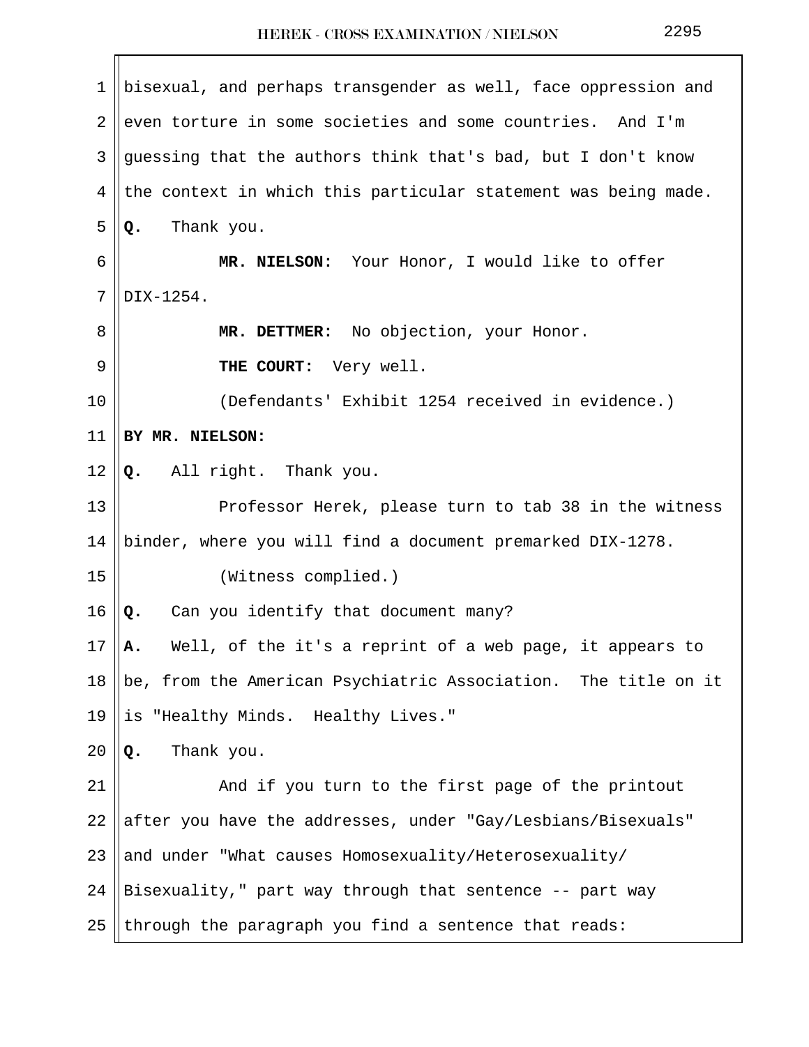bisexual, and perhaps transgender as well, face oppression and even torture in some societies and some countries. And I'm guessing that the authors think that's bad, but I don't know the context in which this particular statement was being made.

**Q.** Thank you.

**MR. NIELSON:** Your Honor, I would like to offer DIX-1254.

**MR. DETTMER:** No objection, your Honor.

**THE COURT:** Very well.

(Defendants' Exhibit 1254 received in evidence.)

**BY MR. NIELSON:**

**Q.** All right. Thank you.

Professor Herek, please turn to tab 38 in the witness binder, where you will find a document premarked DIX-1278.

(Witness complied.)

**Q.** Can you identify that document many?

**A.** Well, of the it's a reprint of a web page, it appears to be, from the American Psychiatric Association. The title on it is "Healthy Minds. Healthy Lives."

**Q.** Thank you.

And if you turn to the first page of the printout after you have the addresses, under "Gay/Lesbians/Bisexuals" and under "What causes Homosexuality/Heterosexuality/ Bisexuality," part way through that sentence -- part way through the paragraph you find a sentence that reads: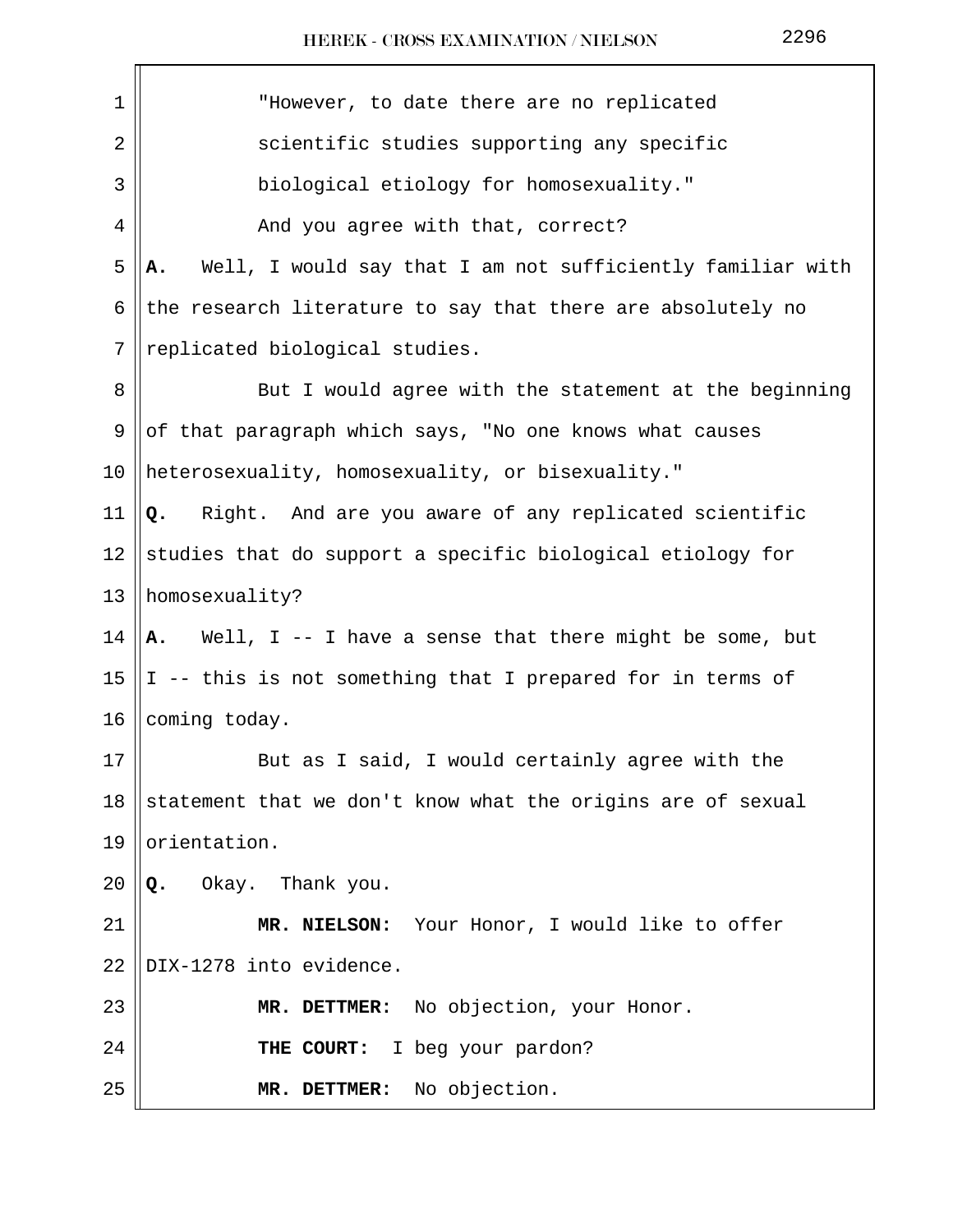"However, to date there are no replicated scientific studies supporting any specific biological etiology for homosexuality."

And you agree with that, correct?

**A.** Well, I would say that I am not sufficiently familiar with the research literature to say that there are absolutely no replicated biological studies.

But I would agree with the statement at the beginning of that paragraph which says, "No one knows what causes heterosexuality, homosexuality, or bisexuality."

**Q.** Right. And are you aware of any replicated scientific studies that do support a specific biological etiology for homosexuality?

**A.** Well, I -- I have a sense that there might be some, but I -- this is not something that I prepared for in terms of coming today.

But as I said, I would certainly agree with the statement that we don't know what the origins are of sexual orientation.

**Q.** Okay. Thank you.

**MR. NIELSON:** Your Honor, I would like to offer DIX-1278 into evidence.

**MR. DETTMER:** No objection, your Honor.

**THE COURT:** I beg your pardon?

**MR. DETTMER:** No objection.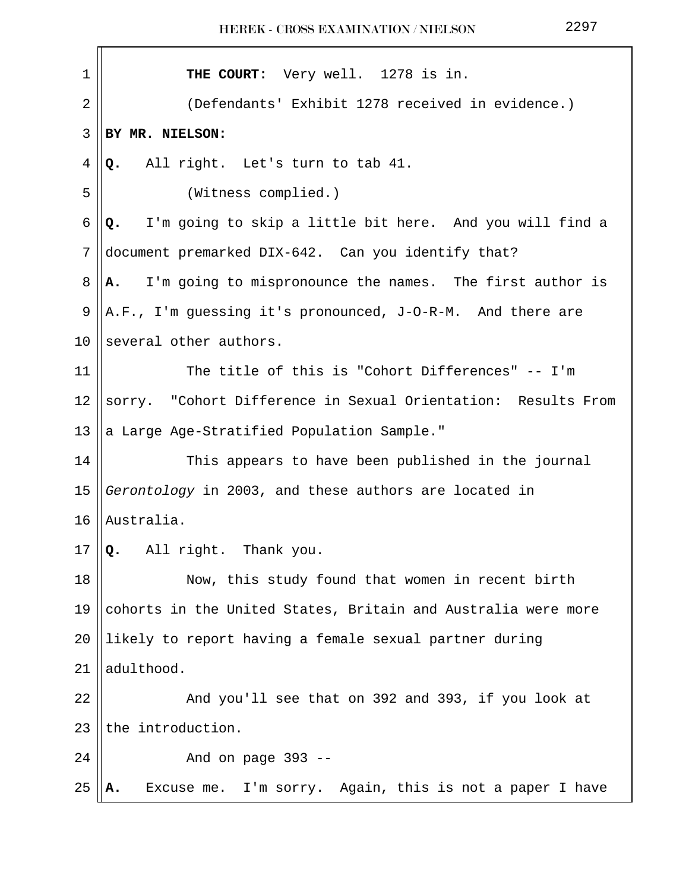**THE COURT:** Very well. 1278 is in.

(Defendants' Exhibit 1278 received in evidence.)

**BY MR. NIELSON:**

**Q.** All right. Let's turn to tab 41.

(Witness complied.)

**Q.** I'm going to skip a little bit here. And you will find a document premarked DIX-642. Can you identify that?

**A.** I'm going to mispronounce the names. The first author is A.F., I'm guessing it's pronounced, J-O-R-M. And there are several other authors.

The title of this is "Cohort Differences" -- I'm sorry. "Cohort Difference in Sexual Orientation: Results From a Large Age-Stratified Population Sample."

This appears to have been published in the journal *Gerontology* in 2003, and these authors are located in Australia.

**Q.** All right. Thank you.

Now, this study found that women in recent birth cohorts in the United States, Britain and Australia were more likely to report having a female sexual partner during adulthood.

And you'll see that on 392 and 393, if you look at the introduction.

And on page 393 --

**A.** Excuse me. I'm sorry. Again, this is not a paper I have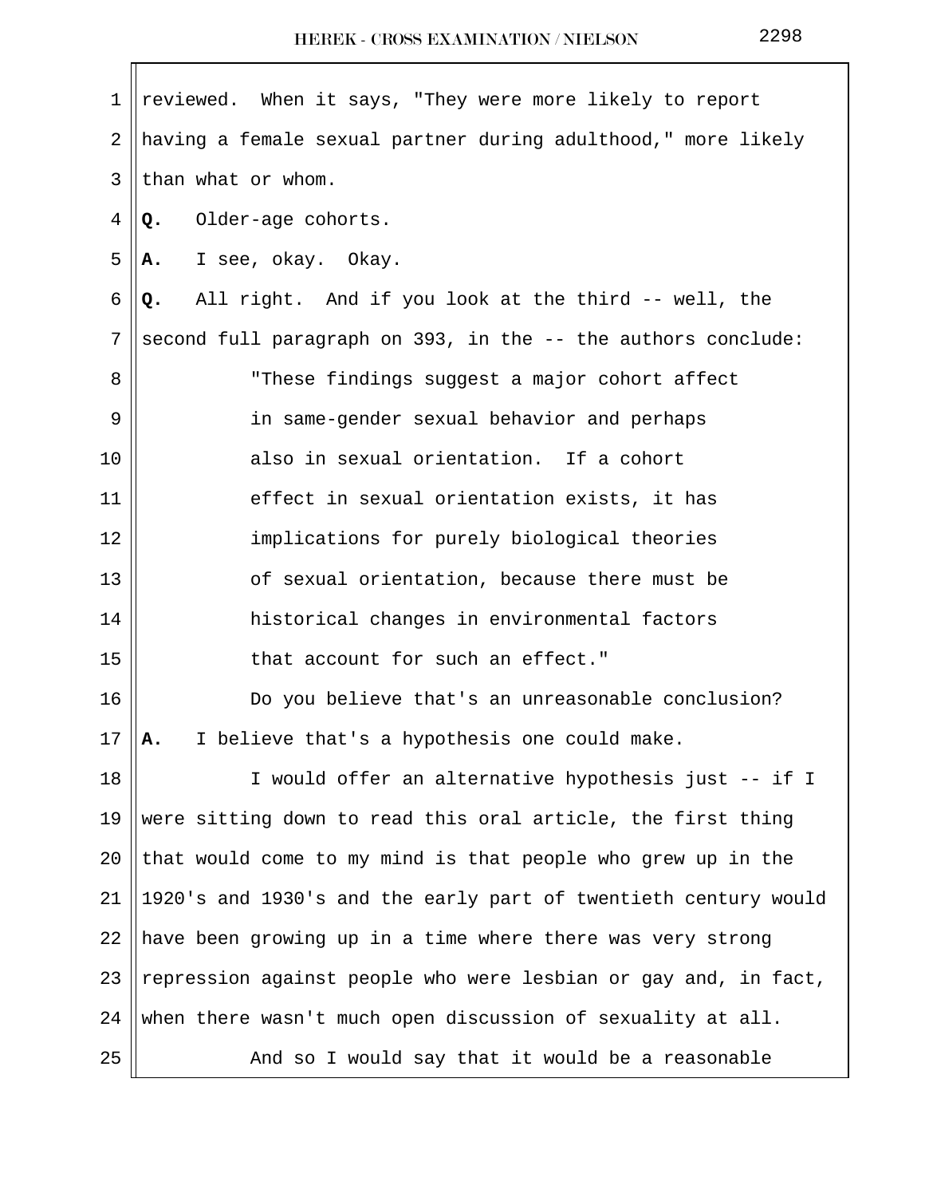reviewed. When it says, "They were more likely to report having a female sexual partner during adulthood," more likely than what or whom.

**Q.** Older-age cohorts.

**A.** I see, okay. Okay.

**Q.** All right. And if you look at the third -- well, the second full paragraph on 393, in the -- the authors conclude:

> "These findings suggest a major cohort affect in same-gender sexual behavior and perhaps also in sexual orientation. If a cohort effect in sexual orientation exists, it has implications for purely biological theories of sexual orientation, because there must be historical changes in environmental factors that account for such an effect."

Do you believe that's an unreasonable conclusion?

**A.** I believe that's a hypothesis one could make.

I would offer an alternative hypothesis just -- if I were sitting down to read this oral article, the first thing that would come to my mind is that people who grew up in the 1920's and 1930's and the early part of twentieth century would have been growing up in a time where there was very strong repression against people who were lesbian or gay and, in fact, when there wasn't much open discussion of sexuality at all.

And so I would say that it would be a reasonable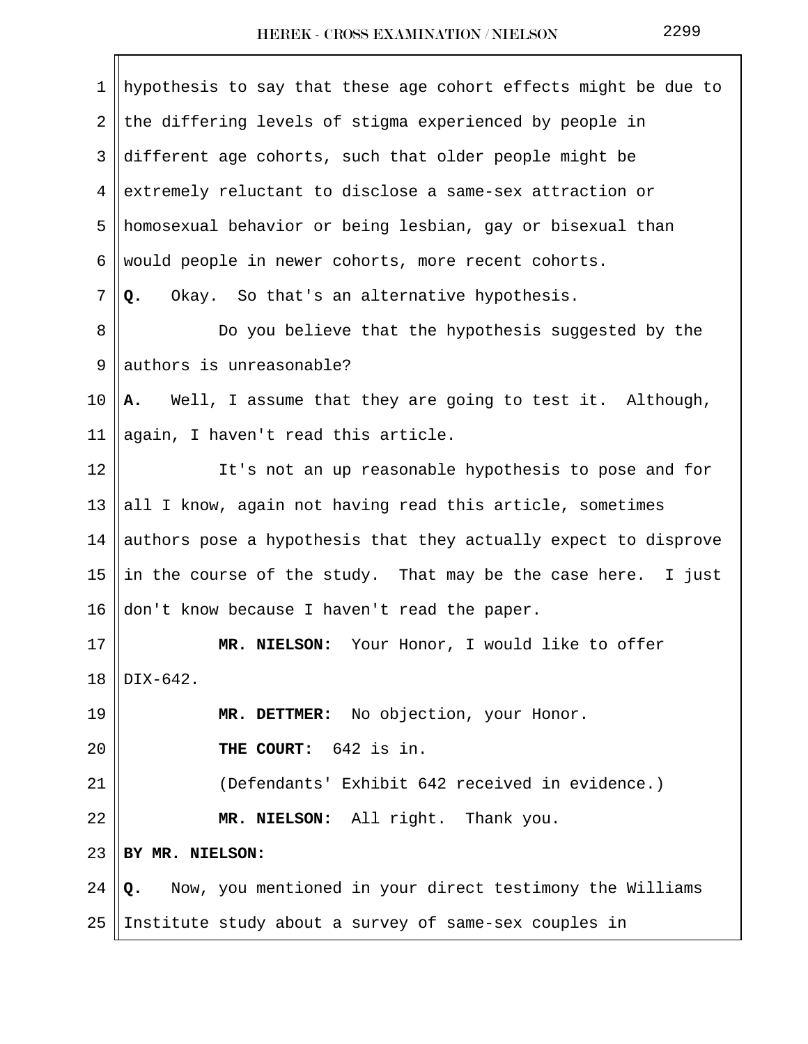hypothesis to say that these age cohort effects might be due to the differing levels of stigma experienced by people in different age cohorts, such that older people might be extremely reluctant to disclose a same-sex attraction or homosexual behavior or being lesbian, gay or bisexual than would people in newer cohorts, more recent cohorts.

**Q.** Okay. So that's an alternative hypothesis.

Do you believe that the hypothesis suggested by the authors is unreasonable?

**A.** Well, I assume that they are going to test it. Although, again, I haven't read this article.

It's not an up reasonable hypothesis to pose and for all I know, again not having read this article, sometimes authors pose a hypothesis that they actually expect to disprove in the course of the study. That may be the case here. I just don't know because I haven't read the paper.

**MR. NIELSON:** Your Honor, I would like to offer DIX-642.

**MR. DETTMER:** No objection, your Honor.

**THE COURT:** 642 is in.

(Defendants' Exhibit 642 received in evidence.)

**MR. NIELSON:** All right. Thank you.

**BY MR. NIELSON:**

**Q.** Now, you mentioned in your direct testimony the Williams Institute study about a survey of same-sex couples in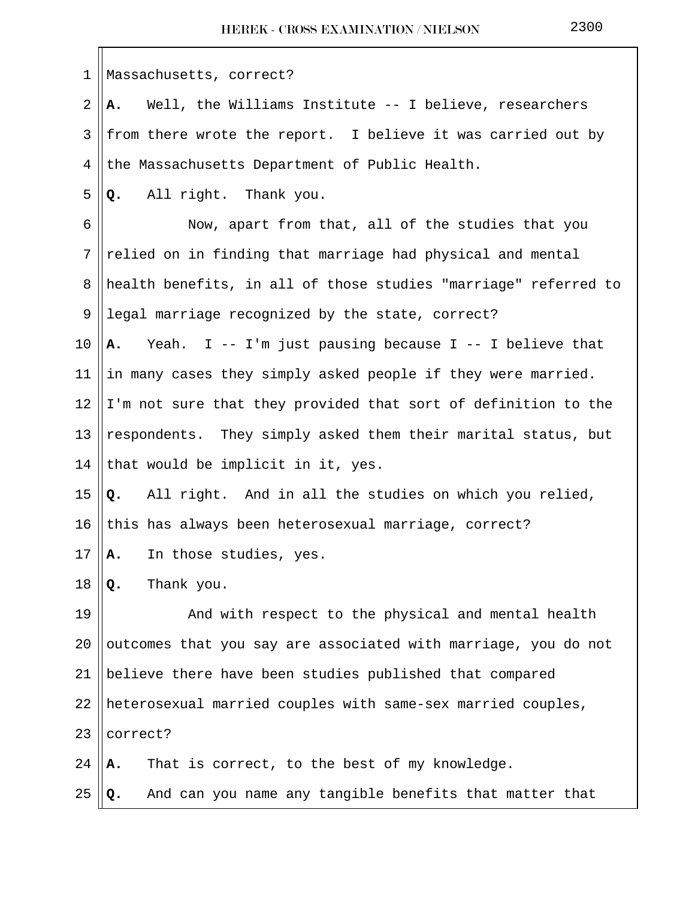Massachusetts, correct?

**A.** Well, the Williams Institute -- I believe, researchers from there wrote the report. I believe it was carried out by the Massachusetts Department of Public Health.

**Q.** All right. Thank you.

Now, apart from that, all of the studies that you relied on in finding that marriage had physical and mental health benefits, in all of those studies "marriage" referred to legal marriage recognized by the state, correct?

**A.** Yeah. I -- I'm just pausing because I -- I believe that in many cases they simply asked people if they were married. I'm not sure that they provided that sort of definition to the respondents. They simply asked them their marital status, but that would be implicit in it, yes.

**Q.** All right. And in all the studies on which you relied, this has always been heterosexual marriage, correct?

**A.** In those studies, yes.

**Q.** Thank you.

And with respect to the physical and mental health outcomes that you say are associated with marriage, you do not believe there have been studies published that compared heterosexual married couples with same-sex married couples, correct?

**A.** That is correct, to the best of my knowledge.

**Q.** And can you name any tangible benefits that matter that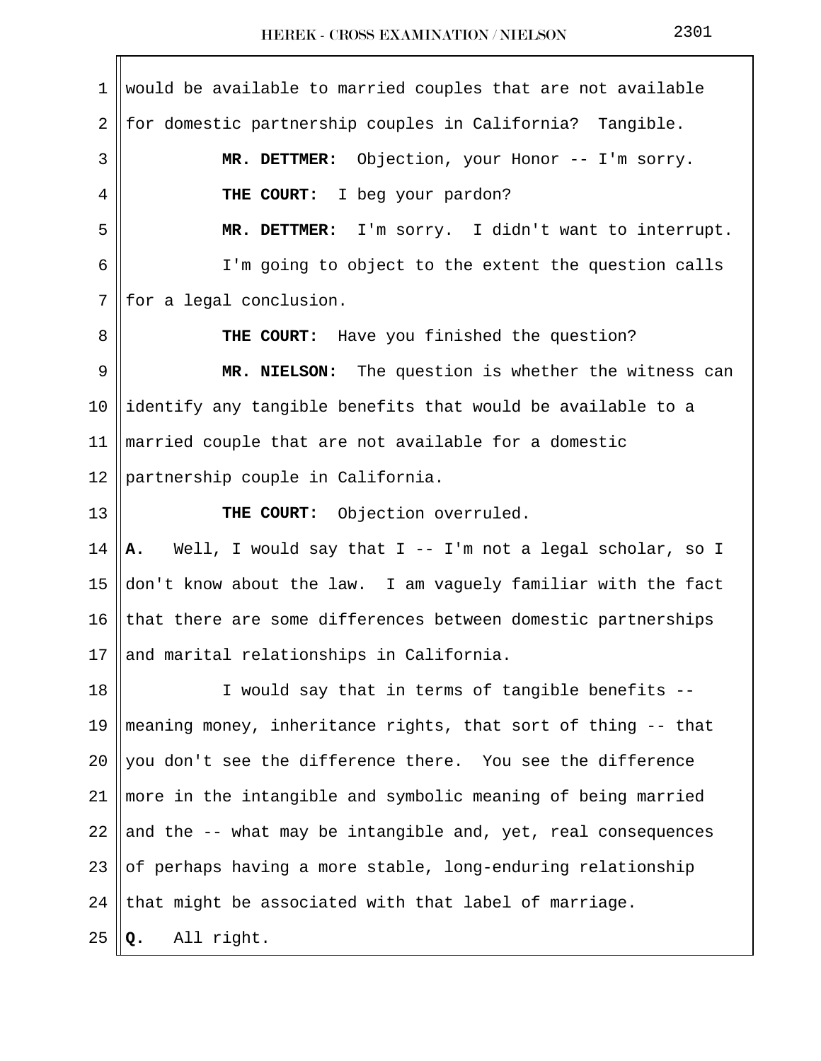would be available to married couples that are not available for domestic partnership couples in California? Tangible.

**MR. DETTMER:** Objection, your Honor -- I'm sorry.

**THE COURT:** I beg your pardon?

**MR. DETTMER:** I'm sorry. I didn't want to interrupt.

I'm going to object to the extent the question calls for a legal conclusion.

**THE COURT:** Have you finished the question?

**MR. NIELSON:** The question is whether the witness can identify any tangible benefits that would be available to a married couple that are not available for a domestic partnership couple in California.

**THE COURT:** Objection overruled.

**A.** Well, I would say that I -- I'm not a legal scholar, so I don't know about the law. I am vaguely familiar with the fact that there are some differences between domestic partnerships and marital relationships in California.

I would say that in terms of tangible benefits -- meaning money, inheritance rights, that sort of thing -- that you don't see the difference there. You see the difference more in the intangible and symbolic meaning of being married and the -- what may be intangible and, yet, real consequences of perhaps having a more stable, long-enduring relationship that might be associated with that label of marriage.

**Q.** All right.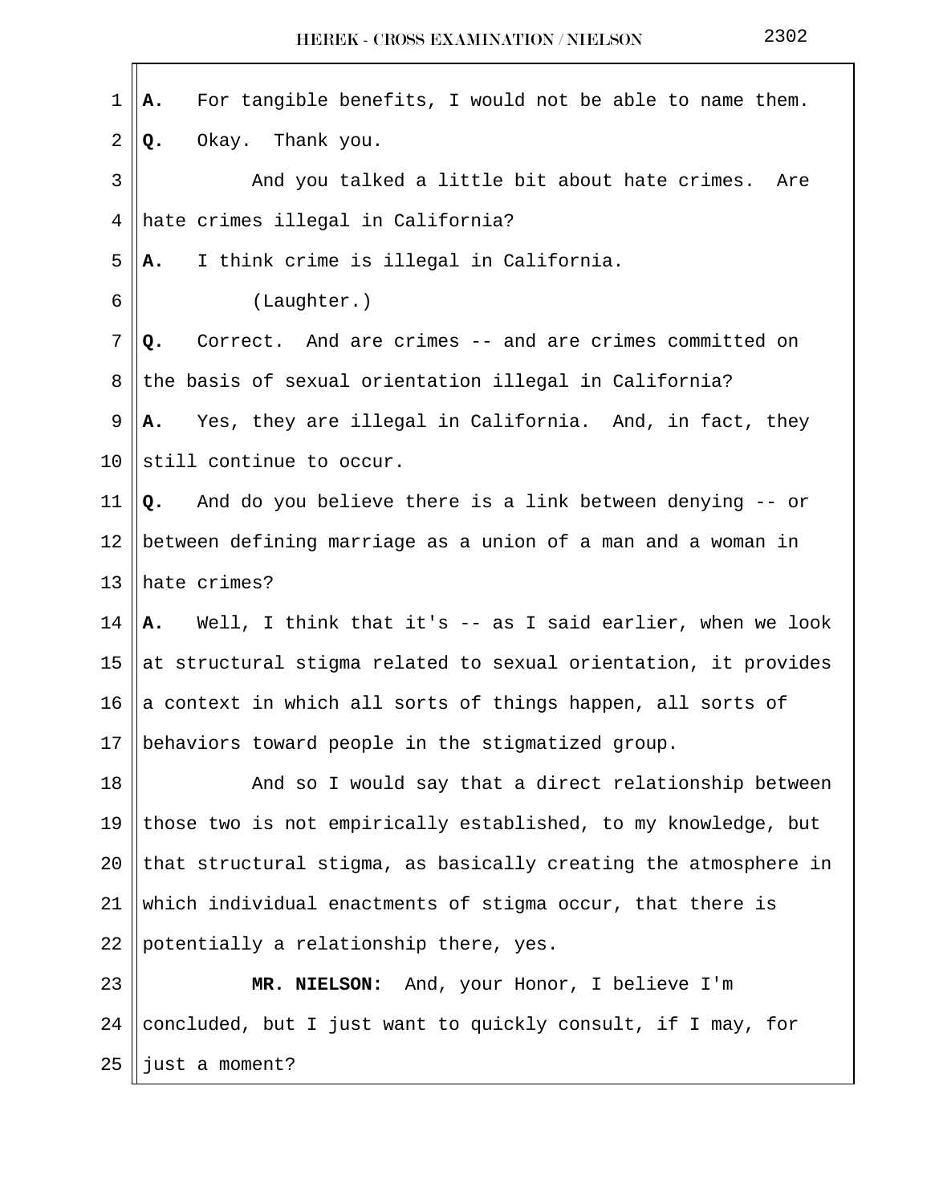**A.** For tangible benefits, I would not be able to name them.

**Q.** Okay. Thank you.

And you talked a little bit about hate crimes. Are hate crimes illegal in California?

**A.** I think crime is illegal in California.

(Laughter.)

**Q.** Correct. And are crimes -- and are crimes committed on the basis of sexual orientation illegal in California?

**A.** Yes, they are illegal in California. And, in fact, they still continue to occur.

**Q.** And do you believe there is a link between denying -- or between defining marriage as a union of a man and a woman in hate crimes?

**A.** Well, I think that it's -- as I said earlier, when we look at structural stigma related to sexual orientation, it provides a context in which all sorts of things happen, all sorts of behaviors toward people in the stigmatized group.

And so I would say that a direct relationship between those two is not empirically established, to my knowledge, but that structural stigma, as basically creating the atmosphere in which individual enactments of stigma occur, that there is potentially a relationship there, yes.

**MR. NIELSON:** And, your Honor, I believe I'm concluded, but I just want to quickly consult, if I may, for just a moment?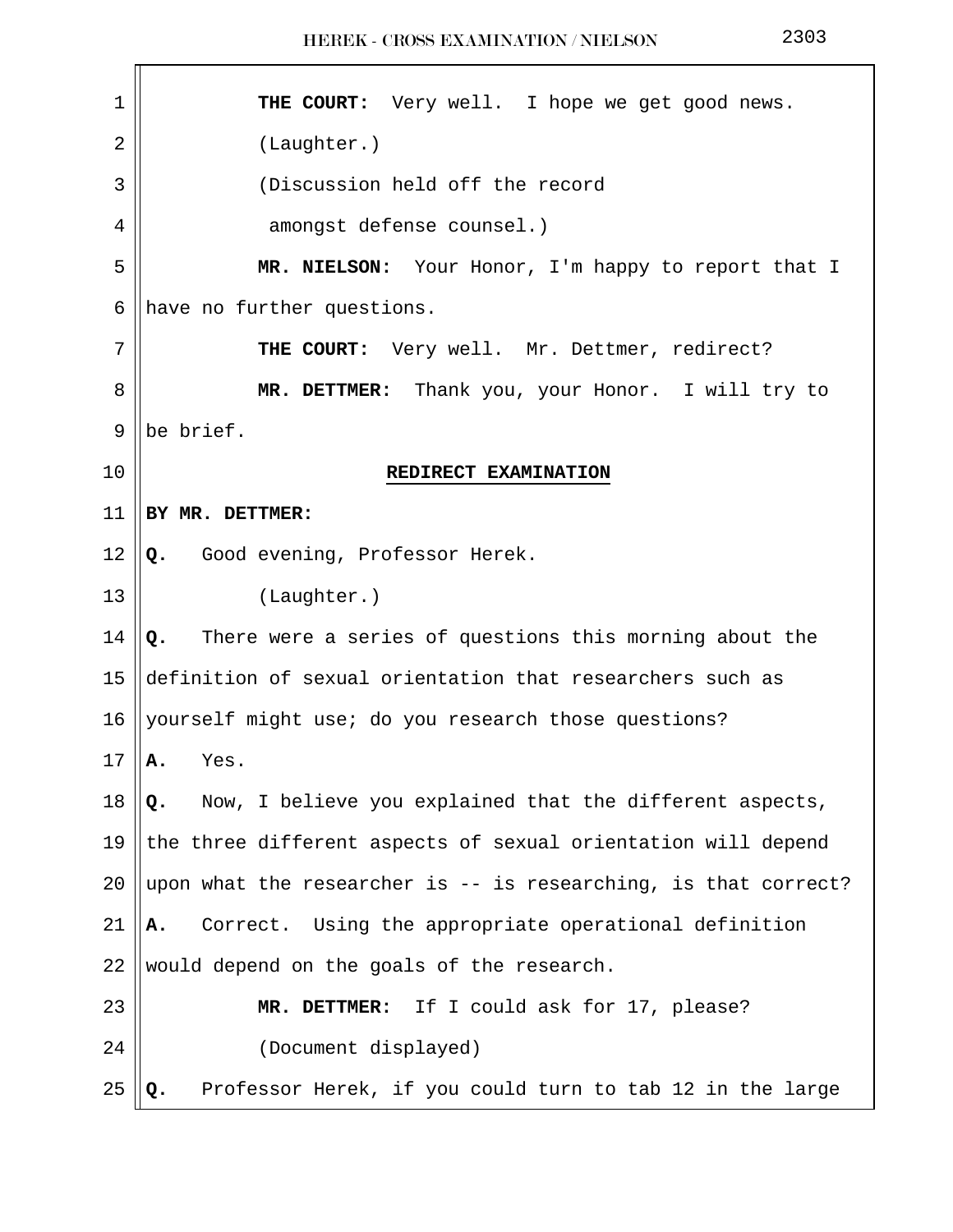THE COURT: Very well. I hope we get good news.

(Laughter.)

(Discussion held off the record amongst defense counsel.)

MR. NIELSON: Your Honor, I'm happy to report that I have no further questions.

THE COURT: Very well. Mr. Dettmer, redirect?

MR. DETTMER: Thank you, your Honor. I will try to be brief.

## REDIRECT EXAMINATION

**BY MR. DETTMER:**

**Q.** Good evening, Professor Herek.

(Laughter.)

**Q.** There were a series of questions this morning about the definition of sexual orientation that researchers such as yourself might use; do you research those questions?

**A.** Yes.

**Q.** Now, I believe you explained that the different aspects, the three different aspects of sexual orientation will depend upon what the researcher is -- is researching, is that correct?

**A.** Correct. Using the appropriate operational definition would depend on the goals of the research.

MR. DETTMER: If I could ask for 17, please?

(Document displayed)

**Q.** Professor Herek, if you could turn to tab 12 in the large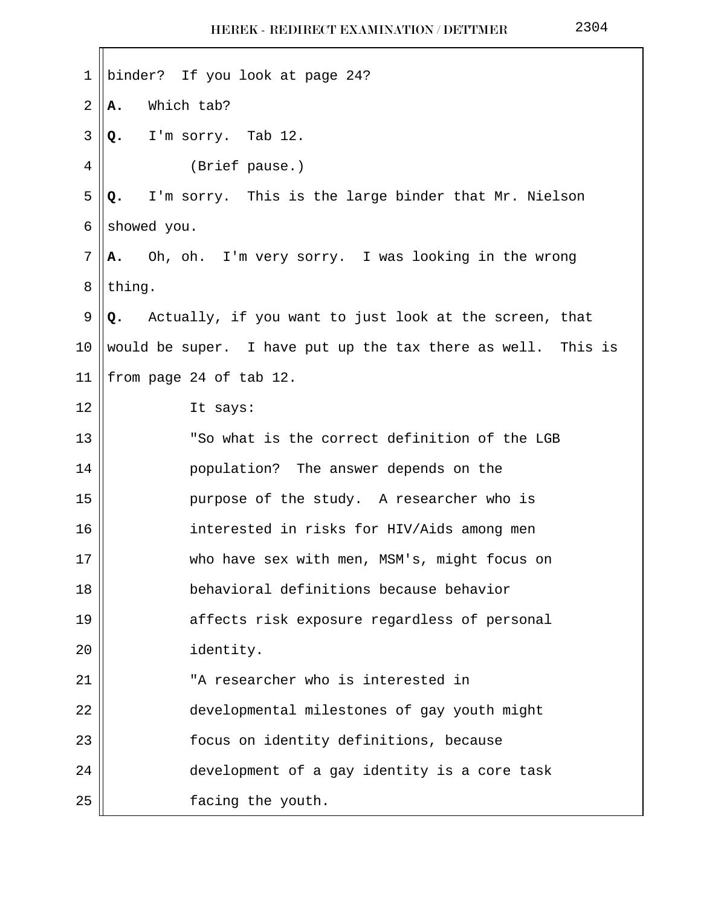binder?  If you look at page 24?

**A.** Which tab?

**Q.** I'm sorry.  Tab 12.

(Brief pause.)

**Q.** I'm sorry.  This is the large binder that Mr. Nielson showed you.

**A.** Oh, oh.  I'm very sorry.  I was looking in the wrong thing.

**Q.** Actually, if you want to just look at the screen, that would be super.  I have put up the tax there as well.  This is from page 24 of tab 12.

It says:

"So what is the correct definition of the LGB population?  The answer depends on the purpose of the study.  A researcher who is interested in risks for HIV/Aids among men who have sex with men, MSM's, might focus on behavioral definitions because behavior affects risk exposure regardless of personal identity.

"A researcher who is interested in developmental milestones of gay youth might focus on identity definitions, because development of a gay identity is a core task facing the youth.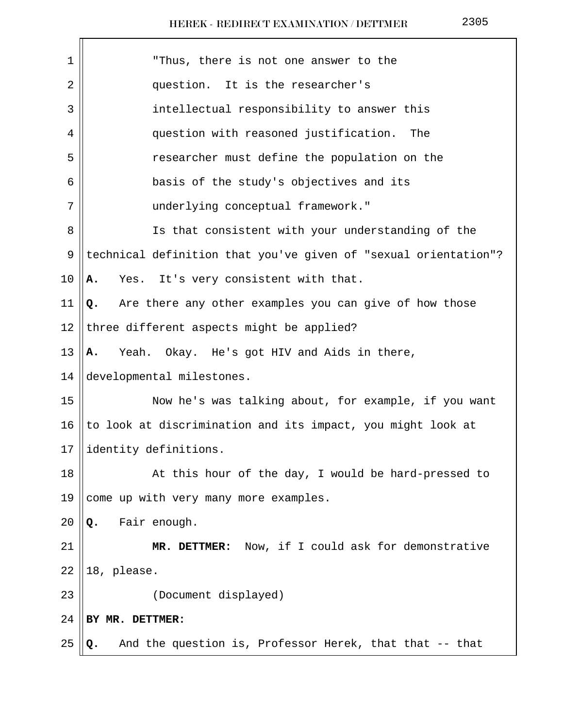"Thus, there is not one answer to the question. It is the researcher's intellectual responsibility to answer this question with reasoned justification. The researcher must define the population on the basis of the study's objectives and its underlying conceptual framework."

Is that consistent with your understanding of the technical definition that you've given of "sexual orientation"?

**A.** Yes. It's very consistent with that.

**Q.** Are there any other examples you can give of how those three different aspects might be applied?

**A.** Yeah. Okay. He's got HIV and Aids in there, developmental milestones.

Now he's was talking about, for example, if you want to look at discrimination and its impact, you might look at identity definitions.

At this hour of the day, I would be hard-pressed to come up with very many more examples.

**Q.** Fair enough.

**MR. DETTMER:** Now, if I could ask for demonstrative 18, please.

(Document displayed)

**BY MR. DETTMER:**

**Q.** And the question is, Professor Herek, that that -- that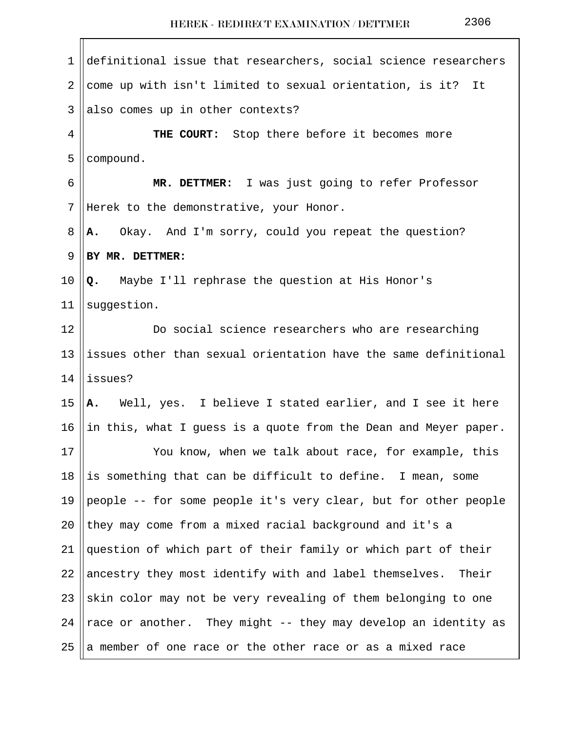definitional issue that researchers, social science researchers come up with isn't limited to sexual orientation, is it? It also comes up in other contexts?

**THE COURT:** Stop there before it becomes more compound.

**MR. DETTMER:** I was just going to refer Professor Herek to the demonstrative, your Honor.

**A.** Okay. And I'm sorry, could you repeat the question?

**BY MR. DETTMER:**

**Q.** Maybe I'll rephrase the question at His Honor's suggestion.

Do social science researchers who are researching issues other than sexual orientation have the same definitional issues?

**A.** Well, yes. I believe I stated earlier, and I see it here in this, what I guess is a quote from the Dean and Meyer paper.

You know, when we talk about race, for example, this is something that can be difficult to define. I mean, some people -- for some people it's very clear, but for other people they may come from a mixed racial background and it's a question of which part of their family or which part of their ancestry they most identify with and label themselves. Their skin color may not be very revealing of them belonging to one race or another. They might -- they may develop an identity as a member of one race or the other race or as a mixed race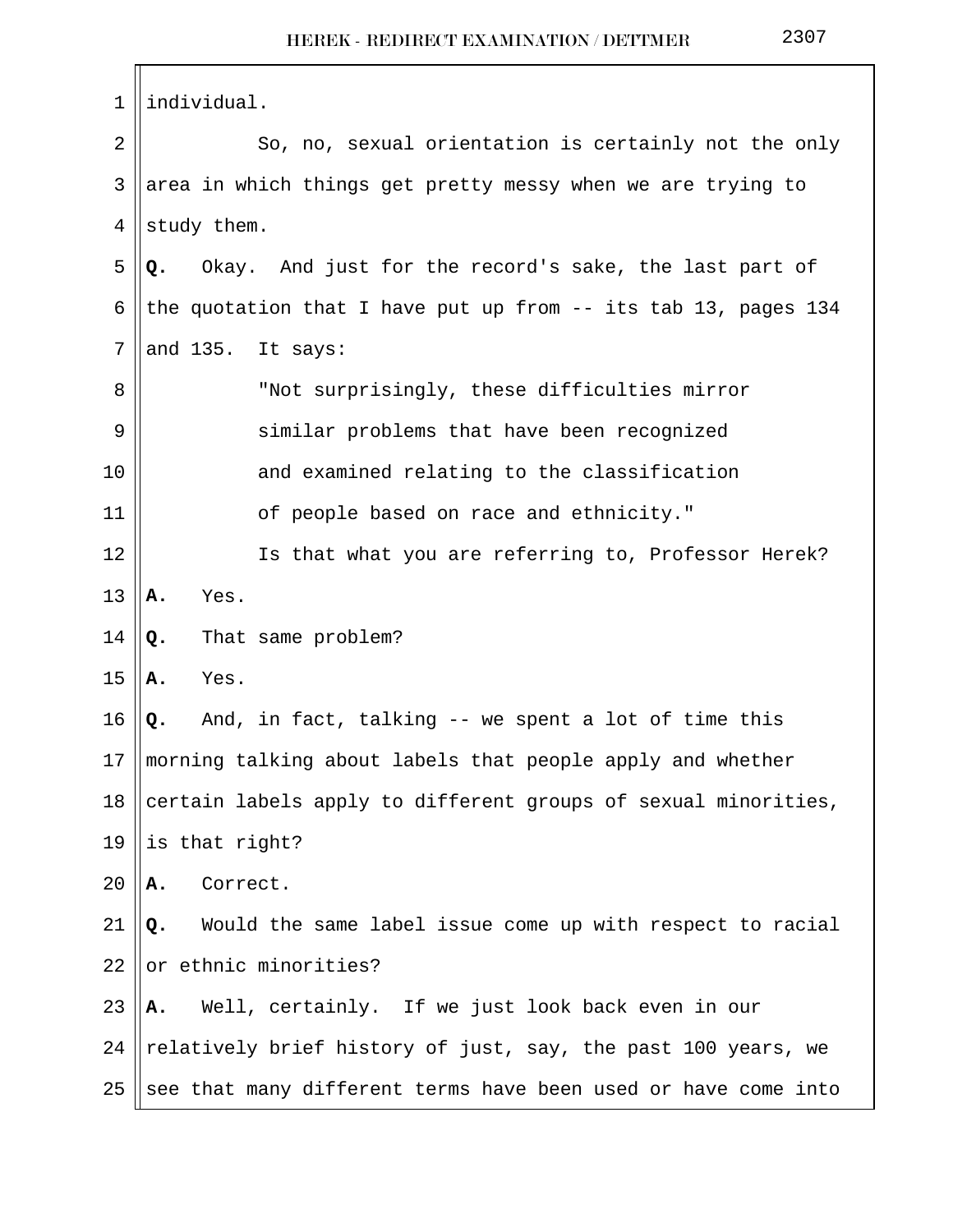individual.

So, no, sexual orientation is certainly not the only area in which things get pretty messy when we are trying to study them.

**Q.** Okay. And just for the record's sake, the last part of the quotation that I have put up from -- its tab 13, pages 134 and 135. It says:

> "Not surprisingly, these difficulties mirror similar problems that have been recognized and examined relating to the classification of people based on race and ethnicity."

Is that what you are referring to, Professor Herek?

**A.** Yes.

**Q.** That same problem?

**A.** Yes.

**Q.** And, in fact, talking -- we spent a lot of time this morning talking about labels that people apply and whether certain labels apply to different groups of sexual minorities, is that right?

**A.** Correct.

**Q.** Would the same label issue come up with respect to racial or ethnic minorities?

**A.** Well, certainly. If we just look back even in our relatively brief history of just, say, the past 100 years, we see that many different terms have been used or have come into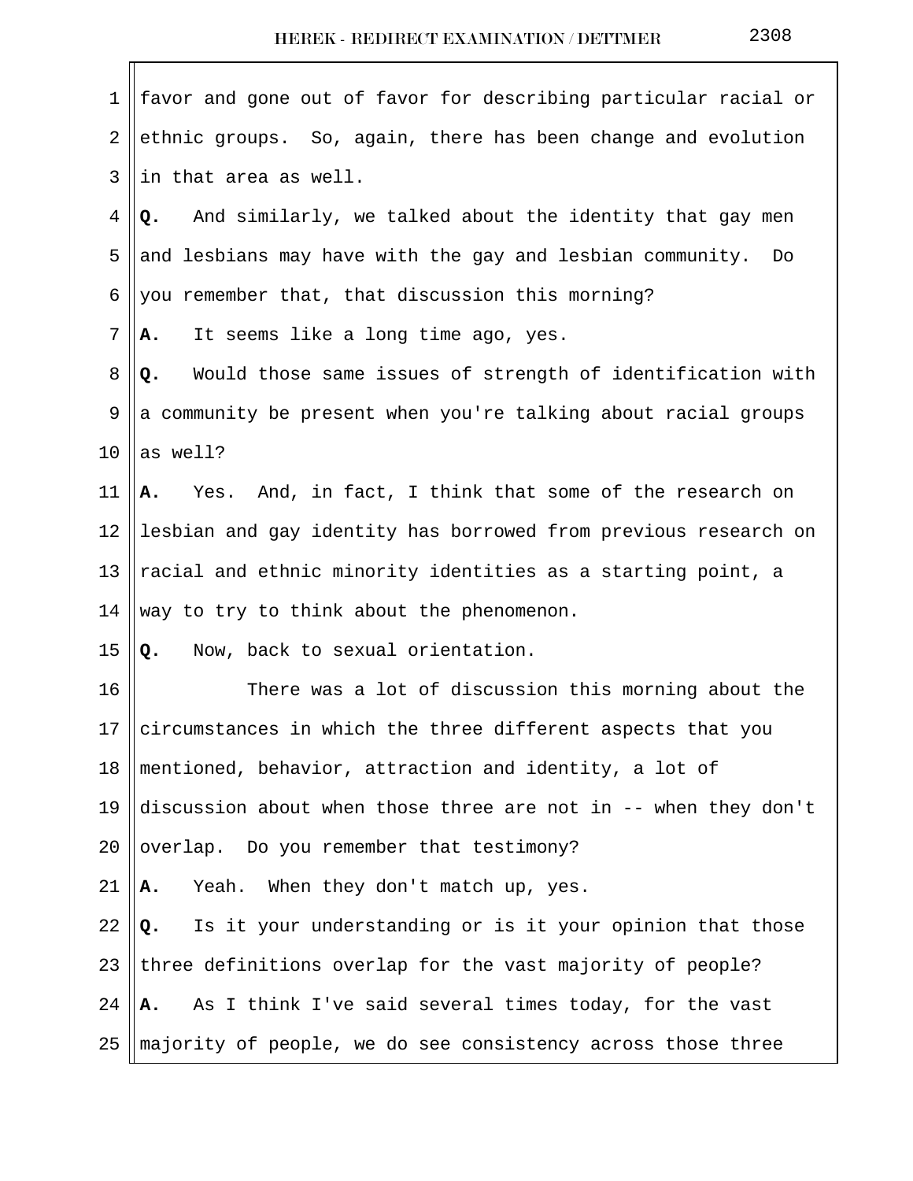favor and gone out of favor for describing particular racial or ethnic groups. So, again, there has been change and evolution in that area as well.

**Q.** And similarly, we talked about the identity that gay men and lesbians may have with the gay and lesbian community. Do you remember that, that discussion this morning?

**A.** It seems like a long time ago, yes.

**Q.** Would those same issues of strength of identification with a community be present when you're talking about racial groups as well?

**A.** Yes. And, in fact, I think that some of the research on lesbian and gay identity has borrowed from previous research on racial and ethnic minority identities as a starting point, a way to try to think about the phenomenon.

**Q.** Now, back to sexual orientation.

There was a lot of discussion this morning about the circumstances in which the three different aspects that you mentioned, behavior, attraction and identity, a lot of discussion about when those three are not in -- when they don't overlap. Do you remember that testimony?

**A.** Yeah. When they don't match up, yes.

**Q.** Is it your understanding or is it your opinion that those three definitions overlap for the vast majority of people?

**A.** As I think I've said several times today, for the vast majority of people, we do see consistency across those three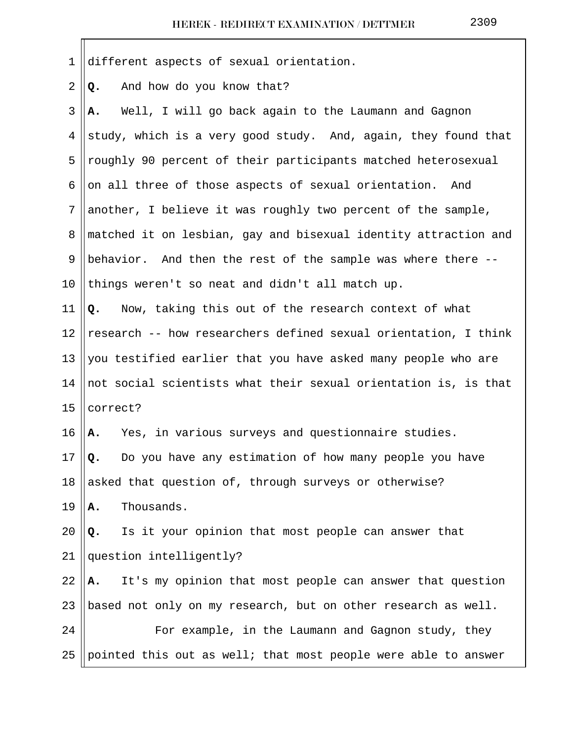different aspects of sexual orientation.

**Q.** And how do you know that?

**A.** Well, I will go back again to the Laumann and Gagnon study, which is a very good study. And, again, they found that roughly 90 percent of their participants matched heterosexual on all three of those aspects of sexual orientation. And another, I believe it was roughly two percent of the sample, matched it on lesbian, gay and bisexual identity attraction and behavior. And then the rest of the sample was where there -- things weren't so neat and didn't all match up.

**Q.** Now, taking this out of the research context of what research -- how researchers defined sexual orientation, I think you testified earlier that you have asked many people who are not social scientists what their sexual orientation is, is that correct?

**A.** Yes, in various surveys and questionnaire studies.

**Q.** Do you have any estimation of how many people you have asked that question of, through surveys or otherwise?

**A.** Thousands.

**Q.** Is it your opinion that most people can answer that question intelligently?

**A.** It's my opinion that most people can answer that question based not only on my research, but on other research as well.

For example, in the Laumann and Gagnon study, they pointed this out as well; that most people were able to answer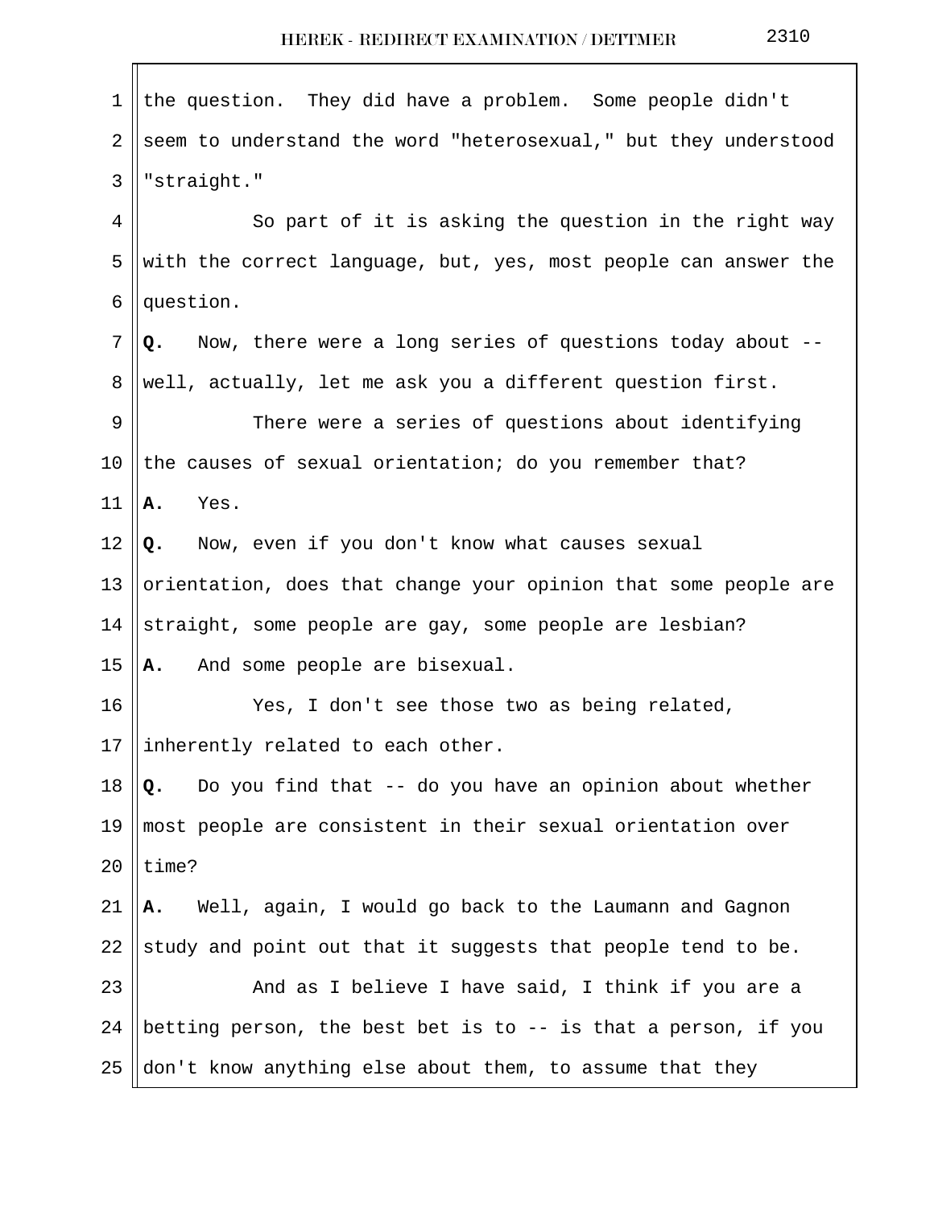the question. They did have a problem. Some people didn't seem to understand the word "heterosexual," but they understood "straight."

So part of it is asking the question in the right way with the correct language, but, yes, most people can answer the question.

**Q.** Now, there were a long series of questions today about -- well, actually, let me ask you a different question first.

There were a series of questions about identifying the causes of sexual orientation; do you remember that?

**A.** Yes.

**Q.** Now, even if you don't know what causes sexual orientation, does that change your opinion that some people are straight, some people are gay, some people are lesbian?

**A.** And some people are bisexual.

Yes, I don't see those two as being related, inherently related to each other.

**Q.** Do you find that -- do you have an opinion about whether most people are consistent in their sexual orientation over time?

**A.** Well, again, I would go back to the Laumann and Gagnon study and point out that it suggests that people tend to be.

And as I believe I have said, I think if you are a betting person, the best bet is to -- is that a person, if you don't know anything else about them, to assume that they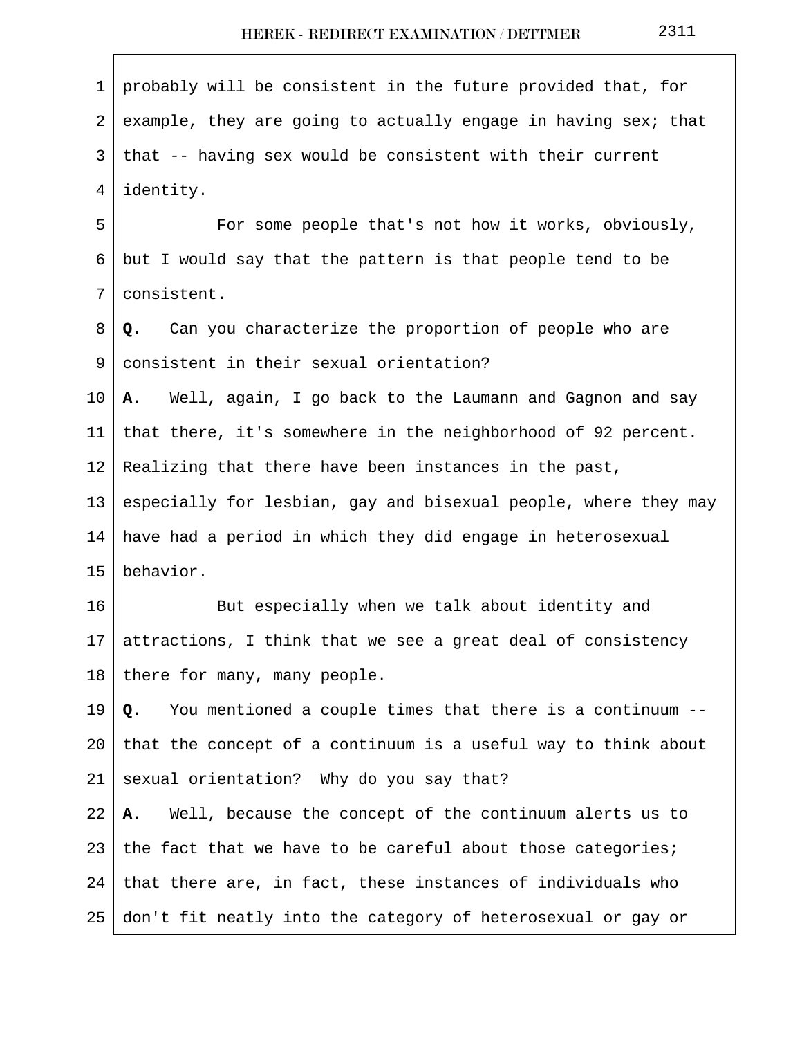probably will be consistent in the future provided that, for example, they are going to actually engage in having sex; that that -- having sex would be consistent with their current identity.

For some people that's not how it works, obviously, but I would say that the pattern is that people tend to be consistent.

**Q.** Can you characterize the proportion of people who are consistent in their sexual orientation?

**A.** Well, again, I go back to the Laumann and Gagnon and say that there, it's somewhere in the neighborhood of 92 percent. Realizing that there have been instances in the past, especially for lesbian, gay and bisexual people, where they may have had a period in which they did engage in heterosexual behavior.

But especially when we talk about identity and attractions, I think that we see a great deal of consistency there for many, many people.

**Q.** You mentioned a couple times that there is a continuum -- that the concept of a continuum is a useful way to think about sexual orientation? Why do you say that?

**A.** Well, because the concept of the continuum alerts us to the fact that we have to be careful about those categories; that there are, in fact, these instances of individuals who don't fit neatly into the category of heterosexual or gay or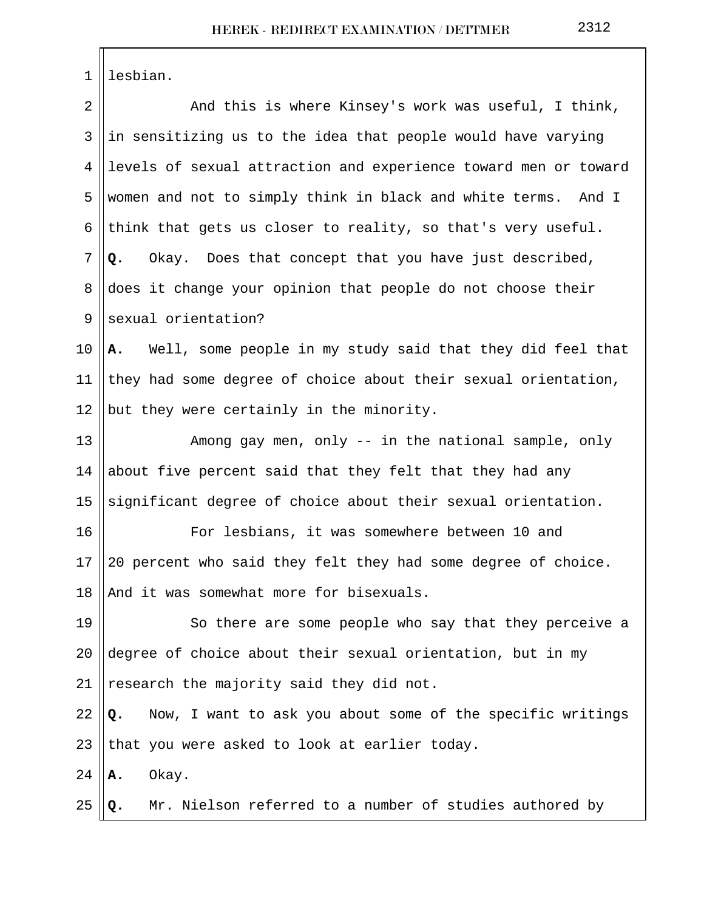lesbian.

And this is where Kinsey's work was useful, I think, in sensitizing us to the idea that people would have varying levels of sexual attraction and experience toward men or toward women and not to simply think in black and white terms. And I think that gets us closer to reality, so that's very useful.

**Q.** Okay. Does that concept that you have just described, does it change your opinion that people do not choose their sexual orientation?

**A.** Well, some people in my study said that they did feel that they had some degree of choice about their sexual orientation, but they were certainly in the minority.

Among gay men, only -- in the national sample, only about five percent said that they felt that they had any significant degree of choice about their sexual orientation.

For lesbians, it was somewhere between 10 and 20 percent who said they felt they had some degree of choice. And it was somewhat more for bisexuals.

So there are some people who say that they perceive a degree of choice about their sexual orientation, but in my research the majority said they did not.

**Q.** Now, I want to ask you about some of the specific writings that you were asked to look at earlier today.

**A.** Okay.

**Q.** Mr. Nielson referred to a number of studies authored by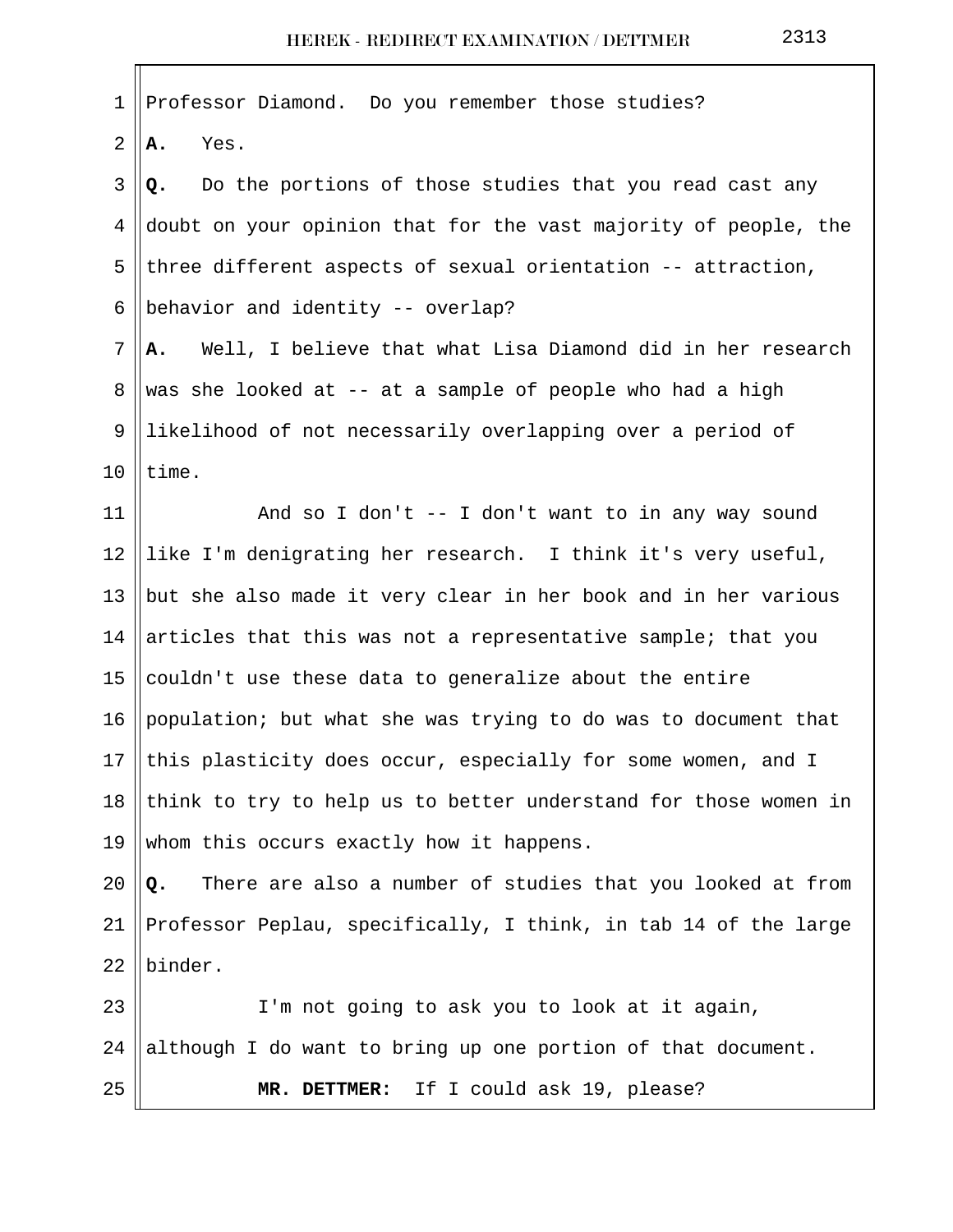Professor Diamond. Do you remember those studies?

**A.** Yes.

**Q.** Do the portions of those studies that you read cast any doubt on your opinion that for the vast majority of people, the three different aspects of sexual orientation -- attraction, behavior and identity -- overlap?

**A.** Well, I believe that what Lisa Diamond did in her research was she looked at -- at a sample of people who had a high likelihood of not necessarily overlapping over a period of time.

And so I don't -- I don't want to in any way sound like I'm denigrating her research. I think it's very useful, but she also made it very clear in her book and in her various articles that this was not a representative sample; that you couldn't use these data to generalize about the entire population; but what she was trying to do was to document that this plasticity does occur, especially for some women, and I think to try to help us to better understand for those women in whom this occurs exactly how it happens.

**Q.** There are also a number of studies that you looked at from Professor Peplau, specifically, I think, in tab 14 of the large binder.

I'm not going to ask you to look at it again, although I do want to bring up one portion of that document.

**MR. DETTMER:** If I could ask 19, please?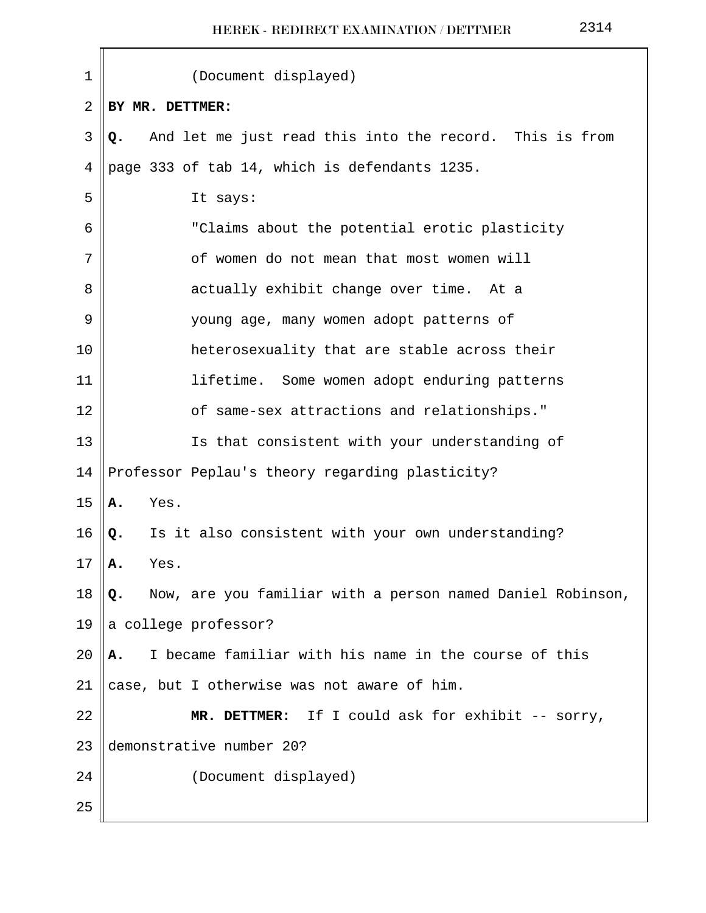(Document displayed)

**BY MR. DETTMER:**

**Q.** And let me just read this into the record. This is from page 333 of tab 14, which is defendants 1235.

It says:

"Claims about the potential erotic plasticity of women do not mean that most women will actually exhibit change over time. At a young age, many women adopt patterns of heterosexuality that are stable across their lifetime. Some women adopt enduring patterns of same-sex attractions and relationships."

Is that consistent with your understanding of Professor Peplau's theory regarding plasticity?

**A.** Yes.

**Q.** Is it also consistent with your own understanding?

**A.** Yes.

**Q.** Now, are you familiar with a person named Daniel Robinson, a college professor?

**A.** I became familiar with his name in the course of this case, but I otherwise was not aware of him.

**MR. DETTMER:** If I could ask for exhibit -- sorry, demonstrative number 20?

(Document displayed)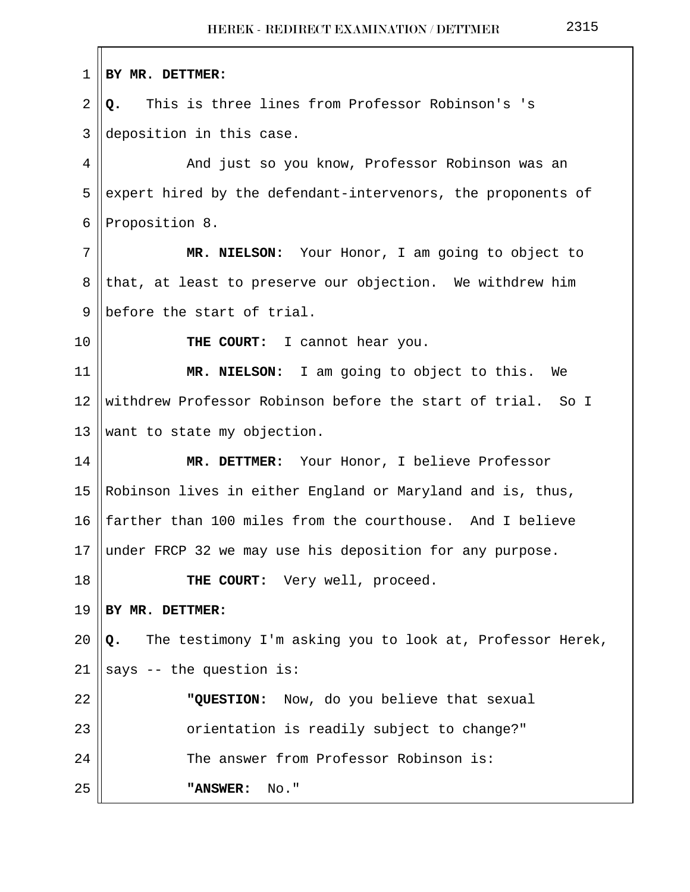**BY MR. DETTMER:**

**Q.** This is three lines from Professor Robinson's 's deposition in this case.

And just so you know, Professor Robinson was an expert hired by the defendant-intervenors, the proponents of Proposition 8.

**MR. NIELSON:** Your Honor, I am going to object to that, at least to preserve our objection. We withdrew him before the start of trial.

**THE COURT:** I cannot hear you.

**MR. NIELSON:** I am going to object to this. We withdrew Professor Robinson before the start of trial. So I want to state my objection.

**MR. DETTMER:** Your Honor, I believe Professor Robinson lives in either England or Maryland and is, thus, farther than 100 miles from the courthouse. And I believe under FRCP 32 we may use his deposition for any purpose.

**THE COURT:** Very well, proceed.

**BY MR. DETTMER:**

**Q.** The testimony I'm asking you to look at, Professor Herek, says -- the question is:

**"QUESTION:** Now, do you believe that sexual orientation is readily subject to change?"

The answer from Professor Robinson is:

**"ANSWER:** No."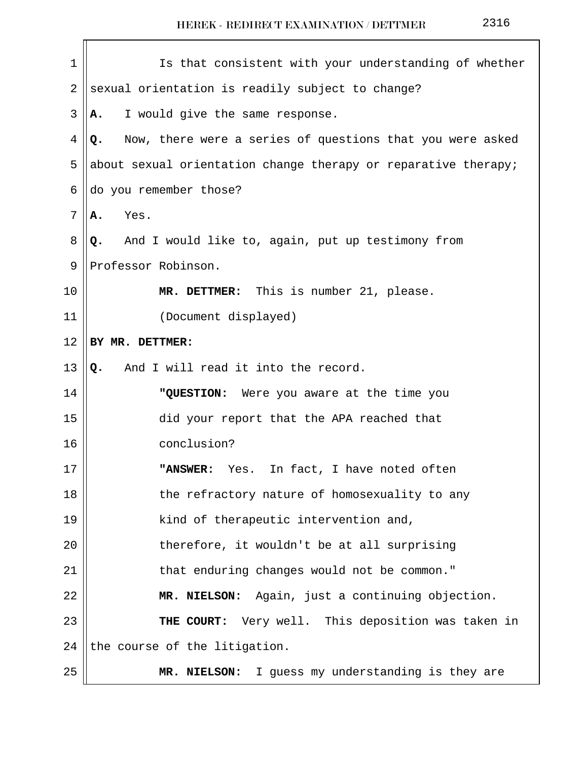Is that consistent with your understanding of whether sexual orientation is readily subject to change?

**A.** I would give the same response.

**Q.** Now, there were a series of questions that you were asked about sexual orientation change therapy or reparative therapy; do you remember those?

**A.** Yes.

**Q.** And I would like to, again, put up testimony from Professor Robinson.

**MR. DETTMER:** This is number 21, please.

(Document displayed)

**BY MR. DETTMER:**

**Q.** And I will read it into the record.

> **"QUESTION:** Were you aware at the time you did your report that the APA reached that conclusion?
>
> **"ANSWER:** Yes. In fact, I have noted often the refractory nature of homosexuality to any kind of therapeutic intervention and, therefore, it wouldn't be at all surprising that enduring changes would not be common."

**MR. NIELSON:** Again, just a continuing objection.

**THE COURT:** Very well. This deposition was taken in the course of the litigation.

**MR. NIELSON:** I guess my understanding is they are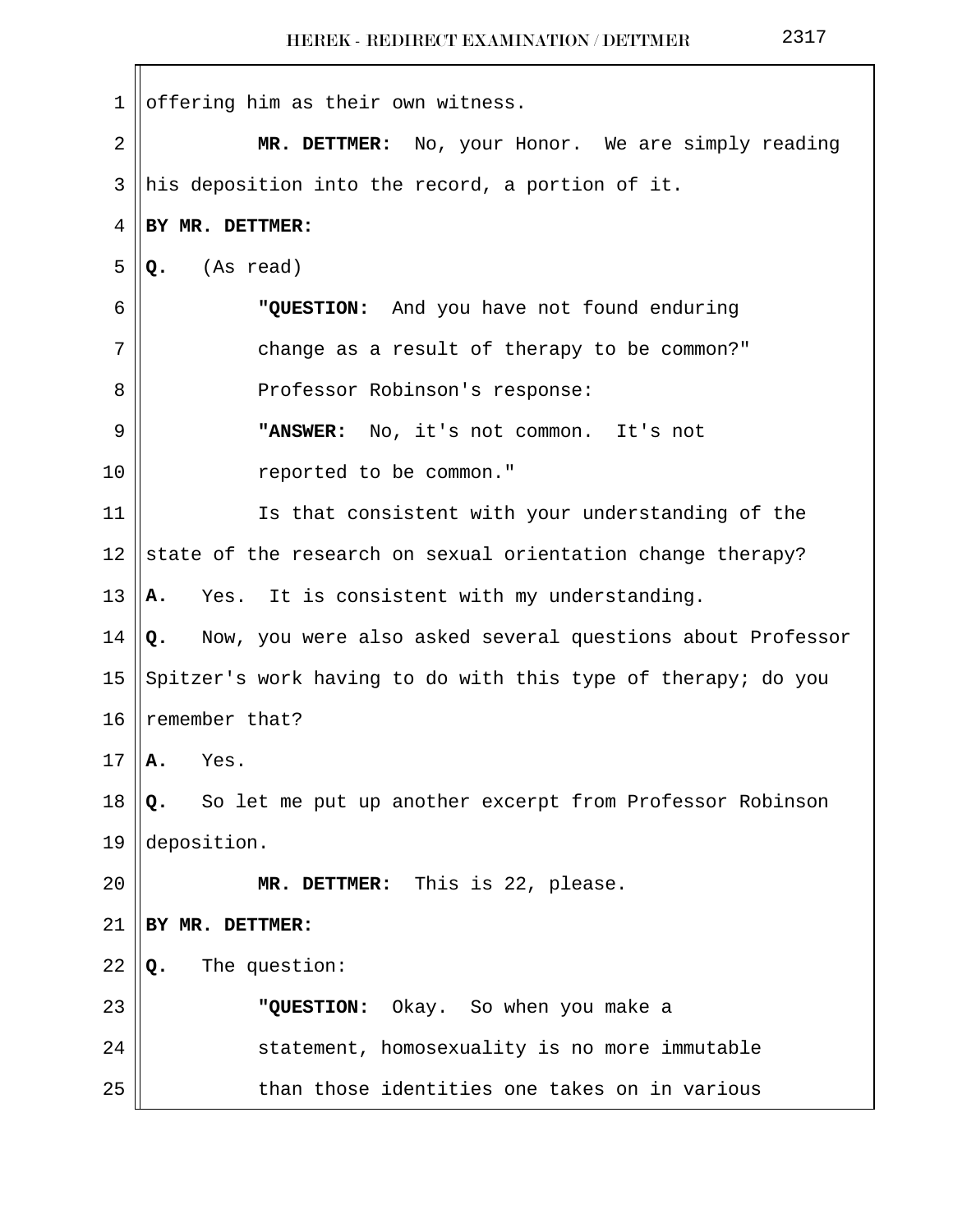offering him as their own witness.

**MR. DETTMER:** No, your Honor. We are simply reading his deposition into the record, a portion of it.

**BY MR. DETTMER:**

**Q.** (As read)

> **"QUESTION:** And you have not found enduring change as a result of therapy to be common?"
>
> Professor Robinson's response:
>
> **"ANSWER:** No, it's not common. It's not reported to be common."

Is that consistent with your understanding of the state of the research on sexual orientation change therapy?

**A.** Yes. It is consistent with my understanding.

**Q.** Now, you were also asked several questions about Professor Spitzer's work having to do with this type of therapy; do you remember that?

**A.** Yes.

**Q.** So let me put up another excerpt from Professor Robinson deposition.

**MR. DETTMER:** This is 22, please.

**BY MR. DETTMER:**

**Q.** The question:

> **"QUESTION:** Okay. So when you make a statement, homosexuality is no more immutable than those identities one takes on in various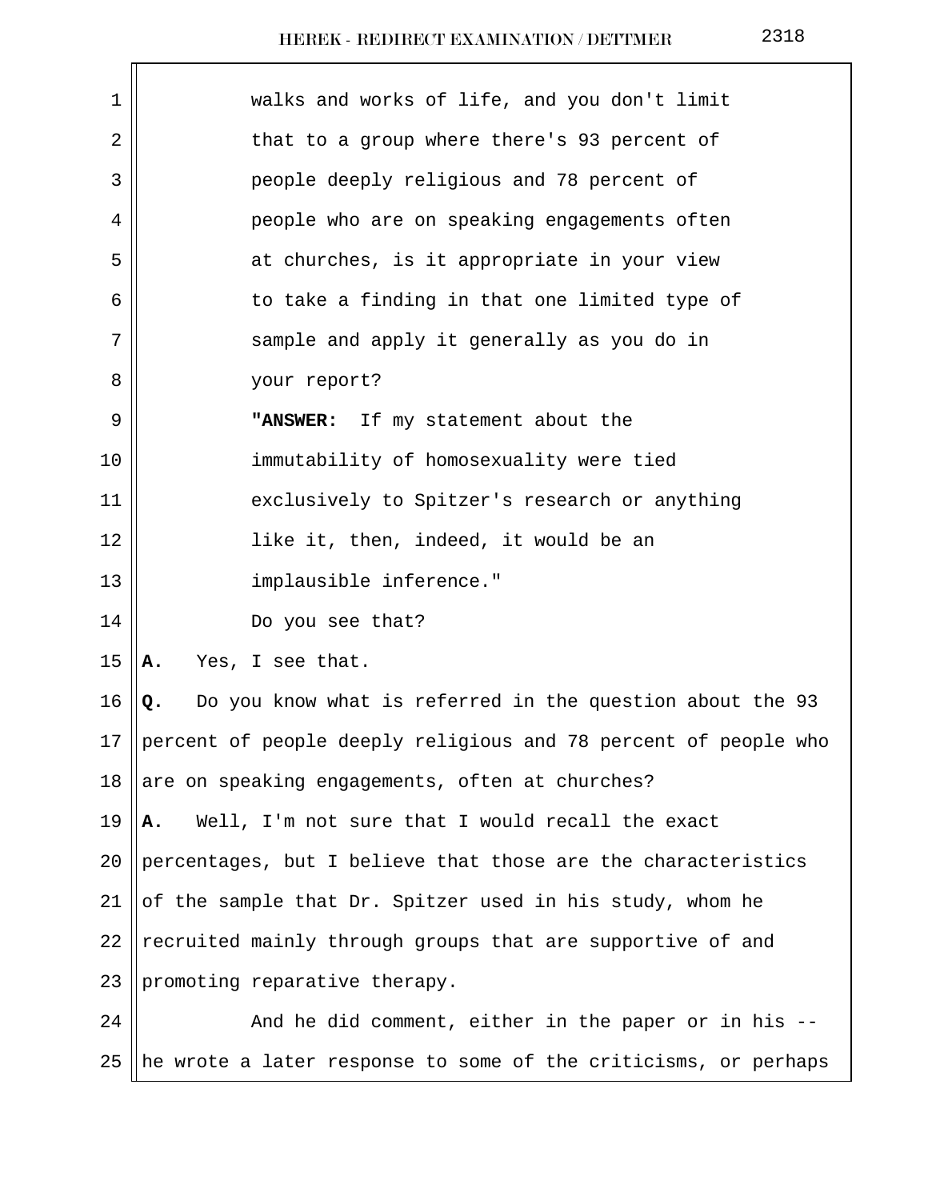walks and works of life, and you don't limit that to a group where there's 93 percent of people deeply religious and 78 percent of people who are on speaking engagements often at churches, is it appropriate in your view to take a finding in that one limited type of sample and apply it generally as you do in your report?

**"ANSWER:** If my statement about the immutability of homosexuality were tied exclusively to Spitzer's research or anything like it, then, indeed, it would be an implausible inference."

Do you see that?

**A.** Yes, I see that.

**Q.** Do you know what is referred in the question about the 93 percent of people deeply religious and 78 percent of people who are on speaking engagements, often at churches?

**A.** Well, I'm not sure that I would recall the exact percentages, but I believe that those are the characteristics of the sample that Dr. Spitzer used in his study, whom he recruited mainly through groups that are supportive of and promoting reparative therapy.

And he did comment, either in the paper or in his -- he wrote a later response to some of the criticisms, or perhaps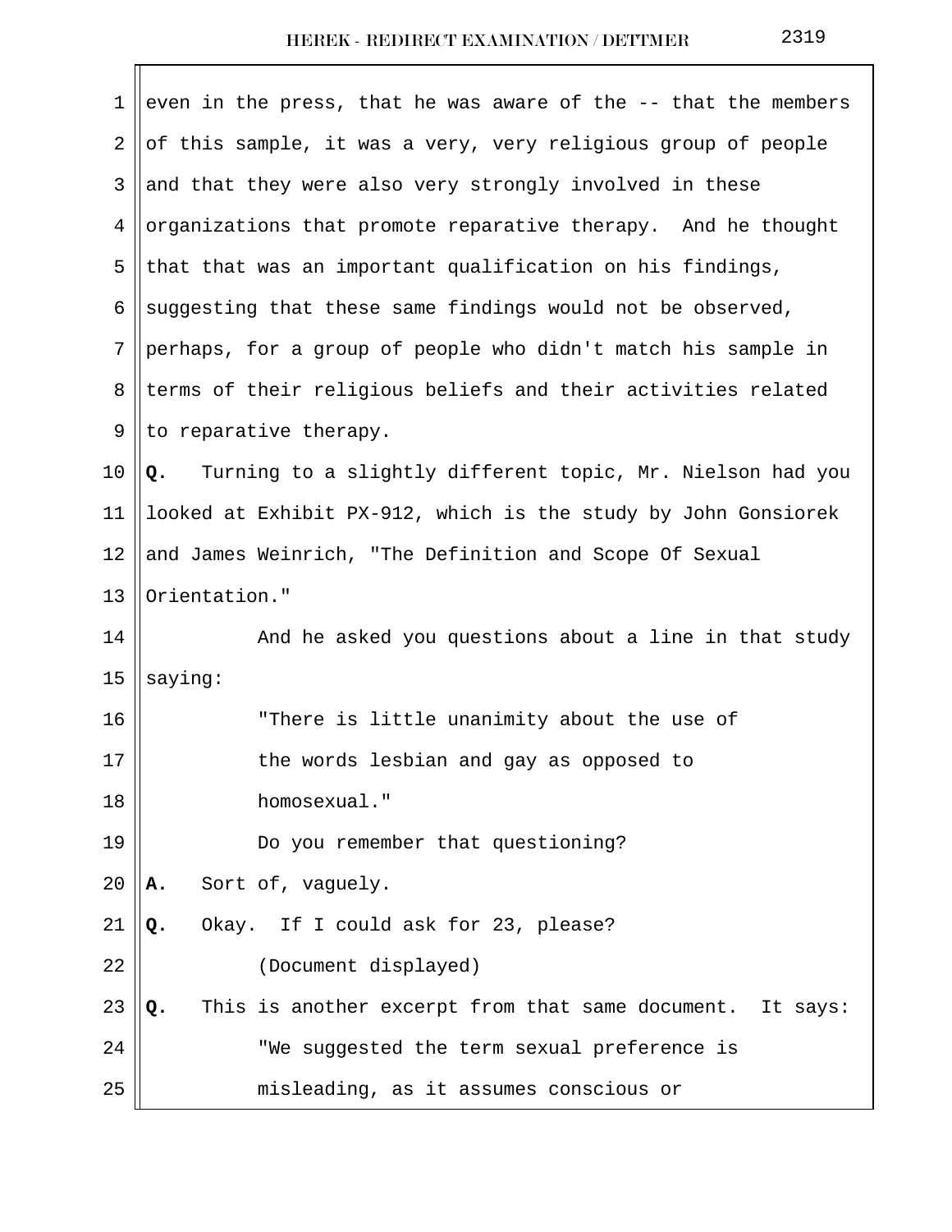even in the press, that he was aware of the -- that the members of this sample, it was a very, very religious group of people and that they were also very strongly involved in these organizations that promote reparative therapy. And he thought that that was an important qualification on his findings, suggesting that these same findings would not be observed, perhaps, for a group of people who didn't match his sample in terms of their religious beliefs and their activities related to reparative therapy.

**Q.** Turning to a slightly different topic, Mr. Nielson had you looked at Exhibit PX-912, which is the study by John Gonsiorek and James Weinrich, "The Definition and Scope Of Sexual Orientation."

And he asked you questions about a line in that study saying:

"There is little unanimity about the use of the words lesbian and gay as opposed to homosexual."

Do you remember that questioning?

**A.** Sort of, vaguely.

**Q.** Okay. If I could ask for 23, please?

(Document displayed)

**Q.** This is another excerpt from that same document. It says:

"We suggested the term sexual preference is misleading, as it assumes conscious or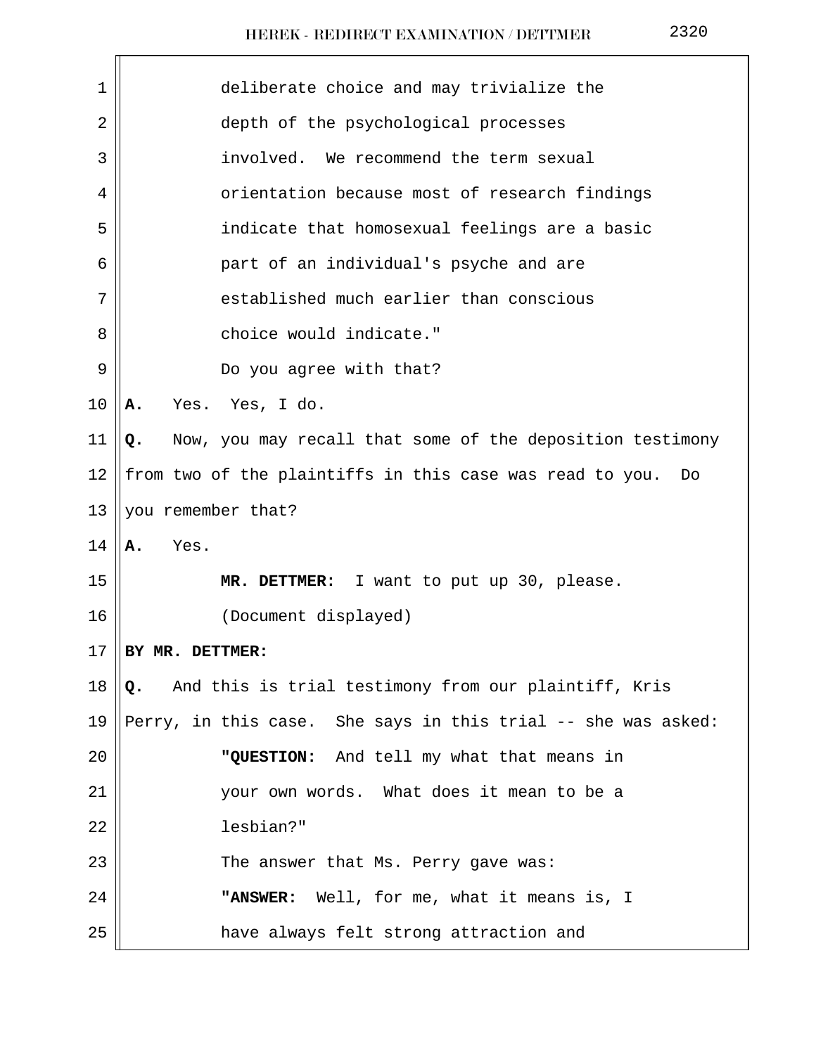deliberate choice and may trivialize the depth of the psychological processes involved. We recommend the term sexual orientation because most of research findings indicate that homosexual feelings are a basic part of an individual's psyche and are established much earlier than conscious choice would indicate."

Do you agree with that?

**A.** Yes. Yes, I do.

**Q.** Now, you may recall that some of the deposition testimony from two of the plaintiffs in this case was read to you. Do you remember that?

**A.** Yes.

**MR. DETTMER:** I want to put up 30, please.

(Document displayed)

**BY MR. DETTMER:**

**Q.** And this is trial testimony from our plaintiff, Kris Perry, in this case. She says in this trial -- she was asked:

**"QUESTION:** And tell my what that means in your own words. What does it mean to be a lesbian?"

The answer that Ms. Perry gave was:

**"ANSWER:** Well, for me, what it means is, I have always felt strong attraction and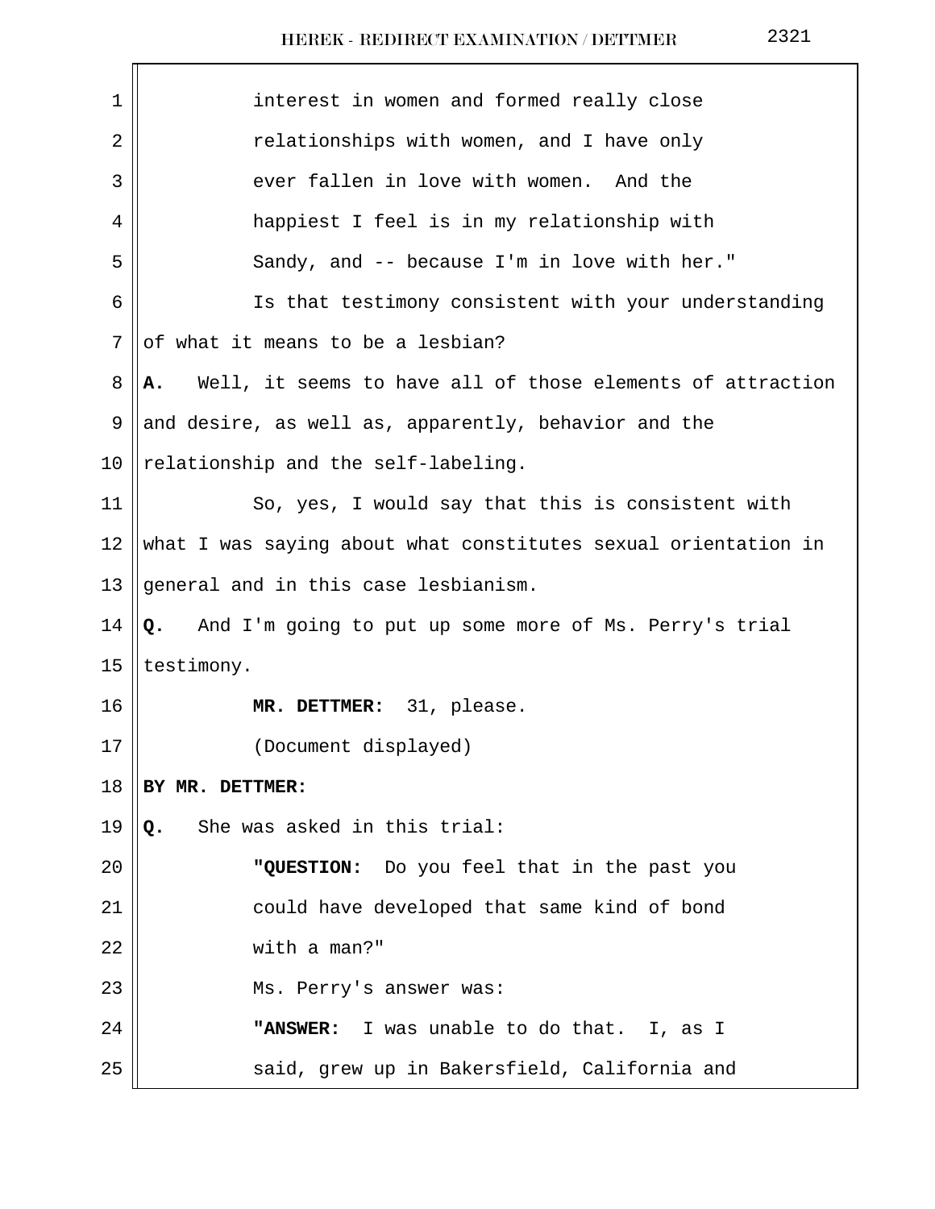interest in women and formed really close relationships with women, and I have only ever fallen in love with women. And the happiest I feel is in my relationship with Sandy, and -- because I'm in love with her."

Is that testimony consistent with your understanding of what it means to be a lesbian?

**A.** Well, it seems to have all of those elements of attraction and desire, as well as, apparently, behavior and the relationship and the self-labeling.

So, yes, I would say that this is consistent with what I was saying about what constitutes sexual orientation in general and in this case lesbianism.

**Q.** And I'm going to put up some more of Ms. Perry's trial testimony.

**MR. DETTMER:** 31, please.

(Document displayed)

**BY MR. DETTMER:**

**Q.** She was asked in this trial:

**"QUESTION:** Do you feel that in the past you could have developed that same kind of bond with a man?"

Ms. Perry's answer was:

**"ANSWER:** I was unable to do that. I, as I said, grew up in Bakersfield, California and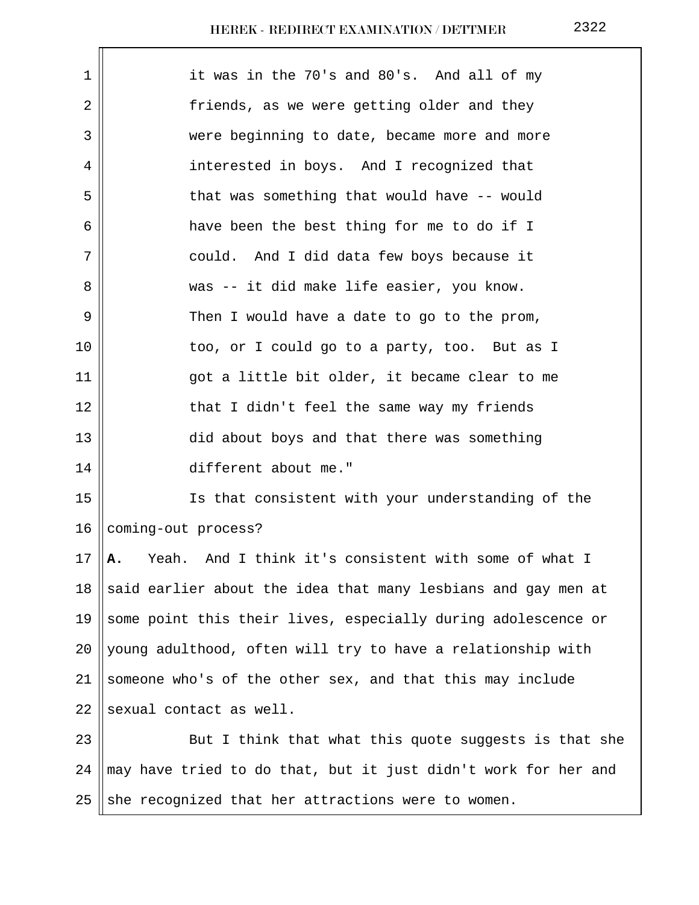it was in the 70's and 80's. And all of my friends, as we were getting older and they were beginning to date, became more and more interested in boys. And I recognized that that was something that would have -- would have been the best thing for me to do if I could. And I did data few boys because it was -- it did make life easier, you know. Then I would have a date to go to the prom, too, or I could go to a party, too. But as I got a little bit older, it became clear to me that I didn't feel the same way my friends did about boys and that there was something different about me."

Is that consistent with your understanding of the coming-out process?

**A.** Yeah. And I think it's consistent with some of what I said earlier about the idea that many lesbians and gay men at some point this their lives, especially during adolescence or young adulthood, often will try to have a relationship with someone who's of the other sex, and that this may include sexual contact as well.

But I think that what this quote suggests is that she may have tried to do that, but it just didn't work for her and she recognized that her attractions were to women.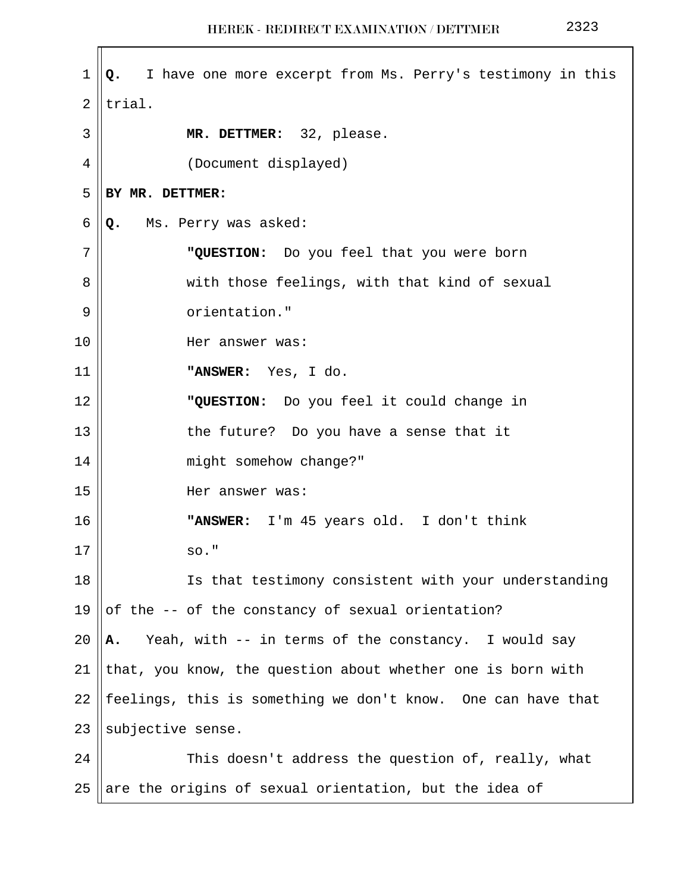**Q.** I have one more excerpt from Ms. Perry's testimony in this trial.

**MR. DETTMER:** 32, please.

(Document displayed)

**BY MR. DETTMER:**

**Q.** Ms. Perry was asked:

**"QUESTION:** Do you feel that you were born with those feelings, with that kind of sexual orientation."

Her answer was:

**"ANSWER:** Yes, I do.

**"QUESTION:** Do you feel it could change in the future? Do you have a sense that it might somehow change?"

Her answer was:

**"ANSWER:** I'm 45 years old. I don't think so."

Is that testimony consistent with your understanding of the -- of the constancy of sexual orientation?

**A.** Yeah, with -- in terms of the constancy. I would say that, you know, the question about whether one is born with feelings, this is something we don't know. One can have that subjective sense.

This doesn't address the question of, really, what are the origins of sexual orientation, but the idea of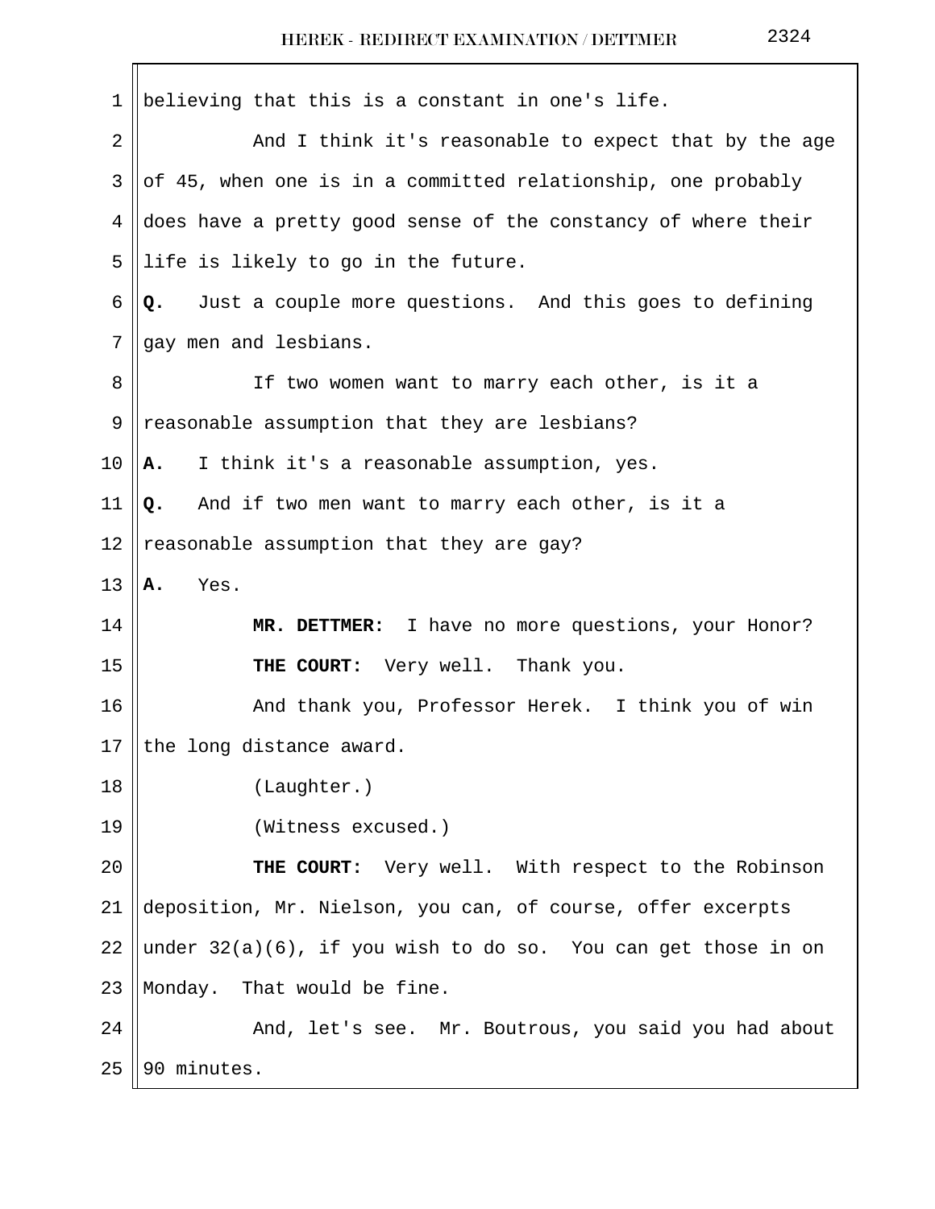believing that this is a constant in one's life.

And I think it's reasonable to expect that by the age of 45, when one is in a committed relationship, one probably does have a pretty good sense of the constancy of where their life is likely to go in the future.

**Q.** Just a couple more questions. And this goes to defining gay men and lesbians.

If two women want to marry each other, is it a reasonable assumption that they are lesbians?

**A.** I think it's a reasonable assumption, yes.

**Q.** And if two men want to marry each other, is it a reasonable assumption that they are gay?

**A.** Yes.

**MR. DETTMER:** I have no more questions, your Honor?

**THE COURT:** Very well. Thank you.

And thank you, Professor Herek. I think you of win the long distance award.

(Laughter.)

(Witness excused.)

**THE COURT:** Very well. With respect to the Robinson deposition, Mr. Nielson, you can, of course, offer excerpts under 32(a)(6), if you wish to do so. You can get those in on Monday. That would be fine.

And, let's see. Mr. Boutrous, you said you had about 90 minutes.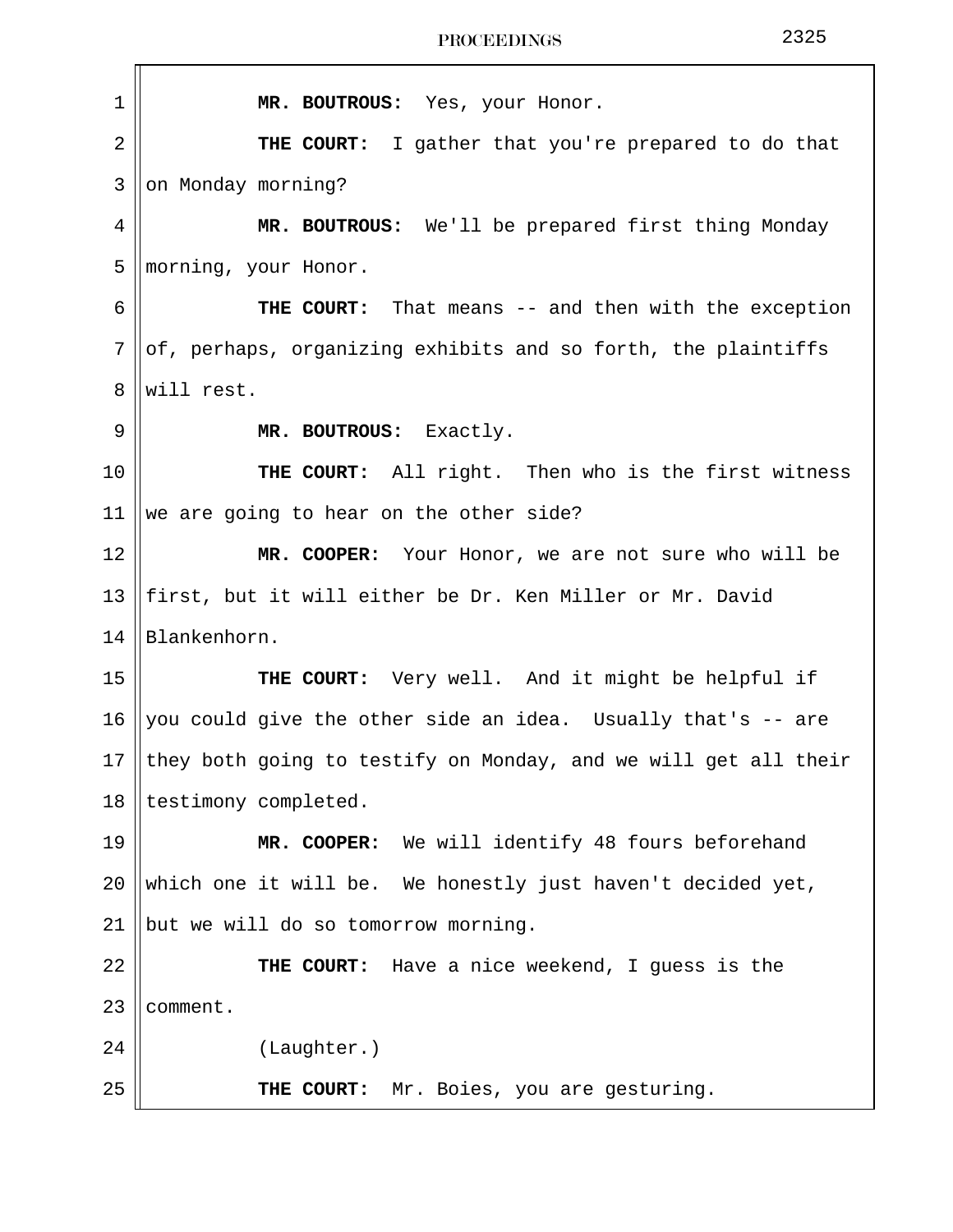1 **MR. BOUTROUS:** Yes, your Honor.

2 **THE COURT:** I gather that you're prepared to do that

3 on Monday morning?

4 **MR. BOUTROUS:** We'll be prepared first thing Monday

5 morning, your Honor.

6 **THE COURT:** That means -- and then with the exception

7 of, perhaps, organizing exhibits and so forth, the plaintiffs

8 will rest.

9 **MR. BOUTROUS:** Exactly.

10 **THE COURT:** All right. Then who is the first witness

11 we are going to hear on the other side?

12 **MR. COOPER:** Your Honor, we are not sure who will be

13 first, but it will either be Dr. Ken Miller or Mr. David

14 Blankenhorn.

15 **THE COURT:** Very well. And it might be helpful if

16 you could give the other side an idea. Usually that's -- are

17 they both going to testify on Monday, and we will get all their

18 testimony completed.

19 **MR. COOPER:** We will identify 48 fours beforehand

20 which one it will be. We honestly just haven't decided yet,

21 but we will do so tomorrow morning.

22 **THE COURT:** Have a nice weekend, I guess is the

23 comment.

24 (Laughter.)

25 **THE COURT:** Mr. Boies, you are gesturing.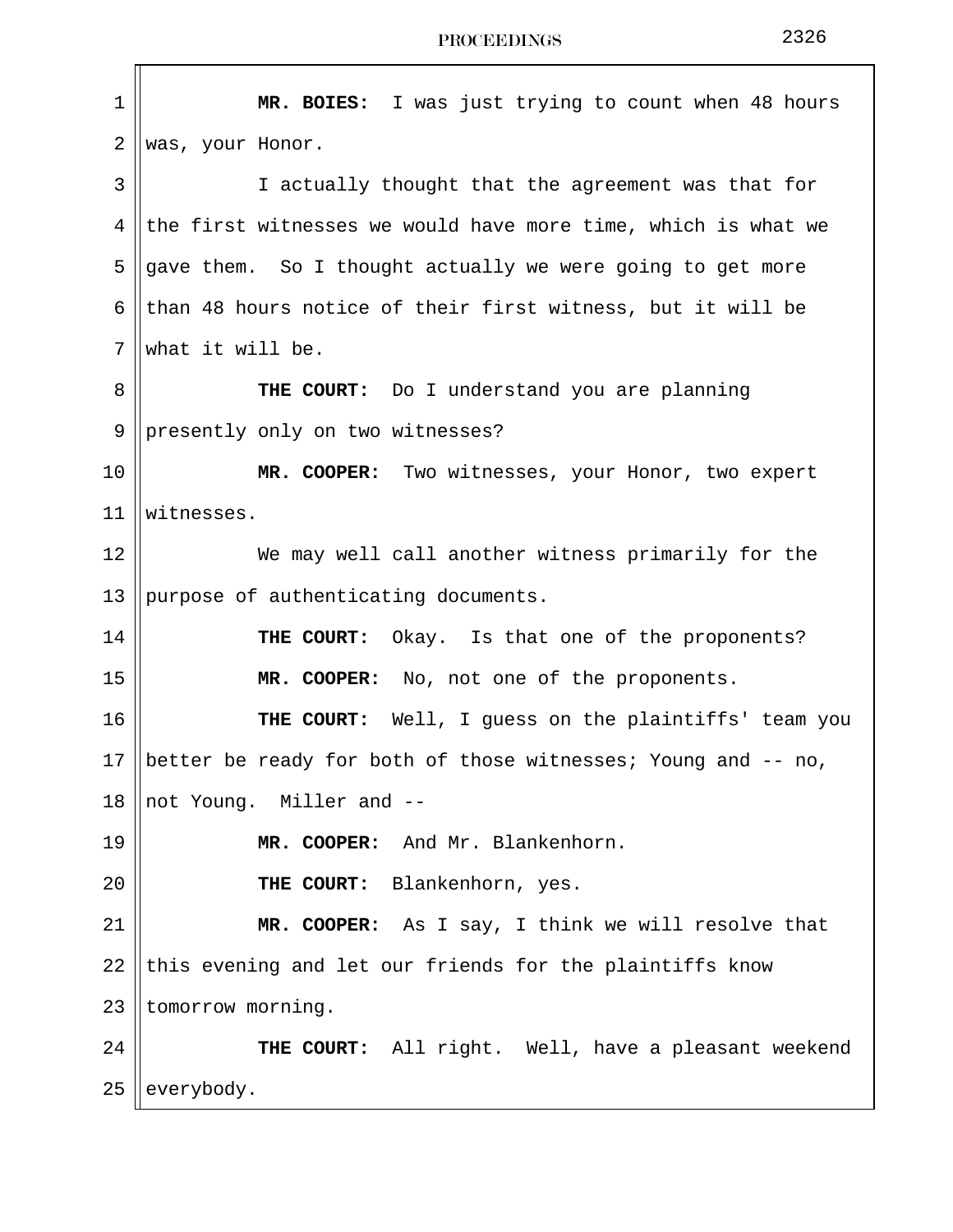**MR. BOIES:** I was just trying to count when 48 hours was, your Honor.

I actually thought that the agreement was that for the first witnesses we would have more time, which is what we gave them. So I thought actually we were going to get more than 48 hours notice of their first witness, but it will be what it will be.

**THE COURT:** Do I understand you are planning presently only on two witnesses?

**MR. COOPER:** Two witnesses, your Honor, two expert witnesses.

We may well call another witness primarily for the purpose of authenticating documents.

**THE COURT:** Okay. Is that one of the proponents?

**MR. COOPER:** No, not one of the proponents.

**THE COURT:** Well, I guess on the plaintiffs' team you better be ready for both of those witnesses; Young and -- no, not Young. Miller and --

**MR. COOPER:** And Mr. Blankenhorn.

**THE COURT:** Blankenhorn, yes.

**MR. COOPER:** As I say, I think we will resolve that this evening and let our friends for the plaintiffs know tomorrow morning.

**THE COURT:** All right. Well, have a pleasant weekend everybody.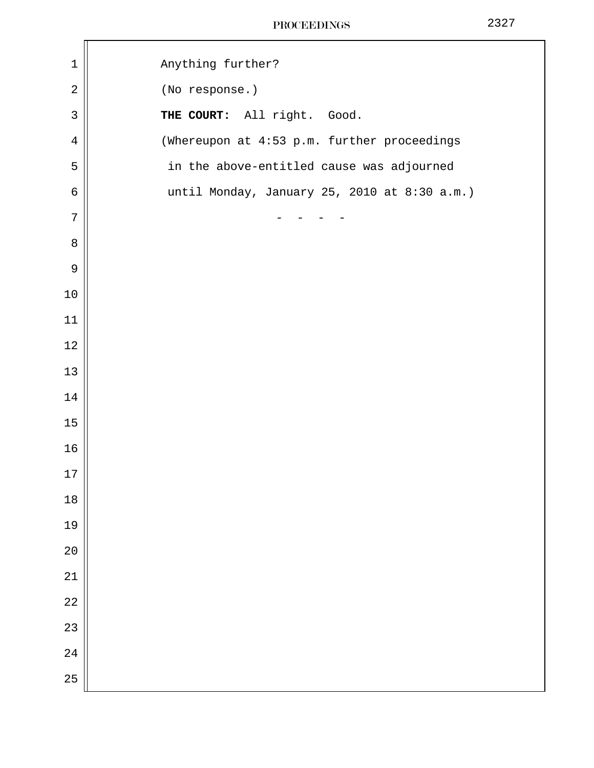Anything further?

(No response.)

**THE COURT:** All right. Good.

(Whereupon at 4:53 p.m. further proceedings in the above-entitled cause was adjourned until Monday, January 25, 2010 at 8:30 a.m.)

\- - - -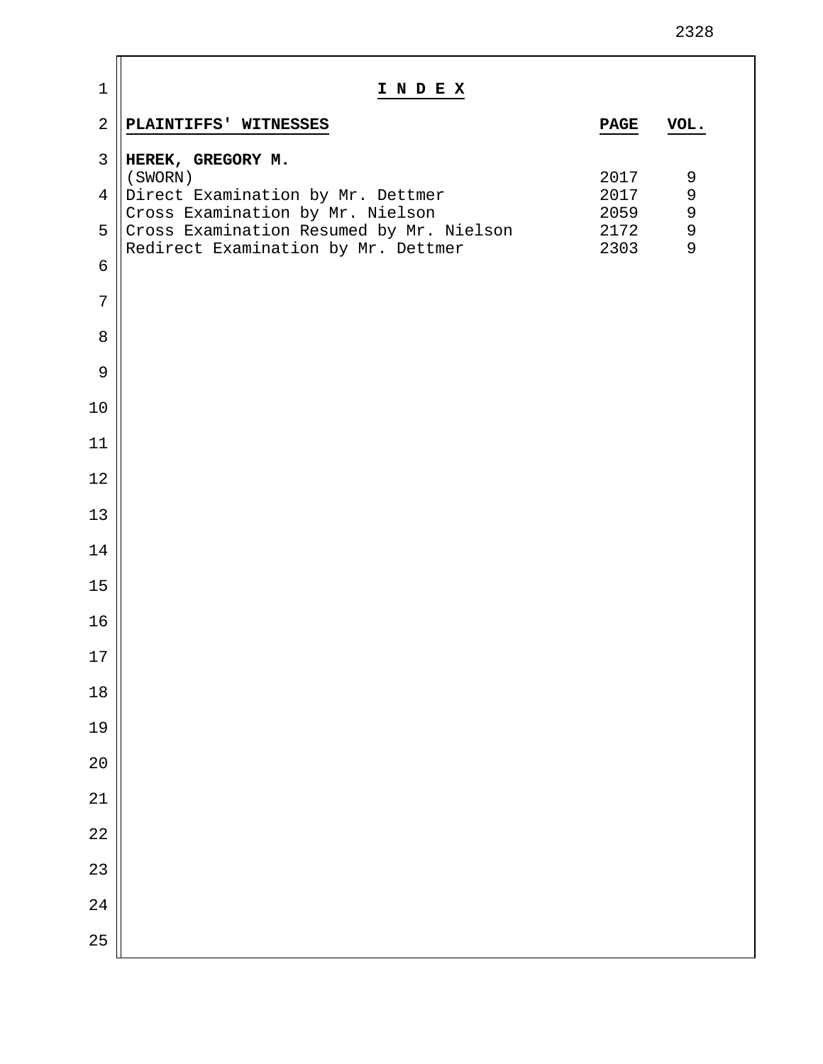# I N D E X

| PLAINTIFFS' WITNESSES | PAGE | VOL. |
|---|---|---|
| **HEREK, GREGORY M.** | | |
| (SWORN) | 2017 | 9 |
| Direct Examination by Mr. Dettmer | 2017 | 9 |
| Cross Examination by Mr. Nielson | 2059 | 9 |
| Cross Examination Resumed by Mr. Nielson | 2172 | 9 |
| Redirect Examination by Mr. Dettmer | 2303 | 9 |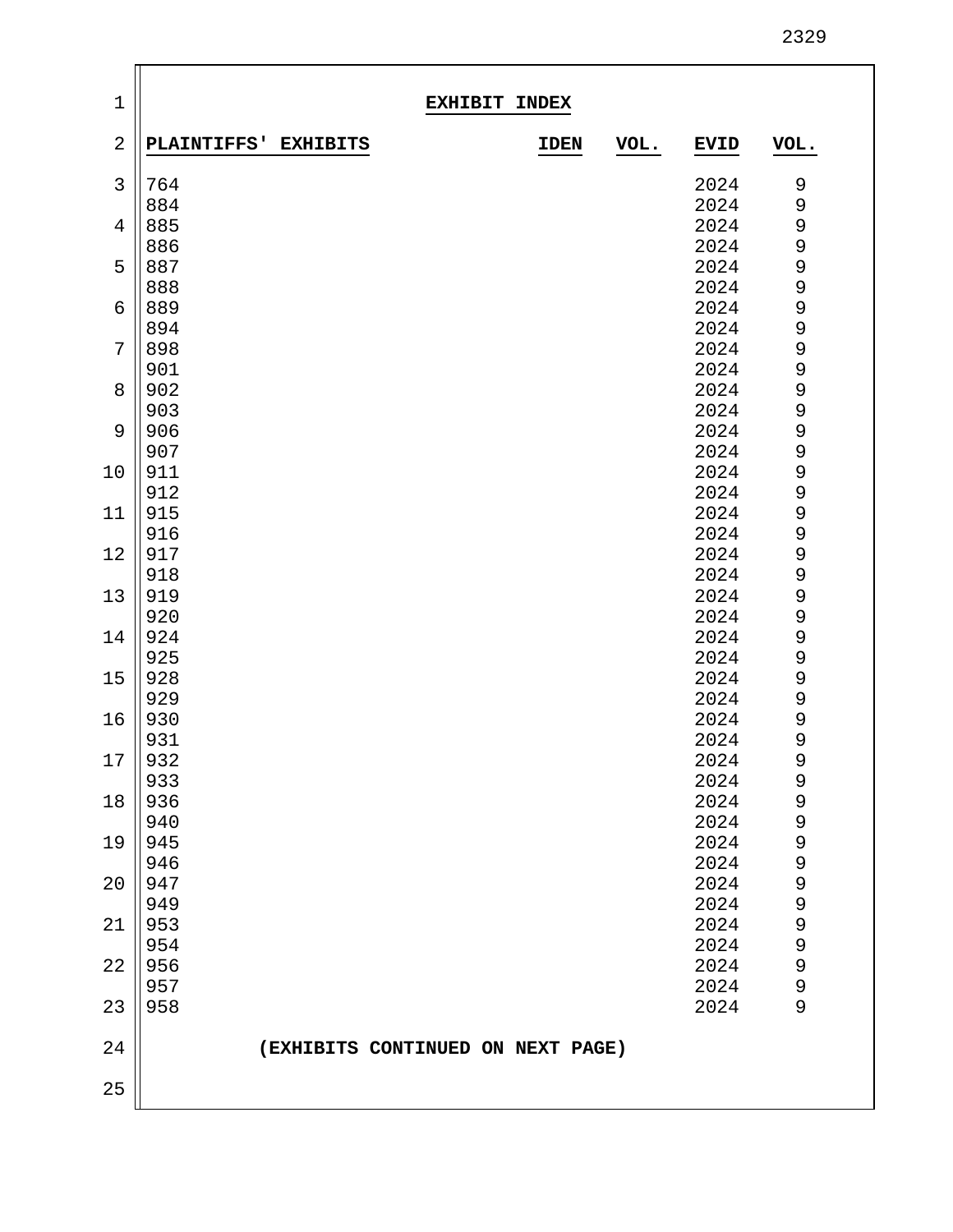## EXHIBIT INDEX

| PLAINTIFFS' EXHIBITS | IDEN | VOL. | EVID | VOL. |
|---|---|---|---|---|
| 764 | | | 2024 | 9 |
| 884 | | | 2024 | 9 |
| 885 | | | 2024 | 9 |
| 886 | | | 2024 | 9 |
| 887 | | | 2024 | 9 |
| 888 | | | 2024 | 9 |
| 889 | | | 2024 | 9 |
| 894 | | | 2024 | 9 |
| 898 | | | 2024 | 9 |
| 901 | | | 2024 | 9 |
| 902 | | | 2024 | 9 |
| 903 | | | 2024 | 9 |
| 906 | | | 2024 | 9 |
| 907 | | | 2024 | 9 |
| 911 | | | 2024 | 9 |
| 912 | | | 2024 | 9 |
| 915 | | | 2024 | 9 |
| 916 | | | 2024 | 9 |
| 917 | | | 2024 | 9 |
| 918 | | | 2024 | 9 |
| 919 | | | 2024 | 9 |
| 920 | | | 2024 | 9 |
| 924 | | | 2024 | 9 |
| 925 | | | 2024 | 9 |
| 928 | | | 2024 | 9 |
| 929 | | | 2024 | 9 |
| 930 | | | 2024 | 9 |
| 931 | | | 2024 | 9 |
| 932 | | | 2024 | 9 |
| 933 | | | 2024 | 9 |
| 936 | | | 2024 | 9 |
| 940 | | | 2024 | 9 |
| 945 | | | 2024 | 9 |
| 946 | | | 2024 | 9 |
| 947 | | | 2024 | 9 |
| 949 | | | 2024 | 9 |
| 953 | | | 2024 | 9 |
| 954 | | | 2024 | 9 |
| 956 | | | 2024 | 9 |
| 957 | | | 2024 | 9 |
| 958 | | | 2024 | 9 |

**(EXHIBITS CONTINUED ON NEXT PAGE)**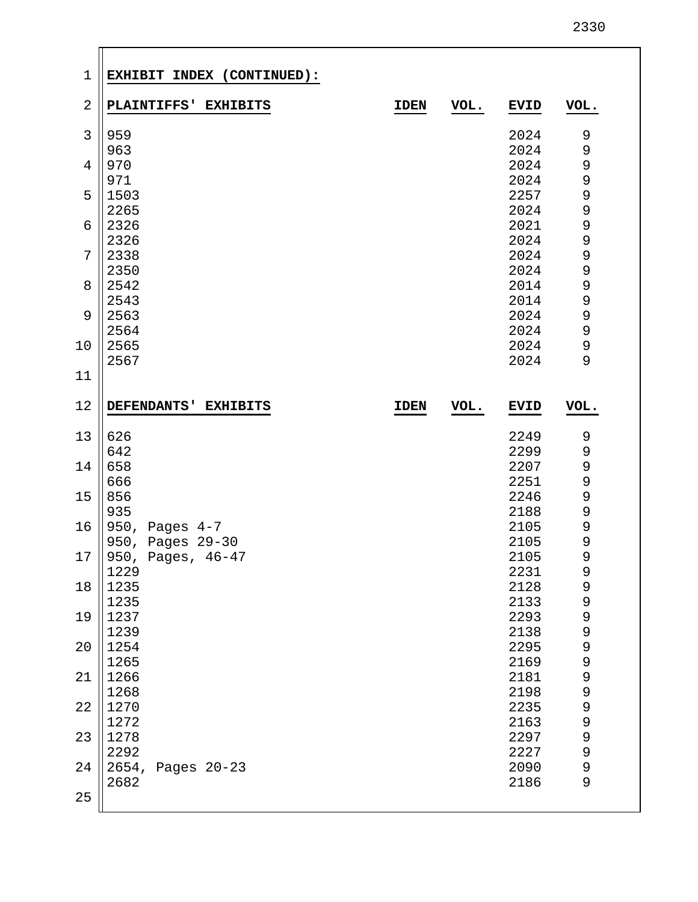**EXHIBIT INDEX (CONTINUED):**

| PLAINTIFFS' EXHIBITS | IDEN | VOL. | EVID | VOL. |
| --- | --- | --- | --- | --- |
| 959 | | | 2024 | 9 |
| 963 | | | 2024 | 9 |
| 970 | | | 2024 | 9 |
| 971 | | | 2024 | 9 |
| 1503 | | | 2257 | 9 |
| 2265 | | | 2024 | 9 |
| 2326 | | | 2021 | 9 |
| 2326 | | | 2024 | 9 |
| 2338 | | | 2024 | 9 |
| 2350 | | | 2024 | 9 |
| 2542 | | | 2014 | 9 |
| 2543 | | | 2014 | 9 |
| 2563 | | | 2024 | 9 |
| 2564 | | | 2024 | 9 |
| 2565 | | | 2024 | 9 |
| 2567 | | | 2024 | 9 |

| DEFENDANTS' EXHIBITS | IDEN | VOL. | EVID | VOL. |
| --- | --- | --- | --- | --- |
| 626 | | | 2249 | 9 |
| 642 | | | 2299 | 9 |
| 658 | | | 2207 | 9 |
| 666 | | | 2251 | 9 |
| 856 | | | 2246 | 9 |
| 935 | | | 2188 | 9 |
| 950, Pages 4-7 | | | 2105 | 9 |
| 950, Pages 29-30 | | | 2105 | 9 |
| 950, Pages, 46-47 | | | 2105 | 9 |
| 1229 | | | 2231 | 9 |
| 1235 | | | 2128 | 9 |
| 1235 | | | 2133 | 9 |
| 1237 | | | 2293 | 9 |
| 1239 | | | 2138 | 9 |
| 1254 | | | 2295 | 9 |
| 1265 | | | 2169 | 9 |
| 1266 | | | 2181 | 9 |
| 1268 | | | 2198 | 9 |
| 1270 | | | 2235 | 9 |
| 1272 | | | 2163 | 9 |
| 1278 | | | 2297 | 9 |
| 2292 | | | 2227 | 9 |
| 2654, Pages 20-23 | | | 2090 | 9 |
| 2682 | | | 2186 | 9 |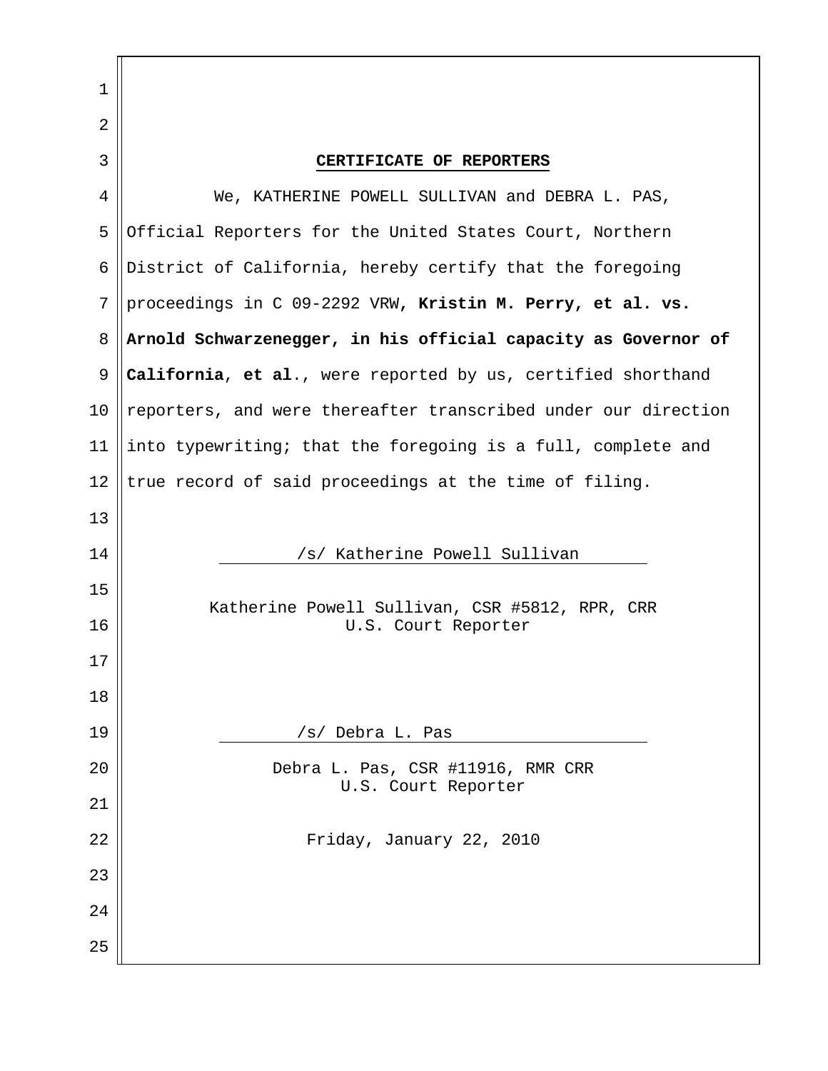**CERTIFICATE OF REPORTERS**

We, KATHERINE POWELL SULLIVAN and DEBRA L. PAS, Official Reporters for the United States Court, Northern District of California, hereby certify that the foregoing proceedings in C 09-2292 VRW**, Kristin M. Perry, et al. vs. Arnold Schwarzenegger, in his official capacity as Governor of California**, **et al**., were reported by us, certified shorthand reporters, and were thereafter transcribed under our direction into typewriting; that the foregoing is a full, complete and true record of said proceedings at the time of filing.

/s/ Katherine Powell Sullivan

Katherine Powell Sullivan, CSR #5812, RPR, CRR
U.S. Court Reporter

/s/ Debra L. Pas

Debra L. Pas, CSR #11916, RMR CRR
U.S. Court Reporter

Friday, January 22, 2010